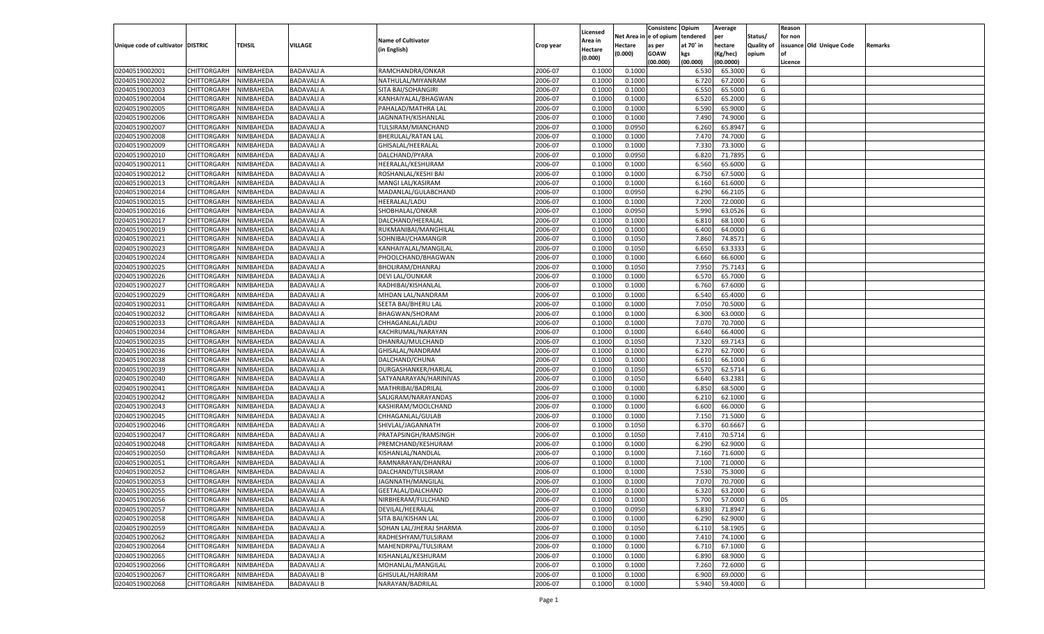| Unique code of cultivator | DISTRIC | TEHSIL | VILLAGE | Name of Cultivator (in English) | Crop year | Licensed Area in Hectare (0.000) | Net Area in Hectare (0.000) | Consistenc e of opium as per GOAW (00.000) | Opium tendered at 70° in kgs (00.000) | Average per hectare (Kg/hec) (00.0000) | Status/ Quality of opium | Reason for non issuance of Licence | Old Unique Code | Remarks |
|---|---|---|---|---|---|---|---|---|---|---|---|---|---|---|
| 02040519002001 | CHITTORGARH | NIMBAHEDA | BADAVALI A | RAMCHANDRA/ONKAR | 2006-07 | 0.1000 | 0.1000 | | 6.530 | 65.3000 | G | | | |
| 02040519002002 | CHITTORGARH | NIMBAHEDA | BADAVALI A | NATHULAL/MIYANRAM | 2006-07 | 0.1000 | 0.1000 | | 6.720 | 67.2000 | G | | | |
| 02040519002003 | CHITTORGARH | NIMBAHEDA | BADAVALI A | SITA BAI/SOHANGIRI | 2006-07 | 0.1000 | 0.1000 | | 6.550 | 65.5000 | G | | | |
| 02040519002004 | CHITTORGARH | NIMBAHEDA | BADAVALI A | KANHAIYALAL/BHAGWAN | 2006-07 | 0.1000 | 0.1000 | | 6.520 | 65.2000 | G | | | |
| 02040519002005 | CHITTORGARH | NIMBAHEDA | BADAVALI A | PAHALAD/MATHRA LAL | 2006-07 | 0.1000 | 0.1000 | | 6.590 | 65.9000 | G | | | |
| 02040519002006 | CHITTORGARH | NIMBAHEDA | BADAVALI A | JAGNNATH/KISHANLAL | 2006-07 | 0.1000 | 0.1000 | | 7.490 | 74.9000 | G | | | |
| 02040519002007 | CHITTORGARH | NIMBAHEDA | BADAVALI A | TULSIRAM/MIANCHAND | 2006-07 | 0.1000 | 0.0950 | | 6.260 | 65.8947 | G | | | |
| 02040519002008 | CHITTORGARH | NIMBAHEDA | BADAVALI A | BHERULAL/RATAN LAL | 2006-07 | 0.1000 | 0.1000 | | 7.470 | 74.7000 | G | | | |
| 02040519002009 | CHITTORGARH | NIMBAHEDA | BADAVALI A | GHISALAL/HEERALAL | 2006-07 | 0.1000 | 0.1000 | | 7.330 | 73.3000 | G | | | |
| 02040519002010 | CHITTORGARH | NIMBAHEDA | BADAVALI A | DALCHAND/PYARA | 2006-07 | 0.1000 | 0.0950 | | 6.820 | 71.7895 | G | | | |
| 02040519002011 | CHITTORGARH | NIMBAHEDA | BADAVALI A | HEERALAL/KESHURAM | 2006-07 | 0.1000 | 0.1000 | | 6.560 | 65.6000 | G | | | |
| 02040519002012 | CHITTORGARH | NIMBAHEDA | BADAVALI A | ROSHANLAL/KESHI BAI | 2006-07 | 0.1000 | 0.1000 | | 6.750 | 67.5000 | G | | | |
| 02040519002013 | CHITTORGARH | NIMBAHEDA | BADAVALI A | MANGI LAL/KASIRAM | 2006-07 | 0.1000 | 0.1000 | | 6.160 | 61.6000 | G | | | |
| 02040519002014 | CHITTORGARH | NIMBAHEDA | BADAVALI A | MADANLAL/GULABCHAND | 2006-07 | 0.1000 | 0.0950 | | 6.290 | 66.2105 | G | | | |
| 02040519002015 | CHITTORGARH | NIMBAHEDA | BADAVALI A | HEERALAL/LADU | 2006-07 | 0.1000 | 0.1000 | | 7.200 | 72.0000 | G | | | |
| 02040519002016 | CHITTORGARH | NIMBAHEDA | BADAVALI A | SHOBHALAL/ONKAR | 2006-07 | 0.1000 | 0.0950 | | 5.990 | 63.0526 | G | | | |
| 02040519002017 | CHITTORGARH | NIMBAHEDA | BADAVALI A | DALCHAND/HEERALAL | 2006-07 | 0.1000 | 0.1000 | | 6.810 | 68.1000 | G | | | |
| 02040519002019 | CHITTORGARH | NIMBAHEDA | BADAVALI A | RUKMANIBAI/MANGHILAL | 2006-07 | 0.1000 | 0.1000 | | 6.400 | 64.0000 | G | | | |
| 02040519002021 | CHITTORGARH | NIMBAHEDA | BADAVALI A | SOHNIBAI/CHAMANGIR | 2006-07 | 0.1000 | 0.1050 | | 7.860 | 74.8571 | G | | | |
| 02040519002023 | CHITTORGARH | NIMBAHEDA | BADAVALI A | KANHAIYALAL/MANGILAL | 2006-07 | 0.1000 | 0.1050 | | 6.650 | 63.3333 | G | | | |
| 02040519002024 | CHITTORGARH | NIMBAHEDA | BADAVALI A | PHOOLCHAND/BHAGWAN | 2006-07 | 0.1000 | 0.1000 | | 6.660 | 66.6000 | G | | | |
| 02040519002025 | CHITTORGARH | NIMBAHEDA | BADAVALI A | BHOLIRAM/DHANRAJ | 2006-07 | 0.1000 | 0.1050 | | 7.950 | 75.7143 | G | | | |
| 02040519002026 | CHITTORGARH | NIMBAHEDA | BADAVALI A | DEVI LAL/OUNKAR | 2006-07 | 0.1000 | 0.1000 | | 6.570 | 65.7000 | G | | | |
| 02040519002027 | CHITTORGARH | NIMBAHEDA | BADAVALI A | RADHIBAI/KISHANLAL | 2006-07 | 0.1000 | 0.1000 | | 6.760 | 67.6000 | G | | | |
| 02040519002029 | CHITTORGARH | NIMBAHEDA | BADAVALI A | MHDAN LAL/NANDRAM | 2006-07 | 0.1000 | 0.1000 | | 6.540 | 65.4000 | G | | | |
| 02040519002031 | CHITTORGARH | NIMBAHEDA | BADAVALI A | SEETA BAI/BHERU LAL | 2006-07 | 0.1000 | 0.1000 | | 7.050 | 70.5000 | G | | | |
| 02040519002032 | CHITTORGARH | NIMBAHEDA | BADAVALI A | BHAGWAN/SHORAM | 2006-07 | 0.1000 | 0.1000 | | 6.300 | 63.0000 | G | | | |
| 02040519002033 | CHITTORGARH | NIMBAHEDA | BADAVALI A | CHHAGANLAL/LADU | 2006-07 | 0.1000 | 0.1000 | | 7.070 | 70.7000 | G | | | |
| 02040519002034 | CHITTORGARH | NIMBAHEDA | BADAVALI A | KACHRUMAL/NARAYAN | 2006-07 | 0.1000 | 0.1000 | | 6.640 | 66.4000 | G | | | |
| 02040519002035 | CHITTORGARH | NIMBAHEDA | BADAVALI A | DHANRAJ/MULCHAND | 2006-07 | 0.1000 | 0.1050 | | 7.320 | 69.7143 | G | | | |
| 02040519002036 | CHITTORGARH | NIMBAHEDA | BADAVALI A | GHISALAL/NANDRAM | 2006-07 | 0.1000 | 0.1000 | | 6.270 | 62.7000 | G | | | |
| 02040519002038 | CHITTORGARH | NIMBAHEDA | BADAVALI A | DALCHAND/CHUNA | 2006-07 | 0.1000 | 0.1000 | | 6.610 | 66.1000 | G | | | |
| 02040519002039 | CHITTORGARH | NIMBAHEDA | BADAVALI A | DURGASHANKER/HARLAL | 2006-07 | 0.1000 | 0.1050 | | 6.570 | 62.5714 | G | | | |
| 02040519002040 | CHITTORGARH | NIMBAHEDA | BADAVALI A | SATYANARAYAN/HARINIVAS | 2006-07 | 0.1000 | 0.1050 | | 6.640 | 63.2381 | G | | | |
| 02040519002041 | CHITTORGARH | NIMBAHEDA | BADAVALI A | MATHRIBAI/BADRILAL | 2006-07 | 0.1000 | 0.1000 | | 6.850 | 68.5000 | G | | | |
| 02040519002042 | CHITTORGARH | NIMBAHEDA | BADAVALI A | SALIGRAM/NARAYANDAS | 2006-07 | 0.1000 | 0.1000 | | 6.210 | 62.1000 | G | | | |
| 02040519002043 | CHITTORGARH | NIMBAHEDA | BADAVALI A | KASHIRAM/MOOLCHAND | 2006-07 | 0.1000 | 0.1000 | | 6.600 | 66.0000 | G | | | |
| 02040519002045 | CHITTORGARH | NIMBAHEDA | BADAVALI A | CHHAGANLAL/GULAB | 2006-07 | 0.1000 | 0.1000 | | 7.150 | 71.5000 | G | | | |
| 02040519002046 | CHITTORGARH | NIMBAHEDA | BADAVALI A | SHIVLAL/JAGANNATH | 2006-07 | 0.1000 | 0.1050 | | 6.370 | 60.6667 | G | | | |
| 02040519002047 | CHITTORGARH | NIMBAHEDA | BADAVALI A | PRATAPSINGH/RAMSINGH | 2006-07 | 0.1000 | 0.1050 | | 7.410 | 70.5714 | G | | | |
| 02040519002048 | CHITTORGARH | NIMBAHEDA | BADAVALI A | PREMCHAND/KESHURAM | 2006-07 | 0.1000 | 0.1000 | | 6.290 | 62.9000 | G | | | |
| 02040519002050 | CHITTORGARH | NIMBAHEDA | BADAVALI A | KISHANLAL/NANDLAL | 2006-07 | 0.1000 | 0.1000 | | 7.160 | 71.6000 | G | | | |
| 02040519002051 | CHITTORGARH | NIMBAHEDA | BADAVALI A | RAMNARAYAN/DHANRAJ | 2006-07 | 0.1000 | 0.1000 | | 7.100 | 71.0000 | G | | | |
| 02040519002052 | CHITTORGARH | NIMBAHEDA | BADAVALI A | DALCHAND/TULSIRAM | 2006-07 | 0.1000 | 0.1000 | | 7.530 | 75.3000 | G | | | |
| 02040519002053 | CHITTORGARH | NIMBAHEDA | BADAVALI A | JAGNNATH/MANGILAL | 2006-07 | 0.1000 | 0.1000 | | 7.070 | 70.7000 | G | | | |
| 02040519002055 | CHITTORGARH | NIMBAHEDA | BADAVALI A | GEETALAL/DALCHAND | 2006-07 | 0.1000 | 0.1000 | | 6.320 | 63.2000 | G | | | |
| 02040519002056 | CHITTORGARH | NIMBAHEDA | BADAVALI A | NIRBHERAM/FULCHAND | 2006-07 | 0.1000 | 0.1000 | | 5.700 | 57.0000 | G | 05 | | |
| 02040519002057 | CHITTORGARH | NIMBAHEDA | BADAVALI A | DEVILAL/HEERALAL | 2006-07 | 0.1000 | 0.0950 | | 6.830 | 71.8947 | G | | | |
| 02040519002058 | CHITTORGARH | NIMBAHEDA | BADAVALI A | SITA BAI/KISHAN LAL | 2006-07 | 0.1000 | 0.1000 | | 6.290 | 62.9000 | G | | | |
| 02040519002059 | CHITTORGARH | NIMBAHEDA | BADAVALI A | SOHAN LAL/JHERAJ SHARMA | 2006-07 | 0.1000 | 0.1050 | | 6.110 | 58.1905 | G | | | |
| 02040519002062 | CHITTORGARH | NIMBAHEDA | BADAVALI A | RADHESHYAM/TULSIRAM | 2006-07 | 0.1000 | 0.1000 | | 7.410 | 74.1000 | G | | | |
| 02040519002064 | CHITTORGARH | NIMBAHEDA | BADAVALI A | MAHENDRPAL/TULSIRAM | 2006-07 | 0.1000 | 0.1000 | | 6.710 | 67.1000 | G | | | |
| 02040519002065 | CHITTORGARH | NIMBAHEDA | BADAVALI A | KISHANLAL/KESHURAM | 2006-07 | 0.1000 | 0.1000 | | 6.890 | 68.9000 | G | | | |
| 02040519002066 | CHITTORGARH | NIMBAHEDA | BADAVALI A | MOHANLAL/MANGILAL | 2006-07 | 0.1000 | 0.1000 | | 7.260 | 72.6000 | G | | | |
| 02040519002067 | CHITTORGARH | NIMBAHEDA | BADAVALI B | GHISULAL/HARIRAM | 2006-07 | 0.1000 | 0.1000 | | 6.900 | 69.0000 | G | | | |
| 02040519002068 | CHITTORGARH | NIMBAHEDA | BADAVALI B | NARAYAN/BADRILAL | 2006-07 | 0.1000 | 0.1000 | | 5.940 | 59.4000 | G | | | |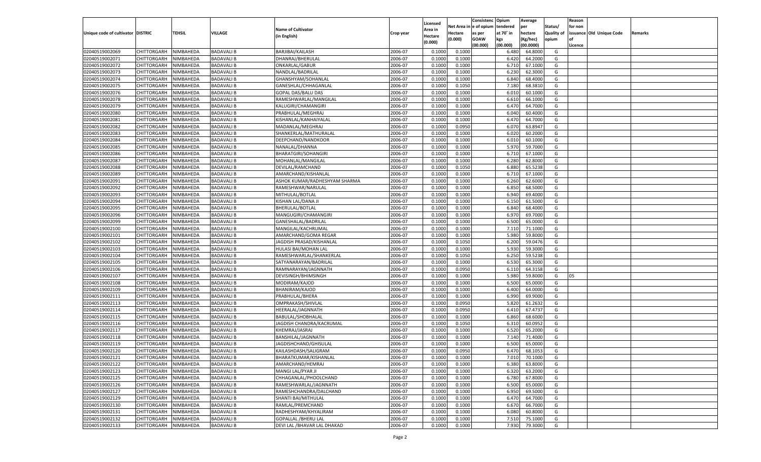| Unique code of cultivator | DISTRIC | TEHSIL | VILLAGE | Name of Cultivator (in English) | Crop year | Licensed Area in Hectare (0.000) | Net Area in Hectare (0.000) | Consistenc e of opium as per GOAW (00.000) | Opium tendered at 70° in kgs (00.000) | Average per hectare (Kg/hec) (00.0000) | Status/ Quality of opium | Reason for non issuance of Licence | Old Unique Code | Remarks |
|---|---|---|---|---|---|---|---|---|---|---|---|---|---|---|
| 02040519002069 | CHITTORGARH | NIMBAHEDA | BADAVALI B | BARJIBAI/KAILASH | 2006-07 | 0.1000 | 0.1000 | | 6.480 | 64.8000 | G | | | |
| 02040519002071 | CHITTORGARH | NIMBAHEDA | BADAVALI B | DHANRAJ/BHERULAL | 2006-07 | 0.1000 | 0.1000 | | 6.420 | 64.2000 | G | | | |
| 02040519002072 | CHITTORGARH | NIMBAHEDA | BADAVALI B | ONKARLAL/GABUR | 2006-07 | 0.1000 | 0.1000 | | 6.710 | 67.1000 | G | | | |
| 02040519002073 | CHITTORGARH | NIMBAHEDA | BADAVALI B | NANDLAL/BADRILAL | 2006-07 | 0.1000 | 0.1000 | | 6.230 | 62.3000 | G | | | |
| 02040519002074 | CHITTORGARH | NIMBAHEDA | BADAVALI B | GHANSHYAM/SOHANLAL | 2006-07 | 0.1000 | 0.1000 | | 6.840 | 68.4000 | G | | | |
| 02040519002075 | CHITTORGARH | NIMBAHEDA | BADAVALI B | GANESHLAL/CHHAGANLAL | 2006-07 | 0.1000 | 0.1050 | | 7.180 | 68.3810 | G | | | |
| 02040519002076 | CHITTORGARH | NIMBAHEDA | BADAVALI B | GOPAL DAS/BALU DAS | 2006-07 | 0.1000 | 0.1000 | | 6.010 | 60.1000 | G | | | |
| 02040519002078 | CHITTORGARH | NIMBAHEDA | BADAVALI B | RAMESHWARLAL/MANGILAL | 2006-07 | 0.1000 | 0.1000 | | 6.610 | 66.1000 | G | | | |
| 02040519002079 | CHITTORGARH | NIMBAHEDA | BADAVALI B | KALUGIRI/CHAMANGIRI | 2006-07 | 0.1000 | 0.1000 | | 6.470 | 64.7000 | G | | | |
| 02040519002080 | CHITTORGARH | NIMBAHEDA | BADAVALI B | PRABHULAL/MEGHRAJ | 2006-07 | 0.1000 | 0.1000 | | 6.040 | 60.4000 | G | | | |
| 02040519002081 | CHITTORGARH | NIMBAHEDA | BADAVALI B | KISHANLAL/KANHAIYALAL | 2006-07 | 0.1000 | 0.1000 | | 6.470 | 64.7000 | G | | | |
| 02040519002082 | CHITTORGARH | NIMBAHEDA | BADAVALI B | MADANLAL/MEGHRAJ | 2006-07 | 0.1000 | 0.0950 | | 6.070 | 63.8947 | G | | | |
| 02040519002083 | CHITTORGARH | NIMBAHEDA | BADAVALI B | SHANKERLAL/MATHURALAL | 2006-07 | 0.1000 | 0.1000 | | 6.020 | 60.2000 | G | | | |
| 02040519002084 | CHITTORGARH | NIMBAHEDA | BADAVALI B | DEEPCHAND/NANDKOOR | 2006-07 | 0.1000 | 0.1000 | | 6.010 | 60.1000 | G | | | |
| 02040519002085 | CHITTORGARH | NIMBAHEDA | BADAVALI B | NANALAL/DHANNA | 2006-07 | 0.1000 | 0.1000 | | 5.970 | 59.7000 | G | | | |
| 02040519002086 | CHITTORGARH | NIMBAHEDA | BADAVALI B | BHARATGIRI/SOHANGIRI | 2006-07 | 0.1000 | 0.1000 | | 6.710 | 67.1000 | G | | | |
| 02040519002087 | CHITTORGARH | NIMBAHEDA | BADAVALI B | MOHANLAL/MANGILAL | 2006-07 | 0.1000 | 0.1000 | | 6.280 | 62.8000 | G | | | |
| 02040519002088 | CHITTORGARH | NIMBAHEDA | BADAVALI B | DEVILAL/RAMCHAND | 2006-07 | 0.1000 | 0.1050 | | 6.880 | 65.5238 | G | | | |
| 02040519002089 | CHITTORGARH | NIMBAHEDA | BADAVALI B | AMARCHAND/KISHANLAL | 2006-07 | 0.1000 | 0.1000 | | 6.710 | 67.1000 | G | | | |
| 02040519002091 | CHITTORGARH | NIMBAHEDA | BADAVALI B | ASHOK KUMAR/RADHESHYAM SHARMA | 2006-07 | 0.1000 | 0.1000 | | 6.260 | 62.6000 | G | | | |
| 02040519002092 | CHITTORGARH | NIMBAHEDA | BADAVALI B | RAMESHWAR/NARULAL | 2006-07 | 0.1000 | 0.1000 | | 6.850 | 68.5000 | G | | | |
| 02040519002093 | CHITTORGARH | NIMBAHEDA | BADAVALI B | MITHULAL/BOTLAL | 2006-07 | 0.1000 | 0.1000 | | 6.940 | 69.4000 | G | | | |
| 02040519002094 | CHITTORGARH | NIMBAHEDA | BADAVALI B | KISHAN LAL/DANA JI | 2006-07 | 0.1000 | 0.1000 | | 6.150 | 61.5000 | G | | | |
| 02040519002095 | CHITTORGARH | NIMBAHEDA | BADAVALI B | BHERULAL/BOTLAL | 2006-07 | 0.1000 | 0.1000 | | 6.840 | 68.4000 | G | | | |
| 02040519002096 | CHITTORGARH | NIMBAHEDA | BADAVALI B | MANGUGIRI/CHAMANGIRI | 2006-07 | 0.1000 | 0.1000 | | 6.970 | 69.7000 | G | | | |
| 02040519002099 | CHITTORGARH | NIMBAHEDA | BADAVALI B | GANESHALAL/BADRILAL | 2006-07 | 0.1000 | 0.1000 | | 6.500 | 65.0000 | G | | | |
| 02040519002100 | CHITTORGARH | NIMBAHEDA | BADAVALI B | MANGILAL/KACHRUMAL | 2006-07 | 0.1000 | 0.1000 | | 7.110 | 71.1000 | G | | | |
| 02040519002101 | CHITTORGARH | NIMBAHEDA | BADAVALI B | AMARCHAND/GOMA REGAR | 2006-07 | 0.1000 | 0.1000 | | 5.980 | 59.8000 | G | | | |
| 02040519002102 | CHITTORGARH | NIMBAHEDA | BADAVALI B | JAGDISH PRASAD/KISHANLAL | 2006-07 | 0.1000 | 0.1050 | | 6.200 | 59.0476 | G | | | |
| 02040519002103 | CHITTORGARH | NIMBAHEDA | BADAVALI B | HULASI BAI/MOHAN LAL | 2006-07 | 0.1000 | 0.1000 | | 5.930 | 59.3000 | G | | | |
| 02040519002104 | CHITTORGARH | NIMBAHEDA | BADAVALI B | RAMESHWARLAL/SHANKERLAL | 2006-07 | 0.1000 | 0.1050 | | 6.250 | 59.5238 | G | | | |
| 02040519002105 | CHITTORGARH | NIMBAHEDA | BADAVALI B | SATYANARAYAN/BADRILAL | 2006-07 | 0.1000 | 0.1000 | | 6.530 | 65.3000 | G | | | |
| 02040519002106 | CHITTORGARH | NIMBAHEDA | BADAVALI B | RAMNARAYAN/JAGNNATH | 2006-07 | 0.1000 | 0.0950 | | 6.110 | 64.3158 | G | | | |
| 02040519002107 | CHITTORGARH | NIMBAHEDA | BADAVALI B | DEVISINGH/BHIMSINGH | 2006-07 | 0.1000 | 0.1000 | | 5.980 | 59.8000 | G | 05 | | |
| 02040519002108 | CHITTORGARH | NIMBAHEDA | BADAVALI B | MODIRAM/KAJOD | 2006-07 | 0.1000 | 0.1000 | | 6.500 | 65.0000 | G | | | |
| 02040519002109 | CHITTORGARH | NIMBAHEDA | BADAVALI B | BHANIRAM/KAJOD | 2006-07 | 0.1000 | 0.1000 | | 6.400 | 64.0000 | G | | | |
| 02040519002111 | CHITTORGARH | NIMBAHEDA | BADAVALI B | PRABHULAL/BHERA | 2006-07 | 0.1000 | 0.1000 | | 6.990 | 69.9000 | G | | | |
| 02040519002113 | CHITTORGARH | NIMBAHEDA | BADAVALI B | OMPRAKASH/SHIVLAL | 2006-07 | 0.1000 | 0.0950 | | 5.820 | 61.2632 | G | | | |
| 02040519002114 | CHITTORGARH | NIMBAHEDA | BADAVALI B | HEERALAL/JAGNNATH | 2006-07 | 0.1000 | 0.0950 | | 6.410 | 67.4737 | G | | | |
| 02040519002115 | CHITTORGARH | NIMBAHEDA | BADAVALI B | BABULAL/SHOBHALAL | 2006-07 | 0.1000 | 0.1000 | | 6.860 | 68.6000 | G | | | |
| 02040519002116 | CHITTORGARH | NIMBAHEDA | BADAVALI B | JAGDISH CHANDRA/KACRUMAL | 2006-07 | 0.1000 | 0.1050 | | 6.310 | 60.0952 | G | | | |
| 02040519002117 | CHITTORGARH | NIMBAHEDA | BADAVALI B | KHEMRAJ/JASRAJ | 2006-07 | 0.1000 | 0.1000 | | 6.520 | 65.2000 | G | | | |
| 02040519002118 | CHITTORGARH | NIMBAHEDA | BADAVALI B | BANSHILAL/JAGNNATH | 2006-07 | 0.1000 | 0.1000 | | 7.140 | 71.4000 | G | | | |
| 02040519002119 | CHITTORGARH | NIMBAHEDA | BADAVALI B | JAGDISHCHAND/GHISULAL | 2006-07 | 0.1000 | 0.1000 | | 6.500 | 65.0000 | G | | | |
| 02040519002120 | CHITTORGARH | NIMBAHEDA | BADAVALI B | KAILASHDASH/SALIGRAM | 2006-07 | 0.1000 | 0.0950 | | 6.470 | 68.1053 | G | | | |
| 02040519002121 | CHITTORGARH | NIMBAHEDA | BADAVALI B | BHARATKUMAR/KISHANLAL | 2006-07 | 0.1000 | 0.1000 | | 7.010 | 70.1000 | G | | | |
| 02040519002122 | CHITTORGARH | NIMBAHEDA | BADAVALI B | AMARCHAND/HEMRAJ | 2006-07 | 0.1000 | 0.1000 | | 6.380 | 63.8000 | G | | | |
| 02040519002123 | CHITTORGARH | NIMBAHEDA | BADAVALI B | MANGI LAL/PYAR JI | 2006-07 | 0.1000 | 0.1000 | | 6.320 | 63.2000 | G | | | |
| 02040519002125 | CHITTORGARH | NIMBAHEDA | BADAVALI B | CHHAGANLAL/PHOOLCHAND | 2006-07 | 0.1000 | 0.1000 | | 6.780 | 67.8000 | G | | | |
| 02040519002126 | CHITTORGARH | NIMBAHEDA | BADAVALI B | RAMESHWARLAL/JAGNNATH | 2006-07 | 0.1000 | 0.1000 | | 6.500 | 65.0000 | G | | | |
| 02040519002127 | CHITTORGARH | NIMBAHEDA | BADAVALI B | RAMESHCHANDRA/DALCHAND | 2006-07 | 0.1000 | 0.1000 | | 6.950 | 69.5000 | G | | | |
| 02040519002129 | CHITTORGARH | NIMBAHEDA | BADAVALI B | SHANTI BAI/MITHULAL | 2006-07 | 0.1000 | 0.1000 | | 6.470 | 64.7000 | G | | | |
| 02040519002130 | CHITTORGARH | NIMBAHEDA | BADAVALI B | RAMLAL/PREMCHAND | 2006-07 | 0.1000 | 0.1000 | | 6.670 | 66.7000 | G | | | |
| 02040519002131 | CHITTORGARH | NIMBAHEDA | BADAVALI B | RADHESHYAM/KHYALIRAM | 2006-07 | 0.1000 | 0.1000 | | 6.080 | 60.8000 | G | | | |
| 02040519002132 | CHITTORGARH | NIMBAHEDA | BADAVALI B | GOPALLAL /BHERU LAL | 2006-07 | 0.1000 | 0.1000 | | 7.510 | 75.1000 | G | | | |
| 02040519002133 | CHITTORGARH | NIMBAHEDA | BADAVALI B | DEVI LAL /BHAVAR LAL DHAKAD | 2006-07 | 0.1000 | 0.1000 | | 7.930 | 79.3000 | G | | | |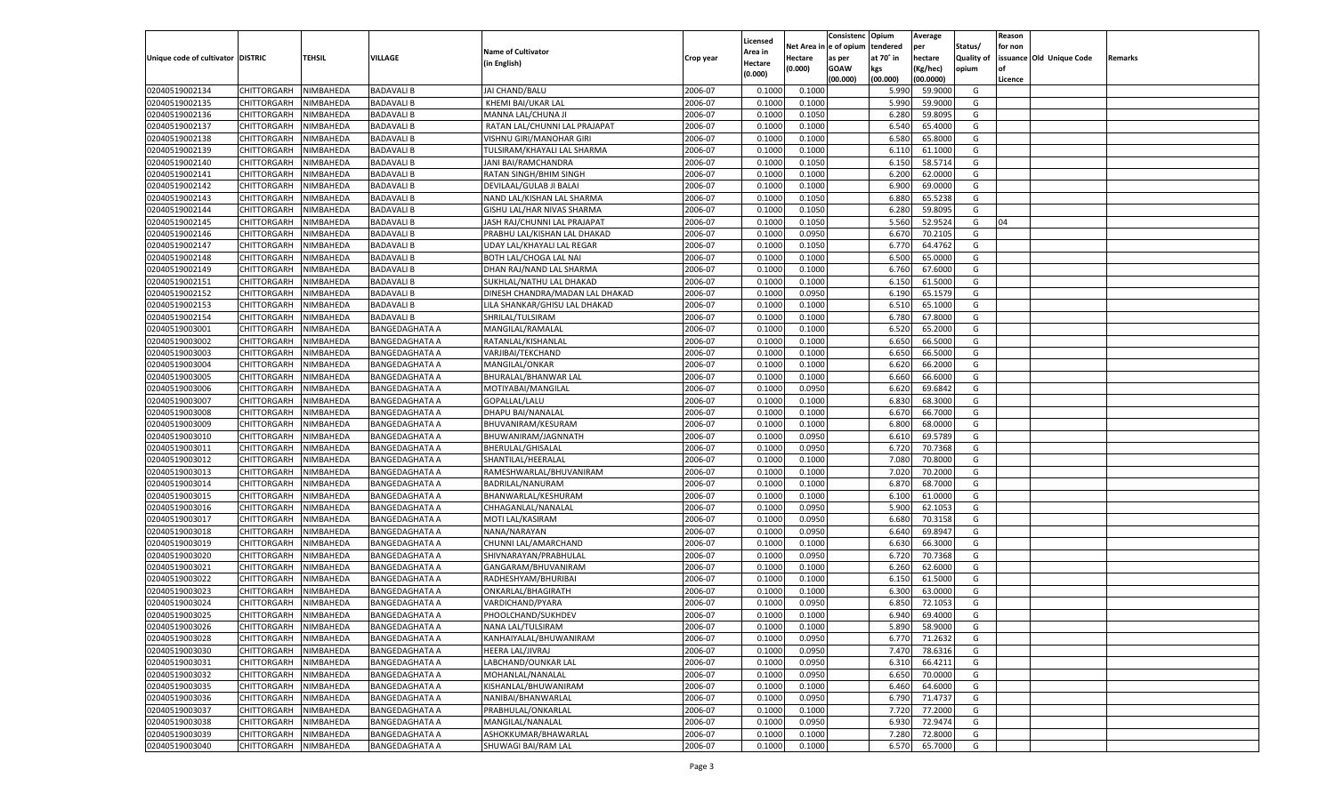| Unique code of cultivator | DISTRIC | TEHSIL | VILLAGE | Name of Cultivator (in English) | Crop year | Licensed Area in Hectare (0.000) | Net Area in Hectare (0.000) | Consistenc e of opium as per GOAW (00.000) | Opium tendered at 70° in kgs (00.000) | Average per hectare (Kg/hec) (00.0000) | Status/ Quality of opium | Reason for non issuance of Licence | Old Unique Code | Remarks |
|---|---|---|---|---|---|---|---|---|---|---|---|---|---|---|
| 02040519002134 | CHITTORGARH | NIMBAHEDA | BADAVALI B | JAI CHAND/BALU | 2006-07 | 0.1000 | 0.1000 | | 5.990 | 59.9000 | G | | | |
| 02040519002135 | CHITTORGARH | NIMBAHEDA | BADAVALI B | KHEMI BAI/UKAR LAL | 2006-07 | 0.1000 | 0.1000 | | 5.990 | 59.9000 | G | | | |
| 02040519002136 | CHITTORGARH | NIMBAHEDA | BADAVALI B | MANNA LAL/CHUNA JI | 2006-07 | 0.1000 | 0.1050 | | 6.280 | 59.8095 | G | | | |
| 02040519002137 | CHITTORGARH | NIMBAHEDA | BADAVALI B | RATAN LAL/CHUNNI LAL PRAJAPAT | 2006-07 | 0.1000 | 0.1000 | | 6.540 | 65.4000 | G | | | |
| 02040519002138 | CHITTORGARH | NIMBAHEDA | BADAVALI B | VISHNU GIRI/MANOHAR GIRI | 2006-07 | 0.1000 | 0.1000 | | 6.580 | 65.8000 | G | | | |
| 02040519002139 | CHITTORGARH | NIMBAHEDA | BADAVALI B | TULSIRAM/KHAYALI LAL SHARMA | 2006-07 | 0.1000 | 0.1000 | | 6.110 | 61.1000 | G | | | |
| 02040519002140 | CHITTORGARH | NIMBAHEDA | BADAVALI B | JANI BAI/RAMCHANDRA | 2006-07 | 0.1000 | 0.1050 | | 6.150 | 58.5714 | G | | | |
| 02040519002141 | CHITTORGARH | NIMBAHEDA | BADAVALI B | RATAN SINGH/BHIM SINGH | 2006-07 | 0.1000 | 0.1000 | | 6.200 | 62.0000 | G | | | |
| 02040519002142 | CHITTORGARH | NIMBAHEDA | BADAVALI B | DEVILAAL/GULAB JI BALAI | 2006-07 | 0.1000 | 0.1000 | | 6.900 | 69.0000 | G | | | |
| 02040519002143 | CHITTORGARH | NIMBAHEDA | BADAVALI B | NAND LAL/KISHAN LAL SHARMA | 2006-07 | 0.1000 | 0.1050 | | 6.880 | 65.5238 | G | | | |
| 02040519002144 | CHITTORGARH | NIMBAHEDA | BADAVALI B | GISHU LAL/HAR NIVAS SHARMA | 2006-07 | 0.1000 | 0.1050 | | 6.280 | 59.8095 | G | | | |
| 02040519002145 | CHITTORGARH | NIMBAHEDA | BADAVALI B | JASH RAJ/CHUNNI LAL PRAJAPAT | 2006-07 | 0.1000 | 0.1050 | | 5.560 | 52.9524 | G | 04 | | |
| 02040519002146 | CHITTORGARH | NIMBAHEDA | BADAVALI B | PRABHU LAL/KISHAN LAL DHAKAD | 2006-07 | 0.1000 | 0.0950 | | 6.670 | 70.2105 | G | | | |
| 02040519002147 | CHITTORGARH | NIMBAHEDA | BADAVALI B | UDAY LAL/KHAYALI LAL REGAR | 2006-07 | 0.1000 | 0.1050 | | 6.770 | 64.4762 | G | | | |
| 02040519002148 | CHITTORGARH | NIMBAHEDA | BADAVALI B | BOTH LAL/CHOGA LAL NAI | 2006-07 | 0.1000 | 0.1000 | | 6.500 | 65.0000 | G | | | |
| 02040519002149 | CHITTORGARH | NIMBAHEDA | BADAVALI B | DHAN RAJ/NAND LAL SHARMA | 2006-07 | 0.1000 | 0.1000 | | 6.760 | 67.6000 | G | | | |
| 02040519002151 | CHITTORGARH | NIMBAHEDA | BADAVALI B | SUKHLAL/NATHU LAL DHAKAD | 2006-07 | 0.1000 | 0.1000 | | 6.150 | 61.5000 | G | | | |
| 02040519002152 | CHITTORGARH | NIMBAHEDA | BADAVALI B | DINESH CHANDRA/MADAN LAL DHAKAD | 2006-07 | 0.1000 | 0.0950 | | 6.190 | 65.1579 | G | | | |
| 02040519002153 | CHITTORGARH | NIMBAHEDA | BADAVALI B | LILA SHANKAR/GHISU LAL DHAKAD | 2006-07 | 0.1000 | 0.1000 | | 6.510 | 65.1000 | G | | | |
| 02040519002154 | CHITTORGARH | NIMBAHEDA | BADAVALI B | SHRILAL/TULSIRAM | 2006-07 | 0.1000 | 0.1000 | | 6.780 | 67.8000 | G | | | |
| 02040519003001 | CHITTORGARH | NIMBAHEDA | BANGEDAGHATA A | MANGILAL/RAMALAL | 2006-07 | 0.1000 | 0.1000 | | 6.520 | 65.2000 | G | | | |
| 02040519003002 | CHITTORGARH | NIMBAHEDA | BANGEDAGHATA A | RATANLAL/KISHANLAL | 2006-07 | 0.1000 | 0.1000 | | 6.650 | 66.5000 | G | | | |
| 02040519003003 | CHITTORGARH | NIMBAHEDA | BANGEDAGHATA A | VARJIBAI/TEKCHAND | 2006-07 | 0.1000 | 0.1000 | | 6.650 | 66.5000 | G | | | |
| 02040519003004 | CHITTORGARH | NIMBAHEDA | BANGEDAGHATA A | MANGILAL/ONKAR | 2006-07 | 0.1000 | 0.1000 | | 6.620 | 66.2000 | G | | | |
| 02040519003005 | CHITTORGARH | NIMBAHEDA | BANGEDAGHATA A | BHURALAL/BHANWAR LAL | 2006-07 | 0.1000 | 0.1000 | | 6.660 | 66.6000 | G | | | |
| 02040519003006 | CHITTORGARH | NIMBAHEDA | BANGEDAGHATA A | MOTIYABAI/MANGILAL | 2006-07 | 0.1000 | 0.0950 | | 6.620 | 69.6842 | G | | | |
| 02040519003007 | CHITTORGARH | NIMBAHEDA | BANGEDAGHATA A | GOPALLAL/LALU | 2006-07 | 0.1000 | 0.1000 | | 6.830 | 68.3000 | G | | | |
| 02040519003008 | CHITTORGARH | NIMBAHEDA | BANGEDAGHATA A | DHAPU BAI/NANALAL | 2006-07 | 0.1000 | 0.1000 | | 6.670 | 66.7000 | G | | | |
| 02040519003009 | CHITTORGARH | NIMBAHEDA | BANGEDAGHATA A | BHUVANIRAM/KESURAM | 2006-07 | 0.1000 | 0.1000 | | 6.800 | 68.0000 | G | | | |
| 02040519003010 | CHITTORGARH | NIMBAHEDA | BANGEDAGHATA A | BHUWANIRAM/JAGNNATH | 2006-07 | 0.1000 | 0.0950 | | 6.610 | 69.5789 | G | | | |
| 02040519003011 | CHITTORGARH | NIMBAHEDA | BANGEDAGHATA A | BHERULAL/GHISALAL | 2006-07 | 0.1000 | 0.0950 | | 6.720 | 70.7368 | G | | | |
| 02040519003012 | CHITTORGARH | NIMBAHEDA | BANGEDAGHATA A | SHANTILAL/HEERALAL | 2006-07 | 0.1000 | 0.1000 | | 7.080 | 70.8000 | G | | | |
| 02040519003013 | CHITTORGARH | NIMBAHEDA | BANGEDAGHATA A | RAMESHWARLAL/BHUVANIRAM | 2006-07 | 0.1000 | 0.1000 | | 7.020 | 70.2000 | G | | | |
| 02040519003014 | CHITTORGARH | NIMBAHEDA | BANGEDAGHATA A | BADRILAL/NANURAM | 2006-07 | 0.1000 | 0.1000 | | 6.870 | 68.7000 | G | | | |
| 02040519003015 | CHITTORGARH | NIMBAHEDA | BANGEDAGHATA A | BHANWARLAL/KESHURAM | 2006-07 | 0.1000 | 0.1000 | | 6.100 | 61.0000 | G | | | |
| 02040519003016 | CHITTORGARH | NIMBAHEDA | BANGEDAGHATA A | CHHAGANLAL/NANALAL | 2006-07 | 0.1000 | 0.0950 | | 5.900 | 62.1053 | G | | | |
| 02040519003017 | CHITTORGARH | NIMBAHEDA | BANGEDAGHATA A | MOTI LAL/KASIRAM | 2006-07 | 0.1000 | 0.0950 | | 6.680 | 70.3158 | G | | | |
| 02040519003018 | CHITTORGARH | NIMBAHEDA | BANGEDAGHATA A | NANA/NARAYAN | 2006-07 | 0.1000 | 0.0950 | | 6.640 | 69.8947 | G | | | |
| 02040519003019 | CHITTORGARH | NIMBAHEDA | BANGEDAGHATA A | CHUNNI LAL/AMARCHAND | 2006-07 | 0.1000 | 0.1000 | | 6.630 | 66.3000 | G | | | |
| 02040519003020 | CHITTORGARH | NIMBAHEDA | BANGEDAGHATA A | SHIVNARAYAN/PRABHULAL | 2006-07 | 0.1000 | 0.0950 | | 6.720 | 70.7368 | G | | | |
| 02040519003021 | CHITTORGARH | NIMBAHEDA | BANGEDAGHATA A | GANGARAM/BHUVANIRAM | 2006-07 | 0.1000 | 0.1000 | | 6.260 | 62.6000 | G | | | |
| 02040519003022 | CHITTORGARH | NIMBAHEDA | BANGEDAGHATA A | RADHESHYAM/BHURIBAI | 2006-07 | 0.1000 | 0.1000 | | 6.150 | 61.5000 | G | | | |
| 02040519003023 | CHITTORGARH | NIMBAHEDA | BANGEDAGHATA A | ONKARLAL/BHAGIRATH | 2006-07 | 0.1000 | 0.1000 | | 6.300 | 63.0000 | G | | | |
| 02040519003024 | CHITTORGARH | NIMBAHEDA | BANGEDAGHATA A | VARDICHAND/PYARA | 2006-07 | 0.1000 | 0.0950 | | 6.850 | 72.1053 | G | | | |
| 02040519003025 | CHITTORGARH | NIMBAHEDA | BANGEDAGHATA A | PHOOLCHAND/SUKHDEV | 2006-07 | 0.1000 | 0.1000 | | 6.940 | 69.4000 | G | | | |
| 02040519003026 | CHITTORGARH | NIMBAHEDA | BANGEDAGHATA A | NANA LAL/TULSIRAM | 2006-07 | 0.1000 | 0.1000 | | 5.890 | 58.9000 | G | | | |
| 02040519003028 | CHITTORGARH | NIMBAHEDA | BANGEDAGHATA A | KANHAIYALAL/BHUWANIRAM | 2006-07 | 0.1000 | 0.0950 | | 6.770 | 71.2632 | G | | | |
| 02040519003030 | CHITTORGARH | NIMBAHEDA | BANGEDAGHATA A | HEERA LAL/JIVRAJ | 2006-07 | 0.1000 | 0.0950 | | 7.470 | 78.6316 | G | | | |
| 02040519003031 | CHITTORGARH | NIMBAHEDA | BANGEDAGHATA A | LABCHAND/OUNKAR LAL | 2006-07 | 0.1000 | 0.0950 | | 6.310 | 66.4211 | G | | | |
| 02040519003032 | CHITTORGARH | NIMBAHEDA | BANGEDAGHATA A | MOHANLAL/NANALAL | 2006-07 | 0.1000 | 0.0950 | | 6.650 | 70.0000 | G | | | |
| 02040519003035 | CHITTORGARH | NIMBAHEDA | BANGEDAGHATA A | KISHANLAL/BHUWANIRAM | 2006-07 | 0.1000 | 0.1000 | | 6.460 | 64.6000 | G | | | |
| 02040519003036 | CHITTORGARH | NIMBAHEDA | BANGEDAGHATA A | NANIBAI/BHANWARLAL | 2006-07 | 0.1000 | 0.0950 | | 6.790 | 71.4737 | G | | | |
| 02040519003037 | CHITTORGARH | NIMBAHEDA | BANGEDAGHATA A | PRABHULAL/ONKARLAL | 2006-07 | 0.1000 | 0.1000 | | 7.720 | 77.2000 | G | | | |
| 02040519003038 | CHITTORGARH | NIMBAHEDA | BANGEDAGHATA A | MANGILAL/NANALAL | 2006-07 | 0.1000 | 0.0950 | | 6.930 | 72.9474 | G | | | |
| 02040519003039 | CHITTORGARH | NIMBAHEDA | BANGEDAGHATA A | ASHOKKUMAR/BHAWARLAL | 2006-07 | 0.1000 | 0.1000 | | 7.280 | 72.8000 | G | | | |
| 02040519003040 | CHITTORGARH | NIMBAHEDA | BANGEDAGHATA A | SHUWAGI BAI/RAM LAL | 2006-07 | 0.1000 | 0.1000 | | 6.570 | 65.7000 | G | | | |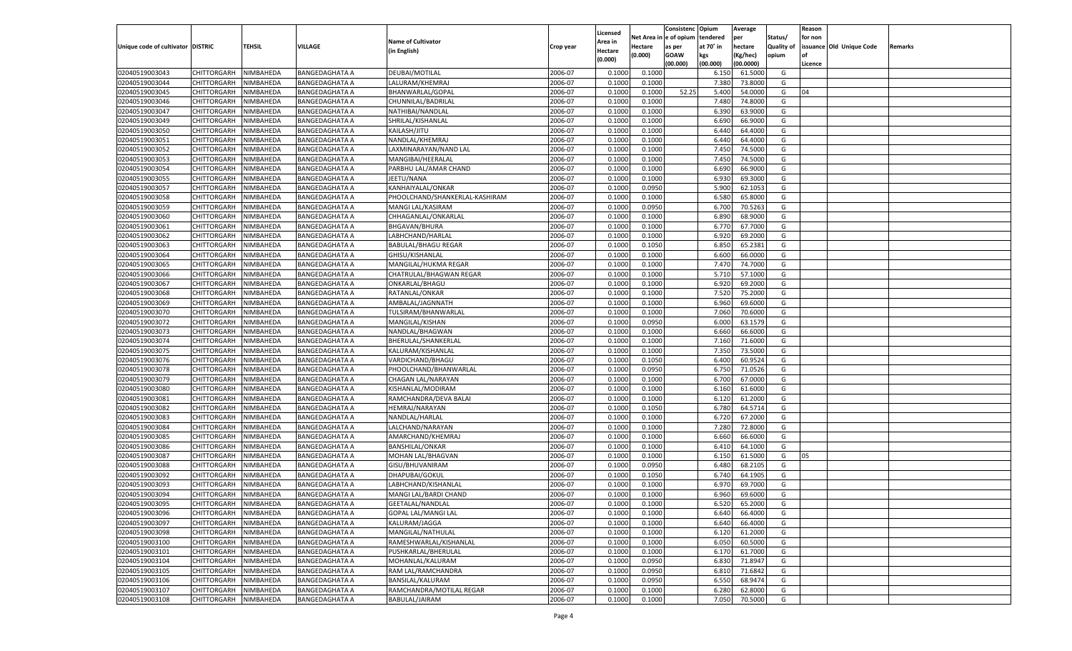| Unique code of cultivator | DISTRIC | TEHSIL | VILLAGE | Name of Cultivator (in English) | Crop year | Licensed Area in Hectare (0.000) | Net Area in Hectare (0.000) | Consistenc e of opium as per GOAW (00.000) | Opium tendered at 70° in kgs (00.000) | Average per hectare (Kg/hec) (00.0000) | Status/ Quality of opium | Reason for non issuance of Licence | Old Unique Code | Remarks |
|---|---|---|---|---|---|---|---|---|---|---|---|---|---|---|
| 02040519003043 | CHITTORGARH | NIMBAHEDA | BANGEDAGHATA A | DEUBAI/MOTILAL | 2006-07 | 0.1000 | 0.1000 | | 6.150 | 61.5000 | G | | | |
| 02040519003044 | CHITTORGARH | NIMBAHEDA | BANGEDAGHATA A | LALURAM/KHEMRAJ | 2006-07 | 0.1000 | 0.1000 | | 7.380 | 73.8000 | G | | | |
| 02040519003045 | CHITTORGARH | NIMBAHEDA | BANGEDAGHATA A | BHANWARLAL/GOPAL | 2006-07 | 0.1000 | 0.1000 | 52.25 | 5.400 | 54.0000 | G | 04 | | |
| 02040519003046 | CHITTORGARH | NIMBAHEDA | BANGEDAGHATA A | CHUNNILAL/BADRILAL | 2006-07 | 0.1000 | 0.1000 | | 7.480 | 74.8000 | G | | | |
| 02040519003047 | CHITTORGARH | NIMBAHEDA | BANGEDAGHATA A | NATHIBAI/NANDLAL | 2006-07 | 0.1000 | 0.1000 | | 6.390 | 63.9000 | G | | | |
| 02040519003049 | CHITTORGARH | NIMBAHEDA | BANGEDAGHATA A | SHRILAL/KISHANLAL | 2006-07 | 0.1000 | 0.1000 | | 6.690 | 66.9000 | G | | | |
| 02040519003050 | CHITTORGARH | NIMBAHEDA | BANGEDAGHATA A | KAILASH/JITU | 2006-07 | 0.1000 | 0.1000 | | 6.440 | 64.4000 | G | | | |
| 02040519003051 | CHITTORGARH | NIMBAHEDA | BANGEDAGHATA A | NANDLAL/KHEMRAJ | 2006-07 | 0.1000 | 0.1000 | | 6.440 | 64.4000 | G | | | |
| 02040519003052 | CHITTORGARH | NIMBAHEDA | BANGEDAGHATA A | LAXMINARAYAN/NAND LAL | 2006-07 | 0.1000 | 0.1000 | | 7.450 | 74.5000 | G | | | |
| 02040519003053 | CHITTORGARH | NIMBAHEDA | BANGEDAGHATA A | MANGIBAI/HEERALAL | 2006-07 | 0.1000 | 0.1000 | | 7.450 | 74.5000 | G | | | |
| 02040519003054 | CHITTORGARH | NIMBAHEDA | BANGEDAGHATA A | PARBHU LAL/AMAR CHAND | 2006-07 | 0.1000 | 0.1000 | | 6.690 | 66.9000 | G | | | |
| 02040519003055 | CHITTORGARH | NIMBAHEDA | BANGEDAGHATA A | JEETU/NANA | 2006-07 | 0.1000 | 0.1000 | | 6.930 | 69.3000 | G | | | |
| 02040519003057 | CHITTORGARH | NIMBAHEDA | BANGEDAGHATA A | KANHAIYALAL/ONKAR | 2006-07 | 0.1000 | 0.0950 | | 5.900 | 62.1053 | G | | | |
| 02040519003058 | CHITTORGARH | NIMBAHEDA | BANGEDAGHATA A | PHOOLCHAND/SHANKERLAL-KASHIRAM | 2006-07 | 0.1000 | 0.1000 | | 6.580 | 65.8000 | G | | | |
| 02040519003059 | CHITTORGARH | NIMBAHEDA | BANGEDAGHATA A | MANGI LAL/KASIRAM | 2006-07 | 0.1000 | 0.0950 | | 6.700 | 70.5263 | G | | | |
| 02040519003060 | CHITTORGARH | NIMBAHEDA | BANGEDAGHATA A | CHHAGANLAL/ONKARLAL | 2006-07 | 0.1000 | 0.1000 | | 6.890 | 68.9000 | G | | | |
| 02040519003061 | CHITTORGARH | NIMBAHEDA | BANGEDAGHATA A | BHGAVAN/BHURA | 2006-07 | 0.1000 | 0.1000 | | 6.770 | 67.7000 | G | | | |
| 02040519003062 | CHITTORGARH | NIMBAHEDA | BANGEDAGHATA A | LABHCHAND/HARLAL | 2006-07 | 0.1000 | 0.1000 | | 6.920 | 69.2000 | G | | | |
| 02040519003063 | CHITTORGARH | NIMBAHEDA | BANGEDAGHATA A | BABULAL/BHAGU REGAR | 2006-07 | 0.1000 | 0.1050 | | 6.850 | 65.2381 | G | | | |
| 02040519003064 | CHITTORGARH | NIMBAHEDA | BANGEDAGHATA A | GHISU/KISHANLAL | 2006-07 | 0.1000 | 0.1000 | | 6.600 | 66.0000 | G | | | |
| 02040519003065 | CHITTORGARH | NIMBAHEDA | BANGEDAGHATA A | MANGILAL/HUKMA REGAR | 2006-07 | 0.1000 | 0.1000 | | 7.470 | 74.7000 | G | | | |
| 02040519003066 | CHITTORGARH | NIMBAHEDA | BANGEDAGHATA A | CHATRULAL/BHAGWAN REGAR | 2006-07 | 0.1000 | 0.1000 | | 5.710 | 57.1000 | G | | | |
| 02040519003067 | CHITTORGARH | NIMBAHEDA | BANGEDAGHATA A | ONKARLAL/BHAGU | 2006-07 | 0.1000 | 0.1000 | | 6.920 | 69.2000 | G | | | |
| 02040519003068 | CHITTORGARH | NIMBAHEDA | BANGEDAGHATA A | RATANLAL/ONKAR | 2006-07 | 0.1000 | 0.1000 | | 7.520 | 75.2000 | G | | | |
| 02040519003069 | CHITTORGARH | NIMBAHEDA | BANGEDAGHATA A | AMBALAL/JAGNNATH | 2006-07 | 0.1000 | 0.1000 | | 6.960 | 69.6000 | G | | | |
| 02040519003070 | CHITTORGARH | NIMBAHEDA | BANGEDAGHATA A | TULSIRAM/BHANWARLAL | 2006-07 | 0.1000 | 0.1000 | | 7.060 | 70.6000 | G | | | |
| 02040519003072 | CHITTORGARH | NIMBAHEDA | BANGEDAGHATA A | MANGILAL/KISHAN | 2006-07 | 0.1000 | 0.0950 | | 6.000 | 63.1579 | G | | | |
| 02040519003073 | CHITTORGARH | NIMBAHEDA | BANGEDAGHATA A | NANDLAL/BHAGWAN | 2006-07 | 0.1000 | 0.1000 | | 6.660 | 66.6000 | G | | | |
| 02040519003074 | CHITTORGARH | NIMBAHEDA | BANGEDAGHATA A | BHERULAL/SHANKERLAL | 2006-07 | 0.1000 | 0.1000 | | 7.160 | 71.6000 | G | | | |
| 02040519003075 | CHITTORGARH | NIMBAHEDA | BANGEDAGHATA A | KALURAM/KISHANLAL | 2006-07 | 0.1000 | 0.1000 | | 7.350 | 73.5000 | G | | | |
| 02040519003076 | CHITTORGARH | NIMBAHEDA | BANGEDAGHATA A | VARDICHAND/BHAGU | 2006-07 | 0.1000 | 0.1050 | | 6.400 | 60.9524 | G | | | |
| 02040519003078 | CHITTORGARH | NIMBAHEDA | BANGEDAGHATA A | PHOOLCHAND/BHANWARLAL | 2006-07 | 0.1000 | 0.0950 | | 6.750 | 71.0526 | G | | | |
| 02040519003079 | CHITTORGARH | NIMBAHEDA | BANGEDAGHATA A | CHAGAN LAL/NARAYAN | 2006-07 | 0.1000 | 0.1000 | | 6.700 | 67.0000 | G | | | |
| 02040519003080 | CHITTORGARH | NIMBAHEDA | BANGEDAGHATA A | KISHANLAL/MODIRAM | 2006-07 | 0.1000 | 0.1000 | | 6.160 | 61.6000 | G | | | |
| 02040519003081 | CHITTORGARH | NIMBAHEDA | BANGEDAGHATA A | RAMCHANDRA/DEVA BALAI | 2006-07 | 0.1000 | 0.1000 | | 6.120 | 61.2000 | G | | | |
| 02040519003082 | CHITTORGARH | NIMBAHEDA | BANGEDAGHATA A | HEMRAJ/NARAYAN | 2006-07 | 0.1000 | 0.1050 | | 6.780 | 64.5714 | G | | | |
| 02040519003083 | CHITTORGARH | NIMBAHEDA | BANGEDAGHATA A | NANDLAL/HARLAL | 2006-07 | 0.1000 | 0.1000 | | 6.720 | 67.2000 | G | | | |
| 02040519003084 | CHITTORGARH | NIMBAHEDA | BANGEDAGHATA A | LALCHAND/NARAYAN | 2006-07 | 0.1000 | 0.1000 | | 7.280 | 72.8000 | G | | | |
| 02040519003085 | CHITTORGARH | NIMBAHEDA | BANGEDAGHATA A | AMARCHAND/KHEMRAJ | 2006-07 | 0.1000 | 0.1000 | | 6.660 | 66.6000 | G | | | |
| 02040519003086 | CHITTORGARH | NIMBAHEDA | BANGEDAGHATA A | BANSHILAL/ONKAR | 2006-07 | 0.1000 | 0.1000 | | 6.410 | 64.1000 | G | | | |
| 02040519003087 | CHITTORGARH | NIMBAHEDA | BANGEDAGHATA A | MOHAN LAL/BHAGVAN | 2006-07 | 0.1000 | 0.1000 | | 6.150 | 61.5000 | G | 05 | | |
| 02040519003088 | CHITTORGARH | NIMBAHEDA | BANGEDAGHATA A | GISU/BHUVANIRAM | 2006-07 | 0.1000 | 0.0950 | | 6.480 | 68.2105 | G | | | |
| 02040519003092 | CHITTORGARH | NIMBAHEDA | BANGEDAGHATA A | DHAPUBAI/GOKUL | 2006-07 | 0.1000 | 0.1050 | | 6.740 | 64.1905 | G | | | |
| 02040519003093 | CHITTORGARH | NIMBAHEDA | BANGEDAGHATA A | LABHCHAND/KISHANLAL | 2006-07 | 0.1000 | 0.1000 | | 6.970 | 69.7000 | G | | | |
| 02040519003094 | CHITTORGARH | NIMBAHEDA | BANGEDAGHATA A | MANGI LAL/BARDI CHAND | 2006-07 | 0.1000 | 0.1000 | | 6.960 | 69.6000 | G | | | |
| 02040519003095 | CHITTORGARH | NIMBAHEDA | BANGEDAGHATA A | GEETALAL/NANDLAL | 2006-07 | 0.1000 | 0.1000 | | 6.520 | 65.2000 | G | | | |
| 02040519003096 | CHITTORGARH | NIMBAHEDA | BANGEDAGHATA A | GOPAL LAL/MANGI LAL | 2006-07 | 0.1000 | 0.1000 | | 6.640 | 66.4000 | G | | | |
| 02040519003097 | CHITTORGARH | NIMBAHEDA | BANGEDAGHATA A | KALURAM/JAGGA | 2006-07 | 0.1000 | 0.1000 | | 6.640 | 66.4000 | G | | | |
| 02040519003098 | CHITTORGARH | NIMBAHEDA | BANGEDAGHATA A | MANGILAL/NATHULAL | 2006-07 | 0.1000 | 0.1000 | | 6.120 | 61.2000 | G | | | |
| 02040519003100 | CHITTORGARH | NIMBAHEDA | BANGEDAGHATA A | RAMESHWARLAL/KISHANLAL | 2006-07 | 0.1000 | 0.1000 | | 6.050 | 60.5000 | G | | | |
| 02040519003101 | CHITTORGARH | NIMBAHEDA | BANGEDAGHATA A | PUSHKARLAL/BHERULAL | 2006-07 | 0.1000 | 0.1000 | | 6.170 | 61.7000 | G | | | |
| 02040519003104 | CHITTORGARH | NIMBAHEDA | BANGEDAGHATA A | MOHANLAL/KALURAM | 2006-07 | 0.1000 | 0.0950 | | 6.830 | 71.8947 | G | | | |
| 02040519003105 | CHITTORGARH | NIMBAHEDA | BANGEDAGHATA A | RAM LAL/RAMCHANDRA | 2006-07 | 0.1000 | 0.0950 | | 6.810 | 71.6842 | G | | | |
| 02040519003106 | CHITTORGARH | NIMBAHEDA | BANGEDAGHATA A | BANSILAL/KALURAM | 2006-07 | 0.1000 | 0.0950 | | 6.550 | 68.9474 | G | | | |
| 02040519003107 | CHITTORGARH | NIMBAHEDA | BANGEDAGHATA A | RAMCHANDRA/MOTILAL REGAR | 2006-07 | 0.1000 | 0.1000 | | 6.280 | 62.8000 | G | | | |
| 02040519003108 | CHITTORGARH | NIMBAHEDA | BANGEDAGHATA A | BABULAL/JAIRAM | 2006-07 | 0.1000 | 0.1000 | | 7.050 | 70.5000 | G | | | |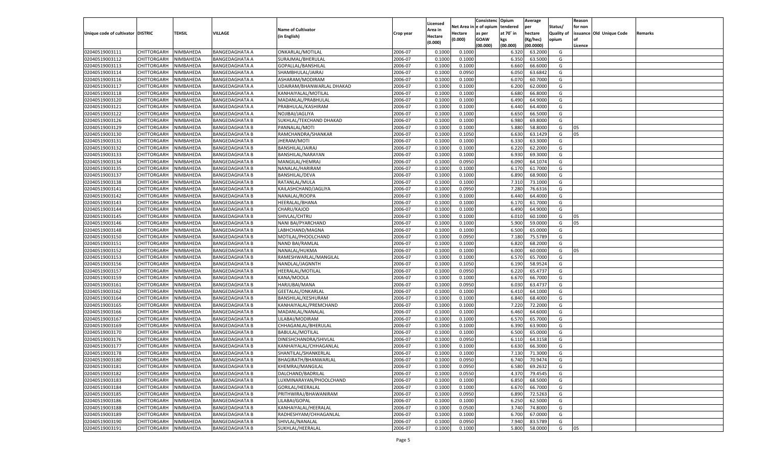| Unique code of cultivator | DISTRIC | TEHSIL | VILLAGE | Name of Cultivator (in English) | Crop year | Licensed Area in Hectare (0.000) | Net Area in Hectare (0.000) | Consistenc e of opium as per GOAW (00.000) | Opium tendered at 70˚ in kgs (00.000) | Average per hectare (Kg/hec) (00.0000) | Status/ Quality of opium | Reason for non issuance of Licence | Old Unique Code | Remarks |
|---|---|---|---|---|---|---|---|---|---|---|---|---|---|---|
| 02040519003111 | CHITTORGARH | NIMBAHEDA | BANGEDAGHATA A | ONKARLAL/MOTILAL | 2006-07 | 0.1000 | 0.1000 | | 6.320 | 63.2000 | G | | | |
| 02040519003112 | CHITTORGARH | NIMBAHEDA | BANGEDAGHATA A | SURAJMAL/BHERULAL | 2006-07 | 0.1000 | 0.1000 | | 6.350 | 63.5000 | G | | | |
| 02040519003113 | CHITTORGARH | NIMBAHEDA | BANGEDAGHATA A | GOPALLAL/BANSHILAL | 2006-07 | 0.1000 | 0.1000 | | 6.660 | 66.6000 | G | | | |
| 02040519003114 | CHITTORGARH | NIMBAHEDA | BANGEDAGHATA A | SHAMBHULAL/JAIRAJ | 2006-07 | 0.1000 | 0.0950 | | 6.050 | 63.6842 | G | | | |
| 02040519003116 | CHITTORGARH | NIMBAHEDA | BANGEDAGHATA A | ASHARAM/MODIRAM | 2006-07 | 0.1000 | 0.1000 | | 6.070 | 60.7000 | G | | | |
| 02040519003117 | CHITTORGARH | NIMBAHEDA | BANGEDAGHATA A | UDAIRAM/BHANWARLAL DHAKAD | 2006-07 | 0.1000 | 0.1000 | | 6.200 | 62.0000 | G | | | |
| 02040519003118 | CHITTORGARH | NIMBAHEDA | BANGEDAGHATA A | KANHAIYALAL/MOTILAL | 2006-07 | 0.1000 | 0.1000 | | 6.680 | 66.8000 | G | | | |
| 02040519003120 | CHITTORGARH | NIMBAHEDA | BANGEDAGHATA A | MADANLAL/PRABHULAL | 2006-07 | 0.1000 | 0.1000 | | 6.490 | 64.9000 | G | | | |
| 02040519003121 | CHITTORGARH | NIMBAHEDA | BANGEDAGHATA A | PRABHULAL/KASHIRAM | 2006-07 | 0.1000 | 0.1000 | | 6.440 | 64.4000 | G | | | |
| 02040519003122 | CHITTORGARH | NIMBAHEDA | BANGEDAGHATA A | NOJIBAI/JAGLIYA | 2006-07 | 0.1000 | 0.1000 | | 6.650 | 66.5000 | G | | | |
| 02040519003126 | CHITTORGARH | NIMBAHEDA | BANGEDAGHATA B | SUKHLAL/TEKCHAND DHAKAD | 2006-07 | 0.1000 | 0.1000 | | 6.980 | 69.8000 | G | | | |
| 02040519003129 | CHITTORGARH | NIMBAHEDA | BANGEDAGHATA B | PANNALAL/MOTI | 2006-07 | 0.1000 | 0.1000 | | 5.880 | 58.8000 | G | 05 | | |
| 02040519003130 | CHITTORGARH | NIMBAHEDA | BANGEDAGHATA B | RAMCHANDRA/SHANKAR | 2006-07 | 0.1000 | 0.1050 | | 6.630 | 63.1429 | G | 05 | | |
| 02040519003131 | CHITTORGARH | NIMBAHEDA | BANGEDAGHATA B | JHERAM/MOTI | 2006-07 | 0.1000 | 0.1000 | | 6.330 | 63.3000 | G | | | |
| 02040519003132 | CHITTORGARH | NIMBAHEDA | BANGEDAGHATA B | BANSHILAL/JAIRAJ | 2006-07 | 0.1000 | 0.1000 | | 6.220 | 62.2000 | G | | | |
| 02040519003133 | CHITTORGARH | NIMBAHEDA | BANGEDAGHATA B | BANSHILAL/NARAYAN | 2006-07 | 0.1000 | 0.1000 | | 6.930 | 69.3000 | G | | | |
| 02040519003134 | CHITTORGARH | NIMBAHEDA | BANGEDAGHATA B | MANGILAL/HEMRAJ | 2006-07 | 0.1000 | 0.0950 | | 6.090 | 64.1074 | G | | | |
| 02040519003135 | CHITTORGARH | NIMBAHEDA | BANGEDAGHATA B | NANALAL/HARIRAM | 2006-07 | 0.1000 | 0.1000 | | 6.170 | 61.7000 | G | | | |
| 02040519003137 | CHITTORGARH | NIMBAHEDA | BANGEDAGHATA B | BANSHILAL/DEVA | 2006-07 | 0.1000 | 0.1000 | | 6.890 | 68.9000 | G | | | |
| 02040519003138 | CHITTORGARH | NIMBAHEDA | BANGEDAGHATA B | RATANLAL/MULA | 2006-07 | 0.1000 | 0.1000 | | 7.310 | 73.1000 | G | | | |
| 02040519003141 | CHITTORGARH | NIMBAHEDA | BANGEDAGHATA B | KAILASHCHAND/JAGLIYA | 2006-07 | 0.1000 | 0.0950 | | 7.280 | 76.6316 | G | | | |
| 02040519003142 | CHITTORGARH | NIMBAHEDA | BANGEDAGHATA B | NANALAL/ROOPA | 2006-07 | 0.1000 | 0.1000 | | 6.440 | 64.4000 | G | | | |
| 02040519003143 | CHITTORGARH | NIMBAHEDA | BANGEDAGHATA B | HEERALAL/BHANA | 2006-07 | 0.1000 | 0.1000 | | 6.170 | 61.7000 | G | | | |
| 02040519003144 | CHITTORGARH | NIMBAHEDA | BANGEDAGHATA B | CHARU/KAJOD | 2006-07 | 0.1000 | 0.1000 | | 6.490 | 64.9000 | G | | | |
| 02040519003145 | CHITTORGARH | NIMBAHEDA | BANGEDAGHATA B | SHIVLAL/CHTRU | 2006-07 | 0.1000 | 0.1000 | | 6.010 | 60.1000 | G | 05 | | |
| 02040519003146 | CHITTORGARH | NIMBAHEDA | BANGEDAGHATA B | NANI BAI/PYARCHAND | 2006-07 | 0.1000 | 0.1000 | | 5.900 | 59.0000 | G | 05 | | |
| 02040519003148 | CHITTORGARH | NIMBAHEDA | BANGEDAGHATA B | LABHCHAND/MAGNA | 2006-07 | 0.1000 | 0.1000 | | 6.500 | 65.0000 | G | | | |
| 02040519003150 | CHITTORGARH | NIMBAHEDA | BANGEDAGHATA B | MOTILAL/PHOOLCHAND | 2006-07 | 0.1000 | 0.0950 | | 7.180 | 75.5789 | G | | | |
| 02040519003151 | CHITTORGARH | NIMBAHEDA | BANGEDAGHATA B | NAND BAI/RAMLAL | 2006-07 | 0.1000 | 0.1000 | | 6.820 | 68.2000 | G | | | |
| 02040519003152 | CHITTORGARH | NIMBAHEDA | BANGEDAGHATA B | NANALAL/HUKMA | 2006-07 | 0.1000 | 0.1000 | | 6.000 | 60.0000 | G | 05 | | |
| 02040519003153 | CHITTORGARH | NIMBAHEDA | BANGEDAGHATA B | RAMESHWARLAL/MANGILAL | 2006-07 | 0.1000 | 0.1000 | | 6.570 | 65.7000 | G | | | |
| 02040519003156 | CHITTORGARH | NIMBAHEDA | BANGEDAGHATA B | NANDLAL/JAGNNTH | 2006-07 | 0.1000 | 0.1050 | | 6.190 | 58.9524 | G | | | |
| 02040519003157 | CHITTORGARH | NIMBAHEDA | BANGEDAGHATA B | HEERALAL/MOTILAL | 2006-07 | 0.1000 | 0.0950 | | 6.220 | 65.4737 | G | | | |
| 02040519003159 | CHITTORGARH | NIMBAHEDA | BANGEDAGHATA B | KANA/MOOLA | 2006-07 | 0.1000 | 0.1000 | | 6.670 | 66.7000 | G | | | |
| 02040519003161 | CHITTORGARH | NIMBAHEDA | BANGEDAGHATA B | HARJUBAI/MANA | 2006-07 | 0.1000 | 0.0950 | | 6.030 | 63.4737 | G | | | |
| 02040519003162 | CHITTORGARH | NIMBAHEDA | BANGEDAGHATA B | GEETALAL/ONKARLAL | 2006-07 | 0.1000 | 0.1000 | | 6.410 | 64.1000 | G | | | |
| 02040519003164 | CHITTORGARH | NIMBAHEDA | BANGEDAGHATA B | BANSHILAL/KESHURAM | 2006-07 | 0.1000 | 0.1000 | | 6.840 | 68.4000 | G | | | |
| 02040519003165 | CHITTORGARH | NIMBAHEDA | BANGEDAGHATA B | KANHAIYALAL/PREMCHAND | 2006-07 | 0.1000 | 0.1000 | | 7.220 | 72.2000 | G | | | |
| 02040519003166 | CHITTORGARH | NIMBAHEDA | BANGEDAGHATA B | MADANLAL/NANALAL | 2006-07 | 0.1000 | 0.1000 | | 6.460 | 64.6000 | G | | | |
| 02040519003167 | CHITTORGARH | NIMBAHEDA | BANGEDAGHATA B | LILABAI/MODIRAM | 2006-07 | 0.1000 | 0.1000 | | 6.570 | 65.7000 | G | | | |
| 02040519003169 | CHITTORGARH | NIMBAHEDA | BANGEDAGHATA B | CHHAGANLAL/BHERULAL | 2006-07 | 0.1000 | 0.1000 | | 6.390 | 63.9000 | G | | | |
| 02040519003170 | CHITTORGARH | NIMBAHEDA | BANGEDAGHATA B | BABULAL/MOTILAL | 2006-07 | 0.1000 | 0.1000 | | 6.500 | 65.0000 | G | | | |
| 02040519003176 | CHITTORGARH | NIMBAHEDA | BANGEDAGHATA B | DINESHCHANDRA/SHIVLAL | 2006-07 | 0.1000 | 0.0950 | | 6.110 | 64.3158 | G | | | |
| 02040519003177 | CHITTORGARH | NIMBAHEDA | BANGEDAGHATA B | KANHAIYALAL/CHHAGANLAL | 2006-07 | 0.1000 | 0.1000 | | 6.630 | 66.3000 | G | | | |
| 02040519003178 | CHITTORGARH | NIMBAHEDA | BANGEDAGHATA B | SHANTILAL/SHANKERLAL | 2006-07 | 0.1000 | 0.1000 | | 7.130 | 71.3000 | G | | | |
| 02040519003180 | CHITTORGARH | NIMBAHEDA | BANGEDAGHATA B | BHAGIRATH/BHANWARLAL | 2006-07 | 0.1000 | 0.0950 | | 6.740 | 70.9474 | G | | | |
| 02040519003181 | CHITTORGARH | NIMBAHEDA | BANGEDAGHATA B | KHEMRAJ/MANGILAL | 2006-07 | 0.1000 | 0.0950 | | 6.580 | 69.2632 | G | | | |
| 02040519003182 | CHITTORGARH | NIMBAHEDA | BANGEDAGHATA B | DALCHAND/BADRILAL | 2006-07 | 0.1000 | 0.0550 | | 4.370 | 79.4545 | G | | | |
| 02040519003183 | CHITTORGARH | NIMBAHEDA | BANGEDAGHATA B | LUXMINARAYAN/PHOOLCHAND | 2006-07 | 0.1000 | 0.1000 | | 6.850 | 68.5000 | G | | | |
| 02040519003184 | CHITTORGARH | NIMBAHEDA | BANGEDAGHATA B | GORILAL/HEERALAL | 2006-07 | 0.1000 | 0.1000 | | 6.670 | 66.7000 | G | | | |
| 02040519003185 | CHITTORGARH | NIMBAHEDA | BANGEDAGHATA B | PRITHWIRAJ/BHAWANIRAM | 2006-07 | 0.1000 | 0.0950 | | 6.890 | 72.5263 | G | | | |
| 02040519003186 | CHITTORGARH | NIMBAHEDA | BANGEDAGHATA B | LILABAI/GOPAL | 2006-07 | 0.1000 | 0.1000 | | 6.250 | 62.5000 | G | | | |
| 02040519003188 | CHITTORGARH | NIMBAHEDA | BANGEDAGHATA B | KANHAIYALAL/HEERALAL | 2006-07 | 0.1000 | 0.0500 | | 3.740 | 74.8000 | G | | | |
| 02040519003189 | CHITTORGARH | NIMBAHEDA | BANGEDAGHATA B | RADHESHYAM/CHHAGANLAL | 2006-07 | 0.1000 | 0.1000 | | 6.700 | 67.0000 | G | | | |
| 02040519003190 | CHITTORGARH | NIMBAHEDA | BANGEDAGHATA B | SHIVLAL/NANALAL | 2006-07 | 0.1000 | 0.0950 | | 7.940 | 83.5789 | G | | | |
| 02040519003191 | CHITTORGARH | NIMBAHEDA | BANGEDAGHATA B | SUKHLAL/HEERALAL | 2006-07 | 0.1000 | 0.1000 | | 5.800 | 58.0000 | G | 05 | | |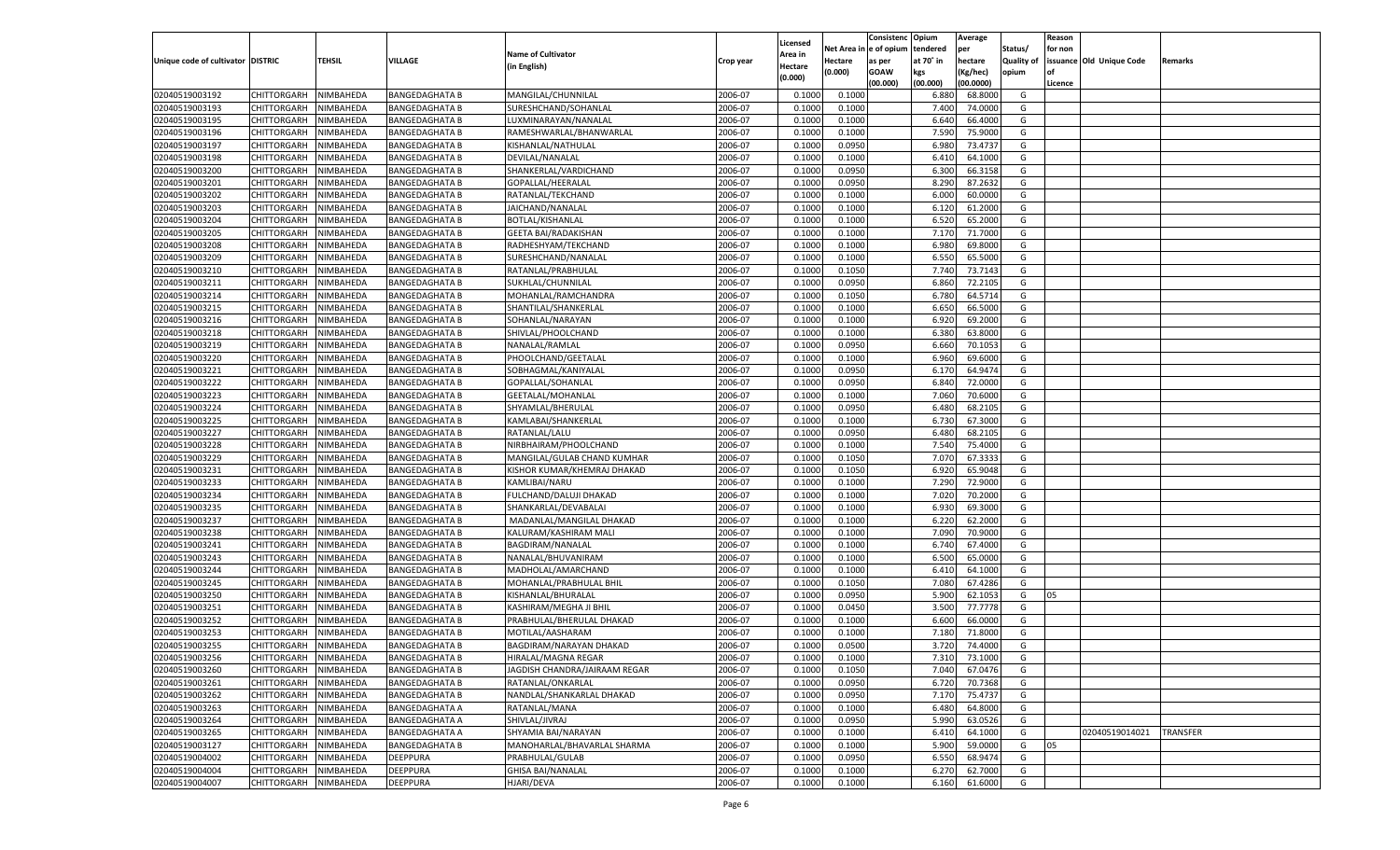| Unique code of cultivator | DISTRIC | TEHSIL | VILLAGE | Name of Cultivator (in English) | Crop year | Licensed Area in Hectare (0.000) | Net Area in Hectare (0.000) | Consistenc e of opium as per GOAW (00.000) | Opium tendered at 70˚ in kgs (00.000) | Average per hectare (Kg/hec) (00.0000) | Status/ Quality of opium | Reason for non issuance of Licence | Old Unique Code | Remarks |
|---|---|---|---|---|---|---|---|---|---|---|---|---|---|---|
| 02040519003192 | CHITTORGARH | NIMBAHEDA | BANGEDAGHATA B | MANGILAL/CHUNNILAL | 2006-07 | 0.1000 | 0.1000 | | 6.880 | 68.8000 | G | | | |
| 02040519003193 | CHITTORGARH | NIMBAHEDA | BANGEDAGHATA B | SURESHCHAND/SOHANLAL | 2006-07 | 0.1000 | 0.1000 | | 7.400 | 74.0000 | G | | | |
| 02040519003195 | CHITTORGARH | NIMBAHEDA | BANGEDAGHATA B | LUXMINARAYAN/NANALAL | 2006-07 | 0.1000 | 0.1000 | | 6.640 | 66.4000 | G | | | |
| 02040519003196 | CHITTORGARH | NIMBAHEDA | BANGEDAGHATA B | RAMESHWARLAL/BHANWARLAL | 2006-07 | 0.1000 | 0.1000 | | 7.590 | 75.9000 | G | | | |
| 02040519003197 | CHITTORGARH | NIMBAHEDA | BANGEDAGHATA B | KISHANLAL/NATHULAL | 2006-07 | 0.1000 | 0.0950 | | 6.980 | 73.4737 | G | | | |
| 02040519003198 | CHITTORGARH | NIMBAHEDA | BANGEDAGHATA B | DEVILAL/NANALAL | 2006-07 | 0.1000 | 0.1000 | | 6.410 | 64.1000 | G | | | |
| 02040519003200 | CHITTORGARH | NIMBAHEDA | BANGEDAGHATA B | SHANKERLAL/VARDICHAND | 2006-07 | 0.1000 | 0.0950 | | 6.300 | 66.3158 | G | | | |
| 02040519003201 | CHITTORGARH | NIMBAHEDA | BANGEDAGHATA B | GOPALLAL/HEERALAL | 2006-07 | 0.1000 | 0.0950 | | 8.290 | 87.2632 | G | | | |
| 02040519003202 | CHITTORGARH | NIMBAHEDA | BANGEDAGHATA B | RATANLAL/TEKCHAND | 2006-07 | 0.1000 | 0.1000 | | 6.000 | 60.0000 | G | | | |
| 02040519003203 | CHITTORGARH | NIMBAHEDA | BANGEDAGHATA B | JAICHAND/NANALAL | 2006-07 | 0.1000 | 0.1000 | | 6.120 | 61.2000 | G | | | |
| 02040519003204 | CHITTORGARH | NIMBAHEDA | BANGEDAGHATA B | BOTLAL/KISHANLAL | 2006-07 | 0.1000 | 0.1000 | | 6.520 | 65.2000 | G | | | |
| 02040519003205 | CHITTORGARH | NIMBAHEDA | BANGEDAGHATA B | GEETA BAI/RADAKISHAN | 2006-07 | 0.1000 | 0.1000 | | 7.170 | 71.7000 | G | | | |
| 02040519003208 | CHITTORGARH | NIMBAHEDA | BANGEDAGHATA B | RADHESHYAM/TEKCHAND | 2006-07 | 0.1000 | 0.1000 | | 6.980 | 69.8000 | G | | | |
| 02040519003209 | CHITTORGARH | NIMBAHEDA | BANGEDAGHATA B | SURESHCHAND/NANALAL | 2006-07 | 0.1000 | 0.1000 | | 6.550 | 65.5000 | G | | | |
| 02040519003210 | CHITTORGARH | NIMBAHEDA | BANGEDAGHATA B | RATANLAL/PRABHULAL | 2006-07 | 0.1000 | 0.1050 | | 7.740 | 73.7143 | G | | | |
| 02040519003211 | CHITTORGARH | NIMBAHEDA | BANGEDAGHATA B | SUKHLAL/CHUNNILAL | 2006-07 | 0.1000 | 0.0950 | | 6.860 | 72.2105 | G | | | |
| 02040519003214 | CHITTORGARH | NIMBAHEDA | BANGEDAGHATA B | MOHANLAL/RAMCHANDRA | 2006-07 | 0.1000 | 0.1050 | | 6.780 | 64.5714 | G | | | |
| 02040519003215 | CHITTORGARH | NIMBAHEDA | BANGEDAGHATA B | SHANTILAL/SHANKERLAL | 2006-07 | 0.1000 | 0.1000 | | 6.650 | 66.5000 | G | | | |
| 02040519003216 | CHITTORGARH | NIMBAHEDA | BANGEDAGHATA B | SOHANLAL/NARAYAN | 2006-07 | 0.1000 | 0.1000 | | 6.920 | 69.2000 | G | | | |
| 02040519003218 | CHITTORGARH | NIMBAHEDA | BANGEDAGHATA B | SHIVLAL/PHOOLCHAND | 2006-07 | 0.1000 | 0.1000 | | 6.380 | 63.8000 | G | | | |
| 02040519003219 | CHITTORGARH | NIMBAHEDA | BANGEDAGHATA B | NANALAL/RAMLAL | 2006-07 | 0.1000 | 0.0950 | | 6.660 | 70.1053 | G | | | |
| 02040519003220 | CHITTORGARH | NIMBAHEDA | BANGEDAGHATA B | PHOOLCHAND/GEETALAL | 2006-07 | 0.1000 | 0.1000 | | 6.960 | 69.6000 | G | | | |
| 02040519003221 | CHITTORGARH | NIMBAHEDA | BANGEDAGHATA B | SOBHAGMAL/KANIYALAL | 2006-07 | 0.1000 | 0.0950 | | 6.170 | 64.9474 | G | | | |
| 02040519003222 | CHITTORGARH | NIMBAHEDA | BANGEDAGHATA B | GOPALLAL/SOHANLAL | 2006-07 | 0.1000 | 0.0950 | | 6.840 | 72.0000 | G | | | |
| 02040519003223 | CHITTORGARH | NIMBAHEDA | BANGEDAGHATA B | GEETALAL/MOHANLAL | 2006-07 | 0.1000 | 0.1000 | | 7.060 | 70.6000 | G | | | |
| 02040519003224 | CHITTORGARH | NIMBAHEDA | BANGEDAGHATA B | SHYAMLAL/BHERULAL | 2006-07 | 0.1000 | 0.0950 | | 6.480 | 68.2105 | G | | | |
| 02040519003225 | CHITTORGARH | NIMBAHEDA | BANGEDAGHATA B | KAMLABAI/SHANKERLAL | 2006-07 | 0.1000 | 0.1000 | | 6.730 | 67.3000 | G | | | |
| 02040519003227 | CHITTORGARH | NIMBAHEDA | BANGEDAGHATA B | RATANLAL/LALU | 2006-07 | 0.1000 | 0.0950 | | 6.480 | 68.2105 | G | | | |
| 02040519003228 | CHITTORGARH | NIMBAHEDA | BANGEDAGHATA B | NIRBHAIRAM/PHOOLCHAND | 2006-07 | 0.1000 | 0.1000 | | 7.540 | 75.4000 | G | | | |
| 02040519003229 | CHITTORGARH | NIMBAHEDA | BANGEDAGHATA B | MANGILAL/GULAB CHAND KUMHAR | 2006-07 | 0.1000 | 0.1050 | | 7.070 | 67.3333 | G | | | |
| 02040519003231 | CHITTORGARH | NIMBAHEDA | BANGEDAGHATA B | KISHOR KUMAR/KHEMRAJ DHAKAD | 2006-07 | 0.1000 | 0.1050 | | 6.920 | 65.9048 | G | | | |
| 02040519003233 | CHITTORGARH | NIMBAHEDA | BANGEDAGHATA B | KAMLIBAI/NARU | 2006-07 | 0.1000 | 0.1000 | | 7.290 | 72.9000 | G | | | |
| 02040519003234 | CHITTORGARH | NIMBAHEDA | BANGEDAGHATA B | FULCHAND/DALUJI DHAKAD | 2006-07 | 0.1000 | 0.1000 | | 7.020 | 70.2000 | G | | | |
| 02040519003235 | CHITTORGARH | NIMBAHEDA | BANGEDAGHATA B | SHANKARLAL/DEVABALAI | 2006-07 | 0.1000 | 0.1000 | | 6.930 | 69.3000 | G | | | |
| 02040519003237 | CHITTORGARH | NIMBAHEDA | BANGEDAGHATA B | MADANLAL/MANGILAL DHAKAD | 2006-07 | 0.1000 | 0.1000 | | 6.220 | 62.2000 | G | | | |
| 02040519003238 | CHITTORGARH | NIMBAHEDA | BANGEDAGHATA B | KALURAM/KASHIRAM MALI | 2006-07 | 0.1000 | 0.1000 | | 7.090 | 70.9000 | G | | | |
| 02040519003241 | CHITTORGARH | NIMBAHEDA | BANGEDAGHATA B | BAGDIRAM/NANALAL | 2006-07 | 0.1000 | 0.1000 | | 6.740 | 67.4000 | G | | | |
| 02040519003243 | CHITTORGARH | NIMBAHEDA | BANGEDAGHATA B | NANALAL/BHUVANIRAM | 2006-07 | 0.1000 | 0.1000 | | 6.500 | 65.0000 | G | | | |
| 02040519003244 | CHITTORGARH | NIMBAHEDA | BANGEDAGHATA B | MADHOLAL/AMARCHAND | 2006-07 | 0.1000 | 0.1000 | | 6.410 | 64.1000 | G | | | |
| 02040519003245 | CHITTORGARH | NIMBAHEDA | BANGEDAGHATA B | MOHANLAL/PRABHULAL BHIL | 2006-07 | 0.1000 | 0.1050 | | 7.080 | 67.4286 | G | | | |
| 02040519003250 | CHITTORGARH | NIMBAHEDA | BANGEDAGHATA B | KISHANLAL/BHURALAL | 2006-07 | 0.1000 | 0.0950 | | 5.900 | 62.1053 | G | 05 | | |
| 02040519003251 | CHITTORGARH | NIMBAHEDA | BANGEDAGHATA B | KASHIRAM/MEGHA JI BHIL | 2006-07 | 0.1000 | 0.0450 | | 3.500 | 77.7778 | G | | | |
| 02040519003252 | CHITTORGARH | NIMBAHEDA | BANGEDAGHATA B | PRABHULAL/BHERULAL DHAKAD | 2006-07 | 0.1000 | 0.1000 | | 6.600 | 66.0000 | G | | | |
| 02040519003253 | CHITTORGARH | NIMBAHEDA | BANGEDAGHATA B | MOTILAL/AASHARAM | 2006-07 | 0.1000 | 0.1000 | | 7.180 | 71.8000 | G | | | |
| 02040519003255 | CHITTORGARH | NIMBAHEDA | BANGEDAGHATA B | BAGDIRAM/NARAYAN DHAKAD | 2006-07 | 0.1000 | 0.0500 | | 3.720 | 74.4000 | G | | | |
| 02040519003256 | CHITTORGARH | NIMBAHEDA | BANGEDAGHATA B | HIRALAL/MAGNA REGAR | 2006-07 | 0.1000 | 0.1000 | | 7.310 | 73.1000 | G | | | |
| 02040519003260 | CHITTORGARH | NIMBAHEDA | BANGEDAGHATA B | JAGDISH CHANDRA/JAIRAAM REGAR | 2006-07 | 0.1000 | 0.1050 | | 7.040 | 67.0476 | G | | | |
| 02040519003261 | CHITTORGARH | NIMBAHEDA | BANGEDAGHATA B | RATANLAL/ONKARLAL | 2006-07 | 0.1000 | 0.0950 | | 6.720 | 70.7368 | G | | | |
| 02040519003262 | CHITTORGARH | NIMBAHEDA | BANGEDAGHATA B | NANDLAL/SHANKARLAL DHAKAD | 2006-07 | 0.1000 | 0.0950 | | 7.170 | 75.4737 | G | | | |
| 02040519003263 | CHITTORGARH | NIMBAHEDA | BANGEDAGHATA A | RATANLAL/MANA | 2006-07 | 0.1000 | 0.1000 | | 6.480 | 64.8000 | G | | | |
| 02040519003264 | CHITTORGARH | NIMBAHEDA | BANGEDAGHATA A | SHIVLAL/JIVRAJ | 2006-07 | 0.1000 | 0.0950 | | 5.990 | 63.0526 | G | | | |
| 02040519003265 | CHITTORGARH | NIMBAHEDA | BANGEDAGHATA A | SHYAMIA BAI/NARAYAN | 2006-07 | 0.1000 | 0.1000 | | 6.410 | 64.1000 | G | | 02040519014021 | TRANSFER |
| 02040519003127 | CHITTORGARH | NIMBAHEDA | BANGEDAGHATA B | MANOHARLAL/BHAVARLAL SHARMA | 2006-07 | 0.1000 | 0.1000 | | 5.900 | 59.0000 | G | 05 | | |
| 02040519004002 | CHITTORGARH | NIMBAHEDA | DEEPPURA | PRABHULAL/GULAB | 2006-07 | 0.1000 | 0.0950 | | 6.550 | 68.9474 | G | | | |
| 02040519004004 | CHITTORGARH | NIMBAHEDA | DEEPPURA | GHISA BAI/NANALAL | 2006-07 | 0.1000 | 0.1000 | | 6.270 | 62.7000 | G | | | |
| 02040519004007 | CHITTORGARH | NIMBAHEDA | DEEPPURA | HJARI/DEVA | 2006-07 | 0.1000 | 0.1000 | | 6.160 | 61.6000 | G | | | |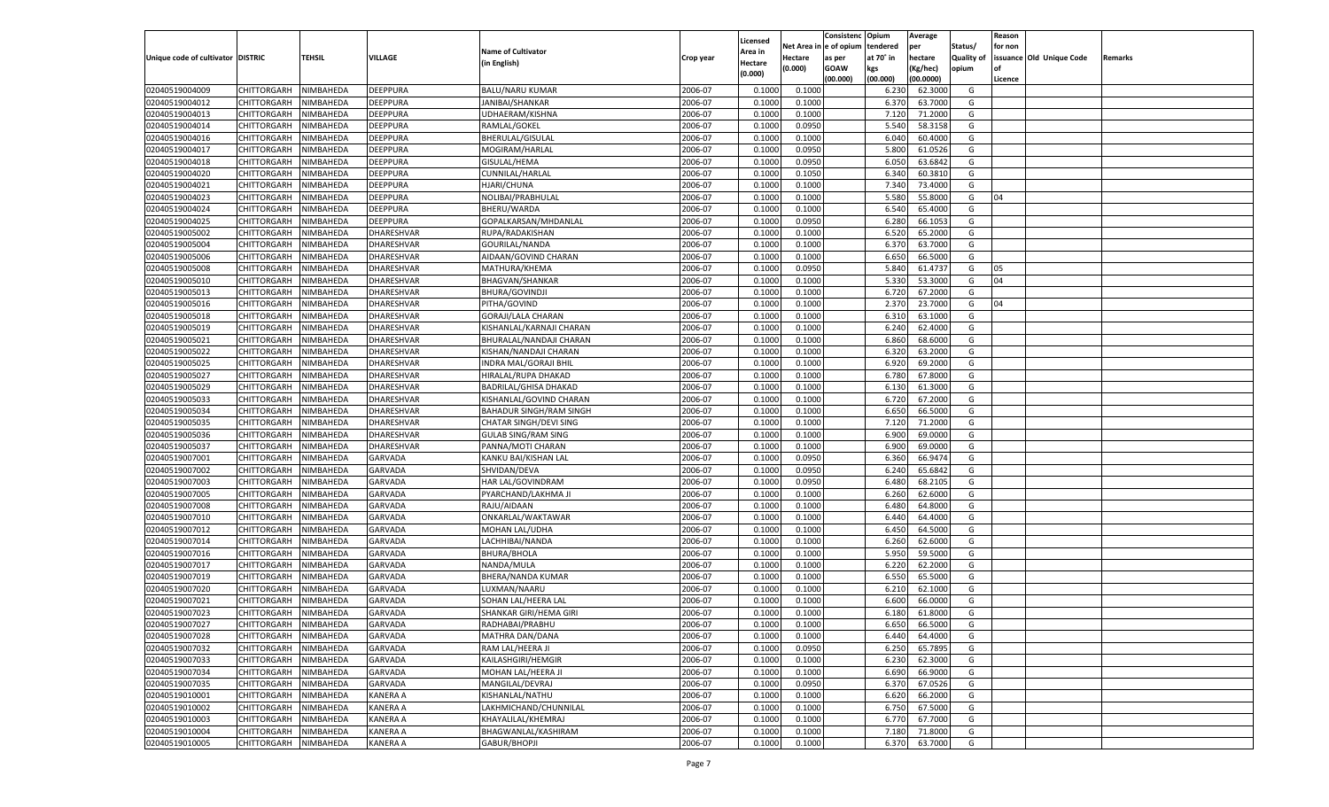| Unique code of cultivator | DISTRIC | TEHSIL | VILLAGE | Name of Cultivator (in English) | Crop year | Licensed Area in Hectare (0.000) | Net Area in Hectare (0.000) | Consistence of opium as per GOAW (00.000) | Opium tendered at 70° in kgs (00.000) | Average per hectare (Kg/hec) (00.0000) | Status/ Quality of opium | Reason for non issuance of Licence | Old Unique Code | Remarks |
|---|---|---|---|---|---|---|---|---|---|---|---|---|---|---|
| 02040519004009 | CHITTORGARH | NIMBAHEDA | DEEPPURA | BALU/NARU KUMAR | 2006-07 | 0.1000 | 0.1000 | | 6.230 | 62.3000 | G | | | |
| 02040519004012 | CHITTORGARH | NIMBAHEDA | DEEPPURA | JANIBAI/SHANKAR | 2006-07 | 0.1000 | 0.1000 | | 6.370 | 63.7000 | G | | | |
| 02040519004013 | CHITTORGARH | NIMBAHEDA | DEEPPURA | UDHAERAM/KISHNA | 2006-07 | 0.1000 | 0.1000 | | 7.120 | 71.2000 | G | | | |
| 02040519004014 | CHITTORGARH | NIMBAHEDA | DEEPPURA | RAMLAL/GOKEL | 2006-07 | 0.1000 | 0.0950 | | 5.540 | 58.3158 | G | | | |
| 02040519004016 | CHITTORGARH | NIMBAHEDA | DEEPPURA | BHERULAL/GISULAL | 2006-07 | 0.1000 | 0.1000 | | 6.040 | 60.4000 | G | | | |
| 02040519004017 | CHITTORGARH | NIMBAHEDA | DEEPPURA | MOGIRAM/HARLAL | 2006-07 | 0.1000 | 0.0950 | | 5.800 | 61.0526 | G | | | |
| 02040519004018 | CHITTORGARH | NIMBAHEDA | DEEPPURA | GISULAL/HEMA | 2006-07 | 0.1000 | 0.0950 | | 6.050 | 63.6842 | G | | | |
| 02040519004020 | CHITTORGARH | NIMBAHEDA | DEEPPURA | CUNNILAL/HARLAL | 2006-07 | 0.1000 | 0.1050 | | 6.340 | 60.3810 | G | | | |
| 02040519004021 | CHITTORGARH | NIMBAHEDA | DEEPPURA | HJARI/CHUNA | 2006-07 | 0.1000 | 0.1000 | | 7.340 | 73.4000 | G | | | |
| 02040519004023 | CHITTORGARH | NIMBAHEDA | DEEPPURA | NOLIBAI/PRABHULAL | 2006-07 | 0.1000 | 0.1000 | | 5.580 | 55.8000 | G | 04 | | |
| 02040519004024 | CHITTORGARH | NIMBAHEDA | DEEPPURA | BHERU/WARDA | 2006-07 | 0.1000 | 0.1000 | | 6.540 | 65.4000 | G | | | |
| 02040519004025 | CHITTORGARH | NIMBAHEDA | DEEPPURA | GOPALKARSAN/MHDANLAL | 2006-07 | 0.1000 | 0.0950 | | 6.280 | 66.1053 | G | | | |
| 02040519005002 | CHITTORGARH | NIMBAHEDA | DHARESHVAR | RUPA/RADAKISHAN | 2006-07 | 0.1000 | 0.1000 | | 6.520 | 65.2000 | G | | | |
| 02040519005004 | CHITTORGARH | NIMBAHEDA | DHARESHVAR | GOURILAL/NANDA | 2006-07 | 0.1000 | 0.1000 | | 6.370 | 63.7000 | G | | | |
| 02040519005006 | CHITTORGARH | NIMBAHEDA | DHARESHVAR | AIDAAN/GOVIND CHARAN | 2006-07 | 0.1000 | 0.1000 | | 6.650 | 66.5000 | G | | | |
| 02040519005008 | CHITTORGARH | NIMBAHEDA | DHARESHVAR | MATHURA/KHEMA | 2006-07 | 0.1000 | 0.0950 | | 5.840 | 61.4737 | G | 05 | | |
| 02040519005010 | CHITTORGARH | NIMBAHEDA | DHARESHVAR | BHAGVAN/SHANKAR | 2006-07 | 0.1000 | 0.1000 | | 5.330 | 53.3000 | G | 04 | | |
| 02040519005013 | CHITTORGARH | NIMBAHEDA | DHARESHVAR | BHURA/GOVINDJI | 2006-07 | 0.1000 | 0.1000 | | 6.720 | 67.2000 | G | | | |
| 02040519005016 | CHITTORGARH | NIMBAHEDA | DHARESHVAR | PITHA/GOVIND | 2006-07 | 0.1000 | 0.1000 | | 2.370 | 23.7000 | G | 04 | | |
| 02040519005018 | CHITTORGARH | NIMBAHEDA | DHARESHVAR | GORAJI/LALA CHARAN | 2006-07 | 0.1000 | 0.1000 | | 6.310 | 63.1000 | G | | | |
| 02040519005019 | CHITTORGARH | NIMBAHEDA | DHARESHVAR | KISHANLAL/KARNAJI CHARAN | 2006-07 | 0.1000 | 0.1000 | | 6.240 | 62.4000 | G | | | |
| 02040519005021 | CHITTORGARH | NIMBAHEDA | DHARESHVAR | BHURALAL/NANDAJI CHARAN | 2006-07 | 0.1000 | 0.1000 | | 6.860 | 68.6000 | G | | | |
| 02040519005022 | CHITTORGARH | NIMBAHEDA | DHARESHVAR | KISHAN/NANDAJI CHARAN | 2006-07 | 0.1000 | 0.1000 | | 6.320 | 63.2000 | G | | | |
| 02040519005025 | CHITTORGARH | NIMBAHEDA | DHARESHVAR | INDRA MAL/GORAJI BHIL | 2006-07 | 0.1000 | 0.1000 | | 6.920 | 69.2000 | G | | | |
| 02040519005027 | CHITTORGARH | NIMBAHEDA | DHARESHVAR | HIRALAL/RUPA DHAKAD | 2006-07 | 0.1000 | 0.1000 | | 6.780 | 67.8000 | G | | | |
| 02040519005029 | CHITTORGARH | NIMBAHEDA | DHARESHVAR | BADRILAL/GHISA DHAKAD | 2006-07 | 0.1000 | 0.1000 | | 6.130 | 61.3000 | G | | | |
| 02040519005033 | CHITTORGARH | NIMBAHEDA | DHARESHVAR | KISHANLAL/GOVIND CHARAN | 2006-07 | 0.1000 | 0.1000 | | 6.720 | 67.2000 | G | | | |
| 02040519005034 | CHITTORGARH | NIMBAHEDA | DHARESHVAR | BAHADUR SINGH/RAM SINGH | 2006-07 | 0.1000 | 0.1000 | | 6.650 | 66.5000 | G | | | |
| 02040519005035 | CHITTORGARH | NIMBAHEDA | DHARESHVAR | CHATAR SINGH/DEVI SING | 2006-07 | 0.1000 | 0.1000 | | 7.120 | 71.2000 | G | | | |
| 02040519005036 | CHITTORGARH | NIMBAHEDA | DHARESHVAR | GULAB SING/RAM SING | 2006-07 | 0.1000 | 0.1000 | | 6.900 | 69.0000 | G | | | |
| 02040519005037 | CHITTORGARH | NIMBAHEDA | DHARESHVAR | PANNA/MOTI CHARAN | 2006-07 | 0.1000 | 0.1000 | | 6.900 | 69.0000 | G | | | |
| 02040519007001 | CHITTORGARH | NIMBAHEDA | GARVADA | KANKU BAI/KISHAN LAL | 2006-07 | 0.1000 | 0.0950 | | 6.360 | 66.9474 | G | | | |
| 02040519007002 | CHITTORGARH | NIMBAHEDA | GARVADA | SHVIDAN/DEVA | 2006-07 | 0.1000 | 0.0950 | | 6.240 | 65.6842 | G | | | |
| 02040519007003 | CHITTORGARH | NIMBAHEDA | GARVADA | HAR LAL/GOVINDRAM | 2006-07 | 0.1000 | 0.0950 | | 6.480 | 68.2105 | G | | | |
| 02040519007005 | CHITTORGARH | NIMBAHEDA | GARVADA | PYARCHAND/LAKHMA JI | 2006-07 | 0.1000 | 0.1000 | | 6.260 | 62.6000 | G | | | |
| 02040519007008 | CHITTORGARH | NIMBAHEDA | GARVADA | RAJU/AIDAAN | 2006-07 | 0.1000 | 0.1000 | | 6.480 | 64.8000 | G | | | |
| 02040519007010 | CHITTORGARH | NIMBAHEDA | GARVADA | ONKARLAL/WAKTAWAR | 2006-07 | 0.1000 | 0.1000 | | 6.440 | 64.4000 | G | | | |
| 02040519007012 | CHITTORGARH | NIMBAHEDA | GARVADA | MOHAN LAL/UDHA | 2006-07 | 0.1000 | 0.1000 | | 6.450 | 64.5000 | G | | | |
| 02040519007014 | CHITTORGARH | NIMBAHEDA | GARVADA | LACHHIBAI/NANDA | 2006-07 | 0.1000 | 0.1000 | | 6.260 | 62.6000 | G | | | |
| 02040519007016 | CHITTORGARH | NIMBAHEDA | GARVADA | BHURA/BHOLA | 2006-07 | 0.1000 | 0.1000 | | 5.950 | 59.5000 | G | | | |
| 02040519007017 | CHITTORGARH | NIMBAHEDA | GARVADA | NANDA/MULA | 2006-07 | 0.1000 | 0.1000 | | 6.220 | 62.2000 | G | | | |
| 02040519007019 | CHITTORGARH | NIMBAHEDA | GARVADA | BHERA/NANDA KUMAR | 2006-07 | 0.1000 | 0.1000 | | 6.550 | 65.5000 | G | | | |
| 02040519007020 | CHITTORGARH | NIMBAHEDA | GARVADA | LUXMAN/NAARU | 2006-07 | 0.1000 | 0.1000 | | 6.210 | 62.1000 | G | | | |
| 02040519007021 | CHITTORGARH | NIMBAHEDA | GARVADA | SOHAN LAL/HEERA LAL | 2006-07 | 0.1000 | 0.1000 | | 6.600 | 66.0000 | G | | | |
| 02040519007023 | CHITTORGARH | NIMBAHEDA | GARVADA | SHANKAR GIRI/HEMA GIRI | 2006-07 | 0.1000 | 0.1000 | | 6.180 | 61.8000 | G | | | |
| 02040519007027 | CHITTORGARH | NIMBAHEDA | GARVADA | RADHABAI/PRABHU | 2006-07 | 0.1000 | 0.1000 | | 6.650 | 66.5000 | G | | | |
| 02040519007028 | CHITTORGARH | NIMBAHEDA | GARVADA | MATHRA DAN/DANA | 2006-07 | 0.1000 | 0.1000 | | 6.440 | 64.4000 | G | | | |
| 02040519007032 | CHITTORGARH | NIMBAHEDA | GARVADA | RAM LAL/HEERA JI | 2006-07 | 0.1000 | 0.0950 | | 6.250 | 65.7895 | G | | | |
| 02040519007033 | CHITTORGARH | NIMBAHEDA | GARVADA | KAILASHGIRI/HEMGIR | 2006-07 | 0.1000 | 0.1000 | | 6.230 | 62.3000 | G | | | |
| 02040519007034 | CHITTORGARH | NIMBAHEDA | GARVADA | MOHAN LAL/HEERA JI | 2006-07 | 0.1000 | 0.1000 | | 6.690 | 66.9000 | G | | | |
| 02040519007035 | CHITTORGARH | NIMBAHEDA | GARVADA | MANGILAL/DEVRAJ | 2006-07 | 0.1000 | 0.0950 | | 6.370 | 67.0526 | G | | | |
| 02040519010001 | CHITTORGARH | NIMBAHEDA | KANERA A | KISHANLAL/NATHU | 2006-07 | 0.1000 | 0.1000 | | 6.620 | 66.2000 | G | | | |
| 02040519010002 | CHITTORGARH | NIMBAHEDA | KANERA A | LAKHMICHAND/CHUNNILAL | 2006-07 | 0.1000 | 0.1000 | | 6.750 | 67.5000 | G | | | |
| 02040519010003 | CHITTORGARH | NIMBAHEDA | KANERA A | KHAYALILAL/KHEMRAJ | 2006-07 | 0.1000 | 0.1000 | | 6.770 | 67.7000 | G | | | |
| 02040519010004 | CHITTORGARH | NIMBAHEDA | KANERA A | BHAGWANLAL/KASHIRAM | 2006-07 | 0.1000 | 0.1000 | | 7.180 | 71.8000 | G | | | |
| 02040519010005 | CHITTORGARH | NIMBAHEDA | KANERA A | GABUR/BHOPJI | 2006-07 | 0.1000 | 0.1000 | | 6.370 | 63.7000 | G | | | |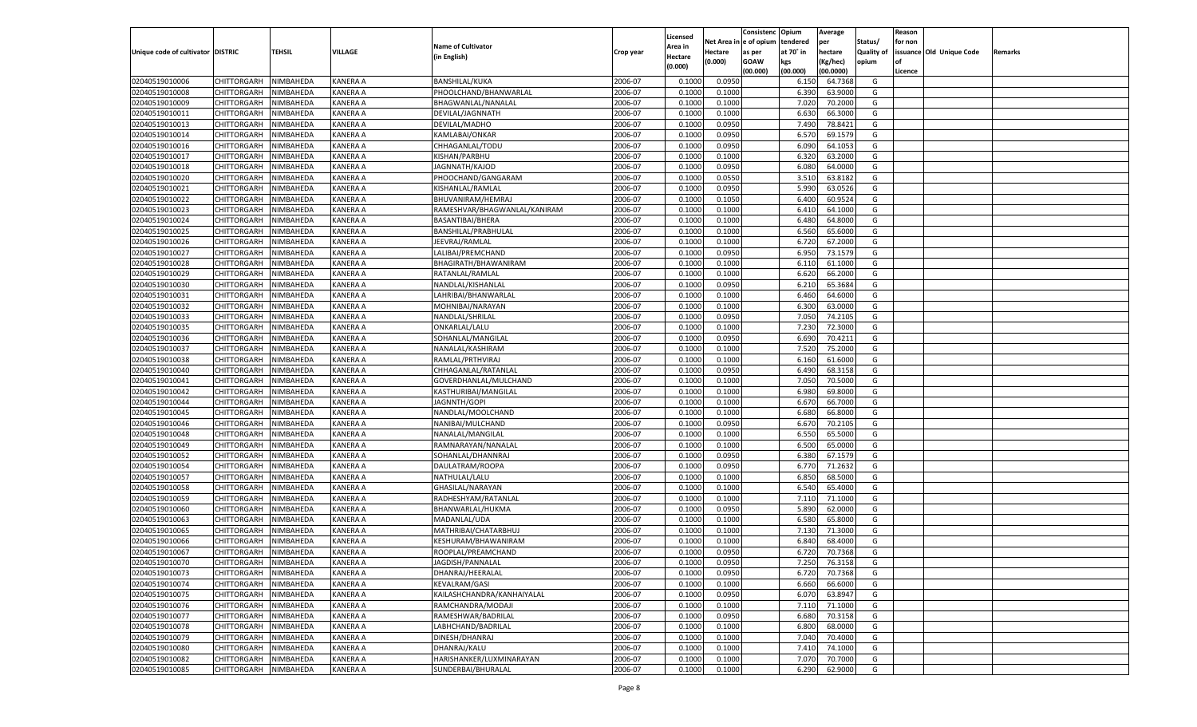| Unique code of cultivator | DISTRIC | TEHSIL | VILLAGE | Name of Cultivator (in English) | Crop year | Licensed Area in Hectare (0.000) | Net Area in Hectare (0.000) | Consistenc e of opium as per GOAW (00.000) | Opium tendered at 70˚ in kgs (00.000) | Average per hectare (Kg/hec) (00.0000) | Status/ Quality of opium | Reason for non issuance of Licence | Old Unique Code | Remarks |
|---|---|---|---|---|---|---|---|---|---|---|---|---|---|---|
| 02040519010006 | CHITTORGARH | NIMBAHEDA | KANERA A | BANSHILAL/KUKA | 2006-07 | 0.1000 | 0.0950 | | 6.150 | 64.7368 | G | | | |
| 02040519010008 | CHITTORGARH | NIMBAHEDA | KANERA A | PHOOLCHAND/BHANWARLAL | 2006-07 | 0.1000 | 0.1000 | | 6.390 | 63.9000 | G | | | |
| 02040519010009 | CHITTORGARH | NIMBAHEDA | KANERA A | BHAGWANLAL/NANALAL | 2006-07 | 0.1000 | 0.1000 | | 7.020 | 70.2000 | G | | | |
| 02040519010011 | CHITTORGARH | NIMBAHEDA | KANERA A | DEVILAL/JAGNNATH | 2006-07 | 0.1000 | 0.1000 | | 6.630 | 66.3000 | G | | | |
| 02040519010013 | CHITTORGARH | NIMBAHEDA | KANERA A | DEVILAL/MADHO | 2006-07 | 0.1000 | 0.0950 | | 7.490 | 78.8421 | G | | | |
| 02040519010014 | CHITTORGARH | NIMBAHEDA | KANERA A | KAMLABAI/ONKAR | 2006-07 | 0.1000 | 0.0950 | | 6.570 | 69.1579 | G | | | |
| 02040519010016 | CHITTORGARH | NIMBAHEDA | KANERA A | CHHAGANLAL/TODU | 2006-07 | 0.1000 | 0.0950 | | 6.090 | 64.1053 | G | | | |
| 02040519010017 | CHITTORGARH | NIMBAHEDA | KANERA A | KISHAN/PARBHU | 2006-07 | 0.1000 | 0.1000 | | 6.320 | 63.2000 | G | | | |
| 02040519010018 | CHITTORGARH | NIMBAHEDA | KANERA A | JAGNNATH/KAJOD | 2006-07 | 0.1000 | 0.0950 | | 6.080 | 64.0000 | G | | | |
| 02040519010020 | CHITTORGARH | NIMBAHEDA | KANERA A | PHOOCHAND/GANGARAM | 2006-07 | 0.1000 | 0.0550 | | 3.510 | 63.8182 | G | | | |
| 02040519010021 | CHITTORGARH | NIMBAHEDA | KANERA A | KISHANLAL/RAMLAL | 2006-07 | 0.1000 | 0.0950 | | 5.990 | 63.0526 | G | | | |
| 02040519010022 | CHITTORGARH | NIMBAHEDA | KANERA A | BHUVANIRAM/HEMRAJ | 2006-07 | 0.1000 | 0.1050 | | 6.400 | 60.9524 | G | | | |
| 02040519010023 | CHITTORGARH | NIMBAHEDA | KANERA A | RAMESHVAR/BHAGWANLAL/KANIRAM | 2006-07 | 0.1000 | 0.1000 | | 6.410 | 64.1000 | G | | | |
| 02040519010024 | CHITTORGARH | NIMBAHEDA | KANERA A | BASANTIBAI/BHERA | 2006-07 | 0.1000 | 0.1000 | | 6.480 | 64.8000 | G | | | |
| 02040519010025 | CHITTORGARH | NIMBAHEDA | KANERA A | BANSHILAL/PRABHULAL | 2006-07 | 0.1000 | 0.1000 | | 6.560 | 65.6000 | G | | | |
| 02040519010026 | CHITTORGARH | NIMBAHEDA | KANERA A | JEEVRAJ/RAMLAL | 2006-07 | 0.1000 | 0.1000 | | 6.720 | 67.2000 | G | | | |
| 02040519010027 | CHITTORGARH | NIMBAHEDA | KANERA A | LALIBAI/PREMCHAND | 2006-07 | 0.1000 | 0.0950 | | 6.950 | 73.1579 | G | | | |
| 02040519010028 | CHITTORGARH | NIMBAHEDA | KANERA A | BHAGIRATH/BHAWANIRAM | 2006-07 | 0.1000 | 0.1000 | | 6.110 | 61.1000 | G | | | |
| 02040519010029 | CHITTORGARH | NIMBAHEDA | KANERA A | RATANLAL/RAMLAL | 2006-07 | 0.1000 | 0.1000 | | 6.620 | 66.2000 | G | | | |
| 02040519010030 | CHITTORGARH | NIMBAHEDA | KANERA A | NANDLAL/KISHANLAL | 2006-07 | 0.1000 | 0.0950 | | 6.210 | 65.3684 | G | | | |
| 02040519010031 | CHITTORGARH | NIMBAHEDA | KANERA A | LAHRIBAI/BHANWARLAL | 2006-07 | 0.1000 | 0.1000 | | 6.460 | 64.6000 | G | | | |
| 02040519010032 | CHITTORGARH | NIMBAHEDA | KANERA A | MOHNIBAI/NARAYAN | 2006-07 | 0.1000 | 0.1000 | | 6.300 | 63.0000 | G | | | |
| 02040519010033 | CHITTORGARH | NIMBAHEDA | KANERA A | NANDLAL/SHRILAL | 2006-07 | 0.1000 | 0.0950 | | 7.050 | 74.2105 | G | | | |
| 02040519010035 | CHITTORGARH | NIMBAHEDA | KANERA A | ONKARLAL/LALU | 2006-07 | 0.1000 | 0.1000 | | 7.230 | 72.3000 | G | | | |
| 02040519010036 | CHITTORGARH | NIMBAHEDA | KANERA A | SOHANLAL/MANGILAL | 2006-07 | 0.1000 | 0.0950 | | 6.690 | 70.4211 | G | | | |
| 02040519010037 | CHITTORGARH | NIMBAHEDA | KANERA A | NANALAL/KASHIRAM | 2006-07 | 0.1000 | 0.1000 | | 7.520 | 75.2000 | G | | | |
| 02040519010038 | CHITTORGARH | NIMBAHEDA | KANERA A | RAMLAL/PRTHVIRAJ | 2006-07 | 0.1000 | 0.1000 | | 6.160 | 61.6000 | G | | | |
| 02040519010040 | CHITTORGARH | NIMBAHEDA | KANERA A | CHHAGANLAL/RATANLAL | 2006-07 | 0.1000 | 0.0950 | | 6.490 | 68.3158 | G | | | |
| 02040519010041 | CHITTORGARH | NIMBAHEDA | KANERA A | GOVERDHANLAL/MULCHAND | 2006-07 | 0.1000 | 0.1000 | | 7.050 | 70.5000 | G | | | |
| 02040519010042 | CHITTORGARH | NIMBAHEDA | KANERA A | KASTHURIBAI/MANGILAL | 2006-07 | 0.1000 | 0.1000 | | 6.980 | 69.8000 | G | | | |
| 02040519010044 | CHITTORGARH | NIMBAHEDA | KANERA A | JAGNNTH/GOPI | 2006-07 | 0.1000 | 0.1000 | | 6.670 | 66.7000 | G | | | |
| 02040519010045 | CHITTORGARH | NIMBAHEDA | KANERA A | NANDLAL/MOOLCHAND | 2006-07 | 0.1000 | 0.1000 | | 6.680 | 66.8000 | G | | | |
| 02040519010046 | CHITTORGARH | NIMBAHEDA | KANERA A | NANIBAI/MULCHAND | 2006-07 | 0.1000 | 0.0950 | | 6.670 | 70.2105 | G | | | |
| 02040519010048 | CHITTORGARH | NIMBAHEDA | KANERA A | NANALAL/MANGILAL | 2006-07 | 0.1000 | 0.1000 | | 6.550 | 65.5000 | G | | | |
| 02040519010049 | CHITTORGARH | NIMBAHEDA | KANERA A | RAMNARAYAN/NANALAL | 2006-07 | 0.1000 | 0.1000 | | 6.500 | 65.0000 | G | | | |
| 02040519010052 | CHITTORGARH | NIMBAHEDA | KANERA A | SOHANLAL/DHANNRAJ | 2006-07 | 0.1000 | 0.0950 | | 6.380 | 67.1579 | G | | | |
| 02040519010054 | CHITTORGARH | NIMBAHEDA | KANERA A | DAULATRAM/ROOPA | 2006-07 | 0.1000 | 0.0950 | | 6.770 | 71.2632 | G | | | |
| 02040519010057 | CHITTORGARH | NIMBAHEDA | KANERA A | NATHULAL/LALU | 2006-07 | 0.1000 | 0.1000 | | 6.850 | 68.5000 | G | | | |
| 02040519010058 | CHITTORGARH | NIMBAHEDA | KANERA A | GHASILAL/NARAYAN | 2006-07 | 0.1000 | 0.1000 | | 6.540 | 65.4000 | G | | | |
| 02040519010059 | CHITTORGARH | NIMBAHEDA | KANERA A | RADHESHYAM/RATANLAL | 2006-07 | 0.1000 | 0.1000 | | 7.110 | 71.1000 | G | | | |
| 02040519010060 | CHITTORGARH | NIMBAHEDA | KANERA A | BHANWARLAL/HUKMA | 2006-07 | 0.1000 | 0.0950 | | 5.890 | 62.0000 | G | | | |
| 02040519010063 | CHITTORGARH | NIMBAHEDA | KANERA A | MADANLAL/UDA | 2006-07 | 0.1000 | 0.1000 | | 6.580 | 65.8000 | G | | | |
| 02040519010065 | CHITTORGARH | NIMBAHEDA | KANERA A | MATHRIBAI/CHATARBHUJ | 2006-07 | 0.1000 | 0.1000 | | 7.130 | 71.3000 | G | | | |
| 02040519010066 | CHITTORGARH | NIMBAHEDA | KANERA A | KESHURAM/BHAWANIRAM | 2006-07 | 0.1000 | 0.1000 | | 6.840 | 68.4000 | G | | | |
| 02040519010067 | CHITTORGARH | NIMBAHEDA | KANERA A | ROOPLAL/PREAMCHAND | 2006-07 | 0.1000 | 0.0950 | | 6.720 | 70.7368 | G | | | |
| 02040519010070 | CHITTORGARH | NIMBAHEDA | KANERA A | JAGDISH/PANNALAL | 2006-07 | 0.1000 | 0.0950 | | 7.250 | 76.3158 | G | | | |
| 02040519010073 | CHITTORGARH | NIMBAHEDA | KANERA A | DHANRAJ/HEERALAL | 2006-07 | 0.1000 | 0.0950 | | 6.720 | 70.7368 | G | | | |
| 02040519010074 | CHITTORGARH | NIMBAHEDA | KANERA A | KEVALRAM/GASI | 2006-07 | 0.1000 | 0.1000 | | 6.660 | 66.6000 | G | | | |
| 02040519010075 | CHITTORGARH | NIMBAHEDA | KANERA A | KAILASHCHANDRA/KANHAIYALAL | 2006-07 | 0.1000 | 0.0950 | | 6.070 | 63.8947 | G | | | |
| 02040519010076 | CHITTORGARH | NIMBAHEDA | KANERA A | RAMCHANDRA/MODAJI | 2006-07 | 0.1000 | 0.1000 | | 7.110 | 71.1000 | G | | | |
| 02040519010077 | CHITTORGARH | NIMBAHEDA | KANERA A | RAMESHWAR/BADRILAL | 2006-07 | 0.1000 | 0.0950 | | 6.680 | 70.3158 | G | | | |
| 02040519010078 | CHITTORGARH | NIMBAHEDA | KANERA A | LABHCHAND/BADRILAL | 2006-07 | 0.1000 | 0.1000 | | 6.800 | 68.0000 | G | | | |
| 02040519010079 | CHITTORGARH | NIMBAHEDA | KANERA A | DINESH/DHANRAJ | 2006-07 | 0.1000 | 0.1000 | | 7.040 | 70.4000 | G | | | |
| 02040519010080 | CHITTORGARH | NIMBAHEDA | KANERA A | DHANRAJ/KALU | 2006-07 | 0.1000 | 0.1000 | | 7.410 | 74.1000 | G | | | |
| 02040519010082 | CHITTORGARH | NIMBAHEDA | KANERA A | HARISHANKER/LUXMINARAYAN | 2006-07 | 0.1000 | 0.1000 | | 7.070 | 70.7000 | G | | | |
| 02040519010085 | CHITTORGARH | NIMBAHEDA | KANERA A | SUNDERBAI/BHURALAL | 2006-07 | 0.1000 | 0.1000 | | 6.290 | 62.9000 | G | | | |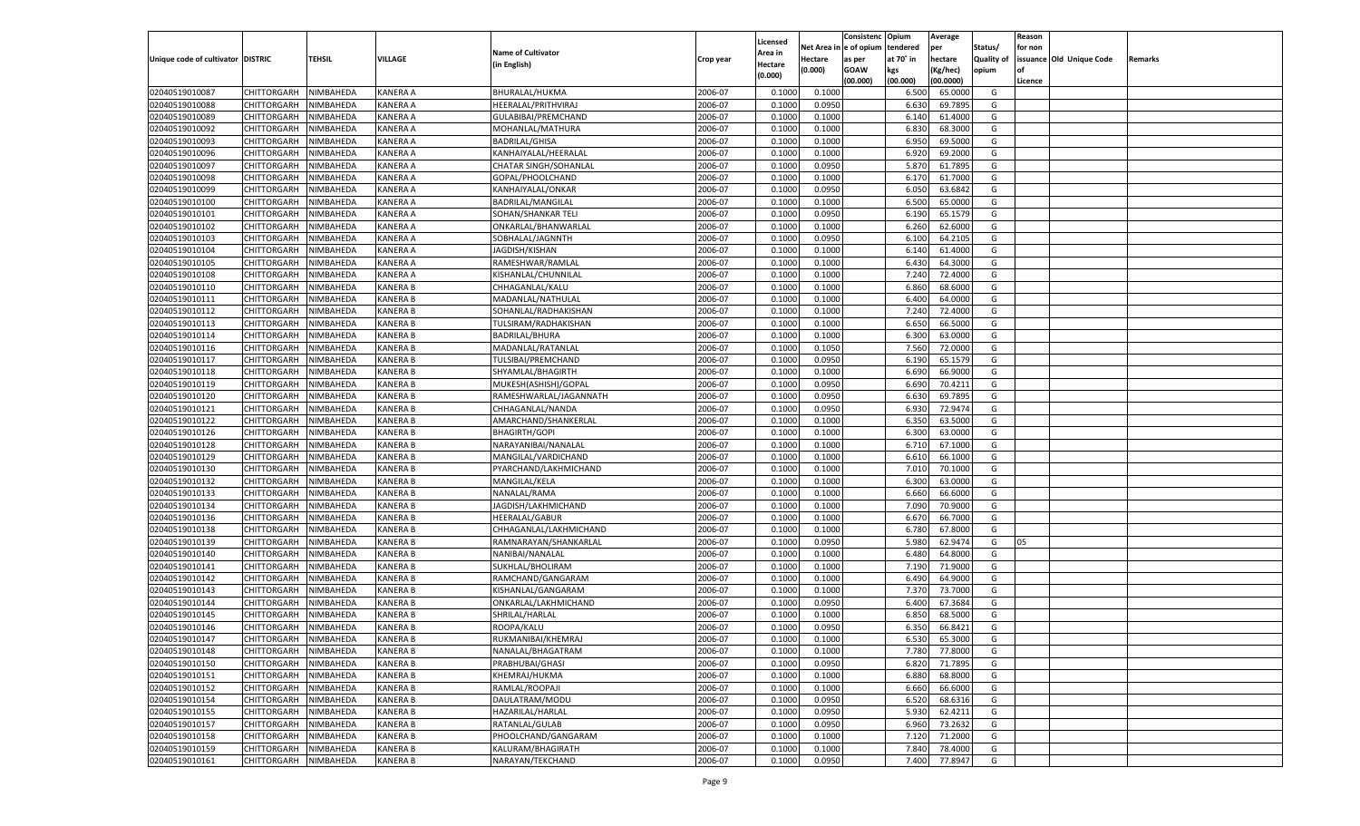| Unique code of cultivator | DISTRIC | TEHSIL | VILLAGE | Name of Cultivator (in English) | Crop year | Licensed Area in Hectare (0.000) | Net Area in Hectare (0.000) | Consistenc e of opium as per GOAW (00.000) | Opium tendered at 70° in kgs (00.000) | Average per hectare (Kg/hec) (00.0000) | Status/ Quality of opium | Reason for non issuance of Licence | Old Unique Code | Remarks |
|---|---|---|---|---|---|---|---|---|---|---|---|---|---|---|
| 02040519010087 | CHITTORGARH | NIMBAHEDA | KANERA A | BHURALAL/HUKMA | 2006-07 | 0.1000 | 0.1000 | | 6.500 | 65.0000 | G | | | |
| 02040519010088 | CHITTORGARH | NIMBAHEDA | KANERA A | HEERALAL/PRITHVIRAJ | 2006-07 | 0.1000 | 0.0950 | | 6.630 | 69.7895 | G | | | |
| 02040519010089 | CHITTORGARH | NIMBAHEDA | KANERA A | GULABIBAI/PREMCHAND | 2006-07 | 0.1000 | 0.1000 | | 6.140 | 61.4000 | G | | | |
| 02040519010092 | CHITTORGARH | NIMBAHEDA | KANERA A | MOHANLAL/MATHURA | 2006-07 | 0.1000 | 0.1000 | | 6.830 | 68.3000 | G | | | |
| 02040519010093 | CHITTORGARH | NIMBAHEDA | KANERA A | BADRILAL/GHISA | 2006-07 | 0.1000 | 0.1000 | | 6.950 | 69.5000 | G | | | |
| 02040519010096 | CHITTORGARH | NIMBAHEDA | KANERA A | KANHAIYALAL/HEERALAL | 2006-07 | 0.1000 | 0.1000 | | 6.920 | 69.2000 | G | | | |
| 02040519010097 | CHITTORGARH | NIMBAHEDA | KANERA A | CHATAR SINGH/SOHANLAL | 2006-07 | 0.1000 | 0.0950 | | 5.870 | 61.7895 | G | | | |
| 02040519010098 | CHITTORGARH | NIMBAHEDA | KANERA A | GOPAL/PHOOLCHAND | 2006-07 | 0.1000 | 0.1000 | | 6.170 | 61.7000 | G | | | |
| 02040519010099 | CHITTORGARH | NIMBAHEDA | KANERA A | KANHAIYALAL/ONKAR | 2006-07 | 0.1000 | 0.0950 | | 6.050 | 63.6842 | G | | | |
| 02040519010100 | CHITTORGARH | NIMBAHEDA | KANERA A | BADRILAL/MANGILAL | 2006-07 | 0.1000 | 0.1000 | | 6.500 | 65.0000 | G | | | |
| 02040519010101 | CHITTORGARH | NIMBAHEDA | KANERA A | SOHAN/SHANKAR TELI | 2006-07 | 0.1000 | 0.0950 | | 6.190 | 65.1579 | G | | | |
| 02040519010102 | CHITTORGARH | NIMBAHEDA | KANERA A | ONKARLAL/BHANWARLAL | 2006-07 | 0.1000 | 0.1000 | | 6.260 | 62.6000 | G | | | |
| 02040519010103 | CHITTORGARH | NIMBAHEDA | KANERA A | SOBHALAL/JAGNNTH | 2006-07 | 0.1000 | 0.0950 | | 6.100 | 64.2105 | G | | | |
| 02040519010104 | CHITTORGARH | NIMBAHEDA | KANERA A | JAGDISH/KISHAN | 2006-07 | 0.1000 | 0.1000 | | 6.140 | 61.4000 | G | | | |
| 02040519010105 | CHITTORGARH | NIMBAHEDA | KANERA A | RAMESHWAR/RAMLAL | 2006-07 | 0.1000 | 0.1000 | | 6.430 | 64.3000 | G | | | |
| 02040519010108 | CHITTORGARH | NIMBAHEDA | KANERA A | KISHANLAL/CHUNNILAL | 2006-07 | 0.1000 | 0.1000 | | 7.240 | 72.4000 | G | | | |
| 02040519010110 | CHITTORGARH | NIMBAHEDA | KANERA B | CHHAGANLAL/KALU | 2006-07 | 0.1000 | 0.1000 | | 6.860 | 68.6000 | G | | | |
| 02040519010111 | CHITTORGARH | NIMBAHEDA | KANERA B | MADANLAL/NATHULAL | 2006-07 | 0.1000 | 0.1000 | | 6.400 | 64.0000 | G | | | |
| 02040519010112 | CHITTORGARH | NIMBAHEDA | KANERA B | SOHANLAL/RADHAKISHAN | 2006-07 | 0.1000 | 0.1000 | | 7.240 | 72.4000 | G | | | |
| 02040519010113 | CHITTORGARH | NIMBAHEDA | KANERA B | TULSIRAM/RADHAKISHAN | 2006-07 | 0.1000 | 0.1000 | | 6.650 | 66.5000 | G | | | |
| 02040519010114 | CHITTORGARH | NIMBAHEDA | KANERA B | BADRILAL/BHURA | 2006-07 | 0.1000 | 0.1000 | | 6.300 | 63.0000 | G | | | |
| 02040519010116 | CHITTORGARH | NIMBAHEDA | KANERA B | MADANLAL/RATANLAL | 2006-07 | 0.1000 | 0.1050 | | 7.560 | 72.0000 | G | | | |
| 02040519010117 | CHITTORGARH | NIMBAHEDA | KANERA B | TULSIBAI/PREMCHAND | 2006-07 | 0.1000 | 0.0950 | | 6.190 | 65.1579 | G | | | |
| 02040519010118 | CHITTORGARH | NIMBAHEDA | KANERA B | SHYAMLAL/BHAGIRTH | 2006-07 | 0.1000 | 0.1000 | | 6.690 | 66.9000 | G | | | |
| 02040519010119 | CHITTORGARH | NIMBAHEDA | KANERA B | MUKESH(ASHISH)/GOPAL | 2006-07 | 0.1000 | 0.0950 | | 6.690 | 70.4211 | G | | | |
| 02040519010120 | CHITTORGARH | NIMBAHEDA | KANERA B | RAMESHWARLAL/JAGANNATH | 2006-07 | 0.1000 | 0.0950 | | 6.630 | 69.7895 | G | | | |
| 02040519010121 | CHITTORGARH | NIMBAHEDA | KANERA B | CHHAGANLAL/NANDA | 2006-07 | 0.1000 | 0.0950 | | 6.930 | 72.9474 | G | | | |
| 02040519010122 | CHITTORGARH | NIMBAHEDA | KANERA B | AMARCHAND/SHANKERLAL | 2006-07 | 0.1000 | 0.1000 | | 6.350 | 63.5000 | G | | | |
| 02040519010126 | CHITTORGARH | NIMBAHEDA | KANERA B | BHAGIRTH/GOPI | 2006-07 | 0.1000 | 0.1000 | | 6.300 | 63.0000 | G | | | |
| 02040519010128 | CHITTORGARH | NIMBAHEDA | KANERA B | NARAYANIBAI/NANALAL | 2006-07 | 0.1000 | 0.1000 | | 6.710 | 67.1000 | G | | | |
| 02040519010129 | CHITTORGARH | NIMBAHEDA | KANERA B | MANGILAL/VARDICHAND | 2006-07 | 0.1000 | 0.1000 | | 6.610 | 66.1000 | G | | | |
| 02040519010130 | CHITTORGARH | NIMBAHEDA | KANERA B | PYARCHAND/LAKHMICHAND | 2006-07 | 0.1000 | 0.1000 | | 7.010 | 70.1000 | G | | | |
| 02040519010132 | CHITTORGARH | NIMBAHEDA | KANERA B | MANGILAL/KELA | 2006-07 | 0.1000 | 0.1000 | | 6.300 | 63.0000 | G | | | |
| 02040519010133 | CHITTORGARH | NIMBAHEDA | KANERA B | NANALAL/RAMA | 2006-07 | 0.1000 | 0.1000 | | 6.660 | 66.6000 | G | | | |
| 02040519010134 | CHITTORGARH | NIMBAHEDA | KANERA B | JAGDISH/LAKHMICHAND | 2006-07 | 0.1000 | 0.1000 | | 7.090 | 70.9000 | G | | | |
| 02040519010136 | CHITTORGARH | NIMBAHEDA | KANERA B | HEERALAL/GABUR | 2006-07 | 0.1000 | 0.1000 | | 6.670 | 66.7000 | G | | | |
| 02040519010138 | CHITTORGARH | NIMBAHEDA | KANERA B | CHHAGANLAL/LAKHMICHAND | 2006-07 | 0.1000 | 0.1000 | | 6.780 | 67.8000 | G | | | |
| 02040519010139 | CHITTORGARH | NIMBAHEDA | KANERA B | RAMNARAYAN/SHANKARLAL | 2006-07 | 0.1000 | 0.0950 | | 5.980 | 62.9474 | G | 05 | | |
| 02040519010140 | CHITTORGARH | NIMBAHEDA | KANERA B | NANIBAI/NANALAL | 2006-07 | 0.1000 | 0.1000 | | 6.480 | 64.8000 | G | | | |
| 02040519010141 | CHITTORGARH | NIMBAHEDA | KANERA B | SUKHLAL/BHOLIRAM | 2006-07 | 0.1000 | 0.1000 | | 7.190 | 71.9000 | G | | | |
| 02040519010142 | CHITTORGARH | NIMBAHEDA | KANERA B | RAMCHAND/GANGARAM | 2006-07 | 0.1000 | 0.1000 | | 6.490 | 64.9000 | G | | | |
| 02040519010143 | CHITTORGARH | NIMBAHEDA | KANERA B | KISHANLAL/GANGARAM | 2006-07 | 0.1000 | 0.1000 | | 7.370 | 73.7000 | G | | | |
| 02040519010144 | CHITTORGARH | NIMBAHEDA | KANERA B | ONKARLAL/LAKHMICHAND | 2006-07 | 0.1000 | 0.0950 | | 6.400 | 67.3684 | G | | | |
| 02040519010145 | CHITTORGARH | NIMBAHEDA | KANERA B | SHRILAL/HARLAL | 2006-07 | 0.1000 | 0.1000 | | 6.850 | 68.5000 | G | | | |
| 02040519010146 | CHITTORGARH | NIMBAHEDA | KANERA B | ROOPA/KALU | 2006-07 | 0.1000 | 0.0950 | | 6.350 | 66.8421 | G | | | |
| 02040519010147 | CHITTORGARH | NIMBAHEDA | KANERA B | RUKMANIBAI/KHEMRAJ | 2006-07 | 0.1000 | 0.1000 | | 6.530 | 65.3000 | G | | | |
| 02040519010148 | CHITTORGARH | NIMBAHEDA | KANERA B | NANALAL/BHAGATRAM | 2006-07 | 0.1000 | 0.1000 | | 7.780 | 77.8000 | G | | | |
| 02040519010150 | CHITTORGARH | NIMBAHEDA | KANERA B | PRABHUBAI/GHASI | 2006-07 | 0.1000 | 0.0950 | | 6.820 | 71.7895 | G | | | |
| 02040519010151 | CHITTORGARH | NIMBAHEDA | KANERA B | KHEMRAJ/HUKMA | 2006-07 | 0.1000 | 0.1000 | | 6.880 | 68.8000 | G | | | |
| 02040519010152 | CHITTORGARH | NIMBAHEDA | KANERA B | RAMLAL/ROOPAJI | 2006-07 | 0.1000 | 0.1000 | | 6.660 | 66.6000 | G | | | |
| 02040519010154 | CHITTORGARH | NIMBAHEDA | KANERA B | DAULATRAM/MODU | 2006-07 | 0.1000 | 0.0950 | | 6.520 | 68.6316 | G | | | |
| 02040519010155 | CHITTORGARH | NIMBAHEDA | KANERA B | HAZARILAL/HARLAL | 2006-07 | 0.1000 | 0.0950 | | 5.930 | 62.4211 | G | | | |
| 02040519010157 | CHITTORGARH | NIMBAHEDA | KANERA B | RATANLAL/GULAB | 2006-07 | 0.1000 | 0.0950 | | 6.960 | 73.2632 | G | | | |
| 02040519010158 | CHITTORGARH | NIMBAHEDA | KANERA B | PHOOLCHAND/GANGARAM | 2006-07 | 0.1000 | 0.1000 | | 7.120 | 71.2000 | G | | | |
| 02040519010159 | CHITTORGARH | NIMBAHEDA | KANERA B | KALURAM/BHAGIRATH | 2006-07 | 0.1000 | 0.1000 | | 7.840 | 78.4000 | G | | | |
| 02040519010161 | CHITTORGARH | NIMBAHEDA | KANERA B | NARAYAN/TEKCHAND | 2006-07 | 0.1000 | 0.0950 | | 7.400 | 77.8947 | G | | | |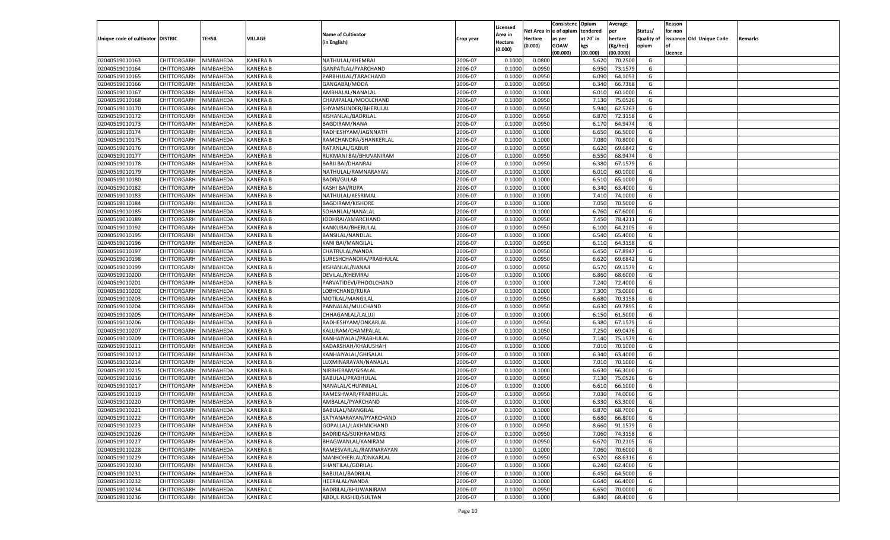| Unique code of cultivator | DISTRIC | TEHSIL | VILLAGE | Name of Cultivator (in English) | Crop year | Licensed Area in Hectare (0.000) | Net Area in Hectare (0.000) | Consistenc e of opium as per GOAW (00.000) | Opium tendered at 70° in kgs (00.000) | Average per hectare (Kg/hec) (00.0000) | Status/ Quality of opium | Reason for non issuance of Licence | Old Unique Code | Remarks |
|---|---|---|---|---|---|---|---|---|---|---|---|---|---|---|
| 02040519010163 | CHITTORGARH | NIMBAHEDA | KANERA B | NATHULAL/KHEMRAJ | 2006-07 | 0.1000 | 0.0800 | | 5.620 | 70.2500 | G | | | |
| 02040519010164 | CHITTORGARH | NIMBAHEDA | KANERA B | GANPATLAL/PYARCHAND | 2006-07 | 0.1000 | 0.0950 | | 6.950 | 73.1579 | G | | | |
| 02040519010165 | CHITTORGARH | NIMBAHEDA | KANERA B | PARBHULAL/TARACHAND | 2006-07 | 0.1000 | 0.0950 | | 6.090 | 64.1053 | G | | | |
| 02040519010166 | CHITTORGARH | NIMBAHEDA | KANERA B | GANGABAI/MODA | 2006-07 | 0.1000 | 0.0950 | | 6.340 | 66.7368 | G | | | |
| 02040519010167 | CHITTORGARH | NIMBAHEDA | KANERA B | AMBHALAL/NANALAL | 2006-07 | 0.1000 | 0.1000 | | 6.010 | 60.1000 | G | | | |
| 02040519010168 | CHITTORGARH | NIMBAHEDA | KANERA B | CHAMPALAL/MOOLCHAND | 2006-07 | 0.1000 | 0.0950 | | 7.130 | 75.0526 | G | | | |
| 02040519010170 | CHITTORGARH | NIMBAHEDA | KANERA B | SHYAMSUNDER/BHERULAL | 2006-07 | 0.1000 | 0.0950 | | 5.940 | 62.5263 | G | | | |
| 02040519010172 | CHITTORGARH | NIMBAHEDA | KANERA B | KISHANLAL/BADRILAL | 2006-07 | 0.1000 | 0.0950 | | 6.870 | 72.3158 | G | | | |
| 02040519010173 | CHITTORGARH | NIMBAHEDA | KANERA B | BAGDIRAM/NANA | 2006-07 | 0.1000 | 0.0950 | | 6.170 | 64.9474 | G | | | |
| 02040519010174 | CHITTORGARH | NIMBAHEDA | KANERA B | RADHESHYAM/JAGNNATH | 2006-07 | 0.1000 | 0.1000 | | 6.650 | 66.5000 | G | | | |
| 02040519010175 | CHITTORGARH | NIMBAHEDA | KANERA B | RAMCHANDRA/SHANKERLAL | 2006-07 | 0.1000 | 0.1000 | | 7.080 | 70.8000 | G | | | |
| 02040519010176 | CHITTORGARH | NIMBAHEDA | KANERA B | RATANLAL/GABUR | 2006-07 | 0.1000 | 0.0950 | | 6.620 | 69.6842 | G | | | |
| 02040519010177 | CHITTORGARH | NIMBAHEDA | KANERA B | RUKMANI BAI/BHUVANIRAM | 2006-07 | 0.1000 | 0.0950 | | 6.550 | 68.9474 | G | | | |
| 02040519010178 | CHITTORGARH | NIMBAHEDA | KANERA B | BARJI BAI/DHANRAJ | 2006-07 | 0.1000 | 0.0950 | | 6.380 | 67.1579 | G | | | |
| 02040519010179 | CHITTORGARH | NIMBAHEDA | KANERA B | NATHULAL/RAMNARAYAN | 2006-07 | 0.1000 | 0.1000 | | 6.010 | 60.1000 | G | | | |
| 02040519010180 | CHITTORGARH | NIMBAHEDA | KANERA B | BADRI/GULAB | 2006-07 | 0.1000 | 0.1000 | | 6.510 | 65.1000 | G | | | |
| 02040519010182 | CHITTORGARH | NIMBAHEDA | KANERA B | KASHI BAI/RUPA | 2006-07 | 0.1000 | 0.1000 | | 6.340 | 63.4000 | G | | | |
| 02040519010183 | CHITTORGARH | NIMBAHEDA | KANERA B | NATHULAL/KESRIMAL | 2006-07 | 0.1000 | 0.1000 | | 7.410 | 74.1000 | G | | | |
| 02040519010184 | CHITTORGARH | NIMBAHEDA | KANERA B | BAGDIRAM/KISHORE | 2006-07 | 0.1000 | 0.1000 | | 7.050 | 70.5000 | G | | | |
| 02040519010185 | CHITTORGARH | NIMBAHEDA | KANERA B | SOHANLAL/NANALAL | 2006-07 | 0.1000 | 0.1000 | | 6.760 | 67.6000 | G | | | |
| 02040519010189 | CHITTORGARH | NIMBAHEDA | KANERA B | JODHRAJ/AMARCHAND | 2006-07 | 0.1000 | 0.0950 | | 7.450 | 78.4211 | G | | | |
| 02040519010192 | CHITTORGARH | NIMBAHEDA | KANERA B | KANKUBAI/BHERULAL | 2006-07 | 0.1000 | 0.0950 | | 6.100 | 64.2105 | G | | | |
| 02040519010195 | CHITTORGARH | NIMBAHEDA | KANERA B | BANSILAL/NANDLAL | 2006-07 | 0.1000 | 0.1000 | | 6.540 | 65.4000 | G | | | |
| 02040519010196 | CHITTORGARH | NIMBAHEDA | KANERA B | KANI BAI/MANGILAL | 2006-07 | 0.1000 | 0.0950 | | 6.110 | 64.3158 | G | | | |
| 02040519010197 | CHITTORGARH | NIMBAHEDA | KANERA B | CHATRULAL/NANDA | 2006-07 | 0.1000 | 0.0950 | | 6.450 | 67.8947 | G | | | |
| 02040519010198 | CHITTORGARH | NIMBAHEDA | KANERA B | SURESHCHANDRA/PRABHULAL | 2006-07 | 0.1000 | 0.0950 | | 6.620 | 69.6842 | G | | | |
| 02040519010199 | CHITTORGARH | NIMBAHEDA | KANERA B | KISHANLAL/NANAJI | 2006-07 | 0.1000 | 0.0950 | | 6.570 | 69.1579 | G | | | |
| 02040519010200 | CHITTORGARH | NIMBAHEDA | KANERA B | DEVILAL/KHEMRAJ | 2006-07 | 0.1000 | 0.1000 | | 6.860 | 68.6000 | G | | | |
| 02040519010201 | CHITTORGARH | NIMBAHEDA | KANERA B | PARVATIDEVI/PHOOLCHAND | 2006-07 | 0.1000 | 0.1000 | | 7.240 | 72.4000 | G | | | |
| 02040519010202 | CHITTORGARH | NIMBAHEDA | KANERA B | LOBHCHAND/KUKA | 2006-07 | 0.1000 | 0.1000 | | 7.300 | 73.0000 | G | | | |
| 02040519010203 | CHITTORGARH | NIMBAHEDA | KANERA B | MOTILAL/MANGILAL | 2006-07 | 0.1000 | 0.0950 | | 6.680 | 70.3158 | G | | | |
| 02040519010204 | CHITTORGARH | NIMBAHEDA | KANERA B | PANNALAL/MULCHAND | 2006-07 | 0.1000 | 0.0950 | | 6.630 | 69.7895 | G | | | |
| 02040519010205 | CHITTORGARH | NIMBAHEDA | KANERA B | CHHAGANLAL/LALUJI | 2006-07 | 0.1000 | 0.1000 | | 6.150 | 61.5000 | G | | | |
| 02040519010206 | CHITTORGARH | NIMBAHEDA | KANERA B | RADHESHYAM/ONKARLAL | 2006-07 | 0.1000 | 0.0950 | | 6.380 | 67.1579 | G | | | |
| 02040519010207 | CHITTORGARH | NIMBAHEDA | KANERA B | KALURAM/CHAMPALAL | 2006-07 | 0.1000 | 0.1050 | | 7.250 | 69.0476 | G | | | |
| 02040519010209 | CHITTORGARH | NIMBAHEDA | KANERA B | KANHAIYALAL/PRABHULAL | 2006-07 | 0.1000 | 0.0950 | | 7.140 | 75.1579 | G | | | |
| 02040519010211 | CHITTORGARH | NIMBAHEDA | KANERA B | KADARSHAH/KHAJUSHAH | 2006-07 | 0.1000 | 0.1000 | | 7.010 | 70.1000 | G | | | |
| 02040519010212 | CHITTORGARH | NIMBAHEDA | KANERA B | KANHAIYALAL/GHISALAL | 2006-07 | 0.1000 | 0.1000 | | 6.340 | 63.4000 | G | | | |
| 02040519010214 | CHITTORGARH | NIMBAHEDA | KANERA B | LUXMINARAYAN/NANALAL | 2006-07 | 0.1000 | 0.1000 | | 7.010 | 70.1000 | G | | | |
| 02040519010215 | CHITTORGARH | NIMBAHEDA | KANERA B | NIRBHERAM/GISALAL | 2006-07 | 0.1000 | 0.1000 | | 6.630 | 66.3000 | G | | | |
| 02040519010216 | CHITTORGARH | NIMBAHEDA | KANERA B | BABULAL/PRABHULAL | 2006-07 | 0.1000 | 0.0950 | | 7.130 | 75.0526 | G | | | |
| 02040519010217 | CHITTORGARH | NIMBAHEDA | KANERA B | NANALAL/CHUNNILAL | 2006-07 | 0.1000 | 0.1000 | | 6.610 | 66.1000 | G | | | |
| 02040519010219 | CHITTORGARH | NIMBAHEDA | KANERA B | RAMESHWAR/PRABHULAL | 2006-07 | 0.1000 | 0.0950 | | 7.030 | 74.0000 | G | | | |
| 02040519010220 | CHITTORGARH | NIMBAHEDA | KANERA B | AMBALAL/PYARCHAND | 2006-07 | 0.1000 | 0.1000 | | 6.330 | 63.3000 | G | | | |
| 02040519010221 | CHITTORGARH | NIMBAHEDA | KANERA B | BABULAL/MANGILAL | 2006-07 | 0.1000 | 0.1000 | | 6.870 | 68.7000 | G | | | |
| 02040519010222 | CHITTORGARH | NIMBAHEDA | KANERA B | SATYANARAYAN/PYARCHAND | 2006-07 | 0.1000 | 0.1000 | | 6.680 | 66.8000 | G | | | |
| 02040519010223 | CHITTORGARH | NIMBAHEDA | KANERA B | GOPALLAL/LAKHMICHAND | 2006-07 | 0.1000 | 0.0950 | | 8.660 | 91.1579 | G | | | |
| 02040519010226 | CHITTORGARH | NIMBAHEDA | KANERA B | BADRIDAS/SUKHRAMDAS | 2006-07 | 0.1000 | 0.0950 | | 7.060 | 74.3158 | G | | | |
| 02040519010227 | CHITTORGARH | NIMBAHEDA | KANERA B | BHAGWANLAL/KANIRAM | 2006-07 | 0.1000 | 0.0950 | | 6.670 | 70.2105 | G | | | |
| 02040519010228 | CHITTORGARH | NIMBAHEDA | KANERA B | RAMESVARLAL/RAMNARAYAN | 2006-07 | 0.1000 | 0.1000 | | 7.060 | 70.6000 | G | | | |
| 02040519010229 | CHITTORGARH | NIMBAHEDA | KANERA B | MANHOHERLAL/ONKARLAL | 2006-07 | 0.1000 | 0.0950 | | 6.520 | 68.6316 | G | | | |
| 02040519010230 | CHITTORGARH | NIMBAHEDA | KANERA B | SHANTILAL/GORILAL | 2006-07 | 0.1000 | 0.1000 | | 6.240 | 62.4000 | G | | | |
| 02040519010231 | CHITTORGARH | NIMBAHEDA | KANERA B | BABULAL/BADRILAL | 2006-07 | 0.1000 | 0.1000 | | 6.450 | 64.5000 | G | | | |
| 02040519010232 | CHITTORGARH | NIMBAHEDA | KANERA B | HEERALAL/NANDA | 2006-07 | 0.1000 | 0.1000 | | 6.640 | 66.4000 | G | | | |
| 02040519010234 | CHITTORGARH | NIMBAHEDA | KANERA C | BADRILAL/BHUWANIRAM | 2006-07 | 0.1000 | 0.0950 | | 6.650 | 70.0000 | G | | | |
| 02040519010236 | CHITTORGARH | NIMBAHEDA | KANERA C | ABDUL RASHID/SULTAN | 2006-07 | 0.1000 | 0.1000 | | 6.840 | 68.4000 | G | | | |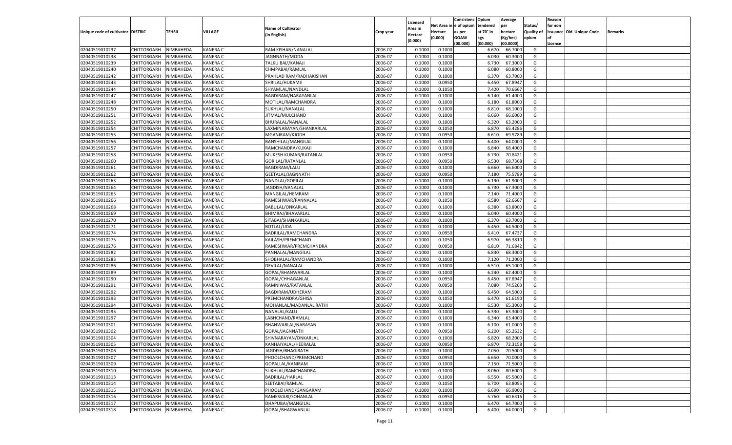| Unique code of cultivator | DISTRIC | TEHSIL | VILLAGE | Name of Cultivator (in English) | Crop year | Licensed Area in Hectare (0.000) | Net Area in Hectare (0.000) | Consistenc e of opium as per GOAW (00.000) | Opium tendered at 70˚ in kgs (00.000) | Average per hectare (Kg/hec) (00.0000) | Status/ Quality of opium | Reason for non issuance of Licence | Old Unique Code | Remarks |
|---|---|---|---|---|---|---|---|---|---|---|---|---|---|---|
| 02040519010237 | CHITTORGARH | NIMBAHEDA | KANERA C | RAM KISHAN/NANALAL | 2006-07 | 0.1000 | 0.1000 | | 6.670 | 66.7000 | G | | | |
| 02040519010238 | CHITTORGARH | NIMBAHEDA | KANERA C | JAGNNATH/MODA | 2006-07 | 0.1000 | 0.1000 | | 6.030 | 60.3000 | G | | | |
| 02040519010239 | CHITTORGARH | NIMBAHEDA | KANERA C | TALKU BAI//KANAJI | 2006-07 | 0.1000 | 0.1000 | | 6.730 | 67.3000 | G | | | |
| 02040519010240 | CHITTORGARH | NIMBAHEDA | KANERA C | CHMPABAI/RAMLAL | 2006-07 | 0.1000 | 0.1000 | | 6.080 | 60.8000 | G | | | |
| 02040519010242 | CHITTORGARH | NIMBAHEDA | KANERA C | PRAHLAD RAM/RADHAKISHAN | 2006-07 | 0.1000 | 0.1000 | | 6.370 | 63.7000 | G | | | |
| 02040519010243 | CHITTORGARH | NIMBAHEDA | KANERA C | SHRILAL/HUKAMJI | 2006-07 | 0.1000 | 0.0950 | | 6.450 | 67.8947 | G | | | |
| 02040519010244 | CHITTORGARH | NIMBAHEDA | KANERA C | SHYAMLAL/NANDLAL | 2006-07 | 0.1000 | 0.1050 | | 7.420 | 70.6667 | G | | | |
| 02040519010247 | CHITTORGARH | NIMBAHEDA | KANERA C | BAGDIRAM/NARAYANLAL | 2006-07 | 0.1000 | 0.1000 | | 6.140 | 61.4000 | G | | | |
| 02040519010248 | CHITTORGARH | NIMBAHEDA | KANERA C | MOTILAL/RAMCHANDRA | 2006-07 | 0.1000 | 0.1000 | | 6.180 | 61.8000 | G | | | |
| 02040519010250 | CHITTORGARH | NIMBAHEDA | KANERA C | SUKHLAL/NANALAL | 2006-07 | 0.1000 | 0.1000 | | 6.810 | 68.1000 | G | | | |
| 02040519010251 | CHITTORGARH | NIMBAHEDA | KANERA C | JITMAL/MULCHAND | 2006-07 | 0.1000 | 0.1000 | | 6.660 | 66.6000 | G | | | |
| 02040519010252 | CHITTORGARH | NIMBAHEDA | KANERA C | BHURALAL/NANALAL | 2006-07 | 0.1000 | 0.1000 | | 6.320 | 63.2000 | G | | | |
| 02040519010254 | CHITTORGARH | NIMBAHEDA | KANERA C | LAXMINARAYAN/SHANKARLAL | 2006-07 | 0.1000 | 0.1050 | | 6.870 | 65.4286 | G | | | |
| 02040519010255 | CHITTORGARH | NIMBAHEDA | KANERA C | MGANIRAM/KJODH | 2006-07 | 0.1000 | 0.0950 | | 6.610 | 69.5789 | G | | | |
| 02040519010256 | CHITTORGARH | NIMBAHEDA | KANERA C | BANSHILAL/MANGILAL | 2006-07 | 0.1000 | 0.1000 | | 6.400 | 64.0000 | G | | | |
| 02040519010257 | CHITTORGARH | NIMBAHEDA | KANERA C | RAMCHANDRA/KUKAJI | 2006-07 | 0.1000 | 0.1000 | | 6.840 | 68.4000 | G | | | |
| 02040519010258 | CHITTORGARH | NIMBAHEDA | KANERA C | MUKESH KUMAR/RATANLAL | 2006-07 | 0.1000 | 0.0950 | | 6.730 | 70.8421 | G | | | |
| 02040519010260 | CHITTORGARH | NIMBAHEDA | KANERA C | GORILAL/RATANLAL | 2006-07 | 0.1000 | 0.0950 | | 6.530 | 68.7368 | G | | | |
| 02040519010261 | CHITTORGARH | NIMBAHEDA | KANERA C | BAGDIRAM/LALU | 2006-07 | 0.1000 | 0.1000 | | 6.660 | 66.6000 | G | | | |
| 02040519010262 | CHITTORGARH | NIMBAHEDA | KANERA C | GEETALAL/JAGNNATH | 2006-07 | 0.1000 | 0.0950 | | 7.180 | 75.5789 | G | | | |
| 02040519010263 | CHITTORGARH | NIMBAHEDA | KANERA C | NANDLAL/GOPILAL | 2006-07 | 0.1000 | 0.1000 | | 6.190 | 61.9000 | G | | | |
| 02040519010264 | CHITTORGARH | NIMBAHEDA | KANERA C | JAGDISH/NANALAL | 2006-07 | 0.1000 | 0.1000 | | 6.730 | 67.3000 | G | | | |
| 02040519010265 | CHITTORGARH | NIMBAHEDA | KANERA C | MANGILAL/HEMRAM | 2006-07 | 0.1000 | 0.1000 | | 7.140 | 71.4000 | G | | | |
| 02040519010266 | CHITTORGARH | NIMBAHEDA | KANERA C | RAMESHWAR/PANNALAL | 2006-07 | 0.1000 | 0.1050 | | 6.580 | 62.6667 | G | | | |
| 02040519010268 | CHITTORGARH | NIMBAHEDA | KANERA C | BABULAL/ONKARLAL | 2006-07 | 0.1000 | 0.1000 | | 6.380 | 63.8000 | G | | | |
| 02040519010269 | CHITTORGARH | NIMBAHEDA | KANERA C | BHIMRAJ/BHAVARLAL | 2006-07 | 0.1000 | 0.1000 | | 6.040 | 60.4000 | G | | | |
| 02040519010270 | CHITTORGARH | NIMBAHEDA | KANERA C | SITABAI/SHANKARLAL | 2006-07 | 0.1000 | 0.1000 | | 6.370 | 63.7000 | G | | | |
| 02040519010271 | CHITTORGARH | NIMBAHEDA | KANERA C | BOTLAL/UDA | 2006-07 | 0.1000 | 0.1000 | | 6.450 | 64.5000 | G | | | |
| 02040519010274 | CHITTORGARH | NIMBAHEDA | KANERA C | BADRILAL/RAMCHANDRA | 2006-07 | 0.1000 | 0.0950 | | 6.410 | 67.4737 | G | | | |
| 02040519010275 | CHITTORGARH | NIMBAHEDA | KANERA C | KAILASH/PREMCHAND | 2006-07 | 0.1000 | 0.1050 | | 6.970 | 66.3810 | G | | | |
| 02040519010276 | CHITTORGARH | NIMBAHEDA | KANERA C | RAMESHWAR/PREMCHANDRA | 2006-07 | 0.1000 | 0.0950 | | 6.810 | 71.6842 | G | | | |
| 02040519010282 | CHITTORGARH | NIMBAHEDA | KANERA C | PANNALAL/MANGILAL | 2006-07 | 0.1000 | 0.1000 | | 6.830 | 68.3000 | G | | | |
| 02040519010283 | CHITTORGARH | NIMBAHEDA | KANERA C | SHOBHALAL/RAMCHANDRA | 2006-07 | 0.1000 | 0.1000 | | 7.120 | 71.2000 | G | | | |
| 02040519010286 | CHITTORGARH | NIMBAHEDA | KANERA C | DEVILAL/NANALAL | 2006-07 | 0.1000 | 0.1000 | | 6.510 | 65.1000 | G | | | |
| 02040519010289 | CHITTORGARH | NIMBAHEDA | KANERA C | GOPAL/BHANWARLAL | 2006-07 | 0.1000 | 0.1000 | | 6.240 | 62.4000 | G | | | |
| 02040519010290 | CHITTORGARH | NIMBAHEDA | KANERA C | GOPAL/CHHAGANLAL | 2006-07 | 0.1000 | 0.0950 | | 6.450 | 67.8947 | G | | | |
| 02040519010291 | CHITTORGARH | NIMBAHEDA | KANERA C | RAMNIWAS/RATANLAL | 2006-07 | 0.1000 | 0.0950 | | 7.080 | 74.5263 | G | | | |
| 02040519010292 | CHITTORGARH | NIMBAHEDA | KANERA C | BAGDIRAM/UDHERAM | 2006-07 | 0.1000 | 0.1000 | | 6.450 | 64.5000 | G | | | |
| 02040519010293 | CHITTORGARH | NIMBAHEDA | KANERA C | PREMCHANDRA/GHISA | 2006-07 | 0.1000 | 0.1050 | | 6.470 | 61.6190 | G | | | |
| 02040519010294 | CHITTORGARH | NIMBAHEDA | KANERA C | MOHANLAL/MADANLAL RATHI | 2006-07 | 0.1000 | 0.1000 | | 6.530 | 65.3000 | G | | | |
| 02040519010295 | CHITTORGARH | NIMBAHEDA | KANERA C | NANALAL/KALU | 2006-07 | 0.1000 | 0.1000 | | 6.330 | 63.3000 | G | | | |
| 02040519010297 | CHITTORGARH | NIMBAHEDA | KANERA C | LABHCHAND/RAMLAL | 2006-07 | 0.1000 | 0.1000 | | 6.340 | 63.4000 | G | | | |
| 02040519010301 | CHITTORGARH | NIMBAHEDA | KANERA C | BHANWARLAL/NARAYAN | 2006-07 | 0.1000 | 0.1000 | | 6.100 | 61.0000 | G | | | |
| 02040519010302 | CHITTORGARH | NIMBAHEDA | KANERA C | GOPAL/JAGNNATH | 2006-07 | 0.1000 | 0.0950 | | 6.200 | 65.2632 | G | | | |
| 02040519010304 | CHITTORGARH | NIMBAHEDA | KANERA C | SHIVNARAYAN/ONKARLAL | 2006-07 | 0.1000 | 0.1000 | | 6.820 | 68.2000 | G | | | |
| 02040519010305 | CHITTORGARH | NIMBAHEDA | KANERA C | KANHAIYALAL/HEERALAL | 2006-07 | 0.1000 | 0.0950 | | 6.870 | 72.3158 | G | | | |
| 02040519010306 | CHITTORGARH | NIMBAHEDA | KANERA C | JAGDISH/BHAGIRATH | 2006-07 | 0.1000 | 0.1000 | | 7.050 | 70.5000 | G | | | |
| 02040519010307 | CHITTORGARH | NIMBAHEDA | KANERA C | PHOOLCHAND/PREMCHAND | 2006-07 | 0.1000 | 0.0950 | | 6.650 | 70.0000 | G | | | |
| 02040519010309 | CHITTORGARH | NIMBAHEDA | KANERA C | GOPALLAL/KANIRAM | 2006-07 | 0.1000 | 0.1000 | | 7.150 | 71.5000 | G | | | |
| 02040519010310 | CHITTORGARH | NIMBAHEDA | KANERA C | SUKHLAL/RAMCHANDRA | 2006-07 | 0.1000 | 0.1000 | | 8.060 | 80.6000 | G | | | |
| 02040519010313 | CHITTORGARH | NIMBAHEDA | KANERA C | BADRILAL/HARLAL | 2006-07 | 0.1000 | 0.1000 | | 6.550 | 65.5000 | G | | | |
| 02040519010314 | CHITTORGARH | NIMBAHEDA | KANERA C | SEETABAI/RAMLAL | 2006-07 | 0.1000 | 0.1050 | | 6.700 | 63.8095 | G | | | |
| 02040519010315 | CHITTORGARH | NIMBAHEDA | KANERA C | PHOOLCHAND/GANGARAM | 2006-07 | 0.1000 | 0.1000 | | 6.690 | 66.9000 | G | | | |
| 02040519010316 | CHITTORGARH | NIMBAHEDA | KANERA C | RAMESVARI/SOHANLAL | 2006-07 | 0.1000 | 0.0950 | | 5.760 | 60.6316 | G | | | |
| 02040519010317 | CHITTORGARH | NIMBAHEDA | KANERA C | DHAPUBAI/MANGILAL | 2006-07 | 0.1000 | 0.1000 | | 6.470 | 64.7000 | G | | | |
| 02040519010318 | CHITTORGARH | NIMBAHEDA | KANERA C | GOPAL/BHAGWANLAL | 2006-07 | 0.1000 | 0.1000 | | 6.400 | 64.0000 | G | | | |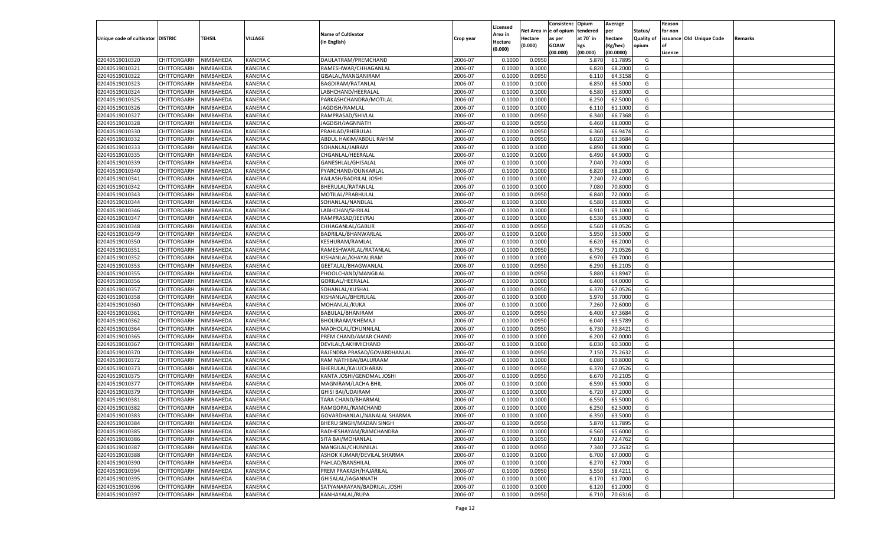| Unique code of cultivator | DISTRIC | TEHSIL | VILLAGE | Name of Cultivator (in English) | Crop year | Licensed Area in Hectare (0.000) | Net Area in Hectare (0.000) | Consistence of opium as per GOAW (00.000) | Opium tendered at 70° in kgs (00.000) | Average per hectare (Kg/hec) (00.0000) | Status/ Quality of opium | Reason for non issuance of Licence | Old Unique Code | Remarks |
|---|---|---|---|---|---|---|---|---|---|---|---|---|---|---|
| 02040519010320 | CHITTORGARH | NIMBAHEDA | KANERA C | DAULATRAM/PREMCHAND | 2006-07 | 0.1000 | 0.0950 | | 5.870 | 61.7895 | G | | | |
| 02040519010321 | CHITTORGARH | NIMBAHEDA | KANERA C | RAMESHWAR/CHHAGANLAL | 2006-07 | 0.1000 | 0.1000 | | 6.820 | 68.2000 | G | | | |
| 02040519010322 | CHITTORGARH | NIMBAHEDA | KANERA C | GISALAL/MANGANIRAM | 2006-07 | 0.1000 | 0.0950 | | 6.110 | 64.3158 | G | | | |
| 02040519010323 | CHITTORGARH | NIMBAHEDA | KANERA C | BAGDIRAM/RATANLAL | 2006-07 | 0.1000 | 0.1000 | | 6.850 | 68.5000 | G | | | |
| 02040519010324 | CHITTORGARH | NIMBAHEDA | KANERA C | LABHCHAND/HEERALAL | 2006-07 | 0.1000 | 0.1000 | | 6.580 | 65.8000 | G | | | |
| 02040519010325 | CHITTORGARH | NIMBAHEDA | KANERA C | PARKASHCHANDRA/MOTILAL | 2006-07 | 0.1000 | 0.1000 | | 6.250 | 62.5000 | G | | | |
| 02040519010326 | CHITTORGARH | NIMBAHEDA | KANERA C | JAGDISH/RAMLAL | 2006-07 | 0.1000 | 0.1000 | | 6.110 | 61.1000 | G | | | |
| 02040519010327 | CHITTORGARH | NIMBAHEDA | KANERA C | RAMPRASAD/SHIVLAL | 2006-07 | 0.1000 | 0.0950 | | 6.340 | 66.7368 | G | | | |
| 02040519010328 | CHITTORGARH | NIMBAHEDA | KANERA C | JAGDISH/JAGNNATH | 2006-07 | 0.1000 | 0.0950 | | 6.460 | 68.0000 | G | | | |
| 02040519010330 | CHITTORGARH | NIMBAHEDA | KANERA C | PRAHLAD/BHERULAL | 2006-07 | 0.1000 | 0.0950 | | 6.360 | 66.9474 | G | | | |
| 02040519010332 | CHITTORGARH | NIMBAHEDA | KANERA C | ABDUL HAKIM/ABDUL RAHIM | 2006-07 | 0.1000 | 0.0950 | | 6.020 | 63.3684 | G | | | |
| 02040519010333 | CHITTORGARH | NIMBAHEDA | KANERA C | SOHANLAL/JAIRAM | 2006-07 | 0.1000 | 0.1000 | | 6.890 | 68.9000 | G | | | |
| 02040519010335 | CHITTORGARH | NIMBAHEDA | KANERA C | CHGANLAL/HEERALAL | 2006-07 | 0.1000 | 0.1000 | | 6.490 | 64.9000 | G | | | |
| 02040519010339 | CHITTORGARH | NIMBAHEDA | KANERA C | GANESHLAL/GHISALAL | 2006-07 | 0.1000 | 0.1000 | | 7.040 | 70.4000 | G | | | |
| 02040519010340 | CHITTORGARH | NIMBAHEDA | KANERA C | PYARCHAND/OUNKARLAL | 2006-07 | 0.1000 | 0.1000 | | 6.820 | 68.2000 | G | | | |
| 02040519010341 | CHITTORGARH | NIMBAHEDA | KANERA C | KAILASH/BADRILAL JOSHI | 2006-07 | 0.1000 | 0.1000 | | 7.240 | 72.4000 | G | | | |
| 02040519010342 | CHITTORGARH | NIMBAHEDA | KANERA C | BHERULAL/RATANLAL | 2006-07 | 0.1000 | 0.1000 | | 7.080 | 70.8000 | G | | | |
| 02040519010343 | CHITTORGARH | NIMBAHEDA | KANERA C | MOTILAL/PRABHULAL | 2006-07 | 0.1000 | 0.0950 | | 6.840 | 72.0000 | G | | | |
| 02040519010344 | CHITTORGARH | NIMBAHEDA | KANERA C | SOHANLAL/NANDLAL | 2006-07 | 0.1000 | 0.1000 | | 6.580 | 65.8000 | G | | | |
| 02040519010346 | CHITTORGARH | NIMBAHEDA | KANERA C | LABHCHAN/SHRILAL | 2006-07 | 0.1000 | 0.1000 | | 6.910 | 69.1000 | G | | | |
| 02040519010347 | CHITTORGARH | NIMBAHEDA | KANERA C | RAMPRASAD/JEEVRAJ | 2006-07 | 0.1000 | 0.1000 | | 6.530 | 65.3000 | G | | | |
| 02040519010348 | CHITTORGARH | NIMBAHEDA | KANERA C | CHHAGANLAL/GABUR | 2006-07 | 0.1000 | 0.0950 | | 6.560 | 69.0526 | G | | | |
| 02040519010349 | CHITTORGARH | NIMBAHEDA | KANERA C | BADRILAL/BHANWARLAL | 2006-07 | 0.1000 | 0.1000 | | 5.950 | 59.5000 | G | | | |
| 02040519010350 | CHITTORGARH | NIMBAHEDA | KANERA C | KESHURAM/RAMLAL | 2006-07 | 0.1000 | 0.1000 | | 6.620 | 66.2000 | G | | | |
| 02040519010351 | CHITTORGARH | NIMBAHEDA | KANERA C | RAMESHWARLAL/RATANLAL | 2006-07 | 0.1000 | 0.0950 | | 6.750 | 71.0526 | G | | | |
| 02040519010352 | CHITTORGARH | NIMBAHEDA | KANERA C | KISHANLAL/KHAYALIRAM | 2006-07 | 0.1000 | 0.1000 | | 6.970 | 69.7000 | G | | | |
| 02040519010353 | CHITTORGARH | NIMBAHEDA | KANERA C | GEETALAL/BHAGWANLAL | 2006-07 | 0.1000 | 0.0950 | | 6.290 | 66.2105 | G | | | |
| 02040519010355 | CHITTORGARH | NIMBAHEDA | KANERA C | PHOOLCHAND/MANGILAL | 2006-07 | 0.1000 | 0.0950 | | 5.880 | 61.8947 | G | | | |
| 02040519010356 | CHITTORGARH | NIMBAHEDA | KANERA C | GORILAL/HEERALAL | 2006-07 | 0.1000 | 0.1000 | | 6.400 | 64.0000 | G | | | |
| 02040519010357 | CHITTORGARH | NIMBAHEDA | KANERA C | SOHANLAL/KUSHAL | 2006-07 | 0.1000 | 0.0950 | | 6.370 | 67.0526 | G | | | |
| 02040519010358 | CHITTORGARH | NIMBAHEDA | KANERA C | KISHANLAL/BHERULAL | 2006-07 | 0.1000 | 0.1000 | | 5.970 | 59.7000 | G | | | |
| 02040519010360 | CHITTORGARH | NIMBAHEDA | KANERA C | MOHANLAL/KUKA | 2006-07 | 0.1000 | 0.1000 | | 7.260 | 72.6000 | G | | | |
| 02040519010361 | CHITTORGARH | NIMBAHEDA | KANERA C | BABULAL/BHANIRAM | 2006-07 | 0.1000 | 0.0950 | | 6.400 | 67.3684 | G | | | |
| 02040519010362 | CHITTORGARH | NIMBAHEDA | KANERA C | BHOLIRAAM/KHEMAJI | 2006-07 | 0.1000 | 0.0950 | | 6.040 | 63.5789 | G | | | |
| 02040519010364 | CHITTORGARH | NIMBAHEDA | KANERA C | MADHOLAL/CHUNNILAL | 2006-07 | 0.1000 | 0.0950 | | 6.730 | 70.8421 | G | | | |
| 02040519010365 | CHITTORGARH | NIMBAHEDA | KANERA C | PREM CHAND/AMAR CHAND | 2006-07 | 0.1000 | 0.1000 | | 6.200 | 62.0000 | G | | | |
| 02040519010367 | CHITTORGARH | NIMBAHEDA | KANERA C | DEVILAL/LAKHMICHAND | 2006-07 | 0.1000 | 0.1000 | | 6.030 | 60.3000 | G | | | |
| 02040519010370 | CHITTORGARH | NIMBAHEDA | KANERA C | RAJENDRA PRASAD/GOVARDHANLAL | 2006-07 | 0.1000 | 0.0950 | | 7.150 | 75.2632 | G | | | |
| 02040519010372 | CHITTORGARH | NIMBAHEDA | KANERA C | RAM NATHIBAI/BALURAAM | 2006-07 | 0.1000 | 0.1000 | | 6.080 | 60.8000 | G | | | |
| 02040519010373 | CHITTORGARH | NIMBAHEDA | KANERA C | BHERULAL/KALUCHARAN | 2006-07 | 0.1000 | 0.0950 | | 6.370 | 67.0526 | G | | | |
| 02040519010375 | CHITTORGARH | NIMBAHEDA | KANERA C | KANTA JOSHI/GENDMAL JOSHI | 2006-07 | 0.1000 | 0.0950 | | 6.670 | 70.2105 | G | | | |
| 02040519010377 | CHITTORGARH | NIMBAHEDA | KANERA C | MAGNIRAM/LACHA BHIL | 2006-07 | 0.1000 | 0.1000 | | 6.590 | 65.9000 | G | | | |
| 02040519010379 | CHITTORGARH | NIMBAHEDA | KANERA C | GHISI BAI/UDAIRAM | 2006-07 | 0.1000 | 0.1000 | | 6.720 | 67.2000 | G | | | |
| 02040519010381 | CHITTORGARH | NIMBAHEDA | KANERA C | TARA CHAND/BHARMAL | 2006-07 | 0.1000 | 0.1000 | | 6.550 | 65.5000 | G | | | |
| 02040519010382 | CHITTORGARH | NIMBAHEDA | KANERA C | RAMGOPAL/RAMCHAND | 2006-07 | 0.1000 | 0.1000 | | 6.250 | 62.5000 | G | | | |
| 02040519010383 | CHITTORGARH | NIMBAHEDA | KANERA C | GOVARDHANLAL/NANALAL SHARMA | 2006-07 | 0.1000 | 0.1000 | | 6.350 | 63.5000 | G | | | |
| 02040519010384 | CHITTORGARH | NIMBAHEDA | KANERA C | BHERU SINGH/MADAN SINGH | 2006-07 | 0.1000 | 0.0950 | | 5.870 | 61.7895 | G | | | |
| 02040519010385 | CHITTORGARH | NIMBAHEDA | KANERA C | RADHESHAYAM/RAMCHANDRA | 2006-07 | 0.1000 | 0.1000 | | 6.560 | 65.6000 | G | | | |
| 02040519010386 | CHITTORGARH | NIMBAHEDA | KANERA C | SITA BAI/MOHANLAL | 2006-07 | 0.1000 | 0.1050 | | 7.610 | 72.4762 | G | | | |
| 02040519010387 | CHITTORGARH | NIMBAHEDA | KANERA C | MANGILAL/CHUNNILAL | 2006-07 | 0.1000 | 0.0950 | | 7.340 | 77.2632 | G | | | |
| 02040519010388 | CHITTORGARH | NIMBAHEDA | KANERA C | ASHOK KUMAR/DEVILAL SHARMA | 2006-07 | 0.1000 | 0.1000 | | 6.700 | 67.0000 | G | | | |
| 02040519010390 | CHITTORGARH | NIMBAHEDA | KANERA C | PAHLAD/BANSHILAL | 2006-07 | 0.1000 | 0.1000 | | 6.270 | 62.7000 | G | | | |
| 02040519010394 | CHITTORGARH | NIMBAHEDA | KANERA C | PREM PRAKASH/HAJARILAL | 2006-07 | 0.1000 | 0.0950 | | 5.550 | 58.4211 | G | | | |
| 02040519010395 | CHITTORGARH | NIMBAHEDA | KANERA C | GHISALAL/JAGANNATH | 2006-07 | 0.1000 | 0.1000 | | 6.170 | 61.7000 | G | | | |
| 02040519010396 | CHITTORGARH | NIMBAHEDA | KANERA C | SATYANARAYAN/BADRILAL JOSHI | 2006-07 | 0.1000 | 0.1000 | | 6.120 | 61.2000 | G | | | |
| 02040519010397 | CHITTORGARH | NIMBAHEDA | KANERA C | KANHAYALAL/RUPA | 2006-07 | 0.1000 | 0.0950 | | 6.710 | 70.6316 | G | | | |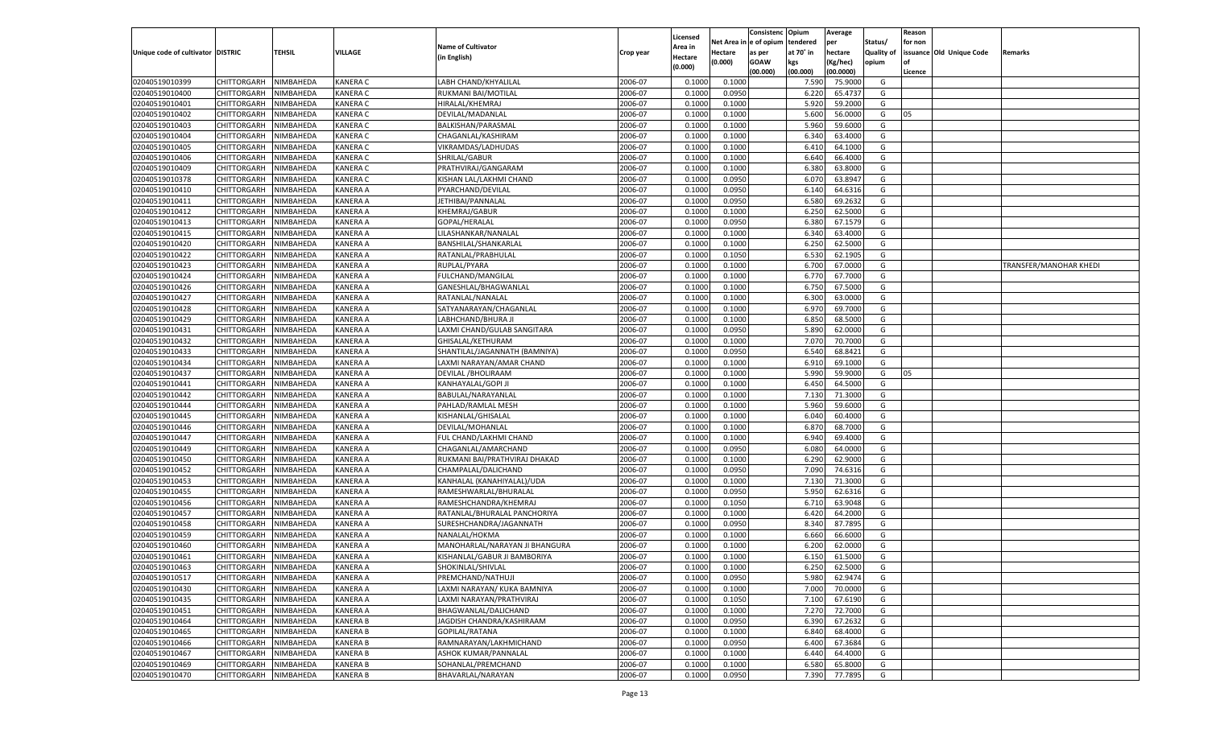| Unique code of cultivator | DISTRIC | TEHSIL | VILLAGE | Name of Cultivator (in English) | Crop year | Licensed Area in Hectare (0.000) | Net Area in Hectare (0.000) | Consistenc e of opium as per GOAW (00.000) | Opium tendered at 70˚ in kgs (00.000) | Average per hectare (Kg/hec) (00.0000) | Status/ Quality of opium | Reason for non issuance of Licence | Old Unique Code | Remarks |
|---|---|---|---|---|---|---|---|---|---|---|---|---|---|---|
| 02040519010399 | CHITTORGARH | NIMBAHEDA | KANERA C | LABH CHAND/KHYALILAL | 2006-07 | 0.1000 | 0.1000 | | 7.590 | 75.9000 | G | | | |
| 02040519010400 | CHITTORGARH | NIMBAHEDA | KANERA C | RUKMANI BAI/MOTILAL | 2006-07 | 0.1000 | 0.0950 | | 6.220 | 65.4737 | G | | | |
| 02040519010401 | CHITTORGARH | NIMBAHEDA | KANERA C | HIRALAL/KHEMRAJ | 2006-07 | 0.1000 | 0.1000 | | 5.920 | 59.2000 | G | | | |
| 02040519010402 | CHITTORGARH | NIMBAHEDA | KANERA C | DEVILAL/MADANLAL | 2006-07 | 0.1000 | 0.1000 | | 5.600 | 56.0000 | G | 05 | | |
| 02040519010403 | CHITTORGARH | NIMBAHEDA | KANERA C | BALKISHAN/PARASMAL | 2006-07 | 0.1000 | 0.1000 | | 5.960 | 59.6000 | G | | | |
| 02040519010404 | CHITTORGARH | NIMBAHEDA | KANERA C | CHAGANLAL/KASHIRAM | 2006-07 | 0.1000 | 0.1000 | | 6.340 | 63.4000 | G | | | |
| 02040519010405 | CHITTORGARH | NIMBAHEDA | KANERA C | VIKRAMDAS/LADHUDAS | 2006-07 | 0.1000 | 0.1000 | | 6.410 | 64.1000 | G | | | |
| 02040519010406 | CHITTORGARH | NIMBAHEDA | KANERA C | SHRILAL/GABUR | 2006-07 | 0.1000 | 0.1000 | | 6.640 | 66.4000 | G | | | |
| 02040519010409 | CHITTORGARH | NIMBAHEDA | KANERA C | PRATHVIRAJ/GANGARAM | 2006-07 | 0.1000 | 0.1000 | | 6.380 | 63.8000 | G | | | |
| 02040519010378 | CHITTORGARH | NIMBAHEDA | KANERA C | KISHAN LAL/LAKHMI CHAND | 2006-07 | 0.1000 | 0.0950 | | 6.070 | 63.8947 | G | | | |
| 02040519010410 | CHITTORGARH | NIMBAHEDA | KANERA A | PYARCHAND/DEVILAL | 2006-07 | 0.1000 | 0.0950 | | 6.140 | 64.6316 | G | | | |
| 02040519010411 | CHITTORGARH | NIMBAHEDA | KANERA A | JETHIBAI/PANNALAL | 2006-07 | 0.1000 | 0.0950 | | 6.580 | 69.2632 | G | | | |
| 02040519010412 | CHITTORGARH | NIMBAHEDA | KANERA A | KHEMRAJ/GABUR | 2006-07 | 0.1000 | 0.1000 | | 6.250 | 62.5000 | G | | | |
| 02040519010413 | CHITTORGARH | NIMBAHEDA | KANERA A | GOPAL/HERALAL | 2006-07 | 0.1000 | 0.0950 | | 6.380 | 67.1579 | G | | | |
| 02040519010415 | CHITTORGARH | NIMBAHEDA | KANERA A | LILASHANKAR/NANALAL | 2006-07 | 0.1000 | 0.1000 | | 6.340 | 63.4000 | G | | | |
| 02040519010420 | CHITTORGARH | NIMBAHEDA | KANERA A | BANSHILAL/SHANKARLAL | 2006-07 | 0.1000 | 0.1000 | | 6.250 | 62.5000 | G | | | |
| 02040519010422 | CHITTORGARH | NIMBAHEDA | KANERA A | RATANLAL/PRABHULAL | 2006-07 | 0.1000 | 0.1050 | | 6.530 | 62.1905 | G | | | |
| 02040519010423 | CHITTORGARH | NIMBAHEDA | KANERA A | RUPLAL/PYARA | 2006-07 | 0.1000 | 0.1000 | | 6.700 | 67.0000 | G | | | TRANSFER/MANOHAR KHEDI |
| 02040519010424 | CHITTORGARH | NIMBAHEDA | KANERA A | FULCHAND/MANGILAL | 2006-07 | 0.1000 | 0.1000 | | 6.770 | 67.7000 | G | | | |
| 02040519010426 | CHITTORGARH | NIMBAHEDA | KANERA A | GANESHLAL/BHAGWANLAL | 2006-07 | 0.1000 | 0.1000 | | 6.750 | 67.5000 | G | | | |
| 02040519010427 | CHITTORGARH | NIMBAHEDA | KANERA A | RATANLAL/NANALAL | 2006-07 | 0.1000 | 0.1000 | | 6.300 | 63.0000 | G | | | |
| 02040519010428 | CHITTORGARH | NIMBAHEDA | KANERA A | SATYANARAYAN/CHAGANLAL | 2006-07 | 0.1000 | 0.1000 | | 6.970 | 69.7000 | G | | | |
| 02040519010429 | CHITTORGARH | NIMBAHEDA | KANERA A | LABHCHAND/BHURA JI | 2006-07 | 0.1000 | 0.1000 | | 6.850 | 68.5000 | G | | | |
| 02040519010431 | CHITTORGARH | NIMBAHEDA | KANERA A | LAXMI CHAND/GULAB SANGITARA | 2006-07 | 0.1000 | 0.0950 | | 5.890 | 62.0000 | G | | | |
| 02040519010432 | CHITTORGARH | NIMBAHEDA | KANERA A | GHISALAL/KETHURAM | 2006-07 | 0.1000 | 0.1000 | | 7.070 | 70.7000 | G | | | |
| 02040519010433 | CHITTORGARH | NIMBAHEDA | KANERA A | SHANTILAL/JAGANNATH (BAMNIYA) | 2006-07 | 0.1000 | 0.0950 | | 6.540 | 68.8421 | G | | | |
| 02040519010434 | CHITTORGARH | NIMBAHEDA | KANERA A | LAXMI NARAYAN/AMAR CHAND | 2006-07 | 0.1000 | 0.1000 | | 6.910 | 69.1000 | G | | | |
| 02040519010437 | CHITTORGARH | NIMBAHEDA | KANERA A | DEVILAL /BHOLIRAAM | 2006-07 | 0.1000 | 0.1000 | | 5.990 | 59.9000 | G | 05 | | |
| 02040519010441 | CHITTORGARH | NIMBAHEDA | KANERA A | KANHAYALAL/GOPI JI | 2006-07 | 0.1000 | 0.1000 | | 6.450 | 64.5000 | G | | | |
| 02040519010442 | CHITTORGARH | NIMBAHEDA | KANERA A | BABULAL/NARAYANLAL | 2006-07 | 0.1000 | 0.1000 | | 7.130 | 71.3000 | G | | | |
| 02040519010444 | CHITTORGARH | NIMBAHEDA | KANERA A | PAHLAD/RAMLAL MESH | 2006-07 | 0.1000 | 0.1000 | | 5.960 | 59.6000 | G | | | |
| 02040519010445 | CHITTORGARH | NIMBAHEDA | KANERA A | KISHANLAL/GHISALAL | 2006-07 | 0.1000 | 0.1000 | | 6.040 | 60.4000 | G | | | |
| 02040519010446 | CHITTORGARH | NIMBAHEDA | KANERA A | DEVILAL/MOHANLAL | 2006-07 | 0.1000 | 0.1000 | | 6.870 | 68.7000 | G | | | |
| 02040519010447 | CHITTORGARH | NIMBAHEDA | KANERA A | FUL CHAND/LAKHMI CHAND | 2006-07 | 0.1000 | 0.1000 | | 6.940 | 69.4000 | G | | | |
| 02040519010449 | CHITTORGARH | NIMBAHEDA | KANERA A | CHAGANLAL/AMARCHAND | 2006-07 | 0.1000 | 0.0950 | | 6.080 | 64.0000 | G | | | |
| 02040519010450 | CHITTORGARH | NIMBAHEDA | KANERA A | RUKMANI BAI/PRATHVIRAJ DHAKAD | 2006-07 | 0.1000 | 0.1000 | | 6.290 | 62.9000 | G | | | |
| 02040519010452 | CHITTORGARH | NIMBAHEDA | KANERA A | CHAMPALAL/DALICHAND | 2006-07 | 0.1000 | 0.0950 | | 7.090 | 74.6316 | G | | | |
| 02040519010453 | CHITTORGARH | NIMBAHEDA | KANERA A | KANHALAL (KANAHIYALAL)/UDA | 2006-07 | 0.1000 | 0.1000 | | 7.130 | 71.3000 | G | | | |
| 02040519010455 | CHITTORGARH | NIMBAHEDA | KANERA A | RAMESHWARLAL/BHURALAL | 2006-07 | 0.1000 | 0.0950 | | 5.950 | 62.6316 | G | | | |
| 02040519010456 | CHITTORGARH | NIMBAHEDA | KANERA A | RAMESHCHANDRA/KHEMRAJ | 2006-07 | 0.1000 | 0.1050 | | 6.710 | 63.9048 | G | | | |
| 02040519010457 | CHITTORGARH | NIMBAHEDA | KANERA A | RATANLAL/BHURALAL PANCHORIYA | 2006-07 | 0.1000 | 0.1000 | | 6.420 | 64.2000 | G | | | |
| 02040519010458 | CHITTORGARH | NIMBAHEDA | KANERA A | SURESHCHANDRA/JAGANNATH | 2006-07 | 0.1000 | 0.0950 | | 8.340 | 87.7895 | G | | | |
| 02040519010459 | CHITTORGARH | NIMBAHEDA | KANERA A | NANALAL/HOKMA | 2006-07 | 0.1000 | 0.1000 | | 6.660 | 66.6000 | G | | | |
| 02040519010460 | CHITTORGARH | NIMBAHEDA | KANERA A | MANOHARLAL/NARAYAN JI BHANGURA | 2006-07 | 0.1000 | 0.1000 | | 6.200 | 62.0000 | G | | | |
| 02040519010461 | CHITTORGARH | NIMBAHEDA | KANERA A | KISHANLAL/GABUR JI BAMBORIYA | 2006-07 | 0.1000 | 0.1000 | | 6.150 | 61.5000 | G | | | |
| 02040519010463 | CHITTORGARH | NIMBAHEDA | KANERA A | SHOKINLAL/SHIVLAL | 2006-07 | 0.1000 | 0.1000 | | 6.250 | 62.5000 | G | | | |
| 02040519010517 | CHITTORGARH | NIMBAHEDA | KANERA A | PREMCHAND/NATHUJI | 2006-07 | 0.1000 | 0.0950 | | 5.980 | 62.9474 | G | | | |
| 02040519010430 | CHITTORGARH | NIMBAHEDA | KANERA A | LAXMI NARAYAN/ KUKA BAMNIYA | 2006-07 | 0.1000 | 0.1000 | | 7.000 | 70.0000 | G | | | |
| 02040519010435 | CHITTORGARH | NIMBAHEDA | KANERA A | LAXMI NARAYAN/PRATHVIRAJ | 2006-07 | 0.1000 | 0.1050 | | 7.100 | 67.6190 | G | | | |
| 02040519010451 | CHITTORGARH | NIMBAHEDA | KANERA A | BHAGWANLAL/DALICHAND | 2006-07 | 0.1000 | 0.1000 | | 7.270 | 72.7000 | G | | | |
| 02040519010464 | CHITTORGARH | NIMBAHEDA | KANERA B | JAGDISH CHANDRA/KASHIRAAM | 2006-07 | 0.1000 | 0.0950 | | 6.390 | 67.2632 | G | | | |
| 02040519010465 | CHITTORGARH | NIMBAHEDA | KANERA B | GOPILAL/RATANA | 2006-07 | 0.1000 | 0.1000 | | 6.840 | 68.4000 | G | | | |
| 02040519010466 | CHITTORGARH | NIMBAHEDA | KANERA B | RAMNARAYAN/LAKHMICHAND | 2006-07 | 0.1000 | 0.0950 | | 6.400 | 67.3684 | G | | | |
| 02040519010467 | CHITTORGARH | NIMBAHEDA | KANERA B | ASHOK KUMAR/PANNALAL | 2006-07 | 0.1000 | 0.1000 | | 6.440 | 64.4000 | G | | | |
| 02040519010469 | CHITTORGARH | NIMBAHEDA | KANERA B | SOHANLAL/PREMCHAND | 2006-07 | 0.1000 | 0.1000 | | 6.580 | 65.8000 | G | | | |
| 02040519010470 | CHITTORGARH | NIMBAHEDA | KANERA B | BHAVARLAL/NARAYAN | 2006-07 | 0.1000 | 0.0950 | | 7.390 | 77.7895 | G | | | |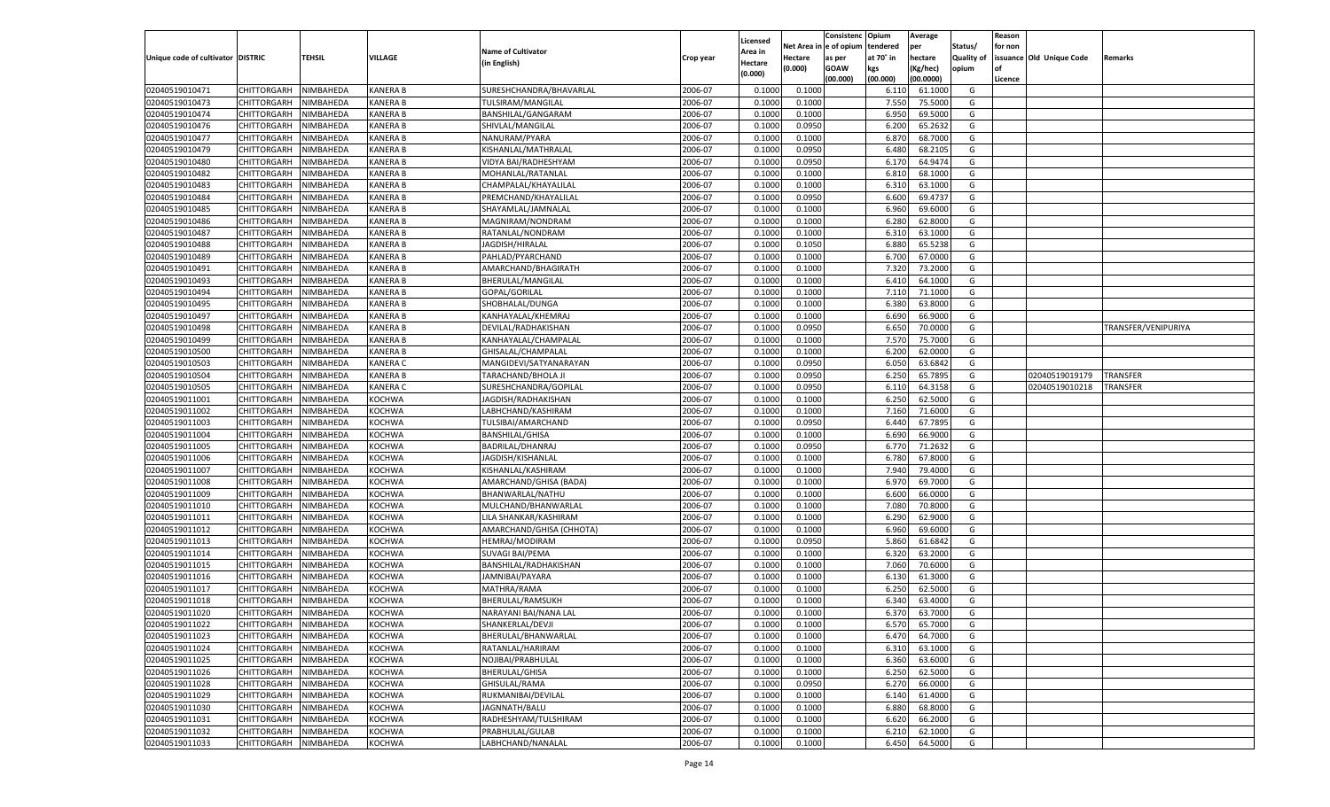| Unique code of cultivator | DISTRIC | TEHSIL | VILLAGE | Name of Cultivator (in English) | Crop year | Licensed Area in Hectare (0.000) | Net Area in Hectare (0.000) | Consistenc e of opium as per GOAW (00.000) | Opium tendered at 70° in kgs (00.000) | Average per hectare (Kg/hec) (00.0000) | Status/ Quality of opium | Reason for non issuance of Licence | Old Unique Code | Remarks |
|---|---|---|---|---|---|---|---|---|---|---|---|---|---|---|
| 02040519010471 | CHITTORGARH | NIMBAHEDA | KANERA B | SURESHCHANDRA/BHAVARLAL | 2006-07 | 0.1000 | 0.1000 | | 6.110 | 61.1000 | G | | | |
| 02040519010473 | CHITTORGARH | NIMBAHEDA | KANERA B | TULSIRAM/MANGILAL | 2006-07 | 0.1000 | 0.1000 | | 7.550 | 75.5000 | G | | | |
| 02040519010474 | CHITTORGARH | NIMBAHEDA | KANERA B | BANSHILAL/GANGARAM | 2006-07 | 0.1000 | 0.1000 | | 6.950 | 69.5000 | G | | | |
| 02040519010476 | CHITTORGARH | NIMBAHEDA | KANERA B | SHIVLAL/MANGILAL | 2006-07 | 0.1000 | 0.0950 | | 6.200 | 65.2632 | G | | | |
| 02040519010477 | CHITTORGARH | NIMBAHEDA | KANERA B | NANURAM/PYARA | 2006-07 | 0.1000 | 0.1000 | | 6.870 | 68.7000 | G | | | |
| 02040519010479 | CHITTORGARH | NIMBAHEDA | KANERA B | KISHANLAL/MATHRALAL | 2006-07 | 0.1000 | 0.0950 | | 6.480 | 68.2105 | G | | | |
| 02040519010480 | CHITTORGARH | NIMBAHEDA | KANERA B | VIDYA BAI/RADHESHYAM | 2006-07 | 0.1000 | 0.0950 | | 6.170 | 64.9474 | G | | | |
| 02040519010482 | CHITTORGARH | NIMBAHEDA | KANERA B | MOHANLAL/RATANLAL | 2006-07 | 0.1000 | 0.1000 | | 6.810 | 68.1000 | G | | | |
| 02040519010483 | CHITTORGARH | NIMBAHEDA | KANERA B | CHAMPALAL/KHAYALILAL | 2006-07 | 0.1000 | 0.1000 | | 6.310 | 63.1000 | G | | | |
| 02040519010484 | CHITTORGARH | NIMBAHEDA | KANERA B | PREMCHAND/KHAYALILAL | 2006-07 | 0.1000 | 0.0950 | | 6.600 | 69.4737 | G | | | |
| 02040519010485 | CHITTORGARH | NIMBAHEDA | KANERA B | SHAYAMLAL/JAMNALAL | 2006-07 | 0.1000 | 0.1000 | | 6.960 | 69.6000 | G | | | |
| 02040519010486 | CHITTORGARH | NIMBAHEDA | KANERA B | MAGNIRAM/NONDRAM | 2006-07 | 0.1000 | 0.1000 | | 6.280 | 62.8000 | G | | | |
| 02040519010487 | CHITTORGARH | NIMBAHEDA | KANERA B | RATANLAL/NONDRAM | 2006-07 | 0.1000 | 0.1000 | | 6.310 | 63.1000 | G | | | |
| 02040519010488 | CHITTORGARH | NIMBAHEDA | KANERA B | JAGDISH/HIRALAL | 2006-07 | 0.1000 | 0.1050 | | 6.880 | 65.5238 | G | | | |
| 02040519010489 | CHITTORGARH | NIMBAHEDA | KANERA B | PAHLAD/PYARCHAND | 2006-07 | 0.1000 | 0.1000 | | 6.700 | 67.0000 | G | | | |
| 02040519010491 | CHITTORGARH | NIMBAHEDA | KANERA B | AMARCHAND/BHAGIRATH | 2006-07 | 0.1000 | 0.1000 | | 7.320 | 73.2000 | G | | | |
| 02040519010493 | CHITTORGARH | NIMBAHEDA | KANERA B | BHERULAL/MANGILAL | 2006-07 | 0.1000 | 0.1000 | | 6.410 | 64.1000 | G | | | |
| 02040519010494 | CHITTORGARH | NIMBAHEDA | KANERA B | GOPAL/GORILAL | 2006-07 | 0.1000 | 0.1000 | | 7.110 | 71.1000 | G | | | |
| 02040519010495 | CHITTORGARH | NIMBAHEDA | KANERA B | SHOBHALAL/DUNGA | 2006-07 | 0.1000 | 0.1000 | | 6.380 | 63.8000 | G | | | |
| 02040519010497 | CHITTORGARH | NIMBAHEDA | KANERA B | KANHAYALAL/KHEMRAJ | 2006-07 | 0.1000 | 0.1000 | | 6.690 | 66.9000 | G | | | |
| 02040519010498 | CHITTORGARH | NIMBAHEDA | KANERA B | DEVILAL/RADHAKISHAN | 2006-07 | 0.1000 | 0.0950 | | 6.650 | 70.0000 | G | | | TRANSFER/VENIPURIYA |
| 02040519010499 | CHITTORGARH | NIMBAHEDA | KANERA B | KANHAYALAL/CHAMPALAL | 2006-07 | 0.1000 | 0.1000 | | 7.570 | 75.7000 | G | | | |
| 02040519010500 | CHITTORGARH | NIMBAHEDA | KANERA B | GHISALAL/CHAMPALAL | 2006-07 | 0.1000 | 0.1000 | | 6.200 | 62.0000 | G | | | |
| 02040519010503 | CHITTORGARH | NIMBAHEDA | KANERA C | MANGIDEVI/SATYANARAYAN | 2006-07 | 0.1000 | 0.0950 | | 6.050 | 63.6842 | G | | | |
| 02040519010504 | CHITTORGARH | NIMBAHEDA | KANERA B | TARACHAND/BHOLA JI | 2006-07 | 0.1000 | 0.0950 | | 6.250 | 65.7895 | G | | 02040519019179 | TRANSFER |
| 02040519010505 | CHITTORGARH | NIMBAHEDA | KANERA C | SURESHCHANDRA/GOPILAL | 2006-07 | 0.1000 | 0.0950 | | 6.110 | 64.3158 | G | | 02040519010218 | TRANSFER |
| 02040519011001 | CHITTORGARH | NIMBAHEDA | KOCHWA | JAGDISH/RADHAKISHAN | 2006-07 | 0.1000 | 0.1000 | | 6.250 | 62.5000 | G | | | |
| 02040519011002 | CHITTORGARH | NIMBAHEDA | KOCHWA | LABHCHAND/KASHIRAM | 2006-07 | 0.1000 | 0.1000 | | 7.160 | 71.6000 | G | | | |
| 02040519011003 | CHITTORGARH | NIMBAHEDA | KOCHWA | TULSIBAI/AMARCHAND | 2006-07 | 0.1000 | 0.0950 | | 6.440 | 67.7895 | G | | | |
| 02040519011004 | CHITTORGARH | NIMBAHEDA | KOCHWA | BANSHILAL/GHISA | 2006-07 | 0.1000 | 0.1000 | | 6.690 | 66.9000 | G | | | |
| 02040519011005 | CHITTORGARH | NIMBAHEDA | KOCHWA | BADRILAL/DHANRAJ | 2006-07 | 0.1000 | 0.0950 | | 6.770 | 71.2632 | G | | | |
| 02040519011006 | CHITTORGARH | NIMBAHEDA | KOCHWA | JAGDISH/KISHANLAL | 2006-07 | 0.1000 | 0.1000 | | 6.780 | 67.8000 | G | | | |
| 02040519011007 | CHITTORGARH | NIMBAHEDA | KOCHWA | KISHANLAL/KASHIRAM | 2006-07 | 0.1000 | 0.1000 | | 7.940 | 79.4000 | G | | | |
| 02040519011008 | CHITTORGARH | NIMBAHEDA | KOCHWA | AMARCHAND/GHISA (BADA) | 2006-07 | 0.1000 | 0.1000 | | 6.970 | 69.7000 | G | | | |
| 02040519011009 | CHITTORGARH | NIMBAHEDA | KOCHWA | BHANWARLAL/NATHU | 2006-07 | 0.1000 | 0.1000 | | 6.600 | 66.0000 | G | | | |
| 02040519011010 | CHITTORGARH | NIMBAHEDA | KOCHWA | MULCHAND/BHANWARLAL | 2006-07 | 0.1000 | 0.1000 | | 7.080 | 70.8000 | G | | | |
| 02040519011011 | CHITTORGARH | NIMBAHEDA | KOCHWA | LILA SHANKAR/KASHIRAM | 2006-07 | 0.1000 | 0.1000 | | 6.290 | 62.9000 | G | | | |
| 02040519011012 | CHITTORGARH | NIMBAHEDA | KOCHWA | AMARCHAND/GHISA (CHHOTA) | 2006-07 | 0.1000 | 0.1000 | | 6.960 | 69.6000 | G | | | |
| 02040519011013 | CHITTORGARH | NIMBAHEDA | KOCHWA | HEMRAJ/MODIRAM | 2006-07 | 0.1000 | 0.0950 | | 5.860 | 61.6842 | G | | | |
| 02040519011014 | CHITTORGARH | NIMBAHEDA | KOCHWA | SUVAGI BAI/PEMA | 2006-07 | 0.1000 | 0.1000 | | 6.320 | 63.2000 | G | | | |
| 02040519011015 | CHITTORGARH | NIMBAHEDA | KOCHWA | BANSHILAL/RADHAKISHAN | 2006-07 | 0.1000 | 0.1000 | | 7.060 | 70.6000 | G | | | |
| 02040519011016 | CHITTORGARH | NIMBAHEDA | KOCHWA | JAMNIBAI/PAYARA | 2006-07 | 0.1000 | 0.1000 | | 6.130 | 61.3000 | G | | | |
| 02040519011017 | CHITTORGARH | NIMBAHEDA | KOCHWA | MATHRA/RAMA | 2006-07 | 0.1000 | 0.1000 | | 6.250 | 62.5000 | G | | | |
| 02040519011018 | CHITTORGARH | NIMBAHEDA | KOCHWA | BHERULAL/RAMSUKH | 2006-07 | 0.1000 | 0.1000 | | 6.340 | 63.4000 | G | | | |
| 02040519011020 | CHITTORGARH | NIMBAHEDA | KOCHWA | NARAYANI BAI/NANA LAL | 2006-07 | 0.1000 | 0.1000 | | 6.370 | 63.7000 | G | | | |
| 02040519011022 | CHITTORGARH | NIMBAHEDA | KOCHWA | SHANKERLAL/DEVJI | 2006-07 | 0.1000 | 0.1000 | | 6.570 | 65.7000 | G | | | |
| 02040519011023 | CHITTORGARH | NIMBAHEDA | KOCHWA | BHERULAL/BHANWARLAL | 2006-07 | 0.1000 | 0.1000 | | 6.470 | 64.7000 | G | | | |
| 02040519011024 | CHITTORGARH | NIMBAHEDA | KOCHWA | RATANLAL/HARIRAM | 2006-07 | 0.1000 | 0.1000 | | 6.310 | 63.1000 | G | | | |
| 02040519011025 | CHITTORGARH | NIMBAHEDA | KOCHWA | NOJIBAI/PRABHULAL | 2006-07 | 0.1000 | 0.1000 | | 6.360 | 63.6000 | G | | | |
| 02040519011026 | CHITTORGARH | NIMBAHEDA | KOCHWA | BHERULAL/GHISA | 2006-07 | 0.1000 | 0.1000 | | 6.250 | 62.5000 | G | | | |
| 02040519011028 | CHITTORGARH | NIMBAHEDA | KOCHWA | GHISULAL/RAMA | 2006-07 | 0.1000 | 0.0950 | | 6.270 | 66.0000 | G | | | |
| 02040519011029 | CHITTORGARH | NIMBAHEDA | KOCHWA | RUKMANIBAI/DEVILAL | 2006-07 | 0.1000 | 0.1000 | | 6.140 | 61.4000 | G | | | |
| 02040519011030 | CHITTORGARH | NIMBAHEDA | KOCHWA | JAGNNATH/BALU | 2006-07 | 0.1000 | 0.1000 | | 6.880 | 68.8000 | G | | | |
| 02040519011031 | CHITTORGARH | NIMBAHEDA | KOCHWA | RADHESHYAM/TULSHIRAM | 2006-07 | 0.1000 | 0.1000 | | 6.620 | 66.2000 | G | | | |
| 02040519011032 | CHITTORGARH | NIMBAHEDA | KOCHWA | PRABHULAL/GULAB | 2006-07 | 0.1000 | 0.1000 | | 6.210 | 62.1000 | G | | | |
| 02040519011033 | CHITTORGARH | NIMBAHEDA | KOCHWA | LABHCHAND/NANALAL | 2006-07 | 0.1000 | 0.1000 | | 6.450 | 64.5000 | G | | | |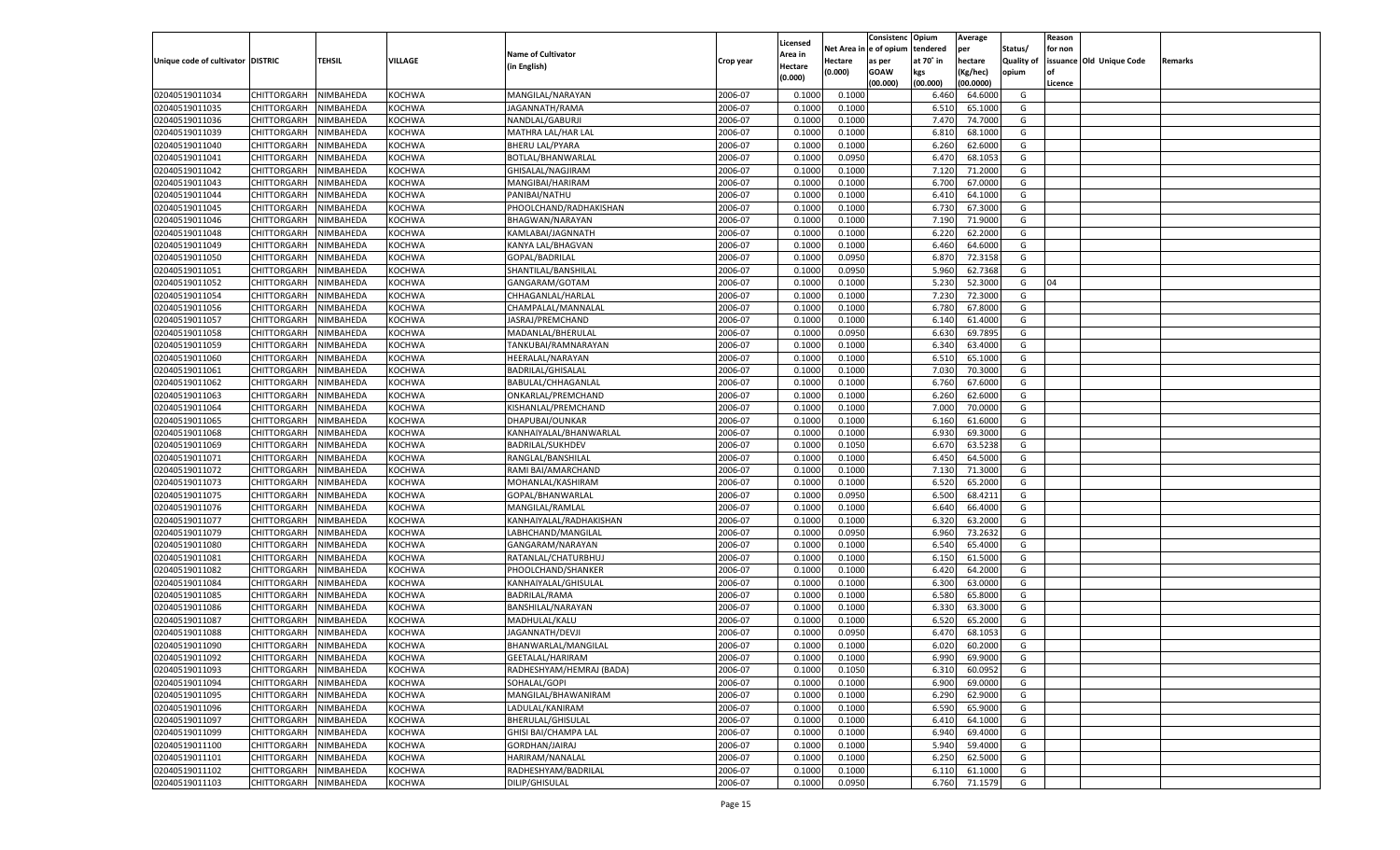| Unique code of cultivator | DISTRIC | TEHSIL | VILLAGE | Name of Cultivator (in English) | Crop year | Licensed Area in Hectare (0.000) | Net Area in Hectare (0.000) | Consistenc e of opium as per GOAW (00.000) | Opium tendered at 70° in kgs (00.000) | Average per hectare (Kg/hec) (00.0000) | Status/ Quality of opium | Reason for non issuance of Licence | Old Unique Code | Remarks |
|---|---|---|---|---|---|---|---|---|---|---|---|---|---|---|
| 02040519011034 | CHITTORGARH | NIMBAHEDA | KOCHWA | MANGILAL/NARAYAN | 2006-07 | 0.1000 | 0.1000 | | 6.460 | 64.6000 | G | | | |
| 02040519011035 | CHITTORGARH | NIMBAHEDA | KOCHWA | JAGANNATH/RAMA | 2006-07 | 0.1000 | 0.1000 | | 6.510 | 65.1000 | G | | | |
| 02040519011036 | CHITTORGARH | NIMBAHEDA | KOCHWA | NANDLAL/GABURJI | 2006-07 | 0.1000 | 0.1000 | | 7.470 | 74.7000 | G | | | |
| 02040519011039 | CHITTORGARH | NIMBAHEDA | KOCHWA | MATHRA LAL/HAR LAL | 2006-07 | 0.1000 | 0.1000 | | 6.810 | 68.1000 | G | | | |
| 02040519011040 | CHITTORGARH | NIMBAHEDA | KOCHWA | BHERU LAL/PYARA | 2006-07 | 0.1000 | 0.1000 | | 6.260 | 62.6000 | G | | | |
| 02040519011041 | CHITTORGARH | NIMBAHEDA | KOCHWA | BOTLAL/BHANWARLAL | 2006-07 | 0.1000 | 0.0950 | | 6.470 | 68.1053 | G | | | |
| 02040519011042 | CHITTORGARH | NIMBAHEDA | KOCHWA | GHISALAL/NAGJIRAM | 2006-07 | 0.1000 | 0.1000 | | 7.120 | 71.2000 | G | | | |
| 02040519011043 | CHITTORGARH | NIMBAHEDA | KOCHWA | MANGIBAI/HARIRAM | 2006-07 | 0.1000 | 0.1000 | | 6.700 | 67.0000 | G | | | |
| 02040519011044 | CHITTORGARH | NIMBAHEDA | KOCHWA | PANIBAI/NATHU | 2006-07 | 0.1000 | 0.1000 | | 6.410 | 64.1000 | G | | | |
| 02040519011045 | CHITTORGARH | NIMBAHEDA | KOCHWA | PHOOLCHAND/RADHAKISHAN | 2006-07 | 0.1000 | 0.1000 | | 6.730 | 67.3000 | G | | | |
| 02040519011046 | CHITTORGARH | NIMBAHEDA | KOCHWA | BHAGWAN/NARAYAN | 2006-07 | 0.1000 | 0.1000 | | 7.190 | 71.9000 | G | | | |
| 02040519011048 | CHITTORGARH | NIMBAHEDA | KOCHWA | KAMLABAI/JAGNNATH | 2006-07 | 0.1000 | 0.1000 | | 6.220 | 62.2000 | G | | | |
| 02040519011049 | CHITTORGARH | NIMBAHEDA | KOCHWA | KANYA LAL/BHAGVAN | 2006-07 | 0.1000 | 0.1000 | | 6.460 | 64.6000 | G | | | |
| 02040519011050 | CHITTORGARH | NIMBAHEDA | KOCHWA | GOPAL/BADRILAL | 2006-07 | 0.1000 | 0.0950 | | 6.870 | 72.3158 | G | | | |
| 02040519011051 | CHITTORGARH | NIMBAHEDA | KOCHWA | SHANTILAL/BANSHILAL | 2006-07 | 0.1000 | 0.0950 | | 5.960 | 62.7368 | G | | | |
| 02040519011052 | CHITTORGARH | NIMBAHEDA | KOCHWA | GANGARAM/GOTAM | 2006-07 | 0.1000 | 0.1000 | | 5.230 | 52.3000 | G | 04 | | |
| 02040519011054 | CHITTORGARH | NIMBAHEDA | KOCHWA | CHHAGANLAL/HARLAL | 2006-07 | 0.1000 | 0.1000 | | 7.230 | 72.3000 | G | | | |
| 02040519011056 | CHITTORGARH | NIMBAHEDA | KOCHWA | CHAMPALAL/MANNALAL | 2006-07 | 0.1000 | 0.1000 | | 6.780 | 67.8000 | G | | | |
| 02040519011057 | CHITTORGARH | NIMBAHEDA | KOCHWA | JASRAJ/PREMCHAND | 2006-07 | 0.1000 | 0.1000 | | 6.140 | 61.4000 | G | | | |
| 02040519011058 | CHITTORGARH | NIMBAHEDA | KOCHWA | MADANLAL/BHERULAL | 2006-07 | 0.1000 | 0.0950 | | 6.630 | 69.7895 | G | | | |
| 02040519011059 | CHITTORGARH | NIMBAHEDA | KOCHWA | TANKUBAI/RAMNARAYAN | 2006-07 | 0.1000 | 0.1000 | | 6.340 | 63.4000 | G | | | |
| 02040519011060 | CHITTORGARH | NIMBAHEDA | KOCHWA | HEERALAL/NARAYAN | 2006-07 | 0.1000 | 0.1000 | | 6.510 | 65.1000 | G | | | |
| 02040519011061 | CHITTORGARH | NIMBAHEDA | KOCHWA | BADRILAL/GHISALAL | 2006-07 | 0.1000 | 0.1000 | | 7.030 | 70.3000 | G | | | |
| 02040519011062 | CHITTORGARH | NIMBAHEDA | KOCHWA | BABULAL/CHHAGANLAL | 2006-07 | 0.1000 | 0.1000 | | 6.760 | 67.6000 | G | | | |
| 02040519011063 | CHITTORGARH | NIMBAHEDA | KOCHWA | ONKARLAL/PREMCHAND | 2006-07 | 0.1000 | 0.1000 | | 6.260 | 62.6000 | G | | | |
| 02040519011064 | CHITTORGARH | NIMBAHEDA | KOCHWA | KISHANLAL/PREMCHAND | 2006-07 | 0.1000 | 0.1000 | | 7.000 | 70.0000 | G | | | |
| 02040519011065 | CHITTORGARH | NIMBAHEDA | KOCHWA | DHAPUBAI/OUNKAR | 2006-07 | 0.1000 | 0.1000 | | 6.160 | 61.6000 | G | | | |
| 02040519011068 | CHITTORGARH | NIMBAHEDA | KOCHWA | KANHAIYALAL/BHANWARLAL | 2006-07 | 0.1000 | 0.1000 | | 6.930 | 69.3000 | G | | | |
| 02040519011069 | CHITTORGARH | NIMBAHEDA | KOCHWA | BADRILAL/SUKHDEV | 2006-07 | 0.1000 | 0.1050 | | 6.670 | 63.5238 | G | | | |
| 02040519011071 | CHITTORGARH | NIMBAHEDA | KOCHWA | RANGLAL/BANSHILAL | 2006-07 | 0.1000 | 0.1000 | | 6.450 | 64.5000 | G | | | |
| 02040519011072 | CHITTORGARH | NIMBAHEDA | KOCHWA | RAMI BAI/AMARCHAND | 2006-07 | 0.1000 | 0.1000 | | 7.130 | 71.3000 | G | | | |
| 02040519011073 | CHITTORGARH | NIMBAHEDA | KOCHWA | MOHANLAL/KASHIRAM | 2006-07 | 0.1000 | 0.1000 | | 6.520 | 65.2000 | G | | | |
| 02040519011075 | CHITTORGARH | NIMBAHEDA | KOCHWA | GOPAL/BHANWARLAL | 2006-07 | 0.1000 | 0.0950 | | 6.500 | 68.4211 | G | | | |
| 02040519011076 | CHITTORGARH | NIMBAHEDA | KOCHWA | MANGILAL/RAMLAL | 2006-07 | 0.1000 | 0.1000 | | 6.640 | 66.4000 | G | | | |
| 02040519011077 | CHITTORGARH | NIMBAHEDA | KOCHWA | KANHAIYALAL/RADHAKISHAN | 2006-07 | 0.1000 | 0.1000 | | 6.320 | 63.2000 | G | | | |
| 02040519011079 | CHITTORGARH | NIMBAHEDA | KOCHWA | LABHCHAND/MANGILAL | 2006-07 | 0.1000 | 0.0950 | | 6.960 | 73.2632 | G | | | |
| 02040519011080 | CHITTORGARH | NIMBAHEDA | KOCHWA | GANGARAM/NARAYAN | 2006-07 | 0.1000 | 0.1000 | | 6.540 | 65.4000 | G | | | |
| 02040519011081 | CHITTORGARH | NIMBAHEDA | KOCHWA | RATANLAL/CHATURBHUJ | 2006-07 | 0.1000 | 0.1000 | | 6.150 | 61.5000 | G | | | |
| 02040519011082 | CHITTORGARH | NIMBAHEDA | KOCHWA | PHOOLCHAND/SHANKER | 2006-07 | 0.1000 | 0.1000 | | 6.420 | 64.2000 | G | | | |
| 02040519011084 | CHITTORGARH | NIMBAHEDA | KOCHWA | KANHAIYALAL/GHISULAL | 2006-07 | 0.1000 | 0.1000 | | 6.300 | 63.0000 | G | | | |
| 02040519011085 | CHITTORGARH | NIMBAHEDA | KOCHWA | BADRILAL/RAMA | 2006-07 | 0.1000 | 0.1000 | | 6.580 | 65.8000 | G | | | |
| 02040519011086 | CHITTORGARH | NIMBAHEDA | KOCHWA | BANSHILAL/NARAYAN | 2006-07 | 0.1000 | 0.1000 | | 6.330 | 63.3000 | G | | | |
| 02040519011087 | CHITTORGARH | NIMBAHEDA | KOCHWA | MADHULAL/KALU | 2006-07 | 0.1000 | 0.1000 | | 6.520 | 65.2000 | G | | | |
| 02040519011088 | CHITTORGARH | NIMBAHEDA | KOCHWA | JAGANNATH/DEVJI | 2006-07 | 0.1000 | 0.0950 | | 6.470 | 68.1053 | G | | | |
| 02040519011090 | CHITTORGARH | NIMBAHEDA | KOCHWA | BHANWARLAL/MANGILAL | 2006-07 | 0.1000 | 0.1000 | | 6.020 | 60.2000 | G | | | |
| 02040519011092 | CHITTORGARH | NIMBAHEDA | KOCHWA | GEETALAL/HARIRAM | 2006-07 | 0.1000 | 0.1000 | | 6.990 | 69.9000 | G | | | |
| 02040519011093 | CHITTORGARH | NIMBAHEDA | KOCHWA | RADHESHYAM/HEMRAJ (BADA) | 2006-07 | 0.1000 | 0.1050 | | 6.310 | 60.0952 | G | | | |
| 02040519011094 | CHITTORGARH | NIMBAHEDA | KOCHWA | SOHALAL/GOPI | 2006-07 | 0.1000 | 0.1000 | | 6.900 | 69.0000 | G | | | |
| 02040519011095 | CHITTORGARH | NIMBAHEDA | KOCHWA | MANGILAL/BHAWANIRAM | 2006-07 | 0.1000 | 0.1000 | | 6.290 | 62.9000 | G | | | |
| 02040519011096 | CHITTORGARH | NIMBAHEDA | KOCHWA | LADULAL/KANIRAM | 2006-07 | 0.1000 | 0.1000 | | 6.590 | 65.9000 | G | | | |
| 02040519011097 | CHITTORGARH | NIMBAHEDA | KOCHWA | BHERULAL/GHISULAL | 2006-07 | 0.1000 | 0.1000 | | 6.410 | 64.1000 | G | | | |
| 02040519011099 | CHITTORGARH | NIMBAHEDA | KOCHWA | GHISI BAI/CHAMPA LAL | 2006-07 | 0.1000 | 0.1000 | | 6.940 | 69.4000 | G | | | |
| 02040519011100 | CHITTORGARH | NIMBAHEDA | KOCHWA | GORDHAN/JAIRAJ | 2006-07 | 0.1000 | 0.1000 | | 5.940 | 59.4000 | G | | | |
| 02040519011101 | CHITTORGARH | NIMBAHEDA | KOCHWA | HARIRAM/NANALAL | 2006-07 | 0.1000 | 0.1000 | | 6.250 | 62.5000 | G | | | |
| 02040519011102 | CHITTORGARH | NIMBAHEDA | KOCHWA | RADHESHYAM/BADRILAL | 2006-07 | 0.1000 | 0.1000 | | 6.110 | 61.1000 | G | | | |
| 02040519011103 | CHITTORGARH | NIMBAHEDA | KOCHWA | DILIP/GHISULAL | 2006-07 | 0.1000 | 0.0950 | | 6.760 | 71.1579 | G | | | |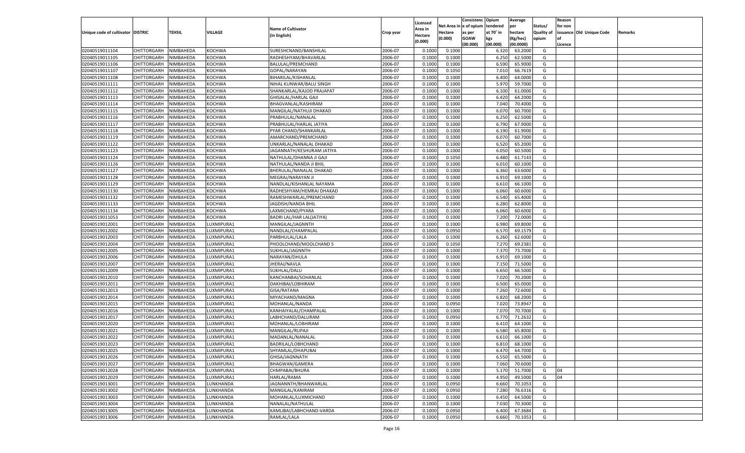| Unique code of cultivator | DISTRIC | TEHSIL | VILLAGE | Name of Cultivator (in English) | Crop year | Licensed Area in Hectare (0.000) | Net Area in Hectare (0.000) | Consistenc e of opium as per GOAW (00.000) | Opium tendered at 70˚ in kgs (00.000) | Average per hectare (Kg/hec) (00.0000) | Status/ Quality of opium | Reason for non issuance of Licence | Old Unique Code | Remarks |
|---|---|---|---|---|---|---|---|---|---|---|---|---|---|---|
| 02040519011104 | CHITTORGARH | NIMBAHEDA | KOCHWA | SURESHCNAND/BANSHILAL | 2006-07 | 0.1000 | 0.1000 | | 6.320 | 63.2000 | G | | | |
| 02040519011105 | CHITTORGARH | NIMBAHEDA | KOCHWA | RADHESHYAM/BHAVARLAL | 2006-07 | 0.1000 | 0.1000 | | 6.250 | 62.5000 | G | | | |
| 02040519011106 | CHITTORGARH | NIMBAHEDA | KOCHWA | BALULAL/PREMCHAND | 2006-07 | 0.1000 | 0.1000 | | 6.590 | 65.9000 | G | | | |
| 02040519011107 | CHITTORGARH | NIMBAHEDA | KOCHWA | GOPAL/NARAYAN | 2006-07 | 0.1000 | 0.1050 | | 7.010 | 66.7619 | G | | | |
| 02040519011108 | CHITTORGARH | NIMBAHEDA | KOCHWA | BIHARILAL/KISHANLAL | 2006-07 | 0.1000 | 0.1000 | | 6.400 | 64.0000 | G | | | |
| 02040519011111 | CHITTORGARH | NIMBAHEDA | KOCHWA | NIHAL KUNWAR/BALU SINGH | 2006-07 | 0.1000 | 0.1000 | | 5.970 | 59.7000 | G | | | |
| 02040519011112 | CHITTORGARH | NIMBAHEDA | KOCHWA | SHANKARLAL/KAJOD PRAJAPAT | 2006-07 | 0.1000 | 0.1000 | | 6.100 | 61.0000 | G | | | |
| 02040519011113 | CHITTORGARH | NIMBAHEDA | KOCHWA | GHISALAL/HARLAL GAJI | 2006-07 | 0.1000 | 0.1000 | | 6.420 | 64.2000 | G | | | |
| 02040519011114 | CHITTORGARH | NIMBAHEDA | KOCHWA | BHAGVANLAL/KASHIRAM | 2006-07 | 0.1000 | 0.1000 | | 7.040 | 70.4000 | G | | | |
| 02040519011115 | CHITTORGARH | NIMBAHEDA | KOCHWA | MANGILAL/NATHUJI DHAKAD | 2006-07 | 0.1000 | 0.1000 | | 6.070 | 60.7000 | G | | | |
| 02040519011116 | CHITTORGARH | NIMBAHEDA | KOCHWA | PRABHULAL/NANALAL | 2006-07 | 0.1000 | 0.1000 | | 6.250 | 62.5000 | G | | | |
| 02040519011117 | CHITTORGARH | NIMBAHEDA | KOCHWA | PRABHULAL/HARLAL JATIYA | 2006-07 | 0.1000 | 0.1000 | | 6.790 | 67.9000 | G | | | |
| 02040519011118 | CHITTORGARH | NIMBAHEDA | KOCHWA | PYAR CHAND/SHANKARLAL | 2006-07 | 0.1000 | 0.1000 | | 6.190 | 61.9000 | G | | | |
| 02040519011119 | CHITTORGARH | NIMBAHEDA | KOCHWA | AMARCHAND/PREMCHAND | 2006-07 | 0.1000 | 0.1000 | | 6.070 | 60.7000 | G | | | |
| 02040519011122 | CHITTORGARH | NIMBAHEDA | KOCHWA | UNKARLAL/NANALAL DHAKAD | 2006-07 | 0.1000 | 0.1000 | | 6.520 | 65.2000 | G | | | |
| 02040519011123 | CHITTORGARH | NIMBAHEDA | KOCHWA | JAGANNATH/KESHURAM JATIYA | 2006-07 | 0.1000 | 0.1000 | | 6.050 | 60.5000 | G | | | |
| 02040519011124 | CHITTORGARH | NIMBAHEDA | KOCHWA | NATHULAL/DHANNA JI GAJI | 2006-07 | 0.1000 | 0.1050 | | 6.480 | 61.7143 | G | | | |
| 02040519011126 | CHITTORGARH | NIMBAHEDA | KOCHWA | NATHULAL/NANDA JI BHIL | 2006-07 | 0.1000 | 0.1000 | | 6.010 | 60.1000 | G | | | |
| 02040519011127 | CHITTORGARH | NIMBAHEDA | KOCHWA | BHERULAL/NANALAL DHAKAD | 2006-07 | 0.1000 | 0.1000 | | 6.360 | 63.6000 | G | | | |
| 02040519011128 | CHITTORGARH | NIMBAHEDA | KOCHWA | MEGRAJ/NARAYAN JI | 2006-07 | 0.1000 | 0.1000 | | 6.910 | 69.1000 | G | | | |
| 02040519011129 | CHITTORGARH | NIMBAHEDA | KOCHWA | NANDLAL/KISHANLAL NAYAMA | 2006-07 | 0.1000 | 0.1000 | | 6.610 | 66.1000 | G | | | |
| 02040519011130 | CHITTORGARH | NIMBAHEDA | KOCHWA | RADHESHYAM/HEMRAJ DHAKAD | 2006-07 | 0.1000 | 0.1000 | | 6.060 | 60.6000 | G | | | |
| 02040519011132 | CHITTORGARH | NIMBAHEDA | KOCHWA | RAMESHWARLAL/PREMCHAND | 2006-07 | 0.1000 | 0.1000 | | 6.540 | 65.4000 | G | | | |
| 02040519011133 | CHITTORGARH | NIMBAHEDA | KOCHWA | JAGDISH/NANDA BHIL | 2006-07 | 0.1000 | 0.1000 | | 6.280 | 62.8000 | G | | | |
| 02040519011134 | CHITTORGARH | NIMBAHEDA | KOCHWA | LAXMICHAND/PYARA | 2006-07 | 0.1000 | 0.1000 | | 6.060 | 60.6000 | G | | | |
| 02040519011053 | CHITTORGARH | NIMBAHEDA | KOCHWA | BADRI LAL/HAR LAL(JATIYA) | 2006-07 | 0.1000 | 0.1000 | | 7.200 | 72.0000 | G | | | |
| 02040519012001 | CHITTORGARH | NIMBAHEDA | LUXMIPURA1 | MANGILAL/JAGNNTH | 2006-07 | 0.1000 | 0.1000 | | 6.980 | 69.8000 | G | | | |
| 02040519012002 | CHITTORGARH | NIMBAHEDA | LUXMIPURA1 | NANDLAL/CHAMPALAL | 2006-07 | 0.1000 | 0.0950 | | 6.570 | 69.1579 | G | | | |
| 02040519012003 | CHITTORGARH | NIMBAHEDA | LUXMIPURA1 | PARBHULAL/LALA | 2006-07 | 0.1000 | 0.1000 | | 6.260 | 62.6000 | G | | | |
| 02040519012004 | CHITTORGARH | NIMBAHEDA | LUXMIPURA1 | PHOOLCHAND/MOOLCHAND 5 | 2006-07 | 0.1000 | 0.1050 | | 7.270 | 69.2381 | G | | | |
| 02040519012005 | CHITTORGARH | NIMBAHEDA | LUXMIPURA1 | SUKHLAL/JAGNNTH | 2006-07 | 0.1000 | 0.1000 | | 7.370 | 73.7000 | G | | | |
| 02040519012006 | CHITTORGARH | NIMBAHEDA | LUXMIPURA1 | NARAYAN/DHULA | 2006-07 | 0.1000 | 0.1000 | | 6.910 | 69.1000 | G | | | |
| 02040519012007 | CHITTORGARH | NIMBAHEDA | LUXMIPURA1 | JHERAJ/NAVLA | 2006-07 | 0.1000 | 0.1000 | | 7.150 | 71.5000 | G | | | |
| 02040519012009 | CHITTORGARH | NIMBAHEDA | LUXMIPURA1 | SUKHLAL/DALU | 2006-07 | 0.1000 | 0.1000 | | 6.650 | 66.5000 | G | | | |
| 02040519012010 | CHITTORGARH | NIMBAHEDA | LUXMIPURA1 | KANCHANBAI/SOHANLAL | 2006-07 | 0.1000 | 0.1000 | | 7.020 | 70.2000 | G | | | |
| 02040519012011 | CHITTORGARH | NIMBAHEDA | LUXMIPURA1 | DAKHIBAI/LOBHIRAM | 2006-07 | 0.1000 | 0.1000 | | 6.500 | 65.0000 | G | | | |
| 02040519012013 | CHITTORGARH | NIMBAHEDA | LUXMIPURA1 | GISA/RATANA | 2006-07 | 0.1000 | 0.1000 | | 7.260 | 72.6000 | G | | | |
| 02040519012014 | CHITTORGARH | NIMBAHEDA | LUXMIPURA1 | MIYACHAND/MAGNA | 2006-07 | 0.1000 | 0.1000 | | 6.820 | 68.2000 | G | | | |
| 02040519012015 | CHITTORGARH | NIMBAHEDA | LUXMIPURA1 | MOHANLAL/NANDA | 2006-07 | 0.1000 | 0.0950 | | 7.020 | 73.8947 | G | | | |
| 02040519012016 | CHITTORGARH | NIMBAHEDA | LUXMIPURA1 | KANHAIYALAL/CHAMPALAL | 2006-07 | 0.1000 | 0.1000 | | 7.070 | 70.7000 | G | | | |
| 02040519012017 | CHITTORGARH | NIMBAHEDA | LUXMIPURA1 | LABHCHAND/DALURAM | 2006-07 | 0.1000 | 0.0950 | | 6.770 | 71.2632 | G | | | |
| 02040519012020 | CHITTORGARH | NIMBAHEDA | LUXMIPURA1 | MOHANLAL/LOBHIRAM | 2006-07 | 0.1000 | 0.1000 | | 6.410 | 64.1000 | G | | | |
| 02040519012021 | CHITTORGARH | NIMBAHEDA | LUXMIPURA1 | MANGILAL/RUPAJI | 2006-07 | 0.1000 | 0.1000 | | 6.580 | 65.8000 | G | | | |
| 02040519012022 | CHITTORGARH | NIMBAHEDA | LUXMIPURA1 | MADANLAL/NANALAL | 2006-07 | 0.1000 | 0.1000 | | 6.610 | 66.1000 | G | | | |
| 02040519012023 | CHITTORGARH | NIMBAHEDA | LUXMIPURA1 | BADRILAL/LOBHCHAND | 2006-07 | 0.1000 | 0.1000 | | 6.810 | 68.1000 | G | | | |
| 02040519012025 | CHITTORGARH | NIMBAHEDA | LUXMIPURA1 | SHYAMLAL/DHAPUBAI | 2006-07 | 0.1000 | 0.1000 | | 6.470 | 64.7000 | G | | | |
| 02040519012026 | CHITTORGARH | NIMBAHEDA | LUXMIPURA1 | GHISA/JAGNNATH | 2006-07 | 0.1000 | 0.1000 | | 6.550 | 65.5000 | G | | | |
| 02040519012027 | CHITTORGARH | NIMBAHEDA | LUXMIPURA1 | BHAGWAN/GAMERA | 2006-07 | 0.1000 | 0.1000 | | 7.060 | 70.6000 | G | | | |
| 02040519012028 | CHITTORGARH | NIMBAHEDA | LUXMIPURA1 | CHMPABAI/BHURA | 2006-07 | 0.1000 | 0.1000 | | 5.170 | 51.7000 | G | 04 | | |
| 02040519012029 | CHITTORGARH | NIMBAHEDA | LUXMIPURA1 | HARLAL/RAMA | 2006-07 | 0.1000 | 0.1000 | | 4.950 | 49.5000 | G | 04 | | |
| 02040519013001 | CHITTORGARH | NIMBAHEDA | LUNKHANDA | JAGNANNTH/BHANWARLAL | 2006-07 | 0.1000 | 0.0950 | | 6.660 | 70.1053 | G | | | |
| 02040519013002 | CHITTORGARH | NIMBAHEDA | LUNKHANDA | MANGILAL/KANIRAM | 2006-07 | 0.1000 | 0.0950 | | 7.280 | 76.6316 | G | | | |
| 02040519013003 | CHITTORGARH | NIMBAHEDA | LUNKHANDA | MOHANLAL/LUXMICHAND | 2006-07 | 0.1000 | 0.1000 | | 6.450 | 64.5000 | G | | | |
| 02040519013004 | CHITTORGARH | NIMBAHEDA | LUNKHANDA | NANALAL/NATHULAL | 2006-07 | 0.1000 | 0.1000 | | 7.030 | 70.3000 | G | | | |
| 02040519013005 | CHITTORGARH | NIMBAHEDA | LUNKHANDA | KAMLIBAI/LABHCHAND-VARDA | 2006-07 | 0.1000 | 0.0950 | | 6.400 | 67.3684 | G | | | |
| 02040519013006 | CHITTORGARH | NIMBAHEDA | LUNKHANDA | RAMLAL/LALA | 2006-07 | 0.1000 | 0.0950 | | 6.660 | 70.1053 | G | | | |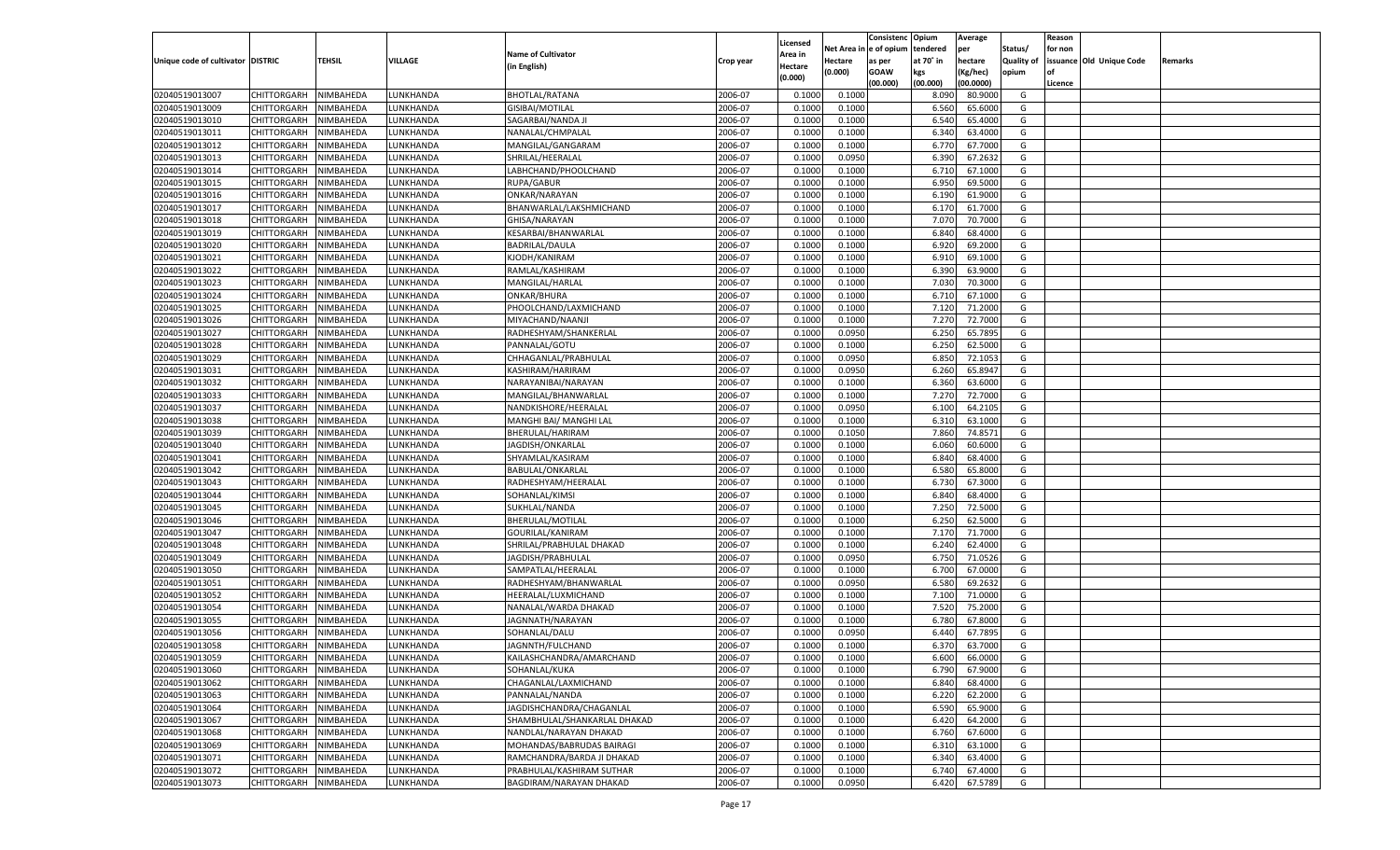| Unique code of cultivator | DISTRIC | TEHSIL | VILLAGE | Name of Cultivator (in English) | Crop year | Licensed Area in Hectare (0.000) | Net Area in Hectare (0.000) | Consistenc e of opium as per GOAW (00.000) | Opium tendered at 70° in kgs (00.000) | Average per hectare (Kg/hec) (00.0000) | Status/ Quality of opium | Reason for non issuance of Licence | Old Unique Code | Remarks |
|---|---|---|---|---|---|---|---|---|---|---|---|---|---|---|
| 02040519013007 | CHITTORGARH | NIMBAHEDA | LUNKHANDA | BHOTLAL/RATANA | 2006-07 | 0.1000 | 0.1000 | | 8.090 | 80.9000 | G | | | |
| 02040519013009 | CHITTORGARH | NIMBAHEDA | LUNKHANDA | GISIBAI/MOTILAL | 2006-07 | 0.1000 | 0.1000 | | 6.560 | 65.6000 | G | | | |
| 02040519013010 | CHITTORGARH | NIMBAHEDA | LUNKHANDA | SAGARBAI/NANDA JI | 2006-07 | 0.1000 | 0.1000 | | 6.540 | 65.4000 | G | | | |
| 02040519013011 | CHITTORGARH | NIMBAHEDA | LUNKHANDA | NANALAL/CHMPALAL | 2006-07 | 0.1000 | 0.1000 | | 6.340 | 63.4000 | G | | | |
| 02040519013012 | CHITTORGARH | NIMBAHEDA | LUNKHANDA | MANGILAL/GANGARAM | 2006-07 | 0.1000 | 0.1000 | | 6.770 | 67.7000 | G | | | |
| 02040519013013 | CHITTORGARH | NIMBAHEDA | LUNKHANDA | SHRILAL/HEERALAL | 2006-07 | 0.1000 | 0.0950 | | 6.390 | 67.2632 | G | | | |
| 02040519013014 | CHITTORGARH | NIMBAHEDA | LUNKHANDA | LABHCHAND/PHOOLCHAND | 2006-07 | 0.1000 | 0.1000 | | 6.710 | 67.1000 | G | | | |
| 02040519013015 | CHITTORGARH | NIMBAHEDA | LUNKHANDA | RUPA/GABUR | 2006-07 | 0.1000 | 0.1000 | | 6.950 | 69.5000 | G | | | |
| 02040519013016 | CHITTORGARH | NIMBAHEDA | LUNKHANDA | ONKAR/NARAYAN | 2006-07 | 0.1000 | 0.1000 | | 6.190 | 61.9000 | G | | | |
| 02040519013017 | CHITTORGARH | NIMBAHEDA | LUNKHANDA | BHANWARLAL/LAKSHMICHAND | 2006-07 | 0.1000 | 0.1000 | | 6.170 | 61.7000 | G | | | |
| 02040519013018 | CHITTORGARH | NIMBAHEDA | LUNKHANDA | GHISA/NARAYAN | 2006-07 | 0.1000 | 0.1000 | | 7.070 | 70.7000 | G | | | |
| 02040519013019 | CHITTORGARH | NIMBAHEDA | LUNKHANDA | KESARBAI/BHANWARLAL | 2006-07 | 0.1000 | 0.1000 | | 6.840 | 68.4000 | G | | | |
| 02040519013020 | CHITTORGARH | NIMBAHEDA | LUNKHANDA | BADRILAL/DAULA | 2006-07 | 0.1000 | 0.1000 | | 6.920 | 69.2000 | G | | | |
| 02040519013021 | CHITTORGARH | NIMBAHEDA | LUNKHANDA | KJODH/KANIRAM | 2006-07 | 0.1000 | 0.1000 | | 6.910 | 69.1000 | G | | | |
| 02040519013022 | CHITTORGARH | NIMBAHEDA | LUNKHANDA | RAMLAL/KASHIRAM | 2006-07 | 0.1000 | 0.1000 | | 6.390 | 63.9000 | G | | | |
| 02040519013023 | CHITTORGARH | NIMBAHEDA | LUNKHANDA | MANGILAL/HARLAL | 2006-07 | 0.1000 | 0.1000 | | 7.030 | 70.3000 | G | | | |
| 02040519013024 | CHITTORGARH | NIMBAHEDA | LUNKHANDA | ONKAR/BHURA | 2006-07 | 0.1000 | 0.1000 | | 6.710 | 67.1000 | G | | | |
| 02040519013025 | CHITTORGARH | NIMBAHEDA | LUNKHANDA | PHOOLCHAND/LAXMICHAND | 2006-07 | 0.1000 | 0.1000 | | 7.120 | 71.2000 | G | | | |
| 02040519013026 | CHITTORGARH | NIMBAHEDA | LUNKHANDA | MIYACHAND/NAANJI | 2006-07 | 0.1000 | 0.1000 | | 7.270 | 72.7000 | G | | | |
| 02040519013027 | CHITTORGARH | NIMBAHEDA | LUNKHANDA | RADHESHYAM/SHANKERLAL | 2006-07 | 0.1000 | 0.0950 | | 6.250 | 65.7895 | G | | | |
| 02040519013028 | CHITTORGARH | NIMBAHEDA | LUNKHANDA | PANNALAL/GOTU | 2006-07 | 0.1000 | 0.1000 | | 6.250 | 62.5000 | G | | | |
| 02040519013029 | CHITTORGARH | NIMBAHEDA | LUNKHANDA | CHHAGANLAL/PRABHULAL | 2006-07 | 0.1000 | 0.0950 | | 6.850 | 72.1053 | G | | | |
| 02040519013031 | CHITTORGARH | NIMBAHEDA | LUNKHANDA | KASHIRAM/HARIRAM | 2006-07 | 0.1000 | 0.0950 | | 6.260 | 65.8947 | G | | | |
| 02040519013032 | CHITTORGARH | NIMBAHEDA | LUNKHANDA | NARAYANIBAI/NARAYAN | 2006-07 | 0.1000 | 0.1000 | | 6.360 | 63.6000 | G | | | |
| 02040519013033 | CHITTORGARH | NIMBAHEDA | LUNKHANDA | MANGILAL/BHANWARLAL | 2006-07 | 0.1000 | 0.1000 | | 7.270 | 72.7000 | G | | | |
| 02040519013037 | CHITTORGARH | NIMBAHEDA | LUNKHANDA | NANDKISHORE/HEERALAL | 2006-07 | 0.1000 | 0.0950 | | 6.100 | 64.2105 | G | | | |
| 02040519013038 | CHITTORGARH | NIMBAHEDA | LUNKHANDA | MANGHI BAI/ MANGHI LAL | 2006-07 | 0.1000 | 0.1000 | | 6.310 | 63.1000 | G | | | |
| 02040519013039 | CHITTORGARH | NIMBAHEDA | LUNKHANDA | BHERULAL/HARIRAM | 2006-07 | 0.1000 | 0.1050 | | 7.860 | 74.8571 | G | | | |
| 02040519013040 | CHITTORGARH | NIMBAHEDA | LUNKHANDA | JAGDISH/ONKARLAL | 2006-07 | 0.1000 | 0.1000 | | 6.060 | 60.6000 | G | | | |
| 02040519013041 | CHITTORGARH | NIMBAHEDA | LUNKHANDA | SHYAMLAL/KASIRAM | 2006-07 | 0.1000 | 0.1000 | | 6.840 | 68.4000 | G | | | |
| 02040519013042 | CHITTORGARH | NIMBAHEDA | LUNKHANDA | BABULAL/ONKARLAL | 2006-07 | 0.1000 | 0.1000 | | 6.580 | 65.8000 | G | | | |
| 02040519013043 | CHITTORGARH | NIMBAHEDA | LUNKHANDA | RADHESHYAM/HEERALAL | 2006-07 | 0.1000 | 0.1000 | | 6.730 | 67.3000 | G | | | |
| 02040519013044 | CHITTORGARH | NIMBAHEDA | LUNKHANDA | SOHANLAL/KIMSI | 2006-07 | 0.1000 | 0.1000 | | 6.840 | 68.4000 | G | | | |
| 02040519013045 | CHITTORGARH | NIMBAHEDA | LUNKHANDA | SUKHLAL/NANDA | 2006-07 | 0.1000 | 0.1000 | | 7.250 | 72.5000 | G | | | |
| 02040519013046 | CHITTORGARH | NIMBAHEDA | LUNKHANDA | BHERULAL/MOTILAL | 2006-07 | 0.1000 | 0.1000 | | 6.250 | 62.5000 | G | | | |
| 02040519013047 | CHITTORGARH | NIMBAHEDA | LUNKHANDA | GOURILAL/KANIRAM | 2006-07 | 0.1000 | 0.1000 | | 7.170 | 71.7000 | G | | | |
| 02040519013048 | CHITTORGARH | NIMBAHEDA | LUNKHANDA | SHRILAL/PRABHULAL DHAKAD | 2006-07 | 0.1000 | 0.1000 | | 6.240 | 62.4000 | G | | | |
| 02040519013049 | CHITTORGARH | NIMBAHEDA | LUNKHANDA | JAGDISH/PRABHULAL | 2006-07 | 0.1000 | 0.0950 | | 6.750 | 71.0526 | G | | | |
| 02040519013050 | CHITTORGARH | NIMBAHEDA | LUNKHANDA | SAMPATLAL/HEERALAL | 2006-07 | 0.1000 | 0.1000 | | 6.700 | 67.0000 | G | | | |
| 02040519013051 | CHITTORGARH | NIMBAHEDA | LUNKHANDA | RADHESHYAM/BHANWARLAL | 2006-07 | 0.1000 | 0.0950 | | 6.580 | 69.2632 | G | | | |
| 02040519013052 | CHITTORGARH | NIMBAHEDA | LUNKHANDA | HEERALAL/LUXMICHAND | 2006-07 | 0.1000 | 0.1000 | | 7.100 | 71.0000 | G | | | |
| 02040519013054 | CHITTORGARH | NIMBAHEDA | LUNKHANDA | NANALAL/WARDA DHAKAD | 2006-07 | 0.1000 | 0.1000 | | 7.520 | 75.2000 | G | | | |
| 02040519013055 | CHITTORGARH | NIMBAHEDA | LUNKHANDA | JAGNNATH/NARAYAN | 2006-07 | 0.1000 | 0.1000 | | 6.780 | 67.8000 | G | | | |
| 02040519013056 | CHITTORGARH | NIMBAHEDA | LUNKHANDA | SOHANLAL/DALU | 2006-07 | 0.1000 | 0.0950 | | 6.440 | 67.7895 | G | | | |
| 02040519013058 | CHITTORGARH | NIMBAHEDA | LUNKHANDA | JAGNNTH/FULCHAND | 2006-07 | 0.1000 | 0.1000 | | 6.370 | 63.7000 | G | | | |
| 02040519013059 | CHITTORGARH | NIMBAHEDA | LUNKHANDA | KAILASHCHANDRA/AMARCHAND | 2006-07 | 0.1000 | 0.1000 | | 6.600 | 66.0000 | G | | | |
| 02040519013060 | CHITTORGARH | NIMBAHEDA | LUNKHANDA | SOHANLAL/KUKA | 2006-07 | 0.1000 | 0.1000 | | 6.790 | 67.9000 | G | | | |
| 02040519013062 | CHITTORGARH | NIMBAHEDA | LUNKHANDA | CHAGANLAL/LAXMICHAND | 2006-07 | 0.1000 | 0.1000 | | 6.840 | 68.4000 | G | | | |
| 02040519013063 | CHITTORGARH | NIMBAHEDA | LUNKHANDA | PANNALAL/NANDA | 2006-07 | 0.1000 | 0.1000 | | 6.220 | 62.2000 | G | | | |
| 02040519013064 | CHITTORGARH | NIMBAHEDA | LUNKHANDA | JAGDISHCHANDRA/CHAGANLAL | 2006-07 | 0.1000 | 0.1000 | | 6.590 | 65.9000 | G | | | |
| 02040519013067 | CHITTORGARH | NIMBAHEDA | LUNKHANDA | SHAMBHULAL/SHANKARLAL DHAKAD | 2006-07 | 0.1000 | 0.1000 | | 6.420 | 64.2000 | G | | | |
| 02040519013068 | CHITTORGARH | NIMBAHEDA | LUNKHANDA | NANDLAL/NARAYAN DHAKAD | 2006-07 | 0.1000 | 0.1000 | | 6.760 | 67.6000 | G | | | |
| 02040519013069 | CHITTORGARH | NIMBAHEDA | LUNKHANDA | MOHANDAS/BABRUDAS BAIRAGI | 2006-07 | 0.1000 | 0.1000 | | 6.310 | 63.1000 | G | | | |
| 02040519013071 | CHITTORGARH | NIMBAHEDA | LUNKHANDA | RAMCHANDRA/BARDA JI DHAKAD | 2006-07 | 0.1000 | 0.1000 | | 6.340 | 63.4000 | G | | | |
| 02040519013072 | CHITTORGARH | NIMBAHEDA | LUNKHANDA | PRABHULAL/KASHIRAM SUTHAR | 2006-07 | 0.1000 | 0.1000 | | 6.740 | 67.4000 | G | | | |
| 02040519013073 | CHITTORGARH | NIMBAHEDA | LUNKHANDA | BAGDIRAM/NARAYAN DHAKAD | 2006-07 | 0.1000 | 0.0950 | | 6.420 | 67.5789 | G | | | |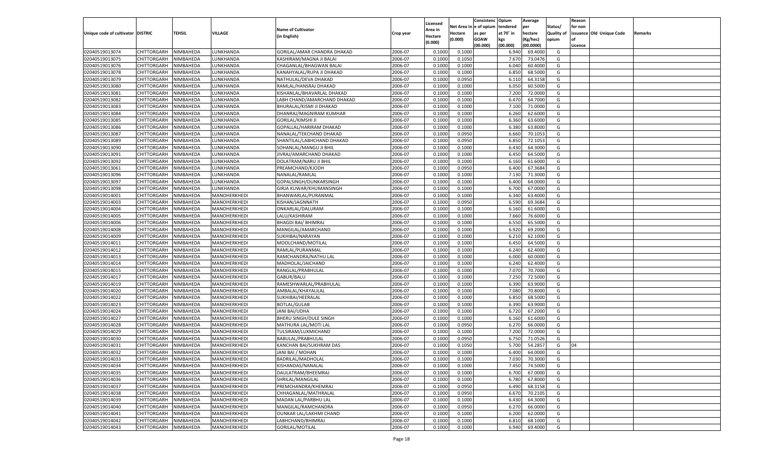| Unique code of cultivator | DISTRIC | TEHSIL | VILLAGE | Name of Cultivator (in English) | Crop year | Licensed Area in Hectare (0.000) | Net Area in Hectare (0.000) | Consistenc e of opium as per GOAW (00.000) | Opium tendered at 70° in kgs (00.000) | Average per hectare (Kg/hec) (00.0000) | Status/ Quality of opium | Reason for non issuance of Licence | Old Unique Code | Remarks |
|---|---|---|---|---|---|---|---|---|---|---|---|---|---|---|
| 02040519013074 | CHITTORGARH | NIMBAHEDA | LUNKHANDA | GORILAL/AMAR CHANDRA DHAKAD | 2006-07 | 0.1000 | 0.1000 | | 6.940 | 69.4000 | G | | | |
| 02040519013075 | CHITTORGARH | NIMBAHEDA | LUNKHANDA | KASHIRAM/MAGNA JI BALAI | 2006-07 | 0.1000 | 0.1050 | | 7.670 | 73.0476 | G | | | |
| 02040519013076 | CHITTORGARH | NIMBAHEDA | LUNKHANDA | CHAGANLAL/BHAGWAN BALAI | 2006-07 | 0.1000 | 0.1000 | | 6.040 | 60.4000 | G | | | |
| 02040519013078 | CHITTORGARH | NIMBAHEDA | LUNKHANDA | KANAHYALAL/RUPA JI DHAKAD | 2006-07 | 0.1000 | 0.1000 | | 6.850 | 68.5000 | G | | | |
| 02040519013079 | CHITTORGARH | NIMBAHEDA | LUNKHANDA | NATHULAL/DEVA DHAKAD | 2006-07 | 0.1000 | 0.0950 | | 6.110 | 64.3158 | G | | | |
| 02040519013080 | CHITTORGARH | NIMBAHEDA | LUNKHANDA | RAMLAL/HANSRAJ DHAKAD | 2006-07 | 0.1000 | 0.1000 | | 6.050 | 60.5000 | G | | | |
| 02040519013081 | CHITTORGARH | NIMBAHEDA | LUNKHANDA | KISHANLAL/BHAVARLAL DHAKAD | 2006-07 | 0.1000 | 0.1000 | | 7.200 | 72.0000 | G | | | |
| 02040519013082 | CHITTORGARH | NIMBAHEDA | LUNKHANDA | LABH CHAND/AMARCHAND DHAKAD | 2006-07 | 0.1000 | 0.1000 | | 6.470 | 64.7000 | G | | | |
| 02040519013083 | CHITTORGARH | NIMBAHEDA | LUNKHANDA | BHURALAL/KISMI JI DHAKAD | 2006-07 | 0.1000 | 0.1000 | | 7.100 | 71.0000 | G | | | |
| 02040519013084 | CHITTORGARH | NIMBAHEDA | LUNKHANDA | DHANRAJ/MAGNIRAM KUMHAR | 2006-07 | 0.1000 | 0.1000 | | 6.260 | 62.6000 | G | | | |
| 02040519013085 | CHITTORGARH | NIMBAHEDA | LUNKHANDA | GORILAL/KIMSHI JI | 2006-07 | 0.1000 | 0.1000 | | 6.360 | 63.6000 | G | | | |
| 02040519013086 | CHITTORGARH | NIMBAHEDA | LUNKHANDA | GOPALLAL/HARIRAM DHAKAD | 2006-07 | 0.1000 | 0.1000 | | 6.380 | 63.8000 | G | | | |
| 02040519013087 | CHITTORGARH | NIMBAHEDA | LUNKHANDA | NANALAL/TEKCHAND DHAKAD | 2006-07 | 0.1000 | 0.0950 | | 6.660 | 70.1053 | G | | | |
| 02040519013089 | CHITTORGARH | NIMBAHEDA | LUNKHANDA | SHANTILAL/LABHCHAND DHAKAD | 2006-07 | 0.1000 | 0.0950 | | 6.850 | 72.1053 | G | | | |
| 02040519013090 | CHITTORGARH | NIMBAHEDA | LUNKHANDA | SOHANLAL/MANGU JI BHIL | 2006-07 | 0.1000 | 0.1000 | | 6.430 | 64.3000 | G | | | |
| 02040519013091 | CHITTORGARH | NIMBAHEDA | LUNKHANDA | JIVRAJ/AMARCHAND DHAKAD | 2006-07 | 0.1000 | 0.1000 | | 6.450 | 64.5000 | G | | | |
| 02040519013092 | CHITTORGARH | NIMBAHEDA | LUNKHANDA | DOLATRAM/NARU JI BHIL | 2006-07 | 0.1000 | 0.1000 | | 6.160 | 61.6000 | G | | | |
| 02040519013061 | CHITTORGARH | NIMBAHEDA | LUNKHANDA | PREAMCHAND/KJODH | 2006-07 | 0.1000 | 0.0950 | | 6.400 | 67.3684 | G | | | |
| 02040519013096 | CHITTORGARH | NIMBAHEDA | LUNKHANDA | NANALAL/RAMLAL | 2006-07 | 0.1000 | 0.1000 | | 7.130 | 71.3000 | G | | | |
| 02040519013097 | CHITTORGARH | NIMBAHEDA | LUNKHANDA | GOPALSINGH/OUNKARSINGH | 2006-07 | 0.1000 | 0.1000 | | 6.400 | 64.0000 | G | | | |
| 02040519013098 | CHITTORGARH | NIMBAHEDA | LUNKHANDA | GIRJA KUWAR/KHUMANSINGH | 2006-07 | 0.1000 | 0.1000 | | 6.700 | 67.0000 | G | | | |
| 02040519014001 | CHITTORGARH | NIMBAHEDA | MANOHERKHEDI | BHANWARLAL/PURANMAL | 2006-07 | 0.1000 | 0.1000 | | 6.340 | 63.4000 | G | | | |
| 02040519014003 | CHITTORGARH | NIMBAHEDA | MANOHERKHEDI | KISHAN/JAGNNATH | 2006-07 | 0.1000 | 0.0950 | | 6.590 | 69.3684 | G | | | |
| 02040519014004 | CHITTORGARH | NIMBAHEDA | MANOHERKHEDI | ONKARLAL/DALURAM | 2006-07 | 0.1000 | 0.1000 | | 6.160 | 61.6000 | G | | | |
| 02040519014005 | CHITTORGARH | NIMBAHEDA | MANOHERKHEDI | LALU/KASHIRAM | 2006-07 | 0.1000 | 0.1000 | | 7.660 | 76.6000 | G | | | |
| 02040519014006 | CHITTORGARH | NIMBAHEDA | MANOHERKHEDI | BHAGDI BAI/ BHIMRAJ | 2006-07 | 0.1000 | 0.1000 | | 6.550 | 65.5000 | G | | | |
| 02040519014008 | CHITTORGARH | NIMBAHEDA | MANOHERKHEDI | MANGILAL/AMARCHAND | 2006-07 | 0.1000 | 0.1000 | | 6.920 | 69.2000 | G | | | |
| 02040519014009 | CHITTORGARH | NIMBAHEDA | MANOHERKHEDI | SUKHIBAI/NARAYAN | 2006-07 | 0.1000 | 0.1000 | | 6.210 | 62.1000 | G | | | |
| 02040519014011 | CHITTORGARH | NIMBAHEDA | MANOHERKHEDI | MOOLCHAND/MOTILAL | 2006-07 | 0.1000 | 0.1000 | | 6.450 | 64.5000 | G | | | |
| 02040519014012 | CHITTORGARH | NIMBAHEDA | MANOHERKHEDI | RAMLAL/PURANMAL | 2006-07 | 0.1000 | 0.1000 | | 6.240 | 62.4000 | G | | | |
| 02040519014013 | CHITTORGARH | NIMBAHEDA | MANOHERKHEDI | RAMCHANDRA/NATHU LAL | 2006-07 | 0.1000 | 0.1000 | | 6.000 | 60.0000 | G | | | |
| 02040519014014 | CHITTORGARH | NIMBAHEDA | MANOHERKHEDI | MADHOLAL/JAICHAND | 2006-07 | 0.1000 | 0.1000 | | 6.240 | 62.4000 | G | | | |
| 02040519014015 | CHITTORGARH | NIMBAHEDA | MANOHERKHEDI | RANGLAL/PRABHULAL | 2006-07 | 0.1000 | 0.1000 | | 7.070 | 70.7000 | G | | | |
| 02040519014017 | CHITTORGARH | NIMBAHEDA | MANOHERKHEDI | GABUR/BALU | 2006-07 | 0.1000 | 0.1000 | | 7.250 | 72.5000 | G | | | |
| 02040519014019 | CHITTORGARH | NIMBAHEDA | MANOHERKHEDI | RAMESHWARLAL/PRABHULAL | 2006-07 | 0.1000 | 0.1000 | | 6.390 | 63.9000 | G | | | |
| 02040519014020 | CHITTORGARH | NIMBAHEDA | MANOHERKHEDI | AMBALAL/KHAYALILAL | 2006-07 | 0.1000 | 0.1000 | | 7.080 | 70.8000 | G | | | |
| 02040519014022 | CHITTORGARH | NIMBAHEDA | MANOHERKHEDI | SUKHIBAI/HEERALAL | 2006-07 | 0.1000 | 0.1000 | | 6.850 | 68.5000 | G | | | |
| 02040519014023 | CHITTORGARH | NIMBAHEDA | MANOHERKHEDI | BOTLAL/GULAB | 2006-07 | 0.1000 | 0.1000 | | 6.390 | 63.9000 | G | | | |
| 02040519014024 | CHITTORGARH | NIMBAHEDA | MANOHERKHEDI | JANI BAI/UDHA | 2006-07 | 0.1000 | 0.1000 | | 6.720 | 67.2000 | G | | | |
| 02040519014027 | CHITTORGARH | NIMBAHEDA | MANOHERKHEDI | BHERU SINGH/DULE SINGH | 2006-07 | 0.1000 | 0.1000 | | 6.160 | 61.6000 | G | | | |
| 02040519014028 | CHITTORGARH | NIMBAHEDA | MANOHERKHEDI | MATHURA LAL/MOTI LAL | 2006-07 | 0.1000 | 0.0950 | | 6.270 | 66.0000 | G | | | |
| 02040519014029 | CHITTORGARH | NIMBAHEDA | MANOHERKHEDI | TULSIRAM/LUXMICHAND | 2006-07 | 0.1000 | 0.1000 | | 7.200 | 72.0000 | G | | | |
| 02040519014030 | CHITTORGARH | NIMBAHEDA | MANOHERKHEDI | BABULAL/PRABHULAL | 2006-07 | 0.1000 | 0.0950 | | 6.750 | 71.0526 | G | | | |
| 02040519014031 | CHITTORGARH | NIMBAHEDA | MANOHERKHEDI | KANCHAN BAI/SUKHRAM DAS | 2006-07 | 0.1000 | 0.1050 | | 5.700 | 54.2857 | G | 04 | | |
| 02040519014032 | CHITTORGARH | NIMBAHEDA | MANOHERKHEDI | JANI BAI / MOHAN | 2006-07 | 0.1000 | 0.1000 | | 6.400 | 64.0000 | G | | | |
| 02040519014033 | CHITTORGARH | NIMBAHEDA | MANOHERKHEDI | BADRILAL/MADHOLAL | 2006-07 | 0.1000 | 0.1000 | | 7.030 | 70.3000 | G | | | |
| 02040519014034 | CHITTORGARH | NIMBAHEDA | MANOHERKHEDI | KISHANDAS/NANALAL | 2006-07 | 0.1000 | 0.1000 | | 7.450 | 74.5000 | G | | | |
| 02040519014035 | CHITTORGARH | NIMBAHEDA | MANOHERKHEDI | DAULATRAM/BHEEMRAJ | 2006-07 | 0.1000 | 0.1000 | | 6.700 | 67.0000 | G | | | |
| 02040519014036 | CHITTORGARH | NIMBAHEDA | MANOHERKHEDI | SHRILAL/MANGILAL | 2006-07 | 0.1000 | 0.1000 | | 6.780 | 67.8000 | G | | | |
| 02040519014037 | CHITTORGARH | NIMBAHEDA | MANOHERKHEDI | PREMCHANDRA/KHEMRAJ | 2006-07 | 0.1000 | 0.0950 | | 6.490 | 68.3158 | G | | | |
| 02040519014038 | CHITTORGARH | NIMBAHEDA | MANOHERKHEDI | CHHAGANLAL/MATHRALAL | 2006-07 | 0.1000 | 0.0950 | | 6.670 | 70.2105 | G | | | |
| 02040519014039 | CHITTORGARH | NIMBAHEDA | MANOHERKHEDI | MADAN LAL/PARBHU LAL | 2006-07 | 0.1000 | 0.1000 | | 6.430 | 64.3000 | G | | | |
| 02040519014040 | CHITTORGARH | NIMBAHEDA | MANOHERKHEDI | MANGILAL/RAMCHANDRA | 2006-07 | 0.1000 | 0.0950 | | 6.270 | 66.0000 | G | | | |
| 02040519014041 | CHITTORGARH | NIMBAHEDA | MANOHERKHEDI | OUNKAR LAL/LAKHMI CHAND | 2006-07 | 0.1000 | 0.1000 | | 6.200 | 62.0000 | G | | | |
| 02040519014042 | CHITTORGARH | NIMBAHEDA | MANOHERKHEDI | LABHCHAND/BHIMRAJ | 2006-07 | 0.1000 | 0.1000 | | 6.810 | 68.1000 | G | | | |
| 02040519014043 | CHITTORGARH | NIMBAHEDA | MANOHERKHEDI | GORILAL/MOTILAL | 2006-07 | 0.1000 | 0.1000 | | 6.940 | 69.4000 | G | | | |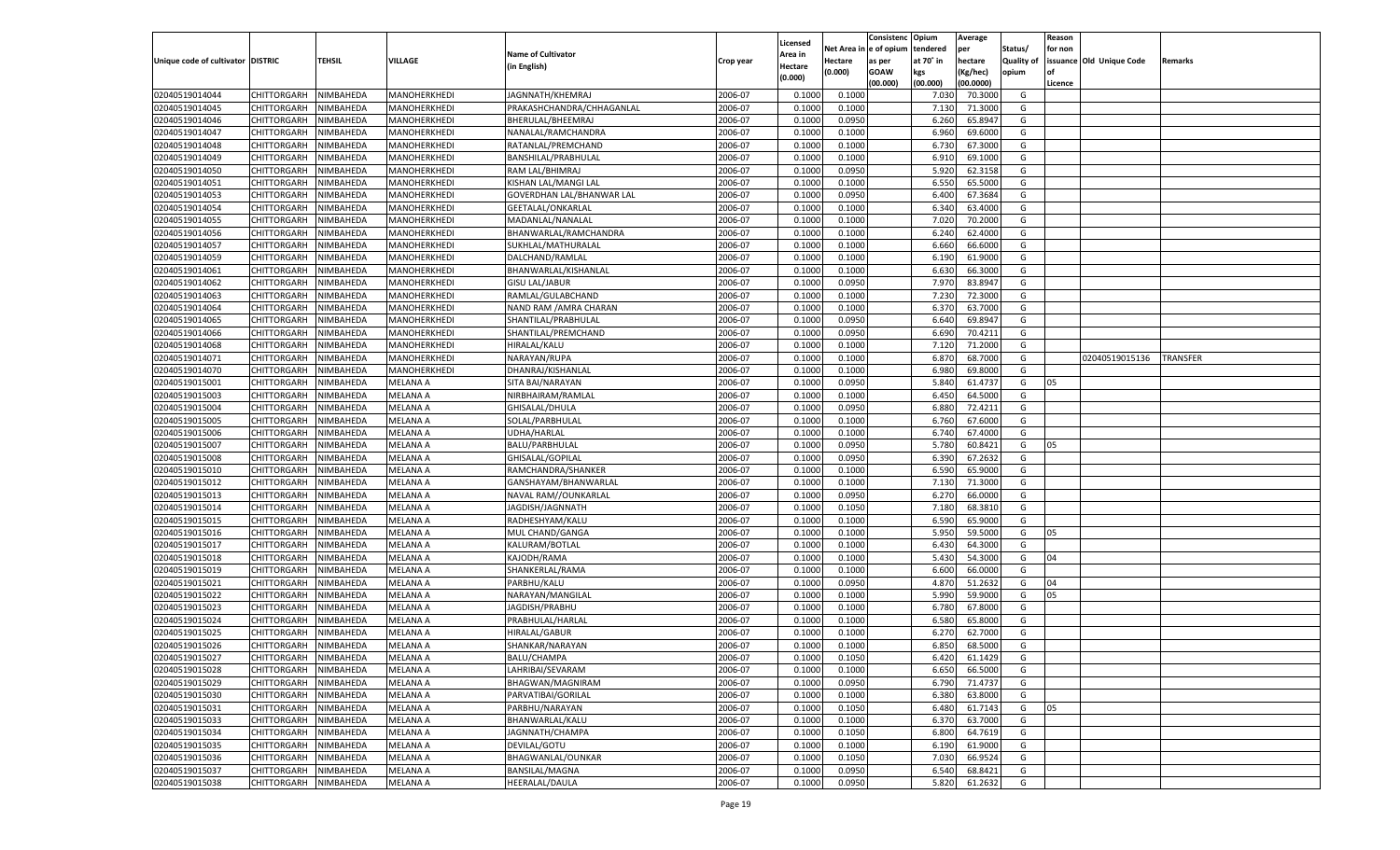| Unique code of cultivator | DISTRIC | TEHSIL | VILLAGE | Name of Cultivator (in English) | Crop year | Licensed Area in Hectare (0.000) | Net Area in Hectare (0.000) | Consistence of opium as per GOAW (00.000) | Opium tendered at 70° in kgs (00.000) | Average per hectare (Kg/hec) (00.0000) | Status/ Quality of opium | Reason for non issuance of Licence | Old Unique Code | Remarks |
|---|---|---|---|---|---|---|---|---|---|---|---|---|---|---|
| 02040519014044 | CHITTORGARH | NIMBAHEDA | MANOHERKHEDI | JAGNNATH/KHEMRAJ | 2006-07 | 0.1000 | 0.1000 | | 7.030 | 70.3000 | G | | | |
| 02040519014045 | CHITTORGARH | NIMBAHEDA | MANOHERKHEDI | PRAKASHCHANDRA/CHHAGANLAL | 2006-07 | 0.1000 | 0.1000 | | 7.130 | 71.3000 | G | | | |
| 02040519014046 | CHITTORGARH | NIMBAHEDA | MANOHERKHEDI | BHERULAL/BHEEMRAJ | 2006-07 | 0.1000 | 0.0950 | | 6.260 | 65.8947 | G | | | |
| 02040519014047 | CHITTORGARH | NIMBAHEDA | MANOHERKHEDI | NANALAL/RAMCHANDRA | 2006-07 | 0.1000 | 0.1000 | | 6.960 | 69.6000 | G | | | |
| 02040519014048 | CHITTORGARH | NIMBAHEDA | MANOHERKHEDI | RATANLAL/PREMCHAND | 2006-07 | 0.1000 | 0.1000 | | 6.730 | 67.3000 | G | | | |
| 02040519014049 | CHITTORGARH | NIMBAHEDA | MANOHERKHEDI | BANSHILAL/PRABHULAL | 2006-07 | 0.1000 | 0.1000 | | 6.910 | 69.1000 | G | | | |
| 02040519014050 | CHITTORGARH | NIMBAHEDA | MANOHERKHEDI | RAM LAL/BHIMRAJ | 2006-07 | 0.1000 | 0.0950 | | 5.920 | 62.3158 | G | | | |
| 02040519014051 | CHITTORGARH | NIMBAHEDA | MANOHERKHEDI | KISHAN LAL/MANGI LAL | 2006-07 | 0.1000 | 0.1000 | | 6.550 | 65.5000 | G | | | |
| 02040519014053 | CHITTORGARH | NIMBAHEDA | MANOHERKHEDI | GOVERDHAN LAL/BHANWAR LAL | 2006-07 | 0.1000 | 0.0950 | | 6.400 | 67.3684 | G | | | |
| 02040519014054 | CHITTORGARH | NIMBAHEDA | MANOHERKHEDI | GEETALAL/ONKARLAL | 2006-07 | 0.1000 | 0.1000 | | 6.340 | 63.4000 | G | | | |
| 02040519014055 | CHITTORGARH | NIMBAHEDA | MANOHERKHEDI | MADANLAL/NANALAL | 2006-07 | 0.1000 | 0.1000 | | 7.020 | 70.2000 | G | | | |
| 02040519014056 | CHITTORGARH | NIMBAHEDA | MANOHERKHEDI | BHANWARLAL/RAMCHANDRA | 2006-07 | 0.1000 | 0.1000 | | 6.240 | 62.4000 | G | | | |
| 02040519014057 | CHITTORGARH | NIMBAHEDA | MANOHERKHEDI | SUKHLAL/MATHURALAL | 2006-07 | 0.1000 | 0.1000 | | 6.660 | 66.6000 | G | | | |
| 02040519014059 | CHITTORGARH | NIMBAHEDA | MANOHERKHEDI | DALCHAND/RAMLAL | 2006-07 | 0.1000 | 0.1000 | | 6.190 | 61.9000 | G | | | |
| 02040519014061 | CHITTORGARH | NIMBAHEDA | MANOHERKHEDI | BHANWARLAL/KISHANLAL | 2006-07 | 0.1000 | 0.1000 | | 6.630 | 66.3000 | G | | | |
| 02040519014062 | CHITTORGARH | NIMBAHEDA | MANOHERKHEDI | GISU LAL/JABUR | 2006-07 | 0.1000 | 0.0950 | | 7.970 | 83.8947 | G | | | |
| 02040519014063 | CHITTORGARH | NIMBAHEDA | MANOHERKHEDI | RAMLAL/GULABCHAND | 2006-07 | 0.1000 | 0.1000 | | 7.230 | 72.3000 | G | | | |
| 02040519014064 | CHITTORGARH | NIMBAHEDA | MANOHERKHEDI | NAND RAM /AMRA CHARAN | 2006-07 | 0.1000 | 0.1000 | | 6.370 | 63.7000 | G | | | |
| 02040519014065 | CHITTORGARH | NIMBAHEDA | MANOHERKHEDI | SHANTILAL/PRABHULAL | 2006-07 | 0.1000 | 0.0950 | | 6.640 | 69.8947 | G | | | |
| 02040519014066 | CHITTORGARH | NIMBAHEDA | MANOHERKHEDI | SHANTILAL/PREMCHAND | 2006-07 | 0.1000 | 0.0950 | | 6.690 | 70.4211 | G | | | |
| 02040519014068 | CHITTORGARH | NIMBAHEDA | MANOHERKHEDI | HIRALAL/KALU | 2006-07 | 0.1000 | 0.1000 | | 7.120 | 71.2000 | G | | | |
| 02040519014071 | CHITTORGARH | NIMBAHEDA | MANOHERKHEDI | NARAYAN/RUPA | 2006-07 | 0.1000 | 0.1000 | | 6.870 | 68.7000 | G | | 02040519015136 | TRANSFER |
| 02040519014070 | CHITTORGARH | NIMBAHEDA | MANOHERKHEDI | DHANRAJ/KISHANLAL | 2006-07 | 0.1000 | 0.1000 | | 6.980 | 69.8000 | G | | | |
| 02040519015001 | CHITTORGARH | NIMBAHEDA | MELANA A | SITA BAI/NARAYAN | 2006-07 | 0.1000 | 0.0950 | | 5.840 | 61.4737 | G | 05 | | |
| 02040519015003 | CHITTORGARH | NIMBAHEDA | MELANA A | NIRBHAIRAM/RAMLAL | 2006-07 | 0.1000 | 0.1000 | | 6.450 | 64.5000 | G | | | |
| 02040519015004 | CHITTORGARH | NIMBAHEDA | MELANA A | GHISALAL/DHULA | 2006-07 | 0.1000 | 0.0950 | | 6.880 | 72.4211 | G | | | |
| 02040519015005 | CHITTORGARH | NIMBAHEDA | MELANA A | SOLAL/PARBHULAL | 2006-07 | 0.1000 | 0.1000 | | 6.760 | 67.6000 | G | | | |
| 02040519015006 | CHITTORGARH | NIMBAHEDA | MELANA A | UDHA/HARLAL | 2006-07 | 0.1000 | 0.1000 | | 6.740 | 67.4000 | G | | | |
| 02040519015007 | CHITTORGARH | NIMBAHEDA | MELANA A | BALU/PARBHULAL | 2006-07 | 0.1000 | 0.0950 | | 5.780 | 60.8421 | G | 05 | | |
| 02040519015008 | CHITTORGARH | NIMBAHEDA | MELANA A | GHISALAL/GOPILAL | 2006-07 | 0.1000 | 0.0950 | | 6.390 | 67.2632 | G | | | |
| 02040519015010 | CHITTORGARH | NIMBAHEDA | MELANA A | RAMCHANDRA/SHANKER | 2006-07 | 0.1000 | 0.1000 | | 6.590 | 65.9000 | G | | | |
| 02040519015012 | CHITTORGARH | NIMBAHEDA | MELANA A | GANSHAYAM/BHANWARLAL | 2006-07 | 0.1000 | 0.1000 | | 7.130 | 71.3000 | G | | | |
| 02040519015013 | CHITTORGARH | NIMBAHEDA | MELANA A | NAVAL RAM//OUNKARLAL | 2006-07 | 0.1000 | 0.0950 | | 6.270 | 66.0000 | G | | | |
| 02040519015014 | CHITTORGARH | NIMBAHEDA | MELANA A | JAGDISH/JAGNNATH | 2006-07 | 0.1000 | 0.1050 | | 7.180 | 68.3810 | G | | | |
| 02040519015015 | CHITTORGARH | NIMBAHEDA | MELANA A | RADHESHYAM/KALU | 2006-07 | 0.1000 | 0.1000 | | 6.590 | 65.9000 | G | | | |
| 02040519015016 | CHITTORGARH | NIMBAHEDA | MELANA A | MUL CHAND/GANGA | 2006-07 | 0.1000 | 0.1000 | | 5.950 | 59.5000 | G | 05 | | |
| 02040519015017 | CHITTORGARH | NIMBAHEDA | MELANA A | KALURAM/BOTLAL | 2006-07 | 0.1000 | 0.1000 | | 6.430 | 64.3000 | G | | | |
| 02040519015018 | CHITTORGARH | NIMBAHEDA | MELANA A | KAJODH/RAMA | 2006-07 | 0.1000 | 0.1000 | | 5.430 | 54.3000 | G | 04 | | |
| 02040519015019 | CHITTORGARH | NIMBAHEDA | MELANA A | SHANKERLAL/RAMA | 2006-07 | 0.1000 | 0.1000 | | 6.600 | 66.0000 | G | | | |
| 02040519015021 | CHITTORGARH | NIMBAHEDA | MELANA A | PARBHU/KALU | 2006-07 | 0.1000 | 0.0950 | | 4.870 | 51.2632 | G | 04 | | |
| 02040519015022 | CHITTORGARH | NIMBAHEDA | MELANA A | NARAYAN/MANGILAL | 2006-07 | 0.1000 | 0.1000 | | 5.990 | 59.9000 | G | 05 | | |
| 02040519015023 | CHITTORGARH | NIMBAHEDA | MELANA A | JAGDISH/PRABHU | 2006-07 | 0.1000 | 0.1000 | | 6.780 | 67.8000 | G | | | |
| 02040519015024 | CHITTORGARH | NIMBAHEDA | MELANA A | PRABHULAL/HARLAL | 2006-07 | 0.1000 | 0.1000 | | 6.580 | 65.8000 | G | | | |
| 02040519015025 | CHITTORGARH | NIMBAHEDA | MELANA A | HIRALAL/GABUR | 2006-07 | 0.1000 | 0.1000 | | 6.270 | 62.7000 | G | | | |
| 02040519015026 | CHITTORGARH | NIMBAHEDA | MELANA A | SHANKAR/NARAYAN | 2006-07 | 0.1000 | 0.1000 | | 6.850 | 68.5000 | G | | | |
| 02040519015027 | CHITTORGARH | NIMBAHEDA | MELANA A | BALU/CHAMPA | 2006-07 | 0.1000 | 0.1050 | | 6.420 | 61.1429 | G | | | |
| 02040519015028 | CHITTORGARH | NIMBAHEDA | MELANA A | LAHRIBAI/SEVARAM | 2006-07 | 0.1000 | 0.1000 | | 6.650 | 66.5000 | G | | | |
| 02040519015029 | CHITTORGARH | NIMBAHEDA | MELANA A | BHAGWAN/MAGNIRAM | 2006-07 | 0.1000 | 0.0950 | | 6.790 | 71.4737 | G | | | |
| 02040519015030 | CHITTORGARH | NIMBAHEDA | MELANA A | PARVATIBAI/GORILAL | 2006-07 | 0.1000 | 0.1000 | | 6.380 | 63.8000 | G | | | |
| 02040519015031 | CHITTORGARH | NIMBAHEDA | MELANA A | PARBHU/NARAYAN | 2006-07 | 0.1000 | 0.1050 | | 6.480 | 61.7143 | G | 05 | | |
| 02040519015033 | CHITTORGARH | NIMBAHEDA | MELANA A | BHANWARLAL/KALU | 2006-07 | 0.1000 | 0.1000 | | 6.370 | 63.7000 | G | | | |
| 02040519015034 | CHITTORGARH | NIMBAHEDA | MELANA A | JAGNNATH/CHAMPA | 2006-07 | 0.1000 | 0.1050 | | 6.800 | 64.7619 | G | | | |
| 02040519015035 | CHITTORGARH | NIMBAHEDA | MELANA A | DEVILAL/GOTU | 2006-07 | 0.1000 | 0.1000 | | 6.190 | 61.9000 | G | | | |
| 02040519015036 | CHITTORGARH | NIMBAHEDA | MELANA A | BHAGWANLAL/OUNKAR | 2006-07 | 0.1000 | 0.1050 | | 7.030 | 66.9524 | G | | | |
| 02040519015037 | CHITTORGARH | NIMBAHEDA | MELANA A | BANSILAL/MAGNA | 2006-07 | 0.1000 | 0.0950 | | 6.540 | 68.8421 | G | | | |
| 02040519015038 | CHITTORGARH | NIMBAHEDA | MELANA A | HEERALAL/DAULA | 2006-07 | 0.1000 | 0.0950 | | 5.820 | 61.2632 | G | | | |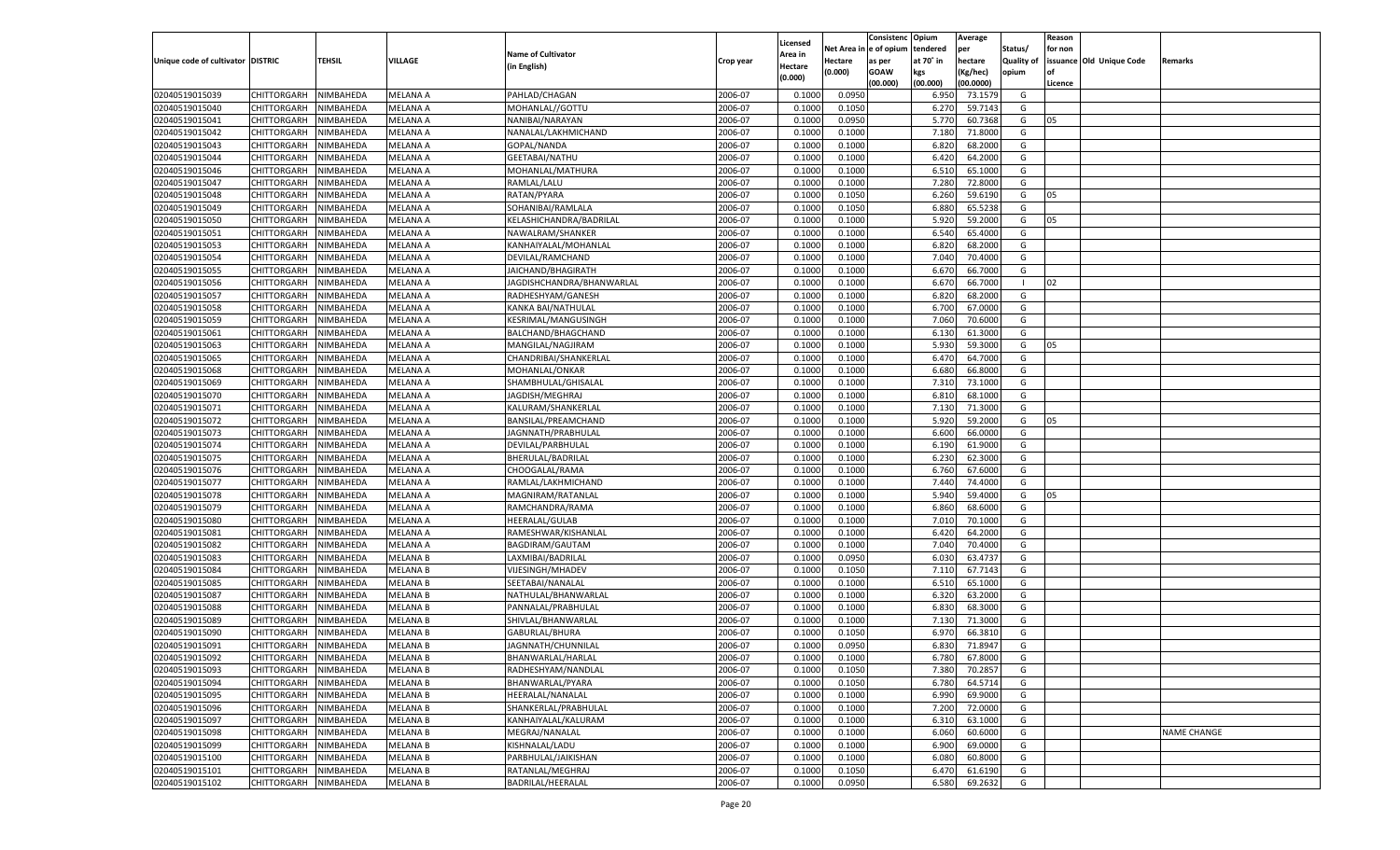| Unique code of cultivator | DISTRIC | TEHSIL | VILLAGE | Name of Cultivator (in English) | Crop year | Licensed Area in Hectare (0.000) | Net Area in Hectare (0.000) | Consistenc e of opium as per GOAW (00.000) | Opium tendered at 70° in kgs (00.000) | Average per hectare (Kg/hec) (00.0000) | Status/ Quality of opium | Reason for non issuance of Licence | Old Unique Code | Remarks |
|---|---|---|---|---|---|---|---|---|---|---|---|---|---|---|
| 02040519015039 | CHITTORGARH | NIMBAHEDA | MELANA A | PAHLAD/CHAGAN | 2006-07 | 0.1000 | 0.0950 | | 6.950 | 73.1579 | G | | | |
| 02040519015040 | CHITTORGARH | NIMBAHEDA | MELANA A | MOHANLAL//GOTTU | 2006-07 | 0.1000 | 0.1050 | | 6.270 | 59.7143 | G | | | |
| 02040519015041 | CHITTORGARH | NIMBAHEDA | MELANA A | NANIBAI/NARAYAN | 2006-07 | 0.1000 | 0.0950 | | 5.770 | 60.7368 | G | 05 | | |
| 02040519015042 | CHITTORGARH | NIMBAHEDA | MELANA A | NANALAL/LAKHMICHAND | 2006-07 | 0.1000 | 0.1000 | | 7.180 | 71.8000 | G | | | |
| 02040519015043 | CHITTORGARH | NIMBAHEDA | MELANA A | GOPAL/NANDA | 2006-07 | 0.1000 | 0.1000 | | 6.820 | 68.2000 | G | | | |
| 02040519015044 | CHITTORGARH | NIMBAHEDA | MELANA A | GEETABAI/NATHU | 2006-07 | 0.1000 | 0.1000 | | 6.420 | 64.2000 | G | | | |
| 02040519015046 | CHITTORGARH | NIMBAHEDA | MELANA A | MOHANLAL/MATHURA | 2006-07 | 0.1000 | 0.1000 | | 6.510 | 65.1000 | G | | | |
| 02040519015047 | CHITTORGARH | NIMBAHEDA | MELANA A | RAMLAL/LALU | 2006-07 | 0.1000 | 0.1000 | | 7.280 | 72.8000 | G | | | |
| 02040519015048 | CHITTORGARH | NIMBAHEDA | MELANA A | RATAN/PYARA | 2006-07 | 0.1000 | 0.1050 | | 6.260 | 59.6190 | G | 05 | | |
| 02040519015049 | CHITTORGARH | NIMBAHEDA | MELANA A | SOHANIBAI/RAMLALA | 2006-07 | 0.1000 | 0.1050 | | 6.880 | 65.5238 | G | | | |
| 02040519015050 | CHITTORGARH | NIMBAHEDA | MELANA A | KELASHICHANDRA/BADRILAL | 2006-07 | 0.1000 | 0.1000 | | 5.920 | 59.2000 | G | 05 | | |
| 02040519015051 | CHITTORGARH | NIMBAHEDA | MELANA A | NAWALRAM/SHANKER | 2006-07 | 0.1000 | 0.1000 | | 6.540 | 65.4000 | G | | | |
| 02040519015053 | CHITTORGARH | NIMBAHEDA | MELANA A | KANHAIYALAL/MOHANLAL | 2006-07 | 0.1000 | 0.1000 | | 6.820 | 68.2000 | G | | | |
| 02040519015054 | CHITTORGARH | NIMBAHEDA | MELANA A | DEVILAL/RAMCHAND | 2006-07 | 0.1000 | 0.1000 | | 7.040 | 70.4000 | G | | | |
| 02040519015055 | CHITTORGARH | NIMBAHEDA | MELANA A | JAICHAND/BHAGIRATH | 2006-07 | 0.1000 | 0.1000 | | 6.670 | 66.7000 | G | | | |
| 02040519015056 | CHITTORGARH | NIMBAHEDA | MELANA A | JAGDISHCHANDRA/BHANWARLAL | 2006-07 | 0.1000 | 0.1000 | | 6.670 | 66.7000 | I | 02 | | |
| 02040519015057 | CHITTORGARH | NIMBAHEDA | MELANA A | RADHESHYAM/GANESH | 2006-07 | 0.1000 | 0.1000 | | 6.820 | 68.2000 | G | | | |
| 02040519015058 | CHITTORGARH | NIMBAHEDA | MELANA A | KANKA BAI/NATHULAL | 2006-07 | 0.1000 | 0.1000 | | 6.700 | 67.0000 | G | | | |
| 02040519015059 | CHITTORGARH | NIMBAHEDA | MELANA A | KESRIMAL/MANGUSINGH | 2006-07 | 0.1000 | 0.1000 | | 7.060 | 70.6000 | G | | | |
| 02040519015061 | CHITTORGARH | NIMBAHEDA | MELANA A | BALCHAND/BHAGCHAND | 2006-07 | 0.1000 | 0.1000 | | 6.130 | 61.3000 | G | | | |
| 02040519015063 | CHITTORGARH | NIMBAHEDA | MELANA A | MANGILAL/NAGJIRAM | 2006-07 | 0.1000 | 0.1000 | | 5.930 | 59.3000 | G | 05 | | |
| 02040519015065 | CHITTORGARH | NIMBAHEDA | MELANA A | CHANDRIBAI/SHANKERLAL | 2006-07 | 0.1000 | 0.1000 | | 6.470 | 64.7000 | G | | | |
| 02040519015068 | CHITTORGARH | NIMBAHEDA | MELANA A | MOHANLAL/ONKAR | 2006-07 | 0.1000 | 0.1000 | | 6.680 | 66.8000 | G | | | |
| 02040519015069 | CHITTORGARH | NIMBAHEDA | MELANA A | SHAMBHULAL/GHISALAL | 2006-07 | 0.1000 | 0.1000 | | 7.310 | 73.1000 | G | | | |
| 02040519015070 | CHITTORGARH | NIMBAHEDA | MELANA A | JAGDISH/MEGHRAJ | 2006-07 | 0.1000 | 0.1000 | | 6.810 | 68.1000 | G | | | |
| 02040519015071 | CHITTORGARH | NIMBAHEDA | MELANA A | KALURAM/SHANKERLAL | 2006-07 | 0.1000 | 0.1000 | | 7.130 | 71.3000 | G | | | |
| 02040519015072 | CHITTORGARH | NIMBAHEDA | MELANA A | BANSILAL/PREAMCHAND | 2006-07 | 0.1000 | 0.1000 | | 5.920 | 59.2000 | G | 05 | | |
| 02040519015073 | CHITTORGARH | NIMBAHEDA | MELANA A | JAGNNATH/PRABHULAL | 2006-07 | 0.1000 | 0.1000 | | 6.600 | 66.0000 | G | | | |
| 02040519015074 | CHITTORGARH | NIMBAHEDA | MELANA A | DEVILAL/PARBHULAL | 2006-07 | 0.1000 | 0.1000 | | 6.190 | 61.9000 | G | | | |
| 02040519015075 | CHITTORGARH | NIMBAHEDA | MELANA A | BHERULAL/BADRILAL | 2006-07 | 0.1000 | 0.1000 | | 6.230 | 62.3000 | G | | | |
| 02040519015076 | CHITTORGARH | NIMBAHEDA | MELANA A | CHOOGALAL/RAMA | 2006-07 | 0.1000 | 0.1000 | | 6.760 | 67.6000 | G | | | |
| 02040519015077 | CHITTORGARH | NIMBAHEDA | MELANA A | RAMLAL/LAKHMICHAND | 2006-07 | 0.1000 | 0.1000 | | 7.440 | 74.4000 | G | | | |
| 02040519015078 | CHITTORGARH | NIMBAHEDA | MELANA A | MAGNIRAM/RATANLAL | 2006-07 | 0.1000 | 0.1000 | | 5.940 | 59.4000 | G | 05 | | |
| 02040519015079 | CHITTORGARH | NIMBAHEDA | MELANA A | RAMCHANDRA/RAMA | 2006-07 | 0.1000 | 0.1000 | | 6.860 | 68.6000 | G | | | |
| 02040519015080 | CHITTORGARH | NIMBAHEDA | MELANA A | HEERALAL/GULAB | 2006-07 | 0.1000 | 0.1000 | | 7.010 | 70.1000 | G | | | |
| 02040519015081 | CHITTORGARH | NIMBAHEDA | MELANA A | RAMESHWAR/KISHANLAL | 2006-07 | 0.1000 | 0.1000 | | 6.420 | 64.2000 | G | | | |
| 02040519015082 | CHITTORGARH | NIMBAHEDA | MELANA A | BAGDIRAM/GAUTAM | 2006-07 | 0.1000 | 0.1000 | | 7.040 | 70.4000 | G | | | |
| 02040519015083 | CHITTORGARH | NIMBAHEDA | MELANA B | LAXMIBAI/BADRILAL | 2006-07 | 0.1000 | 0.0950 | | 6.030 | 63.4737 | G | | | |
| 02040519015084 | CHITTORGARH | NIMBAHEDA | MELANA B | VIJESINGH/MHADEV | 2006-07 | 0.1000 | 0.1050 | | 7.110 | 67.7143 | G | | | |
| 02040519015085 | CHITTORGARH | NIMBAHEDA | MELANA B | SEETABAI/NANALAL | 2006-07 | 0.1000 | 0.1000 | | 6.510 | 65.1000 | G | | | |
| 02040519015087 | CHITTORGARH | NIMBAHEDA | MELANA B | NATHULAL/BHANWARLAL | 2006-07 | 0.1000 | 0.1000 | | 6.320 | 63.2000 | G | | | |
| 02040519015088 | CHITTORGARH | NIMBAHEDA | MELANA B | PANNALAL/PRABHULAL | 2006-07 | 0.1000 | 0.1000 | | 6.830 | 68.3000 | G | | | |
| 02040519015089 | CHITTORGARH | NIMBAHEDA | MELANA B | SHIVLAL/BHANWARLAL | 2006-07 | 0.1000 | 0.1000 | | 7.130 | 71.3000 | G | | | |
| 02040519015090 | CHITTORGARH | NIMBAHEDA | MELANA B | GABURLAL/BHURA | 2006-07 | 0.1000 | 0.1050 | | 6.970 | 66.3810 | G | | | |
| 02040519015091 | CHITTORGARH | NIMBAHEDA | MELANA B | JAGNNATH/CHUNNILAL | 2006-07 | 0.1000 | 0.0950 | | 6.830 | 71.8947 | G | | | |
| 02040519015092 | CHITTORGARH | NIMBAHEDA | MELANA B | BHANWARLAL/HARLAL | 2006-07 | 0.1000 | 0.1000 | | 6.780 | 67.8000 | G | | | |
| 02040519015093 | CHITTORGARH | NIMBAHEDA | MELANA B | RADHESHYAM/NANDLAL | 2006-07 | 0.1000 | 0.1050 | | 7.380 | 70.2857 | G | | | |
| 02040519015094 | CHITTORGARH | NIMBAHEDA | MELANA B | BHANWARLAL/PYARA | 2006-07 | 0.1000 | 0.1050 | | 6.780 | 64.5714 | G | | | |
| 02040519015095 | CHITTORGARH | NIMBAHEDA | MELANA B | HEERALAL/NANALAL | 2006-07 | 0.1000 | 0.1000 | | 6.990 | 69.9000 | G | | | |
| 02040519015096 | CHITTORGARH | NIMBAHEDA | MELANA B | SHANKERLAL/PRABHULAL | 2006-07 | 0.1000 | 0.1000 | | 7.200 | 72.0000 | G | | | |
| 02040519015097 | CHITTORGARH | NIMBAHEDA | MELANA B | KANHAIYALAL/KALURAM | 2006-07 | 0.1000 | 0.1000 | | 6.310 | 63.1000 | G | | | |
| 02040519015098 | CHITTORGARH | NIMBAHEDA | MELANA B | MEGRAJ/NANALAL | 2006-07 | 0.1000 | 0.1000 | | 6.060 | 60.6000 | G | | | NAME CHANGE |
| 02040519015099 | CHITTORGARH | NIMBAHEDA | MELANA B | KISHNALAL/LADU | 2006-07 | 0.1000 | 0.1000 | | 6.900 | 69.0000 | G | | | |
| 02040519015100 | CHITTORGARH | NIMBAHEDA | MELANA B | PARBHULAL/JAIKISHAN | 2006-07 | 0.1000 | 0.1000 | | 6.080 | 60.8000 | G | | | |
| 02040519015101 | CHITTORGARH | NIMBAHEDA | MELANA B | RATANLAL/MEGHRAJ | 2006-07 | 0.1000 | 0.1050 | | 6.470 | 61.6190 | G | | | |
| 02040519015102 | CHITTORGARH | NIMBAHEDA | MELANA B | BADRILAL/HEERALAL | 2006-07 | 0.1000 | 0.0950 | | 6.580 | 69.2632 | G | | | |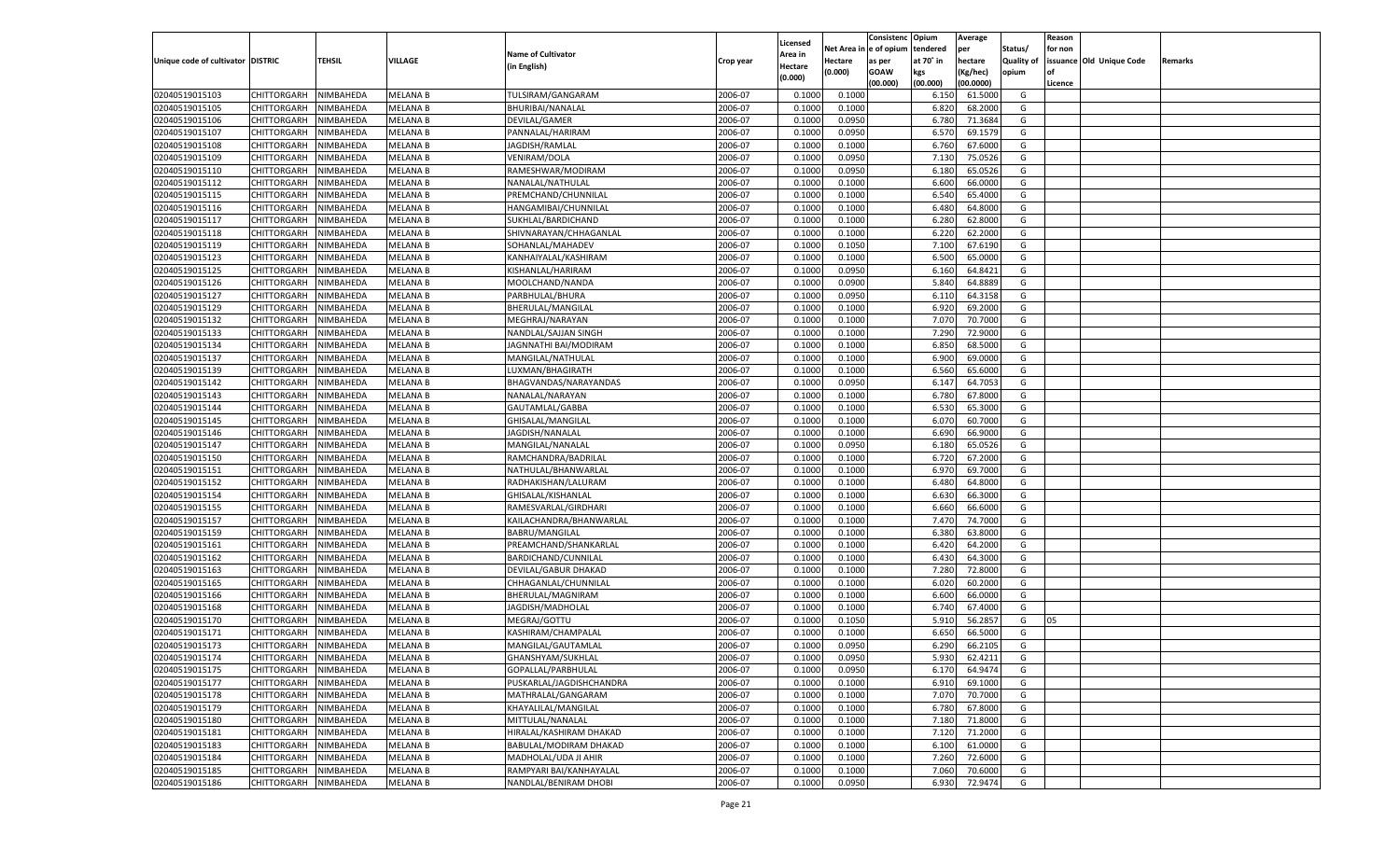| Unique code of cultivator | DISTRIC | TEHSIL | VILLAGE | Name of Cultivator (in English) | Crop year | Licensed Area in Hectare (0.000) | Net Area in Hectare (0.000) | Consistenc e of opium as per GOAW (00.000) | Opium tendered at 70° in kgs (00.000) | Average per hectare (Kg/hec) (00.0000) | Status/ Quality of opium | Reason for non issuance of Licence | Old Unique Code | Remarks |
|---|---|---|---|---|---|---|---|---|---|---|---|---|---|---|
| 02040519015103 | CHITTORGARH | NIMBAHEDA | MELANA B | TULSIRAM/GANGARAM | 2006-07 | 0.1000 | 0.1000 | | 6.150 | 61.5000 | G | | | |
| 02040519015105 | CHITTORGARH | NIMBAHEDA | MELANA B | BHURIBAI/NANALAL | 2006-07 | 0.1000 | 0.1000 | | 6.820 | 68.2000 | G | | | |
| 02040519015106 | CHITTORGARH | NIMBAHEDA | MELANA B | DEVILAL/GAMER | 2006-07 | 0.1000 | 0.0950 | | 6.780 | 71.3684 | G | | | |
| 02040519015107 | CHITTORGARH | NIMBAHEDA | MELANA B | PANNALAL/HARIRAM | 2006-07 | 0.1000 | 0.0950 | | 6.570 | 69.1579 | G | | | |
| 02040519015108 | CHITTORGARH | NIMBAHEDA | MELANA B | JAGDISH/RAMLAL | 2006-07 | 0.1000 | 0.1000 | | 6.760 | 67.6000 | G | | | |
| 02040519015109 | CHITTORGARH | NIMBAHEDA | MELANA B | VENIRAM/DOLA | 2006-07 | 0.1000 | 0.0950 | | 7.130 | 75.0526 | G | | | |
| 02040519015110 | CHITTORGARH | NIMBAHEDA | MELANA B | RAMESHWAR/MODIRAM | 2006-07 | 0.1000 | 0.0950 | | 6.180 | 65.0526 | G | | | |
| 02040519015112 | CHITTORGARH | NIMBAHEDA | MELANA B | NANALAL/NATHULAL | 2006-07 | 0.1000 | 0.1000 | | 6.600 | 66.0000 | G | | | |
| 02040519015115 | CHITTORGARH | NIMBAHEDA | MELANA B | PREMCHAND/CHUNNILAL | 2006-07 | 0.1000 | 0.1000 | | 6.540 | 65.4000 | G | | | |
| 02040519015116 | CHITTORGARH | NIMBAHEDA | MELANA B | HANGAMIBAI/CHUNNILAL | 2006-07 | 0.1000 | 0.1000 | | 6.480 | 64.8000 | G | | | |
| 02040519015117 | CHITTORGARH | NIMBAHEDA | MELANA B | SUKHLAL/BARDICHAND | 2006-07 | 0.1000 | 0.1000 | | 6.280 | 62.8000 | G | | | |
| 02040519015118 | CHITTORGARH | NIMBAHEDA | MELANA B | SHIVNARAYAN/CHHAGANLAL | 2006-07 | 0.1000 | 0.1000 | | 6.220 | 62.2000 | G | | | |
| 02040519015119 | CHITTORGARH | NIMBAHEDA | MELANA B | SOHANLAL/MAHADEV | 2006-07 | 0.1000 | 0.1050 | | 7.100 | 67.6190 | G | | | |
| 02040519015123 | CHITTORGARH | NIMBAHEDA | MELANA B | KANHAIYALAL/KASHIRAM | 2006-07 | 0.1000 | 0.1000 | | 6.500 | 65.0000 | G | | | |
| 02040519015125 | CHITTORGARH | NIMBAHEDA | MELANA B | KISHANLAL/HARIRAM | 2006-07 | 0.1000 | 0.0950 | | 6.160 | 64.8421 | G | | | |
| 02040519015126 | CHITTORGARH | NIMBAHEDA | MELANA B | MOOLCHAND/NANDA | 2006-07 | 0.1000 | 0.0900 | | 5.840 | 64.8889 | G | | | |
| 02040519015127 | CHITTORGARH | NIMBAHEDA | MELANA B | PARBHULAL/BHURA | 2006-07 | 0.1000 | 0.0950 | | 6.110 | 64.3158 | G | | | |
| 02040519015129 | CHITTORGARH | NIMBAHEDA | MELANA B | BHERULAL/MANGILAL | 2006-07 | 0.1000 | 0.1000 | | 6.920 | 69.2000 | G | | | |
| 02040519015132 | CHITTORGARH | NIMBAHEDA | MELANA B | MEGHRAJ/NARAYAN | 2006-07 | 0.1000 | 0.1000 | | 7.070 | 70.7000 | G | | | |
| 02040519015133 | CHITTORGARH | NIMBAHEDA | MELANA B | NANDLAL/SAJJAN SINGH | 2006-07 | 0.1000 | 0.1000 | | 7.290 | 72.9000 | G | | | |
| 02040519015134 | CHITTORGARH | NIMBAHEDA | MELANA B | JAGNNATHI BAI/MODIRAM | 2006-07 | 0.1000 | 0.1000 | | 6.850 | 68.5000 | G | | | |
| 02040519015137 | CHITTORGARH | NIMBAHEDA | MELANA B | MANGILAL/NATHULAL | 2006-07 | 0.1000 | 0.1000 | | 6.900 | 69.0000 | G | | | |
| 02040519015139 | CHITTORGARH | NIMBAHEDA | MELANA B | LUXMAN/BHAGIRATH | 2006-07 | 0.1000 | 0.1000 | | 6.560 | 65.6000 | G | | | |
| 02040519015142 | CHITTORGARH | NIMBAHEDA | MELANA B | BHAGVANDAS/NARAYANDAS | 2006-07 | 0.1000 | 0.0950 | | 6.147 | 64.7053 | G | | | |
| 02040519015143 | CHITTORGARH | NIMBAHEDA | MELANA B | NANALAL/NARAYAN | 2006-07 | 0.1000 | 0.1000 | | 6.780 | 67.8000 | G | | | |
| 02040519015144 | CHITTORGARH | NIMBAHEDA | MELANA B | GAUTAMLAL/GABBA | 2006-07 | 0.1000 | 0.1000 | | 6.530 | 65.3000 | G | | | |
| 02040519015145 | CHITTORGARH | NIMBAHEDA | MELANA B | GHISALAL/MANGILAL | 2006-07 | 0.1000 | 0.1000 | | 6.070 | 60.7000 | G | | | |
| 02040519015146 | CHITTORGARH | NIMBAHEDA | MELANA B | JAGDISH/NANALAL | 2006-07 | 0.1000 | 0.1000 | | 6.690 | 66.9000 | G | | | |
| 02040519015147 | CHITTORGARH | NIMBAHEDA | MELANA B | MANGILAL/NANALAL | 2006-07 | 0.1000 | 0.0950 | | 6.180 | 65.0526 | G | | | |
| 02040519015150 | CHITTORGARH | NIMBAHEDA | MELANA B | RAMCHANDRA/BADRILAL | 2006-07 | 0.1000 | 0.1000 | | 6.720 | 67.2000 | G | | | |
| 02040519015151 | CHITTORGARH | NIMBAHEDA | MELANA B | NATHULAL/BHANWARLAL | 2006-07 | 0.1000 | 0.1000 | | 6.970 | 69.7000 | G | | | |
| 02040519015152 | CHITTORGARH | NIMBAHEDA | MELANA B | RADHAKISHAN/LALURAM | 2006-07 | 0.1000 | 0.1000 | | 6.480 | 64.8000 | G | | | |
| 02040519015154 | CHITTORGARH | NIMBAHEDA | MELANA B | GHISALAL/KISHANLAL | 2006-07 | 0.1000 | 0.1000 | | 6.630 | 66.3000 | G | | | |
| 02040519015155 | CHITTORGARH | NIMBAHEDA | MELANA B | RAMESVARLAL/GIRDHARI | 2006-07 | 0.1000 | 0.1000 | | 6.660 | 66.6000 | G | | | |
| 02040519015157 | CHITTORGARH | NIMBAHEDA | MELANA B | KAILACHANDRA/BHANWARLAL | 2006-07 | 0.1000 | 0.1000 | | 7.470 | 74.7000 | G | | | |
| 02040519015159 | CHITTORGARH | NIMBAHEDA | MELANA B | BABRU/MANGILAL | 2006-07 | 0.1000 | 0.1000 | | 6.380 | 63.8000 | G | | | |
| 02040519015161 | CHITTORGARH | NIMBAHEDA | MELANA B | PREAMCHAND/SHANKARLAL | 2006-07 | 0.1000 | 0.1000 | | 6.420 | 64.2000 | G | | | |
| 02040519015162 | CHITTORGARH | NIMBAHEDA | MELANA B | BARDICHAND/CUNNILAL | 2006-07 | 0.1000 | 0.1000 | | 6.430 | 64.3000 | G | | | |
| 02040519015163 | CHITTORGARH | NIMBAHEDA | MELANA B | DEVILAL/GABUR DHAKAD | 2006-07 | 0.1000 | 0.1000 | | 7.280 | 72.8000 | G | | | |
| 02040519015165 | CHITTORGARH | NIMBAHEDA | MELANA B | CHHAGANLAL/CHUNNILAL | 2006-07 | 0.1000 | 0.1000 | | 6.020 | 60.2000 | G | | | |
| 02040519015166 | CHITTORGARH | NIMBAHEDA | MELANA B | BHERULAL/MAGNIRAM | 2006-07 | 0.1000 | 0.1000 | | 6.600 | 66.0000 | G | | | |
| 02040519015168 | CHITTORGARH | NIMBAHEDA | MELANA B | JAGDISH/MADHOLAL | 2006-07 | 0.1000 | 0.1000 | | 6.740 | 67.4000 | G | | | |
| 02040519015170 | CHITTORGARH | NIMBAHEDA | MELANA B | MEGRAJ/GOTTU | 2006-07 | 0.1000 | 0.1050 | | 5.910 | 56.2857 | G | 05 | | |
| 02040519015171 | CHITTORGARH | NIMBAHEDA | MELANA B | KASHIRAM/CHAMPALAL | 2006-07 | 0.1000 | 0.1000 | | 6.650 | 66.5000 | G | | | |
| 02040519015173 | CHITTORGARH | NIMBAHEDA | MELANA B | MANGILAL/GAUTAMLAL | 2006-07 | 0.1000 | 0.0950 | | 6.290 | 66.2105 | G | | | |
| 02040519015174 | CHITTORGARH | NIMBAHEDA | MELANA B | GHANSHYAM/SUKHLAL | 2006-07 | 0.1000 | 0.0950 | | 5.930 | 62.4211 | G | | | |
| 02040519015175 | CHITTORGARH | NIMBAHEDA | MELANA B | GOPALLAL/PARBHULAL | 2006-07 | 0.1000 | 0.0950 | | 6.170 | 64.9474 | G | | | |
| 02040519015177 | CHITTORGARH | NIMBAHEDA | MELANA B | PUSKARLAL/JAGDISHCHANDRA | 2006-07 | 0.1000 | 0.1000 | | 6.910 | 69.1000 | G | | | |
| 02040519015178 | CHITTORGARH | NIMBAHEDA | MELANA B | MATHRALAL/GANGARAM | 2006-07 | 0.1000 | 0.1000 | | 7.070 | 70.7000 | G | | | |
| 02040519015179 | CHITTORGARH | NIMBAHEDA | MELANA B | KHAYALILAL/MANGILAL | 2006-07 | 0.1000 | 0.1000 | | 6.780 | 67.8000 | G | | | |
| 02040519015180 | CHITTORGARH | NIMBAHEDA | MELANA B | MITTULAL/NANALAL | 2006-07 | 0.1000 | 0.1000 | | 7.180 | 71.8000 | G | | | |
| 02040519015181 | CHITTORGARH | NIMBAHEDA | MELANA B | HIRALAL/KASHIRAM DHAKAD | 2006-07 | 0.1000 | 0.1000 | | 7.120 | 71.2000 | G | | | |
| 02040519015183 | CHITTORGARH | NIMBAHEDA | MELANA B | BABULAL/MODIRAM DHAKAD | 2006-07 | 0.1000 | 0.1000 | | 6.100 | 61.0000 | G | | | |
| 02040519015184 | CHITTORGARH | NIMBAHEDA | MELANA B | MADHOLAL/UDA JI AHIR | 2006-07 | 0.1000 | 0.1000 | | 7.260 | 72.6000 | G | | | |
| 02040519015185 | CHITTORGARH | NIMBAHEDA | MELANA B | RAMPYARI BAI/KANHAYALAL | 2006-07 | 0.1000 | 0.1000 | | 7.060 | 70.6000 | G | | | |
| 02040519015186 | CHITTORGARH | NIMBAHEDA | MELANA B | NANDLAL/BENIRAM DHOBI | 2006-07 | 0.1000 | 0.0950 | | 6.930 | 72.9474 | G | | | |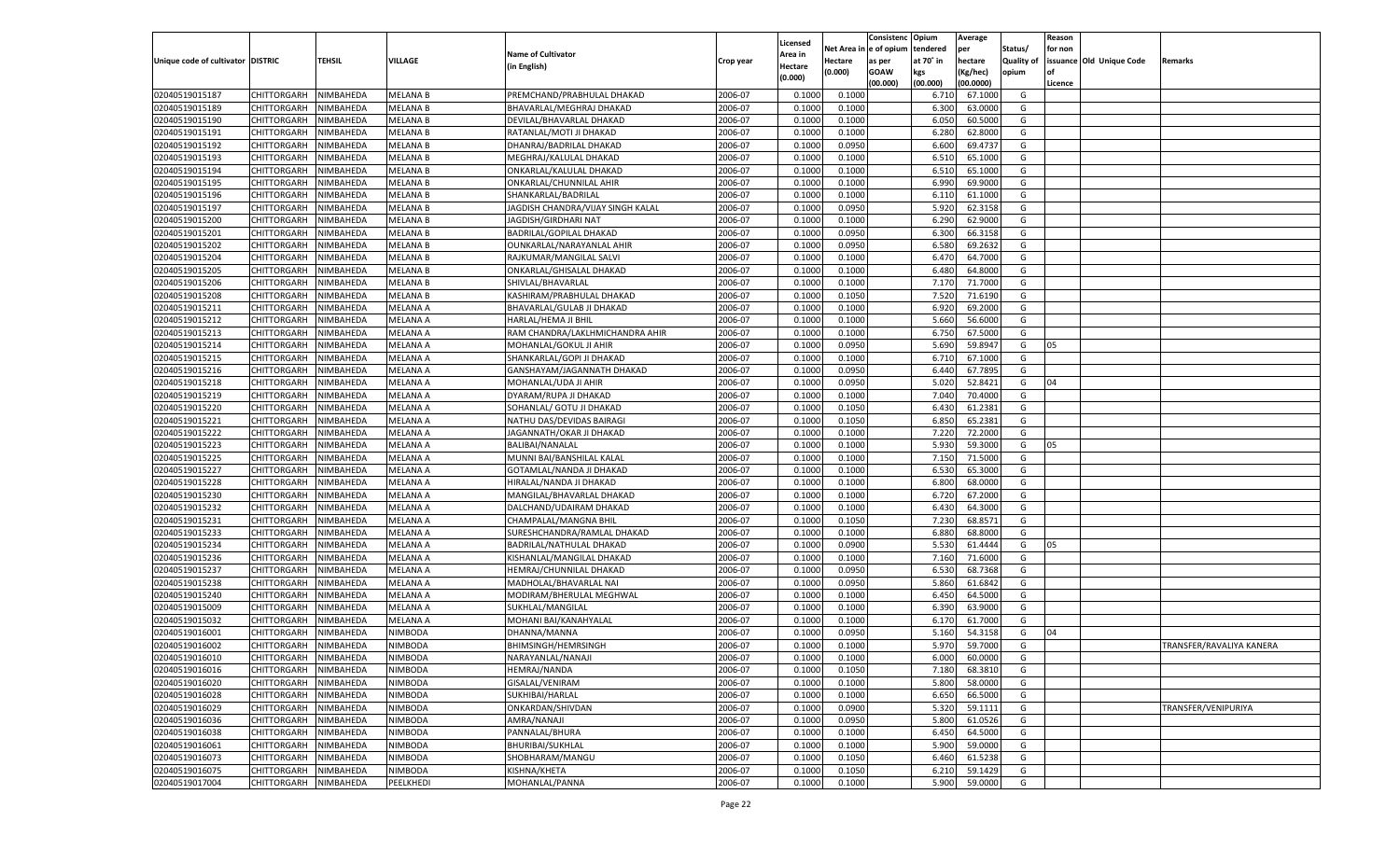| Unique code of cultivator | DISTRIC | TEHSIL | VILLAGE | Name of Cultivator (in English) | Crop year | Licensed Area in Hectare (0.000) | Net Area in Hectare (0.000) | Consistenc e of opium as per GOAW (00.000) | Opium tendered at 70˚ in kgs (00.000) | Average per hectare (Kg/hec) (00.0000) | Status/ Quality of opium | Reason for non issuance of Licence | Old Unique Code | Remarks |
|---|---|---|---|---|---|---|---|---|---|---|---|---|---|---|
| 02040519015187 | CHITTORGARH | NIMBAHEDA | MELANA B | PREMCHAND/PRABHULAL DHAKAD | 2006-07 | 0.1000 | 0.1000 | | 6.710 | 67.1000 | G | | | |
| 02040519015189 | CHITTORGARH | NIMBAHEDA | MELANA B | BHAVARLAL/MEGHRAJ DHAKAD | 2006-07 | 0.1000 | 0.1000 | | 6.300 | 63.0000 | G | | | |
| 02040519015190 | CHITTORGARH | NIMBAHEDA | MELANA B | DEVILAL/BHAVARLAL DHAKAD | 2006-07 | 0.1000 | 0.1000 | | 6.050 | 60.5000 | G | | | |
| 02040519015191 | CHITTORGARH | NIMBAHEDA | MELANA B | RATANLAL/MOTI JI DHAKAD | 2006-07 | 0.1000 | 0.1000 | | 6.280 | 62.8000 | G | | | |
| 02040519015192 | CHITTORGARH | NIMBAHEDA | MELANA B | DHANRAJ/BADRILAL DHAKAD | 2006-07 | 0.1000 | 0.0950 | | 6.600 | 69.4737 | G | | | |
| 02040519015193 | CHITTORGARH | NIMBAHEDA | MELANA B | MEGHRAJ/KALULAL DHAKAD | 2006-07 | 0.1000 | 0.1000 | | 6.510 | 65.1000 | G | | | |
| 02040519015194 | CHITTORGARH | NIMBAHEDA | MELANA B | ONKARLAL/KALULAL DHAKAD | 2006-07 | 0.1000 | 0.1000 | | 6.510 | 65.1000 | G | | | |
| 02040519015195 | CHITTORGARH | NIMBAHEDA | MELANA B | ONKARLAL/CHUNNILAL AHIR | 2006-07 | 0.1000 | 0.1000 | | 6.990 | 69.9000 | G | | | |
| 02040519015196 | CHITTORGARH | NIMBAHEDA | MELANA B | SHANKARLAL/BADRILAL | 2006-07 | 0.1000 | 0.1000 | | 6.110 | 61.1000 | G | | | |
| 02040519015197 | CHITTORGARH | NIMBAHEDA | MELANA B | JAGDISH CHANDRA/VIJAY SINGH KALAL | 2006-07 | 0.1000 | 0.0950 | | 5.920 | 62.3158 | G | | | |
| 02040519015200 | CHITTORGARH | NIMBAHEDA | MELANA B | JAGDISH/GIRDHARI NAT | 2006-07 | 0.1000 | 0.1000 | | 6.290 | 62.9000 | G | | | |
| 02040519015201 | CHITTORGARH | NIMBAHEDA | MELANA B | BADRILAL/GOPILAL DHAKAD | 2006-07 | 0.1000 | 0.0950 | | 6.300 | 66.3158 | G | | | |
| 02040519015202 | CHITTORGARH | NIMBAHEDA | MELANA B | OUNKARLAL/NARAYANLAL AHIR | 2006-07 | 0.1000 | 0.0950 | | 6.580 | 69.2632 | G | | | |
| 02040519015204 | CHITTORGARH | NIMBAHEDA | MELANA B | RAJKUMAR/MANGILAL SALVI | 2006-07 | 0.1000 | 0.1000 | | 6.470 | 64.7000 | G | | | |
| 02040519015205 | CHITTORGARH | NIMBAHEDA | MELANA B | ONKARLAL/GHISALAL DHAKAD | 2006-07 | 0.1000 | 0.1000 | | 6.480 | 64.8000 | G | | | |
| 02040519015206 | CHITTORGARH | NIMBAHEDA | MELANA B | SHIVLAL/BHAVARLAL | 2006-07 | 0.1000 | 0.1000 | | 7.170 | 71.7000 | G | | | |
| 02040519015208 | CHITTORGARH | NIMBAHEDA | MELANA B | KASHIRAM/PRABHULAL DHAKAD | 2006-07 | 0.1000 | 0.1050 | | 7.520 | 71.6190 | G | | | |
| 02040519015211 | CHITTORGARH | NIMBAHEDA | MELANA A | BHAVARLAL/GULAB JI DHAKAD | 2006-07 | 0.1000 | 0.1000 | | 6.920 | 69.2000 | G | | | |
| 02040519015212 | CHITTORGARH | NIMBAHEDA | MELANA A | HARLAL/HEMA JI BHIL | 2006-07 | 0.1000 | 0.1000 | | 5.660 | 56.6000 | G | | | |
| 02040519015213 | CHITTORGARH | NIMBAHEDA | MELANA A | RAM CHANDRA/LAKLHMICHANDRA AHIR | 2006-07 | 0.1000 | 0.1000 | | 6.750 | 67.5000 | G | | | |
| 02040519015214 | CHITTORGARH | NIMBAHEDA | MELANA A | MOHANLAL/GOKUL JI AHIR | 2006-07 | 0.1000 | 0.0950 | | 5.690 | 59.8947 | G | 05 | | |
| 02040519015215 | CHITTORGARH | NIMBAHEDA | MELANA A | SHANKARLAL/GOPI JI DHAKAD | 2006-07 | 0.1000 | 0.1000 | | 6.710 | 67.1000 | G | | | |
| 02040519015216 | CHITTORGARH | NIMBAHEDA | MELANA A | GANSHAYAM/JAGANNATH DHAKAD | 2006-07 | 0.1000 | 0.0950 | | 6.440 | 67.7895 | G | | | |
| 02040519015218 | CHITTORGARH | NIMBAHEDA | MELANA A | MOHANLAL/UDA JI AHIR | 2006-07 | 0.1000 | 0.0950 | | 5.020 | 52.8421 | G | 04 | | |
| 02040519015219 | CHITTORGARH | NIMBAHEDA | MELANA A | DYARAM/RUPA JI DHAKAD | 2006-07 | 0.1000 | 0.1000 | | 7.040 | 70.4000 | G | | | |
| 02040519015220 | CHITTORGARH | NIMBAHEDA | MELANA A | SOHANLAL/ GOTU JI DHAKAD | 2006-07 | 0.1000 | 0.1050 | | 6.430 | 61.2381 | G | | | |
| 02040519015221 | CHITTORGARH | NIMBAHEDA | MELANA A | NATHU DAS/DEVIDAS BAIRAGI | 2006-07 | 0.1000 | 0.1050 | | 6.850 | 65.2381 | G | | | |
| 02040519015222 | CHITTORGARH | NIMBAHEDA | MELANA A | JAGANNATH/OKAR JI DHAKAD | 2006-07 | 0.1000 | 0.1000 | | 7.220 | 72.2000 | G | | | |
| 02040519015223 | CHITTORGARH | NIMBAHEDA | MELANA A | BALIBAI/NANALAL | 2006-07 | 0.1000 | 0.1000 | | 5.930 | 59.3000 | G | 05 | | |
| 02040519015225 | CHITTORGARH | NIMBAHEDA | MELANA A | MUNNI BAI/BANSHILAL KALAL | 2006-07 | 0.1000 | 0.1000 | | 7.150 | 71.5000 | G | | | |
| 02040519015227 | CHITTORGARH | NIMBAHEDA | MELANA A | GOTAMLAL/NANDA JI DHAKAD | 2006-07 | 0.1000 | 0.1000 | | 6.530 | 65.3000 | G | | | |
| 02040519015228 | CHITTORGARH | NIMBAHEDA | MELANA A | HIRALAL/NANDA JI DHAKAD | 2006-07 | 0.1000 | 0.1000 | | 6.800 | 68.0000 | G | | | |
| 02040519015230 | CHITTORGARH | NIMBAHEDA | MELANA A | MANGILAL/BHAVARLAL DHAKAD | 2006-07 | 0.1000 | 0.1000 | | 6.720 | 67.2000 | G | | | |
| 02040519015232 | CHITTORGARH | NIMBAHEDA | MELANA A | DALCHAND/UDAIRAM DHAKAD | 2006-07 | 0.1000 | 0.1000 | | 6.430 | 64.3000 | G | | | |
| 02040519015231 | CHITTORGARH | NIMBAHEDA | MELANA A | CHAMPALAL/MANGNA BHIL | 2006-07 | 0.1000 | 0.1050 | | 7.230 | 68.8571 | G | | | |
| 02040519015233 | CHITTORGARH | NIMBAHEDA | MELANA A | SURESHCHANDRA/RAMLAL DHAKAD | 2006-07 | 0.1000 | 0.1000 | | 6.880 | 68.8000 | G | | | |
| 02040519015234 | CHITTORGARH | NIMBAHEDA | MELANA A | BADRILAL/NATHULAL DHAKAD | 2006-07 | 0.1000 | 0.0900 | | 5.530 | 61.4444 | G | 05 | | |
| 02040519015236 | CHITTORGARH | NIMBAHEDA | MELANA A | KISHANLAL/MANGILAL DHAKAD | 2006-07 | 0.1000 | 0.1000 | | 7.160 | 71.6000 | G | | | |
| 02040519015237 | CHITTORGARH | NIMBAHEDA | MELANA A | HEMRAJ/CHUNNILAL DHAKAD | 2006-07 | 0.1000 | 0.0950 | | 6.530 | 68.7368 | G | | | |
| 02040519015238 | CHITTORGARH | NIMBAHEDA | MELANA A | MADHOLAL/BHAVARLAL NAI | 2006-07 | 0.1000 | 0.0950 | | 5.860 | 61.6842 | G | | | |
| 02040519015240 | CHITTORGARH | NIMBAHEDA | MELANA A | MODIRAM/BHERULAL MEGHWAL | 2006-07 | 0.1000 | 0.1000 | | 6.450 | 64.5000 | G | | | |
| 02040519015009 | CHITTORGARH | NIMBAHEDA | MELANA A | SUKHLAL/MANGILAL | 2006-07 | 0.1000 | 0.1000 | | 6.390 | 63.9000 | G | | | |
| 02040519015032 | CHITTORGARH | NIMBAHEDA | MELANA A | MOHANI BAI/KANAHYALAL | 2006-07 | 0.1000 | 0.1000 | | 6.170 | 61.7000 | G | | | |
| 02040519016001 | CHITTORGARH | NIMBAHEDA | NIMBODA | DHANNA/MANNA | 2006-07 | 0.1000 | 0.0950 | | 5.160 | 54.3158 | G | 04 | | |
| 02040519016002 | CHITTORGARH | NIMBAHEDA | NIMBODA | BHIMSINGH/HEMRSINGH | 2006-07 | 0.1000 | 0.1000 | | 5.970 | 59.7000 | G | | | TRANSFER/RAVALIYA KANERA |
| 02040519016010 | CHITTORGARH | NIMBAHEDA | NIMBODA | NARAYANLAL/NANAJI | 2006-07 | 0.1000 | 0.1000 | | 6.000 | 60.0000 | G | | | |
| 02040519016016 | CHITTORGARH | NIMBAHEDA | NIMBODA | HEMRAJ/NANDA | 2006-07 | 0.1000 | 0.1050 | | 7.180 | 68.3810 | G | | | |
| 02040519016020 | CHITTORGARH | NIMBAHEDA | NIMBODA | GISALAL/VENIRAM | 2006-07 | 0.1000 | 0.1000 | | 5.800 | 58.0000 | G | | | |
| 02040519016028 | CHITTORGARH | NIMBAHEDA | NIMBODA | SUKHIBAI/HARLAL | 2006-07 | 0.1000 | 0.1000 | | 6.650 | 66.5000 | G | | | |
| 02040519016029 | CHITTORGARH | NIMBAHEDA | NIMBODA | ONKARDAN/SHIVDAN | 2006-07 | 0.1000 | 0.0900 | | 5.320 | 59.1111 | G | | | TRANSFER/VENIPURIYA |
| 02040519016036 | CHITTORGARH | NIMBAHEDA | NIMBODA | AMRA/NANAJI | 2006-07 | 0.1000 | 0.0950 | | 5.800 | 61.0526 | G | | | |
| 02040519016038 | CHITTORGARH | NIMBAHEDA | NIMBODA | PANNALAL/BHURA | 2006-07 | 0.1000 | 0.1000 | | 6.450 | 64.5000 | G | | | |
| 02040519016061 | CHITTORGARH | NIMBAHEDA | NIMBODA | BHURIBAI/SUKHLAL | 2006-07 | 0.1000 | 0.1000 | | 5.900 | 59.0000 | G | | | |
| 02040519016073 | CHITTORGARH | NIMBAHEDA | NIMBODA | SHOBHARAM/MANGU | 2006-07 | 0.1000 | 0.1050 | | 6.460 | 61.5238 | G | | | |
| 02040519016075 | CHITTORGARH | NIMBAHEDA | NIMBODA | KISHNA/KHETA | 2006-07 | 0.1000 | 0.1050 | | 6.210 | 59.1429 | G | | | |
| 02040519017004 | CHITTORGARH | NIMBAHEDA | PEELKHEDI | MOHANLAL/PANNA | 2006-07 | 0.1000 | 0.1000 | | 5.900 | 59.0000 | G | | | |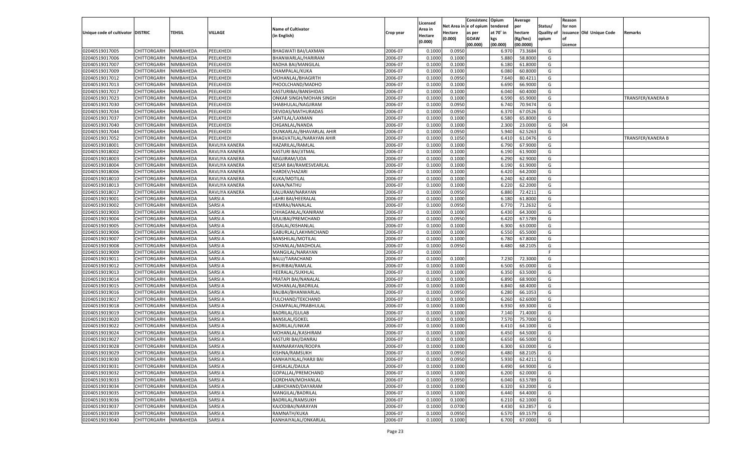| Unique code of cultivator | DISTRIC | TEHSIL | VILLAGE | Name of Cultivator (in English) | Crop year | Licensed Area in Hectare (0.000) | Net Area in Hectare (0.000) | Consistenc e of opium as per GOAW (00.000) | Opium tendered at 70° in kgs (00.000) | Average per hectare (Kg/hec) (00.0000) | Status/ Quality of opium | Reason for non issuance of Licence | Old Unique Code | Remarks |
|---|---|---|---|---|---|---|---|---|---|---|---|---|---|---|
| 02040519017005 | CHITTORGARH | NIMBAHEDA | PEELKHEDI | BHAGWATI BAI/LAXMAN | 2006-07 | 0.1000 | 0.0950 | | 6.970 | 73.3684 | G | | | |
| 02040519017006 | CHITTORGARH | NIMBAHEDA | PEELKHEDI | BHANWARLAL/HARIRAM | 2006-07 | 0.1000 | 0.1000 | | 5.880 | 58.8000 | G | | | |
| 02040519017007 | CHITTORGARH | NIMBAHEDA | PEELKHEDI | RADHA BAI/MANGILAL | 2006-07 | 0.1000 | 0.1000 | | 6.180 | 61.8000 | G | | | |
| 02040519017009 | CHITTORGARH | NIMBAHEDA | PEELKHEDI | CHAMPALAL/KUKA | 2006-07 | 0.1000 | 0.1000 | | 6.080 | 60.8000 | G | | | |
| 02040519017012 | CHITTORGARH | NIMBAHEDA | PEELKHEDI | MOHANLAL/BHAGIRTH | 2006-07 | 0.1000 | 0.0950 | | 7.640 | 80.4211 | G | | | |
| 02040519017013 | CHITTORGARH | NIMBAHEDA | PEELKHEDI | PHOOLCHAND/MADHO | 2006-07 | 0.1000 | 0.1000 | | 6.690 | 66.9000 | G | | | |
| 02040519017017 | CHITTORGARH | NIMBAHEDA | PEELKHEDI | KASTURIBAI/BANSHIDAS | 2006-07 | 0.1000 | 0.1000 | | 6.040 | 60.4000 | G | | | |
| 02040519017023 | CHITTORGARH | NIMBAHEDA | PEELKHEDI | ONKAR SINGH/MOHAN SINGH | 2006-07 | 0.1000 | 0.1000 | | 6.590 | 65.9000 | G | | | TRANSFER/KANERA B |
| 02040519017030 | CHITTORGARH | NIMBAHEDA | PEELKHEDI | SHABHULAL/NAGJIRAM | 2006-07 | 0.1000 | 0.0950 | | 6.740 | 70.9474 | G | | | |
| 02040519017034 | CHITTORGARH | NIMBAHEDA | PEELKHEDI | DEVIDAS/MATHURADAS | 2006-07 | 0.1000 | 0.0950 | | 6.370 | 67.0526 | G | | | |
| 02040519017037 | CHITTORGARH | NIMBAHEDA | PEELKHEDI | SANTILAL/LAXMAN | 2006-07 | 0.1000 | 0.1000 | | 6.580 | 65.8000 | G | | | |
| 02040519017040 | CHITTORGARH | NIMBAHEDA | PEELKHEDI | CHGANLAL/NANDA | 2006-07 | 0.1000 | 0.1000 | | 2.300 | 23.0000 | G | 04 | | |
| 02040519017044 | CHITTORGARH | NIMBAHEDA | PEELKHEDI | OUNKARLAL/BHAVARLAL AHIR | 2006-07 | 0.1000 | 0.0950 | | 5.940 | 62.5263 | G | | | |
| 02040519017052 | CHITTORGARH | NIMBAHEDA | PEELKHEDI | BHAGVATILAL/NARAYAN AHIR | 2006-07 | 0.1000 | 0.1050 | | 6.410 | 61.0476 | G | | | TRANSFER/KANERA B |
| 02040519018001 | CHITTORGARH | NIMBAHEDA | RAVLIYA KANERA | HAZARILAL/RAMLAL | 2006-07 | 0.1000 | 0.1000 | | 6.790 | 67.9000 | G | | | |
| 02040519018002 | CHITTORGARH | NIMBAHEDA | RAVLIYA KANERA | KASTURI BAI/JITMAL | 2006-07 | 0.1000 | 0.1000 | | 6.190 | 61.9000 | G | | | |
| 02040519018003 | CHITTORGARH | NIMBAHEDA | RAVLIYA KANERA | NAGJIRAM/UDA | 2006-07 | 0.1000 | 0.1000 | | 6.290 | 62.9000 | G | | | |
| 02040519018004 | CHITTORGARH | NIMBAHEDA | RAVLIYA KANERA | KESAR BAI/RAMESVEARLAL | 2006-07 | 0.1000 | 0.1000 | | 6.190 | 61.9000 | G | | | |
| 02040519018006 | CHITTORGARH | NIMBAHEDA | RAVLIYA KANERA | HARDEV/HAZARI | 2006-07 | 0.1000 | 0.1000 | | 6.420 | 64.2000 | G | | | |
| 02040519018010 | CHITTORGARH | NIMBAHEDA | RAVLIYA KANERA | KUKA/MOTILAL | 2006-07 | 0.1000 | 0.1000 | | 6.240 | 62.4000 | G | | | |
| 02040519018013 | CHITTORGARH | NIMBAHEDA | RAVLIYA KANERA | KANA/NATHU | 2006-07 | 0.1000 | 0.1000 | | 6.220 | 62.2000 | G | | | |
| 02040519018017 | CHITTORGARH | NIMBAHEDA | RAVLIYA KANERA | KALURAM/NARAYAN | 2006-07 | 0.1000 | 0.0950 | | 6.880 | 72.4211 | G | | | |
| 02040519019001 | CHITTORGARH | NIMBAHEDA | SARSI A | LAHRI BAI/HEERALAL | 2006-07 | 0.1000 | 0.1000 | | 6.180 | 61.8000 | G | | | |
| 02040519019002 | CHITTORGARH | NIMBAHEDA | SARSI A | HEMRAJ/NANALAL | 2006-07 | 0.1000 | 0.0950 | | 6.770 | 71.2632 | G | | | |
| 02040519019003 | CHITTORGARH | NIMBAHEDA | SARSI A | CHHAGANLAL/KANIRAM | 2006-07 | 0.1000 | 0.1000 | | 6.430 | 64.3000 | G | | | |
| 02040519019004 | CHITTORGARH | NIMBAHEDA | SARSI A | MULIBAI/PREMCHAND | 2006-07 | 0.1000 | 0.0950 | | 6.420 | 67.5789 | G | | | |
| 02040519019005 | CHITTORGARH | NIMBAHEDA | SARSI A | GISALAL/KISHANLAL | 2006-07 | 0.1000 | 0.1000 | | 6.300 | 63.0000 | G | | | |
| 02040519019006 | CHITTORGARH | NIMBAHEDA | SARSI A | GABURLAL/LAKHMICHAND | 2006-07 | 0.1000 | 0.1000 | | 6.550 | 65.5000 | G | | | |
| 02040519019007 | CHITTORGARH | NIMBAHEDA | SARSI A | BANSHILAL/MOTILAL | 2006-07 | 0.1000 | 0.1000 | | 6.780 | 67.8000 | G | | | |
| 02040519019008 | CHITTORGARH | NIMBAHEDA | SARSI A | SOHANLAL/MADHOLAL | 2006-07 | 0.1000 | 0.0950 | | 6.480 | 68.2105 | G | | | |
| 02040519019009 | CHITTORGARH | NIMBAHEDA | SARSI A | MANGILAL/NARAYAN | 2006-07 | 0.1000 | | | | | F | | | |
| 02040519019011 | CHITTORGARH | NIMBAHEDA | SARSI A | BALU/TARACHAND | 2006-07 | 0.1000 | 0.1000 | | 7.230 | 72.3000 | G | | | |
| 02040519019012 | CHITTORGARH | NIMBAHEDA | SARSI A | BHURIBAI/RAMLAL | 2006-07 | 0.1000 | 0.1000 | | 6.500 | 65.0000 | G | | | |
| 02040519019013 | CHITTORGARH | NIMBAHEDA | SARSI A | HEERALAL/SUKHLAL | 2006-07 | 0.1000 | 0.1000 | | 6.350 | 63.5000 | G | | | |
| 02040519019014 | CHITTORGARH | NIMBAHEDA | SARSI A | PRATAPI BAI/NANALAL | 2006-07 | 0.1000 | 0.1000 | | 6.890 | 68.9000 | G | | | |
| 02040519019015 | CHITTORGARH | NIMBAHEDA | SARSI A | MOHANLAL/BADRILAL | 2006-07 | 0.1000 | 0.1000 | | 6.840 | 68.4000 | G | | | |
| 02040519019016 | CHITTORGARH | NIMBAHEDA | SARSI A | BALIBAI/BHANWARLAL | 2006-07 | 0.1000 | 0.0950 | | 6.280 | 66.1053 | G | | | |
| 02040519019017 | CHITTORGARH | NIMBAHEDA | SARSI A | FULCHAND/TEKCHAND | 2006-07 | 0.1000 | 0.1000 | | 6.260 | 62.6000 | G | | | |
| 02040519019018 | CHITTORGARH | NIMBAHEDA | SARSI A | CHAMPALAL/PRABHULAL | 2006-07 | 0.1000 | 0.1000 | | 6.930 | 69.3000 | G | | | |
| 02040519019019 | CHITTORGARH | NIMBAHEDA | SARSI A | BADRILAL/GULAB | 2006-07 | 0.1000 | 0.1000 | | 7.140 | 71.4000 | G | | | |
| 02040519019020 | CHITTORGARH | NIMBAHEDA | SARSI A | BANSILAL/GOKEL | 2006-07 | 0.1000 | 0.1000 | | 7.570 | 75.7000 | G | | | |
| 02040519019022 | CHITTORGARH | NIMBAHEDA | SARSI A | BADRILAL/UNKAR | 2006-07 | 0.1000 | 0.1000 | | 6.410 | 64.1000 | G | | | |
| 02040519019024 | CHITTORGARH | NIMBAHEDA | SARSI A | MOHANLAL/KASHIRAM | 2006-07 | 0.1000 | 0.1000 | | 6.450 | 64.5000 | G | | | |
| 02040519019027 | CHITTORGARH | NIMBAHEDA | SARSI A | KASTURI BAI/DANRAJ | 2006-07 | 0.1000 | 0.1000 | | 6.650 | 66.5000 | G | | | |
| 02040519019028 | CHITTORGARH | NIMBAHEDA | SARSI A | RAMNARAYAN/ROOPA | 2006-07 | 0.1000 | 0.1000 | | 6.300 | 63.0000 | G | | | |
| 02040519019029 | CHITTORGARH | NIMBAHEDA | SARSI A | KISHNA/RAMSUKH | 2006-07 | 0.1000 | 0.0950 | | 6.480 | 68.2105 | G | | | |
| 02040519019030 | CHITTORGARH | NIMBAHEDA | SARSI A | KANHAIYALAL/HARJI BAI | 2006-07 | 0.1000 | 0.0950 | | 5.930 | 62.4211 | G | | | |
| 02040519019031 | CHITTORGARH | NIMBAHEDA | SARSI A | GHISALAL/DAULA | 2006-07 | 0.1000 | 0.1000 | | 6.490 | 64.9000 | G | | | |
| 02040519019032 | CHITTORGARH | NIMBAHEDA | SARSI A | GOPALLAL/PREMCHAND | 2006-07 | 0.1000 | 0.1000 | | 6.200 | 62.0000 | G | | | |
| 02040519019033 | CHITTORGARH | NIMBAHEDA | SARSI A | GORDHAN/MOHANLAL | 2006-07 | 0.1000 | 0.0950 | | 6.040 | 63.5789 | G | | | |
| 02040519019034 | CHITTORGARH | NIMBAHEDA | SARSI A | LABHCHAND/DAYARAM | 2006-07 | 0.1000 | 0.1000 | | 6.320 | 63.2000 | G | | | |
| 02040519019035 | CHITTORGARH | NIMBAHEDA | SARSI A | MANGILAL/BADRILAL | 2006-07 | 0.1000 | 0.1000 | | 6.440 | 64.4000 | G | | | |
| 02040519019036 | CHITTORGARH | NIMBAHEDA | SARSI A | BADRILAL/RAMSUKH | 2006-07 | 0.1000 | 0.1000 | | 6.210 | 62.1000 | G | | | |
| 02040519019037 | CHITTORGARH | NIMBAHEDA | SARSI A | KAJODIBAI/NARAYAN | 2006-07 | 0.1000 | 0.0700 | | 4.430 | 63.2857 | G | | | |
| 02040519019039 | CHITTORGARH | NIMBAHEDA | SARSI A | RAMNATH/KUKA | 2006-07 | 0.1000 | 0.0950 | | 6.570 | 69.1579 | G | | | |
| 02040519019040 | CHITTORGARH | NIMBAHEDA | SARSI A | KANHAIYALAL/ONKARLAL | 2006-07 | 0.1000 | 0.1000 | | 6.700 | 67.0000 | G | | | |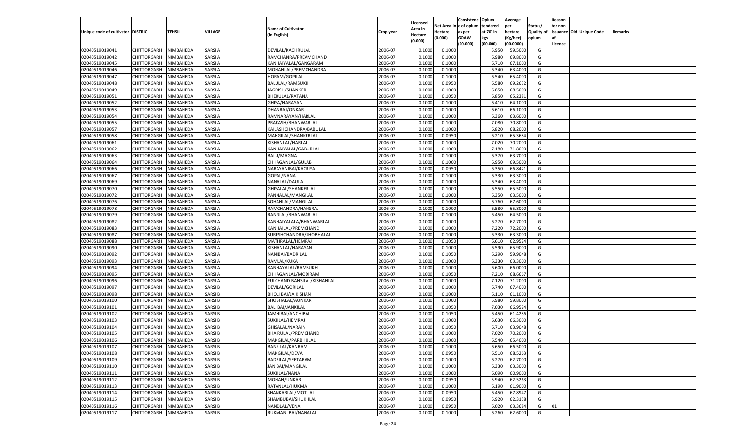| Unique code of cultivator | DISTRIC | TEHSIL | VILLAGE | Name of Cultivator (in English) | Crop year | Licensed Area in Hectare (0.000) | Net Area in Hectare (0.000) | Consistenc e of opium as per GOAW (00.000) | Opium tendered at 70° in kgs (00.000) | Average per hectare (Kg/hec) (00.0000) | Status/ Quality of opium | Reason for non issuance of Licence | Old Unique Code | Remarks |
|---|---|---|---|---|---|---|---|---|---|---|---|---|---|---|
| 02040519019041 | CHITTORGARH | NIMBAHEDA | SARSI A | DEVILAL/KACHRULAL | 2006-07 | 0.1000 | 0.1000 | | 5.950 | 59.5000 | G | | | |
| 02040519019042 | CHITTORGARH | NIMBAHEDA | SARSI A | RAMCHANRA/PREAMCHAND | 2006-07 | 0.1000 | 0.1000 | | 6.980 | 69.8000 | G | | | |
| 02040519019045 | CHITTORGARH | NIMBAHEDA | SARSI A | KANHAIYALAL/GANGARAM | 2006-07 | 0.1000 | 0.1000 | | 6.710 | 67.1000 | G | | | |
| 02040519019046 | CHITTORGARH | NIMBAHEDA | SARSI A | MOHANLAL/PREMCHANDRA | 2006-07 | 0.1000 | 0.1000 | | 6.340 | 63.4000 | G | | | |
| 02040519019047 | CHITTORGARH | NIMBAHEDA | SARSI A | HORAM/GOPILAL | 2006-07 | 0.1000 | 0.1000 | | 6.540 | 65.4000 | G | | | |
| 02040519019048 | CHITTORGARH | NIMBAHEDA | SARSI A | BALULAL/RAMSUKH | 2006-07 | 0.1000 | 0.0950 | | 6.580 | 69.2632 | G | | | |
| 02040519019049 | CHITTORGARH | NIMBAHEDA | SARSI A | JAGDISH/SHANKER | 2006-07 | 0.1000 | 0.1000 | | 6.850 | 68.5000 | G | | | |
| 02040519019051 | CHITTORGARH | NIMBAHEDA | SARSI A | BHERULAL/RATANA | 2006-07 | 0.1000 | 0.1050 | | 6.850 | 65.2381 | G | | | |
| 02040519019052 | CHITTORGARH | NIMBAHEDA | SARSI A | GHISA/NARAYAN | 2006-07 | 0.1000 | 0.1000 | | 6.410 | 64.1000 | G | | | |
| 02040519019053 | CHITTORGARH | NIMBAHEDA | SARSI A | DHANRAJ/ONKAR | 2006-07 | 0.1000 | 0.1000 | | 6.610 | 66.1000 | G | | | |
| 02040519019054 | CHITTORGARH | NIMBAHEDA | SARSI A | RAMNARAYAN/HARLAL | 2006-07 | 0.1000 | 0.1000 | | 6.360 | 63.6000 | G | | | |
| 02040519019055 | CHITTORGARH | NIMBAHEDA | SARSI A | PRAKASH/BHANWARLAL | 2006-07 | 0.1000 | 0.1000 | | 7.080 | 70.8000 | G | | | |
| 02040519019057 | CHITTORGARH | NIMBAHEDA | SARSI A | KAILASHCHANDRA/BABULAL | 2006-07 | 0.1000 | 0.1000 | | 6.820 | 68.2000 | G | | | |
| 02040519019058 | CHITTORGARH | NIMBAHEDA | SARSI A | MANGILAL/SHANKERLAL | 2006-07 | 0.1000 | 0.0950 | | 6.210 | 65.3684 | G | | | |
| 02040519019061 | CHITTORGARH | NIMBAHEDA | SARSI A | KISHANLAL/HARLAL | 2006-07 | 0.1000 | 0.1000 | | 7.020 | 70.2000 | G | | | |
| 02040519019062 | CHITTORGARH | NIMBAHEDA | SARSI A | KANHAIYALAL/GABURLAL | 2006-07 | 0.1000 | 0.1000 | | 7.180 | 71.8000 | G | | | |
| 02040519019063 | CHITTORGARH | NIMBAHEDA | SARSI A | BALU/MAGNA | 2006-07 | 0.1000 | 0.1000 | | 6.370 | 63.7000 | G | | | |
| 02040519019064 | CHITTORGARH | NIMBAHEDA | SARSI A | CHHAGANLAL/GULAB | 2006-07 | 0.1000 | 0.1000 | | 6.950 | 69.5000 | G | | | |
| 02040519019066 | CHITTORGARH | NIMBAHEDA | SARSI A | NARAYANIBAI/KACRIYA | 2006-07 | 0.1000 | 0.0950 | | 6.350 | 66.8421 | G | | | |
| 02040519019067 | CHITTORGARH | NIMBAHEDA | SARSI A | GOPAL/NANA | 2006-07 | 0.1000 | 0.1000 | | 6.330 | 63.3000 | G | | | |
| 02040519019069 | CHITTORGARH | NIMBAHEDA | SARSI A | NANALAL/DAULA | 2006-07 | 0.1000 | 0.1000 | | 6.340 | 63.4000 | G | | | |
| 02040519019070 | CHITTORGARH | NIMBAHEDA | SARSI A | GHISALAL/SHANKERLAL | 2006-07 | 0.1000 | 0.1000 | | 6.550 | 65.5000 | G | | | |
| 02040519019072 | CHITTORGARH | NIMBAHEDA | SARSI A | PANNALAL/MANGILAL | 2006-07 | 0.1000 | 0.1000 | | 6.350 | 63.5000 | G | | | |
| 02040519019076 | CHITTORGARH | NIMBAHEDA | SARSI A | SOHANLAL/MANGILAL | 2006-07 | 0.1000 | 0.1000 | | 6.760 | 67.6000 | G | | | |
| 02040519019078 | CHITTORGARH | NIMBAHEDA | SARSI A | RAMCHANDRA/HANSRAJ | 2006-07 | 0.1000 | 0.1000 | | 6.580 | 65.8000 | G | | | |
| 02040519019079 | CHITTORGARH | NIMBAHEDA | SARSI A | RANGLAL/BHANWARLAL | 2006-07 | 0.1000 | 0.1000 | | 6.450 | 64.5000 | G | | | |
| 02040519019082 | CHITTORGARH | NIMBAHEDA | SARSI A | KANHAIYALALA/BHANWARLAL | 2006-07 | 0.1000 | 0.1000 | | 6.270 | 62.7000 | G | | | |
| 02040519019083 | CHITTORGARH | NIMBAHEDA | SARSI A | KANHAILAL/PREMCHAND | 2006-07 | 0.1000 | 0.1000 | | 7.220 | 72.2000 | G | | | |
| 02040519019087 | CHITTORGARH | NIMBAHEDA | SARSI A | SURESHCHANDRA/SHOBHALAL | 2006-07 | 0.1000 | 0.1000 | | 6.330 | 63.3000 | G | | | |
| 02040519019088 | CHITTORGARH | NIMBAHEDA | SARSI A | MATHRALAL/HEMRAJ | 2006-07 | 0.1000 | 0.1050 | | 6.610 | 62.9524 | G | | | |
| 02040519019090 | CHITTORGARH | NIMBAHEDA | SARSI A | KISHANLAL/NARAYAN | 2006-07 | 0.1000 | 0.1000 | | 6.590 | 65.9000 | G | | | |
| 02040519019092 | CHITTORGARH | NIMBAHEDA | SARSI A | NANIBAI/BADRILAL | 2006-07 | 0.1000 | 0.1050 | | 6.290 | 59.9048 | G | | | |
| 02040519019093 | CHITTORGARH | NIMBAHEDA | SARSI A | RAMLAL/KUKA | 2006-07 | 0.1000 | 0.1000 | | 6.330 | 63.3000 | G | | | |
| 02040519019094 | CHITTORGARH | NIMBAHEDA | SARSI A | KANHAYALAL/RAMSUKH | 2006-07 | 0.1000 | 0.1000 | | 6.600 | 66.0000 | G | | | |
| 02040519019095 | CHITTORGARH | NIMBAHEDA | SARSI A | CHHAGANLAL/MODIRAM | 2006-07 | 0.1000 | 0.1050 | | 7.210 | 68.6667 | G | | | |
| 02040519019096 | CHITTORGARH | NIMBAHEDA | SARSI A | FULCHAND BANSILAL/KISHANLAL | 2006-07 | 0.1000 | 0.1000 | | 7.120 | 71.2000 | G | | | |
| 02040519019097 | CHITTORGARH | NIMBAHEDA | SARSI B | DEVILAL/GORILAL | 2006-07 | 0.1000 | 0.1000 | | 6.740 | 67.4000 | G | | | |
| 02040519019098 | CHITTORGARH | NIMBAHEDA | SARSI B | BHOLI BAI/JAIKISHAN | 2006-07 | 0.1000 | 0.1000 | | 6.110 | 61.1000 | G | | | |
| 02040519019100 | CHITTORGARH | NIMBAHEDA | SARSI B | SHOBHALAL/AUNKAR | 2006-07 | 0.1000 | 0.1000 | | 5.980 | 59.8000 | G | | | |
| 02040519019101 | CHITTORGARH | NIMBAHEDA | SARSI B | BALI BAI/JANKILAL | 2006-07 | 0.1000 | 0.1050 | | 7.030 | 66.9524 | G | | | |
| 02040519019102 | CHITTORGARH | NIMBAHEDA | SARSI B | JAMNIBAI/ANCHIBAI | 2006-07 | 0.1000 | 0.1050 | | 6.450 | 61.4286 | G | | | |
| 02040519019103 | CHITTORGARH | NIMBAHEDA | SARSI B | SUKHLAL/HEMRAJ | 2006-07 | 0.1000 | 0.1000 | | 6.630 | 66.3000 | G | | | |
| 02040519019104 | CHITTORGARH | NIMBAHEDA | SARSI B | GHISALAL/NARAIN | 2006-07 | 0.1000 | 0.1050 | | 6.710 | 63.9048 | G | | | |
| 02040519019105 | CHITTORGARH | NIMBAHEDA | SARSI B | BHAIRULAL/PREMCHAND | 2006-07 | 0.1000 | 0.1000 | | 7.020 | 70.2000 | G | | | |
| 02040519019106 | CHITTORGARH | NIMBAHEDA | SARSI B | MANGILAL/PARBHULAL | 2006-07 | 0.1000 | 0.1000 | | 6.540 | 65.4000 | G | | | |
| 02040519019107 | CHITTORGARH | NIMBAHEDA | SARSI B | BANSILAL/KANRAM | 2006-07 | 0.1000 | 0.1000 | | 6.650 | 66.5000 | G | | | |
| 02040519019108 | CHITTORGARH | NIMBAHEDA | SARSI B | MANGILAL/DEVA | 2006-07 | 0.1000 | 0.0950 | | 6.510 | 68.5263 | G | | | |
| 02040519019109 | CHITTORGARH | NIMBAHEDA | SARSI B | BADRILAL/SEETARAM | 2006-07 | 0.1000 | 0.1000 | | 6.270 | 62.7000 | G | | | |
| 02040519019110 | CHITTORGARH | NIMBAHEDA | SARSI B | JANIBAI/MANGILAL | 2006-07 | 0.1000 | 0.1000 | | 6.330 | 63.3000 | G | | | |
| 02040519019111 | CHITTORGARH | NIMBAHEDA | SARSI B | SUKHLAL/NANA | 2006-07 | 0.1000 | 0.1000 | | 6.090 | 60.9000 | G | | | |
| 02040519019112 | CHITTORGARH | NIMBAHEDA | SARSI B | MOHAN/UNKAR | 2006-07 | 0.1000 | 0.0950 | | 5.940 | 62.5263 | G | | | |
| 02040519019113 | CHITTORGARH | NIMBAHEDA | SARSI B | RATANLAL/HUKMA | 2006-07 | 0.1000 | 0.1000 | | 6.190 | 61.9000 | G | | | |
| 02040519019114 | CHITTORGARH | NIMBAHEDA | SARSI B | SHANKARLAL/MOTILAL | 2006-07 | 0.1000 | 0.0950 | | 6.450 | 67.8947 | G | | | |
| 02040519019115 | CHITTORGARH | NIMBAHEDA | SARSI B | SHAMBUBAI/SHUKHLAL | 2006-07 | 0.1000 | 0.0950 | | 5.920 | 62.3158 | G | | | |
| 02040519019116 | CHITTORGARH | NIMBAHEDA | SARSI B | NANDLAL/VENA | 2006-07 | 0.1000 | 0.0950 | | 6.020 | 63.3684 | G | 01 | | |
| 02040519019117 | CHITTORGARH | NIMBAHEDA | SARSI B | RUKMANI BAI/NANALAL | 2006-07 | 0.1000 | 0.1000 | | 6.260 | 62.6000 | G | | | |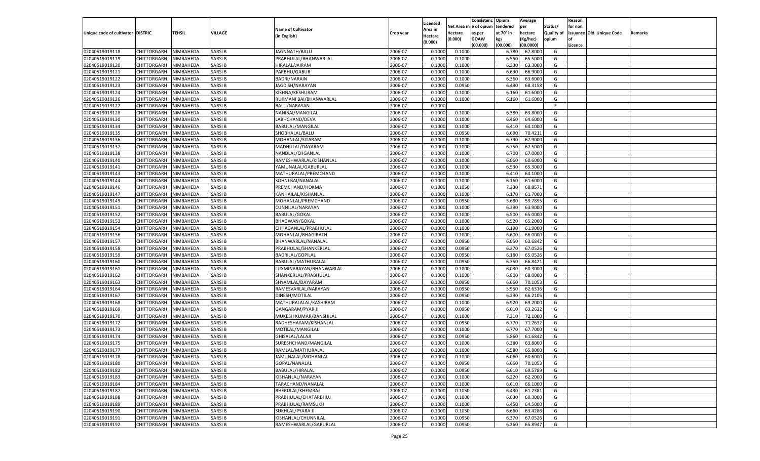| Unique code of cultivator | DISTRIC | TEHSIL | VILLAGE | Name of Cultivator (in English) | Crop year | Licensed Area in Hectare (0.000) | Net Area in Hectare (0.000) | Consistence of opium as per GOAW (00.000) | Opium tendered at 70˚ in kgs (00.000) | Average per hectare (Kg/hec) (00.0000) | Status/ Quality of opium | Reason for non issuance of Licence | Old Unique Code | Remarks |
|---|---|---|---|---|---|---|---|---|---|---|---|---|---|---|
| 02040519019118 | CHITTORGARH | NIMBAHEDA | SARSI B | JAGNNATH/BALU | 2006-07 | 0.1000 | 0.1000 | | 6.780 | 67.8000 | G | | | |
| 02040519019119 | CHITTORGARH | NIMBAHEDA | SARSI B | PRABHULAL/BHANWARLAL | 2006-07 | 0.1000 | 0.1000 | | 6.550 | 65.5000 | G | | | |
| 02040519019120 | CHITTORGARH | NIMBAHEDA | SARSI B | HIRALAL/JAIRAM | 2006-07 | 0.1000 | 0.1000 | | 6.330 | 63.3000 | G | | | |
| 02040519019121 | CHITTORGARH | NIMBAHEDA | SARSI B | PARBHU/GABUR | 2006-07 | 0.1000 | 0.1000 | | 6.690 | 66.9000 | G | | | |
| 02040519019122 | CHITTORGARH | NIMBAHEDA | SARSI B | BADRI/NARAIN | 2006-07 | 0.1000 | 0.1000 | | 6.360 | 63.6000 | G | | | |
| 02040519019123 | CHITTORGARH | NIMBAHEDA | SARSI B | JAGDISH/NARAYAN | 2006-07 | 0.1000 | 0.0950 | | 6.490 | 68.3158 | G | | | |
| 02040519019124 | CHITTORGARH | NIMBAHEDA | SARSI B | KISHNA/KESHURAM | 2006-07 | 0.1000 | 0.1000 | | 6.160 | 61.6000 | G | | | |
| 02040519019126 | CHITTORGARH | NIMBAHEDA | SARSI B | RUKMANI BAI/BHANWARLAL | 2006-07 | 0.1000 | 0.1000 | | 6.160 | 61.6000 | G | | | |
| 02040519019127 | CHITTORGARH | NIMBAHEDA | SARSI B | BALU/NARAYAN | 2006-07 | 0.1000 | | | | | F | | | |
| 02040519019128 | CHITTORGARH | NIMBAHEDA | SARSI B | NANIBAI/MANGILAL | 2006-07 | 0.1000 | 0.1000 | | 6.380 | 63.8000 | G | | | |
| 02040519019130 | CHITTORGARH | NIMBAHEDA | SARSI B | LABHCHAND/DEVA | 2006-07 | 0.1000 | 0.1000 | | 6.460 | 64.6000 | G | | | |
| 02040519019134 | CHITTORGARH | NIMBAHEDA | SARSI B | BABULAL/MANGILAL | 2006-07 | 0.1000 | 0.1000 | | 6.410 | 64.1000 | G | | | |
| 02040519019135 | CHITTORGARH | NIMBAHEDA | SARSI B | SHOBHALAL/BALU | 2006-07 | 0.1000 | 0.0950 | | 6.690 | 70.4211 | G | | | |
| 02040519019136 | CHITTORGARH | NIMBAHEDA | SARSI B | MOHANLAL/SITARAM | 2006-07 | 0.1000 | 0.1000 | | 6.790 | 67.9000 | G | | | |
| 02040519019137 | CHITTORGARH | NIMBAHEDA | SARSI B | MADHULAL/DAYARAM | 2006-07 | 0.1000 | 0.1000 | | 6.750 | 67.5000 | G | | | |
| 02040519019138 | CHITTORGARH | NIMBAHEDA | SARSI B | NANDLAL/CHGANLAL | 2006-07 | 0.1000 | 0.1000 | | 6.700 | 67.0000 | G | | | |
| 02040519019140 | CHITTORGARH | NIMBAHEDA | SARSI B | RAMESHWARLAL/KISHANLAL | 2006-07 | 0.1000 | 0.1000 | | 6.060 | 60.6000 | G | | | |
| 02040519019141 | CHITTORGARH | NIMBAHEDA | SARSI B | YAMUNALAL/GABURLAL | 2006-07 | 0.1000 | 0.1000 | | 6.530 | 65.3000 | G | | | |
| 02040519019143 | CHITTORGARH | NIMBAHEDA | SARSI B | MATHURALAL/PREMCHAND | 2006-07 | 0.1000 | 0.1000 | | 6.410 | 64.1000 | G | | | |
| 02040519019144 | CHITTORGARH | NIMBAHEDA | SARSI B | SOHNI BAI/NANALAL | 2006-07 | 0.1000 | 0.1000 | | 6.160 | 61.6000 | G | | | |
| 02040519019146 | CHITTORGARH | NIMBAHEDA | SARSI B | PREMCHAND/HOKMA | 2006-07 | 0.1000 | 0.1050 | | 7.230 | 68.8571 | G | | | |
| 02040519019147 | CHITTORGARH | NIMBAHEDA | SARSI B | KANHAILAL/KISHANLAL | 2006-07 | 0.1000 | 0.1000 | | 6.170 | 61.7000 | G | | | |
| 02040519019149 | CHITTORGARH | NIMBAHEDA | SARSI B | MOHANLAL/PREMCHAND | 2006-07 | 0.1000 | 0.0950 | | 5.680 | 59.7895 | G | | | |
| 02040519019151 | CHITTORGARH | NIMBAHEDA | SARSI B | CUNNILAL/NARAYAN | 2006-07 | 0.1000 | 0.1000 | | 6.390 | 63.9000 | G | | | |
| 02040519019152 | CHITTORGARH | NIMBAHEDA | SARSI B | BABULAL/GOKAL | 2006-07 | 0.1000 | 0.1000 | | 6.500 | 65.0000 | G | | | |
| 02040519019153 | CHITTORGARH | NIMBAHEDA | SARSI B | BHAGWAN/GOKAL | 2006-07 | 0.1000 | 0.1000 | | 6.520 | 65.2000 | G | | | |
| 02040519019154 | CHITTORGARH | NIMBAHEDA | SARSI B | CHHAGANLAL/PRABHULAL | 2006-07 | 0.1000 | 0.1000 | | 6.190 | 61.9000 | G | | | |
| 02040519019156 | CHITTORGARH | NIMBAHEDA | SARSI B | MOHANLAL/BHAGIRATH | 2006-07 | 0.1000 | 0.1000 | | 6.600 | 66.0000 | G | | | |
| 02040519019157 | CHITTORGARH | NIMBAHEDA | SARSI B | BHANWARLAL/NANALAL | 2006-07 | 0.1000 | 0.0950 | | 6.050 | 63.6842 | G | | | |
| 02040519019158 | CHITTORGARH | NIMBAHEDA | SARSI B | PRABHULAL/SHANKERLAL | 2006-07 | 0.1000 | 0.0950 | | 6.370 | 67.0526 | G | | | |
| 02040519019159 | CHITTORGARH | NIMBAHEDA | SARSI B | BADRILAL/GOPILAL | 2006-07 | 0.1000 | 0.0950 | | 6.180 | 65.0526 | G | | | |
| 02040519019160 | CHITTORGARH | NIMBAHEDA | SARSI B | BABULAL/MATHURALAL | 2006-07 | 0.1000 | 0.0950 | | 6.350 | 66.8421 | G | | | |
| 02040519019161 | CHITTORGARH | NIMBAHEDA | SARSI B | LUXMINARAYAN/BHANWARLAL | 2006-07 | 0.1000 | 0.1000 | | 6.030 | 60.3000 | G | | | |
| 02040519019162 | CHITTORGARH | NIMBAHEDA | SARSI B | SHANKERLAL/PRABHULAL | 2006-07 | 0.1000 | 0.1000 | | 6.800 | 68.0000 | G | | | |
| 02040519019163 | CHITTORGARH | NIMBAHEDA | SARSI B | SHYAMLAL/DAYARAM | 2006-07 | 0.1000 | 0.0950 | | 6.660 | 70.1053 | G | | | |
| 02040519019164 | CHITTORGARH | NIMBAHEDA | SARSI B | RAMESVARLAL/NARAYAN | 2006-07 | 0.1000 | 0.0950 | | 5.950 | 62.6316 | G | | | |
| 02040519019167 | CHITTORGARH | NIMBAHEDA | SARSI B | DINESH/MOTILAL | 2006-07 | 0.1000 | 0.0950 | | 6.290 | 66.2105 | G | | | |
| 02040519019168 | CHITTORGARH | NIMBAHEDA | SARSI B | MATHURALALAL/KASHIRAM | 2006-07 | 0.1000 | 0.1000 | | 6.920 | 69.2000 | G | | | |
| 02040519019169 | CHITTORGARH | NIMBAHEDA | SARSI B | GANGARAM/PYAR JI | 2006-07 | 0.1000 | 0.0950 | | 6.010 | 63.2632 | G | | | |
| 02040519019170 | CHITTORGARH | NIMBAHEDA | SARSI B | MUKESH KUMAR/BANSHILAL | 2006-07 | 0.1000 | 0.1000 | | 7.210 | 72.1000 | G | | | |
| 02040519019172 | CHITTORGARH | NIMBAHEDA | SARSI B | RADHESHAYAM/KISHANLAL | 2006-07 | 0.1000 | 0.0950 | | 6.770 | 71.2632 | G | | | |
| 02040519019173 | CHITTORGARH | NIMBAHEDA | SARSI B | MOTILAL/MANGILAL | 2006-07 | 0.1000 | 0.1000 | | 6.770 | 67.7000 | G | | | |
| 02040519019174 | CHITTORGARH | NIMBAHEDA | SARSI B | GHISALAL/LALAJI | 2006-07 | 0.1000 | 0.0950 | | 5.860 | 61.6842 | G | | | |
| 02040519019175 | CHITTORGARH | NIMBAHEDA | SARSI B | SURESHCHAND/MANGILAL | 2006-07 | 0.1000 | 0.1000 | | 6.380 | 63.8000 | G | | | |
| 02040519019177 | CHITTORGARH | NIMBAHEDA | SARSI B | RAMLAL/MATHURALAL | 2006-07 | 0.1000 | 0.1000 | | 6.580 | 65.8000 | G | | | |
| 02040519019178 | CHITTORGARH | NIMBAHEDA | SARSI B | JAMUNALAL/MOHANLAL | 2006-07 | 0.1000 | 0.1000 | | 6.060 | 60.6000 | G | | | |
| 02040519019180 | CHITTORGARH | NIMBAHEDA | SARSI B | GOPAL/NANALAL | 2006-07 | 0.1000 | 0.0950 | | 6.660 | 70.1053 | G | | | |
| 02040519019182 | CHITTORGARH | NIMBAHEDA | SARSI B | BABULAL/HIRALAL | 2006-07 | 0.1000 | 0.0950 | | 6.610 | 69.5789 | G | | | |
| 02040519019183 | CHITTORGARH | NIMBAHEDA | SARSI B | KISHANLAL/NARAYAN | 2006-07 | 0.1000 | 0.1000 | | 6.220 | 62.2000 | G | | | |
| 02040519019184 | CHITTORGARH | NIMBAHEDA | SARSI B | TARACHAND/NANALAL | 2006-07 | 0.1000 | 0.1000 | | 6.610 | 66.1000 | G | | | |
| 02040519019187 | CHITTORGARH | NIMBAHEDA | SARSI B | BHERULAL/KHEMRAJ | 2006-07 | 0.1000 | 0.1050 | | 6.430 | 61.2381 | G | | | |
| 02040519019188 | CHITTORGARH | NIMBAHEDA | SARSI B | PRABHULAL/CHATARBHUJ | 2006-07 | 0.1000 | 0.1000 | | 6.030 | 60.3000 | G | | | |
| 02040519019189 | CHITTORGARH | NIMBAHEDA | SARSI B | PRABHULAL/RAMSUKH | 2006-07 | 0.1000 | 0.1000 | | 6.450 | 64.5000 | G | | | |
| 02040519019190 | CHITTORGARH | NIMBAHEDA | SARSI B | SUKHLAL/PYARA JI | 2006-07 | 0.1000 | 0.1050 | | 6.660 | 63.4286 | G | | | |
| 02040519019191 | CHITTORGARH | NIMBAHEDA | SARSI B | KISHANLAL/CHUNNILAL | 2006-07 | 0.1000 | 0.0950 | | 6.370 | 67.0526 | G | | | |
| 02040519019192 | CHITTORGARH | NIMBAHEDA | SARSI B | RAMESHWARLAL/GABURLAL | 2006-07 | 0.1000 | 0.0950 | | 6.260 | 65.8947 | G | | | |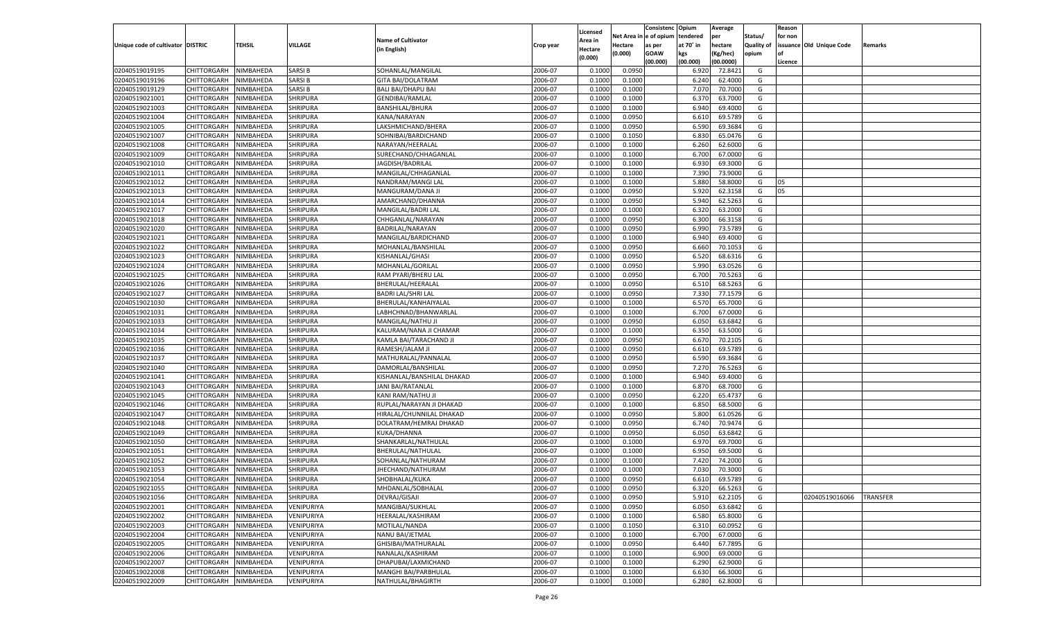| Unique code of cultivator | DISTRIC | TEHSIL | VILLAGE | Name of Cultivator (in English) | Crop year | Licensed Area in Hectare (0.000) | Net Area in Hectare (0.000) | Consistenc e of opium as per GOAW (00.000) | Opium tendered at 70° in kgs (00.000) | Average per hectare (Kg/hec) (00.0000) | Status/ Quality of opium | Reason for non issuance of Licence | Old Unique Code | Remarks |
|---|---|---|---|---|---|---|---|---|---|---|---|---|---|---|
| 02040519019195 | CHITTORGARH | NIMBAHEDA | SARSI B | SOHANLAL/MANGILAL | 2006-07 | 0.1000 | 0.0950 | | 6.920 | 72.8421 | G | | | |
| 02040519019196 | CHITTORGARH | NIMBAHEDA | SARSI B | GITA BAI/DOLATRAM | 2006-07 | 0.1000 | 0.1000 | | 6.240 | 62.4000 | G | | | |
| 02040519019129 | CHITTORGARH | NIMBAHEDA | SARSI B | BALI BAI/DHAPU BAI | 2006-07 | 0.1000 | 0.1000 | | 7.070 | 70.7000 | G | | | |
| 02040519021001 | CHITTORGARH | NIMBAHEDA | SHRIPURA | GENDIBAI/RAMLAL | 2006-07 | 0.1000 | 0.1000 | | 6.370 | 63.7000 | G | | | |
| 02040519021003 | CHITTORGARH | NIMBAHEDA | SHRIPURA | BANSHILAL/BHURA | 2006-07 | 0.1000 | 0.1000 | | 6.940 | 69.4000 | G | | | |
| 02040519021004 | CHITTORGARH | NIMBAHEDA | SHRIPURA | KANA/NARAYAN | 2006-07 | 0.1000 | 0.0950 | | 6.610 | 69.5789 | G | | | |
| 02040519021005 | CHITTORGARH | NIMBAHEDA | SHRIPURA | LAKSHMICHAND/BHERA | 2006-07 | 0.1000 | 0.0950 | | 6.590 | 69.3684 | G | | | |
| 02040519021007 | CHITTORGARH | NIMBAHEDA | SHRIPURA | SOHNIBAI/BARDICHAND | 2006-07 | 0.1000 | 0.1050 | | 6.830 | 65.0476 | G | | | |
| 02040519021008 | CHITTORGARH | NIMBAHEDA | SHRIPURA | NARAYAN/HEERALAL | 2006-07 | 0.1000 | 0.1000 | | 6.260 | 62.6000 | G | | | |
| 02040519021009 | CHITTORGARH | NIMBAHEDA | SHRIPURA | SURECHAND/CHHAGANLAL | 2006-07 | 0.1000 | 0.1000 | | 6.700 | 67.0000 | G | | | |
| 02040519021010 | CHITTORGARH | NIMBAHEDA | SHRIPURA | JAGDISH/BADRILAL | 2006-07 | 0.1000 | 0.1000 | | 6.930 | 69.3000 | G | | | |
| 02040519021011 | CHITTORGARH | NIMBAHEDA | SHRIPURA | MANGILAL/CHHAGANLAL | 2006-07 | 0.1000 | 0.1000 | | 7.390 | 73.9000 | G | | | |
| 02040519021012 | CHITTORGARH | NIMBAHEDA | SHRIPURA | NANDRAM/MANGI LAL | 2006-07 | 0.1000 | 0.1000 | | 5.880 | 58.8000 | G | 05 | | |
| 02040519021013 | CHITTORGARH | NIMBAHEDA | SHRIPURA | MANGURAM/DANA JI | 2006-07 | 0.1000 | 0.0950 | | 5.920 | 62.3158 | G | 05 | | |
| 02040519021014 | CHITTORGARH | NIMBAHEDA | SHRIPURA | AMARCHAND/DHANNA | 2006-07 | 0.1000 | 0.0950 | | 5.940 | 62.5263 | G | | | |
| 02040519021017 | CHITTORGARH | NIMBAHEDA | SHRIPURA | MANGILAL/BADRI LAL | 2006-07 | 0.1000 | 0.1000 | | 6.320 | 63.2000 | G | | | |
| 02040519021018 | CHITTORGARH | NIMBAHEDA | SHRIPURA | CHHGANLAL/NARAYAN | 2006-07 | 0.1000 | 0.0950 | | 6.300 | 66.3158 | G | | | |
| 02040519021020 | CHITTORGARH | NIMBAHEDA | SHRIPURA | BADRILAL/NARAYAN | 2006-07 | 0.1000 | 0.0950 | | 6.990 | 73.5789 | G | | | |
| 02040519021021 | CHITTORGARH | NIMBAHEDA | SHRIPURA | MANGILAL/BARDICHAND | 2006-07 | 0.1000 | 0.1000 | | 6.940 | 69.4000 | G | | | |
| 02040519021022 | CHITTORGARH | NIMBAHEDA | SHRIPURA | MOHANLAL/BANSHILAL | 2006-07 | 0.1000 | 0.0950 | | 6.660 | 70.1053 | G | | | |
| 02040519021023 | CHITTORGARH | NIMBAHEDA | SHRIPURA | KISHANLAL/GHASI | 2006-07 | 0.1000 | 0.0950 | | 6.520 | 68.6316 | G | | | |
| 02040519021024 | CHITTORGARH | NIMBAHEDA | SHRIPURA | MOHANLAL/GORILAL | 2006-07 | 0.1000 | 0.0950 | | 5.990 | 63.0526 | G | | | |
| 02040519021025 | CHITTORGARH | NIMBAHEDA | SHRIPURA | RAM PYARI/BHERU LAL | 2006-07 | 0.1000 | 0.0950 | | 6.700 | 70.5263 | G | | | |
| 02040519021026 | CHITTORGARH | NIMBAHEDA | SHRIPURA | BHERULAL/HEERALAL | 2006-07 | 0.1000 | 0.0950 | | 6.510 | 68.5263 | G | | | |
| 02040519021027 | CHITTORGARH | NIMBAHEDA | SHRIPURA | BADRI LAL/SHRI LAL | 2006-07 | 0.1000 | 0.0950 | | 7.330 | 77.1579 | G | | | |
| 02040519021030 | CHITTORGARH | NIMBAHEDA | SHRIPURA | BHERULAL/KANHAIYALAL | 2006-07 | 0.1000 | 0.1000 | | 6.570 | 65.7000 | G | | | |
| 02040519021031 | CHITTORGARH | NIMBAHEDA | SHRIPURA | LABHCHNAD/BHANWARLAL | 2006-07 | 0.1000 | 0.1000 | | 6.700 | 67.0000 | G | | | |
| 02040519021033 | CHITTORGARH | NIMBAHEDA | SHRIPURA | MANGILAL/NATHU JI | 2006-07 | 0.1000 | 0.0950 | | 6.050 | 63.6842 | G | | | |
| 02040519021034 | CHITTORGARH | NIMBAHEDA | SHRIPURA | KALURAM/NANA JI CHAMAR | 2006-07 | 0.1000 | 0.1000 | | 6.350 | 63.5000 | G | | | |
| 02040519021035 | CHITTORGARH | NIMBAHEDA | SHRIPURA | KAMLA BAI/TARACHAND JI | 2006-07 | 0.1000 | 0.0950 | | 6.670 | 70.2105 | G | | | |
| 02040519021036 | CHITTORGARH | NIMBAHEDA | SHRIPURA | RAMESH/JAIRAM JI | 2006-07 | 0.1000 | 0.0950 | | 6.610 | 69.5789 | G | | | |
| 02040519021037 | CHITTORGARH | NIMBAHEDA | SHRIPURA | MATHURALAL/PANNALAL | 2006-07 | 0.1000 | 0.0950 | | 6.590 | 69.3684 | G | | | |
| 02040519021040 | CHITTORGARH | NIMBAHEDA | SHRIPURA | DAMORLAL/BANSHILAL | 2006-07 | 0.1000 | 0.0950 | | 7.270 | 76.5263 | G | | | |
| 02040519021041 | CHITTORGARH | NIMBAHEDA | SHRIPURA | KISHANLAL/BANSHILAL DHAKAD | 2006-07 | 0.1000 | 0.1000 | | 6.940 | 69.4000 | G | | | |
| 02040519021043 | CHITTORGARH | NIMBAHEDA | SHRIPURA | JANI BAI/RATANLAL | 2006-07 | 0.1000 | 0.1000 | | 6.870 | 68.7000 | G | | | |
| 02040519021045 | CHITTORGARH | NIMBAHEDA | SHRIPURA | KANI RAM/NATHU JI | 2006-07 | 0.1000 | 0.0950 | | 6.220 | 65.4737 | G | | | |
| 02040519021046 | CHITTORGARH | NIMBAHEDA | SHRIPURA | RUPLAL/NARAYAN JI DHAKAD | 2006-07 | 0.1000 | 0.1000 | | 6.850 | 68.5000 | G | | | |
| 02040519021047 | CHITTORGARH | NIMBAHEDA | SHRIPURA | HIRALAL/CHUNNILAL DHAKAD | 2006-07 | 0.1000 | 0.0950 | | 5.800 | 61.0526 | G | | | |
| 02040519021048 | CHITTORGARH | NIMBAHEDA | SHRIPURA | DOLATRAM/HEMRAJ DHAKAD | 2006-07 | 0.1000 | 0.0950 | | 6.740 | 70.9474 | G | | | |
| 02040519021049 | CHITTORGARH | NIMBAHEDA | SHRIPURA | KUKA/DHANNA | 2006-07 | 0.1000 | 0.0950 | | 6.050 | 63.6842 | G | | | |
| 02040519021050 | CHITTORGARH | NIMBAHEDA | SHRIPURA | SHANKARLAL/NATHULAL | 2006-07 | 0.1000 | 0.1000 | | 6.970 | 69.7000 | G | | | |
| 02040519021051 | CHITTORGARH | NIMBAHEDA | SHRIPURA | BHERULAL/NATHULAL | 2006-07 | 0.1000 | 0.1000 | | 6.950 | 69.5000 | G | | | |
| 02040519021052 | CHITTORGARH | NIMBAHEDA | SHRIPURA | SOHANLAL/NATHURAM | 2006-07 | 0.1000 | 0.1000 | | 7.420 | 74.2000 | G | | | |
| 02040519021053 | CHITTORGARH | NIMBAHEDA | SHRIPURA | JHECHAND/NATHURAM | 2006-07 | 0.1000 | 0.1000 | | 7.030 | 70.3000 | G | | | |
| 02040519021054 | CHITTORGARH | NIMBAHEDA | SHRIPURA | SHOBHALAL/KUKA | 2006-07 | 0.1000 | 0.0950 | | 6.610 | 69.5789 | G | | | |
| 02040519021055 | CHITTORGARH | NIMBAHEDA | SHRIPURA | MHDANLAL/SOBHALAL | 2006-07 | 0.1000 | 0.0950 | | 6.320 | 66.5263 | G | | | |
| 02040519021056 | CHITTORGARH | NIMBAHEDA | SHRIPURA | DEVRAJ/GISAJI | 2006-07 | 0.1000 | 0.0950 | | 5.910 | 62.2105 | G | | 02040519016066 | TRANSFER |
| 02040519022001 | CHITTORGARH | NIMBAHEDA | VENIPURIYA | MANGIBAI/SUKHLAL | 2006-07 | 0.1000 | 0.0950 | | 6.050 | 63.6842 | G | | | |
| 02040519022002 | CHITTORGARH | NIMBAHEDA | VENIPURIYA | HEERALAL/KASHIRAM | 2006-07 | 0.1000 | 0.1000 | | 6.580 | 65.8000 | G | | | |
| 02040519022003 | CHITTORGARH | NIMBAHEDA | VENIPURIYA | MOTILAL/NANDA | 2006-07 | 0.1000 | 0.1050 | | 6.310 | 60.0952 | G | | | |
| 02040519022004 | CHITTORGARH | NIMBAHEDA | VENIPURIYA | NANU BAI/JETMAL | 2006-07 | 0.1000 | 0.1000 | | 6.700 | 67.0000 | G | | | |
| 02040519022005 | CHITTORGARH | NIMBAHEDA | VENIPURIYA | GHISIBAI/MATHURALAL | 2006-07 | 0.1000 | 0.0950 | | 6.440 | 67.7895 | G | | | |
| 02040519022006 | CHITTORGARH | NIMBAHEDA | VENIPURIYA | NANALAL/KASHIRAM | 2006-07 | 0.1000 | 0.1000 | | 6.900 | 69.0000 | G | | | |
| 02040519022007 | CHITTORGARH | NIMBAHEDA | VENIPURIYA | DHAPUBAI/LAXMICHAND | 2006-07 | 0.1000 | 0.1000 | | 6.290 | 62.9000 | G | | | |
| 02040519022008 | CHITTORGARH | NIMBAHEDA | VENIPURIYA | MANGHI BAI/PARBHULAL | 2006-07 | 0.1000 | 0.1000 | | 6.630 | 66.3000 | G | | | |
| 02040519022009 | CHITTORGARH | NIMBAHEDA | VENIPURIYA | NATHULAL/BHAGIRTH | 2006-07 | 0.1000 | 0.1000 | | 6.280 | 62.8000 | G | | | |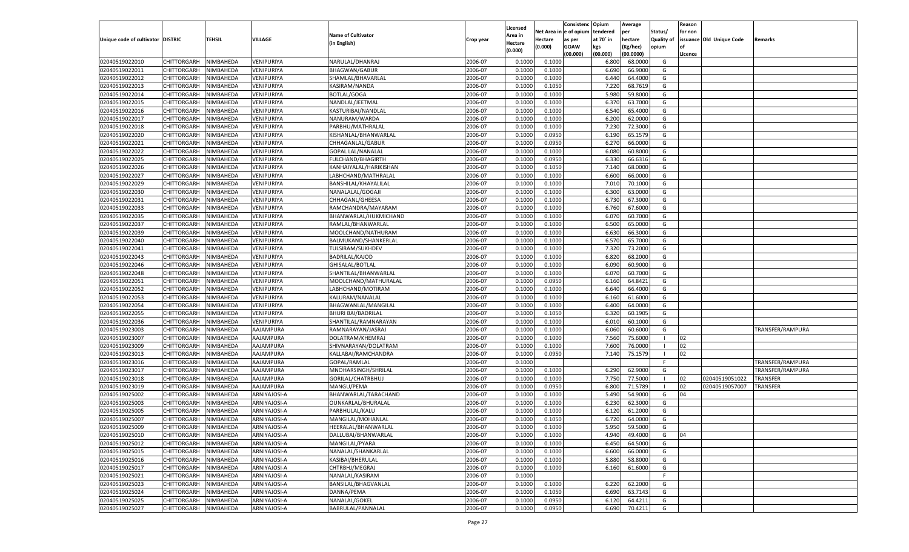| Unique code of cultivator | DISTRIC | TEHSIL | VILLAGE | Name of Cultivator (in English) | Crop year | Licensed Area in Hectare (0.000) | Net Area in Hectare (0.000) | Consistence of opium as per GOAW (00.000) | Opium tendered at 70° in kgs (00.000) | Average per hectare (Kg/hec) (00.0000) | Status/ Quality of opium | Reason for non issuance of Licence | Old Unique Code | Remarks |
|---|---|---|---|---|---|---|---|---|---|---|---|---|---|---|
| 02040519022010 | CHITTORGARH | NIMBAHEDA | VENIPURIYA | NARULAL/DHANRAJ | 2006-07 | 0.1000 | 0.1000 | | 6.800 | 68.0000 | G | | | |
| 02040519022011 | CHITTORGARH | NIMBAHEDA | VENIPURIYA | BHAGWAN/GABUR | 2006-07 | 0.1000 | 0.1000 | | 6.690 | 66.9000 | G | | | |
| 02040519022012 | CHITTORGARH | NIMBAHEDA | VENIPURIYA | SHAMLAL/BHAVARLAL | 2006-07 | 0.1000 | 0.1000 | | 6.440 | 64.4000 | G | | | |
| 02040519022013 | CHITTORGARH | NIMBAHEDA | VENIPURIYA | KASIRAM/NANDA | 2006-07 | 0.1000 | 0.1050 | | 7.220 | 68.7619 | G | | | |
| 02040519022014 | CHITTORGARH | NIMBAHEDA | VENIPURIYA | BOTLAL/GOGA | 2006-07 | 0.1000 | 0.1000 | | 5.980 | 59.8000 | G | | | |
| 02040519022015 | CHITTORGARH | NIMBAHEDA | VENIPURIYA | NANDLAL/JEETMAL | 2006-07 | 0.1000 | 0.1000 | | 6.370 | 63.7000 | G | | | |
| 02040519022016 | CHITTORGARH | NIMBAHEDA | VENIPURIYA | KASTURIBAI/NANDLAL | 2006-07 | 0.1000 | 0.1000 | | 6.540 | 65.4000 | G | | | |
| 02040519022017 | CHITTORGARH | NIMBAHEDA | VENIPURIYA | NANURAM/WARDA | 2006-07 | 0.1000 | 0.1000 | | 6.200 | 62.0000 | G | | | |
| 02040519022018 | CHITTORGARH | NIMBAHEDA | VENIPURIYA | PARBHU/MATHRALAL | 2006-07 | 0.1000 | 0.1000 | | 7.230 | 72.3000 | G | | | |
| 02040519022020 | CHITTORGARH | NIMBAHEDA | VENIPURIYA | KISHANLAL/BHANWARLAL | 2006-07 | 0.1000 | 0.0950 | | 6.190 | 65.1579 | G | | | |
| 02040519022021 | CHITTORGARH | NIMBAHEDA | VENIPURIYA | CHHAGANLAL/GABUR | 2006-07 | 0.1000 | 0.0950 | | 6.270 | 66.0000 | G | | | |
| 02040519022022 | CHITTORGARH | NIMBAHEDA | VENIPURIYA | GOPAL LAL/NANALAL | 2006-07 | 0.1000 | 0.1000 | | 6.080 | 60.8000 | G | | | |
| 02040519022025 | CHITTORGARH | NIMBAHEDA | VENIPURIYA | FULCHAND/BHAGIRTH | 2006-07 | 0.1000 | 0.0950 | | 6.330 | 66.6316 | G | | | |
| 02040519022026 | CHITTORGARH | NIMBAHEDA | VENIPURIYA | KANHAIYALAL/HARIKISHAN | 2006-07 | 0.1000 | 0.1050 | | 7.140 | 68.0000 | G | | | |
| 02040519022027 | CHITTORGARH | NIMBAHEDA | VENIPURIYA | LABHCHAND/MATHRALAL | 2006-07 | 0.1000 | 0.1000 | | 6.600 | 66.0000 | G | | | |
| 02040519022029 | CHITTORGARH | NIMBAHEDA | VENIPURIYA | BANSHILAL/KHAYALILAL | 2006-07 | 0.1000 | 0.1000 | | 7.010 | 70.1000 | G | | | |
| 02040519022030 | CHITTORGARH | NIMBAHEDA | VENIPURIYA | NANALALAL/GOGAJI | 2006-07 | 0.1000 | 0.1000 | | 6.300 | 63.0000 | G | | | |
| 02040519022031 | CHITTORGARH | NIMBAHEDA | VENIPURIYA | CHHAGANL/GHEESA | 2006-07 | 0.1000 | 0.1000 | | 6.730 | 67.3000 | G | | | |
| 02040519022033 | CHITTORGARH | NIMBAHEDA | VENIPURIYA | RAMCHANDRA/MAYARAM | 2006-07 | 0.1000 | 0.1000 | | 6.760 | 67.6000 | G | | | |
| 02040519022035 | CHITTORGARH | NIMBAHEDA | VENIPURIYA | BHANWARLAL/HUKMICHAND | 2006-07 | 0.1000 | 0.1000 | | 6.070 | 60.7000 | G | | | |
| 02040519022037 | CHITTORGARH | NIMBAHEDA | VENIPURIYA | RAMLAL/BHANWARLAL | 2006-07 | 0.1000 | 0.1000 | | 6.500 | 65.0000 | G | | | |
| 02040519022039 | CHITTORGARH | NIMBAHEDA | VENIPURIYA | MOOLCHAND/NATHURAM | 2006-07 | 0.1000 | 0.1000 | | 6.630 | 66.3000 | G | | | |
| 02040519022040 | CHITTORGARH | NIMBAHEDA | VENIPURIYA | BALMUKAND/SHANKERLAL | 2006-07 | 0.1000 | 0.1000 | | 6.570 | 65.7000 | G | | | |
| 02040519022041 | CHITTORGARH | NIMBAHEDA | VENIPURIYA | TULSIRAM/SUKHDEV | 2006-07 | 0.1000 | 0.1000 | | 7.320 | 73.2000 | G | | | |
| 02040519022043 | CHITTORGARH | NIMBAHEDA | VENIPURIYA | BADRILAL/KAJOD | 2006-07 | 0.1000 | 0.1000 | | 6.820 | 68.2000 | G | | | |
| 02040519022046 | CHITTORGARH | NIMBAHEDA | VENIPURIYA | GHISALAL/BOTLAL | 2006-07 | 0.1000 | 0.1000 | | 6.090 | 60.9000 | G | | | |
| 02040519022048 | CHITTORGARH | NIMBAHEDA | VENIPURIYA | SHANTILAL/BHANWARLAL | 2006-07 | 0.1000 | 0.1000 | | 6.070 | 60.7000 | G | | | |
| 02040519022051 | CHITTORGARH | NIMBAHEDA | VENIPURIYA | MOOLCHAND/MATHURALAL | 2006-07 | 0.1000 | 0.0950 | | 6.160 | 64.8421 | G | | | |
| 02040519022052 | CHITTORGARH | NIMBAHEDA | VENIPURIYA | LABHCHAND/MOTIRAM | 2006-07 | 0.1000 | 0.1000 | | 6.640 | 66.4000 | G | | | |
| 02040519022053 | CHITTORGARH | NIMBAHEDA | VENIPURIYA | KALURAM/NANALAL | 2006-07 | 0.1000 | 0.1000 | | 6.160 | 61.6000 | G | | | |
| 02040519022054 | CHITTORGARH | NIMBAHEDA | VENIPURIYA | BHAGWANLAL/MANGILAL | 2006-07 | 0.1000 | 0.1000 | | 6.400 | 64.0000 | G | | | |
| 02040519022055 | CHITTORGARH | NIMBAHEDA | VENIPURIYA | BHURI BAI/BADRILAL | 2006-07 | 0.1000 | 0.1050 | | 6.320 | 60.1905 | G | | | |
| 02040519022036 | CHITTORGARH | NIMBAHEDA | VENIPURIYA | SHANTILAL/RAMNARAYAN | 2006-07 | 0.1000 | 0.1000 | | 6.010 | 60.1000 | G | | | |
| 02040519023003 | CHITTORGARH | NIMBAHEDA | AAJAMPURA | RAMNARAYAN/JASRAJ | 2006-07 | 0.1000 | 0.1000 | | 6.060 | 60.6000 | G | | | TRANSFER/RAMPURA |
| 02040519023007 | CHITTORGARH | NIMBAHEDA | AAJAMPURA | DOLATRAM/KHEMRAJ | 2006-07 | 0.1000 | 0.1000 | | 7.560 | 75.6000 | I | 02 | | |
| 02040519023009 | CHITTORGARH | NIMBAHEDA | AAJAMPURA | SHIVNARAYAN/DOLATRAM | 2006-07 | 0.1000 | 0.1000 | | 7.600 | 76.0000 | I | 02 | | |
| 02040519023013 | CHITTORGARH | NIMBAHEDA | AAJAMPURA | KALLABAI/RAMCHANDRA | 2006-07 | 0.1000 | 0.0950 | | 7.140 | 75.1579 | I | 02 | | |
| 02040519023016 | CHITTORGARH | NIMBAHEDA | AAJAMPURA | GOPAL/RAMLAL | 2006-07 | 0.1000 | | | | | F | | | TRANSFER/RAMPURA |
| 02040519023017 | CHITTORGARH | NIMBAHEDA | AAJAMPURA | MNOHARSINGH/SHRILAL | 2006-07 | 0.1000 | 0.1000 | | 6.290 | 62.9000 | G | | | TRANSFER/RAMPURA |
| 02040519023018 | CHITTORGARH | NIMBAHEDA | AAJAMPURA | GORILAL/CHATRBHUJ | 2006-07 | 0.1000 | 0.1000 | | 7.750 | 77.5000 | I | 02 | 02040519051022 | TRANSFER |
| 02040519023019 | CHITTORGARH | NIMBAHEDA | AAJAMPURA | MANGU/PEMA | 2006-07 | 0.1000 | 0.0950 | | 6.800 | 71.5789 | I | 02 | 02040519057007 | TRANSFER |
| 02040519025002 | CHITTORGARH | NIMBAHEDA | ARNIYAJOSI-A | BHANWARLAL/TARACHAND | 2006-07 | 0.1000 | 0.1000 | | 5.490 | 54.9000 | G | 04 | | |
| 02040519025003 | CHITTORGARH | NIMBAHEDA | ARNIYAJOSI-A | OUNKARLAL/BHURALAL | 2006-07 | 0.1000 | 0.1000 | | 6.230 | 62.3000 | G | | | |
| 02040519025005 | CHITTORGARH | NIMBAHEDA | ARNIYAJOSI-A | PARBHULAL/KALU | 2006-07 | 0.1000 | 0.1000 | | 6.120 | 61.2000 | G | | | |
| 02040519025007 | CHITTORGARH | NIMBAHEDA | ARNIYAJOSI-A | MANGILAL/MOHANLAL | 2006-07 | 0.1000 | 0.1050 | | 6.720 | 64.0000 | G | | | |
| 02040519025009 | CHITTORGARH | NIMBAHEDA | ARNIYAJOSI-A | HEERALAL/BHANWARLAL | 2006-07 | 0.1000 | 0.1000 | | 5.950 | 59.5000 | G | | | |
| 02040519025010 | CHITTORGARH | NIMBAHEDA | ARNIYAJOSI-A | DALLUBAI/BHANWARLAL | 2006-07 | 0.1000 | 0.1000 | | 4.940 | 49.4000 | G | 04 | | |
| 02040519025012 | CHITTORGARH | NIMBAHEDA | ARNIYAJOSI-A | MANGILAL/PYARA | 2006-07 | 0.1000 | 0.1000 | | 6.450 | 64.5000 | G | | | |
| 02040519025015 | CHITTORGARH | NIMBAHEDA | ARNIYAJOSI-A | NANALAL/SHANKARLAL | 2006-07 | 0.1000 | 0.1000 | | 6.600 | 66.0000 | G | | | |
| 02040519025016 | CHITTORGARH | NIMBAHEDA | ARNIYAJOSI-A | KASIBAI/BHERULAL | 2006-07 | 0.1000 | 0.1000 | | 5.880 | 58.8000 | G | | | |
| 02040519025017 | CHITTORGARH | NIMBAHEDA | ARNIYAJOSI-A | CHTRBHJ/MEGRAJ | 2006-07 | 0.1000 | 0.1000 | | 6.160 | 61.6000 | G | | | |
| 02040519025021 | CHITTORGARH | NIMBAHEDA | ARNIYAJOSI-A | NANALAL/KASIRAM | 2006-07 | 0.1000 | | | | | F | | | |
| 02040519025023 | CHITTORGARH | NIMBAHEDA | ARNIYAJOSI-A | BANSILAL/BHAGVANLAL | 2006-07 | 0.1000 | 0.1000 | | 6.220 | 62.2000 | G | | | |
| 02040519025024 | CHITTORGARH | NIMBAHEDA | ARNIYAJOSI-A | DANNA/PEMA | 2006-07 | 0.1000 | 0.1050 | | 6.690 | 63.7143 | G | | | |
| 02040519025025 | CHITTORGARH | NIMBAHEDA | ARNIYAJOSI-A | NANALAL/GOKEL | 2006-07 | 0.1000 | 0.0950 | | 6.120 | 64.4211 | G | | | |
| 02040519025027 | CHITTORGARH | NIMBAHEDA | ARNIYAJOSI-A | BABRULAL/PANNALAL | 2006-07 | 0.1000 | 0.0950 | | 6.690 | 70.4211 | G | | | |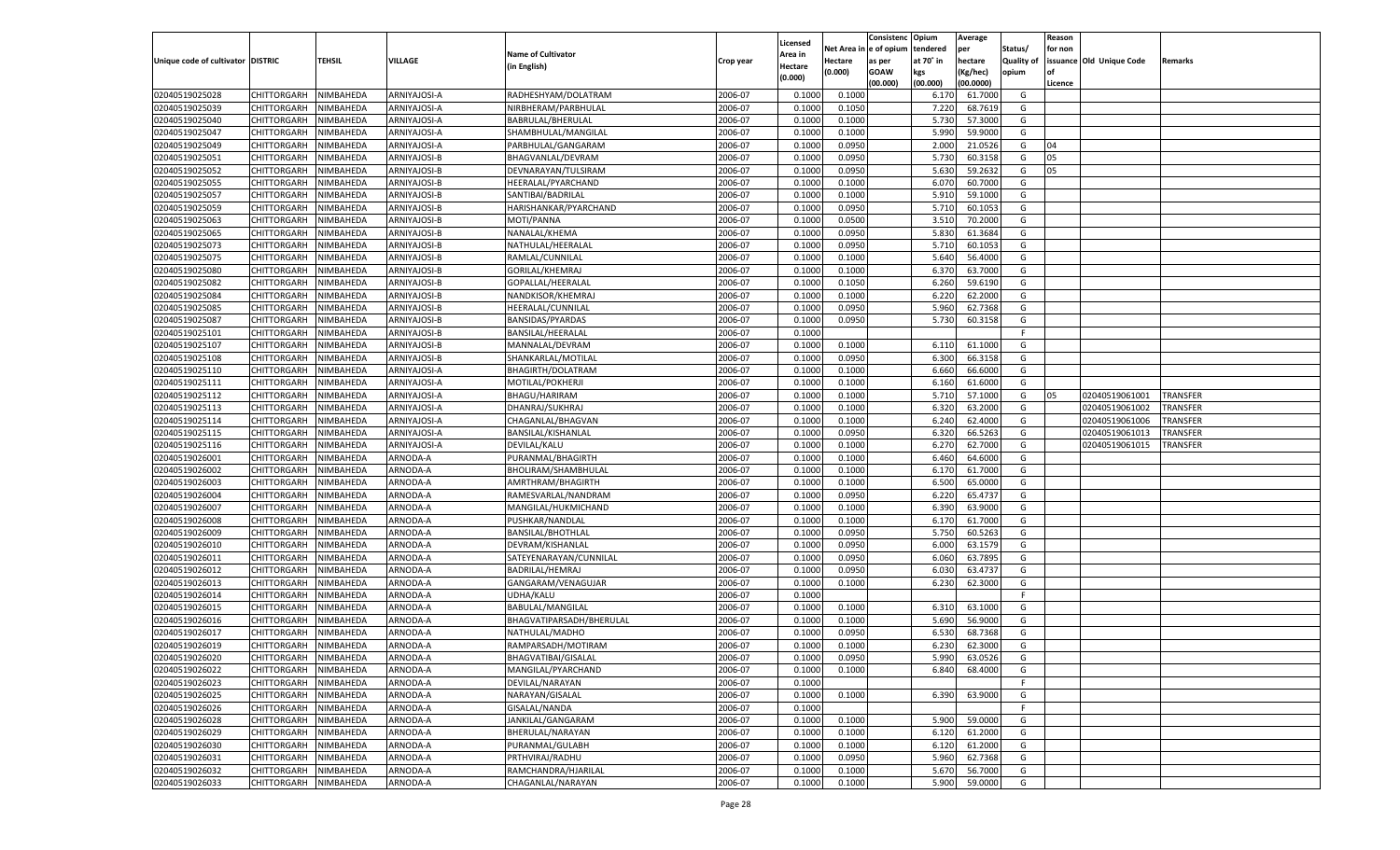| Unique code of cultivator | DISTRIC | TEHSIL | VILLAGE | Name of Cultivator (in English) | Crop year | Licensed Area in Hectare (0.000) | Net Area in Hectare (0.000) | Consistence of opium as per GOAW (00.000) | Opium tendered at 70° in kgs (00.000) | Average per hectare (Kg/hec) (00.0000) | Status/ Quality of opium | Reason for non issuance of Licence | Old Unique Code | Remarks |
|---|---|---|---|---|---|---|---|---|---|---|---|---|---|---|
| 02040519025028 | CHITTORGARH | NIMBAHEDA | ARNIYAJOSI-A | RADHESHYAM/DOLATRAM | 2006-07 | 0.1000 | 0.1000 | | 6.170 | 61.7000 | G | | | |
| 02040519025039 | CHITTORGARH | NIMBAHEDA | ARNIYAJOSI-A | NIRBHERAM/PARBHULAL | 2006-07 | 0.1000 | 0.1050 | | 7.220 | 68.7619 | G | | | |
| 02040519025040 | CHITTORGARH | NIMBAHEDA | ARNIYAJOSI-A | BABRULAL/BHERULAL | 2006-07 | 0.1000 | 0.1000 | | 5.730 | 57.3000 | G | | | |
| 02040519025047 | CHITTORGARH | NIMBAHEDA | ARNIYAJOSI-A | SHAMBHULAL/MANGILAL | 2006-07 | 0.1000 | 0.1000 | | 5.990 | 59.9000 | G | | | |
| 02040519025049 | CHITTORGARH | NIMBAHEDA | ARNIYAJOSI-A | PARBHULAL/GANGARAM | 2006-07 | 0.1000 | 0.0950 | | 2.000 | 21.0526 | G | 04 | | |
| 02040519025051 | CHITTORGARH | NIMBAHEDA | ARNIYAJOSI-B | BHAGVANLAL/DEVRAM | 2006-07 | 0.1000 | 0.0950 | | 5.730 | 60.3158 | G | 05 | | |
| 02040519025052 | CHITTORGARH | NIMBAHEDA | ARNIYAJOSI-B | DEVNARAYAN/TULSIRAM | 2006-07 | 0.1000 | 0.0950 | | 5.630 | 59.2632 | G | 05 | | |
| 02040519025055 | CHITTORGARH | NIMBAHEDA | ARNIYAJOSI-B | HEERALAL/PYARCHAND | 2006-07 | 0.1000 | 0.1000 | | 6.070 | 60.7000 | G | | | |
| 02040519025057 | CHITTORGARH | NIMBAHEDA | ARNIYAJOSI-B | SANTIBAI/BADRILAL | 2006-07 | 0.1000 | 0.1000 | | 5.910 | 59.1000 | G | | | |
| 02040519025059 | CHITTORGARH | NIMBAHEDA | ARNIYAJOSI-B | HARISHANKAR/PYARCHAND | 2006-07 | 0.1000 | 0.0950 | | 5.710 | 60.1053 | G | | | |
| 02040519025063 | CHITTORGARH | NIMBAHEDA | ARNIYAJOSI-B | MOTI/PANNA | 2006-07 | 0.1000 | 0.0500 | | 3.510 | 70.2000 | G | | | |
| 02040519025065 | CHITTORGARH | NIMBAHEDA | ARNIYAJOSI-B | NANALAL/KHEMA | 2006-07 | 0.1000 | 0.0950 | | 5.830 | 61.3684 | G | | | |
| 02040519025073 | CHITTORGARH | NIMBAHEDA | ARNIYAJOSI-B | NATHULAL/HEERALAL | 2006-07 | 0.1000 | 0.0950 | | 5.710 | 60.1053 | G | | | |
| 02040519025075 | CHITTORGARH | NIMBAHEDA | ARNIYAJOSI-B | RAMLAL/CUNNILAL | 2006-07 | 0.1000 | 0.1000 | | 5.640 | 56.4000 | G | | | |
| 02040519025080 | CHITTORGARH | NIMBAHEDA | ARNIYAJOSI-B | GORILAL/KHEMRAJ | 2006-07 | 0.1000 | 0.1000 | | 6.370 | 63.7000 | G | | | |
| 02040519025082 | CHITTORGARH | NIMBAHEDA | ARNIYAJOSI-B | GOPALLAL/HEERALAL | 2006-07 | 0.1000 | 0.1050 | | 6.260 | 59.6190 | G | | | |
| 02040519025084 | CHITTORGARH | NIMBAHEDA | ARNIYAJOSI-B | NANDKISOR/KHEMRAJ | 2006-07 | 0.1000 | 0.1000 | | 6.220 | 62.2000 | G | | | |
| 02040519025085 | CHITTORGARH | NIMBAHEDA | ARNIYAJOSI-B | HEERALAL/CUNNILAL | 2006-07 | 0.1000 | 0.0950 | | 5.960 | 62.7368 | G | | | |
| 02040519025087 | CHITTORGARH | NIMBAHEDA | ARNIYAJOSI-B | BANSIDAS/PYARDAS | 2006-07 | 0.1000 | 0.0950 | | 5.730 | 60.3158 | G | | | |
| 02040519025101 | CHITTORGARH | NIMBAHEDA | ARNIYAJOSI-B | BANSILAL/HEERALAL | 2006-07 | 0.1000 | | | | | F | | | |
| 02040519025107 | CHITTORGARH | NIMBAHEDA | ARNIYAJOSI-B | MANNALAL/DEVRAM | 2006-07 | 0.1000 | 0.1000 | | 6.110 | 61.1000 | G | | | |
| 02040519025108 | CHITTORGARH | NIMBAHEDA | ARNIYAJOSI-B | SHANKARLAL/MOTILAL | 2006-07 | 0.1000 | 0.0950 | | 6.300 | 66.3158 | G | | | |
| 02040519025110 | CHITTORGARH | NIMBAHEDA | ARNIYAJOSI-A | BHAGIRTH/DOLATRAM | 2006-07 | 0.1000 | 0.1000 | | 6.660 | 66.6000 | G | | | |
| 02040519025111 | CHITTORGARH | NIMBAHEDA | ARNIYAJOSI-A | MOTILAL/POKHERJI | 2006-07 | 0.1000 | 0.1000 | | 6.160 | 61.6000 | G | | | |
| 02040519025112 | CHITTORGARH | NIMBAHEDA | ARNIYAJOSI-A | BHAGU/HARIRAM | 2006-07 | 0.1000 | 0.1000 | | 5.710 | 57.1000 | G | 05 | 02040519061001 | TRANSFER |
| 02040519025113 | CHITTORGARH | NIMBAHEDA | ARNIYAJOSI-A | DHANRAJ/SUKHRAJ | 2006-07 | 0.1000 | 0.1000 | | 6.320 | 63.2000 | G | | 02040519061002 | TRANSFER |
| 02040519025114 | CHITTORGARH | NIMBAHEDA | ARNIYAJOSI-A | CHAGANLAL/BHAGVAN | 2006-07 | 0.1000 | 0.1000 | | 6.240 | 62.4000 | G | | 02040519061006 | TRANSFER |
| 02040519025115 | CHITTORGARH | NIMBAHEDA | ARNIYAJOSI-A | BANSILAL/KISHANLAL | 2006-07 | 0.1000 | 0.0950 | | 6.320 | 66.5263 | G | | 02040519061013 | TRANSFER |
| 02040519025116 | CHITTORGARH | NIMBAHEDA | ARNIYAJOSI-A | DEVILAL/KALU | 2006-07 | 0.1000 | 0.1000 | | 6.270 | 62.7000 | G | | 02040519061015 | TRANSFER |
| 02040519026001 | CHITTORGARH | NIMBAHEDA | ARNODA-A | PURANMAL/BHAGIRTH | 2006-07 | 0.1000 | 0.1000 | | 6.460 | 64.6000 | G | | | |
| 02040519026002 | CHITTORGARH | NIMBAHEDA | ARNODA-A | BHOLIRAM/SHAMBHULAL | 2006-07 | 0.1000 | 0.1000 | | 6.170 | 61.7000 | G | | | |
| 02040519026003 | CHITTORGARH | NIMBAHEDA | ARNODA-A | AMRTHRAM/BHAGIRTH | 2006-07 | 0.1000 | 0.1000 | | 6.500 | 65.0000 | G | | | |
| 02040519026004 | CHITTORGARH | NIMBAHEDA | ARNODA-A | RAMESVARLAL/NANDRAM | 2006-07 | 0.1000 | 0.0950 | | 6.220 | 65.4737 | G | | | |
| 02040519026007 | CHITTORGARH | NIMBAHEDA | ARNODA-A | MANGILAL/HUKMICHAND | 2006-07 | 0.1000 | 0.1000 | | 6.390 | 63.9000 | G | | | |
| 02040519026008 | CHITTORGARH | NIMBAHEDA | ARNODA-A | PUSHKAR/NANDLAL | 2006-07 | 0.1000 | 0.1000 | | 6.170 | 61.7000 | G | | | |
| 02040519026009 | CHITTORGARH | NIMBAHEDA | ARNODA-A | BANSILAL/BHOTHLAL | 2006-07 | 0.1000 | 0.0950 | | 5.750 | 60.5263 | G | | | |
| 02040519026010 | CHITTORGARH | NIMBAHEDA | ARNODA-A | DEVRAM/KISHANLAL | 2006-07 | 0.1000 | 0.0950 | | 6.000 | 63.1579 | G | | | |
| 02040519026011 | CHITTORGARH | NIMBAHEDA | ARNODA-A | SATEYENARAYAN/CUNNILAL | 2006-07 | 0.1000 | 0.0950 | | 6.060 | 63.7895 | G | | | |
| 02040519026012 | CHITTORGARH | NIMBAHEDA | ARNODA-A | BADRILAL/HEMRAJ | 2006-07 | 0.1000 | 0.0950 | | 6.030 | 63.4737 | G | | | |
| 02040519026013 | CHITTORGARH | NIMBAHEDA | ARNODA-A | GANGARAM/VENAGUJAR | 2006-07 | 0.1000 | 0.1000 | | 6.230 | 62.3000 | G | | | |
| 02040519026014 | CHITTORGARH | NIMBAHEDA | ARNODA-A | UDHA/KALU | 2006-07 | 0.1000 | | | | | F | | | |
| 02040519026015 | CHITTORGARH | NIMBAHEDA | ARNODA-A | BABULAL/MANGILAL | 2006-07 | 0.1000 | 0.1000 | | 6.310 | 63.1000 | G | | | |
| 02040519026016 | CHITTORGARH | NIMBAHEDA | ARNODA-A | BHAGVATIPARSADH/BHERULAL | 2006-07 | 0.1000 | 0.1000 | | 5.690 | 56.9000 | G | | | |
| 02040519026017 | CHITTORGARH | NIMBAHEDA | ARNODA-A | NATHULAL/MADHO | 2006-07 | 0.1000 | 0.0950 | | 6.530 | 68.7368 | G | | | |
| 02040519026019 | CHITTORGARH | NIMBAHEDA | ARNODA-A | RAMPARSADH/MOTIRAM | 2006-07 | 0.1000 | 0.1000 | | 6.230 | 62.3000 | G | | | |
| 02040519026020 | CHITTORGARH | NIMBAHEDA | ARNODA-A | BHAGVATIBAI/GISALAL | 2006-07 | 0.1000 | 0.0950 | | 5.990 | 63.0526 | G | | | |
| 02040519026022 | CHITTORGARH | NIMBAHEDA | ARNODA-A | MANGILAL/PYARCHAND | 2006-07 | 0.1000 | 0.1000 | | 6.840 | 68.4000 | G | | | |
| 02040519026023 | CHITTORGARH | NIMBAHEDA | ARNODA-A | DEVILAL/NARAYAN | 2006-07 | 0.1000 | | | | | F | | | |
| 02040519026025 | CHITTORGARH | NIMBAHEDA | ARNODA-A | NARAYAN/GISALAL | 2006-07 | 0.1000 | 0.1000 | | 6.390 | 63.9000 | G | | | |
| 02040519026026 | CHITTORGARH | NIMBAHEDA | ARNODA-A | GISALAL/NANDA | 2006-07 | 0.1000 | | | | | F | | | |
| 02040519026028 | CHITTORGARH | NIMBAHEDA | ARNODA-A | JANKILAL/GANGARAM | 2006-07 | 0.1000 | 0.1000 | | 5.900 | 59.0000 | G | | | |
| 02040519026029 | CHITTORGARH | NIMBAHEDA | ARNODA-A | BHERULAL/NARAYAN | 2006-07 | 0.1000 | 0.1000 | | 6.120 | 61.2000 | G | | | |
| 02040519026030 | CHITTORGARH | NIMBAHEDA | ARNODA-A | PURANMAL/GULABH | 2006-07 | 0.1000 | 0.1000 | | 6.120 | 61.2000 | G | | | |
| 02040519026031 | CHITTORGARH | NIMBAHEDA | ARNODA-A | PRTHVIRAJ/RADHU | 2006-07 | 0.1000 | 0.0950 | | 5.960 | 62.7368 | G | | | |
| 02040519026032 | CHITTORGARH | NIMBAHEDA | ARNODA-A | RAMCHANDRA/HJARILAL | 2006-07 | 0.1000 | 0.1000 | | 5.670 | 56.7000 | G | | | |
| 02040519026033 | CHITTORGARH | NIMBAHEDA | ARNODA-A | CHAGANLAL/NARAYAN | 2006-07 | 0.1000 | 0.1000 | | 5.900 | 59.0000 | G | | | |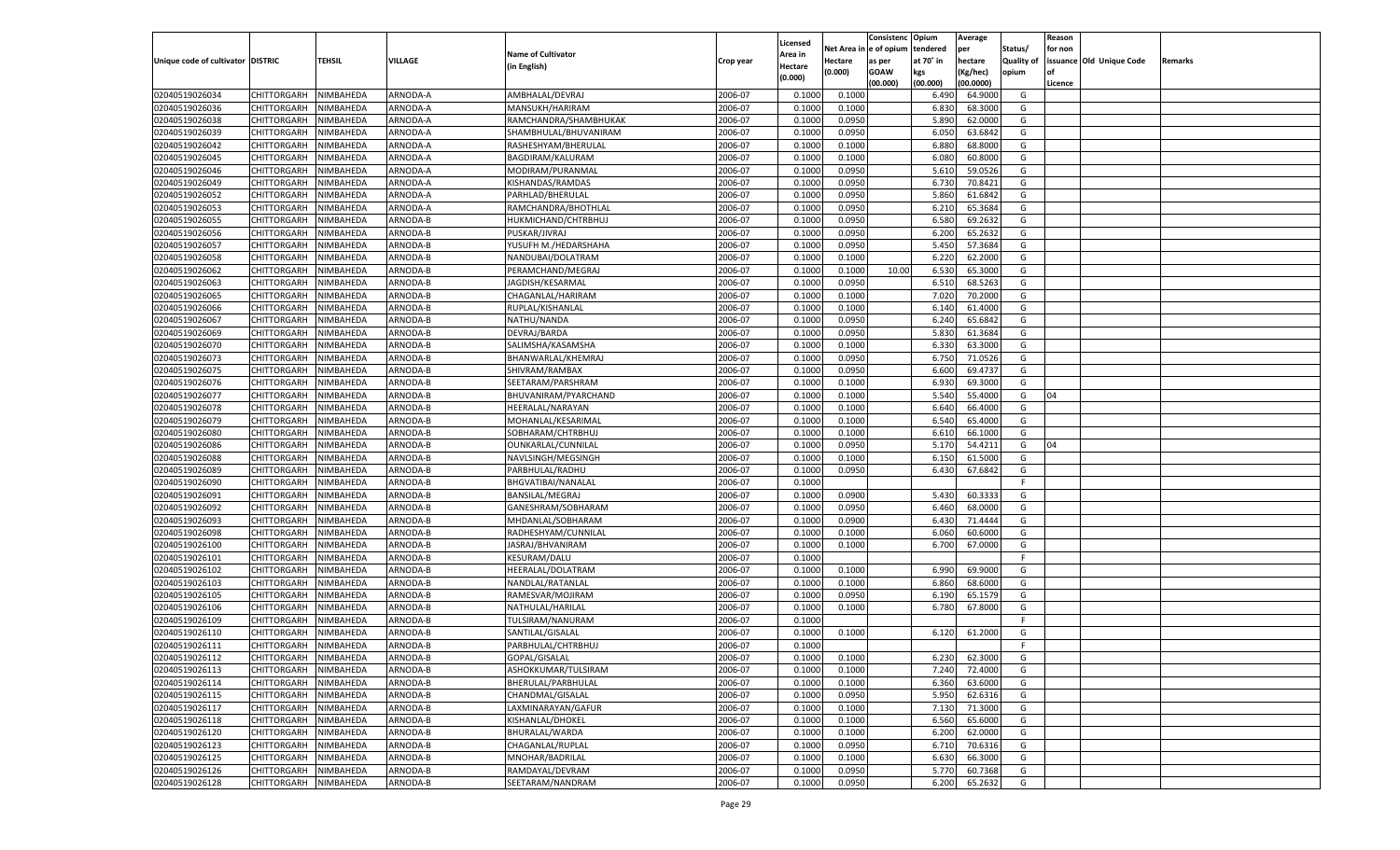| Unique code of cultivator | DISTRIC | TEHSIL | VILLAGE | Name of Cultivator (in English) | Crop year | Licensed Area in Hectare (0.000) | Net Area in Hectare (0.000) | Consistence of opium as per GOAW (00.000) | Opium tendered at 70° in kgs (00.000) | Average per hectare (Kg/hec) (00.0000) | Status/ Quality of opium | Reason for non issuance of Licence | Old Unique Code | Remarks |
|---|---|---|---|---|---|---|---|---|---|---|---|---|---|---|
| 02040519026034 | CHITTORGARH | NIMBAHEDA | ARNODA-A | AMBHALAL/DEVRAJ | 2006-07 | 0.1000 | 0.1000 | | 6.490 | 64.9000 | G | | | |
| 02040519026036 | CHITTORGARH | NIMBAHEDA | ARNODA-A | MANSUKH/HARIRAM | 2006-07 | 0.1000 | 0.1000 | | 6.830 | 68.3000 | G | | | |
| 02040519026038 | CHITTORGARH | NIMBAHEDA | ARNODA-A | RAMCHANDRA/SHAMBHUKAK | 2006-07 | 0.1000 | 0.0950 | | 5.890 | 62.0000 | G | | | |
| 02040519026039 | CHITTORGARH | NIMBAHEDA | ARNODA-A | SHAMBHULAL/BHUVANIRAM | 2006-07 | 0.1000 | 0.0950 | | 6.050 | 63.6842 | G | | | |
| 02040519026042 | CHITTORGARH | NIMBAHEDA | ARNODA-A | RASHESHYAM/BHERULAL | 2006-07 | 0.1000 | 0.1000 | | 6.880 | 68.8000 | G | | | |
| 02040519026045 | CHITTORGARH | NIMBAHEDA | ARNODA-A | BAGDIRAM/KALURAM | 2006-07 | 0.1000 | 0.1000 | | 6.080 | 60.8000 | G | | | |
| 02040519026046 | CHITTORGARH | NIMBAHEDA | ARNODA-A | MODIRAM/PURANMAL | 2006-07 | 0.1000 | 0.0950 | | 5.610 | 59.0526 | G | | | |
| 02040519026049 | CHITTORGARH | NIMBAHEDA | ARNODA-A | KISHANDAS/RAMDAS | 2006-07 | 0.1000 | 0.0950 | | 6.730 | 70.8421 | G | | | |
| 02040519026052 | CHITTORGARH | NIMBAHEDA | ARNODA-A | PARHLAD/BHERULAL | 2006-07 | 0.1000 | 0.0950 | | 5.860 | 61.6842 | G | | | |
| 02040519026053 | CHITTORGARH | NIMBAHEDA | ARNODA-A | RAMCHANDRA/BHOTHLAL | 2006-07 | 0.1000 | 0.0950 | | 6.210 | 65.3684 | G | | | |
| 02040519026055 | CHITTORGARH | NIMBAHEDA | ARNODA-B | HUKMICHAND/CHTRBHUJ | 2006-07 | 0.1000 | 0.0950 | | 6.580 | 69.2632 | G | | | |
| 02040519026056 | CHITTORGARH | NIMBAHEDA | ARNODA-B | PUSKAR/JIVRAJ | 2006-07 | 0.1000 | 0.0950 | | 6.200 | 65.2632 | G | | | |
| 02040519026057 | CHITTORGARH | NIMBAHEDA | ARNODA-B | YUSUFH M./HEDARSHAHA | 2006-07 | 0.1000 | 0.0950 | | 5.450 | 57.3684 | G | | | |
| 02040519026058 | CHITTORGARH | NIMBAHEDA | ARNODA-B | NANDUBAI/DOLATRAM | 2006-07 | 0.1000 | 0.1000 | | 6.220 | 62.2000 | G | | | |
| 02040519026062 | CHITTORGARH | NIMBAHEDA | ARNODA-B | PERAMCHAND/MEGRAJ | 2006-07 | 0.1000 | 0.1000 | 10.00 | 6.530 | 65.3000 | G | | | |
| 02040519026063 | CHITTORGARH | NIMBAHEDA | ARNODA-B | JAGDISH/KESARMAL | 2006-07 | 0.1000 | 0.0950 | | 6.510 | 68.5263 | G | | | |
| 02040519026065 | CHITTORGARH | NIMBAHEDA | ARNODA-B | CHAGANLAL/HARIRAM | 2006-07 | 0.1000 | 0.1000 | | 7.020 | 70.2000 | G | | | |
| 02040519026066 | CHITTORGARH | NIMBAHEDA | ARNODA-B | RUPLAL/KISHANLAL | 2006-07 | 0.1000 | 0.1000 | | 6.140 | 61.4000 | G | | | |
| 02040519026067 | CHITTORGARH | NIMBAHEDA | ARNODA-B | NATHU/NANDA | 2006-07 | 0.1000 | 0.0950 | | 6.240 | 65.6842 | G | | | |
| 02040519026069 | CHITTORGARH | NIMBAHEDA | ARNODA-B | DEVRAJ/BARDA | 2006-07 | 0.1000 | 0.0950 | | 5.830 | 61.3684 | G | | | |
| 02040519026070 | CHITTORGARH | NIMBAHEDA | ARNODA-B | SALIMSHA/KASAMSHA | 2006-07 | 0.1000 | 0.1000 | | 6.330 | 63.3000 | G | | | |
| 02040519026073 | CHITTORGARH | NIMBAHEDA | ARNODA-B | BHANWARLAL/KHEMRAJ | 2006-07 | 0.1000 | 0.0950 | | 6.750 | 71.0526 | G | | | |
| 02040519026075 | CHITTORGARH | NIMBAHEDA | ARNODA-B | SHIVRAM/RAMBAX | 2006-07 | 0.1000 | 0.0950 | | 6.600 | 69.4737 | G | | | |
| 02040519026076 | CHITTORGARH | NIMBAHEDA | ARNODA-B | SEETARAM/PARSHRAM | 2006-07 | 0.1000 | 0.1000 | | 6.930 | 69.3000 | G | | | |
| 02040519026077 | CHITTORGARH | NIMBAHEDA | ARNODA-B | BHUVANIRAM/PYARCHAND | 2006-07 | 0.1000 | 0.1000 | | 5.540 | 55.4000 | G | 04 | | |
| 02040519026078 | CHITTORGARH | NIMBAHEDA | ARNODA-B | HEERALAL/NARAYAN | 2006-07 | 0.1000 | 0.1000 | | 6.640 | 66.4000 | G | | | |
| 02040519026079 | CHITTORGARH | NIMBAHEDA | ARNODA-B | MOHANLAL/KESARIMAL | 2006-07 | 0.1000 | 0.1000 | | 6.540 | 65.4000 | G | | | |
| 02040519026080 | CHITTORGARH | NIMBAHEDA | ARNODA-B | SOBHARAM/CHTRBHUJ | 2006-07 | 0.1000 | 0.1000 | | 6.610 | 66.1000 | G | | | |
| 02040519026086 | CHITTORGARH | NIMBAHEDA | ARNODA-B | OUNKARLAL/CUNNILAL | 2006-07 | 0.1000 | 0.0950 | | 5.170 | 54.4211 | G | 04 | | |
| 02040519026088 | CHITTORGARH | NIMBAHEDA | ARNODA-B | NAVLSINGH/MEGSINGH | 2006-07 | 0.1000 | 0.1000 | | 6.150 | 61.5000 | G | | | |
| 02040519026089 | CHITTORGARH | NIMBAHEDA | ARNODA-B | PARBHULAL/RADHU | 2006-07 | 0.1000 | 0.0950 | | 6.430 | 67.6842 | G | | | |
| 02040519026090 | CHITTORGARH | NIMBAHEDA | ARNODA-B | BHGVATIBAI/NANALAL | 2006-07 | 0.1000 | | | | | F | | | |
| 02040519026091 | CHITTORGARH | NIMBAHEDA | ARNODA-B | BANSILAL/MEGRAJ | 2006-07 | 0.1000 | 0.0900 | | 5.430 | 60.3333 | G | | | |
| 02040519026092 | CHITTORGARH | NIMBAHEDA | ARNODA-B | GANESHRAM/SOBHARAM | 2006-07 | 0.1000 | 0.0950 | | 6.460 | 68.0000 | G | | | |
| 02040519026093 | CHITTORGARH | NIMBAHEDA | ARNODA-B | MHDANLAL/SOBHARAM | 2006-07 | 0.1000 | 0.0900 | | 6.430 | 71.4444 | G | | | |
| 02040519026098 | CHITTORGARH | NIMBAHEDA | ARNODA-B | RADHESHYAM/CUNNILAL | 2006-07 | 0.1000 | 0.1000 | | 6.060 | 60.6000 | G | | | |
| 02040519026100 | CHITTORGARH | NIMBAHEDA | ARNODA-B | JASRAJ/BHVANIRAM | 2006-07 | 0.1000 | 0.1000 | | 6.700 | 67.0000 | G | | | |
| 02040519026101 | CHITTORGARH | NIMBAHEDA | ARNODA-B | KESURAM/DALU | 2006-07 | 0.1000 | | | | | F | | | |
| 02040519026102 | CHITTORGARH | NIMBAHEDA | ARNODA-B | HEERALAL/DOLATRAM | 2006-07 | 0.1000 | 0.1000 | | 6.990 | 69.9000 | G | | | |
| 02040519026103 | CHITTORGARH | NIMBAHEDA | ARNODA-B | NANDLAL/RATANLAL | 2006-07 | 0.1000 | 0.1000 | | 6.860 | 68.6000 | G | | | |
| 02040519026105 | CHITTORGARH | NIMBAHEDA | ARNODA-B | RAMESVAR/MOJIRAM | 2006-07 | 0.1000 | 0.0950 | | 6.190 | 65.1579 | G | | | |
| 02040519026106 | CHITTORGARH | NIMBAHEDA | ARNODA-B | NATHULAL/HARILAL | 2006-07 | 0.1000 | 0.1000 | | 6.780 | 67.8000 | G | | | |
| 02040519026109 | CHITTORGARH | NIMBAHEDA | ARNODA-B | TULSIRAM/NANURAM | 2006-07 | 0.1000 | | | | | F | | | |
| 02040519026110 | CHITTORGARH | NIMBAHEDA | ARNODA-B | SANTILAL/GISALAL | 2006-07 | 0.1000 | 0.1000 | | 6.120 | 61.2000 | G | | | |
| 02040519026111 | CHITTORGARH | NIMBAHEDA | ARNODA-B | PARBHULAL/CHTRBHUJ | 2006-07 | 0.1000 | | | | | F | | | |
| 02040519026112 | CHITTORGARH | NIMBAHEDA | ARNODA-B | GOPAL/GISALAL | 2006-07 | 0.1000 | 0.1000 | | 6.230 | 62.3000 | G | | | |
| 02040519026113 | CHITTORGARH | NIMBAHEDA | ARNODA-B | ASHOKKUMAR/TULSIRAM | 2006-07 | 0.1000 | 0.1000 | | 7.240 | 72.4000 | G | | | |
| 02040519026114 | CHITTORGARH | NIMBAHEDA | ARNODA-B | BHERULAL/PARBHULAL | 2006-07 | 0.1000 | 0.1000 | | 6.360 | 63.6000 | G | | | |
| 02040519026115 | CHITTORGARH | NIMBAHEDA | ARNODA-B | CHANDMAL/GISALAL | 2006-07 | 0.1000 | 0.0950 | | 5.950 | 62.6316 | G | | | |
| 02040519026117 | CHITTORGARH | NIMBAHEDA | ARNODA-B | LAXMINARAYAN/GAFUR | 2006-07 | 0.1000 | 0.1000 | | 7.130 | 71.3000 | G | | | |
| 02040519026118 | CHITTORGARH | NIMBAHEDA | ARNODA-B | KISHANLAL/DHOKEL | 2006-07 | 0.1000 | 0.1000 | | 6.560 | 65.6000 | G | | | |
| 02040519026120 | CHITTORGARH | NIMBAHEDA | ARNODA-B | BHURALAL/WARDA | 2006-07 | 0.1000 | 0.1000 | | 6.200 | 62.0000 | G | | | |
| 02040519026123 | CHITTORGARH | NIMBAHEDA | ARNODA-B | CHAGANLAL/RUPLAL | 2006-07 | 0.1000 | 0.0950 | | 6.710 | 70.6316 | G | | | |
| 02040519026125 | CHITTORGARH | NIMBAHEDA | ARNODA-B | MNOHAR/BADRILAL | 2006-07 | 0.1000 | 0.1000 | | 6.630 | 66.3000 | G | | | |
| 02040519026126 | CHITTORGARH | NIMBAHEDA | ARNODA-B | RAMDAYAL/DEVRAM | 2006-07 | 0.1000 | 0.0950 | | 5.770 | 60.7368 | G | | | |
| 02040519026128 | CHITTORGARH | NIMBAHEDA | ARNODA-B | SEETARAM/NANDRAM | 2006-07 | 0.1000 | 0.0950 | | 6.200 | 65.2632 | G | | | |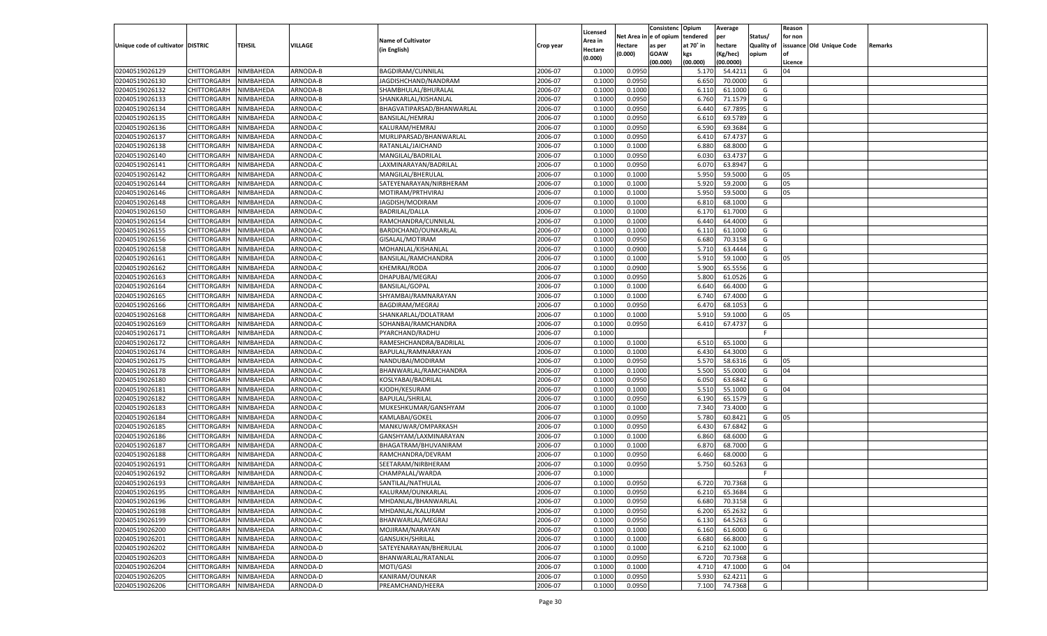| Unique code of cultivator | DISTRIC | TEHSIL | VILLAGE | Name of Cultivator (in English) | Crop year | Licensed Area in Hectare (0.000) | Net Area in Hectare (0.000) | Consistenc e of opium as per GOAW (00.000) | Opium tendered at 70˚ in kgs (00.000) | Average per hectare (Kg/hec) (00.0000) | Status/ Quality of opium | Reason for non issuance of Licence | Old Unique Code | Remarks |
|---|---|---|---|---|---|---|---|---|---|---|---|---|---|---|
| 02040519026129 | CHITTORGARH | NIMBAHEDA | ARNODA-B | BAGDIRAM/CUNNILAL | 2006-07 | 0.1000 | 0.0950 | | 5.170 | 54.4211 | G | 04 | | |
| 02040519026130 | CHITTORGARH | NIMBAHEDA | ARNODA-B | JAGDISHCHAND/NANDRAM | 2006-07 | 0.1000 | 0.0950 | | 6.650 | 70.0000 | G | | | |
| 02040519026132 | CHITTORGARH | NIMBAHEDA | ARNODA-B | SHAMBHULAL/BHURALAL | 2006-07 | 0.1000 | 0.1000 | | 6.110 | 61.1000 | G | | | |
| 02040519026133 | CHITTORGARH | NIMBAHEDA | ARNODA-B | SHANKARLAL/KISHANLAL | 2006-07 | 0.1000 | 0.0950 | | 6.760 | 71.1579 | G | | | |
| 02040519026134 | CHITTORGARH | NIMBAHEDA | ARNODA-C | BHAGVATIPARSAD/BHANWARLAL | 2006-07 | 0.1000 | 0.0950 | | 6.440 | 67.7895 | G | | | |
| 02040519026135 | CHITTORGARH | NIMBAHEDA | ARNODA-C | BANSILAL/HEMRAJ | 2006-07 | 0.1000 | 0.0950 | | 6.610 | 69.5789 | G | | | |
| 02040519026136 | CHITTORGARH | NIMBAHEDA | ARNODA-C | KALURAM/HEMRAJ | 2006-07 | 0.1000 | 0.0950 | | 6.590 | 69.3684 | G | | | |
| 02040519026137 | CHITTORGARH | NIMBAHEDA | ARNODA-C | MURLIPARSAD/BHANWARLAL | 2006-07 | 0.1000 | 0.0950 | | 6.410 | 67.4737 | G | | | |
| 02040519026138 | CHITTORGARH | NIMBAHEDA | ARNODA-C | RATANLAL/JAICHAND | 2006-07 | 0.1000 | 0.1000 | | 6.880 | 68.8000 | G | | | |
| 02040519026140 | CHITTORGARH | NIMBAHEDA | ARNODA-C | MANGILAL/BADRILAL | 2006-07 | 0.1000 | 0.0950 | | 6.030 | 63.4737 | G | | | |
| 02040519026141 | CHITTORGARH | NIMBAHEDA | ARNODA-C | LAXMINARAYAN/BADRILAL | 2006-07 | 0.1000 | 0.0950 | | 6.070 | 63.8947 | G | | | |
| 02040519026142 | CHITTORGARH | NIMBAHEDA | ARNODA-C | MANGILAL/BHERULAL | 2006-07 | 0.1000 | 0.1000 | | 5.950 | 59.5000 | G | 05 | | |
| 02040519026144 | CHITTORGARH | NIMBAHEDA | ARNODA-C | SATEYENARAYAN/NIRBHERAM | 2006-07 | 0.1000 | 0.1000 | | 5.920 | 59.2000 | G | 05 | | |
| 02040519026146 | CHITTORGARH | NIMBAHEDA | ARNODA-C | MOTIRAM/PRTHVIRAJ | 2006-07 | 0.1000 | 0.1000 | | 5.950 | 59.5000 | G | 05 | | |
| 02040519026148 | CHITTORGARH | NIMBAHEDA | ARNODA-C | JAGDISH/MODIRAM | 2006-07 | 0.1000 | 0.1000 | | 6.810 | 68.1000 | G | | | |
| 02040519026150 | CHITTORGARH | NIMBAHEDA | ARNODA-C | BADRILAL/DALLA | 2006-07 | 0.1000 | 0.1000 | | 6.170 | 61.7000 | G | | | |
| 02040519026154 | CHITTORGARH | NIMBAHEDA | ARNODA-C | RAMCHANDRA/CUNNILAL | 2006-07 | 0.1000 | 0.1000 | | 6.440 | 64.4000 | G | | | |
| 02040519026155 | CHITTORGARH | NIMBAHEDA | ARNODA-C | BARDICHAND/OUNKARLAL | 2006-07 | 0.1000 | 0.1000 | | 6.110 | 61.1000 | G | | | |
| 02040519026156 | CHITTORGARH | NIMBAHEDA | ARNODA-C | GISALAL/MOTIRAM | 2006-07 | 0.1000 | 0.0950 | | 6.680 | 70.3158 | G | | | |
| 02040519026158 | CHITTORGARH | NIMBAHEDA | ARNODA-C | MOHANLAL/KISHANLAL | 2006-07 | 0.1000 | 0.0900 | | 5.710 | 63.4444 | G | | | |
| 02040519026161 | CHITTORGARH | NIMBAHEDA | ARNODA-C | BANSILAL/RAMCHANDRA | 2006-07 | 0.1000 | 0.1000 | | 5.910 | 59.1000 | G | 05 | | |
| 02040519026162 | CHITTORGARH | NIMBAHEDA | ARNODA-C | KHEMRAJ/RODA | 2006-07 | 0.1000 | 0.0900 | | 5.900 | 65.5556 | G | | | |
| 02040519026163 | CHITTORGARH | NIMBAHEDA | ARNODA-C | DHAPUBAI/MEGRAJ | 2006-07 | 0.1000 | 0.0950 | | 5.800 | 61.0526 | G | | | |
| 02040519026164 | CHITTORGARH | NIMBAHEDA | ARNODA-C | BANSILAL/GOPAL | 2006-07 | 0.1000 | 0.1000 | | 6.640 | 66.4000 | G | | | |
| 02040519026165 | CHITTORGARH | NIMBAHEDA | ARNODA-C | SHYAMBAI/RAMNARAYAN | 2006-07 | 0.1000 | 0.1000 | | 6.740 | 67.4000 | G | | | |
| 02040519026166 | CHITTORGARH | NIMBAHEDA | ARNODA-C | BAGDIRAM/MEGRAJ | 2006-07 | 0.1000 | 0.0950 | | 6.470 | 68.1053 | G | | | |
| 02040519026168 | CHITTORGARH | NIMBAHEDA | ARNODA-C | SHANKARLAL/DOLATRAM | 2006-07 | 0.1000 | 0.1000 | | 5.910 | 59.1000 | G | 05 | | |
| 02040519026169 | CHITTORGARH | NIMBAHEDA | ARNODA-C | SOHANBAI/RAMCHANDRA | 2006-07 | 0.1000 | 0.0950 | | 6.410 | 67.4737 | G | | | |
| 02040519026171 | CHITTORGARH | NIMBAHEDA | ARNODA-C | PYARCHAND/RADHU | 2006-07 | 0.1000 | | | | | F | | | |
| 02040519026172 | CHITTORGARH | NIMBAHEDA | ARNODA-C | RAMESHCHANDRA/BADRILAL | 2006-07 | 0.1000 | 0.1000 | | 6.510 | 65.1000 | G | | | |
| 02040519026174 | CHITTORGARH | NIMBAHEDA | ARNODA-C | BAPULAL/RAMNARAYAN | 2006-07 | 0.1000 | 0.1000 | | 6.430 | 64.3000 | G | | | |
| 02040519026175 | CHITTORGARH | NIMBAHEDA | ARNODA-C | NANDUBAI/MODIRAM | 2006-07 | 0.1000 | 0.0950 | | 5.570 | 58.6316 | G | 05 | | |
| 02040519026178 | CHITTORGARH | NIMBAHEDA | ARNODA-C | BHANWARLAL/RAMCHANDRA | 2006-07 | 0.1000 | 0.1000 | | 5.500 | 55.0000 | G | 04 | | |
| 02040519026180 | CHITTORGARH | NIMBAHEDA | ARNODA-C | KOSLYABAI/BADRILAL | 2006-07 | 0.1000 | 0.0950 | | 6.050 | 63.6842 | G | | | |
| 02040519026181 | CHITTORGARH | NIMBAHEDA | ARNODA-C | KJODH/KESURAM | 2006-07 | 0.1000 | 0.1000 | | 5.510 | 55.1000 | G | 04 | | |
| 02040519026182 | CHITTORGARH | NIMBAHEDA | ARNODA-C | BAPULAL/SHRILAL | 2006-07 | 0.1000 | 0.0950 | | 6.190 | 65.1579 | G | | | |
| 02040519026183 | CHITTORGARH | NIMBAHEDA | ARNODA-C | MUKESHKUMAR/GANSHYAM | 2006-07 | 0.1000 | 0.1000 | | 7.340 | 73.4000 | G | | | |
| 02040519026184 | CHITTORGARH | NIMBAHEDA | ARNODA-C | KAMLABAI/GOKEL | 2006-07 | 0.1000 | 0.0950 | | 5.780 | 60.8421 | G | 05 | | |
| 02040519026185 | CHITTORGARH | NIMBAHEDA | ARNODA-C | MANKUWAR/OMPARKASH | 2006-07 | 0.1000 | 0.0950 | | 6.430 | 67.6842 | G | | | |
| 02040519026186 | CHITTORGARH | NIMBAHEDA | ARNODA-C | GANSHYAM/LAXMINARAYAN | 2006-07 | 0.1000 | 0.1000 | | 6.860 | 68.6000 | G | | | |
| 02040519026187 | CHITTORGARH | NIMBAHEDA | ARNODA-C | BHAGATRAM/BHUVANIRAM | 2006-07 | 0.1000 | 0.1000 | | 6.870 | 68.7000 | G | | | |
| 02040519026188 | CHITTORGARH | NIMBAHEDA | ARNODA-C | RAMCHANDRA/DEVRAM | 2006-07 | 0.1000 | 0.0950 | | 6.460 | 68.0000 | G | | | |
| 02040519026191 | CHITTORGARH | NIMBAHEDA | ARNODA-C | SEETARAM/NIRBHERAM | 2006-07 | 0.1000 | 0.0950 | | 5.750 | 60.5263 | G | | | |
| 02040519026192 | CHITTORGARH | NIMBAHEDA | ARNODA-C | CHAMPALAL/WARDA | 2006-07 | 0.1000 | | | | | F | | | |
| 02040519026193 | CHITTORGARH | NIMBAHEDA | ARNODA-C | SANTILAL/NATHULAL | 2006-07 | 0.1000 | 0.0950 | | 6.720 | 70.7368 | G | | | |
| 02040519026195 | CHITTORGARH | NIMBAHEDA | ARNODA-C | KALURAM/OUNKARLAL | 2006-07 | 0.1000 | 0.0950 | | 6.210 | 65.3684 | G | | | |
| 02040519026196 | CHITTORGARH | NIMBAHEDA | ARNODA-C | MHDANLAL/BHANWARLAL | 2006-07 | 0.1000 | 0.0950 | | 6.680 | 70.3158 | G | | | |
| 02040519026198 | CHITTORGARH | NIMBAHEDA | ARNODA-C | MHDANLAL/KALURAM | 2006-07 | 0.1000 | 0.0950 | | 6.200 | 65.2632 | G | | | |
| 02040519026199 | CHITTORGARH | NIMBAHEDA | ARNODA-C | BHANWARLAL/MEGRAJ | 2006-07 | 0.1000 | 0.0950 | | 6.130 | 64.5263 | G | | | |
| 02040519026200 | CHITTORGARH | NIMBAHEDA | ARNODA-C | MOJIRAM/NARAYAN | 2006-07 | 0.1000 | 0.1000 | | 6.160 | 61.6000 | G | | | |
| 02040519026201 | CHITTORGARH | NIMBAHEDA | ARNODA-C | GANSUKH/SHRILAL | 2006-07 | 0.1000 | 0.1000 | | 6.680 | 66.8000 | G | | | |
| 02040519026202 | CHITTORGARH | NIMBAHEDA | ARNODA-D | SATEYENARAYAN/BHERULAL | 2006-07 | 0.1000 | 0.1000 | | 6.210 | 62.1000 | G | | | |
| 02040519026203 | CHITTORGARH | NIMBAHEDA | ARNODA-D | BHANWARLAL/RATANLAL | 2006-07 | 0.1000 | 0.0950 | | 6.720 | 70.7368 | G | | | |
| 02040519026204 | CHITTORGARH | NIMBAHEDA | ARNODA-D | MOTI/GASI | 2006-07 | 0.1000 | 0.1000 | | 4.710 | 47.1000 | G | 04 | | |
| 02040519026205 | CHITTORGARH | NIMBAHEDA | ARNODA-D | KANIRAM/OUNKAR | 2006-07 | 0.1000 | 0.0950 | | 5.930 | 62.4211 | G | | | |
| 02040519026206 | CHITTORGARH | NIMBAHEDA | ARNODA-D | PREAMCHAND/HEERA | 2006-07 | 0.1000 | 0.0950 | | 7.100 | 74.7368 | G | | | |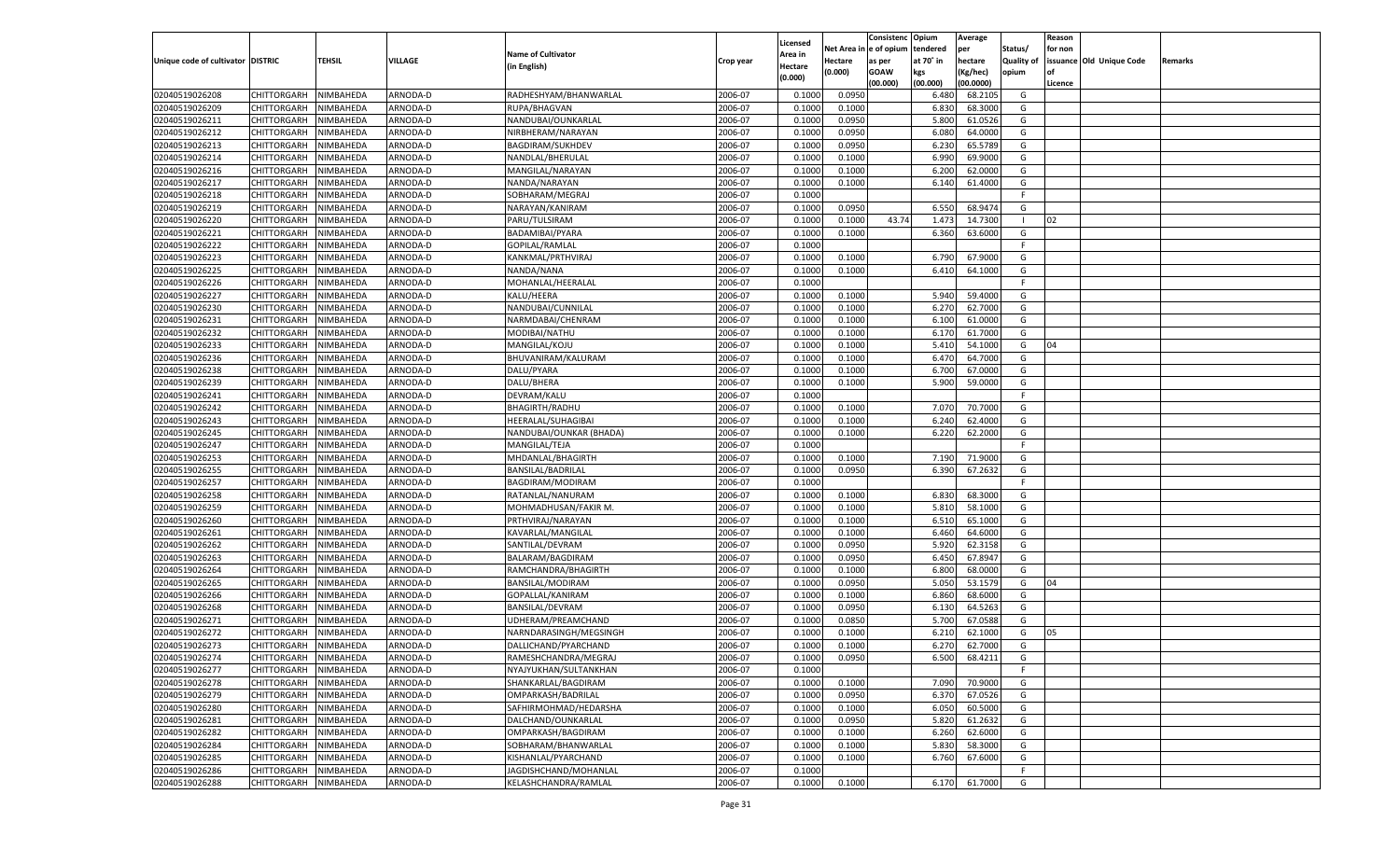| Unique code of cultivator | DISTRIC | TEHSIL | VILLAGE | Name of Cultivator (in English) | Crop year | Licensed Area in Hectare (0.000) | Net Area in Hectare (0.000) | Consistenc e of opium as per GOAW (00.000) | Opium tendered at 70˚ in kgs (00.000) | Average per hectare (Kg/hec) (00.0000) | Status/ Quality of opium | Reason for non issuance of Licence | Old Unique Code | Remarks |
|---|---|---|---|---|---|---|---|---|---|---|---|---|---|---|
| 02040519026208 | CHITTORGARH | NIMBAHEDA | ARNODA-D | RADHESHYAM/BHANWARLAL | 2006-07 | 0.1000 | 0.0950 | | 6.480 | 68.2105 | G | | | |
| 02040519026209 | CHITTORGARH | NIMBAHEDA | ARNODA-D | RUPA/BHAGVAN | 2006-07 | 0.1000 | 0.1000 | | 6.830 | 68.3000 | G | | | |
| 02040519026211 | CHITTORGARH | NIMBAHEDA | ARNODA-D | NANDUBAI/OUNKARLAL | 2006-07 | 0.1000 | 0.0950 | | 5.800 | 61.0526 | G | | | |
| 02040519026212 | CHITTORGARH | NIMBAHEDA | ARNODA-D | NIRBHERAM/NARAYAN | 2006-07 | 0.1000 | 0.0950 | | 6.080 | 64.0000 | G | | | |
| 02040519026213 | CHITTORGARH | NIMBAHEDA | ARNODA-D | BAGDIRAM/SUKHDEV | 2006-07 | 0.1000 | 0.0950 | | 6.230 | 65.5789 | G | | | |
| 02040519026214 | CHITTORGARH | NIMBAHEDA | ARNODA-D | NANDLAL/BHERULAL | 2006-07 | 0.1000 | 0.1000 | | 6.990 | 69.9000 | G | | | |
| 02040519026216 | CHITTORGARH | NIMBAHEDA | ARNODA-D | MANGILAL/NARAYAN | 2006-07 | 0.1000 | 0.1000 | | 6.200 | 62.0000 | G | | | |
| 02040519026217 | CHITTORGARH | NIMBAHEDA | ARNODA-D | NANDA/NARAYAN | 2006-07 | 0.1000 | 0.1000 | | 6.140 | 61.4000 | G | | | |
| 02040519026218 | CHITTORGARH | NIMBAHEDA | ARNODA-D | SOBHARAM/MEGRAJ | 2006-07 | 0.1000 | | | | | F | | | |
| 02040519026219 | CHITTORGARH | NIMBAHEDA | ARNODA-D | NARAYAN/KANIRAM | 2006-07 | 0.1000 | 0.0950 | | 6.550 | 68.9474 | G | | | |
| 02040519026220 | CHITTORGARH | NIMBAHEDA | ARNODA-D | PARU/TULSIRAM | 2006-07 | 0.1000 | 0.1000 | 43.74 | 1.473 | 14.7300 | I | 02 | | |
| 02040519026221 | CHITTORGARH | NIMBAHEDA | ARNODA-D | BADAMIBAI/PYARA | 2006-07 | 0.1000 | 0.1000 | | 6.360 | 63.6000 | G | | | |
| 02040519026222 | CHITTORGARH | NIMBAHEDA | ARNODA-D | GOPILAL/RAMLAL | 2006-07 | 0.1000 | | | | | F | | | |
| 02040519026223 | CHITTORGARH | NIMBAHEDA | ARNODA-D | KANKMAL/PRTHVIRAJ | 2006-07 | 0.1000 | 0.1000 | | 6.790 | 67.9000 | G | | | |
| 02040519026225 | CHITTORGARH | NIMBAHEDA | ARNODA-D | NANDA/NANA | 2006-07 | 0.1000 | 0.1000 | | 6.410 | 64.1000 | G | | | |
| 02040519026226 | CHITTORGARH | NIMBAHEDA | ARNODA-D | MOHANLAL/HEERALAL | 2006-07 | 0.1000 | | | | | F | | | |
| 02040519026227 | CHITTORGARH | NIMBAHEDA | ARNODA-D | KALU/HEERA | 2006-07 | 0.1000 | 0.1000 | | 5.940 | 59.4000 | G | | | |
| 02040519026230 | CHITTORGARH | NIMBAHEDA | ARNODA-D | NANDUBAI/CUNNILAL | 2006-07 | 0.1000 | 0.1000 | | 6.270 | 62.7000 | G | | | |
| 02040519026231 | CHITTORGARH | NIMBAHEDA | ARNODA-D | NARMDABAI/CHENRAM | 2006-07 | 0.1000 | 0.1000 | | 6.100 | 61.0000 | G | | | |
| 02040519026232 | CHITTORGARH | NIMBAHEDA | ARNODA-D | MODIBAI/NATHU | 2006-07 | 0.1000 | 0.1000 | | 6.170 | 61.7000 | G | | | |
| 02040519026233 | CHITTORGARH | NIMBAHEDA | ARNODA-D | MANGILAL/KOJU | 2006-07 | 0.1000 | 0.1000 | | 5.410 | 54.1000 | G | 04 | | |
| 02040519026236 | CHITTORGARH | NIMBAHEDA | ARNODA-D | BHUVANIRAM/KALURAM | 2006-07 | 0.1000 | 0.1000 | | 6.470 | 64.7000 | G | | | |
| 02040519026238 | CHITTORGARH | NIMBAHEDA | ARNODA-D | DALU/PYARA | 2006-07 | 0.1000 | 0.1000 | | 6.700 | 67.0000 | G | | | |
| 02040519026239 | CHITTORGARH | NIMBAHEDA | ARNODA-D | DALU/BHERA | 2006-07 | 0.1000 | 0.1000 | | 5.900 | 59.0000 | G | | | |
| 02040519026241 | CHITTORGARH | NIMBAHEDA | ARNODA-D | DEVRAM/KALU | 2006-07 | 0.1000 | | | | | F | | | |
| 02040519026242 | CHITTORGARH | NIMBAHEDA | ARNODA-D | BHAGIRTH/RADHU | 2006-07 | 0.1000 | 0.1000 | | 7.070 | 70.7000 | G | | | |
| 02040519026243 | CHITTORGARH | NIMBAHEDA | ARNODA-D | HEERALAL/SUHAGIBAI | 2006-07 | 0.1000 | 0.1000 | | 6.240 | 62.4000 | G | | | |
| 02040519026245 | CHITTORGARH | NIMBAHEDA | ARNODA-D | NANDUBAI/OUNKAR (BHADA) | 2006-07 | 0.1000 | 0.1000 | | 6.220 | 62.2000 | G | | | |
| 02040519026247 | CHITTORGARH | NIMBAHEDA | ARNODA-D | MANGILAL/TEJA | 2006-07 | 0.1000 | | | | | F | | | |
| 02040519026253 | CHITTORGARH | NIMBAHEDA | ARNODA-D | MHDANLAL/BHAGIRTH | 2006-07 | 0.1000 | 0.1000 | | 7.190 | 71.9000 | G | | | |
| 02040519026255 | CHITTORGARH | NIMBAHEDA | ARNODA-D | BANSILAL/BADRILAL | 2006-07 | 0.1000 | 0.0950 | | 6.390 | 67.2632 | G | | | |
| 02040519026257 | CHITTORGARH | NIMBAHEDA | ARNODA-D | BAGDIRAM/MODIRAM | 2006-07 | 0.1000 | | | | | F | | | |
| 02040519026258 | CHITTORGARH | NIMBAHEDA | ARNODA-D | RATANLAL/NANURAM | 2006-07 | 0.1000 | 0.1000 | | 6.830 | 68.3000 | G | | | |
| 02040519026259 | CHITTORGARH | NIMBAHEDA | ARNODA-D | MOHMADHUSAN/FAKIR M. | 2006-07 | 0.1000 | 0.1000 | | 5.810 | 58.1000 | G | | | |
| 02040519026260 | CHITTORGARH | NIMBAHEDA | ARNODA-D | PRTHVIRAJ/NARAYAN | 2006-07 | 0.1000 | 0.1000 | | 6.510 | 65.1000 | G | | | |
| 02040519026261 | CHITTORGARH | NIMBAHEDA | ARNODA-D | KAVARLAL/MANGILAL | 2006-07 | 0.1000 | 0.1000 | | 6.460 | 64.6000 | G | | | |
| 02040519026262 | CHITTORGARH | NIMBAHEDA | ARNODA-D | SANTILAL/DEVRAM | 2006-07 | 0.1000 | 0.0950 | | 5.920 | 62.3158 | G | | | |
| 02040519026263 | CHITTORGARH | NIMBAHEDA | ARNODA-D | BALARAM/BAGDIRAM | 2006-07 | 0.1000 | 0.0950 | | 6.450 | 67.8947 | G | | | |
| 02040519026264 | CHITTORGARH | NIMBAHEDA | ARNODA-D | RAMCHANDRA/BHAGIRTH | 2006-07 | 0.1000 | 0.1000 | | 6.800 | 68.0000 | G | | | |
| 02040519026265 | CHITTORGARH | NIMBAHEDA | ARNODA-D | BANSILAL/MODIRAM | 2006-07 | 0.1000 | 0.0950 | | 5.050 | 53.1579 | G | 04 | | |
| 02040519026266 | CHITTORGARH | NIMBAHEDA | ARNODA-D | GOPALLAL/KANIRAM | 2006-07 | 0.1000 | 0.1000 | | 6.860 | 68.6000 | G | | | |
| 02040519026268 | CHITTORGARH | NIMBAHEDA | ARNODA-D | BANSILAL/DEVRAM | 2006-07 | 0.1000 | 0.0950 | | 6.130 | 64.5263 | G | | | |
| 02040519026271 | CHITTORGARH | NIMBAHEDA | ARNODA-D | UDHERAM/PREAMCHAND | 2006-07 | 0.1000 | 0.0850 | | 5.700 | 67.0588 | G | | | |
| 02040519026272 | CHITTORGARH | NIMBAHEDA | ARNODA-D | NARNDARASINGH/MEGSINGH | 2006-07 | 0.1000 | 0.1000 | | 6.210 | 62.1000 | G | 05 | | |
| 02040519026273 | CHITTORGARH | NIMBAHEDA | ARNODA-D | DALLICHAND/PYARCHAND | 2006-07 | 0.1000 | 0.1000 | | 6.270 | 62.7000 | G | | | |
| 02040519026274 | CHITTORGARH | NIMBAHEDA | ARNODA-D | RAMESHCHANDRA/MEGRAJ | 2006-07 | 0.1000 | 0.0950 | | 6.500 | 68.4211 | G | | | |
| 02040519026277 | CHITTORGARH | NIMBAHEDA | ARNODA-D | NYAJYUKHAN/SULTANKHAN | 2006-07 | 0.1000 | | | | | F | | | |
| 02040519026278 | CHITTORGARH | NIMBAHEDA | ARNODA-D | SHANKARLAL/BAGDIRAM | 2006-07 | 0.1000 | 0.1000 | | 7.090 | 70.9000 | G | | | |
| 02040519026279 | CHITTORGARH | NIMBAHEDA | ARNODA-D | OMPARKASH/BADRILAL | 2006-07 | 0.1000 | 0.0950 | | 6.370 | 67.0526 | G | | | |
| 02040519026280 | CHITTORGARH | NIMBAHEDA | ARNODA-D | SAFHIRMOHMAD/HEDARSHA | 2006-07 | 0.1000 | 0.1000 | | 6.050 | 60.5000 | G | | | |
| 02040519026281 | CHITTORGARH | NIMBAHEDA | ARNODA-D | DALCHAND/OUNKARLAL | 2006-07 | 0.1000 | 0.0950 | | 5.820 | 61.2632 | G | | | |
| 02040519026282 | CHITTORGARH | NIMBAHEDA | ARNODA-D | OMPARKASH/BAGDIRAM | 2006-07 | 0.1000 | 0.1000 | | 6.260 | 62.6000 | G | | | |
| 02040519026284 | CHITTORGARH | NIMBAHEDA | ARNODA-D | SOBHARAM/BHANWARLAL | 2006-07 | 0.1000 | 0.1000 | | 5.830 | 58.3000 | G | | | |
| 02040519026285 | CHITTORGARH | NIMBAHEDA | ARNODA-D | KISHANLAL/PYARCHAND | 2006-07 | 0.1000 | 0.1000 | | 6.760 | 67.6000 | G | | | |
| 02040519026286 | CHITTORGARH | NIMBAHEDA | ARNODA-D | JAGDISHCHAND/MOHANLAL | 2006-07 | 0.1000 | | | | | F | | | |
| 02040519026288 | CHITTORGARH | NIMBAHEDA | ARNODA-D | KELASHCHANDRA/RAMLAL | 2006-07 | 0.1000 | 0.1000 | | 6.170 | 61.7000 | G | | | |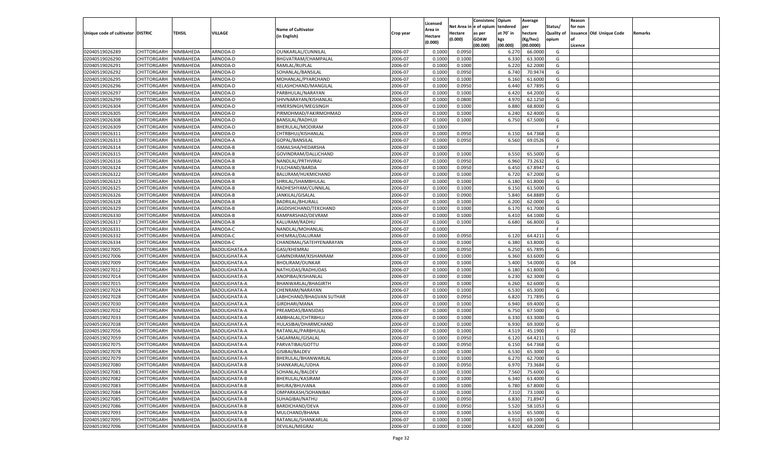| Unique code of cultivator | DISTRIC | TEHSIL | VILLAGE | Name of Cultivator (in English) | Crop year | Licensed Area in Hectare (0.000) | Net Area in Hectare (0.000) | Consistenc e of opium as per GOAW (00.000) | Opium tendered at 70° in kgs (00.000) | Average per hectare (Kg/hec) (00.0000) | Status/ Quality of opium | Reason for non issuance of Licence | Old Unique Code | Remarks |
|---|---|---|---|---|---|---|---|---|---|---|---|---|---|---|
| 02040519026289 | CHITTORGARH | NIMBAHEDA | ARNODA-D | OUNKARLAL/CUNNILAL | 2006-07 | 0.1000 | 0.0950 | | 6.270 | 66.0000 | G | | | |
| 02040519026290 | CHITTORGARH | NIMBAHEDA | ARNODA-D | BHGVATRAM/CHAMPALAL | 2006-07 | 0.1000 | 0.1000 | | 6.330 | 63.3000 | G | | | |
| 02040519026291 | CHITTORGARH | NIMBAHEDA | ARNODA-D | RAMLAL/RUPLAL | 2006-07 | 0.1000 | 0.1000 | | 6.220 | 62.2000 | G | | | |
| 02040519026292 | CHITTORGARH | NIMBAHEDA | ARNODA-D | SOHANLAL/BANSILAL | 2006-07 | 0.1000 | 0.0950 | | 6.740 | 70.9474 | G | | | |
| 02040519026295 | CHITTORGARH | NIMBAHEDA | ARNODA-D | MOHANLAL/PYARCHAND | 2006-07 | 0.1000 | 0.1000 | | 6.160 | 61.6000 | G | | | |
| 02040519026296 | CHITTORGARH | NIMBAHEDA | ARNODA-D | KELASHCHAND/MANGILAL | 2006-07 | 0.1000 | 0.0950 | | 6.440 | 67.7895 | G | | | |
| 02040519026297 | CHITTORGARH | NIMBAHEDA | ARNODA-D | PARBHULAL/NARAYAN | 2006-07 | 0.1000 | 0.1000 | | 6.420 | 64.2000 | G | | | |
| 02040519026299 | CHITTORGARH | NIMBAHEDA | ARNODA-D | SHIVNARAYAN/KISHANLAL | 2006-07 | 0.1000 | 0.0800 | | 4.970 | 62.1250 | G | | | |
| 02040519026304 | CHITTORGARH | NIMBAHEDA | ARNODA-D | HMERSINGH/MEGSINGH | 2006-07 | 0.1000 | 0.1000 | | 6.880 | 68.8000 | G | | | |
| 02040519026305 | CHITTORGARH | NIMBAHEDA | ARNODA-D | PIRMOHMAD/FAKIRMOHMAD | 2006-07 | 0.1000 | 0.1000 | | 6.240 | 62.4000 | G | | | |
| 02040519026308 | CHITTORGARH | NIMBAHEDA | ARNODA-D | BANSILAL/RADHUJI | 2006-07 | 0.1000 | 0.1000 | | 6.750 | 67.5000 | G | | | |
| 02040519026309 | CHITTORGARH | NIMBAHEDA | ARNODA-D | BHERULAL/MODIRAM | 2006-07 | 0.1000 | | | | | F | | | |
| 02040519026311 | CHITTORGARH | NIMBAHEDA | ARNODA-D | CHTRBHUJ/KISHANLAL | 2006-07 | 0.1000 | 0.0950 | | 6.150 | 64.7368 | G | | | |
| 02040519026313 | CHITTORGARH | NIMBAHEDA | ARNODA-A | GOPAL/BANSILAL | 2006-07 | 0.1000 | 0.0950 | | 6.560 | 69.0526 | G | | | |
| 02040519026314 | CHITTORGARH | NIMBAHEDA | ARNODA-B | ISMAILSHA/HEDARSHA | 2006-07 | 0.1000 | | | | | F | | | |
| 02040519026315 | CHITTORGARH | NIMBAHEDA | ARNODA-B | GOVINDRAM/DALLICHAND | 2006-07 | 0.1000 | 0.1000 | | 6.550 | 65.5000 | G | | | |
| 02040519026316 | CHITTORGARH | NIMBAHEDA | ARNODA-B | NANDLAL/PRTHVIRAJ | 2006-07 | 0.1000 | 0.0950 | | 6.960 | 73.2632 | G | | | |
| 02040519026324 | CHITTORGARH | NIMBAHEDA | ARNODA-B | FULCHAND/BARDA | 2006-07 | 0.1000 | 0.0950 | | 6.450 | 67.8947 | G | | | |
| 02040519026322 | CHITTORGARH | NIMBAHEDA | ARNODA-B | BALURAM/HUKMICHAND | 2006-07 | 0.1000 | 0.1000 | | 6.720 | 67.2000 | G | | | |
| 02040519026323 | CHITTORGARH | NIMBAHEDA | ARNODA-B | SHRILAL/SHAMBHULAL | 2006-07 | 0.1000 | 0.1000 | | 6.180 | 61.8000 | G | | | |
| 02040519026325 | CHITTORGARH | NIMBAHEDA | ARNODA-B | RADHESHYAM/CUNNILAL | 2006-07 | 0.1000 | 0.1000 | | 6.150 | 61.5000 | G | | | |
| 02040519026326 | CHITTORGARH | NIMBAHEDA | ARNODA-B | JANKILAL/GISALAL | 2006-07 | 0.1000 | 0.0900 | | 5.840 | 64.8889 | G | | | |
| 02040519026328 | CHITTORGARH | NIMBAHEDA | ARNODA-B | BADRILAL/BHURALL | 2006-07 | 0.1000 | 0.1000 | | 6.200 | 62.0000 | G | | | |
| 02040519026329 | CHITTORGARH | NIMBAHEDA | ARNODA-B | JAGDISHCHAND/TEKCHAND | 2006-07 | 0.1000 | 0.1000 | | 6.170 | 61.7000 | G | | | |
| 02040519026330 | CHITTORGARH | NIMBAHEDA | ARNODA-B | RAMPARSHAD/DEVRAM | 2006-07 | 0.1000 | 0.1000 | | 6.410 | 64.1000 | G | | | |
| 02040519026317 | CHITTORGARH | NIMBAHEDA | ARNODA-B | KALURAM/RADHU | 2006-07 | 0.1000 | 0.1000 | | 6.680 | 66.8000 | G | | | |
| 02040519026331 | CHITTORGARH | NIMBAHEDA | ARNODA-C | NANDLAL/MOHANLAL | 2006-07 | 0.1000 | | | | | F | | | |
| 02040519026332 | CHITTORGARH | NIMBAHEDA | ARNODA-C | KHEMRAJ/DALURAM | 2006-07 | 0.1000 | 0.0950 | | 6.120 | 64.4211 | G | | | |
| 02040519026334 | CHITTORGARH | NIMBAHEDA | ARNODA-C | CHANDMAL/SATEHYENARAYAN | 2006-07 | 0.1000 | 0.1000 | | 6.380 | 63.8000 | G | | | |
| 02040519027005 | CHITTORGARH | NIMBAHEDA | BADOLIGHATA-A | GASI/KHEMRAJ | 2006-07 | 0.1000 | 0.0950 | | 6.250 | 65.7895 | G | | | |
| 02040519027006 | CHITTORGARH | NIMBAHEDA | BADOLIGHATA-A | GAMNDIRAM/KISHANRAM | 2006-07 | 0.1000 | 0.1000 | | 6.360 | 63.6000 | G | | | |
| 02040519027009 | CHITTORGARH | NIMBAHEDA | BADOLIGHATA-A | BHOLIRAM/OUNKAR | 2006-07 | 0.1000 | 0.1000 | | 5.400 | 54.0000 | G | 04 | | |
| 02040519027012 | CHITTORGARH | NIMBAHEDA | BADOLIGHATA-A | NATHUDAS/RADHUDAS | 2006-07 | 0.1000 | 0.1000 | | 6.180 | 61.8000 | G | | | |
| 02040519027014 | CHITTORGARH | NIMBAHEDA | BADOLIGHATA-A | ANOPIBAI/KISHANLAL | 2006-07 | 0.1000 | 0.1000 | | 6.230 | 62.3000 | G | | | |
| 02040519027015 | CHITTORGARH | NIMBAHEDA | BADOLIGHATA-A | BHANWARLAL/BHAGIRTH | 2006-07 | 0.1000 | 0.1000 | | 6.260 | 62.6000 | G | | | |
| 02040519027024 | CHITTORGARH | NIMBAHEDA | BADOLIGHATA-A | CHENRAM/NARAYAN | 2006-07 | 0.1000 | 0.1000 | | 6.530 | 65.3000 | G | | | |
| 02040519027028 | CHITTORGARH | NIMBAHEDA | BADOLIGHATA-A | LABHCHAND/BHAGVAN SUTHAR | 2006-07 | 0.1000 | 0.0950 | | 6.820 | 71.7895 | G | | | |
| 02040519027030 | CHITTORGARH | NIMBAHEDA | BADOLIGHATA-A | GIRDHARI/MANA | 2006-07 | 0.1000 | 0.1000 | | 6.940 | 69.4000 | G | | | |
| 02040519027032 | CHITTORGARH | NIMBAHEDA | BADOLIGHATA-A | PREAMDAS/BANSIDAS | 2006-07 | 0.1000 | 0.1000 | | 6.750 | 67.5000 | G | | | |
| 02040519027033 | CHITTORGARH | NIMBAHEDA | BADOLIGHATA-A | AMBHALAL/CHTRBHUJ | 2006-07 | 0.1000 | 0.1000 | | 6.330 | 63.3000 | G | | | |
| 02040519027038 | CHITTORGARH | NIMBAHEDA | BADOLIGHATA-A | HULASIBAI/DHARMCHAND | 2006-07 | 0.1000 | 0.1000 | | 6.930 | 69.3000 | G | | | |
| 02040519027056 | CHITTORGARH | NIMBAHEDA | BADOLIGHATA-A | RATANLAL/PARBHULAL | 2006-07 | 0.1000 | 0.1000 | | 4.519 | 45.1900 | I | 02 | | |
| 02040519027059 | CHITTORGARH | NIMBAHEDA | BADOLIGHATA-A | SAGARMAL/GISALAL | 2006-07 | 0.1000 | 0.0950 | | 6.120 | 64.4211 | G | | | |
| 02040519027075 | CHITTORGARH | NIMBAHEDA | BADOLIGHATA-A | PARVATIBAI/GOTTU | 2006-07 | 0.1000 | 0.0950 | | 6.150 | 64.7368 | G | | | |
| 02040519027078 | CHITTORGARH | NIMBAHEDA | BADOLIGHATA-A | GISIBAI/BALDEV | 2006-07 | 0.1000 | 0.1000 | | 6.530 | 65.3000 | G | | | |
| 02040519027079 | CHITTORGARH | NIMBAHEDA | BADOLIGHATA-A | BHERULAL/BHANWARLAL | 2006-07 | 0.1000 | 0.1000 | | 6.270 | 62.7000 | G | | | |
| 02040519027080 | CHITTORGARH | NIMBAHEDA | BADOLIGHATA-B | SHANKARLAL/UDHA | 2006-07 | 0.1000 | 0.0950 | | 6.970 | 73.3684 | G | | | |
| 02040519027081 | CHITTORGARH | NIMBAHEDA | BADOLIGHATA-B | SOHANLAL/BALDEV | 2006-07 | 0.1000 | 0.1000 | | 7.560 | 75.6000 | G | | | |
| 02040519027082 | CHITTORGARH | NIMBAHEDA | BADOLIGHATA-B | BHERULAL/KASIRAM | 2006-07 | 0.1000 | 0.1000 | | 6.340 | 63.4000 | G | | | |
| 02040519027083 | CHITTORGARH | NIMBAHEDA | BADOLIGHATA-B | BHURA/BHUVANA | 2006-07 | 0.1000 | 0.1000 | | 6.780 | 67.8000 | G | | | |
| 02040519027084 | CHITTORGARH | NIMBAHEDA | BADOLIGHATA-B | OMPARKASH/SOHANIBAI | 2006-07 | 0.1000 | 0.1000 | | 7.310 | 73.1000 | G | | | |
| 02040519027085 | CHITTORGARH | NIMBAHEDA | BADOLIGHATA-B | SUHAGIBAI/NATHU | 2006-07 | 0.1000 | 0.0950 | | 6.830 | 71.8947 | G | | | |
| 02040519027086 | CHITTORGARH | NIMBAHEDA | BADOLIGHATA-B | BARDICHAND/DEVA | 2006-07 | 0.1000 | 0.0950 | | 5.520 | 58.1053 | G | | | |
| 02040519027093 | CHITTORGARH | NIMBAHEDA | BADOLIGHATA-B | MULCHAND/BHANA | 2006-07 | 0.1000 | 0.1000 | | 6.550 | 65.5000 | G | | | |
| 02040519027095 | CHITTORGARH | NIMBAHEDA | BADOLIGHATA-B | RATANLAL/SHANKARLAL | 2006-07 | 0.1000 | 0.1000 | | 6.910 | 69.1000 | G | | | |
| 02040519027096 | CHITTORGARH | NIMBAHEDA | BADOLIGHATA-B | DEVILAL/MEGRAJ | 2006-07 | 0.1000 | 0.1000 | | 6.820 | 68.2000 | G | | | |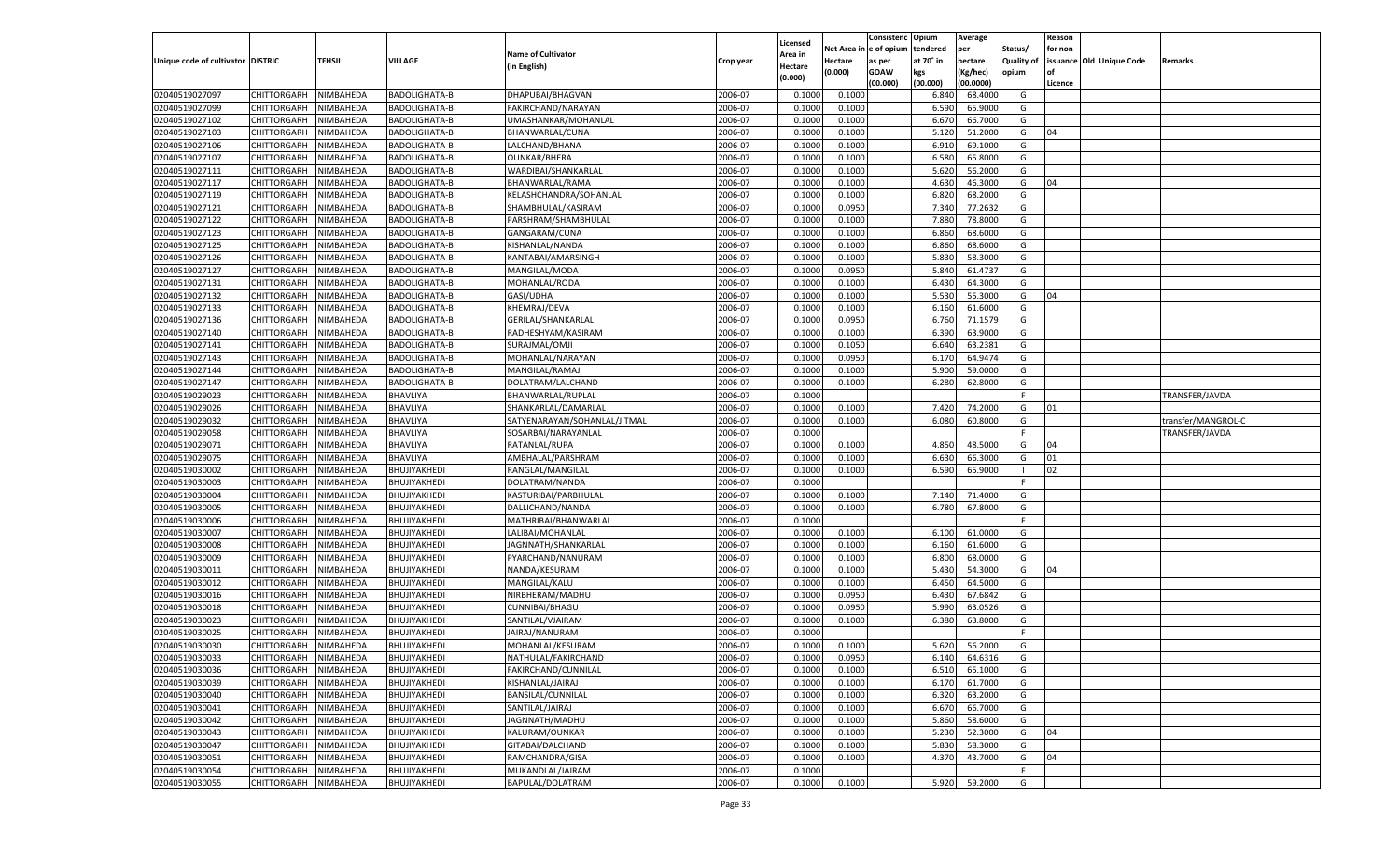| Unique code of cultivator | DISTRIC | TEHSIL | VILLAGE | Name of Cultivator (in English) | Crop year | Licensed Area in Hectare (0.000) | Net Area in Hectare (0.000) | Consistenc e of opium as per GOAW (00.000) | Opium tendered at 70˚ in kgs (00.000) | Average per hectare (Kg/hec) (00.0000) | Status/ Quality of opium | Reason for non issuance of Licence | Old Unique Code | Remarks |
|---|---|---|---|---|---|---|---|---|---|---|---|---|---|---|
| 02040519027097 | CHITTORGARH | NIMBAHEDA | BADOLIGHATA-B | DHAPUBAI/BHAGVAN | 2006-07 | 0.1000 | 0.1000 | | 6.840 | 68.4000 | G | | | |
| 02040519027099 | CHITTORGARH | NIMBAHEDA | BADOLIGHATA-B | FAKIRCHAND/NARAYAN | 2006-07 | 0.1000 | 0.1000 | | 6.590 | 65.9000 | G | | | |
| 02040519027102 | CHITTORGARH | NIMBAHEDA | BADOLIGHATA-B | UMASHANKAR/MOHANLAL | 2006-07 | 0.1000 | 0.1000 | | 6.670 | 66.7000 | G | | | |
| 02040519027103 | CHITTORGARH | NIMBAHEDA | BADOLIGHATA-B | BHANWARLAL/CUNA | 2006-07 | 0.1000 | 0.1000 | | 5.120 | 51.2000 | G | 04 | | |
| 02040519027106 | CHITTORGARH | NIMBAHEDA | BADOLIGHATA-B | LALCHAND/BHANA | 2006-07 | 0.1000 | 0.1000 | | 6.910 | 69.1000 | G | | | |
| 02040519027107 | CHITTORGARH | NIMBAHEDA | BADOLIGHATA-B | OUNKAR/BHERA | 2006-07 | 0.1000 | 0.1000 | | 6.580 | 65.8000 | G | | | |
| 02040519027111 | CHITTORGARH | NIMBAHEDA | BADOLIGHATA-B | WARDIBAI/SHANKARLAL | 2006-07 | 0.1000 | 0.1000 | | 5.620 | 56.2000 | G | | | |
| 02040519027117 | CHITTORGARH | NIMBAHEDA | BADOLIGHATA-B | BHANWARLAL/RAMA | 2006-07 | 0.1000 | 0.1000 | | 4.630 | 46.3000 | G | 04 | | |
| 02040519027119 | CHITTORGARH | NIMBAHEDA | BADOLIGHATA-B | KELASHCHANDRA/SOHANLAL | 2006-07 | 0.1000 | 0.1000 | | 6.820 | 68.2000 | G | | | |
| 02040519027121 | CHITTORGARH | NIMBAHEDA | BADOLIGHATA-B | SHAMBHULAL/KASIRAM | 2006-07 | 0.1000 | 0.0950 | | 7.340 | 77.2632 | G | | | |
| 02040519027122 | CHITTORGARH | NIMBAHEDA | BADOLIGHATA-B | PARSHRAM/SHAMBHULAL | 2006-07 | 0.1000 | 0.1000 | | 7.880 | 78.8000 | G | | | |
| 02040519027123 | CHITTORGARH | NIMBAHEDA | BADOLIGHATA-B | GANGARAM/CUNA | 2006-07 | 0.1000 | 0.1000 | | 6.860 | 68.6000 | G | | | |
| 02040519027125 | CHITTORGARH | NIMBAHEDA | BADOLIGHATA-B | KISHANLAL/NANDA | 2006-07 | 0.1000 | 0.1000 | | 6.860 | 68.6000 | G | | | |
| 02040519027126 | CHITTORGARH | NIMBAHEDA | BADOLIGHATA-B | KANTABAI/AMARSINGH | 2006-07 | 0.1000 | 0.1000 | | 5.830 | 58.3000 | G | | | |
| 02040519027127 | CHITTORGARH | NIMBAHEDA | BADOLIGHATA-B | MANGILAL/MODA | 2006-07 | 0.1000 | 0.0950 | | 5.840 | 61.4737 | G | | | |
| 02040519027131 | CHITTORGARH | NIMBAHEDA | BADOLIGHATA-B | MOHANLAL/RODA | 2006-07 | 0.1000 | 0.1000 | | 6.430 | 64.3000 | G | | | |
| 02040519027132 | CHITTORGARH | NIMBAHEDA | BADOLIGHATA-B | GASI/UDHA | 2006-07 | 0.1000 | 0.1000 | | 5.530 | 55.3000 | G | 04 | | |
| 02040519027133 | CHITTORGARH | NIMBAHEDA | BADOLIGHATA-B | KHEMRAJ/DEVA | 2006-07 | 0.1000 | 0.1000 | | 6.160 | 61.6000 | G | | | |
| 02040519027136 | CHITTORGARH | NIMBAHEDA | BADOLIGHATA-B | GERILAL/SHANKARLAL | 2006-07 | 0.1000 | 0.0950 | | 6.760 | 71.1579 | G | | | |
| 02040519027140 | CHITTORGARH | NIMBAHEDA | BADOLIGHATA-B | RADHESHYAM/KASIRAM | 2006-07 | 0.1000 | 0.1000 | | 6.390 | 63.9000 | G | | | |
| 02040519027141 | CHITTORGARH | NIMBAHEDA | BADOLIGHATA-B | SURAJMAL/OMJI | 2006-07 | 0.1000 | 0.1050 | | 6.640 | 63.2381 | G | | | |
| 02040519027143 | CHITTORGARH | NIMBAHEDA | BADOLIGHATA-B | MOHANLAL/NARAYAN | 2006-07 | 0.1000 | 0.0950 | | 6.170 | 64.9474 | G | | | |
| 02040519027144 | CHITTORGARH | NIMBAHEDA | BADOLIGHATA-B | MANGILAL/RAMAJI | 2006-07 | 0.1000 | 0.1000 | | 5.900 | 59.0000 | G | | | |
| 02040519027147 | CHITTORGARH | NIMBAHEDA | BADOLIGHATA-B | DOLATRAM/LALCHAND | 2006-07 | 0.1000 | 0.1000 | | 6.280 | 62.8000 | G | | | |
| 02040519029023 | CHITTORGARH | NIMBAHEDA | BHAVLIYA | BHANWARLAL/RUPLAL | 2006-07 | 0.1000 | | | | | F | | | TRANSFER/JAVDA |
| 02040519029026 | CHITTORGARH | NIMBAHEDA | BHAVLIYA | SHANKARLAL/DAMARLAL | 2006-07 | 0.1000 | 0.1000 | | 7.420 | 74.2000 | G | 01 | | |
| 02040519029032 | CHITTORGARH | NIMBAHEDA | BHAVLIYA | SATYENARAYAN/SOHANLAL/JITMAL | 2006-07 | 0.1000 | 0.1000 | | 6.080 | 60.8000 | G | | | transfer/MANGROL-C |
| 02040519029058 | CHITTORGARH | NIMBAHEDA | BHAVLIYA | SOSARBAI/NARAYANLAL | 2006-07 | 0.1000 | | | | | F | | | TRANSFER/JAVDA |
| 02040519029071 | CHITTORGARH | NIMBAHEDA | BHAVLIYA | RATANLAL/RUPA | 2006-07 | 0.1000 | 0.1000 | | 4.850 | 48.5000 | G | 04 | | |
| 02040519029075 | CHITTORGARH | NIMBAHEDA | BHAVLIYA | AMBHALAL/PARSHRAM | 2006-07 | 0.1000 | 0.1000 | | 6.630 | 66.3000 | G | 01 | | |
| 02040519030002 | CHITTORGARH | NIMBAHEDA | BHUJIYAKHEDI | RANGLAL/MANGILAL | 2006-07 | 0.1000 | 0.1000 | | 6.590 | 65.9000 | I | 02 | | |
| 02040519030003 | CHITTORGARH | NIMBAHEDA | BHUJIYAKHEDI | DOLATRAM/NANDA | 2006-07 | 0.1000 | | | | | F | | | |
| 02040519030004 | CHITTORGARH | NIMBAHEDA | BHUJIYAKHEDI | KASTURIBAI/PARBHULAL | 2006-07 | 0.1000 | 0.1000 | | 7.140 | 71.4000 | G | | | |
| 02040519030005 | CHITTORGARH | NIMBAHEDA | BHUJIYAKHEDI | DALLICHAND/NANDA | 2006-07 | 0.1000 | 0.1000 | | 6.780 | 67.8000 | G | | | |
| 02040519030006 | CHITTORGARH | NIMBAHEDA | BHUJIYAKHEDI | MATHRIBAI/BHANWARLAL | 2006-07 | 0.1000 | | | | | F | | | |
| 02040519030007 | CHITTORGARH | NIMBAHEDA | BHUJIYAKHEDI | LALIBAI/MOHANLAL | 2006-07 | 0.1000 | 0.1000 | | 6.100 | 61.0000 | G | | | |
| 02040519030008 | CHITTORGARH | NIMBAHEDA | BHUJIYAKHEDI | JAGNNATH/SHANKARLAL | 2006-07 | 0.1000 | 0.1000 | | 6.160 | 61.6000 | G | | | |
| 02040519030009 | CHITTORGARH | NIMBAHEDA | BHUJIYAKHEDI | PYARCHAND/NANURAM | 2006-07 | 0.1000 | 0.1000 | | 6.800 | 68.0000 | G | | | |
| 02040519030011 | CHITTORGARH | NIMBAHEDA | BHUJIYAKHEDI | NANDA/KESURAM | 2006-07 | 0.1000 | 0.1000 | | 5.430 | 54.3000 | G | 04 | | |
| 02040519030012 | CHITTORGARH | NIMBAHEDA | BHUJIYAKHEDI | MANGILAL/KALU | 2006-07 | 0.1000 | 0.1000 | | 6.450 | 64.5000 | G | | | |
| 02040519030016 | CHITTORGARH | NIMBAHEDA | BHUJIYAKHEDI | NIRBHERAM/MADHU | 2006-07 | 0.1000 | 0.0950 | | 6.430 | 67.6842 | G | | | |
| 02040519030018 | CHITTORGARH | NIMBAHEDA | BHUJIYAKHEDI | CUNNIBAI/BHAGU | 2006-07 | 0.1000 | 0.0950 | | 5.990 | 63.0526 | G | | | |
| 02040519030023 | CHITTORGARH | NIMBAHEDA | BHUJIYAKHEDI | SANTILAL/VJAIRAM | 2006-07 | 0.1000 | 0.1000 | | 6.380 | 63.8000 | G | | | |
| 02040519030025 | CHITTORGARH | NIMBAHEDA | BHUJIYAKHEDI | JAIRAJ/NANURAM | 2006-07 | 0.1000 | | | | | F | | | |
| 02040519030030 | CHITTORGARH | NIMBAHEDA | BHUJIYAKHEDI | MOHANLAL/KESURAM | 2006-07 | 0.1000 | 0.1000 | | 5.620 | 56.2000 | G | | | |
| 02040519030033 | CHITTORGARH | NIMBAHEDA | BHUJIYAKHEDI | NATHULAL/FAKIRCHAND | 2006-07 | 0.1000 | 0.0950 | | 6.140 | 64.6316 | G | | | |
| 02040519030036 | CHITTORGARH | NIMBAHEDA | BHUJIYAKHEDI | FAKIRCHAND/CUNNILAL | 2006-07 | 0.1000 | 0.1000 | | 6.510 | 65.1000 | G | | | |
| 02040519030039 | CHITTORGARH | NIMBAHEDA | BHUJIYAKHEDI | KISHANLAL/JAIRAJ | 2006-07 | 0.1000 | 0.1000 | | 6.170 | 61.7000 | G | | | |
| 02040519030040 | CHITTORGARH | NIMBAHEDA | BHUJIYAKHEDI | BANSILAL/CUNNILAL | 2006-07 | 0.1000 | 0.1000 | | 6.320 | 63.2000 | G | | | |
| 02040519030041 | CHITTORGARH | NIMBAHEDA | BHUJIYAKHEDI | SANTILAL/JAIRAJ | 2006-07 | 0.1000 | 0.1000 | | 6.670 | 66.7000 | G | | | |
| 02040519030042 | CHITTORGARH | NIMBAHEDA | BHUJIYAKHEDI | JAGNNATH/MADHU | 2006-07 | 0.1000 | 0.1000 | | 5.860 | 58.6000 | G | | | |
| 02040519030043 | CHITTORGARH | NIMBAHEDA | BHUJIYAKHEDI | KALURAM/OUNKAR | 2006-07 | 0.1000 | 0.1000 | | 5.230 | 52.3000 | G | 04 | | |
| 02040519030047 | CHITTORGARH | NIMBAHEDA | BHUJIYAKHEDI | GITABAI/DALCHAND | 2006-07 | 0.1000 | 0.1000 | | 5.830 | 58.3000 | G | | | |
| 02040519030051 | CHITTORGARH | NIMBAHEDA | BHUJIYAKHEDI | RAMCHANDRA/GISA | 2006-07 | 0.1000 | 0.1000 | | 4.370 | 43.7000 | G | 04 | | |
| 02040519030054 | CHITTORGARH | NIMBAHEDA | BHUJIYAKHEDI | MUKANDLAL/JAIRAM | 2006-07 | 0.1000 | | | | | F | | | |
| 02040519030055 | CHITTORGARH | NIMBAHEDA | BHUJIYAKHEDI | BAPULAL/DOLATRAM | 2006-07 | 0.1000 | 0.1000 | | 5.920 | 59.2000 | G | | | |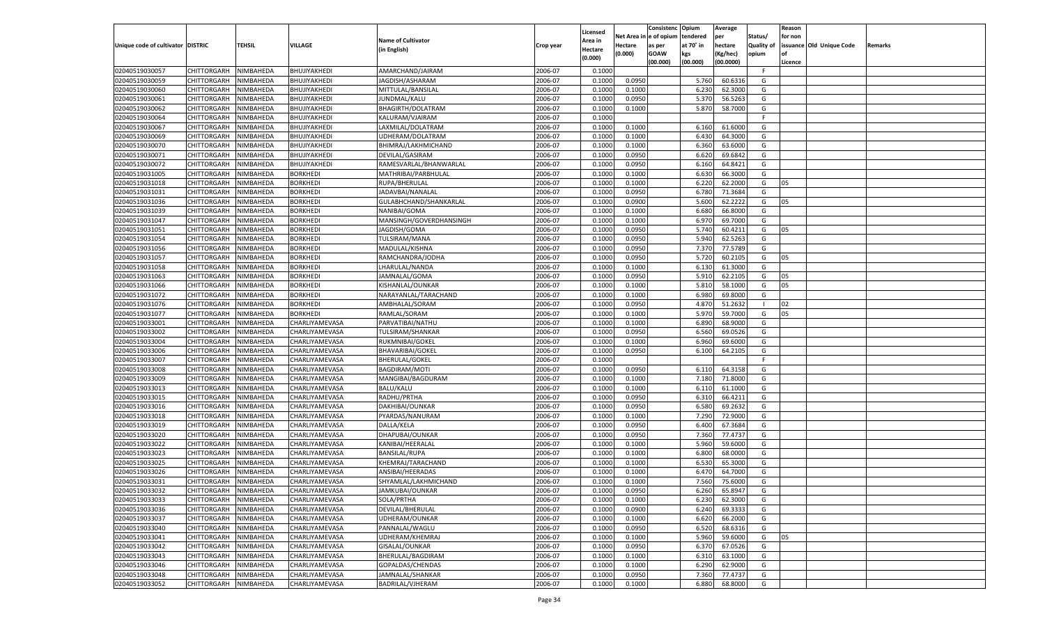| Unique code of cultivator | DISTRIC | TEHSIL | VILLAGE | Name of Cultivator (in English) | Crop year | Licensed Area in Hectare (0.000) | Net Area in Hectare (0.000) | Consistenc e of opium as per GOAW (00.000) | Opium tendered at 70° in kgs (00.000) | Average per hectare (Kg/hec) (00.0000) | Status/ Quality of opium | Reason for non issuance of Licence | Old Unique Code | Remarks |
|---|---|---|---|---|---|---|---|---|---|---|---|---|---|---|
| 02040519030057 | CHITTORGARH | NIMBAHEDA | BHUJIYAKHEDI | AMARCHAND/JAIRAM | 2006-07 | 0.1000 | | | | | F | | | |
| 02040519030059 | CHITTORGARH | NIMBAHEDA | BHUJIYAKHEDI | JAGDISH/ASHARAM | 2006-07 | 0.1000 | 0.0950 | | 5.760 | 60.6316 | G | | | |
| 02040519030060 | CHITTORGARH | NIMBAHEDA | BHUJIYAKHEDI | MITTULAL/BANSILAL | 2006-07 | 0.1000 | 0.1000 | | 6.230 | 62.3000 | G | | | |
| 02040519030061 | CHITTORGARH | NIMBAHEDA | BHUJIYAKHEDI | JUNDMAL/KALU | 2006-07 | 0.1000 | 0.0950 | | 5.370 | 56.5263 | G | | | |
| 02040519030062 | CHITTORGARH | NIMBAHEDA | BHUJIYAKHEDI | BHAGIRTH/DOLATRAM | 2006-07 | 0.1000 | 0.1000 | | 5.870 | 58.7000 | G | | | |
| 02040519030064 | CHITTORGARH | NIMBAHEDA | BHUJIYAKHEDI | KALURAM/VJAIRAM | 2006-07 | 0.1000 | | | | | F | | | |
| 02040519030067 | CHITTORGARH | NIMBAHEDA | BHUJIYAKHEDI | LAXMILAL/DOLATRAM | 2006-07 | 0.1000 | 0.1000 | | 6.160 | 61.6000 | G | | | |
| 02040519030069 | CHITTORGARH | NIMBAHEDA | BHUJIYAKHEDI | UDHERAM/DOLATRAM | 2006-07 | 0.1000 | 0.1000 | | 6.430 | 64.3000 | G | | | |
| 02040519030070 | CHITTORGARH | NIMBAHEDA | BHUJIYAKHEDI | BHIMRAJ/LAKHMICHAND | 2006-07 | 0.1000 | 0.1000 | | 6.360 | 63.6000 | G | | | |
| 02040519030071 | CHITTORGARH | NIMBAHEDA | BHUJIYAKHEDI | DEVILAL/GASIRAM | 2006-07 | 0.1000 | 0.0950 | | 6.620 | 69.6842 | G | | | |
| 02040519030072 | CHITTORGARH | NIMBAHEDA | BHUJIYAKHEDI | RAMESVARLAL/BHANWARLAL | 2006-07 | 0.1000 | 0.0950 | | 6.160 | 64.8421 | G | | | |
| 02040519031005 | CHITTORGARH | NIMBAHEDA | BORKHEDI | MATHRIBAI/PARBHULAL | 2006-07 | 0.1000 | 0.1000 | | 6.630 | 66.3000 | G | | | |
| 02040519031018 | CHITTORGARH | NIMBAHEDA | BORKHEDI | RUPA/BHERULAL | 2006-07 | 0.1000 | 0.1000 | | 6.220 | 62.2000 | G | 05 | | |
| 02040519031031 | CHITTORGARH | NIMBAHEDA | BORKHEDI | JADAVBAI/NANALAL | 2006-07 | 0.1000 | 0.0950 | | 6.780 | 71.3684 | G | | | |
| 02040519031036 | CHITTORGARH | NIMBAHEDA | BORKHEDI | GULABHCHAND/SHANKARLAL | 2006-07 | 0.1000 | 0.0900 | | 5.600 | 62.2222 | G | 05 | | |
| 02040519031039 | CHITTORGARH | NIMBAHEDA | BORKHEDI | NANIBAI/GOMA | 2006-07 | 0.1000 | 0.1000 | | 6.680 | 66.8000 | G | | | |
| 02040519031047 | CHITTORGARH | NIMBAHEDA | BORKHEDI | MANSINGH/GOVERDHANSINGH | 2006-07 | 0.1000 | 0.1000 | | 6.970 | 69.7000 | G | | | |
| 02040519031051 | CHITTORGARH | NIMBAHEDA | BORKHEDI | JAGDISH/GOMA | 2006-07 | 0.1000 | 0.0950 | | 5.740 | 60.4211 | G | 05 | | |
| 02040519031054 | CHITTORGARH | NIMBAHEDA | BORKHEDI | TULSIRAM/MANA | 2006-07 | 0.1000 | 0.0950 | | 5.940 | 62.5263 | G | | | |
| 02040519031056 | CHITTORGARH | NIMBAHEDA | BORKHEDI | MADULAL/KISHNA | 2006-07 | 0.1000 | 0.0950 | | 7.370 | 77.5789 | G | | | |
| 02040519031057 | CHITTORGARH | NIMBAHEDA | BORKHEDI | RAMCHANDRA/JODHA | 2006-07 | 0.1000 | 0.0950 | | 5.720 | 60.2105 | G | 05 | | |
| 02040519031058 | CHITTORGARH | NIMBAHEDA | BORKHEDI | LHARULAL/NANDA | 2006-07 | 0.1000 | 0.1000 | | 6.130 | 61.3000 | G | | | |
| 02040519031063 | CHITTORGARH | NIMBAHEDA | BORKHEDI | JAMNALAL/GOMA | 2006-07 | 0.1000 | 0.0950 | | 5.910 | 62.2105 | G | 05 | | |
| 02040519031066 | CHITTORGARH | NIMBAHEDA | BORKHEDI | KISHANLAL/OUNKAR | 2006-07 | 0.1000 | 0.1000 | | 5.810 | 58.1000 | G | 05 | | |
| 02040519031072 | CHITTORGARH | NIMBAHEDA | BORKHEDI | NARAYANLAL/TARACHAND | 2006-07 | 0.1000 | 0.1000 | | 6.980 | 69.8000 | G | | | |
| 02040519031076 | CHITTORGARH | NIMBAHEDA | BORKHEDI | AMBHALAL/SORAM | 2006-07 | 0.1000 | 0.0950 | | 4.870 | 51.2632 | I | 02 | | |
| 02040519031077 | CHITTORGARH | NIMBAHEDA | BORKHEDI | RAMLAL/SORAM | 2006-07 | 0.1000 | 0.1000 | | 5.970 | 59.7000 | G | 05 | | |
| 02040519033001 | CHITTORGARH | NIMBAHEDA | CHARLIYAMEVASA | PARVATIBAI/NATHU | 2006-07 | 0.1000 | 0.1000 | | 6.890 | 68.9000 | G | | | |
| 02040519033002 | CHITTORGARH | NIMBAHEDA | CHARLIYAMEVASA | TULSIRAM/SHANKAR | 2006-07 | 0.1000 | 0.0950 | | 6.560 | 69.0526 | G | | | |
| 02040519033004 | CHITTORGARH | NIMBAHEDA | CHARLIYAMEVASA | RUKMNIBAI/GOKEL | 2006-07 | 0.1000 | 0.1000 | | 6.960 | 69.6000 | G | | | |
| 02040519033006 | CHITTORGARH | NIMBAHEDA | CHARLIYAMEVASA | BHAVARIBAI/GOKEL | 2006-07 | 0.1000 | 0.0950 | | 6.100 | 64.2105 | G | | | |
| 02040519033007 | CHITTORGARH | NIMBAHEDA | CHARLIYAMEVASA | BHERULAL/GOKEL | 2006-07 | 0.1000 | | | | | F | | | |
| 02040519033008 | CHITTORGARH | NIMBAHEDA | CHARLIYAMEVASA | BAGDIRAM/MOTI | 2006-07 | 0.1000 | 0.0950 | | 6.110 | 64.3158 | G | | | |
| 02040519033009 | CHITTORGARH | NIMBAHEDA | CHARLIYAMEVASA | MANGIBAI/BAGDURAM | 2006-07 | 0.1000 | 0.1000 | | 7.180 | 71.8000 | G | | | |
| 02040519033013 | CHITTORGARH | NIMBAHEDA | CHARLIYAMEVASA | BALU/KALU | 2006-07 | 0.1000 | 0.1000 | | 6.110 | 61.1000 | G | | | |
| 02040519033015 | CHITTORGARH | NIMBAHEDA | CHARLIYAMEVASA | RADHU/PRTHA | 2006-07 | 0.1000 | 0.0950 | | 6.310 | 66.4211 | G | | | |
| 02040519033016 | CHITTORGARH | NIMBAHEDA | CHARLIYAMEVASA | DAKHIBAI/OUNKAR | 2006-07 | 0.1000 | 0.0950 | | 6.580 | 69.2632 | G | | | |
| 02040519033018 | CHITTORGARH | NIMBAHEDA | CHARLIYAMEVASA | PYARDAS/NANURAM | 2006-07 | 0.1000 | 0.1000 | | 7.290 | 72.9000 | G | | | |
| 02040519033019 | CHITTORGARH | NIMBAHEDA | CHARLIYAMEVASA | DALLA/KELA | 2006-07 | 0.1000 | 0.0950 | | 6.400 | 67.3684 | G | | | |
| 02040519033020 | CHITTORGARH | NIMBAHEDA | CHARLIYAMEVASA | DHAPUBAI/OUNKAR | 2006-07 | 0.1000 | 0.0950 | | 7.360 | 77.4737 | G | | | |
| 02040519033022 | CHITTORGARH | NIMBAHEDA | CHARLIYAMEVASA | KANIBAI/HEERALAL | 2006-07 | 0.1000 | 0.1000 | | 5.960 | 59.6000 | G | | | |
| 02040519033023 | CHITTORGARH | NIMBAHEDA | CHARLIYAMEVASA | BANSILAL/RUPA | 2006-07 | 0.1000 | 0.1000 | | 6.800 | 68.0000 | G | | | |
| 02040519033025 | CHITTORGARH | NIMBAHEDA | CHARLIYAMEVASA | KHEMRAJ/TARACHAND | 2006-07 | 0.1000 | 0.1000 | | 6.530 | 65.3000 | G | | | |
| 02040519033026 | CHITTORGARH | NIMBAHEDA | CHARLIYAMEVASA | ANSIBAI/HEERADAS | 2006-07 | 0.1000 | 0.1000 | | 6.470 | 64.7000 | G | | | |
| 02040519033031 | CHITTORGARH | NIMBAHEDA | CHARLIYAMEVASA | SHYAMLAL/LAKHMICHAND | 2006-07 | 0.1000 | 0.1000 | | 7.560 | 75.6000 | G | | | |
| 02040519033032 | CHITTORGARH | NIMBAHEDA | CHARLIYAMEVASA | JAMKUBAI/OUNKAR | 2006-07 | 0.1000 | 0.0950 | | 6.260 | 65.8947 | G | | | |
| 02040519033033 | CHITTORGARH | NIMBAHEDA | CHARLIYAMEVASA | SOLA/PRTHA | 2006-07 | 0.1000 | 0.1000 | | 6.230 | 62.3000 | G | | | |
| 02040519033036 | CHITTORGARH | NIMBAHEDA | CHARLIYAMEVASA | DEVILAL/BHERULAL | 2006-07 | 0.1000 | 0.0900 | | 6.240 | 69.3333 | G | | | |
| 02040519033037 | CHITTORGARH | NIMBAHEDA | CHARLIYAMEVASA | UDHERAM/OUNKAR | 2006-07 | 0.1000 | 0.1000 | | 6.620 | 66.2000 | G | | | |
| 02040519033040 | CHITTORGARH | NIMBAHEDA | CHARLIYAMEVASA | PANNALAL/WAGLU | 2006-07 | 0.1000 | 0.0950 | | 6.520 | 68.6316 | G | | | |
| 02040519033041 | CHITTORGARH | NIMBAHEDA | CHARLIYAMEVASA | UDHERAM/KHEMRAJ | 2006-07 | 0.1000 | 0.1000 | | 5.960 | 59.6000 | G | 05 | | |
| 02040519033042 | CHITTORGARH | NIMBAHEDA | CHARLIYAMEVASA | GISALAL/OUNKAR | 2006-07 | 0.1000 | 0.0950 | | 6.370 | 67.0526 | G | | | |
| 02040519033043 | CHITTORGARH | NIMBAHEDA | CHARLIYAMEVASA | BHERULAL/BAGDIRAM | 2006-07 | 0.1000 | 0.1000 | | 6.310 | 63.1000 | G | | | |
| 02040519033046 | CHITTORGARH | NIMBAHEDA | CHARLIYAMEVASA | GOPALDAS/CHENDAS | 2006-07 | 0.1000 | 0.1000 | | 6.290 | 62.9000 | G | | | |
| 02040519033048 | CHITTORGARH | NIMBAHEDA | CHARLIYAMEVASA | JAMNALAL/SHANKAR | 2006-07 | 0.1000 | 0.0950 | | 7.360 | 77.4737 | G | | | |
| 02040519033052 | CHITTORGARH | NIMBAHEDA | CHARLIYAMEVASA | BADRILAL/VJHERAM | 2006-07 | 0.1000 | 0.1000 | | 6.880 | 68.8000 | G | | | |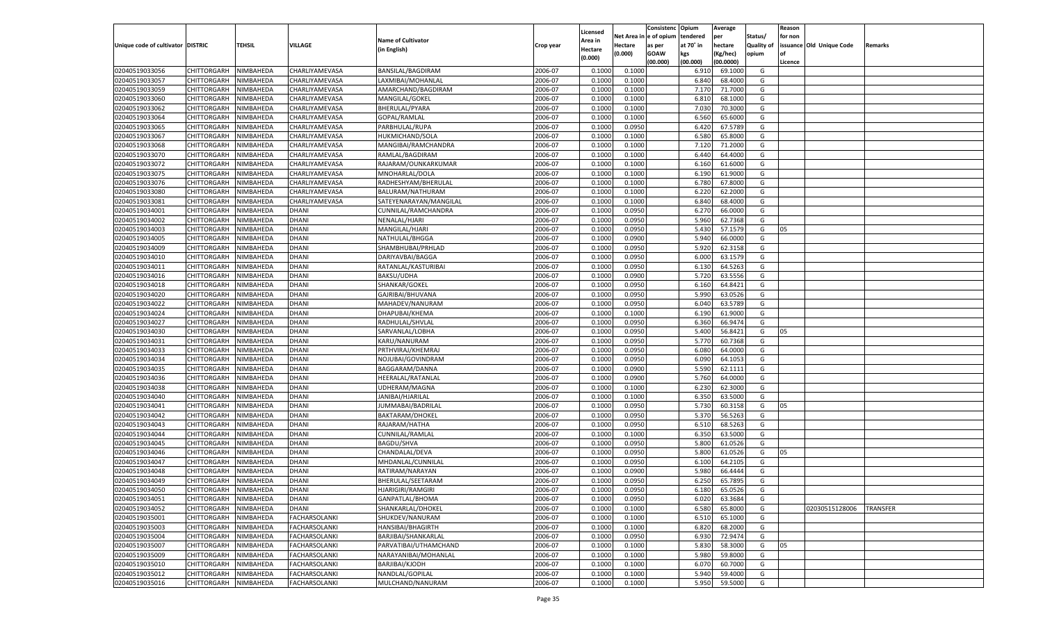| Unique code of cultivator | DISTRIC | TEHSIL | VILLAGE | Name of Cultivator (in English) | Crop year | Licensed Area in Hectare (0.000) | Net Area in Hectare (0.000) | Consistenc e of opium as per GOAW (00.000) | Opium tendered at 70° in kgs (00.000) | Average per hectare (Kg/hec) (00.0000) | Status/ Quality of opium | Reason for non issuance of Licence | Old Unique Code | Remarks |
|---|---|---|---|---|---|---|---|---|---|---|---|---|---|---|
| 02040519033056 | CHITTORGARH | NIMBAHEDA | CHARLIYAMEVASA | BANSILAL/BAGDIRAM | 2006-07 | 0.1000 | 0.1000 | | 6.910 | 69.1000 | G | | | |
| 02040519033057 | CHITTORGARH | NIMBAHEDA | CHARLIYAMEVASA | LAXMIBAI/MOHANLAL | 2006-07 | 0.1000 | 0.1000 | | 6.840 | 68.4000 | G | | | |
| 02040519033059 | CHITTORGARH | NIMBAHEDA | CHARLIYAMEVASA | AMARCHAND/BAGDIRAM | 2006-07 | 0.1000 | 0.1000 | | 7.170 | 71.7000 | G | | | |
| 02040519033060 | CHITTORGARH | NIMBAHEDA | CHARLIYAMEVASA | MANGILAL/GOKEL | 2006-07 | 0.1000 | 0.1000 | | 6.810 | 68.1000 | G | | | |
| 02040519033062 | CHITTORGARH | NIMBAHEDA | CHARLIYAMEVASA | BHERULAL/PYARA | 2006-07 | 0.1000 | 0.1000 | | 7.030 | 70.3000 | G | | | |
| 02040519033064 | CHITTORGARH | NIMBAHEDA | CHARLIYAMEVASA | GOPAL/RAMLAL | 2006-07 | 0.1000 | 0.1000 | | 6.560 | 65.6000 | G | | | |
| 02040519033065 | CHITTORGARH | NIMBAHEDA | CHARLIYAMEVASA | PARBHULAL/RUPA | 2006-07 | 0.1000 | 0.0950 | | 6.420 | 67.5789 | G | | | |
| 02040519033067 | CHITTORGARH | NIMBAHEDA | CHARLIYAMEVASA | HUKMICHAND/SOLA | 2006-07 | 0.1000 | 0.1000 | | 6.580 | 65.8000 | G | | | |
| 02040519033068 | CHITTORGARH | NIMBAHEDA | CHARLIYAMEVASA | MANGIBAI/RAMCHANDRA | 2006-07 | 0.1000 | 0.1000 | | 7.120 | 71.2000 | G | | | |
| 02040519033070 | CHITTORGARH | NIMBAHEDA | CHARLIYAMEVASA | RAMLAL/BAGDIRAM | 2006-07 | 0.1000 | 0.1000 | | 6.440 | 64.4000 | G | | | |
| 02040519033072 | CHITTORGARH | NIMBAHEDA | CHARLIYAMEVASA | RAJARAM/OUNKARKUMAR | 2006-07 | 0.1000 | 0.1000 | | 6.160 | 61.6000 | G | | | |
| 02040519033075 | CHITTORGARH | NIMBAHEDA | CHARLIYAMEVASA | MNOHARLAL/DOLA | 2006-07 | 0.1000 | 0.1000 | | 6.190 | 61.9000 | G | | | |
| 02040519033076 | CHITTORGARH | NIMBAHEDA | CHARLIYAMEVASA | RADHESHYAM/BHERULAL | 2006-07 | 0.1000 | 0.1000 | | 6.780 | 67.8000 | G | | | |
| 02040519033080 | CHITTORGARH | NIMBAHEDA | CHARLIYAMEVASA | BALURAM/NATHURAM | 2006-07 | 0.1000 | 0.1000 | | 6.220 | 62.2000 | G | | | |
| 02040519033081 | CHITTORGARH | NIMBAHEDA | CHARLIYAMEVASA | SATEYENARAYAN/MANGILAL | 2006-07 | 0.1000 | 0.1000 | | 6.840 | 68.4000 | G | | | |
| 02040519034001 | CHITTORGARH | NIMBAHEDA | DHANI | CUNNILAL/RAMCHANDRA | 2006-07 | 0.1000 | 0.0950 | | 6.270 | 66.0000 | G | | | |
| 02040519034002 | CHITTORGARH | NIMBAHEDA | DHANI | NENALAL/HJARI | 2006-07 | 0.1000 | 0.0950 | | 5.960 | 62.7368 | G | | | |
| 02040519034003 | CHITTORGARH | NIMBAHEDA | DHANI | MANGILAL/HJARI | 2006-07 | 0.1000 | 0.0950 | | 5.430 | 57.1579 | G | 05 | | |
| 02040519034005 | CHITTORGARH | NIMBAHEDA | DHANI | NATHULAL/BHGGA | 2006-07 | 0.1000 | 0.0900 | | 5.940 | 66.0000 | G | | | |
| 02040519034009 | CHITTORGARH | NIMBAHEDA | DHANI | SHAMBHUBAI/PRHLAD | 2006-07 | 0.1000 | 0.0950 | | 5.920 | 62.3158 | G | | | |
| 02040519034010 | CHITTORGARH | NIMBAHEDA | DHANI | DARIYAVBAI/BAGGA | 2006-07 | 0.1000 | 0.0950 | | 6.000 | 63.1579 | G | | | |
| 02040519034011 | CHITTORGARH | NIMBAHEDA | DHANI | RATANLAL/KASTURIBAI | 2006-07 | 0.1000 | 0.0950 | | 6.130 | 64.5263 | G | | | |
| 02040519034016 | CHITTORGARH | NIMBAHEDA | DHANI | BAKSU/UDHA | 2006-07 | 0.1000 | 0.0900 | | 5.720 | 63.5556 | G | | | |
| 02040519034018 | CHITTORGARH | NIMBAHEDA | DHANI | SHANKAR/GOKEL | 2006-07 | 0.1000 | 0.0950 | | 6.160 | 64.8421 | G | | | |
| 02040519034020 | CHITTORGARH | NIMBAHEDA | DHANI | GAJRIBAI/BHUVANA | 2006-07 | 0.1000 | 0.0950 | | 5.990 | 63.0526 | G | | | |
| 02040519034022 | CHITTORGARH | NIMBAHEDA | DHANI | MAHADEV/NANURAM | 2006-07 | 0.1000 | 0.0950 | | 6.040 | 63.5789 | G | | | |
| 02040519034024 | CHITTORGARH | NIMBAHEDA | DHANI | DHAPUBAI/KHEMA | 2006-07 | 0.1000 | 0.1000 | | 6.190 | 61.9000 | G | | | |
| 02040519034027 | CHITTORGARH | NIMBAHEDA | DHANI | RADHULAL/SHVLAL | 2006-07 | 0.1000 | 0.0950 | | 6.360 | 66.9474 | G | | | |
| 02040519034030 | CHITTORGARH | NIMBAHEDA | DHANI | SARVANLAL/LOBHA | 2006-07 | 0.1000 | 0.0950 | | 5.400 | 56.8421 | G | 05 | | |
| 02040519034031 | CHITTORGARH | NIMBAHEDA | DHANI | KARU/NANURAM | 2006-07 | 0.1000 | 0.0950 | | 5.770 | 60.7368 | G | | | |
| 02040519034033 | CHITTORGARH | NIMBAHEDA | DHANI | PRTHVIRAJ/KHEMRAJ | 2006-07 | 0.1000 | 0.0950 | | 6.080 | 64.0000 | G | | | |
| 02040519034034 | CHITTORGARH | NIMBAHEDA | DHANI | NOJIUBAI/GOVINDRAM | 2006-07 | 0.1000 | 0.0950 | | 6.090 | 64.1053 | G | | | |
| 02040519034035 | CHITTORGARH | NIMBAHEDA | DHANI | BAGGARAM/DANNA | 2006-07 | 0.1000 | 0.0900 | | 5.590 | 62.1111 | G | | | |
| 02040519034036 | CHITTORGARH | NIMBAHEDA | DHANI | HEERALAL/RATANLAL | 2006-07 | 0.1000 | 0.0900 | | 5.760 | 64.0000 | G | | | |
| 02040519034038 | CHITTORGARH | NIMBAHEDA | DHANI | UDHERAM/MAGNA | 2006-07 | 0.1000 | 0.1000 | | 6.230 | 62.3000 | G | | | |
| 02040519034040 | CHITTORGARH | NIMBAHEDA | DHANI | JANIBAI/HJARILAL | 2006-07 | 0.1000 | 0.1000 | | 6.350 | 63.5000 | G | | | |
| 02040519034041 | CHITTORGARH | NIMBAHEDA | DHANI | JUMMABAI/BADRILAL | 2006-07 | 0.1000 | 0.0950 | | 5.730 | 60.3158 | G | 05 | | |
| 02040519034042 | CHITTORGARH | NIMBAHEDA | DHANI | BAKTARAM/DHOKEL | 2006-07 | 0.1000 | 0.0950 | | 5.370 | 56.5263 | G | | | |
| 02040519034043 | CHITTORGARH | NIMBAHEDA | DHANI | RAJARAM/HATHA | 2006-07 | 0.1000 | 0.0950 | | 6.510 | 68.5263 | G | | | |
| 02040519034044 | CHITTORGARH | NIMBAHEDA | DHANI | CUNNILAL/RAMLAL | 2006-07 | 0.1000 | 0.1000 | | 6.350 | 63.5000 | G | | | |
| 02040519034045 | CHITTORGARH | NIMBAHEDA | DHANI | BAGDU/SHVA | 2006-07 | 0.1000 | 0.0950 | | 5.800 | 61.0526 | G | | | |
| 02040519034046 | CHITTORGARH | NIMBAHEDA | DHANI | CHANDALAL/DEVA | 2006-07 | 0.1000 | 0.0950 | | 5.800 | 61.0526 | G | 05 | | |
| 02040519034047 | CHITTORGARH | NIMBAHEDA | DHANI | MHDANLAL/CUNNILAL | 2006-07 | 0.1000 | 0.0950 | | 6.100 | 64.2105 | G | | | |
| 02040519034048 | CHITTORGARH | NIMBAHEDA | DHANI | RATIRAM/NARAYAN | 2006-07 | 0.1000 | 0.0900 | | 5.980 | 66.4444 | G | | | |
| 02040519034049 | CHITTORGARH | NIMBAHEDA | DHANI | BHERULAL/SEETARAM | 2006-07 | 0.1000 | 0.0950 | | 6.250 | 65.7895 | G | | | |
| 02040519034050 | CHITTORGARH | NIMBAHEDA | DHANI | HJARIGIRI/RAMGIRI | 2006-07 | 0.1000 | 0.0950 | | 6.180 | 65.0526 | G | | | |
| 02040519034051 | CHITTORGARH | NIMBAHEDA | DHANI | GANPATLAL/BHOMA | 2006-07 | 0.1000 | 0.0950 | | 6.020 | 63.3684 | G | | | |
| 02040519034052 | CHITTORGARH | NIMBAHEDA | DHANI | SHANKARLAL/DHOKEL | 2006-07 | 0.1000 | 0.1000 | | 6.580 | 65.8000 | G | | 02030515128006 | TRANSFER |
| 02040519035001 | CHITTORGARH | NIMBAHEDA | FACHARSOLANKI | SHUKDEV/NANURAM | 2006-07 | 0.1000 | 0.1000 | | 6.510 | 65.1000 | G | | | |
| 02040519035003 | CHITTORGARH | NIMBAHEDA | FACHARSOLANKI | HANSIBAI/BHAGIRTH | 2006-07 | 0.1000 | 0.1000 | | 6.820 | 68.2000 | G | | | |
| 02040519035004 | CHITTORGARH | NIMBAHEDA | FACHARSOLANKI | BARJIBAI/SHANKARLAL | 2006-07 | 0.1000 | 0.0950 | | 6.930 | 72.9474 | G | | | |
| 02040519035007 | CHITTORGARH | NIMBAHEDA | FACHARSOLANKI | PARVATIBAI/UTHAMCHAND | 2006-07 | 0.1000 | 0.1000 | | 5.830 | 58.3000 | G | 05 | | |
| 02040519035009 | CHITTORGARH | NIMBAHEDA | FACHARSOLANKI | NARAYANIBAI/MOHANLAL | 2006-07 | 0.1000 | 0.1000 | | 5.980 | 59.8000 | G | | | |
| 02040519035010 | CHITTORGARH | NIMBAHEDA | FACHARSOLANKI | BARJIBAI/KJODH | 2006-07 | 0.1000 | 0.1000 | | 6.070 | 60.7000 | G | | | |
| 02040519035012 | CHITTORGARH | NIMBAHEDA | FACHARSOLANKI | NANDLAL/GOPILAL | 2006-07 | 0.1000 | 0.1000 | | 5.940 | 59.4000 | G | | | |
| 02040519035016 | CHITTORGARH | NIMBAHEDA | FACHARSOLANKI | MULCHAND/NANURAM | 2006-07 | 0.1000 | 0.1000 | | 5.950 | 59.5000 | G | | | |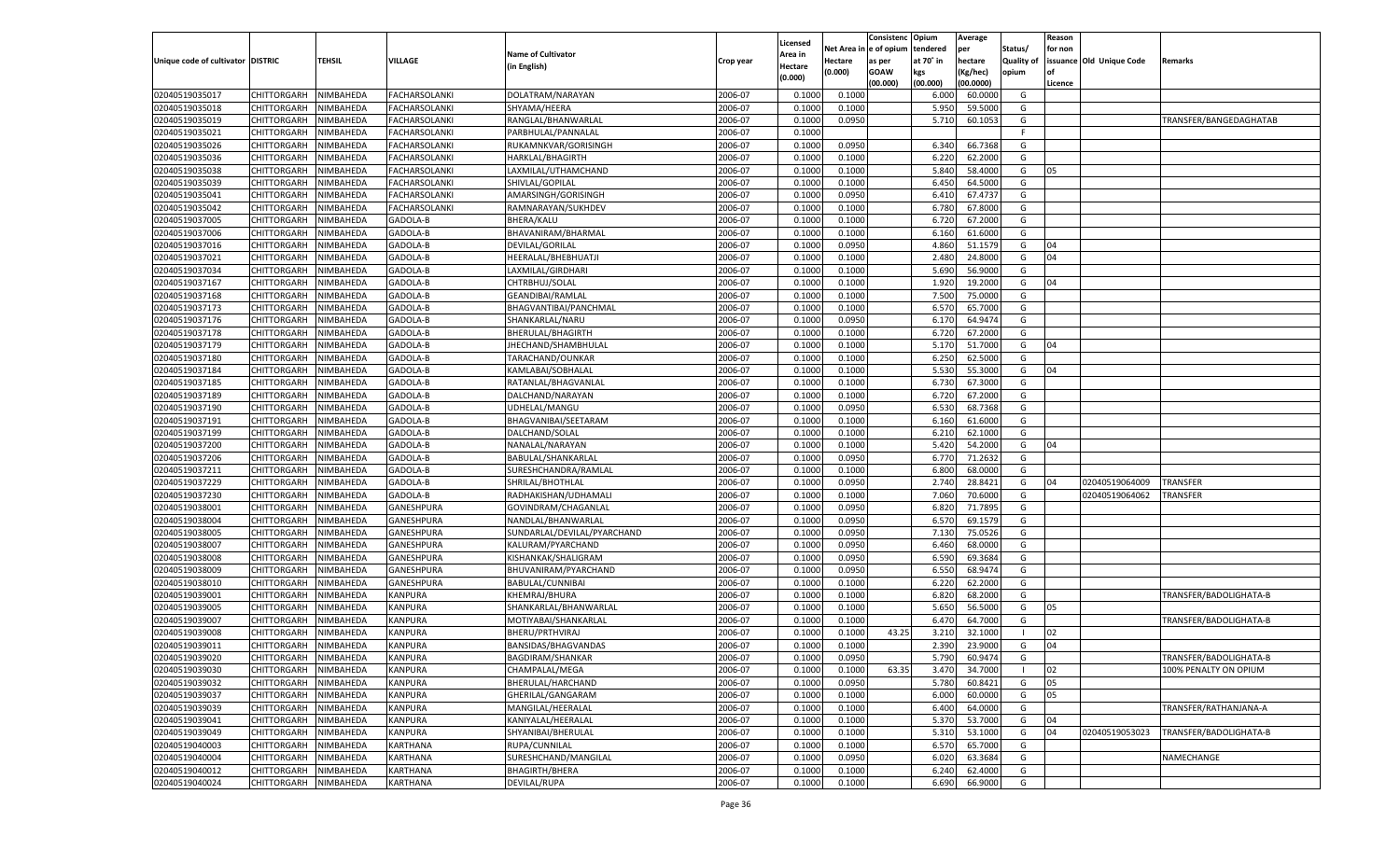| Unique code of cultivator | DISTRIC | TEHSIL | VILLAGE | Name of Cultivator (in English) | Crop year | Licensed Area in Hectare (0.000) | Net Area in Hectare (0.000) | Consistenc e of opium as per GOAW (00.000) | Opium tendered at 70° in kgs (00.000) | Average per hectare (Kg/hec) (00.0000) | Status/ Quality of opium | Reason for non issuance of Licence | Old Unique Code | Remarks |
|---|---|---|---|---|---|---|---|---|---|---|---|---|---|---|
| 02040519035017 | CHITTORGARH | NIMBAHEDA | FACHARSOLANKI | DOLATRAM/NARAYAN | 2006-07 | 0.1000 | 0.1000 | | 6.000 | 60.0000 | G | | | |
| 02040519035018 | CHITTORGARH | NIMBAHEDA | FACHARSOLANKI | SHYAMA/HEERA | 2006-07 | 0.1000 | 0.1000 | | 5.950 | 59.5000 | G | | | |
| 02040519035019 | CHITTORGARH | NIMBAHEDA | FACHARSOLANKI | RANGLAL/BHANWARLAL | 2006-07 | 0.1000 | 0.0950 | | 5.710 | 60.1053 | G | | | TRANSFER/BANGEDAGHATAB |
| 02040519035021 | CHITTORGARH | NIMBAHEDA | FACHARSOLANKI | PARBHULAL/PANNALAL | 2006-07 | 0.1000 | | | | | F | | | |
| 02040519035026 | CHITTORGARH | NIMBAHEDA | FACHARSOLANKI | RUKAMNKVAR/GORISINGH | 2006-07 | 0.1000 | 0.0950 | | 6.340 | 66.7368 | G | | | |
| 02040519035036 | CHITTORGARH | NIMBAHEDA | FACHARSOLANKI | HARKLAL/BHAGIRTH | 2006-07 | 0.1000 | 0.1000 | | 6.220 | 62.2000 | G | | | |
| 02040519035038 | CHITTORGARH | NIMBAHEDA | FACHARSOLANKI | LAXMILAL/UTHAMCHAND | 2006-07 | 0.1000 | 0.1000 | | 5.840 | 58.4000 | G | 05 | | |
| 02040519035039 | CHITTORGARH | NIMBAHEDA | FACHARSOLANKI | SHIVLAL/GOPILAL | 2006-07 | 0.1000 | 0.1000 | | 6.450 | 64.5000 | G | | | |
| 02040519035041 | CHITTORGARH | NIMBAHEDA | FACHARSOLANKI | AMARSINGH/GORISINGH | 2006-07 | 0.1000 | 0.0950 | | 6.410 | 67.4737 | G | | | |
| 02040519035042 | CHITTORGARH | NIMBAHEDA | FACHARSOLANKI | RAMNARAYAN/SUKHDEV | 2006-07 | 0.1000 | 0.1000 | | 6.780 | 67.8000 | G | | | |
| 02040519037005 | CHITTORGARH | NIMBAHEDA | GADOLA-B | BHERA/KALU | 2006-07 | 0.1000 | 0.1000 | | 6.720 | 67.2000 | G | | | |
| 02040519037006 | CHITTORGARH | NIMBAHEDA | GADOLA-B | BHAVANIRAM/BHARMAL | 2006-07 | 0.1000 | 0.1000 | | 6.160 | 61.6000 | G | | | |
| 02040519037016 | CHITTORGARH | NIMBAHEDA | GADOLA-B | DEVILAL/GORILAL | 2006-07 | 0.1000 | 0.0950 | | 4.860 | 51.1579 | G | 04 | | |
| 02040519037021 | CHITTORGARH | NIMBAHEDA | GADOLA-B | HEERALAL/BHEBHUATJI | 2006-07 | 0.1000 | 0.1000 | | 2.480 | 24.8000 | G | 04 | | |
| 02040519037034 | CHITTORGARH | NIMBAHEDA | GADOLA-B | LAXMILAL/GIRDHARI | 2006-07 | 0.1000 | 0.1000 | | 5.690 | 56.9000 | G | | | |
| 02040519037167 | CHITTORGARH | NIMBAHEDA | GADOLA-B | CHTRBHUJ/SOLAL | 2006-07 | 0.1000 | 0.1000 | | 1.920 | 19.2000 | G | 04 | | |
| 02040519037168 | CHITTORGARH | NIMBAHEDA | GADOLA-B | GEANDIBAI/RAMLAL | 2006-07 | 0.1000 | 0.1000 | | 7.500 | 75.0000 | G | | | |
| 02040519037173 | CHITTORGARH | NIMBAHEDA | GADOLA-B | BHAGVANTIBAI/PANCHMAL | 2006-07 | 0.1000 | 0.1000 | | 6.570 | 65.7000 | G | | | |
| 02040519037176 | CHITTORGARH | NIMBAHEDA | GADOLA-B | SHANKARLAL/NARU | 2006-07 | 0.1000 | 0.0950 | | 6.170 | 64.9474 | G | | | |
| 02040519037178 | CHITTORGARH | NIMBAHEDA | GADOLA-B | BHERULAL/BHAGIRTH | 2006-07 | 0.1000 | 0.1000 | | 6.720 | 67.2000 | G | | | |
| 02040519037179 | CHITTORGARH | NIMBAHEDA | GADOLA-B | JHECHAND/SHAMBHULAL | 2006-07 | 0.1000 | 0.1000 | | 5.170 | 51.7000 | G | 04 | | |
| 02040519037180 | CHITTORGARH | NIMBAHEDA | GADOLA-B | TARACHAND/OUNKAR | 2006-07 | 0.1000 | 0.1000 | | 6.250 | 62.5000 | G | | | |
| 02040519037184 | CHITTORGARH | NIMBAHEDA | GADOLA-B | KAMLABAI/SOBHALAL | 2006-07 | 0.1000 | 0.1000 | | 5.530 | 55.3000 | G | 04 | | |
| 02040519037185 | CHITTORGARH | NIMBAHEDA | GADOLA-B | RATANLAL/BHAGVANLAL | 2006-07 | 0.1000 | 0.1000 | | 6.730 | 67.3000 | G | | | |
| 02040519037189 | CHITTORGARH | NIMBAHEDA | GADOLA-B | DALCHAND/NARAYAN | 2006-07 | 0.1000 | 0.1000 | | 6.720 | 67.2000 | G | | | |
| 02040519037190 | CHITTORGARH | NIMBAHEDA | GADOLA-B | UDHELAL/MANGU | 2006-07 | 0.1000 | 0.0950 | | 6.530 | 68.7368 | G | | | |
| 02040519037191 | CHITTORGARH | NIMBAHEDA | GADOLA-B | BHAGVANIBAI/SEETARAM | 2006-07 | 0.1000 | 0.1000 | | 6.160 | 61.6000 | G | | | |
| 02040519037199 | CHITTORGARH | NIMBAHEDA | GADOLA-B | DALCHAND/SOLAL | 2006-07 | 0.1000 | 0.1000 | | 6.210 | 62.1000 | G | | | |
| 02040519037200 | CHITTORGARH | NIMBAHEDA | GADOLA-B | NANALAL/NARAYAN | 2006-07 | 0.1000 | 0.1000 | | 5.420 | 54.2000 | G | 04 | | |
| 02040519037206 | CHITTORGARH | NIMBAHEDA | GADOLA-B | BABULAL/SHANKARLAL | 2006-07 | 0.1000 | 0.0950 | | 6.770 | 71.2632 | G | | | |
| 02040519037211 | CHITTORGARH | NIMBAHEDA | GADOLA-B | SURESHCHANDRA/RAMLAL | 2006-07 | 0.1000 | 0.1000 | | 6.800 | 68.0000 | G | | | |
| 02040519037229 | CHITTORGARH | NIMBAHEDA | GADOLA-B | SHRILAL/BHOTHLAL | 2006-07 | 0.1000 | 0.0950 | | 2.740 | 28.8421 | G | 04 | 02040519064009 | TRANSFER |
| 02040519037230 | CHITTORGARH | NIMBAHEDA | GADOLA-B | RADHAKISHAN/UDHAMALI | 2006-07 | 0.1000 | 0.1000 | | 7.060 | 70.6000 | G | | 02040519064062 | TRANSFER |
| 02040519038001 | CHITTORGARH | NIMBAHEDA | GANESHPURA | GOVINDRAM/CHAGANLAL | 2006-07 | 0.1000 | 0.0950 | | 6.820 | 71.7895 | G | | | |
| 02040519038004 | CHITTORGARH | NIMBAHEDA | GANESHPURA | NANDLAL/BHANWARLAL | 2006-07 | 0.1000 | 0.0950 | | 6.570 | 69.1579 | G | | | |
| 02040519038005 | CHITTORGARH | NIMBAHEDA | GANESHPURA | SUNDARLAL/DEVILAL/PYARCHAND | 2006-07 | 0.1000 | 0.0950 | | 7.130 | 75.0526 | G | | | |
| 02040519038007 | CHITTORGARH | NIMBAHEDA | GANESHPURA | KALURAM/PYARCHAND | 2006-07 | 0.1000 | 0.0950 | | 6.460 | 68.0000 | G | | | |
| 02040519038008 | CHITTORGARH | NIMBAHEDA | GANESHPURA | KISHANKAK/SHALIGRAM | 2006-07 | 0.1000 | 0.0950 | | 6.590 | 69.3684 | G | | | |
| 02040519038009 | CHITTORGARH | NIMBAHEDA | GANESHPURA | BHUVANIRAM/PYARCHAND | 2006-07 | 0.1000 | 0.0950 | | 6.550 | 68.9474 | G | | | |
| 02040519038010 | CHITTORGARH | NIMBAHEDA | GANESHPURA | BABULAL/CUNNIBAI | 2006-07 | 0.1000 | 0.1000 | | 6.220 | 62.2000 | G | | | |
| 02040519039001 | CHITTORGARH | NIMBAHEDA | KANPURA | KHEMRAJ/BHURA | 2006-07 | 0.1000 | 0.1000 | | 6.820 | 68.2000 | G | | | TRANSFER/BADOLIGHATA-B |
| 02040519039005 | CHITTORGARH | NIMBAHEDA | KANPURA | SHANKARLAL/BHANWARLAL | 2006-07 | 0.1000 | 0.1000 | | 5.650 | 56.5000 | G | 05 | | |
| 02040519039007 | CHITTORGARH | NIMBAHEDA | KANPURA | MOTIYABAI/SHANKARLAL | 2006-07 | 0.1000 | 0.1000 | | 6.470 | 64.7000 | G | | | TRANSFER/BADOLIGHATA-B |
| 02040519039008 | CHITTORGARH | NIMBAHEDA | KANPURA | BHERU/PRTHVIRAJ | 2006-07 | 0.1000 | 0.1000 | 43.25 | 3.210 | 32.1000 | I | 02 | | |
| 02040519039011 | CHITTORGARH | NIMBAHEDA | KANPURA | BANSIDAS/BHAGVANDAS | 2006-07 | 0.1000 | 0.1000 | | 2.390 | 23.9000 | G | 04 | | |
| 02040519039020 | CHITTORGARH | NIMBAHEDA | KANPURA | BAGDIRAM/SHANKAR | 2006-07 | 0.1000 | 0.0950 | | 5.790 | 60.9474 | G | | | TRANSFER/BADOLIGHATA-B |
| 02040519039030 | CHITTORGARH | NIMBAHEDA | KANPURA | CHAMPALAL/MEGA | 2006-07 | 0.1000 | 0.1000 | 63.35 | 3.470 | 34.7000 | I | 02 | | 100% PENALTY ON OPIUM |
| 02040519039032 | CHITTORGARH | NIMBAHEDA | KANPURA | BHERULAL/HARCHAND | 2006-07 | 0.1000 | 0.0950 | | 5.780 | 60.8421 | G | 05 | | |
| 02040519039037 | CHITTORGARH | NIMBAHEDA | KANPURA | GHERILAL/GANGARAM | 2006-07 | 0.1000 | 0.1000 | | 6.000 | 60.0000 | G | 05 | | |
| 02040519039039 | CHITTORGARH | NIMBAHEDA | KANPURA | MANGILAL/HEERALAL | 2006-07 | 0.1000 | 0.1000 | | 6.400 | 64.0000 | G | | | TRANSFER/RATHANJANA-A |
| 02040519039041 | CHITTORGARH | NIMBAHEDA | KANPURA | KANIYALAL/HEERALAL | 2006-07 | 0.1000 | 0.1000 | | 5.370 | 53.7000 | G | 04 | | |
| 02040519039049 | CHITTORGARH | NIMBAHEDA | KANPURA | SHYANIBAI/BHERULAL | 2006-07 | 0.1000 | 0.1000 | | 5.310 | 53.1000 | G | 04 | 02040519053023 | TRANSFER/BADOLIGHATA-B |
| 02040519040003 | CHITTORGARH | NIMBAHEDA | KARTHANA | RUPA/CUNNILAL | 2006-07 | 0.1000 | 0.1000 | | 6.570 | 65.7000 | G | | | |
| 02040519040004 | CHITTORGARH | NIMBAHEDA | KARTHANA | SURESHCHAND/MANGILAL | 2006-07 | 0.1000 | 0.0950 | | 6.020 | 63.3684 | G | | | NAMECHANGE |
| 02040519040012 | CHITTORGARH | NIMBAHEDA | KARTHANA | BHAGIRTH/BHERA | 2006-07 | 0.1000 | 0.1000 | | 6.240 | 62.4000 | G | | | |
| 02040519040024 | CHITTORGARH | NIMBAHEDA | KARTHANA | DEVILAL/RUPA | 2006-07 | 0.1000 | 0.1000 | | 6.690 | 66.9000 | G | | | |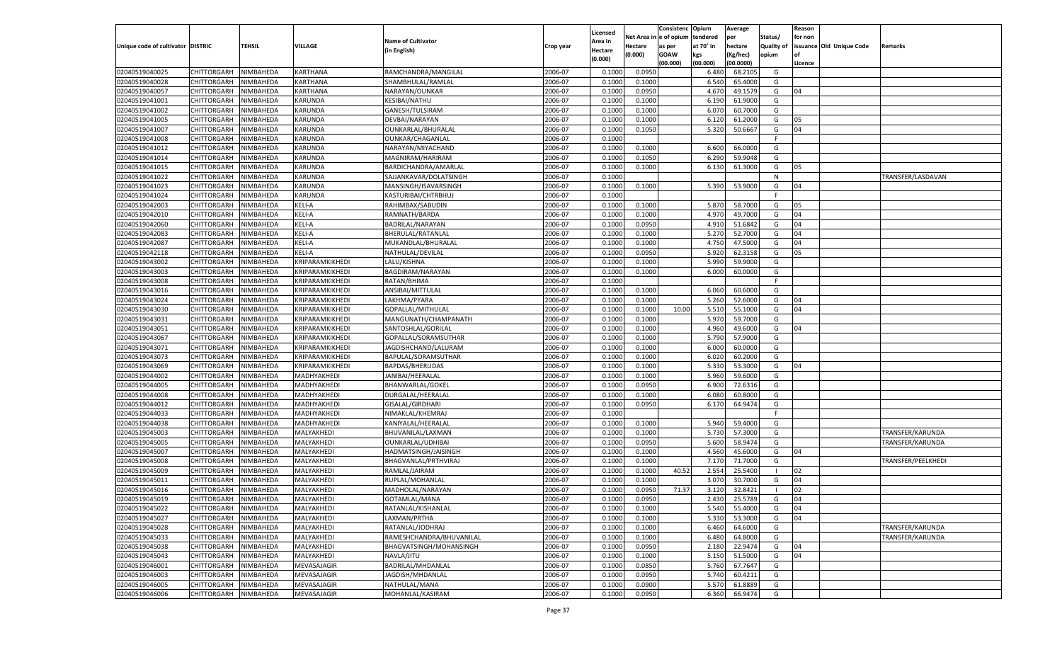| Unique code of cultivator | DISTRIC | TEHSIL | VILLAGE | Name of Cultivator (in English) | Crop year | Licensed Area in Hectare (0.000) | Net Area in Hectare (0.000) | Consistenc e of opium as per GOAW (00.000) | Opium tendered at 70° in kgs (00.000) | Average per hectare (Kg/hec) (00.0000) | Status/ Quality of opium | Reason for non issuance of Licence | Old Unique Code | Remarks |
|---|---|---|---|---|---|---|---|---|---|---|---|---|---|---|
| 02040519040025 | CHITTORGARH | NIMBAHEDA | KARTHANA | RAMCHANDRA/MANGILAL | 2006-07 | 0.1000 | 0.0950 | | 6.480 | 68.2105 | G | | | |
| 02040519040028 | CHITTORGARH | NIMBAHEDA | KARTHANA | SHAMBHULAL/RAMLAL | 2006-07 | 0.1000 | 0.1000 | | 6.540 | 65.4000 | G | | | |
| 02040519040057 | CHITTORGARH | NIMBAHEDA | KARTHANA | NARAYAN/OUNKAR | 2006-07 | 0.1000 | 0.0950 | | 4.670 | 49.1579 | G | 04 | | |
| 02040519041001 | CHITTORGARH | NIMBAHEDA | KARUNDA | KESIBAI/NATHU | 2006-07 | 0.1000 | 0.1000 | | 6.190 | 61.9000 | G | | | |
| 02040519041002 | CHITTORGARH | NIMBAHEDA | KARUNDA | GANESH/TULSIRAM | 2006-07 | 0.1000 | 0.1000 | | 6.070 | 60.7000 | G | | | |
| 02040519041005 | CHITTORGARH | NIMBAHEDA | KARUNDA | DEVBAI/NARAYAN | 2006-07 | 0.1000 | 0.1000 | | 6.120 | 61.2000 | G | 05 | | |
| 02040519041007 | CHITTORGARH | NIMBAHEDA | KARUNDA | OUNKARLAL/BHURALAL | 2006-07 | 0.1000 | 0.1050 | | 5.320 | 50.6667 | G | 04 | | |
| 02040519041008 | CHITTORGARH | NIMBAHEDA | KARUNDA | OUNKAR/CHAGANLAL | 2006-07 | 0.1000 | | | | | F | | | |
| 02040519041012 | CHITTORGARH | NIMBAHEDA | KARUNDA | NARAYAN/MIYACHAND | 2006-07 | 0.1000 | 0.1000 | | 6.600 | 66.0000 | G | | | |
| 02040519041014 | CHITTORGARH | NIMBAHEDA | KARUNDA | MAGNIRAM/HARIRAM | 2006-07 | 0.1000 | 0.1050 | | 6.290 | 59.9048 | G | | | |
| 02040519041015 | CHITTORGARH | NIMBAHEDA | KARUNDA | BARDICHANDRA/AMARLAL | 2006-07 | 0.1000 | 0.1000 | | 6.130 | 61.3000 | G | 05 | | |
| 02040519041022 | CHITTORGARH | NIMBAHEDA | KARUNDA | SAJJANKAVAR/DOLATSINGH | 2006-07 | 0.1000 | | | | | N | | | TRANSFER/LASDAVAN |
| 02040519041023 | CHITTORGARH | NIMBAHEDA | KARUNDA | MANSINGH/ISAVARSINGH | 2006-07 | 0.1000 | 0.1000 | | 5.390 | 53.9000 | G | 04 | | |
| 02040519041024 | CHITTORGARH | NIMBAHEDA | KARUNDA | KASTURIBAI/CHTRBHUJ | 2006-07 | 0.1000 | | | | | F | | | |
| 02040519042003 | CHITTORGARH | NIMBAHEDA | KELI-A | RAHIMBAX/SABUDIN | 2006-07 | 0.1000 | 0.1000 | | 5.870 | 58.7000 | G | 05 | | |
| 02040519042010 | CHITTORGARH | NIMBAHEDA | KELI-A | RAMNATH/BARDA | 2006-07 | 0.1000 | 0.1000 | | 4.970 | 49.7000 | G | 04 | | |
| 02040519042060 | CHITTORGARH | NIMBAHEDA | KELI-A | BADRILAL/NARAYAN | 2006-07 | 0.1000 | 0.0950 | | 4.910 | 51.6842 | G | 04 | | |
| 02040519042083 | CHITTORGARH | NIMBAHEDA | KELI-A | BHERULAL/RATANLAL | 2006-07 | 0.1000 | 0.1000 | | 5.270 | 52.7000 | G | 04 | | |
| 02040519042087 | CHITTORGARH | NIMBAHEDA | KELI-A | MUKANDLAL/BHURALAL | 2006-07 | 0.1000 | 0.1000 | | 4.750 | 47.5000 | G | 04 | | |
| 02040519042118 | CHITTORGARH | NIMBAHEDA | KELI-A | NATHULAL/DEVILAL | 2006-07 | 0.1000 | 0.0950 | | 5.920 | 62.3158 | G | 05 | | |
| 02040519043002 | CHITTORGARH | NIMBAHEDA | KRIPARAMKIKHEDI | LALU/KISHNA | 2006-07 | 0.1000 | 0.1000 | | 5.990 | 59.9000 | G | | | |
| 02040519043003 | CHITTORGARH | NIMBAHEDA | KRIPARAMKIKHEDI | BAGDIRAM/NARAYAN | 2006-07 | 0.1000 | 0.1000 | | 6.000 | 60.0000 | G | | | |
| 02040519043008 | CHITTORGARH | NIMBAHEDA | KRIPARAMKIKHEDI | RATAN/BHIMA | 2006-07 | 0.1000 | | | | | F | | | |
| 02040519043016 | CHITTORGARH | NIMBAHEDA | KRIPARAMKIKHEDI | ANSIBAI/MITTULAL | 2006-07 | 0.1000 | 0.1000 | | 6.060 | 60.6000 | G | | | |
| 02040519043024 | CHITTORGARH | NIMBAHEDA | KRIPARAMKIKHEDI | LAKHMA/PYARA | 2006-07 | 0.1000 | 0.1000 | | 5.260 | 52.6000 | G | 04 | | |
| 02040519043030 | CHITTORGARH | NIMBAHEDA | KRIPARAMKIKHEDI | GOPALLAL/MITHULAL | 2006-07 | 0.1000 | 0.1000 | 10.00 | 5.510 | 55.1000 | G | 04 | | |
| 02040519043031 | CHITTORGARH | NIMBAHEDA | KRIPARAMKIKHEDI | MANGUNATH/CHAMPANATH | 2006-07 | 0.1000 | 0.1000 | | 5.970 | 59.7000 | G | | | |
| 02040519043051 | CHITTORGARH | NIMBAHEDA | KRIPARAMKIKHEDI | SANTOSHLAL/GORILAL | 2006-07 | 0.1000 | 0.1000 | | 4.960 | 49.6000 | G | 04 | | |
| 02040519043067 | CHITTORGARH | NIMBAHEDA | KRIPARAMKIKHEDI | GOPALLAL/SORAMSUTHAR | 2006-07 | 0.1000 | 0.1000 | | 5.790 | 57.9000 | G | | | |
| 02040519043071 | CHITTORGARH | NIMBAHEDA | KRIPARAMKIKHEDI | JAGDISHCHAND/LALURAM | 2006-07 | 0.1000 | 0.1000 | | 6.000 | 60.0000 | G | | | |
| 02040519043073 | CHITTORGARH | NIMBAHEDA | KRIPARAMKIKHEDI | BAPULAL/SORAMSUTHAR | 2006-07 | 0.1000 | 0.1000 | | 6.020 | 60.2000 | G | | | |
| 02040519043069 | CHITTORGARH | NIMBAHEDA | KRIPARAMKIKHEDI | BAPDAS/BHERUDAS | 2006-07 | 0.1000 | 0.1000 | | 5.330 | 53.3000 | G | 04 | | |
| 02040519044002 | CHITTORGARH | NIMBAHEDA | MADHYAKHEDI | JANIBAI/HEERALAL | 2006-07 | 0.1000 | 0.1000 | | 5.960 | 59.6000 | G | | | |
| 02040519044005 | CHITTORGARH | NIMBAHEDA | MADHYAKHEDI | BHANWARLAL/GOKEL | 2006-07 | 0.1000 | 0.0950 | | 6.900 | 72.6316 | G | | | |
| 02040519044008 | CHITTORGARH | NIMBAHEDA | MADHYAKHEDI | DURGALAL/HEERALAL | 2006-07 | 0.1000 | 0.1000 | | 6.080 | 60.8000 | G | | | |
| 02040519044012 | CHITTORGARH | NIMBAHEDA | MADHYAKHEDI | GISALAL/GIRDHARI | 2006-07 | 0.1000 | 0.0950 | | 6.170 | 64.9474 | G | | | |
| 02040519044033 | CHITTORGARH | NIMBAHEDA | MADHYAKHEDI | NIMAKLAL/KHEMRAJ | 2006-07 | 0.1000 | | | | | F | | | |
| 02040519044038 | CHITTORGARH | NIMBAHEDA | MADHYAKHEDI | KANIYALAL/HEERALAL | 2006-07 | 0.1000 | 0.1000 | | 5.940 | 59.4000 | G | | | |
| 02040519045003 | CHITTORGARH | NIMBAHEDA | MALYAKHEDI | BHUVANILAL/LAXMAN | 2006-07 | 0.1000 | 0.1000 | | 5.730 | 57.3000 | G | | | TRANSFER/KARUNDA |
| 02040519045005 | CHITTORGARH | NIMBAHEDA | MALYAKHEDI | OUNKARLAL/UDHIBAI | 2006-07 | 0.1000 | 0.0950 | | 5.600 | 58.9474 | G | | | TRANSFER/KARUNDA |
| 02040519045007 | CHITTORGARH | NIMBAHEDA | MALYAKHEDI | HADMATSINGH/JAISINGH | 2006-07 | 0.1000 | 0.1000 | | 4.560 | 45.6000 | G | 04 | | |
| 02040519045008 | CHITTORGARH | NIMBAHEDA | MALYAKHEDI | BHAGVANLAL/PRTHVIRAJ | 2006-07 | 0.1000 | 0.1000 | | 7.170 | 71.7000 | G | | | TRANSFER/PEELKHEDI |
| 02040519045009 | CHITTORGARH | NIMBAHEDA | MALYAKHEDI | RAMLAL/JAIRAM | 2006-07 | 0.1000 | 0.1000 | 40.52 | 2.554 | 25.5400 | I | 02 | | |
| 02040519045011 | CHITTORGARH | NIMBAHEDA | MALYAKHEDI | RUPLAL/MOHANLAL | 2006-07 | 0.1000 | 0.1000 | | 3.070 | 30.7000 | G | 04 | | |
| 02040519045016 | CHITTORGARH | NIMBAHEDA | MALYAKHEDI | MADHOLAL/NARAYAN | 2006-07 | 0.1000 | 0.0950 | 71.37 | 3.120 | 32.8421 | I | 02 | | |
| 02040519045019 | CHITTORGARH | NIMBAHEDA | MALYAKHEDI | GOTAMLAL/MANA | 2006-07 | 0.1000 | 0.0950 | | 2.430 | 25.5789 | G | 04 | | |
| 02040519045022 | CHITTORGARH | NIMBAHEDA | MALYAKHEDI | RATANLAL/KISHANLAL | 2006-07 | 0.1000 | 0.1000 | | 5.540 | 55.4000 | G | 04 | | |
| 02040519045027 | CHITTORGARH | NIMBAHEDA | MALYAKHEDI | LAXMAN/PRTHA | 2006-07 | 0.1000 | 0.1000 | | 5.330 | 53.3000 | G | 04 | | |
| 02040519045028 | CHITTORGARH | NIMBAHEDA | MALYAKHEDI | RATANLAL/JODHRAJ | 2006-07 | 0.1000 | 0.1000 | | 6.460 | 64.6000 | G | | | TRANSFER/KARUNDA |
| 02040519045033 | CHITTORGARH | NIMBAHEDA | MALYAKHEDI | RAMESHCHANDRA/BHUVANILAL | 2006-07 | 0.1000 | 0.1000 | | 6.480 | 64.8000 | G | | | TRANSFER/KARUNDA |
| 02040519045038 | CHITTORGARH | NIMBAHEDA | MALYAKHEDI | BHAGVATSINGH/MOHANSINGH | 2006-07 | 0.1000 | 0.0950 | | 2.180 | 22.9474 | G | 04 | | |
| 02040519045043 | CHITTORGARH | NIMBAHEDA | MALYAKHEDI | NAVLA/JITU | 2006-07 | 0.1000 | 0.1000 | | 5.150 | 51.5000 | G | 04 | | |
| 02040519046001 | CHITTORGARH | NIMBAHEDA | MEVASAJAGIR | BADRILAL/MHDANLAL | 2006-07 | 0.1000 | 0.0850 | | 5.760 | 67.7647 | G | | | |
| 02040519046003 | CHITTORGARH | NIMBAHEDA | MEVASAJAGIR | JAGDISH/MHDANLAL | 2006-07 | 0.1000 | 0.0950 | | 5.740 | 60.4211 | G | | | |
| 02040519046005 | CHITTORGARH | NIMBAHEDA | MEVASAJAGIR | NATHULAL/MANA | 2006-07 | 0.1000 | 0.0900 | | 5.570 | 61.8889 | G | | | |
| 02040519046006 | CHITTORGARH | NIMBAHEDA | MEVASAJAGIR | MOHANLAL/KASIRAM | 2006-07 | 0.1000 | 0.0950 | | 6.360 | 66.9474 | G | | | |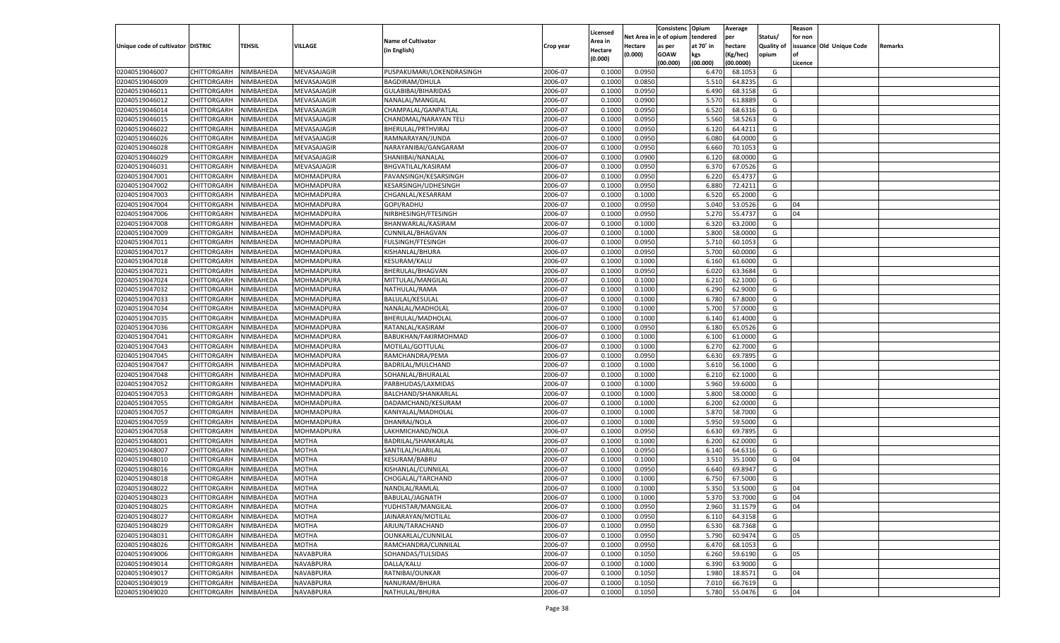| Unique code of cultivator | DISTRIC | TEHSIL | VILLAGE | Name of Cultivator (in English) | Crop year | Licensed Area in Hectare (0.000) | Net Area in Hectare (0.000) | Consistence of opium as per GOAW (00.000) | Opium tendered at 70° in kgs (00.000) | Average per hectare (Kg/hec) (00.0000) | Status/ Quality of opium | Reason for non issuance of Licence | Old Unique Code | Remarks |
|---|---|---|---|---|---|---|---|---|---|---|---|---|---|---|
| 02040519046007 | CHITTORGARH | NIMBAHEDA | MEVASAJAGIR | PUSPAKUMARI/LOKENDRASINGH | 2006-07 | 0.1000 | 0.0950 | | 6.470 | 68.1053 | G | | | |
| 02040519046009 | CHITTORGARH | NIMBAHEDA | MEVASAJAGIR | BAGDIRAM/DHULA | 2006-07 | 0.1000 | 0.0850 | | 5.510 | 64.8235 | G | | | |
| 02040519046011 | CHITTORGARH | NIMBAHEDA | MEVASAJAGIR | GULABIBAI/BIHARIDAS | 2006-07 | 0.1000 | 0.0950 | | 6.490 | 68.3158 | G | | | |
| 02040519046012 | CHITTORGARH | NIMBAHEDA | MEVASAJAGIR | NANALAL/MANGILAL | 2006-07 | 0.1000 | 0.0900 | | 5.570 | 61.8889 | G | | | |
| 02040519046014 | CHITTORGARH | NIMBAHEDA | MEVASAJAGIR | CHAMPALAL/GANPATLAL | 2006-07 | 0.1000 | 0.0950 | | 6.520 | 68.6316 | G | | | |
| 02040519046015 | CHITTORGARH | NIMBAHEDA | MEVASAJAGIR | CHANDMAL/NARAYAN TELI | 2006-07 | 0.1000 | 0.0950 | | 5.560 | 58.5263 | G | | | |
| 02040519046022 | CHITTORGARH | NIMBAHEDA | MEVASAJAGIR | BHERULAL/PRTHVIRAJ | 2006-07 | 0.1000 | 0.0950 | | 6.120 | 64.4211 | G | | | |
| 02040519046026 | CHITTORGARH | NIMBAHEDA | MEVASAJAGIR | RAMNARAYAN/JUNDA | 2006-07 | 0.1000 | 0.0950 | | 6.080 | 64.0000 | G | | | |
| 02040519046028 | CHITTORGARH | NIMBAHEDA | MEVASAJAGIR | NARAYANIBAI/GANGARAM | 2006-07 | 0.1000 | 0.0950 | | 6.660 | 70.1053 | G | | | |
| 02040519046029 | CHITTORGARH | NIMBAHEDA | MEVASAJAGIR | SHANIIBAI/NANALAL | 2006-07 | 0.1000 | 0.0900 | | 6.120 | 68.0000 | G | | | |
| 02040519046031 | CHITTORGARH | NIMBAHEDA | MEVASAJAGIR | BHGVATILAL/KASIRAM | 2006-07 | 0.1000 | 0.0950 | | 6.370 | 67.0526 | G | | | |
| 02040519047001 | CHITTORGARH | NIMBAHEDA | MOHMADPURA | PAVANSINGH/KESARSINGH | 2006-07 | 0.1000 | 0.0950 | | 6.220 | 65.4737 | G | | | |
| 02040519047002 | CHITTORGARH | NIMBAHEDA | MOHMADPURA | KESARSINGH/UDHESINGH | 2006-07 | 0.1000 | 0.0950 | | 6.880 | 72.4211 | G | | | |
| 02040519047003 | CHITTORGARH | NIMBAHEDA | MOHMADPURA | CHGANLAL/KESARRAM | 2006-07 | 0.1000 | 0.1000 | | 6.520 | 65.2000 | G | | | |
| 02040519047004 | CHITTORGARH | NIMBAHEDA | MOHMADPURA | GOPI/RADHU | 2006-07 | 0.1000 | 0.0950 | | 5.040 | 53.0526 | G | 04 | | |
| 02040519047006 | CHITTORGARH | NIMBAHEDA | MOHMADPURA | NIRBHESINGH/FTESINGH | 2006-07 | 0.1000 | 0.0950 | | 5.270 | 55.4737 | G | 04 | | |
| 02040519047008 | CHITTORGARH | NIMBAHEDA | MOHMADPURA | BHANWARLAL/KASIRAM | 2006-07 | 0.1000 | 0.1000 | | 6.320 | 63.2000 | G | | | |
| 02040519047009 | CHITTORGARH | NIMBAHEDA | MOHMADPURA | CUNNILAL/BHAGVAN | 2006-07 | 0.1000 | 0.1000 | | 5.800 | 58.0000 | G | | | |
| 02040519047011 | CHITTORGARH | NIMBAHEDA | MOHMADPURA | FULSINGH/FTESINGH | 2006-07 | 0.1000 | 0.0950 | | 5.710 | 60.1053 | G | | | |
| 02040519047017 | CHITTORGARH | NIMBAHEDA | MOHMADPURA | KISHANLAL/BHURA | 2006-07 | 0.1000 | 0.0950 | | 5.700 | 60.0000 | G | | | |
| 02040519047018 | CHITTORGARH | NIMBAHEDA | MOHMADPURA | KESURAM/KALU | 2006-07 | 0.1000 | 0.1000 | | 6.160 | 61.6000 | G | | | |
| 02040519047021 | CHITTORGARH | NIMBAHEDA | MOHMADPURA | BHERULAL/BHAGVAN | 2006-07 | 0.1000 | 0.0950 | | 6.020 | 63.3684 | G | | | |
| 02040519047024 | CHITTORGARH | NIMBAHEDA | MOHMADPURA | MITTULAL/MANGILAL | 2006-07 | 0.1000 | 0.1000 | | 6.210 | 62.1000 | G | | | |
| 02040519047032 | CHITTORGARH | NIMBAHEDA | MOHMADPURA | NATHULAL/RAMA | 2006-07 | 0.1000 | 0.1000 | | 6.290 | 62.9000 | G | | | |
| 02040519047033 | CHITTORGARH | NIMBAHEDA | MOHMADPURA | BALULAL/KESULAL | 2006-07 | 0.1000 | 0.1000 | | 6.780 | 67.8000 | G | | | |
| 02040519047034 | CHITTORGARH | NIMBAHEDA | MOHMADPURA | NANALAL/MADHOLAL | 2006-07 | 0.1000 | 0.1000 | | 5.700 | 57.0000 | G | | | |
| 02040519047035 | CHITTORGARH | NIMBAHEDA | MOHMADPURA | BHERULAL/MADHOLAL | 2006-07 | 0.1000 | 0.1000 | | 6.140 | 61.4000 | G | | | |
| 02040519047036 | CHITTORGARH | NIMBAHEDA | MOHMADPURA | RATANLAL/KASIRAM | 2006-07 | 0.1000 | 0.0950 | | 6.180 | 65.0526 | G | | | |
| 02040519047041 | CHITTORGARH | NIMBAHEDA | MOHMADPURA | BABUKHAN/FAKIRMOHMAD | 2006-07 | 0.1000 | 0.1000 | | 6.100 | 61.0000 | G | | | |
| 02040519047043 | CHITTORGARH | NIMBAHEDA | MOHMADPURA | MOTILAL/GOTTULAL | 2006-07 | 0.1000 | 0.1000 | | 6.270 | 62.7000 | G | | | |
| 02040519047045 | CHITTORGARH | NIMBAHEDA | MOHMADPURA | RAMCHANDRA/PEMA | 2006-07 | 0.1000 | 0.0950 | | 6.630 | 69.7895 | G | | | |
| 02040519047047 | CHITTORGARH | NIMBAHEDA | MOHMADPURA | BADRILAL/MULCHAND | 2006-07 | 0.1000 | 0.1000 | | 5.610 | 56.1000 | G | | | |
| 02040519047048 | CHITTORGARH | NIMBAHEDA | MOHMADPURA | SOHANLAL/BHURALAL | 2006-07 | 0.1000 | 0.1000 | | 6.210 | 62.1000 | G | | | |
| 02040519047052 | CHITTORGARH | NIMBAHEDA | MOHMADPURA | PARBHUDAS/LAXMIDAS | 2006-07 | 0.1000 | 0.1000 | | 5.960 | 59.6000 | G | | | |
| 02040519047053 | CHITTORGARH | NIMBAHEDA | MOHMADPURA | BALCHAND/SHANKARLAL | 2006-07 | 0.1000 | 0.1000 | | 5.800 | 58.0000 | G | | | |
| 02040519047055 | CHITTORGARH | NIMBAHEDA | MOHMADPURA | DADAMCHAND/KESURAM | 2006-07 | 0.1000 | 0.1000 | | 6.200 | 62.0000 | G | | | |
| 02040519047057 | CHITTORGARH | NIMBAHEDA | MOHMADPURA | KANIYALAL/MADHOLAL | 2006-07 | 0.1000 | 0.1000 | | 5.870 | 58.7000 | G | | | |
| 02040519047059 | CHITTORGARH | NIMBAHEDA | MOHMADPURA | DHANRAJ/NOLA | 2006-07 | 0.1000 | 0.1000 | | 5.950 | 59.5000 | G | | | |
| 02040519047058 | CHITTORGARH | NIMBAHEDA | MOHMADPURA | LAKHMICHAND/NOLA | 2006-07 | 0.1000 | 0.0950 | | 6.630 | 69.7895 | G | | | |
| 02040519048001 | CHITTORGARH | NIMBAHEDA | MOTHA | BADRILAL/SHANKARLAL | 2006-07 | 0.1000 | 0.1000 | | 6.200 | 62.0000 | G | | | |
| 02040519048007 | CHITTORGARH | NIMBAHEDA | MOTHA | SANTILAL/HJARILAL | 2006-07 | 0.1000 | 0.0950 | | 6.140 | 64.6316 | G | | | |
| 02040519048010 | CHITTORGARH | NIMBAHEDA | MOTHA | KESURAM/BABRU | 2006-07 | 0.1000 | 0.1000 | | 3.510 | 35.1000 | G | 04 | | |
| 02040519048016 | CHITTORGARH | NIMBAHEDA | MOTHA | KISHANLAL/CUNNILAL | 2006-07 | 0.1000 | 0.0950 | | 6.640 | 69.8947 | G | | | |
| 02040519048018 | CHITTORGARH | NIMBAHEDA | MOTHA | CHOGALAL/TARCHAND | 2006-07 | 0.1000 | 0.1000 | | 6.750 | 67.5000 | G | | | |
| 02040519048022 | CHITTORGARH | NIMBAHEDA | MOTHA | NANDLAL/RAMLAL | 2006-07 | 0.1000 | 0.1000 | | 5.350 | 53.5000 | G | 04 | | |
| 02040519048023 | CHITTORGARH | NIMBAHEDA | MOTHA | BABULAL/JAGNATH | 2006-07 | 0.1000 | 0.1000 | | 5.370 | 53.7000 | G | 04 | | |
| 02040519048025 | CHITTORGARH | NIMBAHEDA | MOTHA | YUDHISTAR/MANGILAL | 2006-07 | 0.1000 | 0.0950 | | 2.960 | 31.1579 | G | 04 | | |
| 02040519048027 | CHITTORGARH | NIMBAHEDA | MOTHA | JAINARAYAN/MOTILAL | 2006-07 | 0.1000 | 0.0950 | | 6.110 | 64.3158 | G | | | |
| 02040519048029 | CHITTORGARH | NIMBAHEDA | MOTHA | ARJUN/TARACHAND | 2006-07 | 0.1000 | 0.0950 | | 6.530 | 68.7368 | G | | | |
| 02040519048031 | CHITTORGARH | NIMBAHEDA | MOTHA | OUNKARLAL/CUNNILAL | 2006-07 | 0.1000 | 0.0950 | | 5.790 | 60.9474 | G | 05 | | |
| 02040519048026 | CHITTORGARH | NIMBAHEDA | MOTHA | RAMCHANDRA/CUNNILAL | 2006-07 | 0.1000 | 0.0950 | | 6.470 | 68.1053 | G | | | |
| 02040519049006 | CHITTORGARH | NIMBAHEDA | NAVABPURA | SOHANDAS/TULSIDAS | 2006-07 | 0.1000 | 0.1050 | | 6.260 | 59.6190 | G | 05 | | |
| 02040519049014 | CHITTORGARH | NIMBAHEDA | NAVABPURA | DALLA/KALU | 2006-07 | 0.1000 | 0.1000 | | 6.390 | 63.9000 | G | | | |
| 02040519049017 | CHITTORGARH | NIMBAHEDA | NAVABPURA | RATNIBAI/OUNKAR | 2006-07 | 0.1000 | 0.1050 | | 1.980 | 18.8571 | G | 04 | | |
| 02040519049019 | CHITTORGARH | NIMBAHEDA | NAVABPURA | NANURAM/BHURA | 2006-07 | 0.1000 | 0.1050 | | 7.010 | 66.7619 | G | | | |
| 02040519049020 | CHITTORGARH | NIMBAHEDA | NAVABPURA | NATHULAL/BHURA | 2006-07 | 0.1000 | 0.1050 | | 5.780 | 55.0476 | G | 04 | | |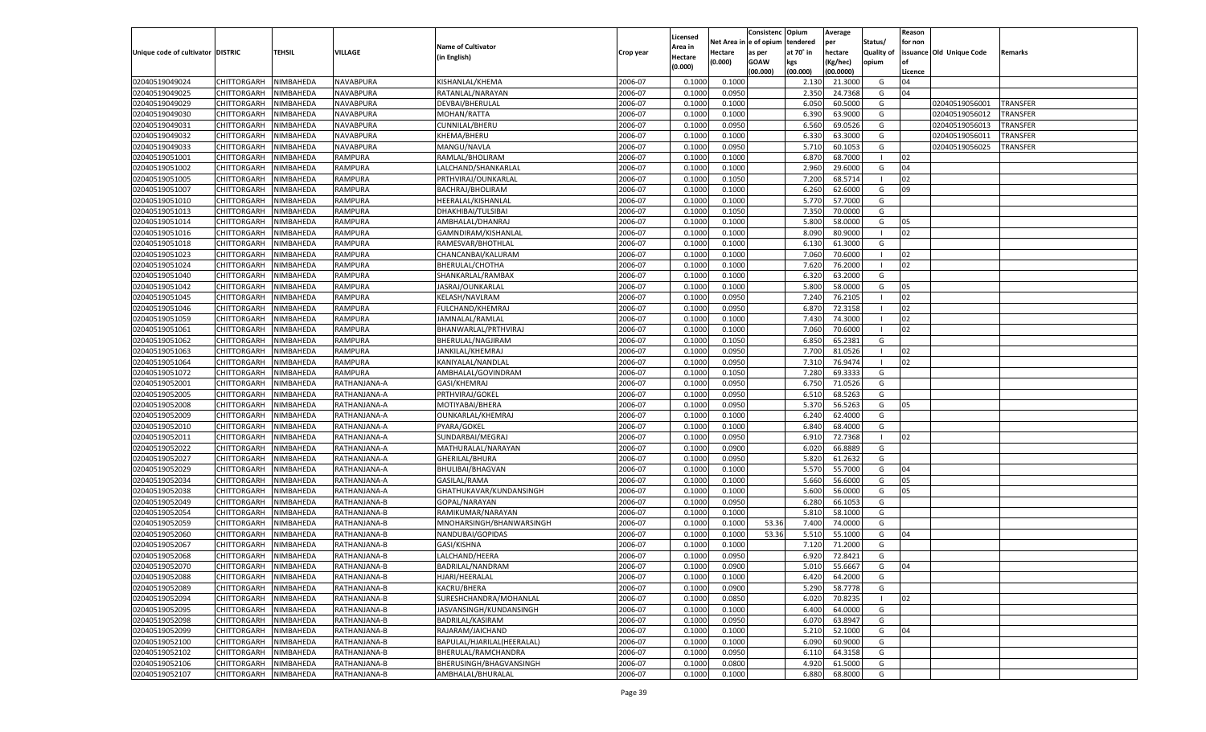| Unique code of cultivator | DISTRIC | TEHSIL | VILLAGE | Name of Cultivator (in English) | Crop year | Licensed Area in Hectare (0.000) | Net Area in Hectare (0.000) | Consistenc e of opium as per GOAW (00.000) | Opium tendered at 70° in kgs (00.000) | Average per hectare (Kg/hec) (00.0000) | Status/ Quality of opium | Reason for non issuance of Licence | Old Unique Code | Remarks |
|---|---|---|---|---|---|---|---|---|---|---|---|---|---|---|
| 02040519049024 | CHITTORGARH | NIMBAHEDA | NAVABPURA | KISHANLAL/KHEMA | 2006-07 | 0.1000 | 0.1000 | | 2.130 | 21.3000 | G | 04 | | |
| 02040519049025 | CHITTORGARH | NIMBAHEDA | NAVABPURA | RATANLAL/NARAYAN | 2006-07 | 0.1000 | 0.0950 | | 2.350 | 24.7368 | G | 04 | | |
| 02040519049029 | CHITTORGARH | NIMBAHEDA | NAVABPURA | DEVBAI/BHERULAL | 2006-07 | 0.1000 | 0.1000 | | 6.050 | 60.5000 | G | | 02040519056001 | TRANSFER |
| 02040519049030 | CHITTORGARH | NIMBAHEDA | NAVABPURA | MOHAN/RATTA | 2006-07 | 0.1000 | 0.1000 | | 6.390 | 63.9000 | G | | 02040519056012 | TRANSFER |
| 02040519049031 | CHITTORGARH | NIMBAHEDA | NAVABPURA | CUNNILAL/BHERU | 2006-07 | 0.1000 | 0.0950 | | 6.560 | 69.0526 | G | | 02040519056013 | TRANSFER |
| 02040519049032 | CHITTORGARH | NIMBAHEDA | NAVABPURA | KHEMA/BHERU | 2006-07 | 0.1000 | 0.1000 | | 6.330 | 63.3000 | G | | 02040519056011 | TRANSFER |
| 02040519049033 | CHITTORGARH | NIMBAHEDA | NAVABPURA | MANGU/NAVLA | 2006-07 | 0.1000 | 0.0950 | | 5.710 | 60.1053 | G | | 02040519056025 | TRANSFER |
| 02040519051001 | CHITTORGARH | NIMBAHEDA | RAMPURA | RAMLAL/BHOLIRAM | 2006-07 | 0.1000 | 0.1000 | | 6.870 | 68.7000 | I | 02 | | |
| 02040519051002 | CHITTORGARH | NIMBAHEDA | RAMPURA | LALCHAND/SHANKARLAL | 2006-07 | 0.1000 | 0.1000 | | 2.960 | 29.6000 | G | 04 | | |
| 02040519051005 | CHITTORGARH | NIMBAHEDA | RAMPURA | PRTHVIRAJ/OUNKARLAL | 2006-07 | 0.1000 | 0.1050 | | 7.200 | 68.5714 | I | 02 | | |
| 02040519051007 | CHITTORGARH | NIMBAHEDA | RAMPURA | BACHRAJ/BHOLIRAM | 2006-07 | 0.1000 | 0.1000 | | 6.260 | 62.6000 | G | 09 | | |
| 02040519051010 | CHITTORGARH | NIMBAHEDA | RAMPURA | HEERALAL/KISHANLAL | 2006-07 | 0.1000 | 0.1000 | | 5.770 | 57.7000 | G | | | |
| 02040519051013 | CHITTORGARH | NIMBAHEDA | RAMPURA | DHAKHIBAI/TULSIBAI | 2006-07 | 0.1000 | 0.1050 | | 7.350 | 70.0000 | G | | | |
| 02040519051014 | CHITTORGARH | NIMBAHEDA | RAMPURA | AMBHALAL/DHANRAJ | 2006-07 | 0.1000 | 0.1000 | | 5.800 | 58.0000 | G | 05 | | |
| 02040519051016 | CHITTORGARH | NIMBAHEDA | RAMPURA | GAMNDIRAM/KISHANLAL | 2006-07 | 0.1000 | 0.1000 | | 8.090 | 80.9000 | I | 02 | | |
| 02040519051018 | CHITTORGARH | NIMBAHEDA | RAMPURA | RAMESVAR/BHOTHLAL | 2006-07 | 0.1000 | 0.1000 | | 6.130 | 61.3000 | G | | | |
| 02040519051023 | CHITTORGARH | NIMBAHEDA | RAMPURA | CHANCANBAI/KALURAM | 2006-07 | 0.1000 | 0.1000 | | 7.060 | 70.6000 | I | 02 | | |
| 02040519051024 | CHITTORGARH | NIMBAHEDA | RAMPURA | BHERULAL/CHOTHA | 2006-07 | 0.1000 | 0.1000 | | 7.620 | 76.2000 | I | 02 | | |
| 02040519051040 | CHITTORGARH | NIMBAHEDA | RAMPURA | SHANKARLAL/RAMBAX | 2006-07 | 0.1000 | 0.1000 | | 6.320 | 63.2000 | G | | | |
| 02040519051042 | CHITTORGARH | NIMBAHEDA | RAMPURA | JASRAJ/OUNKARLAL | 2006-07 | 0.1000 | 0.1000 | | 5.800 | 58.0000 | G | 05 | | |
| 02040519051045 | CHITTORGARH | NIMBAHEDA | RAMPURA | KELASH/NAVLRAM | 2006-07 | 0.1000 | 0.0950 | | 7.240 | 76.2105 | I | 02 | | |
| 02040519051046 | CHITTORGARH | NIMBAHEDA | RAMPURA | FULCHAND/KHEMRAJ | 2006-07 | 0.1000 | 0.0950 | | 6.870 | 72.3158 | I | 02 | | |
| 02040519051059 | CHITTORGARH | NIMBAHEDA | RAMPURA | JAMNALAL/RAMLAL | 2006-07 | 0.1000 | 0.1000 | | 7.430 | 74.3000 | I | 02 | | |
| 02040519051061 | CHITTORGARH | NIMBAHEDA | RAMPURA | BHANWARLAL/PRTHVIRAJ | 2006-07 | 0.1000 | 0.1000 | | 7.060 | 70.6000 | I | 02 | | |
| 02040519051062 | CHITTORGARH | NIMBAHEDA | RAMPURA | BHERULAL/NAGJIRAM | 2006-07 | 0.1000 | 0.1050 | | 6.850 | 65.2381 | G | | | |
| 02040519051063 | CHITTORGARH | NIMBAHEDA | RAMPURA | JANKILAL/KHEMRAJ | 2006-07 | 0.1000 | 0.0950 | | 7.700 | 81.0526 | I | 02 | | |
| 02040519051064 | CHITTORGARH | NIMBAHEDA | RAMPURA | KANIYALAL/NANDLAL | 2006-07 | 0.1000 | 0.0950 | | 7.310 | 76.9474 | I | 02 | | |
| 02040519051072 | CHITTORGARH | NIMBAHEDA | RAMPURA | AMBHALAL/GOVINDRAM | 2006-07 | 0.1000 | 0.1050 | | 7.280 | 69.3333 | G | | | |
| 02040519052001 | CHITTORGARH | NIMBAHEDA | RATHANJANA-A | GASI/KHEMRAJ | 2006-07 | 0.1000 | 0.0950 | | 6.750 | 71.0526 | G | | | |
| 02040519052005 | CHITTORGARH | NIMBAHEDA | RATHANJANA-A | PRTHVIRAJ/GOKEL | 2006-07 | 0.1000 | 0.0950 | | 6.510 | 68.5263 | G | | | |
| 02040519052008 | CHITTORGARH | NIMBAHEDA | RATHANJANA-A | MOTIYABAI/BHERA | 2006-07 | 0.1000 | 0.0950 | | 5.370 | 56.5263 | G | 05 | | |
| 02040519052009 | CHITTORGARH | NIMBAHEDA | RATHANJANA-A | OUNKARLAL/KHEMRAJ | 2006-07 | 0.1000 | 0.1000 | | 6.240 | 62.4000 | G | | | |
| 02040519052010 | CHITTORGARH | NIMBAHEDA | RATHANJANA-A | PYARA/GOKEL | 2006-07 | 0.1000 | 0.1000 | | 6.840 | 68.4000 | G | | | |
| 02040519052011 | CHITTORGARH | NIMBAHEDA | RATHANJANA-A | SUNDARBAI/MEGRAJ | 2006-07 | 0.1000 | 0.0950 | | 6.910 | 72.7368 | I | 02 | | |
| 02040519052022 | CHITTORGARH | NIMBAHEDA | RATHANJANA-A | MATHURALAL/NARAYAN | 2006-07 | 0.1000 | 0.0900 | | 6.020 | 66.8889 | G | | | |
| 02040519052027 | CHITTORGARH | NIMBAHEDA | RATHANJANA-A | GHERILAL/BHURA | 2006-07 | 0.1000 | 0.0950 | | 5.820 | 61.2632 | G | | | |
| 02040519052029 | CHITTORGARH | NIMBAHEDA | RATHANJANA-A | BHULIBAI/BHAGVAN | 2006-07 | 0.1000 | 0.1000 | | 5.570 | 55.7000 | G | 04 | | |
| 02040519052034 | CHITTORGARH | NIMBAHEDA | RATHANJANA-A | GASILAL/RAMA | 2006-07 | 0.1000 | 0.1000 | | 5.660 | 56.6000 | G | 05 | | |
| 02040519052038 | CHITTORGARH | NIMBAHEDA | RATHANJANA-A | GHATHUKAVAR/KUNDANSINGH | 2006-07 | 0.1000 | 0.1000 | | 5.600 | 56.0000 | G | 05 | | |
| 02040519052049 | CHITTORGARH | NIMBAHEDA | RATHANJANA-B | GOPAL/NARAYAN | 2006-07 | 0.1000 | 0.0950 | | 6.280 | 66.1053 | G | | | |
| 02040519052054 | CHITTORGARH | NIMBAHEDA | RATHANJANA-B | RAMIKUMAR/NARAYAN | 2006-07 | 0.1000 | 0.1000 | | 5.810 | 58.1000 | G | | | |
| 02040519052059 | CHITTORGARH | NIMBAHEDA | RATHANJANA-B | MNOHARSINGH/BHANWARSINGH | 2006-07 | 0.1000 | 0.1000 | 53.36 | 7.400 | 74.0000 | G | | | |
| 02040519052060 | CHITTORGARH | NIMBAHEDA | RATHANJANA-B | NANDUBAI/GOPIDAS | 2006-07 | 0.1000 | 0.1000 | 53.36 | 5.510 | 55.1000 | G | 04 | | |
| 02040519052067 | CHITTORGARH | NIMBAHEDA | RATHANJANA-B | GASI/KISHNA | 2006-07 | 0.1000 | 0.1000 | | 7.120 | 71.2000 | G | | | |
| 02040519052068 | CHITTORGARH | NIMBAHEDA | RATHANJANA-B | LALCHAND/HEERA | 2006-07 | 0.1000 | 0.0950 | | 6.920 | 72.8421 | G | | | |
| 02040519052070 | CHITTORGARH | NIMBAHEDA | RATHANJANA-B | BADRILAL/NANDRAM | 2006-07 | 0.1000 | 0.0900 | | 5.010 | 55.6667 | G | 04 | | |
| 02040519052088 | CHITTORGARH | NIMBAHEDA | RATHANJANA-B | HJARI/HEERALAL | 2006-07 | 0.1000 | 0.1000 | | 6.420 | 64.2000 | G | | | |
| 02040519052089 | CHITTORGARH | NIMBAHEDA | RATHANJANA-B | KACRU/BHERA | 2006-07 | 0.1000 | 0.0900 | | 5.290 | 58.7778 | G | | | |
| 02040519052094 | CHITTORGARH | NIMBAHEDA | RATHANJANA-B | SURESHCHANDRA/MOHANLAL | 2006-07 | 0.1000 | 0.0850 | | 6.020 | 70.8235 | I | 02 | | |
| 02040519052095 | CHITTORGARH | NIMBAHEDA | RATHANJANA-B | JASVANSINGH/KUNDANSINGH | 2006-07 | 0.1000 | 0.1000 | | 6.400 | 64.0000 | G | | | |
| 02040519052098 | CHITTORGARH | NIMBAHEDA | RATHANJANA-B | BADRILAL/KASIRAM | 2006-07 | 0.1000 | 0.0950 | | 6.070 | 63.8947 | G | | | |
| 02040519052099 | CHITTORGARH | NIMBAHEDA | RATHANJANA-B | RAJARAM/JAICHAND | 2006-07 | 0.1000 | 0.1000 | | 5.210 | 52.1000 | G | 04 | | |
| 02040519052100 | CHITTORGARH | NIMBAHEDA | RATHANJANA-B | BAPULAL/HJARILAL(HEERALAL) | 2006-07 | 0.1000 | 0.1000 | | 6.090 | 60.9000 | G | | | |
| 02040519052102 | CHITTORGARH | NIMBAHEDA | RATHANJANA-B | BHERULAL/RAMCHANDRA | 2006-07 | 0.1000 | 0.0950 | | 6.110 | 64.3158 | G | | | |
| 02040519052106 | CHITTORGARH | NIMBAHEDA | RATHANJANA-B | BHERUSINGH/BHAGVANSINGH | 2006-07 | 0.1000 | 0.0800 | | 4.920 | 61.5000 | G | | | |
| 02040519052107 | CHITTORGARH | NIMBAHEDA | RATHANJANA-B | AMBHALAL/BHURALAL | 2006-07 | 0.1000 | 0.1000 | | 6.880 | 68.8000 | G | | | |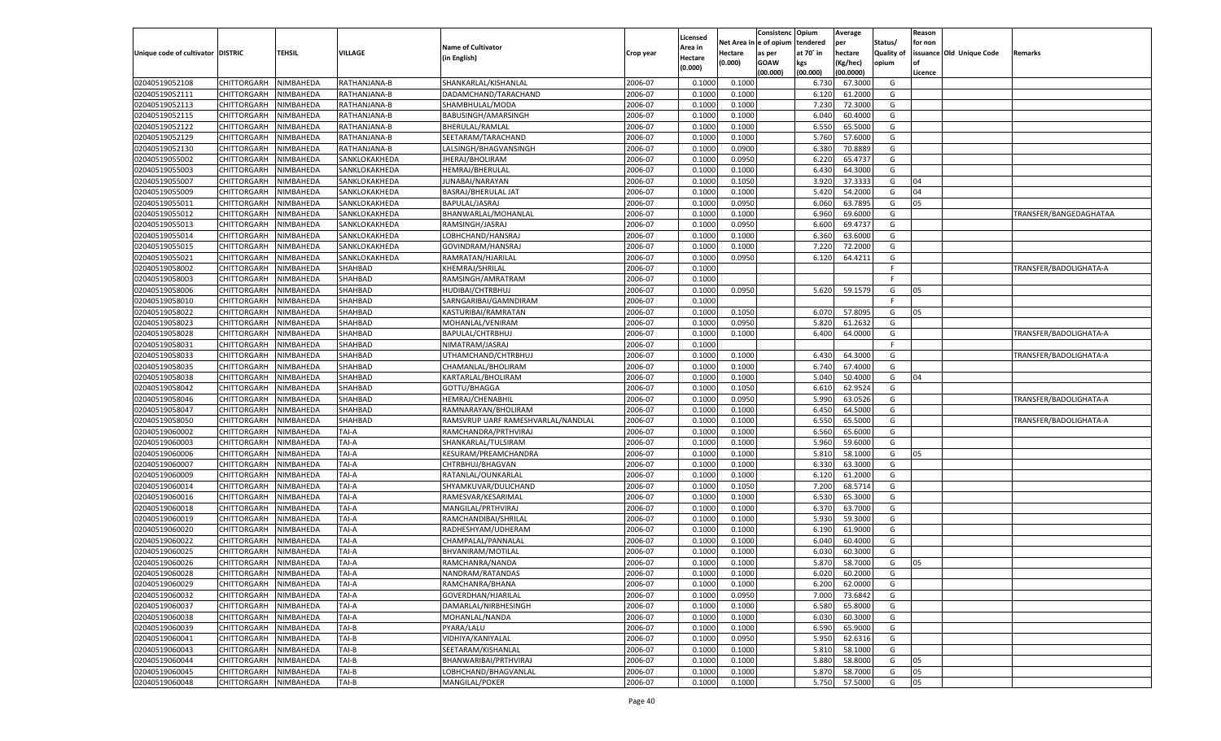| Unique code of cultivator | DISTRIC | TEHSIL | VILLAGE | Name of Cultivator (in English) | Crop year | Licensed Area in Hectare (0.000) | Net Area in Hectare (0.000) | Consistenc e of opium as per GOAW (00.000) | Opium tendered at 70° in kgs (00.000) | Average per hectare (Kg/hec) (00.0000) | Status/ Quality of opium | Reason for non issuance of Licence | Old Unique Code | Remarks |
|---|---|---|---|---|---|---|---|---|---|---|---|---|---|---|
| 02040519052108 | CHITTORGARH | NIMBAHEDA | RATHANJANA-B | SHANKARLAL/KISHANLAL | 2006-07 | 0.1000 | 0.1000 | | 6.730 | 67.3000 | G | | | |
| 02040519052111 | CHITTORGARH | NIMBAHEDA | RATHANJANA-B | DADAMCHAND/TARACHAND | 2006-07 | 0.1000 | 0.1000 | | 6.120 | 61.2000 | G | | | |
| 02040519052113 | CHITTORGARH | NIMBAHEDA | RATHANJANA-B | SHAMBHULAL/MODA | 2006-07 | 0.1000 | 0.1000 | | 7.230 | 72.3000 | G | | | |
| 02040519052115 | CHITTORGARH | NIMBAHEDA | RATHANJANA-B | BABUSINGH/AMARSINGH | 2006-07 | 0.1000 | 0.1000 | | 6.040 | 60.4000 | G | | | |
| 02040519052122 | CHITTORGARH | NIMBAHEDA | RATHANJANA-B | BHERULAL/RAMLAL | 2006-07 | 0.1000 | 0.1000 | | 6.550 | 65.5000 | G | | | |
| 02040519052129 | CHITTORGARH | NIMBAHEDA | RATHANJANA-B | SEETARAM/TARACHAND | 2006-07 | 0.1000 | 0.1000 | | 5.760 | 57.6000 | G | | | |
| 02040519052130 | CHITTORGARH | NIMBAHEDA | RATHANJANA-B | LALSINGH/BHAGVANSINGH | 2006-07 | 0.1000 | 0.0900 | | 6.380 | 70.8889 | G | | | |
| 02040519055002 | CHITTORGARH | NIMBAHEDA | SANKLOKAKHEDA | JHERAJ/BHOLIRAM | 2006-07 | 0.1000 | 0.0950 | | 6.220 | 65.4737 | G | | | |
| 02040519055003 | CHITTORGARH | NIMBAHEDA | SANKLOKAKHEDA | HEMRAJ/BHERULAL | 2006-07 | 0.1000 | 0.1000 | | 6.430 | 64.3000 | G | | | |
| 02040519055007 | CHITTORGARH | NIMBAHEDA | SANKLOKAKHEDA | JUNABAI/NARAYAN | 2006-07 | 0.1000 | 0.1050 | | 3.920 | 37.3333 | G | 04 | | |
| 02040519055009 | CHITTORGARH | NIMBAHEDA | SANKLOKAKHEDA | BASRAJ/BHERULAL JAT | 2006-07 | 0.1000 | 0.1000 | | 5.420 | 54.2000 | G | 04 | | |
| 02040519055011 | CHITTORGARH | NIMBAHEDA | SANKLOKAKHEDA | BAPULAL/JASRAJ | 2006-07 | 0.1000 | 0.0950 | | 6.060 | 63.7895 | G | 05 | | |
| 02040519055012 | CHITTORGARH | NIMBAHEDA | SANKLOKAKHEDA | BHANWARLAL/MOHANLAL | 2006-07 | 0.1000 | 0.1000 | | 6.960 | 69.6000 | G | | | TRANSFER/BANGEDAGHATAA |
| 02040519055013 | CHITTORGARH | NIMBAHEDA | SANKLOKAKHEDA | RAMSINGH/JASRAJ | 2006-07 | 0.1000 | 0.0950 | | 6.600 | 69.4737 | G | | | |
| 02040519055014 | CHITTORGARH | NIMBAHEDA | SANKLOKAKHEDA | LOBHCHAND/HANSRAJ | 2006-07 | 0.1000 | 0.1000 | | 6.360 | 63.6000 | G | | | |
| 02040519055015 | CHITTORGARH | NIMBAHEDA | SANKLOKAKHEDA | GOVINDRAM/HANSRAJ | 2006-07 | 0.1000 | 0.1000 | | 7.220 | 72.2000 | G | | | |
| 02040519055021 | CHITTORGARH | NIMBAHEDA | SANKLOKAKHEDA | RAMRATAN/HJARILAL | 2006-07 | 0.1000 | 0.0950 | | 6.120 | 64.4211 | G | | | |
| 02040519058002 | CHITTORGARH | NIMBAHEDA | SHAHBAD | KHEMRAJ/SHRILAL | 2006-07 | 0.1000 | | | | | F | | | TRANSFER/BADOLIGHATA-A |
| 02040519058003 | CHITTORGARH | NIMBAHEDA | SHAHBAD | RAMSINGH/AMRATRAM | 2006-07 | 0.1000 | | | | | F | | | |
| 02040519058006 | CHITTORGARH | NIMBAHEDA | SHAHBAD | HUDIBAI/CHTRBHUJ | 2006-07 | 0.1000 | 0.0950 | | 5.620 | 59.1579 | G | 05 | | |
| 02040519058010 | CHITTORGARH | NIMBAHEDA | SHAHBAD | SARNGARIBAI/GAMNDIRAM | 2006-07 | 0.1000 | | | | | F | | | |
| 02040519058022 | CHITTORGARH | NIMBAHEDA | SHAHBAD | KASTURIBAI/RAMRATAN | 2006-07 | 0.1000 | 0.1050 | | 6.070 | 57.8095 | G | 05 | | |
| 02040519058023 | CHITTORGARH | NIMBAHEDA | SHAHBAD | MOHANLAL/VENIRAM | 2006-07 | 0.1000 | 0.0950 | | 5.820 | 61.2632 | G | | | |
| 02040519058028 | CHITTORGARH | NIMBAHEDA | SHAHBAD | BAPULAL/CHTRBHUJ | 2006-07 | 0.1000 | 0.1000 | | 6.400 | 64.0000 | G | | | TRANSFER/BADOLIGHATA-A |
| 02040519058031 | CHITTORGARH | NIMBAHEDA | SHAHBAD | NIMATRAM/JASRAJ | 2006-07 | 0.1000 | | | | | F | | | |
| 02040519058033 | CHITTORGARH | NIMBAHEDA | SHAHBAD | UTHAMCHAND/CHTRBHUJ | 2006-07 | 0.1000 | 0.1000 | | 6.430 | 64.3000 | G | | | TRANSFER/BADOLIGHATA-A |
| 02040519058035 | CHITTORGARH | NIMBAHEDA | SHAHBAD | CHAMANLAL/BHOLIRAM | 2006-07 | 0.1000 | 0.1000 | | 6.740 | 67.4000 | G | | | |
| 02040519058038 | CHITTORGARH | NIMBAHEDA | SHAHBAD | KARTARLAL/BHOLIRAM | 2006-07 | 0.1000 | 0.1000 | | 5.040 | 50.4000 | G | 04 | | |
| 02040519058042 | CHITTORGARH | NIMBAHEDA | SHAHBAD | GOTTU/BHAGGA | 2006-07 | 0.1000 | 0.1050 | | 6.610 | 62.9524 | G | | | |
| 02040519058046 | CHITTORGARH | NIMBAHEDA | SHAHBAD | HEMRAJ/CHENABHIL | 2006-07 | 0.1000 | 0.0950 | | 5.990 | 63.0526 | G | | | TRANSFER/BADOLIGHATA-A |
| 02040519058047 | CHITTORGARH | NIMBAHEDA | SHAHBAD | RAMNARAYAN/BHOLIRAM | 2006-07 | 0.1000 | 0.1000 | | 6.450 | 64.5000 | G | | | |
| 02040519058050 | CHITTORGARH | NIMBAHEDA | SHAHBAD | RAMSVRUP UARF RAMESHVARLAL/NANDLAL | 2006-07 | 0.1000 | 0.1000 | | 6.550 | 65.5000 | G | | | TRANSFER/BADOLIGHATA-A |
| 02040519060002 | CHITTORGARH | NIMBAHEDA | TAI-A | RAMCHANDRA/PRTHVIRAJ | 2006-07 | 0.1000 | 0.1000 | | 6.560 | 65.6000 | G | | | |
| 02040519060003 | CHITTORGARH | NIMBAHEDA | TAI-A | SHANKARLAL/TULSIRAM | 2006-07 | 0.1000 | 0.1000 | | 5.960 | 59.6000 | G | | | |
| 02040519060006 | CHITTORGARH | NIMBAHEDA | TAI-A | KESURAM/PREAMCHANDRA | 2006-07 | 0.1000 | 0.1000 | | 5.810 | 58.1000 | G | 05 | | |
| 02040519060007 | CHITTORGARH | NIMBAHEDA | TAI-A | CHTRBHUJ/BHAGVAN | 2006-07 | 0.1000 | 0.1000 | | 6.330 | 63.3000 | G | | | |
| 02040519060009 | CHITTORGARH | NIMBAHEDA | TAI-A | RATANLAL/OUNKARLAL | 2006-07 | 0.1000 | 0.1000 | | 6.120 | 61.2000 | G | | | |
| 02040519060014 | CHITTORGARH | NIMBAHEDA | TAI-A | SHYAMKUVAR/DULICHAND | 2006-07 | 0.1000 | 0.1050 | | 7.200 | 68.5714 | G | | | |
| 02040519060016 | CHITTORGARH | NIMBAHEDA | TAI-A | RAMESVAR/KESARIMAL | 2006-07 | 0.1000 | 0.1000 | | 6.530 | 65.3000 | G | | | |
| 02040519060018 | CHITTORGARH | NIMBAHEDA | TAI-A | MANGILAL/PRTHVIRAJ | 2006-07 | 0.1000 | 0.1000 | | 6.370 | 63.7000 | G | | | |
| 02040519060019 | CHITTORGARH | NIMBAHEDA | TAI-A | RAMCHANDIBAI/SHRILAL | 2006-07 | 0.1000 | 0.1000 | | 5.930 | 59.3000 | G | | | |
| 02040519060020 | CHITTORGARH | NIMBAHEDA | TAI-A | RADHESHYAM/UDHERAM | 2006-07 | 0.1000 | 0.1000 | | 6.190 | 61.9000 | G | | | |
| 02040519060022 | CHITTORGARH | NIMBAHEDA | TAI-A | CHAMPALAL/PANNALAL | 2006-07 | 0.1000 | 0.1000 | | 6.040 | 60.4000 | G | | | |
| 02040519060025 | CHITTORGARH | NIMBAHEDA | TAI-A | BHVANIRAM/MOTILAL | 2006-07 | 0.1000 | 0.1000 | | 6.030 | 60.3000 | G | | | |
| 02040519060026 | CHITTORGARH | NIMBAHEDA | TAI-A | RAMCHANRA/NANDA | 2006-07 | 0.1000 | 0.1000 | | 5.870 | 58.7000 | G | 05 | | |
| 02040519060028 | CHITTORGARH | NIMBAHEDA | TAI-A | NANDRAM/RATANDAS | 2006-07 | 0.1000 | 0.1000 | | 6.020 | 60.2000 | G | | | |
| 02040519060029 | CHITTORGARH | NIMBAHEDA | TAI-A | RAMCHANRA/BHANA | 2006-07 | 0.1000 | 0.1000 | | 6.200 | 62.0000 | G | | | |
| 02040519060032 | CHITTORGARH | NIMBAHEDA | TAI-A | GOVERDHAN/HJARILAL | 2006-07 | 0.1000 | 0.0950 | | 7.000 | 73.6842 | G | | | |
| 02040519060037 | CHITTORGARH | NIMBAHEDA | TAI-A | DAMARLAL/NIRBHESINGH | 2006-07 | 0.1000 | 0.1000 | | 6.580 | 65.8000 | G | | | |
| 02040519060038 | CHITTORGARH | NIMBAHEDA | TAI-A | MOHANLAL/NANDA | 2006-07 | 0.1000 | 0.1000 | | 6.030 | 60.3000 | G | | | |
| 02040519060039 | CHITTORGARH | NIMBAHEDA | TAI-B | PYARA/LALU | 2006-07 | 0.1000 | 0.1000 | | 6.590 | 65.9000 | G | | | |
| 02040519060041 | CHITTORGARH | NIMBAHEDA | TAI-B | VIDHIYA/KANIYALAL | 2006-07 | 0.1000 | 0.0950 | | 5.950 | 62.6316 | G | | | |
| 02040519060043 | CHITTORGARH | NIMBAHEDA | TAI-B | SEETARAM/KISHANLAL | 2006-07 | 0.1000 | 0.1000 | | 5.810 | 58.1000 | G | | | |
| 02040519060044 | CHITTORGARH | NIMBAHEDA | TAI-B | BHANWARIBAI/PRTHVIRAJ | 2006-07 | 0.1000 | 0.1000 | | 5.880 | 58.8000 | G | 05 | | |
| 02040519060045 | CHITTORGARH | NIMBAHEDA | TAI-B | LOBHCHAND/BHAGVANLAL | 2006-07 | 0.1000 | 0.1000 | | 5.870 | 58.7000 | G | 05 | | |
| 02040519060048 | CHITTORGARH | NIMBAHEDA | TAI-B | MANGILAL/POKER | 2006-07 | 0.1000 | 0.1000 | | 5.750 | 57.5000 | G | 05 | | |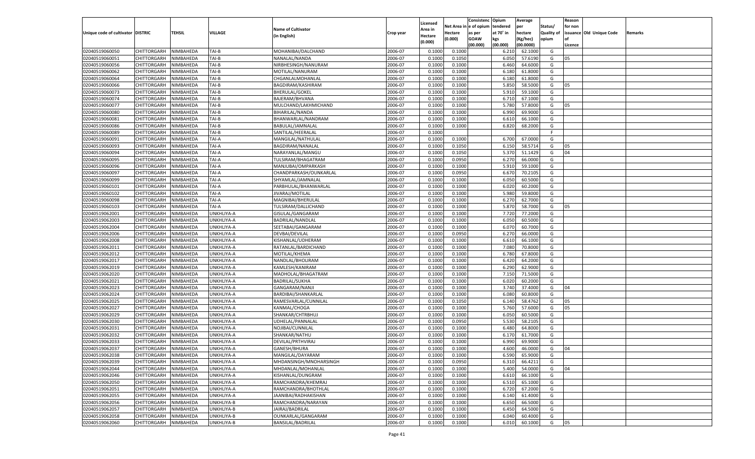| Unique code of cultivator | DISTRIC | TEHSIL | VILLAGE | Name of Cultivator (in English) | Crop year | Licensed Area in Hectare (0.000) | Net Area in Hectare (0.000) | Consistenc e of opium as per GOAW (00.000) | Opium tendered at 70° in kgs (00.000) | Average per hectare (Kg/hec) (00.0000) | Status/ Quality of opium | Reason for non issuance of Licence | Old Unique Code | Remarks |
|---|---|---|---|---|---|---|---|---|---|---|---|---|---|---|
| 02040519060050 | CHITTORGARH | NIMBAHEDA | TAI-B | MOHANIBAI/DALCHAND | 2006-07 | 0.1000 | 0.1000 | | 6.210 | 62.1000 | G | | | |
| 02040519060051 | CHITTORGARH | NIMBAHEDA | TAI-B | NANALAL/NANDA | 2006-07 | 0.1000 | 0.1050 | | 6.050 | 57.6190 | G | 05 | | |
| 02040519060056 | CHITTORGARH | NIMBAHEDA | TAI-B | NIRBHESINGH/NANURAM | 2006-07 | 0.1000 | 0.1000 | | 6.460 | 64.6000 | G | | | |
| 02040519060062 | CHITTORGARH | NIMBAHEDA | TAI-B | MOTILAL/NANURAM | 2006-07 | 0.1000 | 0.1000 | | 6.180 | 61.8000 | G | | | |
| 02040519060064 | CHITTORGARH | NIMBAHEDA | TAI-B | CHGANLALMOHANLAL | 2006-07 | 0.1000 | 0.1000 | | 6.180 | 61.8000 | G | | | |
| 02040519060066 | CHITTORGARH | NIMBAHEDA | TAI-B | BAGDIRAM/KASHIRAM | 2006-07 | 0.1000 | 0.1000 | | 5.850 | 58.5000 | G | 05 | | |
| 02040519060073 | CHITTORGARH | NIMBAHEDA | TAI-B | BHERULAL/GOKEL | 2006-07 | 0.1000 | 0.1000 | | 5.910 | 59.1000 | G | | | |
| 02040519060074 | CHITTORGARH | NIMBAHEDA | TAI-B | BAJERAM/BHVANA | 2006-07 | 0.1000 | 0.1000 | | 6.710 | 67.1000 | G | | | |
| 02040519060077 | CHITTORGARH | NIMBAHEDA | TAI-B | MULCHAND/LAKHMICHAND | 2006-07 | 0.1000 | 0.1000 | | 5.780 | 57.8000 | G | 05 | | |
| 02040519060080 | CHITTORGARH | NIMBAHEDA | TAI-B | BIHARILAL/NANDA | 2006-07 | 0.1000 | 0.1000 | | 6.990 | 69.9000 | G | | | |
| 02040519060081 | CHITTORGARH | NIMBAHEDA | TAI-B | BHANWARLAL/NANDRAM | 2006-07 | 0.1000 | 0.1000 | | 6.610 | 66.1000 | G | | | |
| 02040519060086 | CHITTORGARH | NIMBAHEDA | TAI-B | BABULAL/JAMNALAL | 2006-07 | 0.1000 | 0.1000 | | 6.820 | 68.2000 | G | | | |
| 02040519060089 | CHITTORGARH | NIMBAHEDA | TAI-B | SANTILAL/HEERALAL | 2006-07 | 0.1000 | | | | | F | | | |
| 02040519060091 | CHITTORGARH | NIMBAHEDA | TAI-A | MANGILAL/NATHULAL | 2006-07 | 0.1000 | 0.1000 | | 6.700 | 67.0000 | G | | | |
| 02040519060093 | CHITTORGARH | NIMBAHEDA | TAI-A | BAGDIRAM/NANALAL | 2006-07 | 0.1000 | 0.1050 | | 6.150 | 58.5714 | G | 05 | | |
| 02040519060094 | CHITTORGARH | NIMBAHEDA | TAI-A | NARAYANLAL/MANGU | 2006-07 | 0.1000 | 0.1050 | | 5.370 | 51.1429 | G | 04 | | |
| 02040519060095 | CHITTORGARH | NIMBAHEDA | TAI-A | TULSIRAM/BHAGATRAM | 2006-07 | 0.1000 | 0.0950 | | 6.270 | 66.0000 | G | | | |
| 02040519060096 | CHITTORGARH | NIMBAHEDA | TAI-A | MANJUBAI/OMPARKASH | 2006-07 | 0.1000 | 0.1000 | | 5.910 | 59.1000 | G | | | |
| 02040519060097 | CHITTORGARH | NIMBAHEDA | TAI-A | CHANDPARKASH/OUNKARLAL | 2006-07 | 0.1000 | 0.0950 | | 6.670 | 70.2105 | G | | | |
| 02040519060099 | CHITTORGARH | NIMBAHEDA | TAI-A | SHYAMLAL/JAMNALAL | 2006-07 | 0.1000 | 0.1000 | | 6.050 | 60.5000 | G | | | |
| 02040519060101 | CHITTORGARH | NIMBAHEDA | TAI-A | PARBHULAL/BHANWARLAL | 2006-07 | 0.1000 | 0.1000 | | 6.020 | 60.2000 | G | | | |
| 02040519060102 | CHITTORGARH | NIMBAHEDA | TAI-A | JIVARAJ/MOTILAL | 2006-07 | 0.1000 | 0.1000 | | 5.980 | 59.8000 | G | | | |
| 02040519060098 | CHITTORGARH | NIMBAHEDA | TAI-A | MAGNIBAI/BHERULAL | 2006-07 | 0.1000 | 0.1000 | | 6.270 | 62.7000 | G | | | |
| 02040519060103 | CHITTORGARH | NIMBAHEDA | TAI-A | TULSIRAM/DALLICHAND | 2006-07 | 0.1000 | 0.1000 | | 5.870 | 58.7000 | G | 05 | | |
| 02040519062001 | CHITTORGARH | NIMBAHEDA | UNKHLIYA-A | GISULAL/GANGARAM | 2006-07 | 0.1000 | 0.1000 | | 7.720 | 77.2000 | G | | | |
| 02040519062003 | CHITTORGARH | NIMBAHEDA | UNKHLIYA-A | BADRILAL/NANDLAL | 2006-07 | 0.1000 | 0.1000 | | 6.050 | 60.5000 | G | | | |
| 02040519062004 | CHITTORGARH | NIMBAHEDA | UNKHLIYA-A | SEETABAI/GANGARAM | 2006-07 | 0.1000 | 0.1000 | | 6.070 | 60.7000 | G | | | |
| 02040519062006 | CHITTORGARH | NIMBAHEDA | UNKHLIYA-A | DEVBAI/DEVILAL | 2006-07 | 0.1000 | 0.0950 | | 6.270 | 66.0000 | G | | | |
| 02040519062008 | CHITTORGARH | NIMBAHEDA | UNKHLIYA-A | KISHANLAL/UDHERAM | 2006-07 | 0.1000 | 0.1000 | | 6.610 | 66.1000 | G | | | |
| 02040519062011 | CHITTORGARH | NIMBAHEDA | UNKHLIYA-A | RATANLAL/BARDICHAND | 2006-07 | 0.1000 | 0.1000 | | 7.080 | 70.8000 | G | | | |
| 02040519062012 | CHITTORGARH | NIMBAHEDA | UNKHLIYA-A | MOTILAL/KHEMA | 2006-07 | 0.1000 | 0.1000 | | 6.780 | 67.8000 | G | | | |
| 02040519062017 | CHITTORGARH | NIMBAHEDA | UNKHLIYA-A | NANDLAL/BHOLIRAM | 2006-07 | 0.1000 | 0.1000 | | 6.420 | 64.2000 | G | | | |
| 02040519062019 | CHITTORGARH | NIMBAHEDA | UNKHLIYA-A | KAMLESH/KANIRAM | 2006-07 | 0.1000 | 0.1000 | | 6.290 | 62.9000 | G | | | |
| 02040519062020 | CHITTORGARH | NIMBAHEDA | UNKHLIYA-A | MADHOLAL/BHAGATRAM | 2006-07 | 0.1000 | 0.1000 | | 7.150 | 71.5000 | G | | | |
| 02040519062021 | CHITTORGARH | NIMBAHEDA | UNKHLIYA-A | BADRILAL/SUKHA | 2006-07 | 0.1000 | 0.1000 | | 6.020 | 60.2000 | G | | | |
| 02040519062023 | CHITTORGARH | NIMBAHEDA | UNKHLIYA-A | GANGARAM/NANJI | 2006-07 | 0.1000 | 0.1000 | | 3.740 | 37.4000 | G | 04 | | |
| 02040519062024 | CHITTORGARH | NIMBAHEDA | UNKHLIYA-A | BARDIBAI/SHANKARLAL | 2006-07 | 0.1000 | 0.1000 | | 6.080 | 60.8000 | G | | | |
| 02040519062025 | CHITTORGARH | NIMBAHEDA | UNKHLIYA-A | RAMESVARLAL/CUNNILAL | 2006-07 | 0.1000 | 0.1050 | | 6.140 | 58.4762 | G | 05 | | |
| 02040519062027 | CHITTORGARH | NIMBAHEDA | UNKHLIYA-A | KANMAL/CHOGA | 2006-07 | 0.1000 | 0.1000 | | 5.760 | 57.6000 | G | 05 | | |
| 02040519062029 | CHITTORGARH | NIMBAHEDA | UNKHLIYA-A | SHANKAR/CHTRBHUJ | 2006-07 | 0.1000 | 0.1000 | | 6.050 | 60.5000 | G | | | |
| 02040519062030 | CHITTORGARH | NIMBAHEDA | UNKHLIYA-A | UDHELAL/PANNALAL | 2006-07 | 0.1000 | 0.0950 | | 5.530 | 58.2105 | G | | | |
| 02040519062031 | CHITTORGARH | NIMBAHEDA | UNKHLIYA-A | NOJIBAI/CUNNILAL | 2006-07 | 0.1000 | 0.1000 | | 6.480 | 64.8000 | G | | | |
| 02040519062032 | CHITTORGARH | NIMBAHEDA | UNKHLIYA-A | SHANKAR/NATHU | 2006-07 | 0.1000 | 0.1000 | | 6.170 | 61.7000 | G | | | |
| 02040519062033 | CHITTORGARH | NIMBAHEDA | UNKHLIYA-A | DEVILAL/PRTHVIRAJ | 2006-07 | 0.1000 | 0.1000 | | 6.990 | 69.9000 | G | | | |
| 02040519062037 | CHITTORGARH | NIMBAHEDA | UNKHLIYA-A | GANESH/BHURA | 2006-07 | 0.1000 | 0.1000 | | 4.600 | 46.0000 | G | 04 | | |
| 02040519062038 | CHITTORGARH | NIMBAHEDA | UNKHLIYA-A | MANGILAL/DAYARAM | 2006-07 | 0.1000 | 0.1000 | | 6.590 | 65.9000 | G | | | |
| 02040519062039 | CHITTORGARH | NIMBAHEDA | UNKHLIYA-A | MHDANSINGH/MNOHARSINGH | 2006-07 | 0.1000 | 0.0950 | | 6.310 | 66.4211 | G | | | |
| 02040519062044 | CHITTORGARH | NIMBAHEDA | UNKHLIYA-A | MHDANLAL/MOHANLAL | 2006-07 | 0.1000 | 0.1000 | | 5.400 | 54.0000 | G | 04 | | |
| 02040519062046 | CHITTORGARH | NIMBAHEDA | UNKHLIYA-A | KISHANLAL/DUNGRAM | 2006-07 | 0.1000 | 0.1000 | | 6.610 | 66.1000 | G | | | |
| 02040519062050 | CHITTORGARH | NIMBAHEDA | UNKHLIYA-A | RAMCHANDRA/KHEMRAJ | 2006-07 | 0.1000 | 0.1000 | | 6.510 | 65.1000 | G | | | |
| 02040519062051 | CHITTORGARH | NIMBAHEDA | UNKHLIYA-A | RAMCHANDRA/BHOTHLAL | 2006-07 | 0.1000 | 0.1000 | | 6.720 | 67.2000 | G | | | |
| 02040519062055 | CHITTORGARH | NIMBAHEDA | UNKHLIYA-A | JAANIBAI/RADHAKISHAN | 2006-07 | 0.1000 | 0.1000 | | 6.140 | 61.4000 | G | | | |
| 02040519062056 | CHITTORGARH | NIMBAHEDA | UNKHLIYA-B | RAMCHANDRA/NARAYAN | 2006-07 | 0.1000 | 0.1000 | | 6.650 | 66.5000 | G | | | |
| 02040519062057 | CHITTORGARH | NIMBAHEDA | UNKHLIYA-B | JAIRAJ/BADRILAL | 2006-07 | 0.1000 | 0.1000 | | 6.450 | 64.5000 | G | | | |
| 02040519062058 | CHITTORGARH | NIMBAHEDA | UNKHLIYA-B | OUNKARLAL/GANGARAM | 2006-07 | 0.1000 | 0.1000 | | 6.040 | 60.4000 | G | | | |
| 02040519062060 | CHITTORGARH | NIMBAHEDA | UNKHLIYA-B | BANSILAL/BADRILAL | 2006-07 | 0.1000 | 0.1000 | | 6.010 | 60.1000 | G | 05 | | |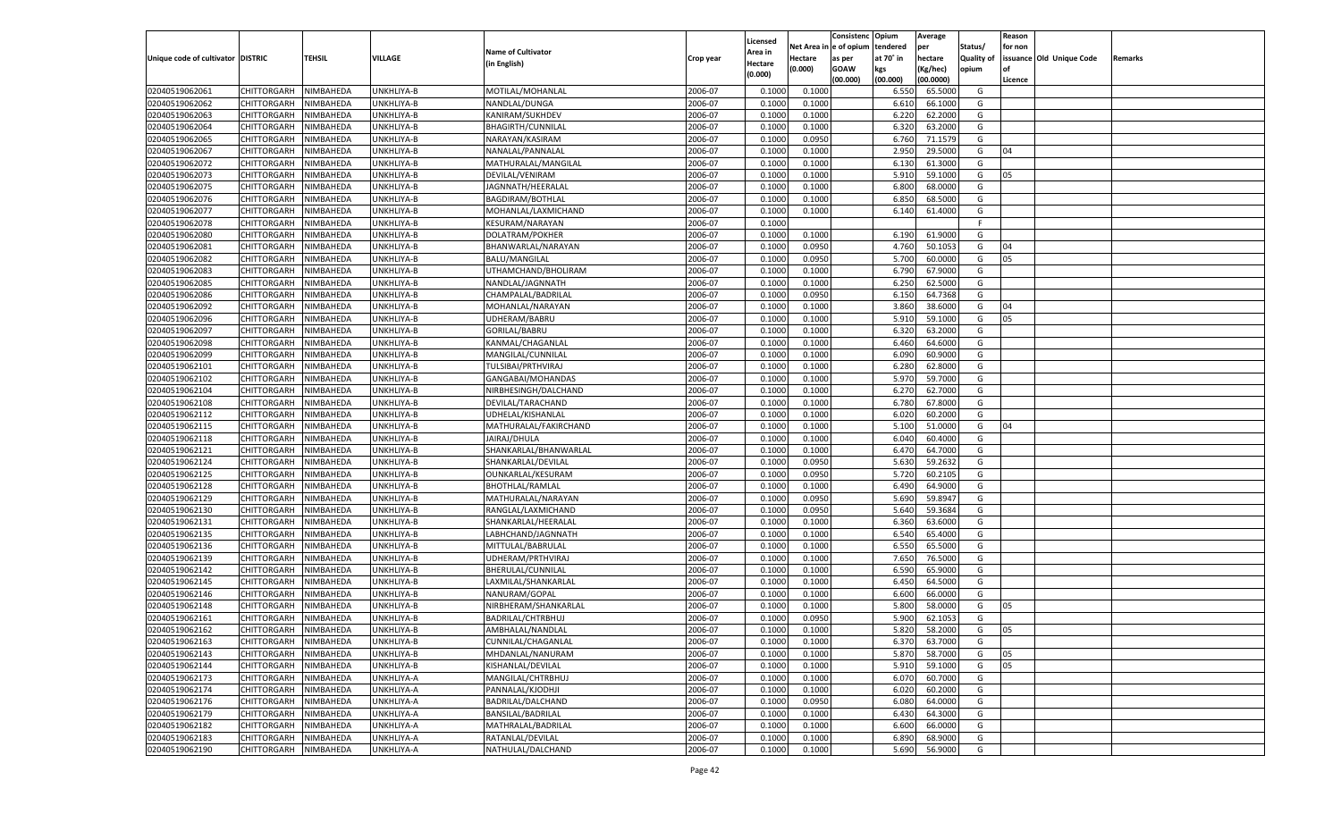| Unique code of cultivator | DISTRIC | TEHSIL | VILLAGE | Name of Cultivator (in English) | Crop year | Licensed Area in Hectare (0.000) | Net Area in Hectare (0.000) | Consistenc e of opium as per GOAW (00.000) | Opium tendered at 70° in kgs (00.000) | Average per hectare (Kg/hec) (00.0000) | Status/ Quality of opium | Reason for non issuance of Licence | Old Unique Code | Remarks |
|---|---|---|---|---|---|---|---|---|---|---|---|---|---|---|
| 02040519062061 | CHITTORGARH | NIMBAHEDA | UNKHLIYA-B | MOTILAL/MOHANLAL | 2006-07 | 0.1000 | 0.1000 | | 6.550 | 65.5000 | G | | | |
| 02040519062062 | CHITTORGARH | NIMBAHEDA | UNKHLIYA-B | NANDLAL/DUNGA | 2006-07 | 0.1000 | 0.1000 | | 6.610 | 66.1000 | G | | | |
| 02040519062063 | CHITTORGARH | NIMBAHEDA | UNKHLIYA-B | KANIRAM/SUKHDEV | 2006-07 | 0.1000 | 0.1000 | | 6.220 | 62.2000 | G | | | |
| 02040519062064 | CHITTORGARH | NIMBAHEDA | UNKHLIYA-B | BHAGIRTH/CUNNILAL | 2006-07 | 0.1000 | 0.1000 | | 6.320 | 63.2000 | G | | | |
| 02040519062065 | CHITTORGARH | NIMBAHEDA | UNKHLIYA-B | NARAYAN/KASIRAM | 2006-07 | 0.1000 | 0.0950 | | 6.760 | 71.1579 | G | | | |
| 02040519062067 | CHITTORGARH | NIMBAHEDA | UNKHLIYA-B | NANALAL/PANNALAL | 2006-07 | 0.1000 | 0.1000 | | 2.950 | 29.5000 | G | 04 | | |
| 02040519062072 | CHITTORGARH | NIMBAHEDA | UNKHLIYA-B | MATHURALAL/MANGILAL | 2006-07 | 0.1000 | 0.1000 | | 6.130 | 61.3000 | G | | | |
| 02040519062073 | CHITTORGARH | NIMBAHEDA | UNKHLIYA-B | DEVILAL/VENIRAM | 2006-07 | 0.1000 | 0.1000 | | 5.910 | 59.1000 | G | 05 | | |
| 02040519062075 | CHITTORGARH | NIMBAHEDA | UNKHLIYA-B | JAGNNATH/HEERALAL | 2006-07 | 0.1000 | 0.1000 | | 6.800 | 68.0000 | G | | | |
| 02040519062076 | CHITTORGARH | NIMBAHEDA | UNKHLIYA-B | BAGDIRAM/BOTHLAL | 2006-07 | 0.1000 | 0.1000 | | 6.850 | 68.5000 | G | | | |
| 02040519062077 | CHITTORGARH | NIMBAHEDA | UNKHLIYA-B | MOHANLAL/LAXMICHAND | 2006-07 | 0.1000 | 0.1000 | | 6.140 | 61.4000 | G | | | |
| 02040519062078 | CHITTORGARH | NIMBAHEDA | UNKHLIYA-B | KESURAM/NARAYAN | 2006-07 | 0.1000 | | | | | F | | | |
| 02040519062080 | CHITTORGARH | NIMBAHEDA | UNKHLIYA-B | DOLATRAM/POKHER | 2006-07 | 0.1000 | 0.1000 | | 6.190 | 61.9000 | G | | | |
| 02040519062081 | CHITTORGARH | NIMBAHEDA | UNKHLIYA-B | BHANWARLAL/NARAYAN | 2006-07 | 0.1000 | 0.0950 | | 4.760 | 50.1053 | G | 04 | | |
| 02040519062082 | CHITTORGARH | NIMBAHEDA | UNKHLIYA-B | BALU/MANGILAL | 2006-07 | 0.1000 | 0.0950 | | 5.700 | 60.0000 | G | 05 | | |
| 02040519062083 | CHITTORGARH | NIMBAHEDA | UNKHLIYA-B | UTHAMCHAND/BHOLIRAM | 2006-07 | 0.1000 | 0.1000 | | 6.790 | 67.9000 | G | | | |
| 02040519062085 | CHITTORGARH | NIMBAHEDA | UNKHLIYA-B | NANDLAL/JAGNNATH | 2006-07 | 0.1000 | 0.1000 | | 6.250 | 62.5000 | G | | | |
| 02040519062086 | CHITTORGARH | NIMBAHEDA | UNKHLIYA-B | CHAMPALAL/BADRILAL | 2006-07 | 0.1000 | 0.0950 | | 6.150 | 64.7368 | G | | | |
| 02040519062092 | CHITTORGARH | NIMBAHEDA | UNKHLIYA-B | MOHANLAL/NARAYAN | 2006-07 | 0.1000 | 0.1000 | | 3.860 | 38.6000 | G | 04 | | |
| 02040519062096 | CHITTORGARH | NIMBAHEDA | UNKHLIYA-B | UDHERAM/BABRU | 2006-07 | 0.1000 | 0.1000 | | 5.910 | 59.1000 | G | 05 | | |
| 02040519062097 | CHITTORGARH | NIMBAHEDA | UNKHLIYA-B | GORILAL/BABRU | 2006-07 | 0.1000 | 0.1000 | | 6.320 | 63.2000 | G | | | |
| 02040519062098 | CHITTORGARH | NIMBAHEDA | UNKHLIYA-B | KANMAL/CHAGANLAL | 2006-07 | 0.1000 | 0.1000 | | 6.460 | 64.6000 | G | | | |
| 02040519062099 | CHITTORGARH | NIMBAHEDA | UNKHLIYA-B | MANGILAL/CUNNILAL | 2006-07 | 0.1000 | 0.1000 | | 6.090 | 60.9000 | G | | | |
| 02040519062101 | CHITTORGARH | NIMBAHEDA | UNKHLIYA-B | TULSIBAI/PRTHVIRAJ | 2006-07 | 0.1000 | 0.1000 | | 6.280 | 62.8000 | G | | | |
| 02040519062102 | CHITTORGARH | NIMBAHEDA | UNKHLIYA-B | GANGABAI/MOHANDAS | 2006-07 | 0.1000 | 0.1000 | | 5.970 | 59.7000 | G | | | |
| 02040519062104 | CHITTORGARH | NIMBAHEDA | UNKHLIYA-B | NIRBHESINGH/DALCHAND | 2006-07 | 0.1000 | 0.1000 | | 6.270 | 62.7000 | G | | | |
| 02040519062108 | CHITTORGARH | NIMBAHEDA | UNKHLIYA-B | DEVILAL/TARACHAND | 2006-07 | 0.1000 | 0.1000 | | 6.780 | 67.8000 | G | | | |
| 02040519062112 | CHITTORGARH | NIMBAHEDA | UNKHLIYA-B | UDHELAL/KISHANLAL | 2006-07 | 0.1000 | 0.1000 | | 6.020 | 60.2000 | G | | | |
| 02040519062115 | CHITTORGARH | NIMBAHEDA | UNKHLIYA-B | MATHURALAL/FAKIRCHAND | 2006-07 | 0.1000 | 0.1000 | | 5.100 | 51.0000 | G | 04 | | |
| 02040519062118 | CHITTORGARH | NIMBAHEDA | UNKHLIYA-B | JAIRAJ/DHULA | 2006-07 | 0.1000 | 0.1000 | | 6.040 | 60.4000 | G | | | |
| 02040519062121 | CHITTORGARH | NIMBAHEDA | UNKHLIYA-B | SHANKARLAL/BHANWARLAL | 2006-07 | 0.1000 | 0.1000 | | 6.470 | 64.7000 | G | | | |
| 02040519062124 | CHITTORGARH | NIMBAHEDA | UNKHLIYA-B | SHANKARLAL/DEVILAL | 2006-07 | 0.1000 | 0.0950 | | 5.630 | 59.2632 | G | | | |
| 02040519062125 | CHITTORGARH | NIMBAHEDA | UNKHLIYA-B | OUNKARLAL/KESURAM | 2006-07 | 0.1000 | 0.0950 | | 5.720 | 60.2105 | G | | | |
| 02040519062128 | CHITTORGARH | NIMBAHEDA | UNKHLIYA-B | BHOTHLAL/RAMLAL | 2006-07 | 0.1000 | 0.1000 | | 6.490 | 64.9000 | G | | | |
| 02040519062129 | CHITTORGARH | NIMBAHEDA | UNKHLIYA-B | MATHURALAL/NARAYAN | 2006-07 | 0.1000 | 0.0950 | | 5.690 | 59.8947 | G | | | |
| 02040519062130 | CHITTORGARH | NIMBAHEDA | UNKHLIYA-B | RANGLAL/LAXMICHAND | 2006-07 | 0.1000 | 0.0950 | | 5.640 | 59.3684 | G | | | |
| 02040519062131 | CHITTORGARH | NIMBAHEDA | UNKHLIYA-B | SHANKARLAL/HEERALAL | 2006-07 | 0.1000 | 0.1000 | | 6.360 | 63.6000 | G | | | |
| 02040519062135 | CHITTORGARH | NIMBAHEDA | UNKHLIYA-B | LABHCHAND/JAGNNATH | 2006-07 | 0.1000 | 0.1000 | | 6.540 | 65.4000 | G | | | |
| 02040519062136 | CHITTORGARH | NIMBAHEDA | UNKHLIYA-B | MITTULAL/BABRULAL | 2006-07 | 0.1000 | 0.1000 | | 6.550 | 65.5000 | G | | | |
| 02040519062139 | CHITTORGARH | NIMBAHEDA | UNKHLIYA-B | UDHERAM/PRTHVIRAJ | 2006-07 | 0.1000 | 0.1000 | | 7.650 | 76.5000 | G | | | |
| 02040519062142 | CHITTORGARH | NIMBAHEDA | UNKHLIYA-B | BHERULAL/CUNNILAL | 2006-07 | 0.1000 | 0.1000 | | 6.590 | 65.9000 | G | | | |
| 02040519062145 | CHITTORGARH | NIMBAHEDA | UNKHLIYA-B | LAXMILAL/SHANKARLAL | 2006-07 | 0.1000 | 0.1000 | | 6.450 | 64.5000 | G | | | |
| 02040519062146 | CHITTORGARH | NIMBAHEDA | UNKHLIYA-B | NANURAM/GOPAL | 2006-07 | 0.1000 | 0.1000 | | 6.600 | 66.0000 | G | | | |
| 02040519062148 | CHITTORGARH | NIMBAHEDA | UNKHLIYA-B | NIRBHERAM/SHANKARLAL | 2006-07 | 0.1000 | 0.1000 | | 5.800 | 58.0000 | G | 05 | | |
| 02040519062161 | CHITTORGARH | NIMBAHEDA | UNKHLIYA-B | BADRILAL/CHTRBHUJ | 2006-07 | 0.1000 | 0.0950 | | 5.900 | 62.1053 | G | | | |
| 02040519062162 | CHITTORGARH | NIMBAHEDA | UNKHLIYA-B | AMBHALAL/NANDLAL | 2006-07 | 0.1000 | 0.1000 | | 5.820 | 58.2000 | G | 05 | | |
| 02040519062163 | CHITTORGARH | NIMBAHEDA | UNKHLIYA-B | CUNNILAL/CHAGANLAL | 2006-07 | 0.1000 | 0.1000 | | 6.370 | 63.7000 | G | | | |
| 02040519062143 | CHITTORGARH | NIMBAHEDA | UNKHLIYA-B | MHDANLAL/NANURAM | 2006-07 | 0.1000 | 0.1000 | | 5.870 | 58.7000 | G | 05 | | |
| 02040519062144 | CHITTORGARH | NIMBAHEDA | UNKHLIYA-B | KISHANLAL/DEVILAL | 2006-07 | 0.1000 | 0.1000 | | 5.910 | 59.1000 | G | 05 | | |
| 02040519062173 | CHITTORGARH | NIMBAHEDA | UNKHLIYA-A | MANGILAL/CHTRBHUJ | 2006-07 | 0.1000 | 0.1000 | | 6.070 | 60.7000 | G | | | |
| 02040519062174 | CHITTORGARH | NIMBAHEDA | UNKHLIYA-A | PANNALAL/KJODHJI | 2006-07 | 0.1000 | 0.1000 | | 6.020 | 60.2000 | G | | | |
| 02040519062176 | CHITTORGARH | NIMBAHEDA | UNKHLIYA-A | BADRILAL/DALCHAND | 2006-07 | 0.1000 | 0.0950 | | 6.080 | 64.0000 | G | | | |
| 02040519062179 | CHITTORGARH | NIMBAHEDA | UNKHLIYA-A | BANSILAL/BADRILAL | 2006-07 | 0.1000 | 0.1000 | | 6.430 | 64.3000 | G | | | |
| 02040519062182 | CHITTORGARH | NIMBAHEDA | UNKHLIYA-A | MATHRALAL/BADRILAL | 2006-07 | 0.1000 | 0.1000 | | 6.600 | 66.0000 | G | | | |
| 02040519062183 | CHITTORGARH | NIMBAHEDA | UNKHLIYA-A | RATANLAL/DEVILAL | 2006-07 | 0.1000 | 0.1000 | | 6.890 | 68.9000 | G | | | |
| 02040519062190 | CHITTORGARH | NIMBAHEDA | UNKHLIYA-A | NATHULAL/DALCHAND | 2006-07 | 0.1000 | 0.1000 | | 5.690 | 56.9000 | G | | | |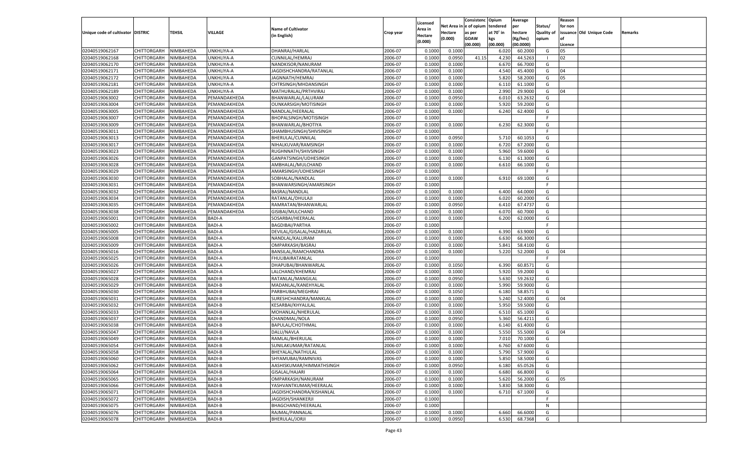| Unique code of cultivator | DISTRIC | TEHSIL | VILLAGE | Name of Cultivator (in English) | Crop year | Licensed Area in Hectare (0.000) | Net Area in Hectare (0.000) | Consistenc e of opium as per GOAW (00.000) | Opium tendered at 70° in kgs (00.000) | Average per hectare (Kg/hec) (00.0000) | Status/ Quality of opium | Reason for non issuance of Licence | Old Unique Code | Remarks |
|---|---|---|---|---|---|---|---|---|---|---|---|---|---|---|
| 02040519062167 | CHITTORGARH | NIMBAHEDA | UNKHLIYA-A | DHANRAJ/HARLAL | 2006-07 | 0.1000 | 0.1000 | | 6.020 | 60.2000 | G | 05 | | |
| 02040519062168 | CHITTORGARH | NIMBAHEDA | UNKHLIYA-A | CUNNILAL/HEMRAJ | 2006-07 | 0.1000 | 0.0950 | 41.15 | 4.230 | 44.5263 | I | 02 | | |
| 02040519062170 | CHITTORGARH | NIMBAHEDA | UNKHLIYA-A | NANDKISOR/NANURAM | 2006-07 | 0.1000 | 0.1000 | | 6.670 | 66.7000 | G | | | |
| 02040519062171 | CHITTORGARH | NIMBAHEDA | UNKHLIYA-A | JAGDISHCHANDRA/RATANLAL | 2006-07 | 0.1000 | 0.1000 | | 4.540 | 45.4000 | G | 04 | | |
| 02040519062172 | CHITTORGARH | NIMBAHEDA | UNKHLIYA-A | JAGNNATH/HEMRAJ | 2006-07 | 0.1000 | 0.1000 | | 5.820 | 58.2000 | G | 05 | | |
| 02040519062181 | CHITTORGARH | NIMBAHEDA | UNKHLIYA-A | CHTRSINGH/MHDANSINGH | 2006-07 | 0.1000 | 0.1000 | | 6.110 | 61.1000 | G | | | |
| 02040519062189 | CHITTORGARH | NIMBAHEDA | UNKHLIYA-A | MATHURALAL/PRTHVIRAJ | 2006-07 | 0.1000 | 0.1000 | | 2.990 | 29.9000 | G | 04 | | |
| 02040519063002 | CHITTORGARH | NIMBAHEDA | PEMANDAKHEDA | BHANWARLAL/LALURAM | 2006-07 | 0.1000 | 0.0950 | | 6.010 | 63.2632 | G | | | |
| 02040519063004 | CHITTORGARH | NIMBAHEDA | PEMANDAKHEDA | OUNKARSIGH/MOTISINGH | 2006-07 | 0.1000 | 0.1000 | | 5.920 | 59.2000 | G | | | |
| 02040519063005 | CHITTORGARH | NIMBAHEDA | PEMANDAKHEDA | NANDLAL/HEERALAL | 2006-07 | 0.1000 | 0.1000 | | 6.240 | 62.4000 | G | | | |
| 02040519063007 | CHITTORGARH | NIMBAHEDA | PEMANDAKHEDA | BHOPALSINGH/MOTISINGH | 2006-07 | 0.1000 | | | | | F | | | |
| 02040519063009 | CHITTORGARH | NIMBAHEDA | PEMANDAKHEDA | BHANWARLAL/BHOTIYA | 2006-07 | 0.1000 | 0.1000 | | 6.230 | 62.3000 | G | | | |
| 02040519063011 | CHITTORGARH | NIMBAHEDA | PEMANDAKHEDA | SHAMBHUSINGH/SHIVSINGH | 2006-07 | 0.1000 | | | | | F | | | |
| 02040519063013 | CHITTORGARH | NIMBAHEDA | PEMANDAKHEDA | BHERULAL/CUNNILAL | 2006-07 | 0.1000 | 0.0950 | | 5.710 | 60.1053 | G | | | |
| 02040519063017 | CHITTORGARH | NIMBAHEDA | PEMANDAKHEDA | NIHALKUVAR/RAMSINGH | 2006-07 | 0.1000 | 0.1000 | | 6.720 | 67.2000 | G | | | |
| 02040519063023 | CHITTORGARH | NIMBAHEDA | PEMANDAKHEDA | RUGHNNATH/SHIVSINGH | 2006-07 | 0.1000 | 0.1000 | | 5.960 | 59.6000 | G | | | |
| 02040519063026 | CHITTORGARH | NIMBAHEDA | PEMANDAKHEDA | GANPATSINGH/UDHESINGH | 2006-07 | 0.1000 | 0.1000 | | 6.130 | 61.3000 | G | | | |
| 02040519063028 | CHITTORGARH | NIMBAHEDA | PEMANDAKHEDA | AMBHALAL/MULCHAND | 2006-07 | 0.1000 | 0.1000 | | 6.610 | 66.1000 | G | | | |
| 02040519063029 | CHITTORGARH | NIMBAHEDA | PEMANDAKHEDA | AMARSINGH/UDHESINGH | 2006-07 | 0.1000 | | | | | F | | | |
| 02040519063030 | CHITTORGARH | NIMBAHEDA | PEMANDAKHEDA | SOBHALAL/NANDLAL | 2006-07 | 0.1000 | 0.1000 | | 6.910 | 69.1000 | G | | | |
| 02040519063031 | CHITTORGARH | NIMBAHEDA | PEMANDAKHEDA | BHANWARSINGH/AMARSINGH | 2006-07 | 0.1000 | | | | | F | | | |
| 02040519063032 | CHITTORGARH | NIMBAHEDA | PEMANDAKHEDA | BASRAJ/NANDLAL | 2006-07 | 0.1000 | 0.1000 | | 6.400 | 64.0000 | G | | | |
| 02040519063034 | CHITTORGARH | NIMBAHEDA | PEMANDAKHEDA | RATANLAL/DHULAJI | 2006-07 | 0.1000 | 0.1000 | | 6.020 | 60.2000 | G | | | |
| 02040519063035 | CHITTORGARH | NIMBAHEDA | PEMANDAKHEDA | RAMRATAN/BHANWARLAL | 2006-07 | 0.1000 | 0.0950 | | 6.410 | 67.4737 | G | | | |
| 02040519063038 | CHITTORGARH | NIMBAHEDA | PEMANDAKHEDA | GISIBAI/MULCHAND | 2006-07 | 0.1000 | 0.1000 | | 6.070 | 60.7000 | G | | | |
| 02040519065001 | CHITTORGARH | NIMBAHEDA | BADI-A | SOSARBAI/HEERALAL | 2006-07 | 0.1000 | 0.1000 | | 6.200 | 62.0000 | G | | | |
| 02040519065002 | CHITTORGARH | NIMBAHEDA | BADI-A | BAGDIBAI/PARTHA | 2006-07 | 0.1000 | | | | | F | | | |
| 02040519065005 | CHITTORGARH | NIMBAHEDA | BADI-A | DEVILAL/GISALAL/HAZARILAL | 2006-07 | 0.1000 | 0.1000 | | 6.390 | 63.9000 | G | | | |
| 02040519065008 | CHITTORGARH | NIMBAHEDA | BADI-A | NANDLAL/KALURAM | 2006-07 | 0.1000 | 0.1000 | | 6.630 | 66.3000 | G | | | |
| 02040519065009 | CHITTORGARH | NIMBAHEDA | BADI-A | OMPARKASH/BASRAJ | 2006-07 | 0.1000 | 0.1000 | | 5.841 | 58.4100 | G | | | |
| 02040519065016 | CHITTORGARH | NIMBAHEDA | BADI-A | BANSILAL/RAMCHANDRA | 2006-07 | 0.1000 | 0.1000 | | 5.220 | 52.2000 | G | 04 | | |
| 02040519065025 | CHITTORGARH | NIMBAHEDA | BADI-A | FHULIBAIRATANLAL | 2006-07 | 0.1000 | | | | | F | | | |
| 02040519065026 | CHITTORGARH | NIMBAHEDA | BADI-A | DHAPUBAI/BHANWARLAL | 2006-07 | 0.1000 | 0.1050 | | 6.390 | 60.8571 | G | | | |
| 02040519065027 | CHITTORGARH | NIMBAHEDA | BADI-A | LALCHAND/KHEMRAJ | 2006-07 | 0.1000 | 0.1000 | | 5.920 | 59.2000 | G | | | |
| 02040519065028 | CHITTORGARH | NIMBAHEDA | BADI-B | RATANLAL/MANGILAL | 2006-07 | 0.1000 | 0.0950 | | 5.630 | 59.2632 | G | | | |
| 02040519065029 | CHITTORGARH | NIMBAHEDA | BADI-B | MADANLAL/KANEHYALAL | 2006-07 | 0.1000 | 0.1000 | | 5.990 | 59.9000 | G | | | |
| 02040519065030 | CHITTORGARH | NIMBAHEDA | BADI-B | PARBHUBAI/MEGHRAJ | 2006-07 | 0.1000 | 0.1050 | | 6.180 | 58.8571 | G | | | |
| 02040519065031 | CHITTORGARH | NIMBAHEDA | BADI-B | SURESHCHANDRA/MANKLAL | 2006-07 | 0.1000 | 0.1000 | | 5.240 | 52.4000 | G | 04 | | |
| 02040519065032 | CHITTORGARH | NIMBAHEDA | BADI-B | KESARBAI/KHYALILAL | 2006-07 | 0.1000 | 0.1000 | | 5.950 | 59.5000 | G | | | |
| 02040519065033 | CHITTORGARH | NIMBAHEDA | BADI-B | MOHANLAL/NHERULAL | 2006-07 | 0.1000 | 0.1000 | | 6.510 | 65.1000 | G | | | |
| 02040519065037 | CHITTORGARH | NIMBAHEDA | BADI-B | CHANDMAL/NOLA | 2006-07 | 0.1000 | 0.0950 | | 5.360 | 56.4211 | G | | | |
| 02040519065038 | CHITTORGARH | NIMBAHEDA | BADI-B | BAPULAL/CHOTHMAL | 2006-07 | 0.1000 | 0.1000 | | 6.140 | 61.4000 | G | | | |
| 02040519065047 | CHITTORGARH | NIMBAHEDA | BADI-B | DALU/NAVLA | 2006-07 | 0.1000 | 0.1000 | | 5.550 | 55.5000 | G | 04 | | |
| 02040519065049 | CHITTORGARH | NIMBAHEDA | BADI-B | RAMLAL/BHERULAL | 2006-07 | 0.1000 | 0.1000 | | 7.010 | 70.1000 | G | | | |
| 02040519065054 | CHITTORGARH | NIMBAHEDA | BADI-B | SUNILAKUMAR/RATANLAL | 2006-07 | 0.1000 | 0.1000 | | 6.760 | 67.6000 | G | | | |
| 02040519065058 | CHITTORGARH | NIMBAHEDA | BADI-B | BHEYALAL/NATHULAL | 2006-07 | 0.1000 | 0.1000 | | 5.790 | 57.9000 | G | | | |
| 02040519065060 | CHITTORGARH | NIMBAHEDA | BADI-B | SHYAMUBAI/RAMNIVAS | 2006-07 | 0.1000 | 0.1000 | | 5.850 | 58.5000 | G | | | |
| 02040519065062 | CHITTORGARH | NIMBAHEDA | BADI-B | AASHISKUMAR/HIMMATHSINGH | 2006-07 | 0.1000 | 0.0950 | | 6.180 | 65.0526 | G | | | |
| 02040519065064 | CHITTORGARH | NIMBAHEDA | BADI-B | GISALAL/HAJARI | 2006-07 | 0.1000 | 0.1000 | | 6.680 | 66.8000 | G | | | |
| 02040519065065 | CHITTORGARH | NIMBAHEDA | BADI-B | OMPARKASH/NANURAM | 2006-07 | 0.1000 | 0.1000 | | 5.620 | 56.2000 | G | 05 | | |
| 02040519065066 | CHITTORGARH | NIMBAHEDA | BADI-B | YASHVANTKUMAR/HEERALAL | 2006-07 | 0.1000 | 0.1000 | | 5.830 | 58.3000 | G | | | |
| 02040519065071 | CHITTORGARH | NIMBAHEDA | BADI-B | JAGDISHCHANDRA/KISHANLAL | 2006-07 | 0.1000 | 0.1000 | | 6.710 | 67.1000 | G | | | |
| 02040519065072 | CHITTORGARH | NIMBAHEDA | BADI-B | JAGDISH/SHANKERJI | 2006-07 | 0.1000 | | | | | F | | | |
| 02040519065075 | CHITTORGARH | NIMBAHEDA | BADI-B | BHAGCHAND/HEERALAL | 2006-07 | 0.1000 | | | | | N | | | |
| 02040519065076 | CHITTORGARH | NIMBAHEDA | BADI-B | RAJMAL/PANNALAL | 2006-07 | 0.1000 | 0.1000 | | 6.660 | 66.6000 | G | | | |
| 02040519065078 | CHITTORGARH | NIMBAHEDA | BADI-B | BHERULAL/JORJI | 2006-07 | 0.1000 | 0.0950 | | 6.530 | 68.7368 | G | | | |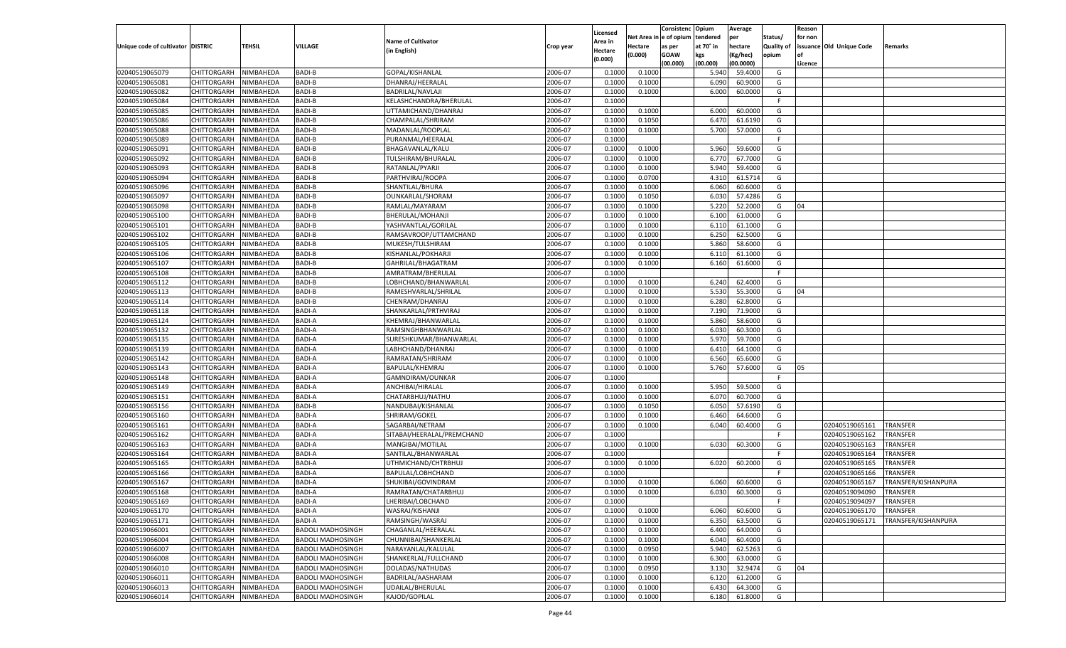| Unique code of cultivator | DISTRIC | TEHSIL | VILLAGE | Name of Cultivator (in English) | Crop year | Licensed Area in Hectare (0.000) | Net Area in Hectare (0.000) | Consistence of opium as per GOAW (00.000) | Opium tendered at 70° in kgs (00.000) | Average per hectare (Kg/hec) (00.0000) | Status/ Quality of opium | Reason for non issuance of Licence | Old Unique Code | Remarks |
|---|---|---|---|---|---|---|---|---|---|---|---|---|---|---|
| 02040519065079 | CHITTORGARH | NIMBAHEDA | BADI-B | GOPAL/KISHANLAL | 2006-07 | 0.1000 | 0.1000 | | 5.940 | 59.4000 | G | | | |
| 02040519065081 | CHITTORGARH | NIMBAHEDA | BADI-B | DHANRAJ/HEERALAL | 2006-07 | 0.1000 | 0.1000 | | 6.090 | 60.9000 | G | | | |
| 02040519065082 | CHITTORGARH | NIMBAHEDA | BADI-B | BADRILAL/NAVLAJI | 2006-07 | 0.1000 | 0.1000 | | 6.000 | 60.0000 | G | | | |
| 02040519065084 | CHITTORGARH | NIMBAHEDA | BADI-B | KELASHCHANDRA/BHERULAL | 2006-07 | 0.1000 | | | | | F | | | |
| 02040519065085 | CHITTORGARH | NIMBAHEDA | BADI-B | UTTAMICHAND/DHANRAJ | 2006-07 | 0.1000 | 0.1000 | | 6.000 | 60.0000 | G | | | |
| 02040519065086 | CHITTORGARH | NIMBAHEDA | BADI-B | CHAMPALAL/SHRIRAM | 2006-07 | 0.1000 | 0.1050 | | 6.470 | 61.6190 | G | | | |
| 02040519065088 | CHITTORGARH | NIMBAHEDA | BADI-B | MADANLAL/ROOPLAL | 2006-07 | 0.1000 | 0.1000 | | 5.700 | 57.0000 | G | | | |
| 02040519065089 | CHITTORGARH | NIMBAHEDA | BADI-B | PURANMAL/HEERALAL | 2006-07 | 0.1000 | | | | | F | | | |
| 02040519065091 | CHITTORGARH | NIMBAHEDA | BADI-B | BHAGAVANLAL/KALU | 2006-07 | 0.1000 | 0.1000 | | 5.960 | 59.6000 | G | | | |
| 02040519065092 | CHITTORGARH | NIMBAHEDA | BADI-B | TULSHIRAM/BHURALAL | 2006-07 | 0.1000 | 0.1000 | | 6.770 | 67.7000 | G | | | |
| 02040519065093 | CHITTORGARH | NIMBAHEDA | BADI-B | RATANLAL/PYARJI | 2006-07 | 0.1000 | 0.1000 | | 5.940 | 59.4000 | G | | | |
| 02040519065094 | CHITTORGARH | NIMBAHEDA | BADI-B | PARTHVIRAJ/ROOPA | 2006-07 | 0.1000 | 0.0700 | | 4.310 | 61.5714 | G | | | |
| 02040519065096 | CHITTORGARH | NIMBAHEDA | BADI-B | SHANTILAL/BHURA | 2006-07 | 0.1000 | 0.1000 | | 6.060 | 60.6000 | G | | | |
| 02040519065097 | CHITTORGARH | NIMBAHEDA | BADI-B | OUNKARLAL/SHORAM | 2006-07 | 0.1000 | 0.1050 | | 6.030 | 57.4286 | G | | | |
| 02040519065098 | CHITTORGARH | NIMBAHEDA | BADI-B | RAMLAL/MAYARAM | 2006-07 | 0.1000 | 0.1000 | | 5.220 | 52.2000 | G | 04 | | |
| 02040519065100 | CHITTORGARH | NIMBAHEDA | BADI-B | BHERULAL/MOHANJI | 2006-07 | 0.1000 | 0.1000 | | 6.100 | 61.0000 | G | | | |
| 02040519065101 | CHITTORGARH | NIMBAHEDA | BADI-B | YASHVANTLAL/GORILAL | 2006-07 | 0.1000 | 0.1000 | | 6.110 | 61.1000 | G | | | |
| 02040519065102 | CHITTORGARH | NIMBAHEDA | BADI-B | RAMSAVROOP/UTTAMCHAND | 2006-07 | 0.1000 | 0.1000 | | 6.250 | 62.5000 | G | | | |
| 02040519065105 | CHITTORGARH | NIMBAHEDA | BADI-B | MUKESH/TULSHIRAM | 2006-07 | 0.1000 | 0.1000 | | 5.860 | 58.6000 | G | | | |
| 02040519065106 | CHITTORGARH | NIMBAHEDA | BADI-B | KISHANLAL/POKHARJI | 2006-07 | 0.1000 | 0.1000 | | 6.110 | 61.1000 | G | | | |
| 02040519065107 | CHITTORGARH | NIMBAHEDA | BADI-B | GAHRILAL/BHAGATRAM | 2006-07 | 0.1000 | 0.1000 | | 6.160 | 61.6000 | G | | | |
| 02040519065108 | CHITTORGARH | NIMBAHEDA | BADI-B | AMRATRAM/BHERULAL | 2006-07 | 0.1000 | | | | | F | | | |
| 02040519065112 | CHITTORGARH | NIMBAHEDA | BADI-B | LOBHCHAND/BHANWARLAL | 2006-07 | 0.1000 | 0.1000 | | 6.240 | 62.4000 | G | | | |
| 02040519065113 | CHITTORGARH | NIMBAHEDA | BADI-B | RAMESHVARLAL/SHRILAL | 2006-07 | 0.1000 | 0.1000 | | 5.530 | 55.3000 | G | 04 | | |
| 02040519065114 | CHITTORGARH | NIMBAHEDA | BADI-B | CHENRAM/DHANRAJ | 2006-07 | 0.1000 | 0.1000 | | 6.280 | 62.8000 | G | | | |
| 02040519065118 | CHITTORGARH | NIMBAHEDA | BADI-A | SHANKARLAL/PRTHVIRAJ | 2006-07 | 0.1000 | 0.1000 | | 7.190 | 71.9000 | G | | | |
| 02040519065124 | CHITTORGARH | NIMBAHEDA | BADI-A | KHEMRAJ/BHANWARLAL | 2006-07 | 0.1000 | 0.1000 | | 5.860 | 58.6000 | G | | | |
| 02040519065132 | CHITTORGARH | NIMBAHEDA | BADI-A | RAMSINGHBHANWARLAL | 2006-07 | 0.1000 | 0.1000 | | 6.030 | 60.3000 | G | | | |
| 02040519065135 | CHITTORGARH | NIMBAHEDA | BADI-A | SURESHKUMAR/BHANWARLAL | 2006-07 | 0.1000 | 0.1000 | | 5.970 | 59.7000 | G | | | |
| 02040519065139 | CHITTORGARH | NIMBAHEDA | BADI-A | LABHCHAND/DHANRAJ | 2006-07 | 0.1000 | 0.1000 | | 6.410 | 64.1000 | G | | | |
| 02040519065142 | CHITTORGARH | NIMBAHEDA | BADI-A | RAMRATAN/SHRIRAM | 2006-07 | 0.1000 | 0.1000 | | 6.560 | 65.6000 | G | | | |
| 02040519065143 | CHITTORGARH | NIMBAHEDA | BADI-A | BAPULAL/KHEMRAJ | 2006-07 | 0.1000 | 0.1000 | | 5.760 | 57.6000 | G | 05 | | |
| 02040519065148 | CHITTORGARH | NIMBAHEDA | BADI-A | GAMNDIRAM/OUNKAR | 2006-07 | 0.1000 | | | | | F | | | |
| 02040519065149 | CHITTORGARH | NIMBAHEDA | BADI-A | ANCHIBAI/HIRALAL | 2006-07 | 0.1000 | 0.1000 | | 5.950 | 59.5000 | G | | | |
| 02040519065151 | CHITTORGARH | NIMBAHEDA | BADI-A | CHATARBHUJ/NATHU | 2006-07 | 0.1000 | 0.1000 | | 6.070 | 60.7000 | G | | | |
| 02040519065156 | CHITTORGARH | NIMBAHEDA | BADI-B | NANDUBAI/KISHANLAL | 2006-07 | 0.1000 | 0.1050 | | 6.050 | 57.6190 | G | | | |
| 02040519065160 | CHITTORGARH | NIMBAHEDA | BADI-A | SHRIRAM/GOKEL | 2006-07 | 0.1000 | 0.1000 | | 6.460 | 64.6000 | G | | | |
| 02040519065161 | CHITTORGARH | NIMBAHEDA | BADI-A | SAGARBAI/NETRAM | 2006-07 | 0.1000 | 0.1000 | | 6.040 | 60.4000 | G | | 02040519065161 | TRANSFER |
| 02040519065162 | CHITTORGARH | NIMBAHEDA | BADI-A | SITABAI/HEERALAL/PREMCHAND | 2006-07 | 0.1000 | | | | | F | | 02040519065162 | TRANSFER |
| 02040519065163 | CHITTORGARH | NIMBAHEDA | BADI-A | MANGIBAI/MOTILAL | 2006-07 | 0.1000 | 0.1000 | | 6.030 | 60.3000 | G | | 02040519065163 | TRANSFER |
| 02040519065164 | CHITTORGARH | NIMBAHEDA | BADI-A | SANTILAL/BHANWARLAL | 2006-07 | 0.1000 | | | | | F | | 02040519065164 | TRANSFER |
| 02040519065165 | CHITTORGARH | NIMBAHEDA | BADI-A | UTHMICHAND/CHTRBHUJ | 2006-07 | 0.1000 | 0.1000 | | 6.020 | 60.2000 | G | | 02040519065165 | TRANSFER |
| 02040519065166 | CHITTORGARH | NIMBAHEDA | BADI-A | BAPULAL/LOBHCHAND | 2006-07 | 0.1000 | | | | | F | | 02040519065166 | TRANSFER |
| 02040519065167 | CHITTORGARH | NIMBAHEDA | BADI-A | SHUKIBAI/GOVINDRAM | 2006-07 | 0.1000 | 0.1000 | | 6.060 | 60.6000 | G | | 02040519065167 | TRANSFER/KISHANPURA |
| 02040519065168 | CHITTORGARH | NIMBAHEDA | BADI-A | RAMRATAN/CHATARBHUJ | 2006-07 | 0.1000 | 0.1000 | | 6.030 | 60.3000 | G | | 02040519094090 | TRANSFER |
| 02040519065169 | CHITTORGARH | NIMBAHEDA | BADI-A | LHERIBAI/LOBCHAND | 2006-07 | 0.1000 | | | | | F | | 02040519094097 | TRANSFER |
| 02040519065170 | CHITTORGARH | NIMBAHEDA | BADI-A | WASRAJ/KISHANJI | 2006-07 | 0.1000 | 0.1000 | | 6.060 | 60.6000 | G | | 02040519065170 | TRANSFER |
| 02040519065171 | CHITTORGARH | NIMBAHEDA | BADI-A | RAMSINGH/WASRAJ | 2006-07 | 0.1000 | 0.1000 | | 6.350 | 63.5000 | G | | 02040519065171 | TRANSFER/KISHANPURA |
| 02040519066001 | CHITTORGARH | NIMBAHEDA | BADOLI MADHOSINGH | CHAGANLAL/HEERALAL | 2006-07 | 0.1000 | 0.1000 | | 6.400 | 64.0000 | G | | | |
| 02040519066004 | CHITTORGARH | NIMBAHEDA | BADOLI MADHOSINGH | CHUNNIBAI/SHANKERLAL | 2006-07 | 0.1000 | 0.1000 | | 6.040 | 60.4000 | G | | | |
| 02040519066007 | CHITTORGARH | NIMBAHEDA | BADOLI MADHOSINGH | NARAYANLAL/KALULAL | 2006-07 | 0.1000 | 0.0950 | | 5.940 | 62.5263 | G | | | |
| 02040519066008 | CHITTORGARH | NIMBAHEDA | BADOLI MADHOSINGH | SHANKERLAL/FULLCHAND | 2006-07 | 0.1000 | 0.1000 | | 6.300 | 63.0000 | G | | | |
| 02040519066010 | CHITTORGARH | NIMBAHEDA | BADOLI MADHOSINGH | DOLADAS/NATHUDAS | 2006-07 | 0.1000 | 0.0950 | | 3.130 | 32.9474 | G | 04 | | |
| 02040519066011 | CHITTORGARH | NIMBAHEDA | BADOLI MADHOSINGH | BADRILAL/AASHARAM | 2006-07 | 0.1000 | 0.1000 | | 6.120 | 61.2000 | G | | | |
| 02040519066013 | CHITTORGARH | NIMBAHEDA | BADOLI MADHOSINGH | UDAILAL/BHERULAL | 2006-07 | 0.1000 | 0.1000 | | 6.430 | 64.3000 | G | | | |
| 02040519066014 | CHITTORGARH | NIMBAHEDA | BADOLI MADHOSINGH | KAJOD/GOPILAL | 2006-07 | 0.1000 | 0.1000 | | 6.180 | 61.8000 | G | | | |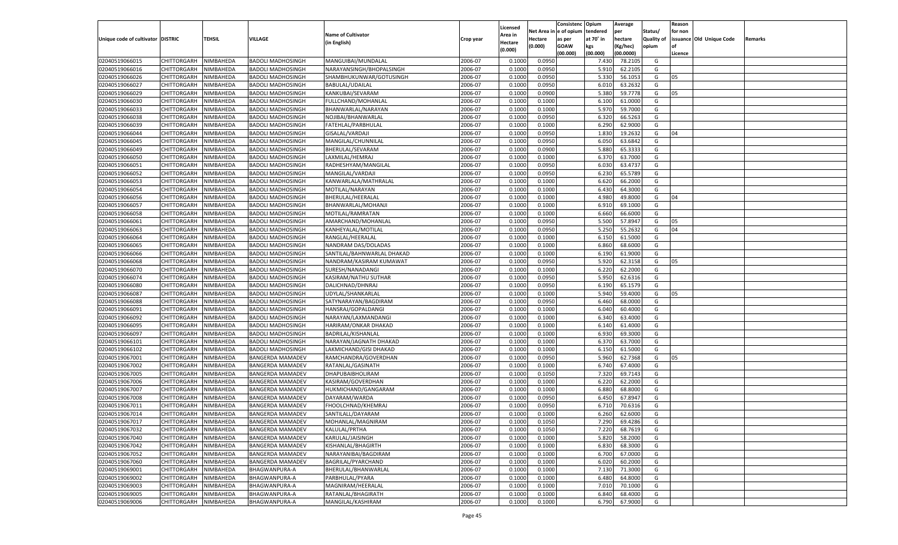| Unique code of cultivator | DISTRIC | TEHSIL | VILLAGE | Name of Cultivator (in English) | Crop year | Licensed Area in Hectare (0.000) | Net Area in Hectare (0.000) | Consistenc e of opium as per GOAW (00.000) | Opium tendered at 70° in kgs (00.000) | Average per hectare (Kg/hec) (00.0000) | Status/ Quality of opium | Reason for non issuance of Licence | Old Unique Code | Remarks |
|---|---|---|---|---|---|---|---|---|---|---|---|---|---|---|
| 02040519066015 | CHITTORGARH | NIMBAHEDA | BADOLI MADHOSINGH | MANGUIBAI/MUNDALAL | 2006-07 | 0.1000 | 0.0950 | | 7.430 | 78.2105 | G | | | |
| 02040519066016 | CHITTORGARH | NIMBAHEDA | BADOLI MADHOSINGH | NARAYANSINGH/BHOPALSINGH | 2006-07 | 0.1000 | 0.0950 | | 5.910 | 62.2105 | G | | | |
| 02040519066026 | CHITTORGARH | NIMBAHEDA | BADOLI MADHOSINGH | SHAMBHUKUNWAR/GOTUSINGH | 2006-07 | 0.1000 | 0.0950 | | 5.330 | 56.1053 | G | 05 | | |
| 02040519066027 | CHITTORGARH | NIMBAHEDA | BADOLI MADHOSINGH | BABULAL/UDAILAL | 2006-07 | 0.1000 | 0.0950 | | 6.010 | 63.2632 | G | | | |
| 02040519066029 | CHITTORGARH | NIMBAHEDA | BADOLI MADHOSINGH | KANKUBAI/SEVARAM | 2006-07 | 0.1000 | 0.0900 | | 5.380 | 59.7778 | G | 05 | | |
| 02040519066030 | CHITTORGARH | NIMBAHEDA | BADOLI MADHOSINGH | FULLCHAND/MOHANLAL | 2006-07 | 0.1000 | 0.1000 | | 6.100 | 61.0000 | G | | | |
| 02040519066033 | CHITTORGARH | NIMBAHEDA | BADOLI MADHOSINGH | BHANWARLAL/NARAYAN | 2006-07 | 0.1000 | 0.1000 | | 5.970 | 59.7000 | G | | | |
| 02040519066038 | CHITTORGARH | NIMBAHEDA | BADOLI MADHOSINGH | NOJIBAI/BHANWARLAL | 2006-07 | 0.1000 | 0.0950 | | 6.320 | 66.5263 | G | | | |
| 02040519066039 | CHITTORGARH | NIMBAHEDA | BADOLI MADHOSINGH | FATEHLAL/PARBHULAL | 2006-07 | 0.1000 | 0.1000 | | 6.290 | 62.9000 | G | | | |
| 02040519066044 | CHITTORGARH | NIMBAHEDA | BADOLI MADHOSINGH | GISALAL/VARDAJI | 2006-07 | 0.1000 | 0.0950 | | 1.830 | 19.2632 | G | 04 | | |
| 02040519066045 | CHITTORGARH | NIMBAHEDA | BADOLI MADHOSINGH | MANGILAL/CHUNNILAL | 2006-07 | 0.1000 | 0.0950 | | 6.050 | 63.6842 | G | | | |
| 02040519066049 | CHITTORGARH | NIMBAHEDA | BADOLI MADHOSINGH | BHERULAL/SEVARAM | 2006-07 | 0.1000 | 0.0900 | | 5.880 | 65.3333 | G | | | |
| 02040519066050 | CHITTORGARH | NIMBAHEDA | BADOLI MADHOSINGH | LAXMILAL/HEMRAJ | 2006-07 | 0.1000 | 0.1000 | | 6.370 | 63.7000 | G | | | |
| 02040519066051 | CHITTORGARH | NIMBAHEDA | BADOLI MADHOSINGH | RADHESHYAM/MANGILAL | 2006-07 | 0.1000 | 0.0950 | | 6.030 | 63.4737 | G | | | |
| 02040519066052 | CHITTORGARH | NIMBAHEDA | BADOLI MADHOSINGH | MANGILAL/VARDAJI | 2006-07 | 0.1000 | 0.0950 | | 6.230 | 65.5789 | G | | | |
| 02040519066053 | CHITTORGARH | NIMBAHEDA | BADOLI MADHOSINGH | KANWARLALA/MATHRALAL | 2006-07 | 0.1000 | 0.1000 | | 6.620 | 66.2000 | G | | | |
| 02040519066054 | CHITTORGARH | NIMBAHEDA | BADOLI MADHOSINGH | MOTILAL/NARAYAN | 2006-07 | 0.1000 | 0.1000 | | 6.430 | 64.3000 | G | | | |
| 02040519066056 | CHITTORGARH | NIMBAHEDA | BADOLI MADHOSINGH | BHERULAL/HEERALAL | 2006-07 | 0.1000 | 0.1000 | | 4.980 | 49.8000 | G | 04 | | |
| 02040519066057 | CHITTORGARH | NIMBAHEDA | BADOLI MADHOSINGH | BHANWARLAL/MOHANJI | 2006-07 | 0.1000 | 0.1000 | | 6.910 | 69.1000 | G | | | |
| 02040519066058 | CHITTORGARH | NIMBAHEDA | BADOLI MADHOSINGH | MOTILAL/RAMRATAN | 2006-07 | 0.1000 | 0.1000 | | 6.660 | 66.6000 | G | | | |
| 02040519066061 | CHITTORGARH | NIMBAHEDA | BADOLI MADHOSINGH | AMARCHAND/MOHANLAL | 2006-07 | 0.1000 | 0.0950 | | 5.500 | 57.8947 | G | 05 | | |
| 02040519066063 | CHITTORGARH | NIMBAHEDA | BADOLI MADHOSINGH | KANHEYALAL/MOTILAL | 2006-07 | 0.1000 | 0.0950 | | 5.250 | 55.2632 | G | 04 | | |
| 02040519066064 | CHITTORGARH | NIMBAHEDA | BADOLI MADHOSINGH | RANGLAL/HEERALAL | 2006-07 | 0.1000 | 0.1000 | | 6.150 | 61.5000 | G | | | |
| 02040519066065 | CHITTORGARH | NIMBAHEDA | BADOLI MADHOSINGH | NANDRAM DAS/DOLADAS | 2006-07 | 0.1000 | 0.1000 | | 6.860 | 68.6000 | G | | | |
| 02040519066066 | CHITTORGARH | NIMBAHEDA | BADOLI MADHOSINGH | SANTILAL/BAHNWARLAL DHAKAD | 2006-07 | 0.1000 | 0.1000 | | 6.190 | 61.9000 | G | | | |
| 02040519066068 | CHITTORGARH | NIMBAHEDA | BADOLI MADHOSINGH | NANDRAM/KASIRAM KUMAWAT | 2006-07 | 0.1000 | 0.0950 | | 5.920 | 62.3158 | G | 05 | | |
| 02040519066070 | CHITTORGARH | NIMBAHEDA | BADOLI MADHOSINGH | SURESH/NANADANGI | 2006-07 | 0.1000 | 0.1000 | | 6.220 | 62.2000 | G | | | |
| 02040519066074 | CHITTORGARH | NIMBAHEDA | BADOLI MADHOSINGH | KASIRAM/NATHU SUTHAR | 2006-07 | 0.1000 | 0.0950 | | 5.950 | 62.6316 | G | | | |
| 02040519066080 | CHITTORGARH | NIMBAHEDA | BADOLI MADHOSINGH | DALICHNAD/DHNRAJ | 2006-07 | 0.1000 | 0.0950 | | 6.190 | 65.1579 | G | | | |
| 02040519066087 | CHITTORGARH | NIMBAHEDA | BADOLI MADHOSINGH | UDYLAL/SHANKARLAL | 2006-07 | 0.1000 | 0.1000 | | 5.940 | 59.4000 | G | 05 | | |
| 02040519066088 | CHITTORGARH | NIMBAHEDA | BADOLI MADHOSINGH | SATYNARAYAN/BAGDIRAM | 2006-07 | 0.1000 | 0.0950 | | 6.460 | 68.0000 | G | | | |
| 02040519066091 | CHITTORGARH | NIMBAHEDA | BADOLI MADHOSINGH | HANSRAJ/GOPALDANGI | 2006-07 | 0.1000 | 0.1000 | | 6.040 | 60.4000 | G | | | |
| 02040519066092 | CHITTORGARH | NIMBAHEDA | BADOLI MADHOSINGH | NARAYAN/LAXMANDANGI | 2006-07 | 0.1000 | 0.1000 | | 6.340 | 63.4000 | G | | | |
| 02040519066095 | CHITTORGARH | NIMBAHEDA | BADOLI MADHOSINGH | HARIRAM/ONKAR DHAKAD | 2006-07 | 0.1000 | 0.1000 | | 6.140 | 61.4000 | G | | | |
| 02040519066097 | CHITTORGARH | NIMBAHEDA | BADOLI MADHOSINGH | BADRILAL/KISHANLAL | 2006-07 | 0.1000 | 0.1000 | | 6.930 | 69.3000 | G | | | |
| 02040519066101 | CHITTORGARH | NIMBAHEDA | BADOLI MADHOSINGH | NARAYAN/JAGNATH DHAKAD | 2006-07 | 0.1000 | 0.1000 | | 6.370 | 63.7000 | G | | | |
| 02040519066102 | CHITTORGARH | NIMBAHEDA | BADOLI MADHOSINGH | LAKMICHAND/GISI DHAKAD | 2006-07 | 0.1000 | 0.1000 | | 6.150 | 61.5000 | G | | | |
| 02040519067001 | CHITTORGARH | NIMBAHEDA | BANGERDA MAMADEV | RAMCHANDRA/GOVERDHAN | 2006-07 | 0.1000 | 0.0950 | | 5.960 | 62.7368 | G | 05 | | |
| 02040519067002 | CHITTORGARH | NIMBAHEDA | BANGERDA MAMADEV | RATANLAL/GASINATH | 2006-07 | 0.1000 | 0.1000 | | 6.740 | 67.4000 | G | | | |
| 02040519067005 | CHITTORGARH | NIMBAHEDA | BANGERDA MAMADEV | DHAPUBAIBHOLIRAM | 2006-07 | 0.1000 | 0.1050 | | 7.320 | 69.7143 | G | | | |
| 02040519067006 | CHITTORGARH | NIMBAHEDA | BANGERDA MAMADEV | KASIRAM/GOVERDHAN | 2006-07 | 0.1000 | 0.1000 | | 6.220 | 62.2000 | G | | | |
| 02040519067007 | CHITTORGARH | NIMBAHEDA | BANGERDA MAMADEV | HUKMICHAND/GANGARAM | 2006-07 | 0.1000 | 0.1000 | | 6.880 | 68.8000 | G | | | |
| 02040519067008 | CHITTORGARH | NIMBAHEDA | BANGERDA MAMADEV | DAYARAM/WARDA | 2006-07 | 0.1000 | 0.0950 | | 6.450 | 67.8947 | G | | | |
| 02040519067011 | CHITTORGARH | NIMBAHEDA | BANGERDA MAMADEV | FHOOLCHNAD/KHEMRAJ | 2006-07 | 0.1000 | 0.0950 | | 6.710 | 70.6316 | G | | | |
| 02040519067014 | CHITTORGARH | NIMBAHEDA | BANGERDA MAMADEV | SANTILALL/DAYARAM | 2006-07 | 0.1000 | 0.1000 | | 6.260 | 62.6000 | G | | | |
| 02040519067017 | CHITTORGARH | NIMBAHEDA | BANGERDA MAMADEV | MOHANLAL/MAGNIRAM | 2006-07 | 0.1000 | 0.1050 | | 7.290 | 69.4286 | G | | | |
| 02040519067032 | CHITTORGARH | NIMBAHEDA | BANGERDA MAMADEV | KALULAL/PRTHA | 2006-07 | 0.1000 | 0.1050 | | 7.220 | 68.7619 | G | | | |
| 02040519067040 | CHITTORGARH | NIMBAHEDA | BANGERDA MAMADEV | KARULAL/JAISINGH | 2006-07 | 0.1000 | 0.1000 | | 5.820 | 58.2000 | G | | | |
| 02040519067042 | CHITTORGARH | NIMBAHEDA | BANGERDA MAMADEV | KISHANLAL/BHAGIRTH | 2006-07 | 0.1000 | 0.1000 | | 6.830 | 68.3000 | G | | | |
| 02040519067052 | CHITTORGARH | NIMBAHEDA | BANGERDA MAMADEV | NARAYANIBAI/BAGDIRAM | 2006-07 | 0.1000 | 0.1000 | | 6.700 | 67.0000 | G | | | |
| 02040519067060 | CHITTORGARH | NIMBAHEDA | BANGERDA MAMADEV | BAGRILAL/PYARCHAND | 2006-07 | 0.1000 | 0.1000 | | 6.020 | 60.2000 | G | | | |
| 02040519069001 | CHITTORGARH | NIMBAHEDA | BHAGWANPURA-A | BHERULAL/BHANWARLAL | 2006-07 | 0.1000 | 0.1000 | | 7.130 | 71.3000 | G | | | |
| 02040519069002 | CHITTORGARH | NIMBAHEDA | BHAGWANPURA-A | PARBHULAL/PYARA | 2006-07 | 0.1000 | 0.1000 | | 6.480 | 64.8000 | G | | | |
| 02040519069003 | CHITTORGARH | NIMBAHEDA | BHAGWANPURA-A | MAGNIRAM/HEERALAL | 2006-07 | 0.1000 | 0.1000 | | 7.010 | 70.1000 | G | | | |
| 02040519069005 | CHITTORGARH | NIMBAHEDA | BHAGWANPURA-A | RATANLAL/BHAGIRATH | 2006-07 | 0.1000 | 0.1000 | | 6.840 | 68.4000 | G | | | |
| 02040519069006 | CHITTORGARH | NIMBAHEDA | BHAGWANPURA-A | MANGILAL/KASHIRAM | 2006-07 | 0.1000 | 0.1000 | | 6.790 | 67.9000 | G | | | |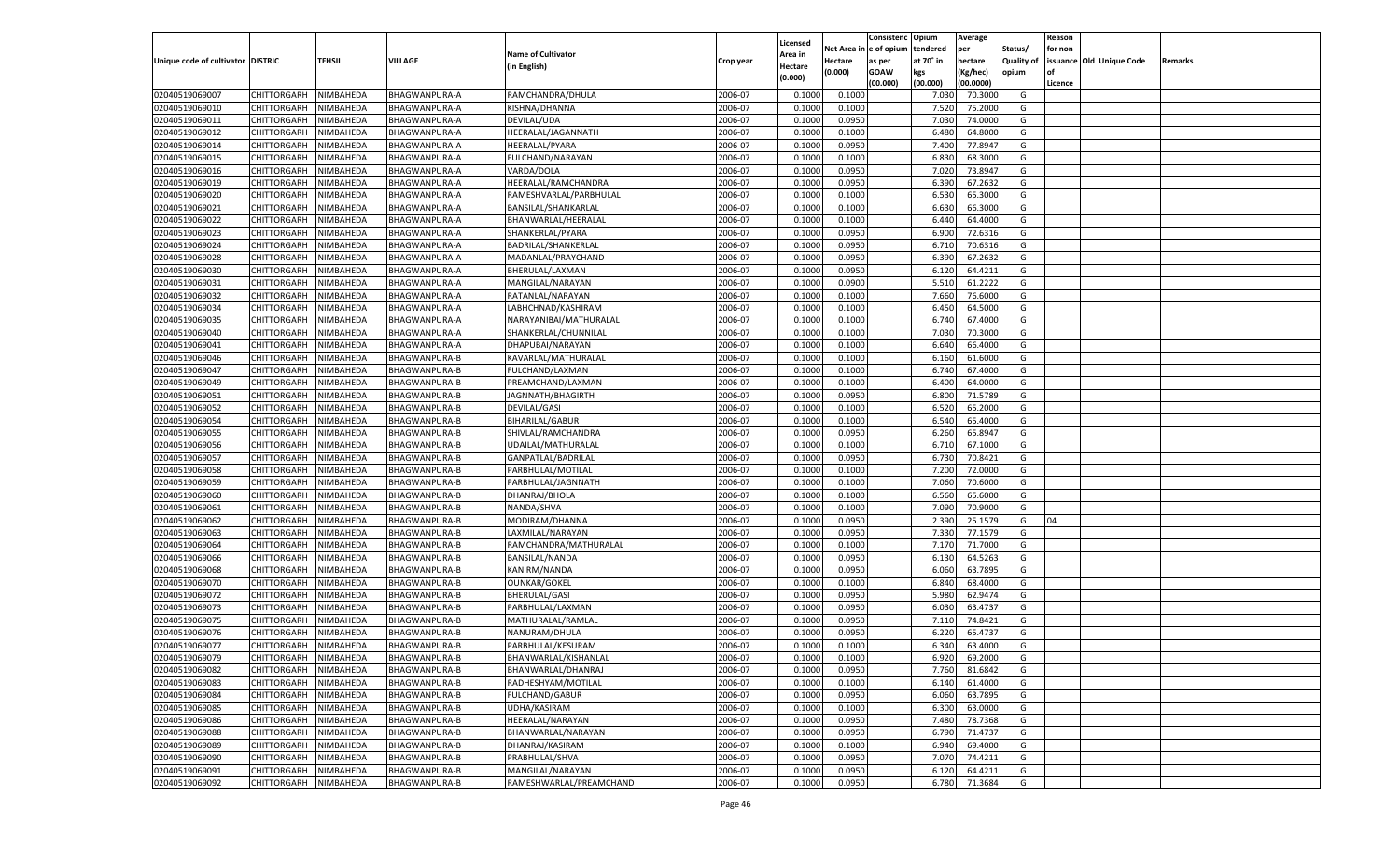| Unique code of cultivator | DISTRIC | TEHSIL | VILLAGE | Name of Cultivator (in English) | Crop year | Licensed Area in Hectare (0.000) | Net Area in Hectare (0.000) | Consistence of opium as per GOAW (00.000) | Opium tendered at 70° in kgs (00.000) | Average per hectare (Kg/hec) (00.0000) | Status/ Quality of opium | Reason for non issuance of Licence | Old Unique Code | Remarks |
|---|---|---|---|---|---|---|---|---|---|---|---|---|---|---|
| 02040519069007 | CHITTORGARH | NIMBAHEDA | BHAGWANPURA-A | RAMCHANDRA/DHULA | 2006-07 | 0.1000 | 0.1000 | | 7.030 | 70.3000 | G | | | |
| 02040519069010 | CHITTORGARH | NIMBAHEDA | BHAGWANPURA-A | KISHNA/DHANNA | 2006-07 | 0.1000 | 0.1000 | | 7.520 | 75.2000 | G | | | |
| 02040519069011 | CHITTORGARH | NIMBAHEDA | BHAGWANPURA-A | DEVILAL/UDA | 2006-07 | 0.1000 | 0.0950 | | 7.030 | 74.0000 | G | | | |
| 02040519069012 | CHITTORGARH | NIMBAHEDA | BHAGWANPURA-A | HEERALAL/JAGANNATH | 2006-07 | 0.1000 | 0.1000 | | 6.480 | 64.8000 | G | | | |
| 02040519069014 | CHITTORGARH | NIMBAHEDA | BHAGWANPURA-A | HEERALAL/PYARA | 2006-07 | 0.1000 | 0.0950 | | 7.400 | 77.8947 | G | | | |
| 02040519069015 | CHITTORGARH | NIMBAHEDA | BHAGWANPURA-A | FULCHAND/NARAYAN | 2006-07 | 0.1000 | 0.1000 | | 6.830 | 68.3000 | G | | | |
| 02040519069016 | CHITTORGARH | NIMBAHEDA | BHAGWANPURA-A | VARDA/DOLA | 2006-07 | 0.1000 | 0.0950 | | 7.020 | 73.8947 | G | | | |
| 02040519069019 | CHITTORGARH | NIMBAHEDA | BHAGWANPURA-A | HEERALAL/RAMCHANDRA | 2006-07 | 0.1000 | 0.0950 | | 6.390 | 67.2632 | G | | | |
| 02040519069020 | CHITTORGARH | NIMBAHEDA | BHAGWANPURA-A | RAMESHVARLAL/PARBHULAL | 2006-07 | 0.1000 | 0.1000 | | 6.530 | 65.3000 | G | | | |
| 02040519069021 | CHITTORGARH | NIMBAHEDA | BHAGWANPURA-A | BANSILAL/SHANKARLAL | 2006-07 | 0.1000 | 0.1000 | | 6.630 | 66.3000 | G | | | |
| 02040519069022 | CHITTORGARH | NIMBAHEDA | BHAGWANPURA-A | BHANWARLAL/HEERALAL | 2006-07 | 0.1000 | 0.1000 | | 6.440 | 64.4000 | G | | | |
| 02040519069023 | CHITTORGARH | NIMBAHEDA | BHAGWANPURA-A | SHANKERLAL/PYARA | 2006-07 | 0.1000 | 0.0950 | | 6.900 | 72.6316 | G | | | |
| 02040519069024 | CHITTORGARH | NIMBAHEDA | BHAGWANPURA-A | BADRILAL/SHANKERLAL | 2006-07 | 0.1000 | 0.0950 | | 6.710 | 70.6316 | G | | | |
| 02040519069028 | CHITTORGARH | NIMBAHEDA | BHAGWANPURA-A | MADANLAL/PRAYCHAND | 2006-07 | 0.1000 | 0.0950 | | 6.390 | 67.2632 | G | | | |
| 02040519069030 | CHITTORGARH | NIMBAHEDA | BHAGWANPURA-A | BHERULAL/LAXMAN | 2006-07 | 0.1000 | 0.0950 | | 6.120 | 64.4211 | G | | | |
| 02040519069031 | CHITTORGARH | NIMBAHEDA | BHAGWANPURA-A | MANGILAL/NARAYAN | 2006-07 | 0.1000 | 0.0900 | | 5.510 | 61.2222 | G | | | |
| 02040519069032 | CHITTORGARH | NIMBAHEDA | BHAGWANPURA-A | RATANLAL/NARAYAN | 2006-07 | 0.1000 | 0.1000 | | 7.660 | 76.6000 | G | | | |
| 02040519069034 | CHITTORGARH | NIMBAHEDA | BHAGWANPURA-A | LABHCHNAD/KASHIRAM | 2006-07 | 0.1000 | 0.1000 | | 6.450 | 64.5000 | G | | | |
| 02040519069035 | CHITTORGARH | NIMBAHEDA | BHAGWANPURA-A | NARAYANIBAI/MATHURALAL | 2006-07 | 0.1000 | 0.1000 | | 6.740 | 67.4000 | G | | | |
| 02040519069040 | CHITTORGARH | NIMBAHEDA | BHAGWANPURA-A | SHANKERLAL/CHUNNILAL | 2006-07 | 0.1000 | 0.1000 | | 7.030 | 70.3000 | G | | | |
| 02040519069041 | CHITTORGARH | NIMBAHEDA | BHAGWANPURA-A | DHAPUBAI/NARAYAN | 2006-07 | 0.1000 | 0.1000 | | 6.640 | 66.4000 | G | | | |
| 02040519069046 | CHITTORGARH | NIMBAHEDA | BHAGWANPURA-B | KAVARLAL/MATHURALAL | 2006-07 | 0.1000 | 0.1000 | | 6.160 | 61.6000 | G | | | |
| 02040519069047 | CHITTORGARH | NIMBAHEDA | BHAGWANPURA-B | FULCHAND/LAXMAN | 2006-07 | 0.1000 | 0.1000 | | 6.740 | 67.4000 | G | | | |
| 02040519069049 | CHITTORGARH | NIMBAHEDA | BHAGWANPURA-B | PREAMCHAND/LAXMAN | 2006-07 | 0.1000 | 0.1000 | | 6.400 | 64.0000 | G | | | |
| 02040519069051 | CHITTORGARH | NIMBAHEDA | BHAGWANPURA-B | JAGNNATH/BHAGIRTH | 2006-07 | 0.1000 | 0.0950 | | 6.800 | 71.5789 | G | | | |
| 02040519069052 | CHITTORGARH | NIMBAHEDA | BHAGWANPURA-B | DEVILAL/GASI | 2006-07 | 0.1000 | 0.1000 | | 6.520 | 65.2000 | G | | | |
| 02040519069054 | CHITTORGARH | NIMBAHEDA | BHAGWANPURA-B | BIHARILAL/GABUR | 2006-07 | 0.1000 | 0.1000 | | 6.540 | 65.4000 | G | | | |
| 02040519069055 | CHITTORGARH | NIMBAHEDA | BHAGWANPURA-B | SHIVLAL/RAMCHANDRA | 2006-07 | 0.1000 | 0.0950 | | 6.260 | 65.8947 | G | | | |
| 02040519069056 | CHITTORGARH | NIMBAHEDA | BHAGWANPURA-B | UDAILAL/MATHURALAL | 2006-07 | 0.1000 | 0.1000 | | 6.710 | 67.1000 | G | | | |
| 02040519069057 | CHITTORGARH | NIMBAHEDA | BHAGWANPURA-B | GANPATLAL/BADRILAL | 2006-07 | 0.1000 | 0.0950 | | 6.730 | 70.8421 | G | | | |
| 02040519069058 | CHITTORGARH | NIMBAHEDA | BHAGWANPURA-B | PARBHULAL/MOTILAL | 2006-07 | 0.1000 | 0.1000 | | 7.200 | 72.0000 | G | | | |
| 02040519069059 | CHITTORGARH | NIMBAHEDA | BHAGWANPURA-B | PARBHULAL/JAGNNATH | 2006-07 | 0.1000 | 0.1000 | | 7.060 | 70.6000 | G | | | |
| 02040519069060 | CHITTORGARH | NIMBAHEDA | BHAGWANPURA-B | DHANRAJ/BHOLA | 2006-07 | 0.1000 | 0.1000 | | 6.560 | 65.6000 | G | | | |
| 02040519069061 | CHITTORGARH | NIMBAHEDA | BHAGWANPURA-B | NANDA/SHVA | 2006-07 | 0.1000 | 0.1000 | | 7.090 | 70.9000 | G | | | |
| 02040519069062 | CHITTORGARH | NIMBAHEDA | BHAGWANPURA-B | MODIRAM/DHANNA | 2006-07 | 0.1000 | 0.0950 | | 2.390 | 25.1579 | G | 04 | | |
| 02040519069063 | CHITTORGARH | NIMBAHEDA | BHAGWANPURA-B | LAXMILAL/NARAYAN | 2006-07 | 0.1000 | 0.0950 | | 7.330 | 77.1579 | G | | | |
| 02040519069064 | CHITTORGARH | NIMBAHEDA | BHAGWANPURA-B | RAMCHANDRA/MATHURALAL | 2006-07 | 0.1000 | 0.1000 | | 7.170 | 71.7000 | G | | | |
| 02040519069066 | CHITTORGARH | NIMBAHEDA | BHAGWANPURA-B | BANSILAL/NANDA | 2006-07 | 0.1000 | 0.0950 | | 6.130 | 64.5263 | G | | | |
| 02040519069068 | CHITTORGARH | NIMBAHEDA | BHAGWANPURA-B | KANIRM/NANDA | 2006-07 | 0.1000 | 0.0950 | | 6.060 | 63.7895 | G | | | |
| 02040519069070 | CHITTORGARH | NIMBAHEDA | BHAGWANPURA-B | OUNKAR/GOKEL | 2006-07 | 0.1000 | 0.1000 | | 6.840 | 68.4000 | G | | | |
| 02040519069072 | CHITTORGARH | NIMBAHEDA | BHAGWANPURA-B | BHERULAL/GASI | 2006-07 | 0.1000 | 0.0950 | | 5.980 | 62.9474 | G | | | |
| 02040519069073 | CHITTORGARH | NIMBAHEDA | BHAGWANPURA-B | PARBHULAL/LAXMAN | 2006-07 | 0.1000 | 0.0950 | | 6.030 | 63.4737 | G | | | |
| 02040519069075 | CHITTORGARH | NIMBAHEDA | BHAGWANPURA-B | MATHURALAL/RAMLAL | 2006-07 | 0.1000 | 0.0950 | | 7.110 | 74.8421 | G | | | |
| 02040519069076 | CHITTORGARH | NIMBAHEDA | BHAGWANPURA-B | NANURAM/DHULA | 2006-07 | 0.1000 | 0.0950 | | 6.220 | 65.4737 | G | | | |
| 02040519069077 | CHITTORGARH | NIMBAHEDA | BHAGWANPURA-B | PARBHULAL/KESURAM | 2006-07 | 0.1000 | 0.1000 | | 6.340 | 63.4000 | G | | | |
| 02040519069079 | CHITTORGARH | NIMBAHEDA | BHAGWANPURA-B | BHANWARLAL/KISHANLAL | 2006-07 | 0.1000 | 0.1000 | | 6.920 | 69.2000 | G | | | |
| 02040519069082 | CHITTORGARH | NIMBAHEDA | BHAGWANPURA-B | BHANWARLAL/DHANRAJ | 2006-07 | 0.1000 | 0.0950 | | 7.760 | 81.6842 | G | | | |
| 02040519069083 | CHITTORGARH | NIMBAHEDA | BHAGWANPURA-B | RADHESHYAM/MOTILAL | 2006-07 | 0.1000 | 0.1000 | | 6.140 | 61.4000 | G | | | |
| 02040519069084 | CHITTORGARH | NIMBAHEDA | BHAGWANPURA-B | FULCHAND/GABUR | 2006-07 | 0.1000 | 0.0950 | | 6.060 | 63.7895 | G | | | |
| 02040519069085 | CHITTORGARH | NIMBAHEDA | BHAGWANPURA-B | UDHA/KASIRAM | 2006-07 | 0.1000 | 0.1000 | | 6.300 | 63.0000 | G | | | |
| 02040519069086 | CHITTORGARH | NIMBAHEDA | BHAGWANPURA-B | HEERALAL/NARAYAN | 2006-07 | 0.1000 | 0.0950 | | 7.480 | 78.7368 | G | | | |
| 02040519069088 | CHITTORGARH | NIMBAHEDA | BHAGWANPURA-B | BHANWARLAL/NARAYAN | 2006-07 | 0.1000 | 0.0950 | | 6.790 | 71.4737 | G | | | |
| 02040519069089 | CHITTORGARH | NIMBAHEDA | BHAGWANPURA-B | DHANRAJ/KASIRAM | 2006-07 | 0.1000 | 0.1000 | | 6.940 | 69.4000 | G | | | |
| 02040519069090 | CHITTORGARH | NIMBAHEDA | BHAGWANPURA-B | PRABHULAL/SHVA | 2006-07 | 0.1000 | 0.0950 | | 7.070 | 74.4211 | G | | | |
| 02040519069091 | CHITTORGARH | NIMBAHEDA | BHAGWANPURA-B | MANGILAL/NARAYAN | 2006-07 | 0.1000 | 0.0950 | | 6.120 | 64.4211 | G | | | |
| 02040519069092 | CHITTORGARH | NIMBAHEDA | BHAGWANPURA-B | RAMESHWARLAL/PREAMCHAND | 2006-07 | 0.1000 | 0.0950 | | 6.780 | 71.3684 | G | | | |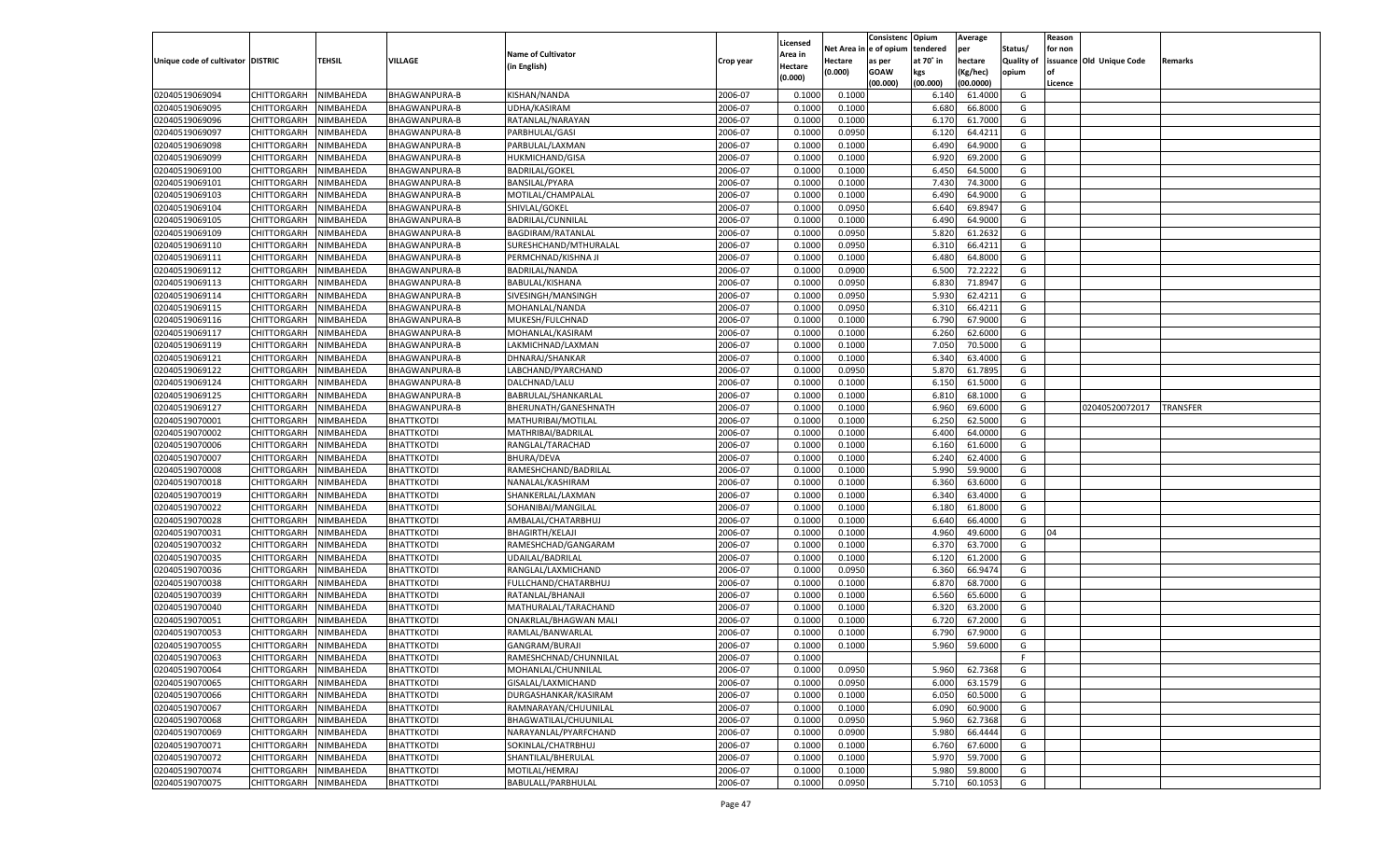| Unique code of cultivator | DISTRIC | TEHSIL | VILLAGE | Name of Cultivator (in English) | Crop year | Licensed Area in Hectare (0.000) | Net Area in Hectare (0.000) | Consistenc e of opium as per GOAW (00.000) | Opium tendered at 70° in kgs (00.000) | Average per hectare (Kg/hec) (00.0000) | Status/ Quality of opium | Reason for non issuance of Licence | Old Unique Code | Remarks |
|---|---|---|---|---|---|---|---|---|---|---|---|---|---|---|
| 02040519069094 | CHITTORGARH | NIMBAHEDA | BHAGWANPURA-B | KISHAN/NANDA | 2006-07 | 0.1000 | 0.1000 | | 6.140 | 61.4000 | G | | | |
| 02040519069095 | CHITTORGARH | NIMBAHEDA | BHAGWANPURA-B | UDHA/KASIRAM | 2006-07 | 0.1000 | 0.1000 | | 6.680 | 66.8000 | G | | | |
| 02040519069096 | CHITTORGARH | NIMBAHEDA | BHAGWANPURA-B | RATANLAL/NARAYAN | 2006-07 | 0.1000 | 0.1000 | | 6.170 | 61.7000 | G | | | |
| 02040519069097 | CHITTORGARH | NIMBAHEDA | BHAGWANPURA-B | PARBHULAL/GASI | 2006-07 | 0.1000 | 0.0950 | | 6.120 | 64.4211 | G | | | |
| 02040519069098 | CHITTORGARH | NIMBAHEDA | BHAGWANPURA-B | PARBULAL/LAXMAN | 2006-07 | 0.1000 | 0.1000 | | 6.490 | 64.9000 | G | | | |
| 02040519069099 | CHITTORGARH | NIMBAHEDA | BHAGWANPURA-B | HUKMICHAND/GISA | 2006-07 | 0.1000 | 0.1000 | | 6.920 | 69.2000 | G | | | |
| 02040519069100 | CHITTORGARH | NIMBAHEDA | BHAGWANPURA-B | BADRILAL/GOKEL | 2006-07 | 0.1000 | 0.1000 | | 6.450 | 64.5000 | G | | | |
| 02040519069101 | CHITTORGARH | NIMBAHEDA | BHAGWANPURA-B | BANSILAL/PYARA | 2006-07 | 0.1000 | 0.1000 | | 7.430 | 74.3000 | G | | | |
| 02040519069103 | CHITTORGARH | NIMBAHEDA | BHAGWANPURA-B | MOTILAL/CHAMPALAL | 2006-07 | 0.1000 | 0.1000 | | 6.490 | 64.9000 | G | | | |
| 02040519069104 | CHITTORGARH | NIMBAHEDA | BHAGWANPURA-B | SHIVLAL/GOKEL | 2006-07 | 0.1000 | 0.0950 | | 6.640 | 69.8947 | G | | | |
| 02040519069105 | CHITTORGARH | NIMBAHEDA | BHAGWANPURA-B | BADRILAL/CUNNILAL | 2006-07 | 0.1000 | 0.1000 | | 6.490 | 64.9000 | G | | | |
| 02040519069109 | CHITTORGARH | NIMBAHEDA | BHAGWANPURA-B | BAGDIRAM/RATANLAL | 2006-07 | 0.1000 | 0.0950 | | 5.820 | 61.2632 | G | | | |
| 02040519069110 | CHITTORGARH | NIMBAHEDA | BHAGWANPURA-B | SURESHCHAND/MTHURALAL | 2006-07 | 0.1000 | 0.0950 | | 6.310 | 66.4211 | G | | | |
| 02040519069111 | CHITTORGARH | NIMBAHEDA | BHAGWANPURA-B | PERMCHNAD/KISHNA JI | 2006-07 | 0.1000 | 0.1000 | | 6.480 | 64.8000 | G | | | |
| 02040519069112 | CHITTORGARH | NIMBAHEDA | BHAGWANPURA-B | BADRILAL/NANDA | 2006-07 | 0.1000 | 0.0900 | | 6.500 | 72.2222 | G | | | |
| 02040519069113 | CHITTORGARH | NIMBAHEDA | BHAGWANPURA-B | BABULAL/KISHANA | 2006-07 | 0.1000 | 0.0950 | | 6.830 | 71.8947 | G | | | |
| 02040519069114 | CHITTORGARH | NIMBAHEDA | BHAGWANPURA-B | SIVESINGH/MANSINGH | 2006-07 | 0.1000 | 0.0950 | | 5.930 | 62.4211 | G | | | |
| 02040519069115 | CHITTORGARH | NIMBAHEDA | BHAGWANPURA-B | MOHANLAL/NANDA | 2006-07 | 0.1000 | 0.0950 | | 6.310 | 66.4211 | G | | | |
| 02040519069116 | CHITTORGARH | NIMBAHEDA | BHAGWANPURA-B | MUKESH/FULCHNAD | 2006-07 | 0.1000 | 0.1000 | | 6.790 | 67.9000 | G | | | |
| 02040519069117 | CHITTORGARH | NIMBAHEDA | BHAGWANPURA-B | MOHANLAL/KASIRAM | 2006-07 | 0.1000 | 0.1000 | | 6.260 | 62.6000 | G | | | |
| 02040519069119 | CHITTORGARH | NIMBAHEDA | BHAGWANPURA-B | LAKMICHNAD/LAXMAN | 2006-07 | 0.1000 | 0.1000 | | 7.050 | 70.5000 | G | | | |
| 02040519069121 | CHITTORGARH | NIMBAHEDA | BHAGWANPURA-B | DHNARAJ/SHANKAR | 2006-07 | 0.1000 | 0.1000 | | 6.340 | 63.4000 | G | | | |
| 02040519069122 | CHITTORGARH | NIMBAHEDA | BHAGWANPURA-B | LABCHAND/PYARCHAND | 2006-07 | 0.1000 | 0.0950 | | 5.870 | 61.7895 | G | | | |
| 02040519069124 | CHITTORGARH | NIMBAHEDA | BHAGWANPURA-B | DALCHNAD/LALU | 2006-07 | 0.1000 | 0.1000 | | 6.150 | 61.5000 | G | | | |
| 02040519069125 | CHITTORGARH | NIMBAHEDA | BHAGWANPURA-B | BABRULAL/SHANKARLAL | 2006-07 | 0.1000 | 0.1000 | | 6.810 | 68.1000 | G | | | |
| 02040519069127 | CHITTORGARH | NIMBAHEDA | BHAGWANPURA-B | BHERUNATH/GANESHNATH | 2006-07 | 0.1000 | 0.1000 | | 6.960 | 69.6000 | G | | 02040520072017 | TRANSFER |
| 02040519070001 | CHITTORGARH | NIMBAHEDA | BHATTKOTDI | MATHURIBAI/MOTILAL | 2006-07 | 0.1000 | 0.1000 | | 6.250 | 62.5000 | G | | | |
| 02040519070002 | CHITTORGARH | NIMBAHEDA | BHATTKOTDI | MATHRIBAI/BADRILAL | 2006-07 | 0.1000 | 0.1000 | | 6.400 | 64.0000 | G | | | |
| 02040519070006 | CHITTORGARH | NIMBAHEDA | BHATTKOTDI | RANGLAL/TARACHAD | 2006-07 | 0.1000 | 0.1000 | | 6.160 | 61.6000 | G | | | |
| 02040519070007 | CHITTORGARH | NIMBAHEDA | BHATTKOTDI | BHURA/DEVA | 2006-07 | 0.1000 | 0.1000 | | 6.240 | 62.4000 | G | | | |
| 02040519070008 | CHITTORGARH | NIMBAHEDA | BHATTKOTDI | RAMESHCHAND/BADRILAL | 2006-07 | 0.1000 | 0.1000 | | 5.990 | 59.9000 | G | | | |
| 02040519070018 | CHITTORGARH | NIMBAHEDA | BHATTKOTDI | NANALAL/KASHIRAM | 2006-07 | 0.1000 | 0.1000 | | 6.360 | 63.6000 | G | | | |
| 02040519070019 | CHITTORGARH | NIMBAHEDA | BHATTKOTDI | SHANKERLAL/LAXMAN | 2006-07 | 0.1000 | 0.1000 | | 6.340 | 63.4000 | G | | | |
| 02040519070022 | CHITTORGARH | NIMBAHEDA | BHATTKOTDI | SOHANIBAI/MANGILAL | 2006-07 | 0.1000 | 0.1000 | | 6.180 | 61.8000 | G | | | |
| 02040519070028 | CHITTORGARH | NIMBAHEDA | BHATTKOTDI | AMBALAL/CHATARBHUJ | 2006-07 | 0.1000 | 0.1000 | | 6.640 | 66.4000 | G | | | |
| 02040519070031 | CHITTORGARH | NIMBAHEDA | BHATTKOTDI | BHAGIRTH/KELAJI | 2006-07 | 0.1000 | 0.1000 | | 4.960 | 49.6000 | G | 04 | | |
| 02040519070032 | CHITTORGARH | NIMBAHEDA | BHATTKOTDI | RAMESHCHAD/GANGARAM | 2006-07 | 0.1000 | 0.1000 | | 6.370 | 63.7000 | G | | | |
| 02040519070035 | CHITTORGARH | NIMBAHEDA | BHATTKOTDI | UDAILAL/BADRILAL | 2006-07 | 0.1000 | 0.1000 | | 6.120 | 61.2000 | G | | | |
| 02040519070036 | CHITTORGARH | NIMBAHEDA | BHATTKOTDI | RANGLAL/LAXMICHAND | 2006-07 | 0.1000 | 0.0950 | | 6.360 | 66.9474 | G | | | |
| 02040519070038 | CHITTORGARH | NIMBAHEDA | BHATTKOTDI | FULLCHAND/CHATARBHUJ | 2006-07 | 0.1000 | 0.1000 | | 6.870 | 68.7000 | G | | | |
| 02040519070039 | CHITTORGARH | NIMBAHEDA | BHATTKOTDI | RATANLAL/BHANAJI | 2006-07 | 0.1000 | 0.1000 | | 6.560 | 65.6000 | G | | | |
| 02040519070040 | CHITTORGARH | NIMBAHEDA | BHATTKOTDI | MATHURALAL/TARACHAND | 2006-07 | 0.1000 | 0.1000 | | 6.320 | 63.2000 | G | | | |
| 02040519070051 | CHITTORGARH | NIMBAHEDA | BHATTKOTDI | ONAKRLAL/BHAGWAN MALI | 2006-07 | 0.1000 | 0.1000 | | 6.720 | 67.2000 | G | | | |
| 02040519070053 | CHITTORGARH | NIMBAHEDA | BHATTKOTDI | RAMLAL/BANWARLAL | 2006-07 | 0.1000 | 0.1000 | | 6.790 | 67.9000 | G | | | |
| 02040519070055 | CHITTORGARH | NIMBAHEDA | BHATTKOTDI | GANGRAM/BURAJI | 2006-07 | 0.1000 | 0.1000 | | 5.960 | 59.6000 | G | | | |
| 02040519070063 | CHITTORGARH | NIMBAHEDA | BHATTKOTDI | RAMESHCHNAD/CHUNNILAL | 2006-07 | 0.1000 | | | | | F | | | |
| 02040519070064 | CHITTORGARH | NIMBAHEDA | BHATTKOTDI | MOHANLAL/CHUNNILAL | 2006-07 | 0.1000 | 0.0950 | | 5.960 | 62.7368 | G | | | |
| 02040519070065 | CHITTORGARH | NIMBAHEDA | BHATTKOTDI | GISALAL/LAXMICHAND | 2006-07 | 0.1000 | 0.0950 | | 6.000 | 63.1579 | G | | | |
| 02040519070066 | CHITTORGARH | NIMBAHEDA | BHATTKOTDI | DURGASHANKAR/KASIRAM | 2006-07 | 0.1000 | 0.1000 | | 6.050 | 60.5000 | G | | | |
| 02040519070067 | CHITTORGARH | NIMBAHEDA | BHATTKOTDI | RAMNARAYAN/CHUUNILAL | 2006-07 | 0.1000 | 0.1000 | | 6.090 | 60.9000 | G | | | |
| 02040519070068 | CHITTORGARH | NIMBAHEDA | BHATTKOTDI | BHAGWATILAL/CHUUNILAL | 2006-07 | 0.1000 | 0.0950 | | 5.960 | 62.7368 | G | | | |
| 02040519070069 | CHITTORGARH | NIMBAHEDA | BHATTKOTDI | NARAYANLAL/PYARFCHAND | 2006-07 | 0.1000 | 0.0900 | | 5.980 | 66.4444 | G | | | |
| 02040519070071 | CHITTORGARH | NIMBAHEDA | BHATTKOTDI | SOKINLAL/CHATRBHUJ | 2006-07 | 0.1000 | 0.1000 | | 6.760 | 67.6000 | G | | | |
| 02040519070072 | CHITTORGARH | NIMBAHEDA | BHATTKOTDI | SHANTILAL/BHERULAL | 2006-07 | 0.1000 | 0.1000 | | 5.970 | 59.7000 | G | | | |
| 02040519070074 | CHITTORGARH | NIMBAHEDA | BHATTKOTDI | MOTILAL/HEMRAJ | 2006-07 | 0.1000 | 0.1000 | | 5.980 | 59.8000 | G | | | |
| 02040519070075 | CHITTORGARH | NIMBAHEDA | BHATTKOTDI | BABULALL/PARBHULAL | 2006-07 | 0.1000 | 0.0950 | | 5.710 | 60.1053 | G | | | |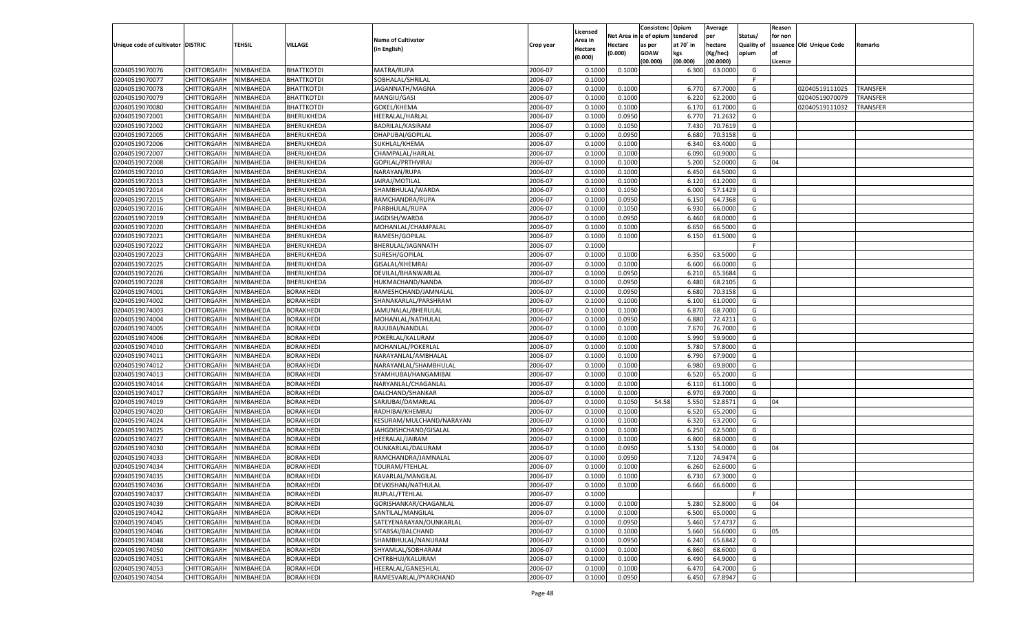| Unique code of cultivator | DISTRIC | TEHSIL | VILLAGE | Name of Cultivator (in English) | Crop year | Licensed Area in Hectare (0.000) | Net Area in Hectare (0.000) | Consistenc e of opium as per GOAW (00.000) | Opium tendered at 70° in kgs (00.000) | Average per hectare (Kg/hec) (00.0000) | Status/ Quality of opium | Reason for non issuance of Licence | Old Unique Code | Remarks |
|---|---|---|---|---|---|---|---|---|---|---|---|---|---|---|
| 02040519070076 | CHITTORGARH | NIMBAHEDA | BHATTKOTDI | MATRA/RUPA | 2006-07 | 0.1000 | 0.1000 | | 6.300 | 63.0000 | G | | | |
| 02040519070077 | CHITTORGARH | NIMBAHEDA | BHATTKOTDI | SOBHALAL/SHRILAL | 2006-07 | 0.1000 | | | | | F | | | |
| 02040519070078 | CHITTORGARH | NIMBAHEDA | BHATTKOTDI | JAGANNATH/MAGNA | 2006-07 | 0.1000 | 0.1000 | | 6.770 | 67.7000 | G | | 02040519111025 | TRANSFER |
| 02040519070079 | CHITTORGARH | NIMBAHEDA | BHATTKOTDI | MANGIU/GASI | 2006-07 | 0.1000 | 0.1000 | | 6.220 | 62.2000 | G | | 02040519070079 | TRANSFER |
| 02040519070080 | CHITTORGARH | NIMBAHEDA | BHATTKOTDI | GOKEL/KHEMA | 2006-07 | 0.1000 | 0.1000 | | 6.170 | 61.7000 | G | | 02040519111032 | TRANSFER |
| 02040519072001 | CHITTORGARH | NIMBAHEDA | BHERUKHEDA | HEERALAL/HARLAL | 2006-07 | 0.1000 | 0.0950 | | 6.770 | 71.2632 | G | | | |
| 02040519072002 | CHITTORGARH | NIMBAHEDA | BHERUKHEDA | BADRILAL/KASIRAM | 2006-07 | 0.1000 | 0.1050 | | 7.430 | 70.7619 | G | | | |
| 02040519072005 | CHITTORGARH | NIMBAHEDA | BHERUKHEDA | DHAPUBAI/GOPILAL | 2006-07 | 0.1000 | 0.0950 | | 6.680 | 70.3158 | G | | | |
| 02040519072006 | CHITTORGARH | NIMBAHEDA | BHERUKHEDA | SUKHLAL/KHEMA | 2006-07 | 0.1000 | 0.1000 | | 6.340 | 63.4000 | G | | | |
| 02040519072007 | CHITTORGARH | NIMBAHEDA | BHERUKHEDA | CHAMPALAL/HARLAL | 2006-07 | 0.1000 | 0.1000 | | 6.090 | 60.9000 | G | | | |
| 02040519072008 | CHITTORGARH | NIMBAHEDA | BHERUKHEDA | GOPILAL/PRTHVIRAJ | 2006-07 | 0.1000 | 0.1000 | | 5.200 | 52.0000 | G | 04 | | |
| 02040519072010 | CHITTORGARH | NIMBAHEDA | BHERUKHEDA | NARAYAN/RUPA | 2006-07 | 0.1000 | 0.1000 | | 6.450 | 64.5000 | G | | | |
| 02040519072013 | CHITTORGARH | NIMBAHEDA | BHERUKHEDA | JAIRAJ/MOTILAL | 2006-07 | 0.1000 | 0.1000 | | 6.120 | 61.2000 | G | | | |
| 02040519072014 | CHITTORGARH | NIMBAHEDA | BHERUKHEDA | SHAMBHULAL/WARDA | 2006-07 | 0.1000 | 0.1050 | | 6.000 | 57.1429 | G | | | |
| 02040519072015 | CHITTORGARH | NIMBAHEDA | BHERUKHEDA | RAMCHANDRA/RUPA | 2006-07 | 0.1000 | 0.0950 | | 6.150 | 64.7368 | G | | | |
| 02040519072016 | CHITTORGARH | NIMBAHEDA | BHERUKHEDA | PARBHULAL/RUPA | 2006-07 | 0.1000 | 0.1050 | | 6.930 | 66.0000 | G | | | |
| 02040519072019 | CHITTORGARH | NIMBAHEDA | BHERUKHEDA | JAGDISH/WARDA | 2006-07 | 0.1000 | 0.0950 | | 6.460 | 68.0000 | G | | | |
| 02040519072020 | CHITTORGARH | NIMBAHEDA | BHERUKHEDA | MOHANLAL/CHAMPALAL | 2006-07 | 0.1000 | 0.1000 | | 6.650 | 66.5000 | G | | | |
| 02040519072021 | CHITTORGARH | NIMBAHEDA | BHERUKHEDA | RAMESH/GOPILAL | 2006-07 | 0.1000 | 0.1000 | | 6.150 | 61.5000 | G | | | |
| 02040519072022 | CHITTORGARH | NIMBAHEDA | BHERUKHEDA | BHERULAL/JAGNNATH | 2006-07 | 0.1000 | | | | | F | | | |
| 02040519072023 | CHITTORGARH | NIMBAHEDA | BHERUKHEDA | SURESH/GOPILAL | 2006-07 | 0.1000 | 0.1000 | | 6.350 | 63.5000 | G | | | |
| 02040519072025 | CHITTORGARH | NIMBAHEDA | BHERUKHEDA | GISALAL/KHEMRAJ | 2006-07 | 0.1000 | 0.1000 | | 6.600 | 66.0000 | G | | | |
| 02040519072026 | CHITTORGARH | NIMBAHEDA | BHERUKHEDA | DEVILAL/BHANWARLAL | 2006-07 | 0.1000 | 0.0950 | | 6.210 | 65.3684 | G | | | |
| 02040519072028 | CHITTORGARH | NIMBAHEDA | BHERUKHEDA | HUKMACHAND/NANDA | 2006-07 | 0.1000 | 0.0950 | | 6.480 | 68.2105 | G | | | |
| 02040519074001 | CHITTORGARH | NIMBAHEDA | BORAKHEDI | RAMESHCHAND/JAMNALAL | 2006-07 | 0.1000 | 0.0950 | | 6.680 | 70.3158 | G | | | |
| 02040519074002 | CHITTORGARH | NIMBAHEDA | BORAKHEDI | SHANAKARLAL/PARSHRAM | 2006-07 | 0.1000 | 0.1000 | | 6.100 | 61.0000 | G | | | |
| 02040519074003 | CHITTORGARH | NIMBAHEDA | BORAKHEDI | JAMUNALAL/BHERULAL | 2006-07 | 0.1000 | 0.1000 | | 6.870 | 68.7000 | G | | | |
| 02040519074004 | CHITTORGARH | NIMBAHEDA | BORAKHEDI | MOHANLAL/NATHULAL | 2006-07 | 0.1000 | 0.0950 | | 6.880 | 72.4211 | G | | | |
| 02040519074005 | CHITTORGARH | NIMBAHEDA | BORAKHEDI | RAJUBAI/NANDLAL | 2006-07 | 0.1000 | 0.1000 | | 7.670 | 76.7000 | G | | | |
| 02040519074006 | CHITTORGARH | NIMBAHEDA | BORAKHEDI | POKERLAL/KALURAM | 2006-07 | 0.1000 | 0.1000 | | 5.990 | 59.9000 | G | | | |
| 02040519074010 | CHITTORGARH | NIMBAHEDA | BORAKHEDI | MOHANLAL/POKERLAL | 2006-07 | 0.1000 | 0.1000 | | 5.780 | 57.8000 | G | | | |
| 02040519074011 | CHITTORGARH | NIMBAHEDA | BORAKHEDI | NARAYANLAL/AMBHALAL | 2006-07 | 0.1000 | 0.1000 | | 6.790 | 67.9000 | G | | | |
| 02040519074012 | CHITTORGARH | NIMBAHEDA | BORAKHEDI | NARAYANLAL/SHAMBHULAL | 2006-07 | 0.1000 | 0.1000 | | 6.980 | 69.8000 | G | | | |
| 02040519074013 | CHITTORGARH | NIMBAHEDA | BORAKHEDI | SYAMHUBAI/HANGAMIBAI | 2006-07 | 0.1000 | 0.1000 | | 6.520 | 65.2000 | G | | | |
| 02040519074014 | CHITTORGARH | NIMBAHEDA | BORAKHEDI | NARYANLAL/CHAGANLAL | 2006-07 | 0.1000 | 0.1000 | | 6.110 | 61.1000 | G | | | |
| 02040519074017 | CHITTORGARH | NIMBAHEDA | BORAKHEDI | DALCHAND/SHANKAR | 2006-07 | 0.1000 | 0.1000 | | 6.970 | 69.7000 | G | | | |
| 02040519074019 | CHITTORGARH | NIMBAHEDA | BORAKHEDI | SARJUBAI/DAMARLAL | 2006-07 | 0.1000 | 0.1050 | 54.58 | 5.550 | 52.8571 | G | 04 | | |
| 02040519074020 | CHITTORGARH | NIMBAHEDA | BORAKHEDI | RADHIBAI/KHEMRAJ | 2006-07 | 0.1000 | 0.1000 | | 6.520 | 65.2000 | G | | | |
| 02040519074024 | CHITTORGARH | NIMBAHEDA | BORAKHEDI | KESURAM/MULCHAND/NARAYAN | 2006-07 | 0.1000 | 0.1000 | | 6.320 | 63.2000 | G | | | |
| 02040519074025 | CHITTORGARH | NIMBAHEDA | BORAKHEDI | JAHGDISHCHAND/GISALAL | 2006-07 | 0.1000 | 0.1000 | | 6.250 | 62.5000 | G | | | |
| 02040519074027 | CHITTORGARH | NIMBAHEDA | BORAKHEDI | HEERALAL/JAIRAM | 2006-07 | 0.1000 | 0.1000 | | 6.800 | 68.0000 | G | | | |
| 02040519074030 | CHITTORGARH | NIMBAHEDA | BORAKHEDI | OUNKARLAL/DALURAM | 2006-07 | 0.1000 | 0.0950 | | 5.130 | 54.0000 | G | 04 | | |
| 02040519074033 | CHITTORGARH | NIMBAHEDA | BORAKHEDI | RAMCHANDRA/JAMNALAL | 2006-07 | 0.1000 | 0.0950 | | 7.120 | 74.9474 | G | | | |
| 02040519074034 | CHITTORGARH | NIMBAHEDA | BORAKHEDI | TOLIRAM/FTEHLAL | 2006-07 | 0.1000 | 0.1000 | | 6.260 | 62.6000 | G | | | |
| 02040519074035 | CHITTORGARH | NIMBAHEDA | BORAKHEDI | KAVARLAL/MANGILAL | 2006-07 | 0.1000 | 0.1000 | | 6.730 | 67.3000 | G | | | |
| 02040519074036 | CHITTORGARH | NIMBAHEDA | BORAKHEDI | DEVKISHAN/NATHULAL | 2006-07 | 0.1000 | 0.1000 | | 6.660 | 66.6000 | G | | | |
| 02040519074037 | CHITTORGARH | NIMBAHEDA | BORAKHEDI | RUPLAL/FTEHLAL | 2006-07 | 0.1000 | | | | | F | | | |
| 02040519074039 | CHITTORGARH | NIMBAHEDA | BORAKHEDI | GORISHANKAR/CHAGANLAL | 2006-07 | 0.1000 | 0.1000 | | 5.280 | 52.8000 | G | 04 | | |
| 02040519074042 | CHITTORGARH | NIMBAHEDA | BORAKHEDI | SANTILAL/MANGILAL | 2006-07 | 0.1000 | 0.1000 | | 6.500 | 65.0000 | G | | | |
| 02040519074045 | CHITTORGARH | NIMBAHEDA | BORAKHEDI | SATEYENARAYAN/OUNKARLAL | 2006-07 | 0.1000 | 0.0950 | | 5.460 | 57.4737 | G | | | |
| 02040519074046 | CHITTORGARH | NIMBAHEDA | BORAKHEDI | SITABSAI/BALCHAND | 2006-07 | 0.1000 | 0.1000 | | 5.660 | 56.6000 | G | 05 | | |
| 02040519074048 | CHITTORGARH | NIMBAHEDA | BORAKHEDI | SHAMBHULAL/NANURAM | 2006-07 | 0.1000 | 0.0950 | | 6.240 | 65.6842 | G | | | |
| 02040519074050 | CHITTORGARH | NIMBAHEDA | BORAKHEDI | SHYAMLAL/SOBHARAM | 2006-07 | 0.1000 | 0.1000 | | 6.860 | 68.6000 | G | | | |
| 02040519074051 | CHITTORGARH | NIMBAHEDA | BORAKHEDI | CHTRBHUJ/KALURAM | 2006-07 | 0.1000 | 0.1000 | | 6.490 | 64.9000 | G | | | |
| 02040519074053 | CHITTORGARH | NIMBAHEDA | BORAKHEDI | HEERALAL/GANESHLAL | 2006-07 | 0.1000 | 0.1000 | | 6.470 | 64.7000 | G | | | |
| 02040519074054 | CHITTORGARH | NIMBAHEDA | BORAKHEDI | RAMESVARLAL/PYARCHAND | 2006-07 | 0.1000 | 0.0950 | | 6.450 | 67.8947 | G | | | |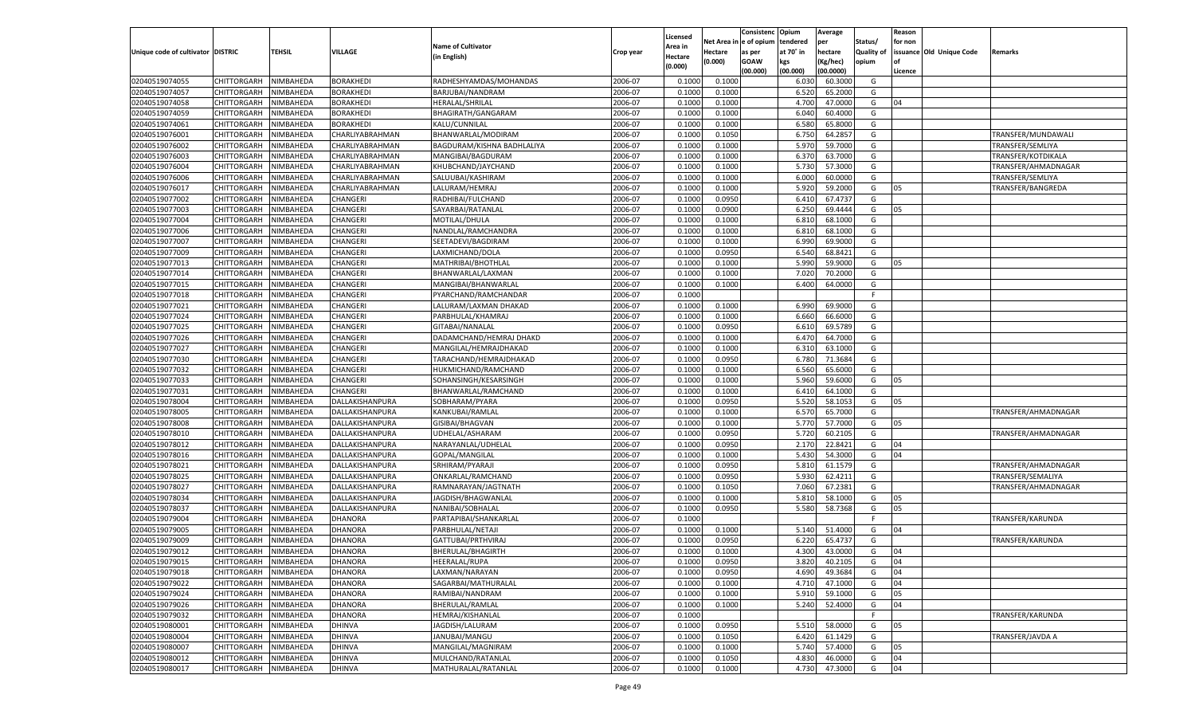| Unique code of cultivator | DISTRIC | TEHSIL | VILLAGE | Name of Cultivator (in English) | Crop year | Licensed Area in Hectare (0.000) | Net Area in Hectare (0.000) | Consistenc e of opium as per GOAW (00.000) | Opium tendered at 70˚ in kgs (00.000) | Average per hectare (Kg/hec) (00.0000) | Status/ Quality of opium | Reason for non issuance of Licence | Old Unique Code | Remarks |
|---|---|---|---|---|---|---|---|---|---|---|---|---|---|---|
| 02040519074055 | CHITTORGARH | NIMBAHEDA | BORAKHEDI | RADHESHYAMDAS/MOHANDAS | 2006-07 | 0.1000 | 0.1000 | | 6.030 | 60.3000 | G | | | |
| 02040519074057 | CHITTORGARH | NIMBAHEDA | BORAKHEDI | BARJUBAI/NANDRAM | 2006-07 | 0.1000 | 0.1000 | | 6.520 | 65.2000 | G | | | |
| 02040519074058 | CHITTORGARH | NIMBAHEDA | BORAKHEDI | HERALAL/SHRILAL | 2006-07 | 0.1000 | 0.1000 | | 4.700 | 47.0000 | G | 04 | | |
| 02040519074059 | CHITTORGARH | NIMBAHEDA | BORAKHEDI | BHAGIRATH/GANGARAM | 2006-07 | 0.1000 | 0.1000 | | 6.040 | 60.4000 | G | | | |
| 02040519074061 | CHITTORGARH | NIMBAHEDA | BORAKHEDI | KALU/CUNNILAL | 2006-07 | 0.1000 | 0.1000 | | 6.580 | 65.8000 | G | | | |
| 02040519076001 | CHITTORGARH | NIMBAHEDA | CHARLIYABRAHMAN | BHANWARLAL/MODIRAM | 2006-07 | 0.1000 | 0.1050 | | 6.750 | 64.2857 | G | | | TRANSFER/MUNDAWALI |
| 02040519076002 | CHITTORGARH | NIMBAHEDA | CHARLIYABRAHMAN | BAGDURAM/KISHNA BADHLALIYA | 2006-07 | 0.1000 | 0.1000 | | 5.970 | 59.7000 | G | | | TRANSFER/SEMLIYA |
| 02040519076003 | CHITTORGARH | NIMBAHEDA | CHARLIYABRAHMAN | MANGIBAI/BAGDURAM | 2006-07 | 0.1000 | 0.1000 | | 6.370 | 63.7000 | G | | | TRANSFER/KOTDIKALA |
| 02040519076004 | CHITTORGARH | NIMBAHEDA | CHARLIYABRAHMAN | KHUBCHAND/JAYCHAND | 2006-07 | 0.1000 | 0.1000 | | 5.730 | 57.3000 | G | | | TRANSFER/AHMADNAGAR |
| 02040519076006 | CHITTORGARH | NIMBAHEDA | CHARLIYABRAHMAN | SALUUBAI/KASHIRAM | 2006-07 | 0.1000 | 0.1000 | | 6.000 | 60.0000 | G | | | TRANSFER/SEMLIYA |
| 02040519076017 | CHITTORGARH | NIMBAHEDA | CHARLIYABRAHMAN | LALURAM/HEMRAJ | 2006-07 | 0.1000 | 0.1000 | | 5.920 | 59.2000 | G | 05 | | TRANSFER/BANGREDA |
| 02040519077002 | CHITTORGARH | NIMBAHEDA | CHANGERI | RADHIBAI/FULCHAND | 2006-07 | 0.1000 | 0.0950 | | 6.410 | 67.4737 | G | | | |
| 02040519077003 | CHITTORGARH | NIMBAHEDA | CHANGERI | SAYARBAI/RATANLAL | 2006-07 | 0.1000 | 0.0900 | | 6.250 | 69.4444 | G | 05 | | |
| 02040519077004 | CHITTORGARH | NIMBAHEDA | CHANGERI | MOTILAL/DHULA | 2006-07 | 0.1000 | 0.1000 | | 6.810 | 68.1000 | G | | | |
| 02040519077006 | CHITTORGARH | NIMBAHEDA | CHANGERI | NANDLAL/RAMCHANDRA | 2006-07 | 0.1000 | 0.1000 | | 6.810 | 68.1000 | G | | | |
| 02040519077007 | CHITTORGARH | NIMBAHEDA | CHANGERI | SEETADEVI/BAGDIRAM | 2006-07 | 0.1000 | 0.1000 | | 6.990 | 69.9000 | G | | | |
| 02040519077009 | CHITTORGARH | NIMBAHEDA | CHANGERI | LAXMICHAND/DOLA | 2006-07 | 0.1000 | 0.0950 | | 6.540 | 68.8421 | G | | | |
| 02040519077013 | CHITTORGARH | NIMBAHEDA | CHANGERI | MATHRIBAI/BHOTHLAL | 2006-07 | 0.1000 | 0.1000 | | 5.990 | 59.9000 | G | 05 | | |
| 02040519077014 | CHITTORGARH | NIMBAHEDA | CHANGERI | BHANWARLAL/LAXMAN | 2006-07 | 0.1000 | 0.1000 | | 7.020 | 70.2000 | G | | | |
| 02040519077015 | CHITTORGARH | NIMBAHEDA | CHANGERI | MANGIBAI/BHANWARLAL | 2006-07 | 0.1000 | 0.1000 | | 6.400 | 64.0000 | G | | | |
| 02040519077018 | CHITTORGARH | NIMBAHEDA | CHANGERI | PYARCHAND/RAMCHANDAR | 2006-07 | 0.1000 | | | | | F | | | |
| 02040519077021 | CHITTORGARH | NIMBAHEDA | CHANGERI | LALURAM/LAXMAN DHAKAD | 2006-07 | 0.1000 | 0.1000 | | 6.990 | 69.9000 | G | | | |
| 02040519077024 | CHITTORGARH | NIMBAHEDA | CHANGERI | PARBHULAL/KHAMRAJ | 2006-07 | 0.1000 | 0.1000 | | 6.660 | 66.6000 | G | | | |
| 02040519077025 | CHITTORGARH | NIMBAHEDA | CHANGERI | GITABAI/NANALAL | 2006-07 | 0.1000 | 0.0950 | | 6.610 | 69.5789 | G | | | |
| 02040519077026 | CHITTORGARH | NIMBAHEDA | CHANGERI | DADAMCHAND/HEMRAJ DHAKD | 2006-07 | 0.1000 | 0.1000 | | 6.470 | 64.7000 | G | | | |
| 02040519077027 | CHITTORGARH | NIMBAHEDA | CHANGERI | MANGILAL/HEMRAJDHAKAD | 2006-07 | 0.1000 | 0.1000 | | 6.310 | 63.1000 | G | | | |
| 02040519077030 | CHITTORGARH | NIMBAHEDA | CHANGERI | TARACHAND/HEMRAJDHAKAD | 2006-07 | 0.1000 | 0.0950 | | 6.780 | 71.3684 | G | | | |
| 02040519077032 | CHITTORGARH | NIMBAHEDA | CHANGERI | HUKMICHAND/RAMCHAND | 2006-07 | 0.1000 | 0.1000 | | 6.560 | 65.6000 | G | | | |
| 02040519077033 | CHITTORGARH | NIMBAHEDA | CHANGERI | SOHANSINGH/KESARSINGH | 2006-07 | 0.1000 | 0.1000 | | 5.960 | 59.6000 | G | 05 | | |
| 02040519077031 | CHITTORGARH | NIMBAHEDA | CHANGERI | BHANWARLAL/RAMCHAND | 2006-07 | 0.1000 | 0.1000 | | 6.410 | 64.1000 | G | | | |
| 02040519078004 | CHITTORGARH | NIMBAHEDA | DALLAKISHANPURA | SOBHARAM/PYARA | 2006-07 | 0.1000 | 0.0950 | | 5.520 | 58.1053 | G | 05 | | |
| 02040519078005 | CHITTORGARH | NIMBAHEDA | DALLAKISHANPURA | KANKUBAI/RAMLAL | 2006-07 | 0.1000 | 0.1000 | | 6.570 | 65.7000 | G | | | TRANSFER/AHMADNAGAR |
| 02040519078008 | CHITTORGARH | NIMBAHEDA | DALLAKISHANPURA | GISIBAI/BHAGVAN | 2006-07 | 0.1000 | 0.1000 | | 5.770 | 57.7000 | G | 05 | | |
| 02040519078010 | CHITTORGARH | NIMBAHEDA | DALLAKISHANPURA | UDHELAL/ASHARAM | 2006-07 | 0.1000 | 0.0950 | | 5.720 | 60.2105 | G | | | TRANSFER/AHMADNAGAR |
| 02040519078012 | CHITTORGARH | NIMBAHEDA | DALLAKISHANPURA | NARAYANLAL/UDHELAL | 2006-07 | 0.1000 | 0.0950 | | 2.170 | 22.8421 | G | 04 | | |
| 02040519078016 | CHITTORGARH | NIMBAHEDA | DALLAKISHANPURA | GOPAL/MANGILAL | 2006-07 | 0.1000 | 0.1000 | | 5.430 | 54.3000 | G | 04 | | |
| 02040519078021 | CHITTORGARH | NIMBAHEDA | DALLAKISHANPURA | SRHIRAM/PYARAJI | 2006-07 | 0.1000 | 0.0950 | | 5.810 | 61.1579 | G | | | TRANSFER/AHMADNAGAR |
| 02040519078025 | CHITTORGARH | NIMBAHEDA | DALLAKISHANPURA | ONKARLAL/RAMCHAND | 2006-07 | 0.1000 | 0.0950 | | 5.930 | 62.4211 | G | | | TRANSFER/SEMALIYA |
| 02040519078027 | CHITTORGARH | NIMBAHEDA | DALLAKISHANPURA | RAMNARAYAN/JAGTNATH | 2006-07 | 0.1000 | 0.1050 | | 7.060 | 67.2381 | G | | | TRANSFER/AHMADNAGAR |
| 02040519078034 | CHITTORGARH | NIMBAHEDA | DALLAKISHANPURA | JAGDISH/BHAGWANLAL | 2006-07 | 0.1000 | 0.1000 | | 5.810 | 58.1000 | G | 05 | | |
| 02040519078037 | CHITTORGARH | NIMBAHEDA | DALLAKISHANPURA | NANIBAI/SOBHALAL | 2006-07 | 0.1000 | 0.0950 | | 5.580 | 58.7368 | G | 05 | | |
| 02040519079004 | CHITTORGARH | NIMBAHEDA | DHANORA | PARTAPIBAI/SHANKARLAL | 2006-07 | 0.1000 | | | | | F | | | TRANSFER/KARUNDA |
| 02040519079005 | CHITTORGARH | NIMBAHEDA | DHANORA | PARBHULAL/NETAJI | 2006-07 | 0.1000 | 0.1000 | | 5.140 | 51.4000 | G | 04 | | |
| 02040519079009 | CHITTORGARH | NIMBAHEDA | DHANORA | GATTUBAI/PRTHVIRAJ | 2006-07 | 0.1000 | 0.0950 | | 6.220 | 65.4737 | G | | | TRANSFER/KARUNDA |
| 02040519079012 | CHITTORGARH | NIMBAHEDA | DHANORA | BHERULAL/BHAGIRTH | 2006-07 | 0.1000 | 0.1000 | | 4.300 | 43.0000 | G | 04 | | |
| 02040519079015 | CHITTORGARH | NIMBAHEDA | DHANORA | HEERALAL/RUPA | 2006-07 | 0.1000 | 0.0950 | | 3.820 | 40.2105 | G | 04 | | |
| 02040519079018 | CHITTORGARH | NIMBAHEDA | DHANORA | LAXMAN/NARAYAN | 2006-07 | 0.1000 | 0.0950 | | 4.690 | 49.3684 | G | 04 | | |
| 02040519079022 | CHITTORGARH | NIMBAHEDA | DHANORA | SAGARBAI/MATHURALAL | 2006-07 | 0.1000 | 0.1000 | | 4.710 | 47.1000 | G | 04 | | |
| 02040519079024 | CHITTORGARH | NIMBAHEDA | DHANORA | RAMIBAI/NANDRAM | 2006-07 | 0.1000 | 0.1000 | | 5.910 | 59.1000 | G | 05 | | |
| 02040519079026 | CHITTORGARH | NIMBAHEDA | DHANORA | BHERULAL/RAMLAL | 2006-07 | 0.1000 | 0.1000 | | 5.240 | 52.4000 | G | 04 | | |
| 02040519079032 | CHITTORGARH | NIMBAHEDA | DHANORA | HEMRAJ/KISHANLAL | 2006-07 | 0.1000 | | | | | F | | | TRANSFER/KARUNDA |
| 02040519080001 | CHITTORGARH | NIMBAHEDA | DHINVA | JAGDISH/LALURAM | 2006-07 | 0.1000 | 0.0950 | | 5.510 | 58.0000 | G | 05 | | |
| 02040519080004 | CHITTORGARH | NIMBAHEDA | DHINVA | JANUBAI/MANGU | 2006-07 | 0.1000 | 0.1050 | | 6.420 | 61.1429 | G | | | TRANSFER/JAVDA A |
| 02040519080007 | CHITTORGARH | NIMBAHEDA | DHINVA | MANGILAL/MAGNIRAM | 2006-07 | 0.1000 | 0.1000 | | 5.740 | 57.4000 | G | 05 | | |
| 02040519080012 | CHITTORGARH | NIMBAHEDA | DHINVA | MULCHAND/RATANLAL | 2006-07 | 0.1000 | 0.1050 | | 4.830 | 46.0000 | G | 04 | | |
| 02040519080017 | CHITTORGARH | NIMBAHEDA | DHINVA | MATHURALAL/RATANLAL | 2006-07 | 0.1000 | 0.1000 | | 4.730 | 47.3000 | G | 04 | | |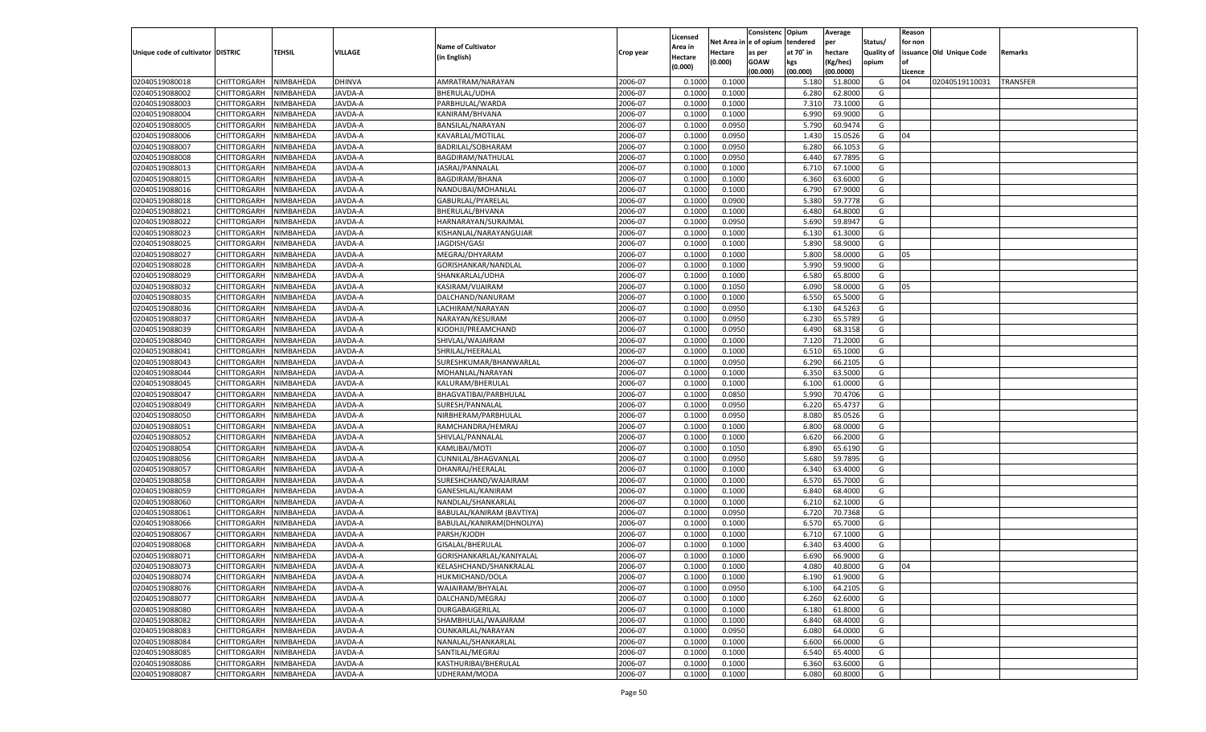| Unique code of cultivator | DISTRIC | TEHSIL | VILLAGE | Name of Cultivator (in English) | Crop year | Licensed Area in Hectare (0.000) | Net Area in Hectare (0.000) | Consistenc e of opium as per GOAW (00.000) | Opium tendered at 70° in kgs (00.000) | Average per hectare (Kg/hec) (00.0000) | Status/ Quality of opium | Reason for non issuance of Licence | Old Unique Code | Remarks |
|---|---|---|---|---|---|---|---|---|---|---|---|---|---|---|
| 02040519080018 | CHITTORGARH | NIMBAHEDA | DHINVA | AMRATRAM/NARAYAN | 2006-07 | 0.1000 | 0.1000 | | 5.180 | 51.8000 | G | 04 | 02040519110031 | TRANSFER |
| 02040519088002 | CHITTORGARH | NIMBAHEDA | JAVDA-A | BHERULAL/UDHA | 2006-07 | 0.1000 | 0.1000 | | 6.280 | 62.8000 | G | | | |
| 02040519088003 | CHITTORGARH | NIMBAHEDA | JAVDA-A | PARBHULAL/WARDA | 2006-07 | 0.1000 | 0.1000 | | 7.310 | 73.1000 | G | | | |
| 02040519088004 | CHITTORGARH | NIMBAHEDA | JAVDA-A | KANIRAM/BHVANA | 2006-07 | 0.1000 | 0.1000 | | 6.990 | 69.9000 | G | | | |
| 02040519088005 | CHITTORGARH | NIMBAHEDA | JAVDA-A | BANSILAL/NARAYAN | 2006-07 | 0.1000 | 0.0950 | | 5.790 | 60.9474 | G | | | |
| 02040519088006 | CHITTORGARH | NIMBAHEDA | JAVDA-A | KAVARLAL/MOTILAL | 2006-07 | 0.1000 | 0.0950 | | 1.430 | 15.0526 | G | 04 | | |
| 02040519088007 | CHITTORGARH | NIMBAHEDA | JAVDA-A | BADRILAL/SOBHARAM | 2006-07 | 0.1000 | 0.0950 | | 6.280 | 66.1053 | G | | | |
| 02040519088008 | CHITTORGARH | NIMBAHEDA | JAVDA-A | BAGDIRAM/NATHULAL | 2006-07 | 0.1000 | 0.0950 | | 6.440 | 67.7895 | G | | | |
| 02040519088013 | CHITTORGARH | NIMBAHEDA | JAVDA-A | JASRAJ/PANNALAL | 2006-07 | 0.1000 | 0.1000 | | 6.710 | 67.1000 | G | | | |
| 02040519088015 | CHITTORGARH | NIMBAHEDA | JAVDA-A | BAGDIRAM/BHANA | 2006-07 | 0.1000 | 0.1000 | | 6.360 | 63.6000 | G | | | |
| 02040519088016 | CHITTORGARH | NIMBAHEDA | JAVDA-A | NANDUBAI/MOHANLAL | 2006-07 | 0.1000 | 0.1000 | | 6.790 | 67.9000 | G | | | |
| 02040519088018 | CHITTORGARH | NIMBAHEDA | JAVDA-A | GABURLAL/PYARELAL | 2006-07 | 0.1000 | 0.0900 | | 5.380 | 59.7778 | G | | | |
| 02040519088021 | CHITTORGARH | NIMBAHEDA | JAVDA-A | BHERULAL/BHVANA | 2006-07 | 0.1000 | 0.1000 | | 6.480 | 64.8000 | G | | | |
| 02040519088022 | CHITTORGARH | NIMBAHEDA | JAVDA-A | HARNARAYAN/SURAJMAL | 2006-07 | 0.1000 | 0.0950 | | 5.690 | 59.8947 | G | | | |
| 02040519088023 | CHITTORGARH | NIMBAHEDA | JAVDA-A | KISHANLAL/NARAYANGUJAR | 2006-07 | 0.1000 | 0.1000 | | 6.130 | 61.3000 | G | | | |
| 02040519088025 | CHITTORGARH | NIMBAHEDA | JAVDA-A | JAGDISH/GASI | 2006-07 | 0.1000 | 0.1000 | | 5.890 | 58.9000 | G | | | |
| 02040519088027 | CHITTORGARH | NIMBAHEDA | JAVDA-A | MEGRAJ/DHYARAM | 2006-07 | 0.1000 | 0.1000 | | 5.800 | 58.0000 | G | 05 | | |
| 02040519088028 | CHITTORGARH | NIMBAHEDA | JAVDA-A | GORISHANKAR/NANDLAL | 2006-07 | 0.1000 | 0.1000 | | 5.990 | 59.9000 | G | | | |
| 02040519088029 | CHITTORGARH | NIMBAHEDA | JAVDA-A | SHANKARLAL/UDHA | 2006-07 | 0.1000 | 0.1000 | | 6.580 | 65.8000 | G | | | |
| 02040519088032 | CHITTORGARH | NIMBAHEDA | JAVDA-A | KASIRAM/VIJAIRAM | 2006-07 | 0.1000 | 0.1050 | | 6.090 | 58.0000 | G | 05 | | |
| 02040519088035 | CHITTORGARH | NIMBAHEDA | JAVDA-A | DALCHAND/NANURAM | 2006-07 | 0.1000 | 0.1000 | | 6.550 | 65.5000 | G | | | |
| 02040519088036 | CHITTORGARH | NIMBAHEDA | JAVDA-A | LACHIRAM/NARAYAN | 2006-07 | 0.1000 | 0.0950 | | 6.130 | 64.5263 | G | | | |
| 02040519088037 | CHITTORGARH | NIMBAHEDA | JAVDA-A | NARAYAN/KESURAM | 2006-07 | 0.1000 | 0.0950 | | 6.230 | 65.5789 | G | | | |
| 02040519088039 | CHITTORGARH | NIMBAHEDA | JAVDA-A | KJODHJI/PREAMCHAND | 2006-07 | 0.1000 | 0.0950 | | 6.490 | 68.3158 | G | | | |
| 02040519088040 | CHITTORGARH | NIMBAHEDA | JAVDA-A | SHIVLAL/WAJAIRAM | 2006-07 | 0.1000 | 0.1000 | | 7.120 | 71.2000 | G | | | |
| 02040519088041 | CHITTORGARH | NIMBAHEDA | JAVDA-A | SHRILAL/HEERALAL | 2006-07 | 0.1000 | 0.1000 | | 6.510 | 65.1000 | G | | | |
| 02040519088043 | CHITTORGARH | NIMBAHEDA | JAVDA-A | SURESHKUMAR/BHANWARLAL | 2006-07 | 0.1000 | 0.0950 | | 6.290 | 66.2105 | G | | | |
| 02040519088044 | CHITTORGARH | NIMBAHEDA | JAVDA-A | MOHANLAL/NARAYAN | 2006-07 | 0.1000 | 0.1000 | | 6.350 | 63.5000 | G | | | |
| 02040519088045 | CHITTORGARH | NIMBAHEDA | JAVDA-A | KALURAM/BHERULAL | 2006-07 | 0.1000 | 0.1000 | | 6.100 | 61.0000 | G | | | |
| 02040519088047 | CHITTORGARH | NIMBAHEDA | JAVDA-A | BHAGVATIBAI/PARBHULAL | 2006-07 | 0.1000 | 0.0850 | | 5.990 | 70.4706 | G | | | |
| 02040519088049 | CHITTORGARH | NIMBAHEDA | JAVDA-A | SURESH/PANNALAL | 2006-07 | 0.1000 | 0.0950 | | 6.220 | 65.4737 | G | | | |
| 02040519088050 | CHITTORGARH | NIMBAHEDA | JAVDA-A | NIRBHERAM/PARBHULAL | 2006-07 | 0.1000 | 0.0950 | | 8.080 | 85.0526 | G | | | |
| 02040519088051 | CHITTORGARH | NIMBAHEDA | JAVDA-A | RAMCHANDRA/HEMRAJ | 2006-07 | 0.1000 | 0.1000 | | 6.800 | 68.0000 | G | | | |
| 02040519088052 | CHITTORGARH | NIMBAHEDA | JAVDA-A | SHIVLAL/PANNALAL | 2006-07 | 0.1000 | 0.1000 | | 6.620 | 66.2000 | G | | | |
| 02040519088054 | CHITTORGARH | NIMBAHEDA | JAVDA-A | KAMLIBAI/MOTI | 2006-07 | 0.1000 | 0.1050 | | 6.890 | 65.6190 | G | | | |
| 02040519088056 | CHITTORGARH | NIMBAHEDA | JAVDA-A | CUNNILAL/BHAGVANLAL | 2006-07 | 0.1000 | 0.0950 | | 5.680 | 59.7895 | G | | | |
| 02040519088057 | CHITTORGARH | NIMBAHEDA | JAVDA-A | DHANRAJ/HEERALAL | 2006-07 | 0.1000 | 0.1000 | | 6.340 | 63.4000 | G | | | |
| 02040519088058 | CHITTORGARH | NIMBAHEDA | JAVDA-A | SURESHCHAND/WAJAIRAM | 2006-07 | 0.1000 | 0.1000 | | 6.570 | 65.7000 | G | | | |
| 02040519088059 | CHITTORGARH | NIMBAHEDA | JAVDA-A | GANESHLAL/KANIRAM | 2006-07 | 0.1000 | 0.1000 | | 6.840 | 68.4000 | G | | | |
| 02040519088060 | CHITTORGARH | NIMBAHEDA | JAVDA-A | NANDLAL/SHANKARLAL | 2006-07 | 0.1000 | 0.1000 | | 6.210 | 62.1000 | G | | | |
| 02040519088061 | CHITTORGARH | NIMBAHEDA | JAVDA-A | BABULAL/KANIRAM (BAVTIYA) | 2006-07 | 0.1000 | 0.0950 | | 6.720 | 70.7368 | G | | | |
| 02040519088066 | CHITTORGARH | NIMBAHEDA | JAVDA-A | BABULAL/KANIRAM(DHNOLIYA) | 2006-07 | 0.1000 | 0.1000 | | 6.570 | 65.7000 | G | | | |
| 02040519088067 | CHITTORGARH | NIMBAHEDA | JAVDA-A | PARSH/KJODH | 2006-07 | 0.1000 | 0.1000 | | 6.710 | 67.1000 | G | | | |
| 02040519088068 | CHITTORGARH | NIMBAHEDA | JAVDA-A | GISALAL/BHERULAL | 2006-07 | 0.1000 | 0.1000 | | 6.340 | 63.4000 | G | | | |
| 02040519088071 | CHITTORGARH | NIMBAHEDA | JAVDA-A | GORISHANKARLAL/KANIYALAL | 2006-07 | 0.1000 | 0.1000 | | 6.690 | 66.9000 | G | | | |
| 02040519088073 | CHITTORGARH | NIMBAHEDA | JAVDA-A | KELASHCHAND/SHANKRALAL | 2006-07 | 0.1000 | 0.1000 | | 4.080 | 40.8000 | G | 04 | | |
| 02040519088074 | CHITTORGARH | NIMBAHEDA | JAVDA-A | HUKMICHAND/DOLA | 2006-07 | 0.1000 | 0.1000 | | 6.190 | 61.9000 | G | | | |
| 02040519088076 | CHITTORGARH | NIMBAHEDA | JAVDA-A | WAJAIRAM/BHYALAL | 2006-07 | 0.1000 | 0.0950 | | 6.100 | 64.2105 | G | | | |
| 02040519088077 | CHITTORGARH | NIMBAHEDA | JAVDA-A | DALCHAND/MEGRAJ | 2006-07 | 0.1000 | 0.1000 | | 6.260 | 62.6000 | G | | | |
| 02040519088080 | CHITTORGARH | NIMBAHEDA | JAVDA-A | DURGABAIGERILAL | 2006-07 | 0.1000 | 0.1000 | | 6.180 | 61.8000 | G | | | |
| 02040519088082 | CHITTORGARH | NIMBAHEDA | JAVDA-A | SHAMBHULAL/WAJAIRAM | 2006-07 | 0.1000 | 0.1000 | | 6.840 | 68.4000 | G | | | |
| 02040519088083 | CHITTORGARH | NIMBAHEDA | JAVDA-A | OUNKARLAL/NARAYAN | 2006-07 | 0.1000 | 0.0950 | | 6.080 | 64.0000 | G | | | |
| 02040519088084 | CHITTORGARH | NIMBAHEDA | JAVDA-A | NANALAL/SHANKARLAL | 2006-07 | 0.1000 | 0.1000 | | 6.600 | 66.0000 | G | | | |
| 02040519088085 | CHITTORGARH | NIMBAHEDA | JAVDA-A | SANTILAL/MEGRAJ | 2006-07 | 0.1000 | 0.1000 | | 6.540 | 65.4000 | G | | | |
| 02040519088086 | CHITTORGARH | NIMBAHEDA | JAVDA-A | KASTHURIBAI/BHERULAL | 2006-07 | 0.1000 | 0.1000 | | 6.360 | 63.6000 | G | | | |
| 02040519088087 | CHITTORGARH | NIMBAHEDA | JAVDA-A | UDHERAM/MODA | 2006-07 | 0.1000 | 0.1000 | | 6.080 | 60.8000 | G | | | |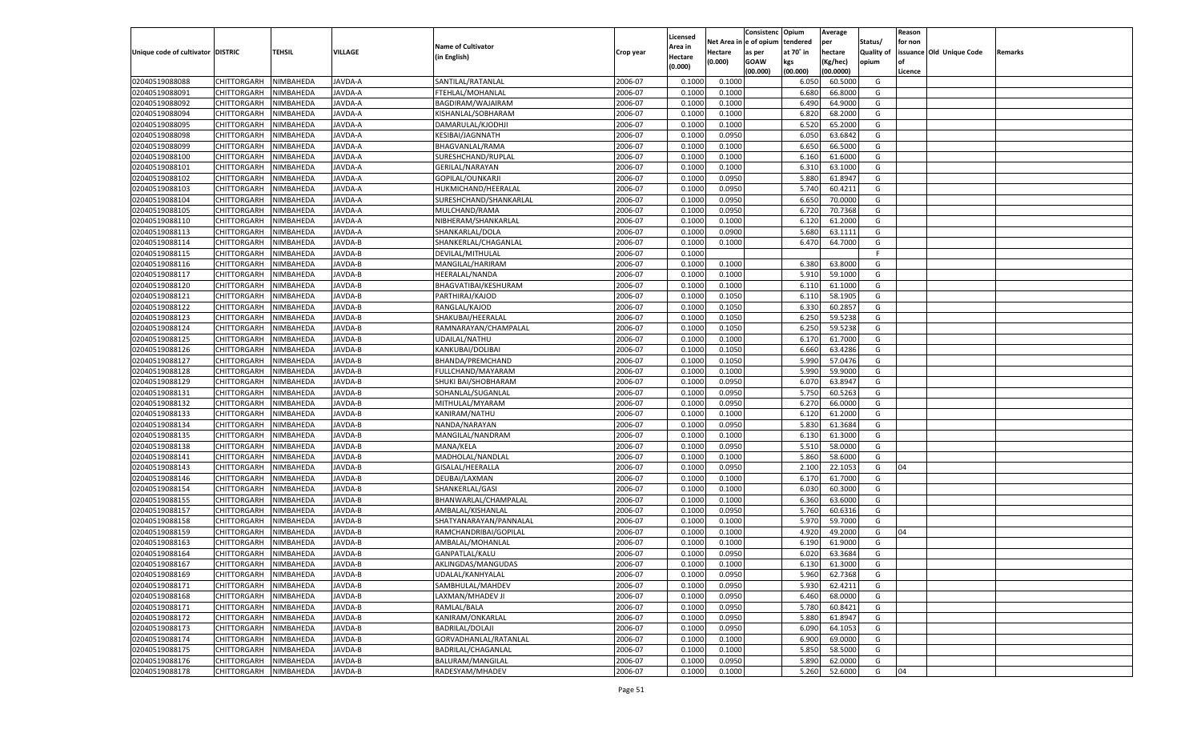| Unique code of cultivator | DISTRIC | TEHSIL | VILLAGE | Name of Cultivator (in English) | Crop year | Licensed Area in Hectare (0.000) | Net Area in Hectare (0.000) | Consistenc e of opium as per GOAW (00.000) | Opium tendered at 70° in kgs (00.000) | Average per hectare (Kg/hec) (00.0000) | Status/ Quality of opium | Reason for non issuance of Licence | Old Unique Code | Remarks |
|---|---|---|---|---|---|---|---|---|---|---|---|---|---|---|
| 02040519088088 | CHITTORGARH | NIMBAHEDA | JAVDA-A | SANTILAL/RATANLAL | 2006-07 | 0.1000 | 0.1000 | | 6.050 | 60.5000 | G | | | |
| 02040519088091 | CHITTORGARH | NIMBAHEDA | JAVDA-A | FTEHLAL/MOHANLAL | 2006-07 | 0.1000 | 0.1000 | | 6.680 | 66.8000 | G | | | |
| 02040519088092 | CHITTORGARH | NIMBAHEDA | JAVDA-A | BAGDIRAM/WAJAIRAM | 2006-07 | 0.1000 | 0.1000 | | 6.490 | 64.9000 | G | | | |
| 02040519088094 | CHITTORGARH | NIMBAHEDA | JAVDA-A | KISHANLAL/SOBHARAM | 2006-07 | 0.1000 | 0.1000 | | 6.820 | 68.2000 | G | | | |
| 02040519088095 | CHITTORGARH | NIMBAHEDA | JAVDA-A | DAMARULAL/KJODHJI | 2006-07 | 0.1000 | 0.1000 | | 6.520 | 65.2000 | G | | | |
| 02040519088098 | CHITTORGARH | NIMBAHEDA | JAVDA-A | KESIBAI/JAGNNATH | 2006-07 | 0.1000 | 0.0950 | | 6.050 | 63.6842 | G | | | |
| 02040519088099 | CHITTORGARH | NIMBAHEDA | JAVDA-A | BHAGVANLAL/RAMA | 2006-07 | 0.1000 | 0.1000 | | 6.650 | 66.5000 | G | | | |
| 02040519088100 | CHITTORGARH | NIMBAHEDA | JAVDA-A | SURESHCHAND/RUPLAL | 2006-07 | 0.1000 | 0.1000 | | 6.160 | 61.6000 | G | | | |
| 02040519088101 | CHITTORGARH | NIMBAHEDA | JAVDA-A | GERILAL/NARAYAN | 2006-07 | 0.1000 | 0.1000 | | 6.310 | 63.1000 | G | | | |
| 02040519088102 | CHITTORGARH | NIMBAHEDA | JAVDA-A | GOPILAL/OUNKARJI | 2006-07 | 0.1000 | 0.0950 | | 5.880 | 61.8947 | G | | | |
| 02040519088103 | CHITTORGARH | NIMBAHEDA | JAVDA-A | HUKMICHAND/HEERALAL | 2006-07 | 0.1000 | 0.0950 | | 5.740 | 60.4211 | G | | | |
| 02040519088104 | CHITTORGARH | NIMBAHEDA | JAVDA-A | SURESHCHAND/SHANKARLAL | 2006-07 | 0.1000 | 0.0950 | | 6.650 | 70.0000 | G | | | |
| 02040519088105 | CHITTORGARH | NIMBAHEDA | JAVDA-A | MULCHAND/RAMA | 2006-07 | 0.1000 | 0.0950 | | 6.720 | 70.7368 | G | | | |
| 02040519088110 | CHITTORGARH | NIMBAHEDA | JAVDA-A | NIBHERAM/SHANKARLAL | 2006-07 | 0.1000 | 0.1000 | | 6.120 | 61.2000 | G | | | |
| 02040519088113 | CHITTORGARH | NIMBAHEDA | JAVDA-A | SHANKARLAL/DOLA | 2006-07 | 0.1000 | 0.0900 | | 5.680 | 63.1111 | G | | | |
| 02040519088114 | CHITTORGARH | NIMBAHEDA | JAVDA-B | SHANKERLAL/CHAGANLAL | 2006-07 | 0.1000 | 0.1000 | | 6.470 | 64.7000 | G | | | |
| 02040519088115 | CHITTORGARH | NIMBAHEDA | JAVDA-B | DEVILAL/MITHULAL | 2006-07 | 0.1000 | | | | | F | | | |
| 02040519088116 | CHITTORGARH | NIMBAHEDA | JAVDA-B | MANGILAL/HARIRAM | 2006-07 | 0.1000 | 0.1000 | | 6.380 | 63.8000 | G | | | |
| 02040519088117 | CHITTORGARH | NIMBAHEDA | JAVDA-B | HEERALAL/NANDA | 2006-07 | 0.1000 | 0.1000 | | 5.910 | 59.1000 | G | | | |
| 02040519088120 | CHITTORGARH | NIMBAHEDA | JAVDA-B | BHAGVATIBAI/KESHURAM | 2006-07 | 0.1000 | 0.1000 | | 6.110 | 61.1000 | G | | | |
| 02040519088121 | CHITTORGARH | NIMBAHEDA | JAVDA-B | PARTHIRAJ/KAJOD | 2006-07 | 0.1000 | 0.1050 | | 6.110 | 58.1905 | G | | | |
| 02040519088122 | CHITTORGARH | NIMBAHEDA | JAVDA-B | RANGLAL/KAJOD | 2006-07 | 0.1000 | 0.1050 | | 6.330 | 60.2857 | G | | | |
| 02040519088123 | CHITTORGARH | NIMBAHEDA | JAVDA-B | SHAKUBAI/HEERALAL | 2006-07 | 0.1000 | 0.1050 | | 6.250 | 59.5238 | G | | | |
| 02040519088124 | CHITTORGARH | NIMBAHEDA | JAVDA-B | RAMNARAYAN/CHAMPALAL | 2006-07 | 0.1000 | 0.1050 | | 6.250 | 59.5238 | G | | | |
| 02040519088125 | CHITTORGARH | NIMBAHEDA | JAVDA-B | UDAILAL/NATHU | 2006-07 | 0.1000 | 0.1000 | | 6.170 | 61.7000 | G | | | |
| 02040519088126 | CHITTORGARH | NIMBAHEDA | JAVDA-B | KANKUBAI/DOLIBAI | 2006-07 | 0.1000 | 0.1050 | | 6.660 | 63.4286 | G | | | |
| 02040519088127 | CHITTORGARH | NIMBAHEDA | JAVDA-B | BHANDA/PREMCHAND | 2006-07 | 0.1000 | 0.1050 | | 5.990 | 57.0476 | G | | | |
| 02040519088128 | CHITTORGARH | NIMBAHEDA | JAVDA-B | FULLCHAND/MAYARAM | 2006-07 | 0.1000 | 0.1000 | | 5.990 | 59.9000 | G | | | |
| 02040519088129 | CHITTORGARH | NIMBAHEDA | JAVDA-B | SHUKI BAI/SHOBHARAM | 2006-07 | 0.1000 | 0.0950 | | 6.070 | 63.8947 | G | | | |
| 02040519088131 | CHITTORGARH | NIMBAHEDA | JAVDA-B | SOHANLAL/SUGANLAL | 2006-07 | 0.1000 | 0.0950 | | 5.750 | 60.5263 | G | | | |
| 02040519088132 | CHITTORGARH | NIMBAHEDA | JAVDA-B | MITHULAL/MYARAM | 2006-07 | 0.1000 | 0.0950 | | 6.270 | 66.0000 | G | | | |
| 02040519088133 | CHITTORGARH | NIMBAHEDA | JAVDA-B | KANIRAM/NATHU | 2006-07 | 0.1000 | 0.1000 | | 6.120 | 61.2000 | G | | | |
| 02040519088134 | CHITTORGARH | NIMBAHEDA | JAVDA-B | NANDA/NARAYAN | 2006-07 | 0.1000 | 0.0950 | | 5.830 | 61.3684 | G | | | |
| 02040519088135 | CHITTORGARH | NIMBAHEDA | JAVDA-B | MANGILAL/NANDRAM | 2006-07 | 0.1000 | 0.1000 | | 6.130 | 61.3000 | G | | | |
| 02040519088138 | CHITTORGARH | NIMBAHEDA | JAVDA-B | MANA/KELA | 2006-07 | 0.1000 | 0.0950 | | 5.510 | 58.0000 | G | | | |
| 02040519088141 | CHITTORGARH | NIMBAHEDA | JAVDA-B | MADHOLAL/NANDLAL | 2006-07 | 0.1000 | 0.1000 | | 5.860 | 58.6000 | G | | | |
| 02040519088143 | CHITTORGARH | NIMBAHEDA | JAVDA-B | GISALAL/HEERALLA | 2006-07 | 0.1000 | 0.0950 | | 2.100 | 22.1053 | G | 04 | | |
| 02040519088146 | CHITTORGARH | NIMBAHEDA | JAVDA-B | DEUBAI/LAXMAN | 2006-07 | 0.1000 | 0.1000 | | 6.170 | 61.7000 | G | | | |
| 02040519088154 | CHITTORGARH | NIMBAHEDA | JAVDA-B | SHANKERLAL/GASI | 2006-07 | 0.1000 | 0.1000 | | 6.030 | 60.3000 | G | | | |
| 02040519088155 | CHITTORGARH | NIMBAHEDA | JAVDA-B | BHANWARLAL/CHAMPALAL | 2006-07 | 0.1000 | 0.1000 | | 6.360 | 63.6000 | G | | | |
| 02040519088157 | CHITTORGARH | NIMBAHEDA | JAVDA-B | AMBALAL/KISHANLAL | 2006-07 | 0.1000 | 0.0950 | | 5.760 | 60.6316 | G | | | |
| 02040519088158 | CHITTORGARH | NIMBAHEDA | JAVDA-B | SHATYANARAYAN/PANNALAL | 2006-07 | 0.1000 | 0.1000 | | 5.970 | 59.7000 | G | | | |
| 02040519088159 | CHITTORGARH | NIMBAHEDA | JAVDA-B | RAMCHANDRIBAI/GOPILAL | 2006-07 | 0.1000 | 0.1000 | | 4.920 | 49.2000 | G | 04 | | |
| 02040519088163 | CHITTORGARH | NIMBAHEDA | JAVDA-B | AMBALAL/MOHANLAL | 2006-07 | 0.1000 | 0.1000 | | 6.190 | 61.9000 | G | | | |
| 02040519088164 | CHITTORGARH | NIMBAHEDA | JAVDA-B | GANPATLAL/KALU | 2006-07 | 0.1000 | 0.0950 | | 6.020 | 63.3684 | G | | | |
| 02040519088167 | CHITTORGARH | NIMBAHEDA | JAVDA-B | AKLINGDAS/MANGUDAS | 2006-07 | 0.1000 | 0.1000 | | 6.130 | 61.3000 | G | | | |
| 02040519088169 | CHITTORGARH | NIMBAHEDA | JAVDA-B | UDALAL/KANHYALAL | 2006-07 | 0.1000 | 0.0950 | | 5.960 | 62.7368 | G | | | |
| 02040519088171 | CHITTORGARH | NIMBAHEDA | JAVDA-B | SAMBHULAL/MAHDEV | 2006-07 | 0.1000 | 0.0950 | | 5.930 | 62.4211 | G | | | |
| 02040519088168 | CHITTORGARH | NIMBAHEDA | JAVDA-B | LAXMAN/MHADEV JI | 2006-07 | 0.1000 | 0.0950 | | 6.460 | 68.0000 | G | | | |
| 02040519088171 | CHITTORGARH | NIMBAHEDA | JAVDA-B | RAMLAL/BALA | 2006-07 | 0.1000 | 0.0950 | | 5.780 | 60.8421 | G | | | |
| 02040519088172 | CHITTORGARH | NIMBAHEDA | JAVDA-B | KANIRAM/ONKARLAL | 2006-07 | 0.1000 | 0.0950 | | 5.880 | 61.8947 | G | | | |
| 02040519088173 | CHITTORGARH | NIMBAHEDA | JAVDA-B | BADRILAL/DOLAJI | 2006-07 | 0.1000 | 0.0950 | | 6.090 | 64.1053 | G | | | |
| 02040519088174 | CHITTORGARH | NIMBAHEDA | JAVDA-B | GORVADHANLAL/RATANLAL | 2006-07 | 0.1000 | 0.1000 | | 6.900 | 69.0000 | G | | | |
| 02040519088175 | CHITTORGARH | NIMBAHEDA | JAVDA-B | BADRILAL/CHAGANLAL | 2006-07 | 0.1000 | 0.1000 | | 5.850 | 58.5000 | G | | | |
| 02040519088176 | CHITTORGARH | NIMBAHEDA | JAVDA-B | BALURAM/MANGILAL | 2006-07 | 0.1000 | 0.0950 | | 5.890 | 62.0000 | G | | | |
| 02040519088178 | CHITTORGARH | NIMBAHEDA | JAVDA-B | RADESYAM/MHADEV | 2006-07 | 0.1000 | 0.1000 | | 5.260 | 52.6000 | G | 04 | | |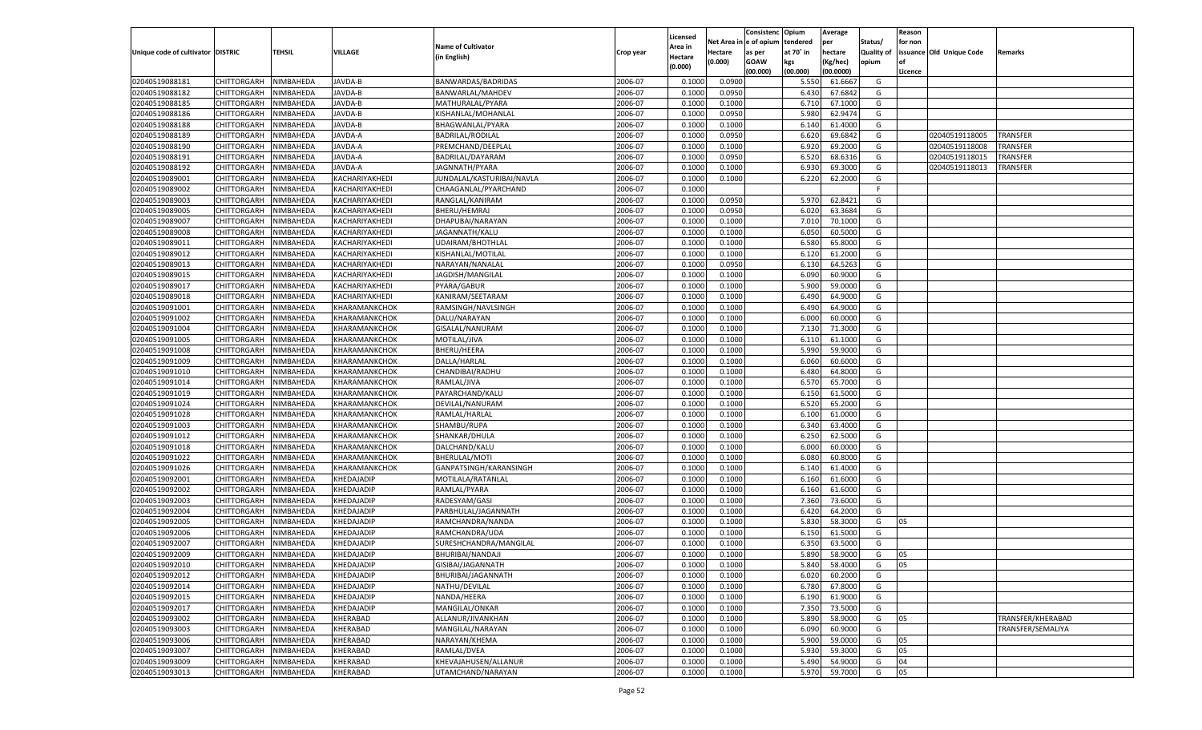| Unique code of cultivator | DISTRIC | TEHSIL | VILLAGE | Name of Cultivator (in English) | Crop year | Licensed Area in Hectare (0.000) | Net Area in Hectare (0.000) | Consistenc e of opium as per GOAW (00.000) | Opium tendered at 70˚ in kgs (00.000) | Average per hectare (Kg/hec) (00.0000) | Status/ Quality of opium | Reason for non issuance of Licence | Old Unique Code | Remarks |
|---|---|---|---|---|---|---|---|---|---|---|---|---|---|---|
| 02040519088181 | CHITTORGARH | NIMBAHEDA | JAVDA-B | BANWARDAS/BADRIDAS | 2006-07 | 0.1000 | 0.0900 | | 5.550 | 61.6667 | G | | | |
| 02040519088182 | CHITTORGARH | NIMBAHEDA | JAVDA-B | BANWARLAL/MAHDEV | 2006-07 | 0.1000 | 0.0950 | | 6.430 | 67.6842 | G | | | |
| 02040519088185 | CHITTORGARH | NIMBAHEDA | JAVDA-B | MATHURALAL/PYARA | 2006-07 | 0.1000 | 0.1000 | | 6.710 | 67.1000 | G | | | |
| 02040519088186 | CHITTORGARH | NIMBAHEDA | JAVDA-B | KISHANLAL/MOHANLAL | 2006-07 | 0.1000 | 0.0950 | | 5.980 | 62.9474 | G | | | |
| 02040519088188 | CHITTORGARH | NIMBAHEDA | JAVDA-B | BHAGWANLAL/PYARA | 2006-07 | 0.1000 | 0.1000 | | 6.140 | 61.4000 | G | | | |
| 02040519088189 | CHITTORGARH | NIMBAHEDA | JAVDA-A | BADRILAL/RODILAL | 2006-07 | 0.1000 | 0.0950 | | 6.620 | 69.6842 | G | | 02040519118005 | TRANSFER |
| 02040519088190 | CHITTORGARH | NIMBAHEDA | JAVDA-A | PREMCHAND/DEEPLAL | 2006-07 | 0.1000 | 0.1000 | | 6.920 | 69.2000 | G | | 02040519118008 | TRANSFER |
| 02040519088191 | CHITTORGARH | NIMBAHEDA | JAVDA-A | BADRILAL/DAYARAM | 2006-07 | 0.1000 | 0.0950 | | 6.520 | 68.6316 | G | | 02040519118015 | TRANSFER |
| 02040519088192 | CHITTORGARH | NIMBAHEDA | JAVDA-A | JAGNNATH/PYARA | 2006-07 | 0.1000 | 0.1000 | | 6.930 | 69.3000 | G | | 02040519118013 | TRANSFER |
| 02040519089001 | CHITTORGARH | NIMBAHEDA | KACHARIYAKHEDI | JUNDALAL/KASTURIBAI/NAVLA | 2006-07 | 0.1000 | 0.1000 | | 6.220 | 62.2000 | G | | | |
| 02040519089002 | CHITTORGARH | NIMBAHEDA | KACHARIYAKHEDI | CHAAGANLAL/PYARCHAND | 2006-07 | 0.1000 | | | | | F | | | |
| 02040519089003 | CHITTORGARH | NIMBAHEDA | KACHARIYAKHEDI | RANGLAL/KANIRAM | 2006-07 | 0.1000 | 0.0950 | | 5.970 | 62.8421 | G | | | |
| 02040519089005 | CHITTORGARH | NIMBAHEDA | KACHARIYAKHEDI | BHERU/HEMRAJ | 2006-07 | 0.1000 | 0.0950 | | 6.020 | 63.3684 | G | | | |
| 02040519089007 | CHITTORGARH | NIMBAHEDA | KACHARIYAKHEDI | DHAPUBAI/NARAYAN | 2006-07 | 0.1000 | 0.1000 | | 7.010 | 70.1000 | G | | | |
| 02040519089008 | CHITTORGARH | NIMBAHEDA | KACHARIYAKHEDI | JAGANNATH/KALU | 2006-07 | 0.1000 | 0.1000 | | 6.050 | 60.5000 | G | | | |
| 02040519089011 | CHITTORGARH | NIMBAHEDA | KACHARIYAKHEDI | UDAIRAM/BHOTHLAL | 2006-07 | 0.1000 | 0.1000 | | 6.580 | 65.8000 | G | | | |
| 02040519089012 | CHITTORGARH | NIMBAHEDA | KACHARIYAKHEDI | KISHANLAL/MOTILAL | 2006-07 | 0.1000 | 0.1000 | | 6.120 | 61.2000 | G | | | |
| 02040519089013 | CHITTORGARH | NIMBAHEDA | KACHARIYAKHEDI | NARAYAN/NANALAL | 2006-07 | 0.1000 | 0.0950 | | 6.130 | 64.5263 | G | | | |
| 02040519089015 | CHITTORGARH | NIMBAHEDA | KACHARIYAKHEDI | JAGDISH/MANGILAL | 2006-07 | 0.1000 | 0.1000 | | 6.090 | 60.9000 | G | | | |
| 02040519089017 | CHITTORGARH | NIMBAHEDA | KACHARIYAKHEDI | PYARA/GABUR | 2006-07 | 0.1000 | 0.1000 | | 5.900 | 59.0000 | G | | | |
| 02040519089018 | CHITTORGARH | NIMBAHEDA | KACHARIYAKHEDI | KANIRAM/SEETARAM | 2006-07 | 0.1000 | 0.1000 | | 6.490 | 64.9000 | G | | | |
| 02040519091001 | CHITTORGARH | NIMBAHEDA | KHARAMANKCHOK | RAMSINGH/NAVLSINGH | 2006-07 | 0.1000 | 0.1000 | | 6.490 | 64.9000 | G | | | |
| 02040519091002 | CHITTORGARH | NIMBAHEDA | KHARAMANKCHOK | DALU/NARAYAN | 2006-07 | 0.1000 | 0.1000 | | 6.000 | 60.0000 | G | | | |
| 02040519091004 | CHITTORGARH | NIMBAHEDA | KHARAMANKCHOK | GISALAL/NANURAM | 2006-07 | 0.1000 | 0.1000 | | 7.130 | 71.3000 | G | | | |
| 02040519091005 | CHITTORGARH | NIMBAHEDA | KHARAMANKCHOK | MOTILAL/JIVA | 2006-07 | 0.1000 | 0.1000 | | 6.110 | 61.1000 | G | | | |
| 02040519091008 | CHITTORGARH | NIMBAHEDA | KHARAMANKCHOK | BHERU/HEERA | 2006-07 | 0.1000 | 0.1000 | | 5.990 | 59.9000 | G | | | |
| 02040519091009 | CHITTORGARH | NIMBAHEDA | KHARAMANKCHOK | DALLA/HARLAL | 2006-07 | 0.1000 | 0.1000 | | 6.060 | 60.6000 | G | | | |
| 02040519091010 | CHITTORGARH | NIMBAHEDA | KHARAMANKCHOK | CHANDIBAI/RADHU | 2006-07 | 0.1000 | 0.1000 | | 6.480 | 64.8000 | G | | | |
| 02040519091014 | CHITTORGARH | NIMBAHEDA | KHARAMANKCHOK | RAMLAL/JIVA | 2006-07 | 0.1000 | 0.1000 | | 6.570 | 65.7000 | G | | | |
| 02040519091019 | CHITTORGARH | NIMBAHEDA | KHARAMANKCHOK | PAYARCHAND/KALU | 2006-07 | 0.1000 | 0.1000 | | 6.150 | 61.5000 | G | | | |
| 02040519091024 | CHITTORGARH | NIMBAHEDA | KHARAMANKCHOK | DEVILAL/NANURAM | 2006-07 | 0.1000 | 0.1000 | | 6.520 | 65.2000 | G | | | |
| 02040519091028 | CHITTORGARH | NIMBAHEDA | KHARAMANKCHOK | RAMLAL/HARLAL | 2006-07 | 0.1000 | 0.1000 | | 6.100 | 61.0000 | G | | | |
| 02040519091003 | CHITTORGARH | NIMBAHEDA | KHARAMANKCHOK | SHAMBU/RUPA | 2006-07 | 0.1000 | 0.1000 | | 6.340 | 63.4000 | G | | | |
| 02040519091012 | CHITTORGARH | NIMBAHEDA | KHARAMANKCHOK | SHANKAR/DHULA | 2006-07 | 0.1000 | 0.1000 | | 6.250 | 62.5000 | G | | | |
| 02040519091018 | CHITTORGARH | NIMBAHEDA | KHARAMANKCHOK | DALCHAND/KALU | 2006-07 | 0.1000 | 0.1000 | | 6.000 | 60.0000 | G | | | |
| 02040519091022 | CHITTORGARH | NIMBAHEDA | KHARAMANKCHOK | BHERULAL/MOTI | 2006-07 | 0.1000 | 0.1000 | | 6.080 | 60.8000 | G | | | |
| 02040519091026 | CHITTORGARH | NIMBAHEDA | KHARAMANKCHOK | GANPATSINGH/KARANSINGH | 2006-07 | 0.1000 | 0.1000 | | 6.140 | 61.4000 | G | | | |
| 02040519092001 | CHITTORGARH | NIMBAHEDA | KHEDAJADIP | MOTILALA/RATANLAL | 2006-07 | 0.1000 | 0.1000 | | 6.160 | 61.6000 | G | | | |
| 02040519092002 | CHITTORGARH | NIMBAHEDA | KHEDAJADIP | RAMLAL/PYARA | 2006-07 | 0.1000 | 0.1000 | | 6.160 | 61.6000 | G | | | |
| 02040519092003 | CHITTORGARH | NIMBAHEDA | KHEDAJADIP | RADESYAM/GASI | 2006-07 | 0.1000 | 0.1000 | | 7.360 | 73.6000 | G | | | |
| 02040519092004 | CHITTORGARH | NIMBAHEDA | KHEDAJADIP | PARBHULAL/JAGANNATH | 2006-07 | 0.1000 | 0.1000 | | 6.420 | 64.2000 | G | | | |
| 02040519092005 | CHITTORGARH | NIMBAHEDA | KHEDAJADIP | RAMCHANDRA/NANDA | 2006-07 | 0.1000 | 0.1000 | | 5.830 | 58.3000 | G | 05 | | |
| 02040519092006 | CHITTORGARH | NIMBAHEDA | KHEDAJADIP | RAMCHANDRA/UDA | 2006-07 | 0.1000 | 0.1000 | | 6.150 | 61.5000 | G | | | |
| 02040519092007 | CHITTORGARH | NIMBAHEDA | KHEDAJADIP | SURESHCHANDRA/MANGILAL | 2006-07 | 0.1000 | 0.1000 | | 6.350 | 63.5000 | G | | | |
| 02040519092009 | CHITTORGARH | NIMBAHEDA | KHEDAJADIP | BHURIBAI/NANDAJI | 2006-07 | 0.1000 | 0.1000 | | 5.890 | 58.9000 | G | 05 | | |
| 02040519092010 | CHITTORGARH | NIMBAHEDA | KHEDAJADIP | GISIBAI/JAGANNATH | 2006-07 | 0.1000 | 0.1000 | | 5.840 | 58.4000 | G | 05 | | |
| 02040519092012 | CHITTORGARH | NIMBAHEDA | KHEDAJADIP | BHURIBAI/JAGANNATH | 2006-07 | 0.1000 | 0.1000 | | 6.020 | 60.2000 | G | | | |
| 02040519092014 | CHITTORGARH | NIMBAHEDA | KHEDAJADIP | NATHU/DEVILAL | 2006-07 | 0.1000 | 0.1000 | | 6.780 | 67.8000 | G | | | |
| 02040519092015 | CHITTORGARH | NIMBAHEDA | KHEDAJADIP | NANDA/HEERA | 2006-07 | 0.1000 | 0.1000 | | 6.190 | 61.9000 | G | | | |
| 02040519092017 | CHITTORGARH | NIMBAHEDA | KHEDAJADIP | MANGILAL/ONKAR | 2006-07 | 0.1000 | 0.1000 | | 7.350 | 73.5000 | G | | | |
| 02040519093002 | CHITTORGARH | NIMBAHEDA | KHERABAD | ALLANUR/JIVANKHAN | 2006-07 | 0.1000 | 0.1000 | | 5.890 | 58.9000 | G | 05 | | TRANSFER/KHERABAD |
| 02040519093003 | CHITTORGARH | NIMBAHEDA | KHERABAD | MANGILAL/NARAYAN | 2006-07 | 0.1000 | 0.1000 | | 6.090 | 60.9000 | G | | | TRANSFER/SEMALIYA |
| 02040519093006 | CHITTORGARH | NIMBAHEDA | KHERABAD | NARAYAN/KHEMA | 2006-07 | 0.1000 | 0.1000 | | 5.900 | 59.0000 | G | 05 | | |
| 02040519093007 | CHITTORGARH | NIMBAHEDA | KHERABAD | RAMLAL/DVEA | 2006-07 | 0.1000 | 0.1000 | | 5.930 | 59.3000 | G | 05 | | |
| 02040519093009 | CHITTORGARH | NIMBAHEDA | KHERABAD | KHEVAJAHUSEN/ALLANUR | 2006-07 | 0.1000 | 0.1000 | | 5.490 | 54.9000 | G | 04 | | |
| 02040519093013 | CHITTORGARH | NIMBAHEDA | KHERABAD | UTAMCHAND/NARAYAN | 2006-07 | 0.1000 | 0.1000 | | 5.970 | 59.7000 | G | 05 | | |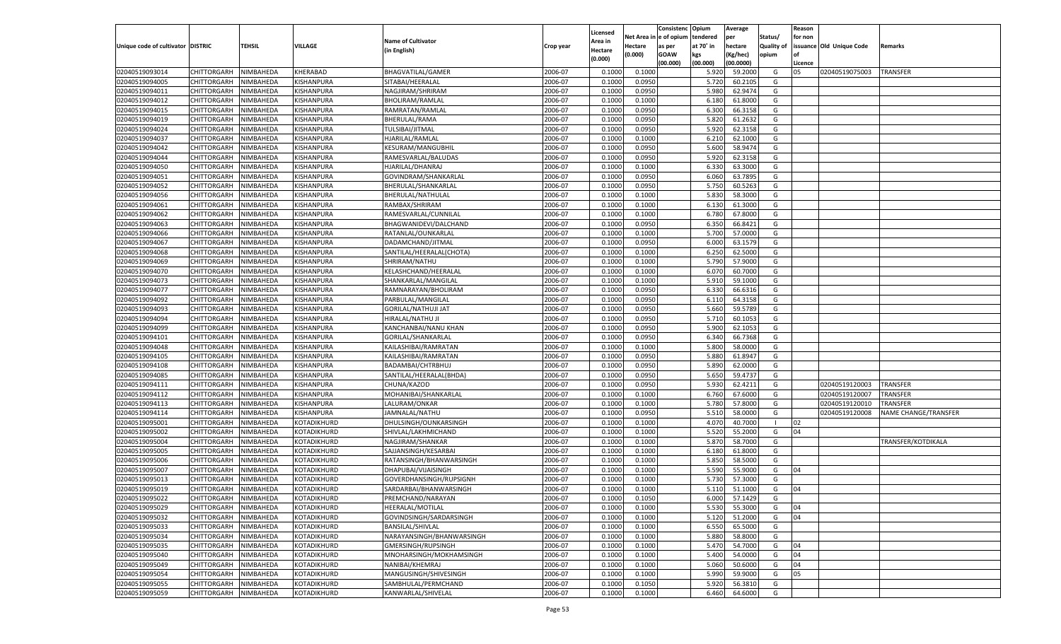| Unique code of cultivator | DISTRIC | TEHSIL | VILLAGE | Name of Cultivator (in English) | Crop year | Licensed Area in Hectare (0.000) | Net Area in Hectare (0.000) | Consistenc e of opium as per GOAW (00.000) | Opium tendered at 70° in kgs (00.000) | Average per hectare (Kg/hec) (00.0000) | Status/ Quality of opium | Reason for non issuance of Licence | Old Unique Code | Remarks |
|---|---|---|---|---|---|---|---|---|---|---|---|---|---|---|
| 02040519093014 | CHITTORGARH | NIMBAHEDA | KHERABAD | BHAGVATILAL/GAMER | 2006-07 | 0.1000 | 0.1000 | | 5.920 | 59.2000 | G | 05 | 02040519075003 | TRANSFER |
| 02040519094005 | CHITTORGARH | NIMBAHEDA | KISHANPURA | SITABAI/HEERALAL | 2006-07 | 0.1000 | 0.0950 | | 5.720 | 60.2105 | G | | | |
| 02040519094011 | CHITTORGARH | NIMBAHEDA | KISHANPURA | NAGJIRAM/SHRIRAM | 2006-07 | 0.1000 | 0.0950 | | 5.980 | 62.9474 | G | | | |
| 02040519094012 | CHITTORGARH | NIMBAHEDA | KISHANPURA | BHOLIRAM/RAMLAL | 2006-07 | 0.1000 | 0.1000 | | 6.180 | 61.8000 | G | | | |
| 02040519094015 | CHITTORGARH | NIMBAHEDA | KISHANPURA | RAMRATAN/RAMLAL | 2006-07 | 0.1000 | 0.0950 | | 6.300 | 66.3158 | G | | | |
| 02040519094019 | CHITTORGARH | NIMBAHEDA | KISHANPURA | BHERULAL/RAMA | 2006-07 | 0.1000 | 0.0950 | | 5.820 | 61.2632 | G | | | |
| 02040519094024 | CHITTORGARH | NIMBAHEDA | KISHANPURA | TULSIBAI/JITMAL | 2006-07 | 0.1000 | 0.0950 | | 5.920 | 62.3158 | G | | | |
| 02040519094037 | CHITTORGARH | NIMBAHEDA | KISHANPURA | HJARILAL/RAMLAL | 2006-07 | 0.1000 | 0.1000 | | 6.210 | 62.1000 | G | | | |
| 02040519094042 | CHITTORGARH | NIMBAHEDA | KISHANPURA | KESURAM/MANGUBHIL | 2006-07 | 0.1000 | 0.0950 | | 5.600 | 58.9474 | G | | | |
| 02040519094044 | CHITTORGARH | NIMBAHEDA | KISHANPURA | RAMESVARLAL/BALUDAS | 2006-07 | 0.1000 | 0.0950 | | 5.920 | 62.3158 | G | | | |
| 02040519094050 | CHITTORGARH | NIMBAHEDA | KISHANPURA | HJARILAL/DHANRAJ | 2006-07 | 0.1000 | 0.1000 | | 6.330 | 63.3000 | G | | | |
| 02040519094051 | CHITTORGARH | NIMBAHEDA | KISHANPURA | GOVINDRAM/SHANKARLAL | 2006-07 | 0.1000 | 0.0950 | | 6.060 | 63.7895 | G | | | |
| 02040519094052 | CHITTORGARH | NIMBAHEDA | KISHANPURA | BHERULAL/SHANKARLAL | 2006-07 | 0.1000 | 0.0950 | | 5.750 | 60.5263 | G | | | |
| 02040519094056 | CHITTORGARH | NIMBAHEDA | KISHANPURA | BHERULAL/NATHULAL | 2006-07 | 0.1000 | 0.1000 | | 5.830 | 58.3000 | G | | | |
| 02040519094061 | CHITTORGARH | NIMBAHEDA | KISHANPURA | RAMBAX/SHRIRAM | 2006-07 | 0.1000 | 0.1000 | | 6.130 | 61.3000 | G | | | |
| 02040519094062 | CHITTORGARH | NIMBAHEDA | KISHANPURA | RAMESVARLAL/CUNNILAL | 2006-07 | 0.1000 | 0.1000 | | 6.780 | 67.8000 | G | | | |
| 02040519094063 | CHITTORGARH | NIMBAHEDA | KISHANPURA | BHAGWANIDEVI/DALCHAND | 2006-07 | 0.1000 | 0.0950 | | 6.350 | 66.8421 | G | | | |
| 02040519094066 | CHITTORGARH | NIMBAHEDA | KISHANPURA | RATANLAL/OUNKARLAL | 2006-07 | 0.1000 | 0.1000 | | 5.700 | 57.0000 | G | | | |
| 02040519094067 | CHITTORGARH | NIMBAHEDA | KISHANPURA | DADAMCHAND/JITMAL | 2006-07 | 0.1000 | 0.0950 | | 6.000 | 63.1579 | G | | | |
| 02040519094068 | CHITTORGARH | NIMBAHEDA | KISHANPURA | SANTILAL/HEERALAL(CHOTA) | 2006-07 | 0.1000 | 0.1000 | | 6.250 | 62.5000 | G | | | |
| 02040519094069 | CHITTORGARH | NIMBAHEDA | KISHANPURA | SHRIRAM/NATHU | 2006-07 | 0.1000 | 0.1000 | | 5.790 | 57.9000 | G | | | |
| 02040519094070 | CHITTORGARH | NIMBAHEDA | KISHANPURA | KELASHCHAND/HEERALAL | 2006-07 | 0.1000 | 0.1000 | | 6.070 | 60.7000 | G | | | |
| 02040519094073 | CHITTORGARH | NIMBAHEDA | KISHANPURA | SHANKARLAL/MANGILAL | 2006-07 | 0.1000 | 0.1000 | | 5.910 | 59.1000 | G | | | |
| 02040519094077 | CHITTORGARH | NIMBAHEDA | KISHANPURA | RAMNARAYAN/BHOLIRAM | 2006-07 | 0.1000 | 0.0950 | | 6.330 | 66.6316 | G | | | |
| 02040519094092 | CHITTORGARH | NIMBAHEDA | KISHANPURA | PARBULAL/MANGILAL | 2006-07 | 0.1000 | 0.0950 | | 6.110 | 64.3158 | G | | | |
| 02040519094093 | CHITTORGARH | NIMBAHEDA | KISHANPURA | GORILAL/NATHUJI JAT | 2006-07 | 0.1000 | 0.0950 | | 5.660 | 59.5789 | G | | | |
| 02040519094094 | CHITTORGARH | NIMBAHEDA | KISHANPURA | HIRALAL/NATHU JI | 2006-07 | 0.1000 | 0.0950 | | 5.710 | 60.1053 | G | | | |
| 02040519094099 | CHITTORGARH | NIMBAHEDA | KISHANPURA | KANCHANBAI/NANU KHAN | 2006-07 | 0.1000 | 0.0950 | | 5.900 | 62.1053 | G | | | |
| 02040519094101 | CHITTORGARH | NIMBAHEDA | KISHANPURA | GORILAL/SHANKARLAL | 2006-07 | 0.1000 | 0.0950 | | 6.340 | 66.7368 | G | | | |
| 02040519094048 | CHITTORGARH | NIMBAHEDA | KISHANPURA | KAILASHIBAI/RAMRATAN | 2006-07 | 0.1000 | 0.1000 | | 5.800 | 58.0000 | G | | | |
| 02040519094105 | CHITTORGARH | NIMBAHEDA | KISHANPURA | KAILASHIBAI/RAMRATAN | 2006-07 | 0.1000 | 0.0950 | | 5.880 | 61.8947 | G | | | |
| 02040519094108 | CHITTORGARH | NIMBAHEDA | KISHANPURA | BADAMBAI/CHTRBHUJ | 2006-07 | 0.1000 | 0.0950 | | 5.890 | 62.0000 | G | | | |
| 02040519094085 | CHITTORGARH | NIMBAHEDA | KISHANPURA | SANTILAL/HEERALAL(BHDA) | 2006-07 | 0.1000 | 0.0950 | | 5.650 | 59.4737 | G | | | |
| 02040519094111 | CHITTORGARH | NIMBAHEDA | KISHANPURA | CHUNA/KAZOD | 2006-07 | 0.1000 | 0.0950 | | 5.930 | 62.4211 | G | | 02040519120003 | TRANSFER |
| 02040519094112 | CHITTORGARH | NIMBAHEDA | KISHANPURA | MOHANIBAI/SHANKARLAL | 2006-07 | 0.1000 | 0.1000 | | 6.760 | 67.6000 | G | | 02040519120007 | TRANSFER |
| 02040519094113 | CHITTORGARH | NIMBAHEDA | KISHANPURA | LALURAM/ONKAR | 2006-07 | 0.1000 | 0.1000 | | 5.780 | 57.8000 | G | | 02040519120010 | TRANSFER |
| 02040519094114 | CHITTORGARH | NIMBAHEDA | KISHANPURA | JAMNALAL/NATHU | 2006-07 | 0.1000 | 0.0950 | | 5.510 | 58.0000 | G | | 02040519120008 | NAME CHANGE/TRANSFER |
| 02040519095001 | CHITTORGARH | NIMBAHEDA | KOTADIKHURD | DHULSINGH/OUNKARSINGH | 2006-07 | 0.1000 | 0.1000 | | 4.070 | 40.7000 | I | 02 | | |
| 02040519095002 | CHITTORGARH | NIMBAHEDA | KOTADIKHURD | SHIVLAL/LAKHMICHAND | 2006-07 | 0.1000 | 0.1000 | | 5.520 | 55.2000 | G | 04 | | |
| 02040519095004 | CHITTORGARH | NIMBAHEDA | KOTADIKHURD | NAGJIRAM/SHANKAR | 2006-07 | 0.1000 | 0.1000 | | 5.870 | 58.7000 | G | | | TRANSFER/KOTDIKALA |
| 02040519095005 | CHITTORGARH | NIMBAHEDA | KOTADIKHURD | SAJJANSINGH/KESARBAI | 2006-07 | 0.1000 | 0.1000 | | 6.180 | 61.8000 | G | | | |
| 02040519095006 | CHITTORGARH | NIMBAHEDA | KOTADIKHURD | RATANSINGH/BHANWARSINGH | 2006-07 | 0.1000 | 0.1000 | | 5.850 | 58.5000 | G | | | |
| 02040519095007 | CHITTORGARH | NIMBAHEDA | KOTADIKHURD | DHAPUBAI/VIJAISINGH | 2006-07 | 0.1000 | 0.1000 | | 5.590 | 55.9000 | G | 04 | | |
| 02040519095013 | CHITTORGARH | NIMBAHEDA | KOTADIKHURD | GOVERDHANSINGH/RUPSIGNH | 2006-07 | 0.1000 | 0.1000 | | 5.730 | 57.3000 | G | | | |
| 02040519095019 | CHITTORGARH | NIMBAHEDA | KOTADIKHURD | SARDARBAI/BHANWARSINGH | 2006-07 | 0.1000 | 0.1000 | | 5.110 | 51.1000 | G | 04 | | |
| 02040519095022 | CHITTORGARH | NIMBAHEDA | KOTADIKHURD | PREMCHAND/NARAYAN | 2006-07 | 0.1000 | 0.1050 | | 6.000 | 57.1429 | G | | | |
| 02040519095029 | CHITTORGARH | NIMBAHEDA | KOTADIKHURD | HEERALAL/MOTILAL | 2006-07 | 0.1000 | 0.1000 | | 5.530 | 55.3000 | G | 04 | | |
| 02040519095032 | CHITTORGARH | NIMBAHEDA | KOTADIKHURD | GOVINDSINGH/SARDARSINGH | 2006-07 | 0.1000 | 0.1000 | | 5.120 | 51.2000 | G | 04 | | |
| 02040519095033 | CHITTORGARH | NIMBAHEDA | KOTADIKHURD | BANSILAL/SHIVLAL | 2006-07 | 0.1000 | 0.1000 | | 6.550 | 65.5000 | G | | | |
| 02040519095034 | CHITTORGARH | NIMBAHEDA | KOTADIKHURD | NARAYANSINGH/BHANWARSINGH | 2006-07 | 0.1000 | 0.1000 | | 5.880 | 58.8000 | G | | | |
| 02040519095035 | CHITTORGARH | NIMBAHEDA | KOTADIKHURD | GMERSINGH/RUPSINGH | 2006-07 | 0.1000 | 0.1000 | | 5.470 | 54.7000 | G | 04 | | |
| 02040519095040 | CHITTORGARH | NIMBAHEDA | KOTADIKHURD | MNOHARSINGH/MOKHAMSINGH | 2006-07 | 0.1000 | 0.1000 | | 5.400 | 54.0000 | G | 04 | | |
| 02040519095049 | CHITTORGARH | NIMBAHEDA | KOTADIKHURD | NANIBAI/KHEMRAJ | 2006-07 | 0.1000 | 0.1000 | | 5.060 | 50.6000 | G | 04 | | |
| 02040519095054 | CHITTORGARH | NIMBAHEDA | KOTADIKHURD | MANGUSINGH/SHIVESINGH | 2006-07 | 0.1000 | 0.1000 | | 5.990 | 59.9000 | G | 05 | | |
| 02040519095055 | CHITTORGARH | NIMBAHEDA | KOTADIKHURD | SAMBHULAL/PERMCHAND | 2006-07 | 0.1000 | 0.1050 | | 5.920 | 56.3810 | G | | | |
| 02040519095059 | CHITTORGARH | NIMBAHEDA | KOTADIKHURD | KANWARLAL/SHIVELAL | 2006-07 | 0.1000 | 0.1000 | | 6.460 | 64.6000 | G | | | |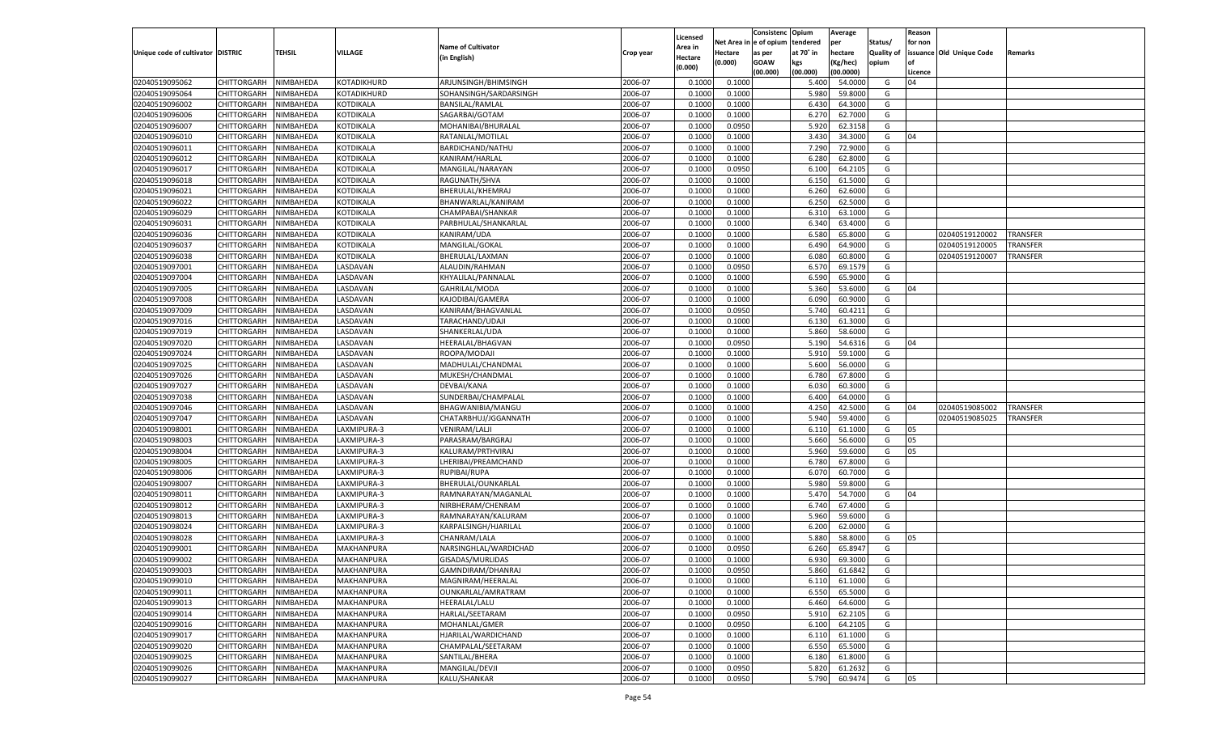| Unique code of cultivator | DISTRIC | TEHSIL | VILLAGE | Name of Cultivator (in English) | Crop year | Licensed Area in Hectare (0.000) | Net Area in Hectare (0.000) | Consistence of opium as per GOAW (00.000) | Opium tendered at 70° in kgs (00.000) | Average per hectare (Kg/hec) (00.0000) | Status/ Quality of opium | Reason for non issuance of Licence | Old Unique Code | Remarks |
|---|---|---|---|---|---|---|---|---|---|---|---|---|---|---|
| 02040519095062 | CHITTORGARH | NIMBAHEDA | KOTADIKHURD | ARJUNSINGH/BHIMSINGH | 2006-07 | 0.1000 | 0.1000 | | 5.400 | 54.0000 | G | 04 | | |
| 02040519095064 | CHITTORGARH | NIMBAHEDA | KOTADIKHURD | SOHANSINGH/SARDARSINGH | 2006-07 | 0.1000 | 0.1000 | | 5.980 | 59.8000 | G | | | |
| 02040519096002 | CHITTORGARH | NIMBAHEDA | KOTDIKALA | BANSILAL/RAMLAL | 2006-07 | 0.1000 | 0.1000 | | 6.430 | 64.3000 | G | | | |
| 02040519096006 | CHITTORGARH | NIMBAHEDA | KOTDIKALA | SAGARBAI/GOTAM | 2006-07 | 0.1000 | 0.1000 | | 6.270 | 62.7000 | G | | | |
| 02040519096007 | CHITTORGARH | NIMBAHEDA | KOTDIKALA | MOHANIBAI/BHURALAL | 2006-07 | 0.1000 | 0.0950 | | 5.920 | 62.3158 | G | | | |
| 02040519096010 | CHITTORGARH | NIMBAHEDA | KOTDIKALA | RATANLAL/MOTILAL | 2006-07 | 0.1000 | 0.1000 | | 3.430 | 34.3000 | G | 04 | | |
| 02040519096011 | CHITTORGARH | NIMBAHEDA | KOTDIKALA | BARDICHAND/NATHU | 2006-07 | 0.1000 | 0.1000 | | 7.290 | 72.9000 | G | | | |
| 02040519096012 | CHITTORGARH | NIMBAHEDA | KOTDIKALA | KANIRAM/HARLAL | 2006-07 | 0.1000 | 0.1000 | | 6.280 | 62.8000 | G | | | |
| 02040519096017 | CHITTORGARH | NIMBAHEDA | KOTDIKALA | MANGILAL/NARAYAN | 2006-07 | 0.1000 | 0.0950 | | 6.100 | 64.2105 | G | | | |
| 02040519096018 | CHITTORGARH | NIMBAHEDA | KOTDIKALA | RAGUNATH/SHVA | 2006-07 | 0.1000 | 0.1000 | | 6.150 | 61.5000 | G | | | |
| 02040519096021 | CHITTORGARH | NIMBAHEDA | KOTDIKALA | BHERULAL/KHEMRAJ | 2006-07 | 0.1000 | 0.1000 | | 6.260 | 62.6000 | G | | | |
| 02040519096022 | CHITTORGARH | NIMBAHEDA | KOTDIKALA | BHANWARLAL/KANIRAM | 2006-07 | 0.1000 | 0.1000 | | 6.250 | 62.5000 | G | | | |
| 02040519096029 | CHITTORGARH | NIMBAHEDA | KOTDIKALA | CHAMPABAI/SHANKAR | 2006-07 | 0.1000 | 0.1000 | | 6.310 | 63.1000 | G | | | |
| 02040519096031 | CHITTORGARH | NIMBAHEDA | KOTDIKALA | PARBHULAL/SHANKARLAL | 2006-07 | 0.1000 | 0.1000 | | 6.340 | 63.4000 | G | | | |
| 02040519096036 | CHITTORGARH | NIMBAHEDA | KOTDIKALA | KANIRAM/UDA | 2006-07 | 0.1000 | 0.1000 | | 6.580 | 65.8000 | G | | 02040519120002 | TRANSFER |
| 02040519096037 | CHITTORGARH | NIMBAHEDA | KOTDIKALA | MANGILAL/GOKAL | 2006-07 | 0.1000 | 0.1000 | | 6.490 | 64.9000 | G | | 02040519120005 | TRANSFER |
| 02040519096038 | CHITTORGARH | NIMBAHEDA | KOTDIKALA | BHERULAL/LAXMAN | 2006-07 | 0.1000 | 0.1000 | | 6.080 | 60.8000 | G | | 02040519120007 | TRANSFER |
| 02040519097001 | CHITTORGARH | NIMBAHEDA | LASDAVAN | ALAUDIN/RAHMAN | 2006-07 | 0.1000 | 0.0950 | | 6.570 | 69.1579 | G | | | |
| 02040519097004 | CHITTORGARH | NIMBAHEDA | LASDAVAN | KHYALILAL/PANNALAL | 2006-07 | 0.1000 | 0.1000 | | 6.590 | 65.9000 | G | | | |
| 02040519097005 | CHITTORGARH | NIMBAHEDA | LASDAVAN | GAHRILAL/MODA | 2006-07 | 0.1000 | 0.1000 | | 5.360 | 53.6000 | G | 04 | | |
| 02040519097008 | CHITTORGARH | NIMBAHEDA | LASDAVAN | KAJODIBAI/GAMERA | 2006-07 | 0.1000 | 0.1000 | | 6.090 | 60.9000 | G | | | |
| 02040519097009 | CHITTORGARH | NIMBAHEDA | LASDAVAN | KANIRAM/BHAGVANLAL | 2006-07 | 0.1000 | 0.0950 | | 5.740 | 60.4211 | G | | | |
| 02040519097016 | CHITTORGARH | NIMBAHEDA | LASDAVAN | TARACHAND/UDAJI | 2006-07 | 0.1000 | 0.1000 | | 6.130 | 61.3000 | G | | | |
| 02040519097019 | CHITTORGARH | NIMBAHEDA | LASDAVAN | SHANKERLAL/UDA | 2006-07 | 0.1000 | 0.1000 | | 5.860 | 58.6000 | G | | | |
| 02040519097020 | CHITTORGARH | NIMBAHEDA | LASDAVAN | HEERALAL/BHAGVAN | 2006-07 | 0.1000 | 0.0950 | | 5.190 | 54.6316 | G | 04 | | |
| 02040519097024 | CHITTORGARH | NIMBAHEDA | LASDAVAN | ROOPA/MODAJI | 2006-07 | 0.1000 | 0.1000 | | 5.910 | 59.1000 | G | | | |
| 02040519097025 | CHITTORGARH | NIMBAHEDA | LASDAVAN | MADHULAL/CHANDMAL | 2006-07 | 0.1000 | 0.1000 | | 5.600 | 56.0000 | G | | | |
| 02040519097026 | CHITTORGARH | NIMBAHEDA | LASDAVAN | MUKESH/CHANDMAL | 2006-07 | 0.1000 | 0.1000 | | 6.780 | 67.8000 | G | | | |
| 02040519097027 | CHITTORGARH | NIMBAHEDA | LASDAVAN | DEVBAI/KANA | 2006-07 | 0.1000 | 0.1000 | | 6.030 | 60.3000 | G | | | |
| 02040519097038 | CHITTORGARH | NIMBAHEDA | LASDAVAN | SUNDERBAI/CHAMPALAL | 2006-07 | 0.1000 | 0.1000 | | 6.400 | 64.0000 | G | | | |
| 02040519097046 | CHITTORGARH | NIMBAHEDA | LASDAVAN | BHAGWANIBIA/MANGU | 2006-07 | 0.1000 | 0.1000 | | 4.250 | 42.5000 | G | 04 | 02040519085002 | TRANSFER |
| 02040519097047 | CHITTORGARH | NIMBAHEDA | LASDAVAN | CHATARBHUJ/JOGANNATH | 2006-07 | 0.1000 | 0.1000 | | 5.940 | 59.4000 | G | | 02040519085025 | TRANSFER |
| 02040519098001 | CHITTORGARH | NIMBAHEDA | LAXMIPURA-3 | VENIRAM/LALJI | 2006-07 | 0.1000 | 0.1000 | | 6.110 | 61.1000 | G | 05 | | |
| 02040519098003 | CHITTORGARH | NIMBAHEDA | LAXMIPURA-3 | PARASRAM/BARGRAJ | 2006-07 | 0.1000 | 0.1000 | | 5.660 | 56.6000 | G | 05 | | |
| 02040519098004 | CHITTORGARH | NIMBAHEDA | LAXMIPURA-3 | KALURAM/PRTHVIRAJ | 2006-07 | 0.1000 | 0.1000 | | 5.960 | 59.6000 | G | 05 | | |
| 02040519098005 | CHITTORGARH | NIMBAHEDA | LAXMIPURA-3 | LHERIBAI/PREAMCHAND | 2006-07 | 0.1000 | 0.1000 | | 6.780 | 67.8000 | G | | | |
| 02040519098006 | CHITTORGARH | NIMBAHEDA | LAXMIPURA-3 | RUPIBAI/RUPA | 2006-07 | 0.1000 | 0.1000 | | 6.070 | 60.7000 | G | | | |
| 02040519098007 | CHITTORGARH | NIMBAHEDA | LAXMIPURA-3 | BHERULAL/OUNKARLAL | 2006-07 | 0.1000 | 0.1000 | | 5.980 | 59.8000 | G | | | |
| 02040519098011 | CHITTORGARH | NIMBAHEDA | LAXMIPURA-3 | RAMNARAYAN/MAGANLAL | 2006-07 | 0.1000 | 0.1000 | | 5.470 | 54.7000 | G | 04 | | |
| 02040519098012 | CHITTORGARH | NIMBAHEDA | LAXMIPURA-3 | NIRBHERAM/CHENRAM | 2006-07 | 0.1000 | 0.1000 | | 6.740 | 67.4000 | G | | | |
| 02040519098013 | CHITTORGARH | NIMBAHEDA | LAXMIPURA-3 | RAMNARAYAN/KALURAM | 2006-07 | 0.1000 | 0.1000 | | 5.960 | 59.6000 | G | | | |
| 02040519098024 | CHITTORGARH | NIMBAHEDA | LAXMIPURA-3 | KARPALSINGH/HJARILAL | 2006-07 | 0.1000 | 0.1000 | | 6.200 | 62.0000 | G | | | |
| 02040519098028 | CHITTORGARH | NIMBAHEDA | LAXMIPURA-3 | CHANRAM/LALA | 2006-07 | 0.1000 | 0.1000 | | 5.880 | 58.8000 | G | 05 | | |
| 02040519099001 | CHITTORGARH | NIMBAHEDA | MAKHANPURA | NARSINGHLAL/WARDICHAD | 2006-07 | 0.1000 | 0.0950 | | 6.260 | 65.8947 | G | | | |
| 02040519099002 | CHITTORGARH | NIMBAHEDA | MAKHANPURA | GISADAS/MURLIDAS | 2006-07 | 0.1000 | 0.1000 | | 6.930 | 69.3000 | G | | | |
| 02040519099003 | CHITTORGARH | NIMBAHEDA | MAKHANPURA | GAMNDIRAM/DHANRAJ | 2006-07 | 0.1000 | 0.0950 | | 5.860 | 61.6842 | G | | | |
| 02040519099010 | CHITTORGARH | NIMBAHEDA | MAKHANPURA | MAGNIRAM/HEERALAL | 2006-07 | 0.1000 | 0.1000 | | 6.110 | 61.1000 | G | | | |
| 02040519099011 | CHITTORGARH | NIMBAHEDA | MAKHANPURA | OUNKARLAL/AMRATRAM | 2006-07 | 0.1000 | 0.1000 | | 6.550 | 65.5000 | G | | | |
| 02040519099013 | CHITTORGARH | NIMBAHEDA | MAKHANPURA | HEERALAL/LALU | 2006-07 | 0.1000 | 0.1000 | | 6.460 | 64.6000 | G | | | |
| 02040519099014 | CHITTORGARH | NIMBAHEDA | MAKHANPURA | HARLAL/SEETARAM | 2006-07 | 0.1000 | 0.0950 | | 5.910 | 62.2105 | G | | | |
| 02040519099016 | CHITTORGARH | NIMBAHEDA | MAKHANPURA | MOHANLAL/GMER | 2006-07 | 0.1000 | 0.0950 | | 6.100 | 64.2105 | G | | | |
| 02040519099017 | CHITTORGARH | NIMBAHEDA | MAKHANPURA | HJARILAL/WARDICHAND | 2006-07 | 0.1000 | 0.1000 | | 6.110 | 61.1000 | G | | | |
| 02040519099020 | CHITTORGARH | NIMBAHEDA | MAKHANPURA | CHAMPALAL/SEETARAM | 2006-07 | 0.1000 | 0.1000 | | 6.550 | 65.5000 | G | | | |
| 02040519099025 | CHITTORGARH | NIMBAHEDA | MAKHANPURA | SANTILAL/BHERA | 2006-07 | 0.1000 | 0.1000 | | 6.180 | 61.8000 | G | | | |
| 02040519099026 | CHITTORGARH | NIMBAHEDA | MAKHANPURA | MANGILAL/DEVJI | 2006-07 | 0.1000 | 0.0950 | | 5.820 | 61.2632 | G | | | |
| 02040519099027 | CHITTORGARH | NIMBAHEDA | MAKHANPURA | KALU/SHANKAR | 2006-07 | 0.1000 | 0.0950 | | 5.790 | 60.9474 | G | 05 | | |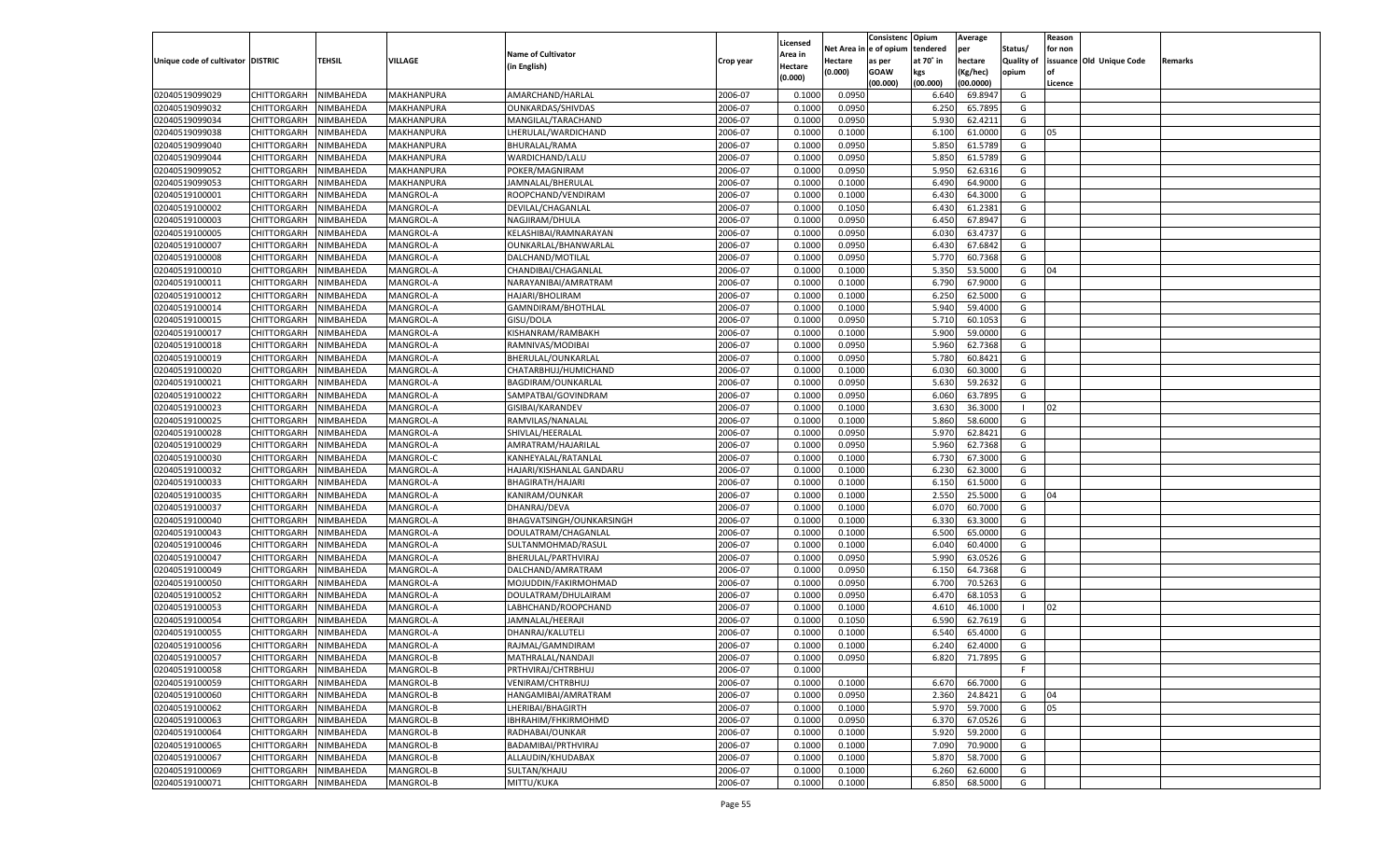| Unique code of cultivator | DISTRIC | TEHSIL | VILLAGE | Name of Cultivator (in English) | Crop year | Licensed Area in Hectare (0.000) | Net Area in Hectare (0.000) | Consistenc e of opium as per GOAW (00.000) | Opium tendered at 70° in kgs (00.000) | Average per hectare (Kg/hec) (00.0000) | Status/ Quality of opium | Reason for non issuance of Licence | Old Unique Code | Remarks |
|---|---|---|---|---|---|---|---|---|---|---|---|---|---|---|
| 02040519099029 | CHITTORGARH | NIMBAHEDA | MAKHANPURA | AMARCHAND/HARLAL | 2006-07 | 0.1000 | 0.0950 | | 6.640 | 69.8947 | G | | | |
| 02040519099032 | CHITTORGARH | NIMBAHEDA | MAKHANPURA | OUNKARDAS/SHIVDAS | 2006-07 | 0.1000 | 0.0950 | | 6.250 | 65.7895 | G | | | |
| 02040519099034 | CHITTORGARH | NIMBAHEDA | MAKHANPURA | MANGILAL/TARACHAND | 2006-07 | 0.1000 | 0.0950 | | 5.930 | 62.4211 | G | | | |
| 02040519099038 | CHITTORGARH | NIMBAHEDA | MAKHANPURA | LHERULAL/WARDICHAND | 2006-07 | 0.1000 | 0.1000 | | 6.100 | 61.0000 | G | 05 | | |
| 02040519099040 | CHITTORGARH | NIMBAHEDA | MAKHANPURA | BHURALAL/RAMA | 2006-07 | 0.1000 | 0.0950 | | 5.850 | 61.5789 | G | | | |
| 02040519099044 | CHITTORGARH | NIMBAHEDA | MAKHANPURA | WARDICHAND/LALU | 2006-07 | 0.1000 | 0.0950 | | 5.850 | 61.5789 | G | | | |
| 02040519099052 | CHITTORGARH | NIMBAHEDA | MAKHANPURA | POKER/MAGNIRAM | 2006-07 | 0.1000 | 0.0950 | | 5.950 | 62.6316 | G | | | |
| 02040519099053 | CHITTORGARH | NIMBAHEDA | MAKHANPURA | JAMNALAL/BHERULAL | 2006-07 | 0.1000 | 0.1000 | | 6.490 | 64.9000 | G | | | |
| 02040519100001 | CHITTORGARH | NIMBAHEDA | MANGROL-A | ROOPCHAND/VENDIRAM | 2006-07 | 0.1000 | 0.1000 | | 6.430 | 64.3000 | G | | | |
| 02040519100002 | CHITTORGARH | NIMBAHEDA | MANGROL-A | DEVILAL/CHAGANLAL | 2006-07 | 0.1000 | 0.1050 | | 6.430 | 61.2381 | G | | | |
| 02040519100003 | CHITTORGARH | NIMBAHEDA | MANGROL-A | NAGJIRAM/DHULA | 2006-07 | 0.1000 | 0.0950 | | 6.450 | 67.8947 | G | | | |
| 02040519100005 | CHITTORGARH | NIMBAHEDA | MANGROL-A | KELASHIBAI/RAMNARAYAN | 2006-07 | 0.1000 | 0.0950 | | 6.030 | 63.4737 | G | | | |
| 02040519100007 | CHITTORGARH | NIMBAHEDA | MANGROL-A | OUNKARLAL/BHANWARLAL | 2006-07 | 0.1000 | 0.0950 | | 6.430 | 67.6842 | G | | | |
| 02040519100008 | CHITTORGARH | NIMBAHEDA | MANGROL-A | DALCHAND/MOTILAL | 2006-07 | 0.1000 | 0.0950 | | 5.770 | 60.7368 | G | | | |
| 02040519100010 | CHITTORGARH | NIMBAHEDA | MANGROL-A | CHANDIBAI/CHAGANLAL | 2006-07 | 0.1000 | 0.1000 | | 5.350 | 53.5000 | G | 04 | | |
| 02040519100011 | CHITTORGARH | NIMBAHEDA | MANGROL-A | NARAYANIBAI/AMRATRAM | 2006-07 | 0.1000 | 0.1000 | | 6.790 | 67.9000 | G | | | |
| 02040519100012 | CHITTORGARH | NIMBAHEDA | MANGROL-A | HAJARI/BHOLIRAM | 2006-07 | 0.1000 | 0.1000 | | 6.250 | 62.5000 | G | | | |
| 02040519100014 | CHITTORGARH | NIMBAHEDA | MANGROL-A | GAMNDIRAM/BHOTHLAL | 2006-07 | 0.1000 | 0.1000 | | 5.940 | 59.4000 | G | | | |
| 02040519100015 | CHITTORGARH | NIMBAHEDA | MANGROL-A | GISU/DOLA | 2006-07 | 0.1000 | 0.0950 | | 5.710 | 60.1053 | G | | | |
| 02040519100017 | CHITTORGARH | NIMBAHEDA | MANGROL-A | KISHANRAM/RAMBAKH | 2006-07 | 0.1000 | 0.1000 | | 5.900 | 59.0000 | G | | | |
| 02040519100018 | CHITTORGARH | NIMBAHEDA | MANGROL-A | RAMNIVAS/MODIBAI | 2006-07 | 0.1000 | 0.0950 | | 5.960 | 62.7368 | G | | | |
| 02040519100019 | CHITTORGARH | NIMBAHEDA | MANGROL-A | BHERULAL/OUNKARLAL | 2006-07 | 0.1000 | 0.0950 | | 5.780 | 60.8421 | G | | | |
| 02040519100020 | CHITTORGARH | NIMBAHEDA | MANGROL-A | CHATARBHUJ/HUMICHAND | 2006-07 | 0.1000 | 0.1000 | | 6.030 | 60.3000 | G | | | |
| 02040519100021 | CHITTORGARH | NIMBAHEDA | MANGROL-A | BAGDIRAM/OUNKARLAL | 2006-07 | 0.1000 | 0.0950 | | 5.630 | 59.2632 | G | | | |
| 02040519100022 | CHITTORGARH | NIMBAHEDA | MANGROL-A | SAMPATBAI/GOVINDRAM | 2006-07 | 0.1000 | 0.0950 | | 6.060 | 63.7895 | G | | | |
| 02040519100023 | CHITTORGARH | NIMBAHEDA | MANGROL-A | GISIBAI/KARANDEV | 2006-07 | 0.1000 | 0.1000 | | 3.630 | 36.3000 | I | 02 | | |
| 02040519100025 | CHITTORGARH | NIMBAHEDA | MANGROL-A | RAMVILAS/NANALAL | 2006-07 | 0.1000 | 0.1000 | | 5.860 | 58.6000 | G | | | |
| 02040519100028 | CHITTORGARH | NIMBAHEDA | MANGROL-A | SHIVLAL/HEERALAL | 2006-07 | 0.1000 | 0.0950 | | 5.970 | 62.8421 | G | | | |
| 02040519100029 | CHITTORGARH | NIMBAHEDA | MANGROL-A | AMRATRAM/HAJARILAL | 2006-07 | 0.1000 | 0.0950 | | 5.960 | 62.7368 | G | | | |
| 02040519100030 | CHITTORGARH | NIMBAHEDA | MANGROL-C | KANHEYALAL/RATANLAL | 2006-07 | 0.1000 | 0.1000 | | 6.730 | 67.3000 | G | | | |
| 02040519100032 | CHITTORGARH | NIMBAHEDA | MANGROL-A | HAJARI/KISHANLAL GANDARU | 2006-07 | 0.1000 | 0.1000 | | 6.230 | 62.3000 | G | | | |
| 02040519100033 | CHITTORGARH | NIMBAHEDA | MANGROL-A | BHAGIRATH/HAJARI | 2006-07 | 0.1000 | 0.1000 | | 6.150 | 61.5000 | G | | | |
| 02040519100035 | CHITTORGARH | NIMBAHEDA | MANGROL-A | KANIRAM/OUNKAR | 2006-07 | 0.1000 | 0.1000 | | 2.550 | 25.5000 | G | 04 | | |
| 02040519100037 | CHITTORGARH | NIMBAHEDA | MANGROL-A | DHANRAJ/DEVA | 2006-07 | 0.1000 | 0.1000 | | 6.070 | 60.7000 | G | | | |
| 02040519100040 | CHITTORGARH | NIMBAHEDA | MANGROL-A | BHAGVATSINGH/OUNKARSINGH | 2006-07 | 0.1000 | 0.1000 | | 6.330 | 63.3000 | G | | | |
| 02040519100043 | CHITTORGARH | NIMBAHEDA | MANGROL-A | DOULATRAM/CHAGANLAL | 2006-07 | 0.1000 | 0.1000 | | 6.500 | 65.0000 | G | | | |
| 02040519100046 | CHITTORGARH | NIMBAHEDA | MANGROL-A | SULTANMOHMAD/RASUL | 2006-07 | 0.1000 | 0.1000 | | 6.040 | 60.4000 | G | | | |
| 02040519100047 | CHITTORGARH | NIMBAHEDA | MANGROL-A | BHERULAL/PARTHVIRAJ | 2006-07 | 0.1000 | 0.0950 | | 5.990 | 63.0526 | G | | | |
| 02040519100049 | CHITTORGARH | NIMBAHEDA | MANGROL-A | DALCHAND/AMRATRAM | 2006-07 | 0.1000 | 0.0950 | | 6.150 | 64.7368 | G | | | |
| 02040519100050 | CHITTORGARH | NIMBAHEDA | MANGROL-A | MOJUDDIN/FAKIRMOHMAD | 2006-07 | 0.1000 | 0.0950 | | 6.700 | 70.5263 | G | | | |
| 02040519100052 | CHITTORGARH | NIMBAHEDA | MANGROL-A | DOULATRAM/DHULAIRAM | 2006-07 | 0.1000 | 0.0950 | | 6.470 | 68.1053 | G | | | |
| 02040519100053 | CHITTORGARH | NIMBAHEDA | MANGROL-A | LABHCHAND/ROOPCHAND | 2006-07 | 0.1000 | 0.1000 | | 4.610 | 46.1000 | I | 02 | | |
| 02040519100054 | CHITTORGARH | NIMBAHEDA | MANGROL-A | JAMNALAL/HEERAJI | 2006-07 | 0.1000 | 0.1050 | | 6.590 | 62.7619 | G | | | |
| 02040519100055 | CHITTORGARH | NIMBAHEDA | MANGROL-A | DHANRAJ/KALUTELI | 2006-07 | 0.1000 | 0.1000 | | 6.540 | 65.4000 | G | | | |
| 02040519100056 | CHITTORGARH | NIMBAHEDA | MANGROL-A | RAJMAL/GAMNDIRAM | 2006-07 | 0.1000 | 0.1000 | | 6.240 | 62.4000 | G | | | |
| 02040519100057 | CHITTORGARH | NIMBAHEDA | MANGROL-B | MATHRALAL/NANDAJI | 2006-07 | 0.1000 | 0.0950 | | 6.820 | 71.7895 | G | | | |
| 02040519100058 | CHITTORGARH | NIMBAHEDA | MANGROL-B | PRTHVIRAJ/CHTRBHUJ | 2006-07 | 0.1000 | | | | | F | | | |
| 02040519100059 | CHITTORGARH | NIMBAHEDA | MANGROL-B | VENIRAM/CHTRBHUJ | 2006-07 | 0.1000 | 0.1000 | | 6.670 | 66.7000 | G | | | |
| 02040519100060 | CHITTORGARH | NIMBAHEDA | MANGROL-B | HANGAMIBAI/AMRATRAM | 2006-07 | 0.1000 | 0.0950 | | 2.360 | 24.8421 | G | 04 | | |
| 02040519100062 | CHITTORGARH | NIMBAHEDA | MANGROL-B | LHERIBAI/BHAGIRTH | 2006-07 | 0.1000 | 0.1000 | | 5.970 | 59.7000 | G | 05 | | |
| 02040519100063 | CHITTORGARH | NIMBAHEDA | MANGROL-B | IBHRAHIM/FHKIRMOHMD | 2006-07 | 0.1000 | 0.0950 | | 6.370 | 67.0526 | G | | | |
| 02040519100064 | CHITTORGARH | NIMBAHEDA | MANGROL-B | RADHABAI/OUNKAR | 2006-07 | 0.1000 | 0.1000 | | 5.920 | 59.2000 | G | | | |
| 02040519100065 | CHITTORGARH | NIMBAHEDA | MANGROL-B | BADAMIBAI/PRTHVIRAJ | 2006-07 | 0.1000 | 0.1000 | | 7.090 | 70.9000 | G | | | |
| 02040519100067 | CHITTORGARH | NIMBAHEDA | MANGROL-B | ALLAUDIN/KHUDABAX | 2006-07 | 0.1000 | 0.1000 | | 5.870 | 58.7000 | G | | | |
| 02040519100069 | CHITTORGARH | NIMBAHEDA | MANGROL-B | SULTAN/KHAJU | 2006-07 | 0.1000 | 0.1000 | | 6.260 | 62.6000 | G | | | |
| 02040519100071 | CHITTORGARH | NIMBAHEDA | MANGROL-B | MITTU/KUKA | 2006-07 | 0.1000 | 0.1000 | | 6.850 | 68.5000 | G | | | |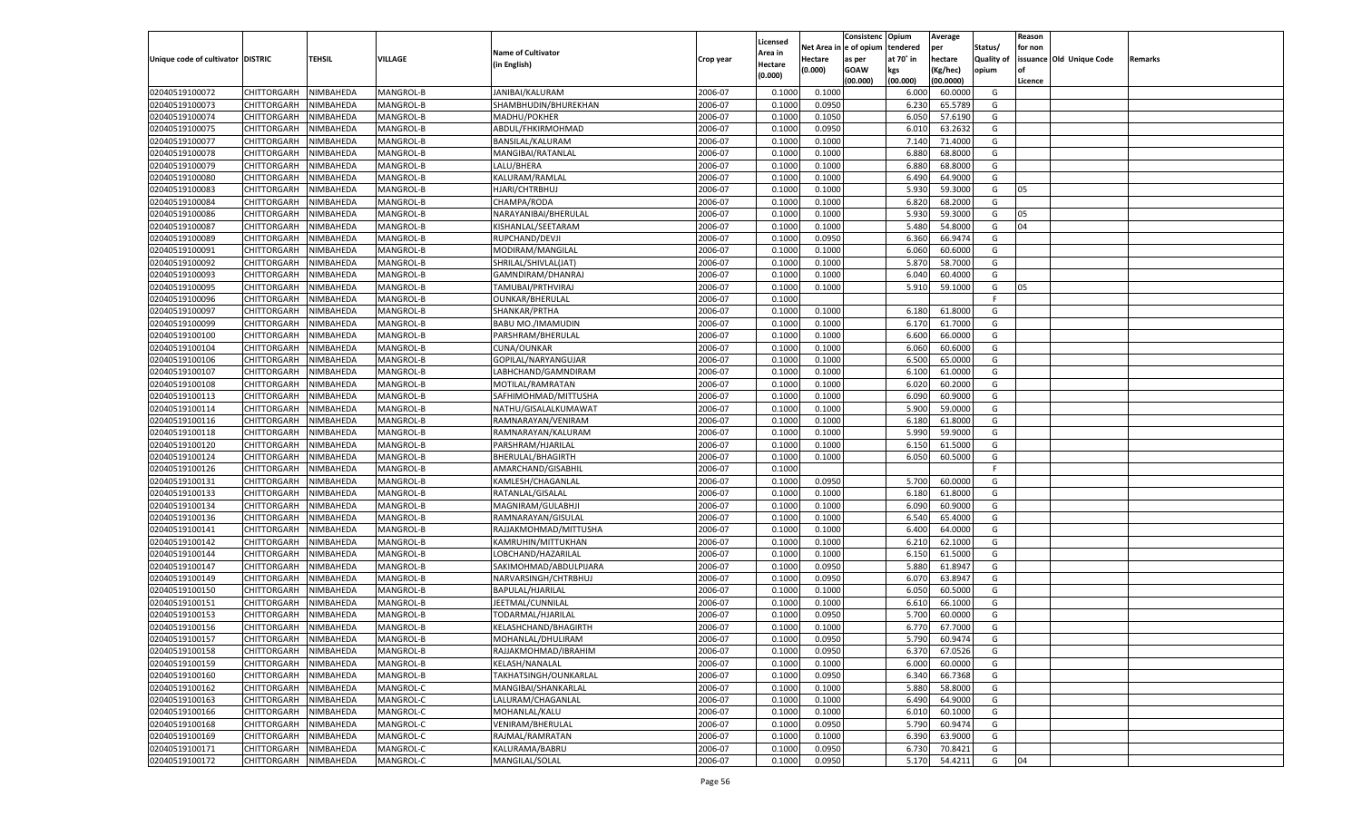| Unique code of cultivator | DISTRIC | TEHSIL | VILLAGE | Name of Cultivator (in English) | Crop year | Licensed Area in Hectare (0.000) | Net Area in Hectare (0.000) | Consistenc e of opium as per GOAW (00.000) | Opium tendered at 70˚ in kgs (00.000) | Average per hectare (Kg/hec) (00.0000) | Status/ Quality of opium | Reason for non issuance of Licence | Old Unique Code | Remarks |
|---|---|---|---|---|---|---|---|---|---|---|---|---|---|---|
| 02040519100072 | CHITTORGARH | NIMBAHEDA | MANGROL-B | JANIBAI/KALURAM | 2006-07 | 0.1000 | 0.1000 | | 6.000 | 60.0000 | G | | | |
| 02040519100073 | CHITTORGARH | NIMBAHEDA | MANGROL-B | SHAMBHUDIN/BHUREKHAN | 2006-07 | 0.1000 | 0.0950 | | 6.230 | 65.5789 | G | | | |
| 02040519100074 | CHITTORGARH | NIMBAHEDA | MANGROL-B | MADHU/POKHER | 2006-07 | 0.1000 | 0.1050 | | 6.050 | 57.6190 | G | | | |
| 02040519100075 | CHITTORGARH | NIMBAHEDA | MANGROL-B | ABDUL/FHKIRMOHMAD | 2006-07 | 0.1000 | 0.0950 | | 6.010 | 63.2632 | G | | | |
| 02040519100077 | CHITTORGARH | NIMBAHEDA | MANGROL-B | BANSILAL/KALURAM | 2006-07 | 0.1000 | 0.1000 | | 7.140 | 71.4000 | G | | | |
| 02040519100078 | CHITTORGARH | NIMBAHEDA | MANGROL-B | MANGIBAI/RATANLAL | 2006-07 | 0.1000 | 0.1000 | | 6.880 | 68.8000 | G | | | |
| 02040519100079 | CHITTORGARH | NIMBAHEDA | MANGROL-B | LALU/BHERA | 2006-07 | 0.1000 | 0.1000 | | 6.880 | 68.8000 | G | | | |
| 02040519100080 | CHITTORGARH | NIMBAHEDA | MANGROL-B | KALURAM/RAMLAL | 2006-07 | 0.1000 | 0.1000 | | 6.490 | 64.9000 | G | | | |
| 02040519100083 | CHITTORGARH | NIMBAHEDA | MANGROL-B | HJARI/CHTRBHUJ | 2006-07 | 0.1000 | 0.1000 | | 5.930 | 59.3000 | G | 05 | | |
| 02040519100084 | CHITTORGARH | NIMBAHEDA | MANGROL-B | CHAMPA/RODA | 2006-07 | 0.1000 | 0.1000 | | 6.820 | 68.2000 | G | | | |
| 02040519100086 | CHITTORGARH | NIMBAHEDA | MANGROL-B | NARAYANIBAI/BHERULAL | 2006-07 | 0.1000 | 0.1000 | | 5.930 | 59.3000 | G | 05 | | |
| 02040519100087 | CHITTORGARH | NIMBAHEDA | MANGROL-B | KISHANLAL/SEETARAM | 2006-07 | 0.1000 | 0.1000 | | 5.480 | 54.8000 | G | 04 | | |
| 02040519100089 | CHITTORGARH | NIMBAHEDA | MANGROL-B | RUPCHAND/DEVJI | 2006-07 | 0.1000 | 0.0950 | | 6.360 | 66.9474 | G | | | |
| 02040519100091 | CHITTORGARH | NIMBAHEDA | MANGROL-B | MODIRAM/MANGILAL | 2006-07 | 0.1000 | 0.1000 | | 6.060 | 60.6000 | G | | | |
| 02040519100092 | CHITTORGARH | NIMBAHEDA | MANGROL-B | SHRILAL/SHIVLAL(JAT) | 2006-07 | 0.1000 | 0.1000 | | 5.870 | 58.7000 | G | | | |
| 02040519100093 | CHITTORGARH | NIMBAHEDA | MANGROL-B | GAMNDIRAM/DHANRAJ | 2006-07 | 0.1000 | 0.1000 | | 6.040 | 60.4000 | G | | | |
| 02040519100095 | CHITTORGARH | NIMBAHEDA | MANGROL-B | TAMUBAI/PRTHVIRAJ | 2006-07 | 0.1000 | 0.1000 | | 5.910 | 59.1000 | G | 05 | | |
| 02040519100096 | CHITTORGARH | NIMBAHEDA | MANGROL-B | OUNKAR/BHERULAL | 2006-07 | 0.1000 | | | | | F | | | |
| 02040519100097 | CHITTORGARH | NIMBAHEDA | MANGROL-B | SHANKAR/PRTHA | 2006-07 | 0.1000 | 0.1000 | | 6.180 | 61.8000 | G | | | |
| 02040519100099 | CHITTORGARH | NIMBAHEDA | MANGROL-B | BABU MO./IMAMUDIN | 2006-07 | 0.1000 | 0.1000 | | 6.170 | 61.7000 | G | | | |
| 02040519100100 | CHITTORGARH | NIMBAHEDA | MANGROL-B | PARSHRAM/BHERULAL | 2006-07 | 0.1000 | 0.1000 | | 6.600 | 66.0000 | G | | | |
| 02040519100104 | CHITTORGARH | NIMBAHEDA | MANGROL-B | CUNA/OUNKAR | 2006-07 | 0.1000 | 0.1000 | | 6.060 | 60.6000 | G | | | |
| 02040519100106 | CHITTORGARH | NIMBAHEDA | MANGROL-B | GOPILAL/NARYANGUJAR | 2006-07 | 0.1000 | 0.1000 | | 6.500 | 65.0000 | G | | | |
| 02040519100107 | CHITTORGARH | NIMBAHEDA | MANGROL-B | LABHCHAND/GAMNDIRAM | 2006-07 | 0.1000 | 0.1000 | | 6.100 | 61.0000 | G | | | |
| 02040519100108 | CHITTORGARH | NIMBAHEDA | MANGROL-B | MOTILAL/RAMRATAN | 2006-07 | 0.1000 | 0.1000 | | 6.020 | 60.2000 | G | | | |
| 02040519100113 | CHITTORGARH | NIMBAHEDA | MANGROL-B | SAFHIMOHMAD/MITTUSHA | 2006-07 | 0.1000 | 0.1000 | | 6.090 | 60.9000 | G | | | |
| 02040519100114 | CHITTORGARH | NIMBAHEDA | MANGROL-B | NATHU/GISALALKUMAWAT | 2006-07 | 0.1000 | 0.1000 | | 5.900 | 59.0000 | G | | | |
| 02040519100116 | CHITTORGARH | NIMBAHEDA | MANGROL-B | RAMNARAYAN/VENIRAM | 2006-07 | 0.1000 | 0.1000 | | 6.180 | 61.8000 | G | | | |
| 02040519100118 | CHITTORGARH | NIMBAHEDA | MANGROL-B | RAMNARAYAN/KALURAM | 2006-07 | 0.1000 | 0.1000 | | 5.990 | 59.9000 | G | | | |
| 02040519100120 | CHITTORGARH | NIMBAHEDA | MANGROL-B | PARSHRAM/HJARILAL | 2006-07 | 0.1000 | 0.1000 | | 6.150 | 61.5000 | G | | | |
| 02040519100124 | CHITTORGARH | NIMBAHEDA | MANGROL-B | BHERULAL/BHAGIRTH | 2006-07 | 0.1000 | 0.1000 | | 6.050 | 60.5000 | G | | | |
| 02040519100126 | CHITTORGARH | NIMBAHEDA | MANGROL-B | AMARCHAND/GISABHIL | 2006-07 | 0.1000 | | | | | F | | | |
| 02040519100131 | CHITTORGARH | NIMBAHEDA | MANGROL-B | KAMLESH/CHAGANLAL | 2006-07 | 0.1000 | 0.0950 | | 5.700 | 60.0000 | G | | | |
| 02040519100133 | CHITTORGARH | NIMBAHEDA | MANGROL-B | RATANLAL/GISALAL | 2006-07 | 0.1000 | 0.1000 | | 6.180 | 61.8000 | G | | | |
| 02040519100134 | CHITTORGARH | NIMBAHEDA | MANGROL-B | MAGNIRAM/GULABHJI | 2006-07 | 0.1000 | 0.1000 | | 6.090 | 60.9000 | G | | | |
| 02040519100136 | CHITTORGARH | NIMBAHEDA | MANGROL-B | RAMNARAYAN/GISULAL | 2006-07 | 0.1000 | 0.1000 | | 6.540 | 65.4000 | G | | | |
| 02040519100141 | CHITTORGARH | NIMBAHEDA | MANGROL-B | RAJJAKMOHMAD/MITTUSHA | 2006-07 | 0.1000 | 0.1000 | | 6.400 | 64.0000 | G | | | |
| 02040519100142 | CHITTORGARH | NIMBAHEDA | MANGROL-B | KAMRUHIN/MITTUKHAN | 2006-07 | 0.1000 | 0.1000 | | 6.210 | 62.1000 | G | | | |
| 02040519100144 | CHITTORGARH | NIMBAHEDA | MANGROL-B | LOBCHAND/HAZARILAL | 2006-07 | 0.1000 | 0.1000 | | 6.150 | 61.5000 | G | | | |
| 02040519100147 | CHITTORGARH | NIMBAHEDA | MANGROL-B | SAKIMOHMAD/ABDULPIJARA | 2006-07 | 0.1000 | 0.0950 | | 5.880 | 61.8947 | G | | | |
| 02040519100149 | CHITTORGARH | NIMBAHEDA | MANGROL-B | NARVARSINGH/CHTRBHUJ | 2006-07 | 0.1000 | 0.0950 | | 6.070 | 63.8947 | G | | | |
| 02040519100150 | CHITTORGARH | NIMBAHEDA | MANGROL-B | BAPULAL/HJARILAL | 2006-07 | 0.1000 | 0.1000 | | 6.050 | 60.5000 | G | | | |
| 02040519100151 | CHITTORGARH | NIMBAHEDA | MANGROL-B | JEETMAL/CUNNILAL | 2006-07 | 0.1000 | 0.1000 | | 6.610 | 66.1000 | G | | | |
| 02040519100153 | CHITTORGARH | NIMBAHEDA | MANGROL-B | TODARMAL/HJARILAL | 2006-07 | 0.1000 | 0.0950 | | 5.700 | 60.0000 | G | | | |
| 02040519100156 | CHITTORGARH | NIMBAHEDA | MANGROL-B | KELASHCHAND/BHAGIRTH | 2006-07 | 0.1000 | 0.1000 | | 6.770 | 67.7000 | G | | | |
| 02040519100157 | CHITTORGARH | NIMBAHEDA | MANGROL-B | MOHANLAL/DHULIRAM | 2006-07 | 0.1000 | 0.0950 | | 5.790 | 60.9474 | G | | | |
| 02040519100158 | CHITTORGARH | NIMBAHEDA | MANGROL-B | RAJJAKMOHMAD/IBRAHIM | 2006-07 | 0.1000 | 0.0950 | | 6.370 | 67.0526 | G | | | |
| 02040519100159 | CHITTORGARH | NIMBAHEDA | MANGROL-B | KELASH/NANALAL | 2006-07 | 0.1000 | 0.1000 | | 6.000 | 60.0000 | G | | | |
| 02040519100160 | CHITTORGARH | NIMBAHEDA | MANGROL-B | TAKHATSINGH/OUNKARLAL | 2006-07 | 0.1000 | 0.0950 | | 6.340 | 66.7368 | G | | | |
| 02040519100162 | CHITTORGARH | NIMBAHEDA | MANGROL-C | MANGIBAI/SHANKARLAL | 2006-07 | 0.1000 | 0.1000 | | 5.880 | 58.8000 | G | | | |
| 02040519100163 | CHITTORGARH | NIMBAHEDA | MANGROL-C | LALURAM/CHAGANLAL | 2006-07 | 0.1000 | 0.1000 | | 6.490 | 64.9000 | G | | | |
| 02040519100166 | CHITTORGARH | NIMBAHEDA | MANGROL-C | MOHANLAL/KALU | 2006-07 | 0.1000 | 0.1000 | | 6.010 | 60.1000 | G | | | |
| 02040519100168 | CHITTORGARH | NIMBAHEDA | MANGROL-C | VENIRAM/BHERULAL | 2006-07 | 0.1000 | 0.0950 | | 5.790 | 60.9474 | G | | | |
| 02040519100169 | CHITTORGARH | NIMBAHEDA | MANGROL-C | RAJMAL/RAMRATAN | 2006-07 | 0.1000 | 0.1000 | | 6.390 | 63.9000 | G | | | |
| 02040519100171 | CHITTORGARH | NIMBAHEDA | MANGROL-C | KALURAMA/BABRU | 2006-07 | 0.1000 | 0.0950 | | 6.730 | 70.8421 | G | | | |
| 02040519100172 | CHITTORGARH | NIMBAHEDA | MANGROL-C | MANGILAL/SOLAL | 2006-07 | 0.1000 | 0.0950 | | 5.170 | 54.4211 | G | 04 | | |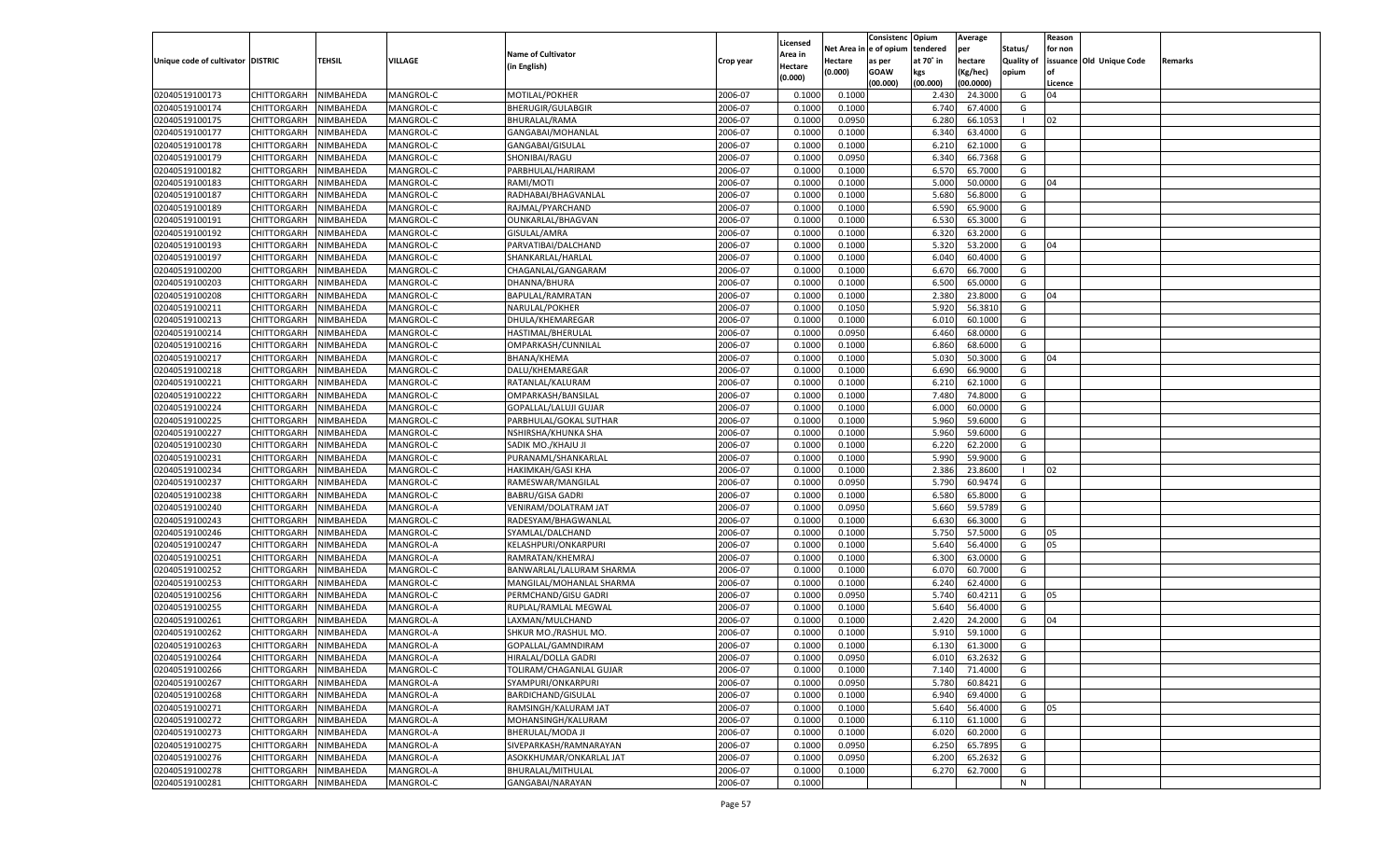| Unique code of cultivator | DISTRIC | TEHSIL | VILLAGE | Name of Cultivator (in English) | Crop year | Licensed Area in Hectare (0.000) | Net Area in Hectare (0.000) | Consistenc e of opium as per GOAW (00.000) | Opium tendered at 70° in kgs (00.000) | Average per hectare (Kg/hec) (00.0000) | Status/ Quality of opium | Reason for non issuance of Licence | Old Unique Code | Remarks |
|---|---|---|---|---|---|---|---|---|---|---|---|---|---|---|
| 02040519100173 | CHITTORGARH | NIMBAHEDA | MANGROL-C | MOTILAL/POKHER | 2006-07 | 0.1000 | 0.1000 | | 2.430 | 24.3000 | G | 04 | | |
| 02040519100174 | CHITTORGARH | NIMBAHEDA | MANGROL-C | BHERUGIR/GULABGIR | 2006-07 | 0.1000 | 0.1000 | | 6.740 | 67.4000 | G | | | |
| 02040519100175 | CHITTORGARH | NIMBAHEDA | MANGROL-C | BHURALAL/RAMA | 2006-07 | 0.1000 | 0.0950 | | 6.280 | 66.1053 | I | 02 | | |
| 02040519100177 | CHITTORGARH | NIMBAHEDA | MANGROL-C | GANGABAI/MOHANLAL | 2006-07 | 0.1000 | 0.1000 | | 6.340 | 63.4000 | G | | | |
| 02040519100178 | CHITTORGARH | NIMBAHEDA | MANGROL-C | GANGABAI/GISULAL | 2006-07 | 0.1000 | 0.1000 | | 6.210 | 62.1000 | G | | | |
| 02040519100179 | CHITTORGARH | NIMBAHEDA | MANGROL-C | SHONIBAI/RAGU | 2006-07 | 0.1000 | 0.0950 | | 6.340 | 66.7368 | G | | | |
| 02040519100182 | CHITTORGARH | NIMBAHEDA | MANGROL-C | PARBHULAL/HARIRAM | 2006-07 | 0.1000 | 0.1000 | | 6.570 | 65.7000 | G | | | |
| 02040519100183 | CHITTORGARH | NIMBAHEDA | MANGROL-C | RAMI/MOTI | 2006-07 | 0.1000 | 0.1000 | | 5.000 | 50.0000 | G | 04 | | |
| 02040519100187 | CHITTORGARH | NIMBAHEDA | MANGROL-C | RADHABAI/BHAGVANLAL | 2006-07 | 0.1000 | 0.1000 | | 5.680 | 56.8000 | G | | | |
| 02040519100189 | CHITTORGARH | NIMBAHEDA | MANGROL-C | RAJMAL/PYARCHAND | 2006-07 | 0.1000 | 0.1000 | | 6.590 | 65.9000 | G | | | |
| 02040519100191 | CHITTORGARH | NIMBAHEDA | MANGROL-C | OUNKARLAL/BHAGVAN | 2006-07 | 0.1000 | 0.1000 | | 6.530 | 65.3000 | G | | | |
| 02040519100192 | CHITTORGARH | NIMBAHEDA | MANGROL-C | GISULAL/AMRA | 2006-07 | 0.1000 | 0.1000 | | 6.320 | 63.2000 | G | | | |
| 02040519100193 | CHITTORGARH | NIMBAHEDA | MANGROL-C | PARVATIBAI/DALCHAND | 2006-07 | 0.1000 | 0.1000 | | 5.320 | 53.2000 | G | 04 | | |
| 02040519100197 | CHITTORGARH | NIMBAHEDA | MANGROL-C | SHANKARLAL/HARLAL | 2006-07 | 0.1000 | 0.1000 | | 6.040 | 60.4000 | G | | | |
| 02040519100200 | CHITTORGARH | NIMBAHEDA | MANGROL-C | CHAGANLAL/GANGARAM | 2006-07 | 0.1000 | 0.1000 | | 6.670 | 66.7000 | G | | | |
| 02040519100203 | CHITTORGARH | NIMBAHEDA | MANGROL-C | DHANNA/BHURA | 2006-07 | 0.1000 | 0.1000 | | 6.500 | 65.0000 | G | | | |
| 02040519100208 | CHITTORGARH | NIMBAHEDA | MANGROL-C | BAPULAL/RAMRATAN | 2006-07 | 0.1000 | 0.1000 | | 2.380 | 23.8000 | G | 04 | | |
| 02040519100211 | CHITTORGARH | NIMBAHEDA | MANGROL-C | NARULAL/POKHER | 2006-07 | 0.1000 | 0.1050 | | 5.920 | 56.3810 | G | | | |
| 02040519100213 | CHITTORGARH | NIMBAHEDA | MANGROL-C | DHULA/KHEMAREGAR | 2006-07 | 0.1000 | 0.1000 | | 6.010 | 60.1000 | G | | | |
| 02040519100214 | CHITTORGARH | NIMBAHEDA | MANGROL-C | HASTIMAL/BHERULAL | 2006-07 | 0.1000 | 0.0950 | | 6.460 | 68.0000 | G | | | |
| 02040519100216 | CHITTORGARH | NIMBAHEDA | MANGROL-C | OMPARKASH/CUNNILAL | 2006-07 | 0.1000 | 0.1000 | | 6.860 | 68.6000 | G | | | |
| 02040519100217 | CHITTORGARH | NIMBAHEDA | MANGROL-C | BHANA/KHEMA | 2006-07 | 0.1000 | 0.1000 | | 5.030 | 50.3000 | G | 04 | | |
| 02040519100218 | CHITTORGARH | NIMBAHEDA | MANGROL-C | DALU/KHEMAREGAR | 2006-07 | 0.1000 | 0.1000 | | 6.690 | 66.9000 | G | | | |
| 02040519100221 | CHITTORGARH | NIMBAHEDA | MANGROL-C | RATANLAL/KALURAM | 2006-07 | 0.1000 | 0.1000 | | 6.210 | 62.1000 | G | | | |
| 02040519100222 | CHITTORGARH | NIMBAHEDA | MANGROL-C | OMPARKASH/BANSILAL | 2006-07 | 0.1000 | 0.1000 | | 7.480 | 74.8000 | G | | | |
| 02040519100224 | CHITTORGARH | NIMBAHEDA | MANGROL-C | GOPALLAL/LALUJI GUJAR | 2006-07 | 0.1000 | 0.1000 | | 6.000 | 60.0000 | G | | | |
| 02040519100225 | CHITTORGARH | NIMBAHEDA | MANGROL-C | PARBHULAL/GOKAL SUTHAR | 2006-07 | 0.1000 | 0.1000 | | 5.960 | 59.6000 | G | | | |
| 02040519100227 | CHITTORGARH | NIMBAHEDA | MANGROL-C | NSHIRSHA/KHUNKA SHA | 2006-07 | 0.1000 | 0.1000 | | 5.960 | 59.6000 | G | | | |
| 02040519100230 | CHITTORGARH | NIMBAHEDA | MANGROL-C | SADIK MO./KHAJU JI | 2006-07 | 0.1000 | 0.1000 | | 6.220 | 62.2000 | G | | | |
| 02040519100231 | CHITTORGARH | NIMBAHEDA | MANGROL-C | PURANAML/SHANKARLAL | 2006-07 | 0.1000 | 0.1000 | | 5.990 | 59.9000 | G | | | |
| 02040519100234 | CHITTORGARH | NIMBAHEDA | MANGROL-C | HAKIMKAH/GASI KHA | 2006-07 | 0.1000 | 0.1000 | | 2.386 | 23.8600 | I | 02 | | |
| 02040519100237 | CHITTORGARH | NIMBAHEDA | MANGROL-C | RAMESWAR/MANGILAL | 2006-07 | 0.1000 | 0.0950 | | 5.790 | 60.9474 | G | | | |
| 02040519100238 | CHITTORGARH | NIMBAHEDA | MANGROL-C | BABRU/GISA GADRI | 2006-07 | 0.1000 | 0.1000 | | 6.580 | 65.8000 | G | | | |
| 02040519100240 | CHITTORGARH | NIMBAHEDA | MANGROL-A | VENIRAM/DOLATRAM JAT | 2006-07 | 0.1000 | 0.0950 | | 5.660 | 59.5789 | G | | | |
| 02040519100243 | CHITTORGARH | NIMBAHEDA | MANGROL-C | RADESYAM/BHAGWANLAL | 2006-07 | 0.1000 | 0.1000 | | 6.630 | 66.3000 | G | | | |
| 02040519100246 | CHITTORGARH | NIMBAHEDA | MANGROL-C | SYAMLAL/DALCHAND | 2006-07 | 0.1000 | 0.1000 | | 5.750 | 57.5000 | G | 05 | | |
| 02040519100247 | CHITTORGARH | NIMBAHEDA | MANGROL-A | KELASHPURI/ONKARPURI | 2006-07 | 0.1000 | 0.1000 | | 5.640 | 56.4000 | G | 05 | | |
| 02040519100251 | CHITTORGARH | NIMBAHEDA | MANGROL-A | RAMRATAN/KHEMRAJ | 2006-07 | 0.1000 | 0.1000 | | 6.300 | 63.0000 | G | | | |
| 02040519100252 | CHITTORGARH | NIMBAHEDA | MANGROL-C | BANWARLAL/LALURAM SHARMA | 2006-07 | 0.1000 | 0.1000 | | 6.070 | 60.7000 | G | | | |
| 02040519100253 | CHITTORGARH | NIMBAHEDA | MANGROL-C | MANGILAL/MOHANLAL SHARMA | 2006-07 | 0.1000 | 0.1000 | | 6.240 | 62.4000 | G | | | |
| 02040519100256 | CHITTORGARH | NIMBAHEDA | MANGROL-C | PERMCHAND/GISU GADRI | 2006-07 | 0.1000 | 0.0950 | | 5.740 | 60.4211 | G | 05 | | |
| 02040519100255 | CHITTORGARH | NIMBAHEDA | MANGROL-A | RUPLAL/RAMLAL MEGWAL | 2006-07 | 0.1000 | 0.1000 | | 5.640 | 56.4000 | G | | | |
| 02040519100261 | CHITTORGARH | NIMBAHEDA | MANGROL-A | LAXMAN/MULCHAND | 2006-07 | 0.1000 | 0.1000 | | 2.420 | 24.2000 | G | 04 | | |
| 02040519100262 | CHITTORGARH | NIMBAHEDA | MANGROL-A | SHKUR MO./RASHUL MO. | 2006-07 | 0.1000 | 0.1000 | | 5.910 | 59.1000 | G | | | |
| 02040519100263 | CHITTORGARH | NIMBAHEDA | MANGROL-A | GOPALLAL/GAMNDIRAM | 2006-07 | 0.1000 | 0.1000 | | 6.130 | 61.3000 | G | | | |
| 02040519100264 | CHITTORGARH | NIMBAHEDA | MANGROL-A | HIRALAL/DOLLA GADRI | 2006-07 | 0.1000 | 0.0950 | | 6.010 | 63.2632 | G | | | |
| 02040519100266 | CHITTORGARH | NIMBAHEDA | MANGROL-C | TOLIRAM/CHAGANLAL GUJAR | 2006-07 | 0.1000 | 0.1000 | | 7.140 | 71.4000 | G | | | |
| 02040519100267 | CHITTORGARH | NIMBAHEDA | MANGROL-A | SYAMPURI/ONKARPURI | 2006-07 | 0.1000 | 0.0950 | | 5.780 | 60.8421 | G | | | |
| 02040519100268 | CHITTORGARH | NIMBAHEDA | MANGROL-A | BARDICHAND/GISULAL | 2006-07 | 0.1000 | 0.1000 | | 6.940 | 69.4000 | G | | | |
| 02040519100271 | CHITTORGARH | NIMBAHEDA | MANGROL-A | RAMSINGH/KALURAM JAT | 2006-07 | 0.1000 | 0.1000 | | 5.640 | 56.4000 | G | 05 | | |
| 02040519100272 | CHITTORGARH | NIMBAHEDA | MANGROL-A | MOHANSINGH/KALURAM | 2006-07 | 0.1000 | 0.1000 | | 6.110 | 61.1000 | G | | | |
| 02040519100273 | CHITTORGARH | NIMBAHEDA | MANGROL-A | BHERULAL/MODA JI | 2006-07 | 0.1000 | 0.1000 | | 6.020 | 60.2000 | G | | | |
| 02040519100275 | CHITTORGARH | NIMBAHEDA | MANGROL-A | SIVEPARKASH/RAMNARAYAN | 2006-07 | 0.1000 | 0.0950 | | 6.250 | 65.7895 | G | | | |
| 02040519100276 | CHITTORGARH | NIMBAHEDA | MANGROL-A | ASOKKHUMAR/ONKARLAL JAT | 2006-07 | 0.1000 | 0.0950 | | 6.200 | 65.2632 | G | | | |
| 02040519100278 | CHITTORGARH | NIMBAHEDA | MANGROL-A | BHURALAL/MITHULAL | 2006-07 | 0.1000 | 0.1000 | | 6.270 | 62.7000 | G | | | |
| 02040519100281 | CHITTORGARH | NIMBAHEDA | MANGROL-C | GANGABAI/NARAYAN | 2006-07 | 0.1000 | | | | | N | | | |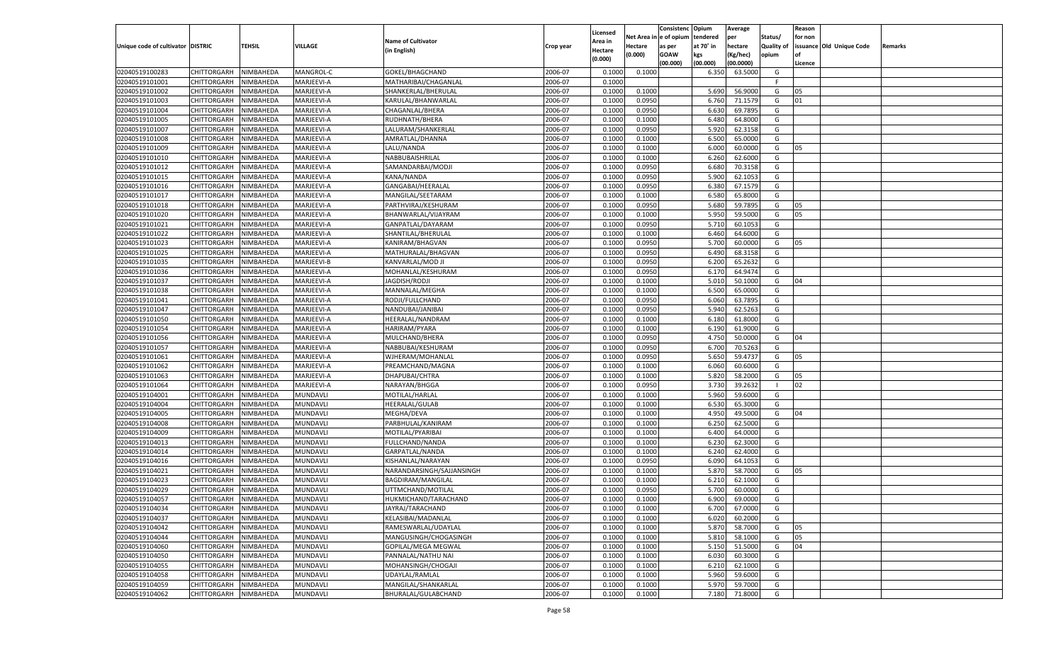| Unique code of cultivator | DISTRIC | TEHSIL | VILLAGE | Name of Cultivator (in English) | Crop year | Licensed Area in Hectare (0.000) | Net Area in Hectare (0.000) | Consistenc e of opium as per GOAW (00.000) | Opium tendered at 70° in kgs (00.000) | Average per hectare (Kg/hec) (00.0000) | Status/ Quality of opium | Reason for non issuance of Licence | Old Unique Code | Remarks |
|---|---|---|---|---|---|---|---|---|---|---|---|---|---|---|
| 02040519100283 | CHITTORGARH | NIMBAHEDA | MANGROL-C | GOKEL/BHAGCHAND | 2006-07 | 0.1000 | 0.1000 | | 6.350 | 63.5000 | G | | | |
| 02040519101001 | CHITTORGARH | NIMBAHEDA | MARJEEVI-A | MATHARIBAI/CHAGANLAL | 2006-07 | 0.1000 | | | | | F | | | |
| 02040519101002 | CHITTORGARH | NIMBAHEDA | MARJEEVI-A | SHANKERLAL/BHERULAL | 2006-07 | 0.1000 | 0.1000 | | 5.690 | 56.9000 | G | 05 | | |
| 02040519101003 | CHITTORGARH | NIMBAHEDA | MARJEEVI-A | KARULAL/BHANWARLAL | 2006-07 | 0.1000 | 0.0950 | | 6.760 | 71.1579 | G | 01 | | |
| 02040519101004 | CHITTORGARH | NIMBAHEDA | MARJEEVI-A | CHAGANLAL/BHERA | 2006-07 | 0.1000 | 0.0950 | | 6.630 | 69.7895 | G | | | |
| 02040519101005 | CHITTORGARH | NIMBAHEDA | MARJEEVI-A | RUDHNATH/BHERA | 2006-07 | 0.1000 | 0.1000 | | 6.480 | 64.8000 | G | | | |
| 02040519101007 | CHITTORGARH | NIMBAHEDA | MARJEEVI-A | LALURAM/SHANKERLAL | 2006-07 | 0.1000 | 0.0950 | | 5.920 | 62.3158 | G | | | |
| 02040519101008 | CHITTORGARH | NIMBAHEDA | MARJEEVI-A | AMRATLAL/DHANNA | 2006-07 | 0.1000 | 0.1000 | | 6.500 | 65.0000 | G | | | |
| 02040519101009 | CHITTORGARH | NIMBAHEDA | MARJEEVI-A | LALU/NANDA | 2006-07 | 0.1000 | 0.1000 | | 6.000 | 60.0000 | G | 05 | | |
| 02040519101010 | CHITTORGARH | NIMBAHEDA | MARJEEVI-A | NABBUBAISHRILAL | 2006-07 | 0.1000 | 0.1000 | | 6.260 | 62.6000 | G | | | |
| 02040519101012 | CHITTORGARH | NIMBAHEDA | MARJEEVI-A | SAMANDARBAI/MODJI | 2006-07 | 0.1000 | 0.0950 | | 6.680 | 70.3158 | G | | | |
| 02040519101015 | CHITTORGARH | NIMBAHEDA | MARJEEVI-A | KANA/NANDA | 2006-07 | 0.1000 | 0.0950 | | 5.900 | 62.1053 | G | | | |
| 02040519101016 | CHITTORGARH | NIMBAHEDA | MARJEEVI-A | GANGABAI/HEERALAL | 2006-07 | 0.1000 | 0.0950 | | 6.380 | 67.1579 | G | | | |
| 02040519101017 | CHITTORGARH | NIMBAHEDA | MARJEEVI-A | MANGILAL/SEETARAM | 2006-07 | 0.1000 | 0.1000 | | 6.580 | 65.8000 | G | | | |
| 02040519101018 | CHITTORGARH | NIMBAHEDA | MARJEEVI-A | PARTHVIRAJ/KESHURAM | 2006-07 | 0.1000 | 0.0950 | | 5.680 | 59.7895 | G | 05 | | |
| 02040519101020 | CHITTORGARH | NIMBAHEDA | MARJEEVI-A | BHANWARLAL/VIJAYRAM | 2006-07 | 0.1000 | 0.1000 | | 5.950 | 59.5000 | G | 05 | | |
| 02040519101021 | CHITTORGARH | NIMBAHEDA | MARJEEVI-A | GANPATLAL/DAYARAM | 2006-07 | 0.1000 | 0.0950 | | 5.710 | 60.1053 | G | | | |
| 02040519101022 | CHITTORGARH | NIMBAHEDA | MARJEEVI-A | SHANTILAL/BHERULAL | 2006-07 | 0.1000 | 0.1000 | | 6.460 | 64.6000 | G | | | |
| 02040519101023 | CHITTORGARH | NIMBAHEDA | MARJEEVI-A | KANIRAM/BHAGVAN | 2006-07 | 0.1000 | 0.0950 | | 5.700 | 60.0000 | G | 05 | | |
| 02040519101025 | CHITTORGARH | NIMBAHEDA | MARJEEVI-A | MATHURALAL/BHAGVAN | 2006-07 | 0.1000 | 0.0950 | | 6.490 | 68.3158 | G | | | |
| 02040519101035 | CHITTORGARH | NIMBAHEDA | MARJEEVI-B | KANVARLAL/MOD JI | 2006-07 | 0.1000 | 0.0950 | | 6.200 | 65.2632 | G | | | |
| 02040519101036 | CHITTORGARH | NIMBAHEDA | MARJEEVI-A | MOHANLAL/KESHURAM | 2006-07 | 0.1000 | 0.0950 | | 6.170 | 64.9474 | G | | | |
| 02040519101037 | CHITTORGARH | NIMBAHEDA | MARJEEVI-A | JAGDISH/RODJI | 2006-07 | 0.1000 | 0.1000 | | 5.010 | 50.1000 | G | 04 | | |
| 02040519101038 | CHITTORGARH | NIMBAHEDA | MARJEEVI-A | MANNALAL/MEGHA | 2006-07 | 0.1000 | 0.1000 | | 6.500 | 65.0000 | G | | | |
| 02040519101041 | CHITTORGARH | NIMBAHEDA | MARJEEVI-A | RODJI/FULLCHAND | 2006-07 | 0.1000 | 0.0950 | | 6.060 | 63.7895 | G | | | |
| 02040519101047 | CHITTORGARH | NIMBAHEDA | MARJEEVI-A | NANDUBAI/JANIBAI | 2006-07 | 0.1000 | 0.0950 | | 5.940 | 62.5263 | G | | | |
| 02040519101050 | CHITTORGARH | NIMBAHEDA | MARJEEVI-A | HEERALAL/NANDRAM | 2006-07 | 0.1000 | 0.1000 | | 6.180 | 61.8000 | G | | | |
| 02040519101054 | CHITTORGARH | NIMBAHEDA | MARJEEVI-A | HARIRAM/PYARA | 2006-07 | 0.1000 | 0.1000 | | 6.190 | 61.9000 | G | | | |
| 02040519101056 | CHITTORGARH | NIMBAHEDA | MARJEEVI-A | MULCHAND/BHERA | 2006-07 | 0.1000 | 0.0950 | | 4.750 | 50.0000 | G | 04 | | |
| 02040519101057 | CHITTORGARH | NIMBAHEDA | MARJEEVI-A | NABBUBAI/KESHURAM | 2006-07 | 0.1000 | 0.0950 | | 6.700 | 70.5263 | G | | | |
| 02040519101061 | CHITTORGARH | NIMBAHEDA | MARJEEVI-A | WJHERAM/MOHANLAL | 2006-07 | 0.1000 | 0.0950 | | 5.650 | 59.4737 | G | 05 | | |
| 02040519101062 | CHITTORGARH | NIMBAHEDA | MARJEEVI-A | PREAMCHAND/MAGNA | 2006-07 | 0.1000 | 0.1000 | | 6.060 | 60.6000 | G | | | |
| 02040519101063 | CHITTORGARH | NIMBAHEDA | MARJEEVI-A | DHAPUBAI/CHTRA | 2006-07 | 0.1000 | 0.1000 | | 5.820 | 58.2000 | G | 05 | | |
| 02040519101064 | CHITTORGARH | NIMBAHEDA | MARJEEVI-A | NARAYAN/BHGGA | 2006-07 | 0.1000 | 0.0950 | | 3.730 | 39.2632 | I | 02 | | |
| 02040519104001 | CHITTORGARH | NIMBAHEDA | MUNDAVLI | MOTILAL/HARLAL | 2006-07 | 0.1000 | 0.1000 | | 5.960 | 59.6000 | G | | | |
| 02040519104004 | CHITTORGARH | NIMBAHEDA | MUNDAVLI | HEERALAL/GULAB | 2006-07 | 0.1000 | 0.1000 | | 6.530 | 65.3000 | G | | | |
| 02040519104005 | CHITTORGARH | NIMBAHEDA | MUNDAVLI | MEGHA/DEVA | 2006-07 | 0.1000 | 0.1000 | | 4.950 | 49.5000 | G | 04 | | |
| 02040519104008 | CHITTORGARH | NIMBAHEDA | MUNDAVLI | PARBHULAL/KANIRAM | 2006-07 | 0.1000 | 0.1000 | | 6.250 | 62.5000 | G | | | |
| 02040519104009 | CHITTORGARH | NIMBAHEDA | MUNDAVLI | MOTILAL/PYARIBAI | 2006-07 | 0.1000 | 0.1000 | | 6.400 | 64.0000 | G | | | |
| 02040519104013 | CHITTORGARH | NIMBAHEDA | MUNDAVLI | FULLCHAND/NANDA | 2006-07 | 0.1000 | 0.1000 | | 6.230 | 62.3000 | G | | | |
| 02040519104014 | CHITTORGARH | NIMBAHEDA | MUNDAVLI | GARPATLAL/NANDA | 2006-07 | 0.1000 | 0.1000 | | 6.240 | 62.4000 | G | | | |
| 02040519104016 | CHITTORGARH | NIMBAHEDA | MUNDAVLI | KISHANLAL/NARAYAN | 2006-07 | 0.1000 | 0.0950 | | 6.090 | 64.1053 | G | | | |
| 02040519104021 | CHITTORGARH | NIMBAHEDA | MUNDAVLI | NARANDARSINGH/SAJJANSINGH | 2006-07 | 0.1000 | 0.1000 | | 5.870 | 58.7000 | G | 05 | | |
| 02040519104023 | CHITTORGARH | NIMBAHEDA | MUNDAVLI | BAGDIRAM/MANGILAL | 2006-07 | 0.1000 | 0.1000 | | 6.210 | 62.1000 | G | | | |
| 02040519104029 | CHITTORGARH | NIMBAHEDA | MUNDAVLI | UTTMCHAND/MOTILAL | 2006-07 | 0.1000 | 0.0950 | | 5.700 | 60.0000 | G | | | |
| 02040519104057 | CHITTORGARH | NIMBAHEDA | MUNDAVLI | HUKMICHAND/TARACHAND | 2006-07 | 0.1000 | 0.1000 | | 6.900 | 69.0000 | G | | | |
| 02040519104034 | CHITTORGARH | NIMBAHEDA | MUNDAVLI | JAYRAJ/TARACHAND | 2006-07 | 0.1000 | 0.1000 | | 6.700 | 67.0000 | G | | | |
| 02040519104037 | CHITTORGARH | NIMBAHEDA | MUNDAVLI | KELASIBAI/MADANLAL | 2006-07 | 0.1000 | 0.1000 | | 6.020 | 60.2000 | G | | | |
| 02040519104042 | CHITTORGARH | NIMBAHEDA | MUNDAVLI | RAMESWARLAL/UDAYLAL | 2006-07 | 0.1000 | 0.1000 | | 5.870 | 58.7000 | G | 05 | | |
| 02040519104044 | CHITTORGARH | NIMBAHEDA | MUNDAVLI | MANGUSINGH/CHOGASINGH | 2006-07 | 0.1000 | 0.1000 | | 5.810 | 58.1000 | G | 05 | | |
| 02040519104060 | CHITTORGARH | NIMBAHEDA | MUNDAVLI | GOPILAL/MEGA MEGWAL | 2006-07 | 0.1000 | 0.1000 | | 5.150 | 51.5000 | G | 04 | | |
| 02040519104050 | CHITTORGARH | NIMBAHEDA | MUNDAVLI | PANNALAL/NATHU NAI | 2006-07 | 0.1000 | 0.1000 | | 6.030 | 60.3000 | G | | | |
| 02040519104055 | CHITTORGARH | NIMBAHEDA | MUNDAVLI | MOHANSINGH/CHOGAJI | 2006-07 | 0.1000 | 0.1000 | | 6.210 | 62.1000 | G | | | |
| 02040519104058 | CHITTORGARH | NIMBAHEDA | MUNDAVLI | UDAYLAL/RAMLAL | 2006-07 | 0.1000 | 0.1000 | | 5.960 | 59.6000 | G | | | |
| 02040519104059 | CHITTORGARH | NIMBAHEDA | MUNDAVLI | MANGILAL/SHANKARLAL | 2006-07 | 0.1000 | 0.1000 | | 5.970 | 59.7000 | G | | | |
| 02040519104062 | CHITTORGARH | NIMBAHEDA | MUNDAVLI | BHURALAL/GULABCHAND | 2006-07 | 0.1000 | 0.1000 | | 7.180 | 71.8000 | G | | | |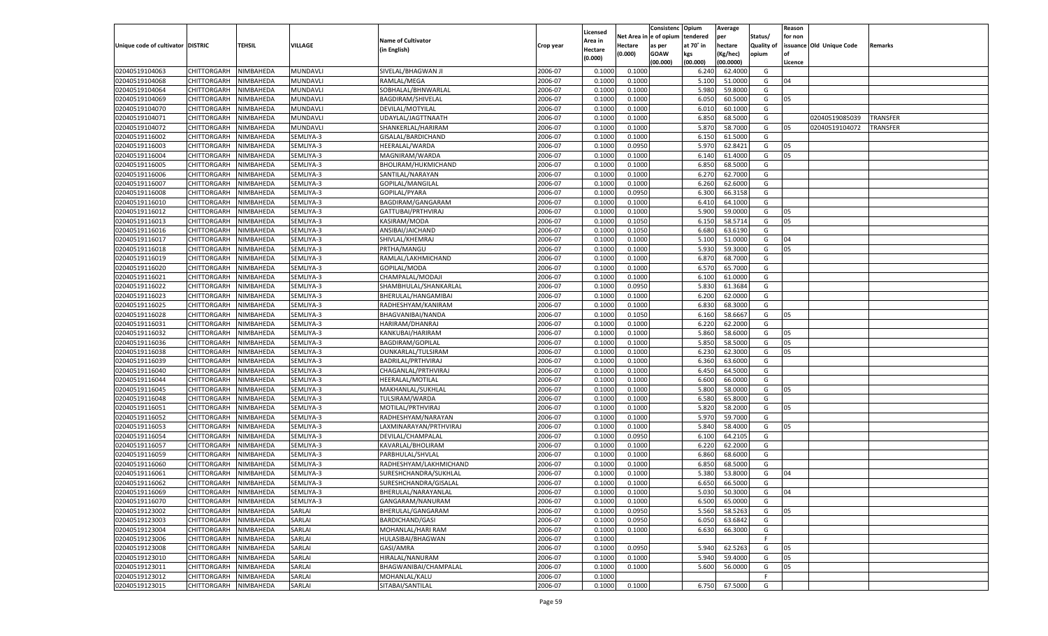| Unique code of cultivator | DISTRIC | TEHSIL | VILLAGE | Name of Cultivator (in English) | Crop year | Licensed Area in Hectare (0.000) | Net Area in Hectare (0.000) | Consistenc e of opium as per GOAW (00.000) | Opium tendered at 70˚ in kgs (00.000) | Average per hectare (Kg/hec) (00.0000) | Status/ Quality of opium | Reason for non issuance of Licence | Old Unique Code | Remarks |
|---|---|---|---|---|---|---|---|---|---|---|---|---|---|---|
| 02040519104063 | CHITTORGARH | NIMBAHEDA | MUNDAVLI | SIVELAL/BHAGWAN JI | 2006-07 | 0.1000 | 0.1000 | | 6.240 | 62.4000 | G | | | |
| 02040519104068 | CHITTORGARH | NIMBAHEDA | MUNDAVLI | RAMLAL/MEGA | 2006-07 | 0.1000 | 0.1000 | | 5.100 | 51.0000 | G | 04 | | |
| 02040519104064 | CHITTORGARH | NIMBAHEDA | MUNDAVLI | SOBHALAL/BHNWARLAL | 2006-07 | 0.1000 | 0.1000 | | 5.980 | 59.8000 | G | | | |
| 02040519104069 | CHITTORGARH | NIMBAHEDA | MUNDAVLI | BAGDIRAM/SHIVELAL | 2006-07 | 0.1000 | 0.1000 | | 6.050 | 60.5000 | G | 05 | | |
| 02040519104070 | CHITTORGARH | NIMBAHEDA | MUNDAVLI | DEVILAL/MOTYILAL | 2006-07 | 0.1000 | 0.1000 | | 6.010 | 60.1000 | G | | | |
| 02040519104071 | CHITTORGARH | NIMBAHEDA | MUNDAVLI | UDAYLAL/JAGTTNAATH | 2006-07 | 0.1000 | 0.1000 | | 6.850 | 68.5000 | G | | 02040519085039 | TRANSFER |
| 02040519104072 | CHITTORGARH | NIMBAHEDA | MUNDAVLI | SHANKERLAL/HARIRAM | 2006-07 | 0.1000 | 0.1000 | | 5.870 | 58.7000 | G | 05 | 02040519104072 | TRANSFER |
| 02040519116002 | CHITTORGARH | NIMBAHEDA | SEMLIYA-3 | GISALAL/BARDICHAND | 2006-07 | 0.1000 | 0.1000 | | 6.150 | 61.5000 | G | | | |
| 02040519116003 | CHITTORGARH | NIMBAHEDA | SEMLIYA-3 | HEERALAL/WARDA | 2006-07 | 0.1000 | 0.0950 | | 5.970 | 62.8421 | G | 05 | | |
| 02040519116004 | CHITTORGARH | NIMBAHEDA | SEMLIYA-3 | MAGNIRAM/WARDA | 2006-07 | 0.1000 | 0.1000 | | 6.140 | 61.4000 | G | 05 | | |
| 02040519116005 | CHITTORGARH | NIMBAHEDA | SEMLIYA-3 | BHOLIRAM/HUKMICHAND | 2006-07 | 0.1000 | 0.1000 | | 6.850 | 68.5000 | G | | | |
| 02040519116006 | CHITTORGARH | NIMBAHEDA | SEMLIYA-3 | SANTILAL/NARAYAN | 2006-07 | 0.1000 | 0.1000 | | 6.270 | 62.7000 | G | | | |
| 02040519116007 | CHITTORGARH | NIMBAHEDA | SEMLIYA-3 | GOPILAL/MANGILAL | 2006-07 | 0.1000 | 0.1000 | | 6.260 | 62.6000 | G | | | |
| 02040519116008 | CHITTORGARH | NIMBAHEDA | SEMLIYA-3 | GOPILAL/PYARA | 2006-07 | 0.1000 | 0.0950 | | 6.300 | 66.3158 | G | | | |
| 02040519116010 | CHITTORGARH | NIMBAHEDA | SEMLIYA-3 | BAGDIRAM/GANGARAM | 2006-07 | 0.1000 | 0.1000 | | 6.410 | 64.1000 | G | | | |
| 02040519116012 | CHITTORGARH | NIMBAHEDA | SEMLIYA-3 | GATTUBAI/PRTHVIRAJ | 2006-07 | 0.1000 | 0.1000 | | 5.900 | 59.0000 | G | 05 | | |
| 02040519116013 | CHITTORGARH | NIMBAHEDA | SEMLIYA-3 | KASIRAM/MODA | 2006-07 | 0.1000 | 0.1050 | | 6.150 | 58.5714 | G | 05 | | |
| 02040519116016 | CHITTORGARH | NIMBAHEDA | SEMLIYA-3 | ANSIBAI/JAICHAND | 2006-07 | 0.1000 | 0.1050 | | 6.680 | 63.6190 | G | | | |
| 02040519116017 | CHITTORGARH | NIMBAHEDA | SEMLIYA-3 | SHIVLAL/KHEMRAJ | 2006-07 | 0.1000 | 0.1000 | | 5.100 | 51.0000 | G | 04 | | |
| 02040519116018 | CHITTORGARH | NIMBAHEDA | SEMLIYA-3 | PRTHA/MANGU | 2006-07 | 0.1000 | 0.1000 | | 5.930 | 59.3000 | G | 05 | | |
| 02040519116019 | CHITTORGARH | NIMBAHEDA | SEMLIYA-3 | RAMLAL/LAKHMICHAND | 2006-07 | 0.1000 | 0.1000 | | 6.870 | 68.7000 | G | | | |
| 02040519116020 | CHITTORGARH | NIMBAHEDA | SEMLIYA-3 | GOPILAL/MODA | 2006-07 | 0.1000 | 0.1000 | | 6.570 | 65.7000 | G | | | |
| 02040519116021 | CHITTORGARH | NIMBAHEDA | SEMLIYA-3 | CHAMPALAL/MODAJI | 2006-07 | 0.1000 | 0.1000 | | 6.100 | 61.0000 | G | | | |
| 02040519116022 | CHITTORGARH | NIMBAHEDA | SEMLIYA-3 | SHAMBHULAL/SHANKARLAL | 2006-07 | 0.1000 | 0.0950 | | 5.830 | 61.3684 | G | | | |
| 02040519116023 | CHITTORGARH | NIMBAHEDA | SEMLIYA-3 | BHERULAL/HANGAMIBAI | 2006-07 | 0.1000 | 0.1000 | | 6.200 | 62.0000 | G | | | |
| 02040519116025 | CHITTORGARH | NIMBAHEDA | SEMLIYA-3 | RADHESHYAM/KANIRAM | 2006-07 | 0.1000 | 0.1000 | | 6.830 | 68.3000 | G | | | |
| 02040519116028 | CHITTORGARH | NIMBAHEDA | SEMLIYA-3 | BHAGVANIBAI/NANDA | 2006-07 | 0.1000 | 0.1050 | | 6.160 | 58.6667 | G | 05 | | |
| 02040519116031 | CHITTORGARH | NIMBAHEDA | SEMLIYA-3 | HARIRAM/DHANRAJ | 2006-07 | 0.1000 | 0.1000 | | 6.220 | 62.2000 | G | | | |
| 02040519116032 | CHITTORGARH | NIMBAHEDA | SEMLIYA-3 | KANKUBAI/HARIRAM | 2006-07 | 0.1000 | 0.1000 | | 5.860 | 58.6000 | G | 05 | | |
| 02040519116036 | CHITTORGARH | NIMBAHEDA | SEMLIYA-3 | BAGDIRAM/GOPILAL | 2006-07 | 0.1000 | 0.1000 | | 5.850 | 58.5000 | G | 05 | | |
| 02040519116038 | CHITTORGARH | NIMBAHEDA | SEMLIYA-3 | OUNKARLAL/TULSIRAM | 2006-07 | 0.1000 | 0.1000 | | 6.230 | 62.3000 | G | 05 | | |
| 02040519116039 | CHITTORGARH | NIMBAHEDA | SEMLIYA-3 | BADRILAL/PRTHVIRAJ | 2006-07 | 0.1000 | 0.1000 | | 6.360 | 63.6000 | G | | | |
| 02040519116040 | CHITTORGARH | NIMBAHEDA | SEMLIYA-3 | CHAGANLAL/PRTHVIRAJ | 2006-07 | 0.1000 | 0.1000 | | 6.450 | 64.5000 | G | | | |
| 02040519116044 | CHITTORGARH | NIMBAHEDA | SEMLIYA-3 | HEERALAL/MOTILAL | 2006-07 | 0.1000 | 0.1000 | | 6.600 | 66.0000 | G | | | |
| 02040519116045 | CHITTORGARH | NIMBAHEDA | SEMLIYA-3 | MAKHANLAL/SUKHLAL | 2006-07 | 0.1000 | 0.1000 | | 5.800 | 58.0000 | G | 05 | | |
| 02040519116048 | CHITTORGARH | NIMBAHEDA | SEMLIYA-3 | TULSIRAM/WARDA | 2006-07 | 0.1000 | 0.1000 | | 6.580 | 65.8000 | G | | | |
| 02040519116051 | CHITTORGARH | NIMBAHEDA | SEMLIYA-3 | MOTILAL/PRTHVIRAJ | 2006-07 | 0.1000 | 0.1000 | | 5.820 | 58.2000 | G | 05 | | |
| 02040519116052 | CHITTORGARH | NIMBAHEDA | SEMLIYA-3 | RADHESHYAM/NARAYAN | 2006-07 | 0.1000 | 0.1000 | | 5.970 | 59.7000 | G | | | |
| 02040519116053 | CHITTORGARH | NIMBAHEDA | SEMLIYA-3 | LAXMINARAYAN/PRTHVIRAJ | 2006-07 | 0.1000 | 0.1000 | | 5.840 | 58.4000 | G | 05 | | |
| 02040519116054 | CHITTORGARH | NIMBAHEDA | SEMLIYA-3 | DEVILAL/CHAMPALAL | 2006-07 | 0.1000 | 0.0950 | | 6.100 | 64.2105 | G | | | |
| 02040519116057 | CHITTORGARH | NIMBAHEDA | SEMLIYA-3 | KAVARLAL/BHOLIRAM | 2006-07 | 0.1000 | 0.1000 | | 6.220 | 62.2000 | G | | | |
| 02040519116059 | CHITTORGARH | NIMBAHEDA | SEMLIYA-3 | PARBHULAL/SHVLAL | 2006-07 | 0.1000 | 0.1000 | | 6.860 | 68.6000 | G | | | |
| 02040519116060 | CHITTORGARH | NIMBAHEDA | SEMLIYA-3 | RADHESHYAM/LAKHMICHAND | 2006-07 | 0.1000 | 0.1000 | | 6.850 | 68.5000 | G | | | |
| 02040519116061 | CHITTORGARH | NIMBAHEDA | SEMLIYA-3 | SURESHCHANDRA/SUKHLAL | 2006-07 | 0.1000 | 0.1000 | | 5.380 | 53.8000 | G | 04 | | |
| 02040519116062 | CHITTORGARH | NIMBAHEDA | SEMLIYA-3 | SURESHCHANDRA/GISALAL | 2006-07 | 0.1000 | 0.1000 | | 6.650 | 66.5000 | G | | | |
| 02040519116069 | CHITTORGARH | NIMBAHEDA | SEMLIYA-3 | BHERULAL/NARAYANLAL | 2006-07 | 0.1000 | 0.1000 | | 5.030 | 50.3000 | G | 04 | | |
| 02040519116070 | CHITTORGARH | NIMBAHEDA | SEMLIYA-3 | GANGARAM/NANURAM | 2006-07 | 0.1000 | 0.1000 | | 6.500 | 65.0000 | G | | | |
| 02040519123002 | CHITTORGARH | NIMBAHEDA | SARLAI | BHERULAL/GANGARAM | 2006-07 | 0.1000 | 0.0950 | | 5.560 | 58.5263 | G | 05 | | |
| 02040519123003 | CHITTORGARH | NIMBAHEDA | SARLAI | BARDICHAND/GASI | 2006-07 | 0.1000 | 0.0950 | | 6.050 | 63.6842 | G | | | |
| 02040519123004 | CHITTORGARH | NIMBAHEDA | SARLAI | MOHANLAL/HARI RAM | 2006-07 | 0.1000 | 0.1000 | | 6.630 | 66.3000 | G | | | |
| 02040519123006 | CHITTORGARH | NIMBAHEDA | SARLAI | HULASIBAI/BHAGWAN | 2006-07 | 0.1000 | | | | | F | | | |
| 02040519123008 | CHITTORGARH | NIMBAHEDA | SARLAI | GASI/AMRA | 2006-07 | 0.1000 | 0.0950 | | 5.940 | 62.5263 | G | 05 | | |
| 02040519123010 | CHITTORGARH | NIMBAHEDA | SARLAI | HIRALAL/NANURAM | 2006-07 | 0.1000 | 0.1000 | | 5.940 | 59.4000 | G | 05 | | |
| 02040519123011 | CHITTORGARH | NIMBAHEDA | SARLAI | BHAGWANIBAI/CHAMPALAL | 2006-07 | 0.1000 | 0.1000 | | 5.600 | 56.0000 | G | 05 | | |
| 02040519123012 | CHITTORGARH | NIMBAHEDA | SARLAI | MOHANLAL/KALU | 2006-07 | 0.1000 | | | | | F | | | |
| 02040519123015 | CHITTORGARH | NIMBAHEDA | SARLAI | SITABAI/SANTILAL | 2006-07 | 0.1000 | 0.1000 | | 6.750 | 67.5000 | G | | | |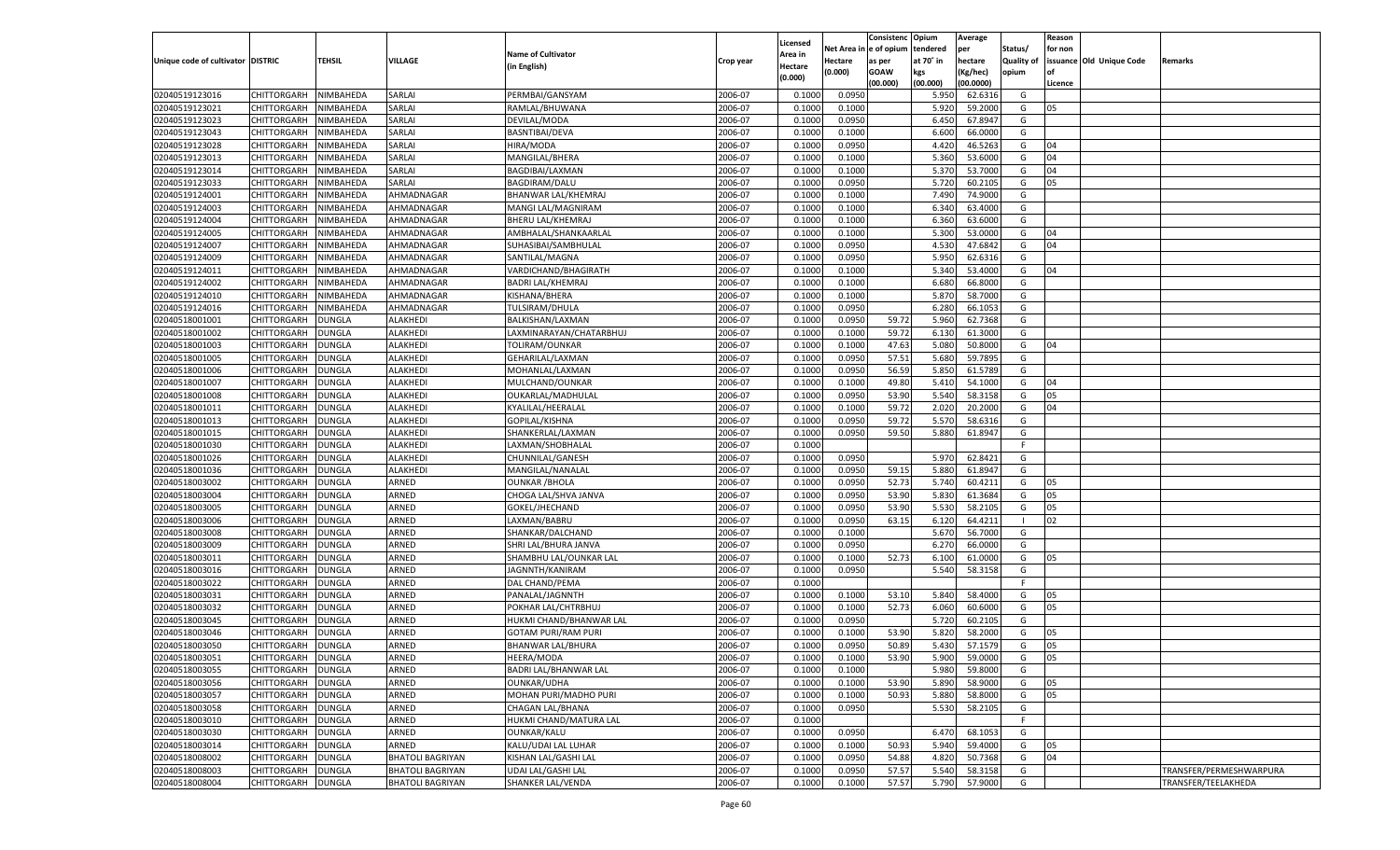| Unique code of cultivator | DISTRIC | TEHSIL | VILLAGE | Name of Cultivator (in English) | Crop year | Licensed Area in Hectare (0.000) | Net Area in Hectare (0.000) | Consistenc e of opium as per GOAW (00.000) | Opium tendered at 70° in kgs (00.000) | Average per hectare (Kg/hec) (00.0000) | Status/ Quality of opium | Reason for non issuance of Licence | Old Unique Code | Remarks |
|---|---|---|---|---|---|---|---|---|---|---|---|---|---|---|
| 02040519123016 | CHITTORGARH | NIMBAHEDA | SARLAI | PERMBAI/GANSYAM | 2006-07 | 0.1000 | 0.0950 | | 5.950 | 62.6316 | G | | | |
| 02040519123021 | CHITTORGARH | NIMBAHEDA | SARLAI | RAMLAL/BHUWANA | 2006-07 | 0.1000 | 0.1000 | | 5.920 | 59.2000 | G | 05 | | |
| 02040519123023 | CHITTORGARH | NIMBAHEDA | SARLAI | DEVILAL/MODA | 2006-07 | 0.1000 | 0.0950 | | 6.450 | 67.8947 | G | | | |
| 02040519123043 | CHITTORGARH | NIMBAHEDA | SARLAI | BASNTIBAI/DEVA | 2006-07 | 0.1000 | 0.1000 | | 6.600 | 66.0000 | G | | | |
| 02040519123028 | CHITTORGARH | NIMBAHEDA | SARLAI | HIRA/MODA | 2006-07 | 0.1000 | 0.0950 | | 4.420 | 46.5263 | G | 04 | | |
| 02040519123013 | CHITTORGARH | NIMBAHEDA | SARLAI | MANGILAL/BHERA | 2006-07 | 0.1000 | 0.1000 | | 5.360 | 53.6000 | G | 04 | | |
| 02040519123014 | CHITTORGARH | NIMBAHEDA | SARLAI | BAGDIBAI/LAXMAN | 2006-07 | 0.1000 | 0.1000 | | 5.370 | 53.7000 | G | 04 | | |
| 02040519123033 | CHITTORGARH | NIMBAHEDA | SARLAI | BAGDIRAM/DALU | 2006-07 | 0.1000 | 0.0950 | | 5.720 | 60.2105 | G | 05 | | |
| 02040519124001 | CHITTORGARH | NIMBAHEDA | AHMADNAGAR | BHANWAR LAL/KHEMRAJ | 2006-07 | 0.1000 | 0.1000 | | 7.490 | 74.9000 | G | | | |
| 02040519124003 | CHITTORGARH | NIMBAHEDA | AHMADNAGAR | MANGI LAL/MAGNIRAM | 2006-07 | 0.1000 | 0.1000 | | 6.340 | 63.4000 | G | | | |
| 02040519124004 | CHITTORGARH | NIMBAHEDA | AHMADNAGAR | BHERU LAL/KHEMRAJ | 2006-07 | 0.1000 | 0.1000 | | 6.360 | 63.6000 | G | | | |
| 02040519124005 | CHITTORGARH | NIMBAHEDA | AHMADNAGAR | AMBHALAL/SHANKAARLAL | 2006-07 | 0.1000 | 0.1000 | | 5.300 | 53.0000 | G | 04 | | |
| 02040519124007 | CHITTORGARH | NIMBAHEDA | AHMADNAGAR | SUHASIBAI/SAMBHULAL | 2006-07 | 0.1000 | 0.0950 | | 4.530 | 47.6842 | G | 04 | | |
| 02040519124009 | CHITTORGARH | NIMBAHEDA | AHMADNAGAR | SANTILAL/MAGNA | 2006-07 | 0.1000 | 0.0950 | | 5.950 | 62.6316 | G | | | |
| 02040519124011 | CHITTORGARH | NIMBAHEDA | AHMADNAGAR | VARDICHAND/BHAGIRATH | 2006-07 | 0.1000 | 0.1000 | | 5.340 | 53.4000 | G | 04 | | |
| 02040519124002 | CHITTORGARH | NIMBAHEDA | AHMADNAGAR | BADRI LAL/KHEMRAJ | 2006-07 | 0.1000 | 0.1000 | | 6.680 | 66.8000 | G | | | |
| 02040519124010 | CHITTORGARH | NIMBAHEDA | AHMADNAGAR | KISHANA/BHERA | 2006-07 | 0.1000 | 0.1000 | | 5.870 | 58.7000 | G | | | |
| 02040519124016 | CHITTORGARH | NIMBAHEDA | AHMADNAGAR | TULSIRAM/DHULA | 2006-07 | 0.1000 | 0.0950 | | 6.280 | 66.1053 | G | | | |
| 02040518001001 | CHITTORGARH | DUNGLA | ALAKHEDI | BALKISHAN/LAXMAN | 2006-07 | 0.1000 | 0.0950 | 59.72 | 5.960 | 62.7368 | G | | | |
| 02040518001002 | CHITTORGARH | DUNGLA | ALAKHEDI | LAXMINARAYAN/CHATARBHUJ | 2006-07 | 0.1000 | 0.1000 | 59.72 | 6.130 | 61.3000 | G | | | |
| 02040518001003 | CHITTORGARH | DUNGLA | ALAKHEDI | TOLIRAM/OUNKAR | 2006-07 | 0.1000 | 0.1000 | 47.63 | 5.080 | 50.8000 | G | 04 | | |
| 02040518001005 | CHITTORGARH | DUNGLA | ALAKHEDI | GEHARILAL/LAXMAN | 2006-07 | 0.1000 | 0.0950 | 57.51 | 5.680 | 59.7895 | G | | | |
| 02040518001006 | CHITTORGARH | DUNGLA | ALAKHEDI | MOHANLAL/LAXMAN | 2006-07 | 0.1000 | 0.0950 | 56.59 | 5.850 | 61.5789 | G | | | |
| 02040518001007 | CHITTORGARH | DUNGLA | ALAKHEDI | MULCHAND/OUNKAR | 2006-07 | 0.1000 | 0.1000 | 49.80 | 5.410 | 54.1000 | G | 04 | | |
| 02040518001008 | CHITTORGARH | DUNGLA | ALAKHEDI | OUKARLAL/MADHULAL | 2006-07 | 0.1000 | 0.0950 | 53.90 | 5.540 | 58.3158 | G | 05 | | |
| 02040518001011 | CHITTORGARH | DUNGLA | ALAKHEDI | KYALILAL/HEERALAL | 2006-07 | 0.1000 | 0.1000 | 59.72 | 2.020 | 20.2000 | G | 04 | | |
| 02040518001013 | CHITTORGARH | DUNGLA | ALAKHEDI | GOPILAL/KISHNA | 2006-07 | 0.1000 | 0.0950 | 59.72 | 5.570 | 58.6316 | G | | | |
| 02040518001015 | CHITTORGARH | DUNGLA | ALAKHEDI | SHANKERLAL/LAXMAN | 2006-07 | 0.1000 | 0.0950 | 59.50 | 5.880 | 61.8947 | G | | | |
| 02040518001030 | CHITTORGARH | DUNGLA | ALAKHEDI | LAXMAN/SHOBHALAL | 2006-07 | 0.1000 | | | | | F | | | |
| 02040518001026 | CHITTORGARH | DUNGLA | ALAKHEDI | CHUNNILAL/GANESH | 2006-07 | 0.1000 | 0.0950 | | 5.970 | 62.8421 | G | | | |
| 02040518001036 | CHITTORGARH | DUNGLA | ALAKHEDI | MANGILAL/NANALAL | 2006-07 | 0.1000 | 0.0950 | 59.15 | 5.880 | 61.8947 | G | | | |
| 02040518003002 | CHITTORGARH | DUNGLA | ARNED | OUNKAR /BHOLA | 2006-07 | 0.1000 | 0.0950 | 52.73 | 5.740 | 60.4211 | G | 05 | | |
| 02040518003004 | CHITTORGARH | DUNGLA | ARNED | CHOGA LAL/SHVA JANVA | 2006-07 | 0.1000 | 0.0950 | 53.90 | 5.830 | 61.3684 | G | 05 | | |
| 02040518003005 | CHITTORGARH | DUNGLA | ARNED | GOKEL/JHECHAND | 2006-07 | 0.1000 | 0.0950 | 53.90 | 5.530 | 58.2105 | G | 05 | | |
| 02040518003006 | CHITTORGARH | DUNGLA | ARNED | LAXMAN/BABRU | 2006-07 | 0.1000 | 0.0950 | 63.15 | 6.120 | 64.4211 | I | 02 | | |
| 02040518003008 | CHITTORGARH | DUNGLA | ARNED | SHANKAR/DALCHAND | 2006-07 | 0.1000 | 0.1000 | | 5.670 | 56.7000 | G | | | |
| 02040518003009 | CHITTORGARH | DUNGLA | ARNED | SHRI LAL/BHURA JANVA | 2006-07 | 0.1000 | 0.0950 | | 6.270 | 66.0000 | G | | | |
| 02040518003011 | CHITTORGARH | DUNGLA | ARNED | SHAMBHU LAL/OUNKAR LAL | 2006-07 | 0.1000 | 0.1000 | 52.73 | 6.100 | 61.0000 | G | 05 | | |
| 02040518003016 | CHITTORGARH | DUNGLA | ARNED | JAGNNTH/KANIRAM | 2006-07 | 0.1000 | 0.0950 | | 5.540 | 58.3158 | G | | | |
| 02040518003022 | CHITTORGARH | DUNGLA | ARNED | DAL CHAND/PEMA | 2006-07 | 0.1000 | | | | | F | | | |
| 02040518003031 | CHITTORGARH | DUNGLA | ARNED | PANALAL/JAGNNTH | 2006-07 | 0.1000 | 0.1000 | 53.10 | 5.840 | 58.4000 | G | 05 | | |
| 02040518003032 | CHITTORGARH | DUNGLA | ARNED | POKHAR LAL/CHTRBHUJ | 2006-07 | 0.1000 | 0.1000 | 52.73 | 6.060 | 60.6000 | G | 05 | | |
| 02040518003045 | CHITTORGARH | DUNGLA | ARNED | HUKMI CHAND/BHANWAR LAL | 2006-07 | 0.1000 | 0.0950 | | 5.720 | 60.2105 | G | | | |
| 02040518003046 | CHITTORGARH | DUNGLA | ARNED | GOTAM PURI/RAM PURI | 2006-07 | 0.1000 | 0.1000 | 53.90 | 5.820 | 58.2000 | G | 05 | | |
| 02040518003050 | CHITTORGARH | DUNGLA | ARNED | BHANWAR LAL/BHURA | 2006-07 | 0.1000 | 0.0950 | 50.89 | 5.430 | 57.1579 | G | 05 | | |
| 02040518003051 | CHITTORGARH | DUNGLA | ARNED | HEERA/MODA | 2006-07 | 0.1000 | 0.1000 | 53.90 | 5.900 | 59.0000 | G | 05 | | |
| 02040518003055 | CHITTORGARH | DUNGLA | ARNED | BADRI LAL/BHANWAR LAL | 2006-07 | 0.1000 | 0.1000 | | 5.980 | 59.8000 | G | | | |
| 02040518003056 | CHITTORGARH | DUNGLA | ARNED | OUNKAR/UDHA | 2006-07 | 0.1000 | 0.1000 | 53.90 | 5.890 | 58.9000 | G | 05 | | |
| 02040518003057 | CHITTORGARH | DUNGLA | ARNED | MOHAN PURI/MADHO PURI | 2006-07 | 0.1000 | 0.1000 | 50.93 | 5.880 | 58.8000 | G | 05 | | |
| 02040518003058 | CHITTORGARH | DUNGLA | ARNED | CHAGAN LAL/BHANA | 2006-07 | 0.1000 | 0.0950 | | 5.530 | 58.2105 | G | | | |
| 02040518003010 | CHITTORGARH | DUNGLA | ARNED | HUKMI CHAND/MATURA LAL | 2006-07 | 0.1000 | | | | | F | | | |
| 02040518003030 | CHITTORGARH | DUNGLA | ARNED | OUNKAR/KALU | 2006-07 | 0.1000 | 0.0950 | | 6.470 | 68.1053 | G | | | |
| 02040518003014 | CHITTORGARH | DUNGLA | ARNED | KALU/UDAI LAL LUHAR | 2006-07 | 0.1000 | 0.1000 | 50.93 | 5.940 | 59.4000 | G | 05 | | |
| 02040518008002 | CHITTORGARH | DUNGLA | BHATOLI BAGRIYAN | KISHAN LAL/GASHI LAL | 2006-07 | 0.1000 | 0.0950 | 54.88 | 4.820 | 50.7368 | G | 04 | | |
| 02040518008003 | CHITTORGARH | DUNGLA | BHATOLI BAGRIYAN | UDAI LAL/GASHI LAL | 2006-07 | 0.1000 | 0.0950 | 57.57 | 5.540 | 58.3158 | G | | | TRANSFER/PERMESHWARPURA |
| 02040518008004 | CHITTORGARH | DUNGLA | BHATOLI BAGRIYAN | SHANKER LAL/VENDA | 2006-07 | 0.1000 | 0.1000 | 57.57 | 5.790 | 57.9000 | G | | | TRANSFER/TEELAKHEDA |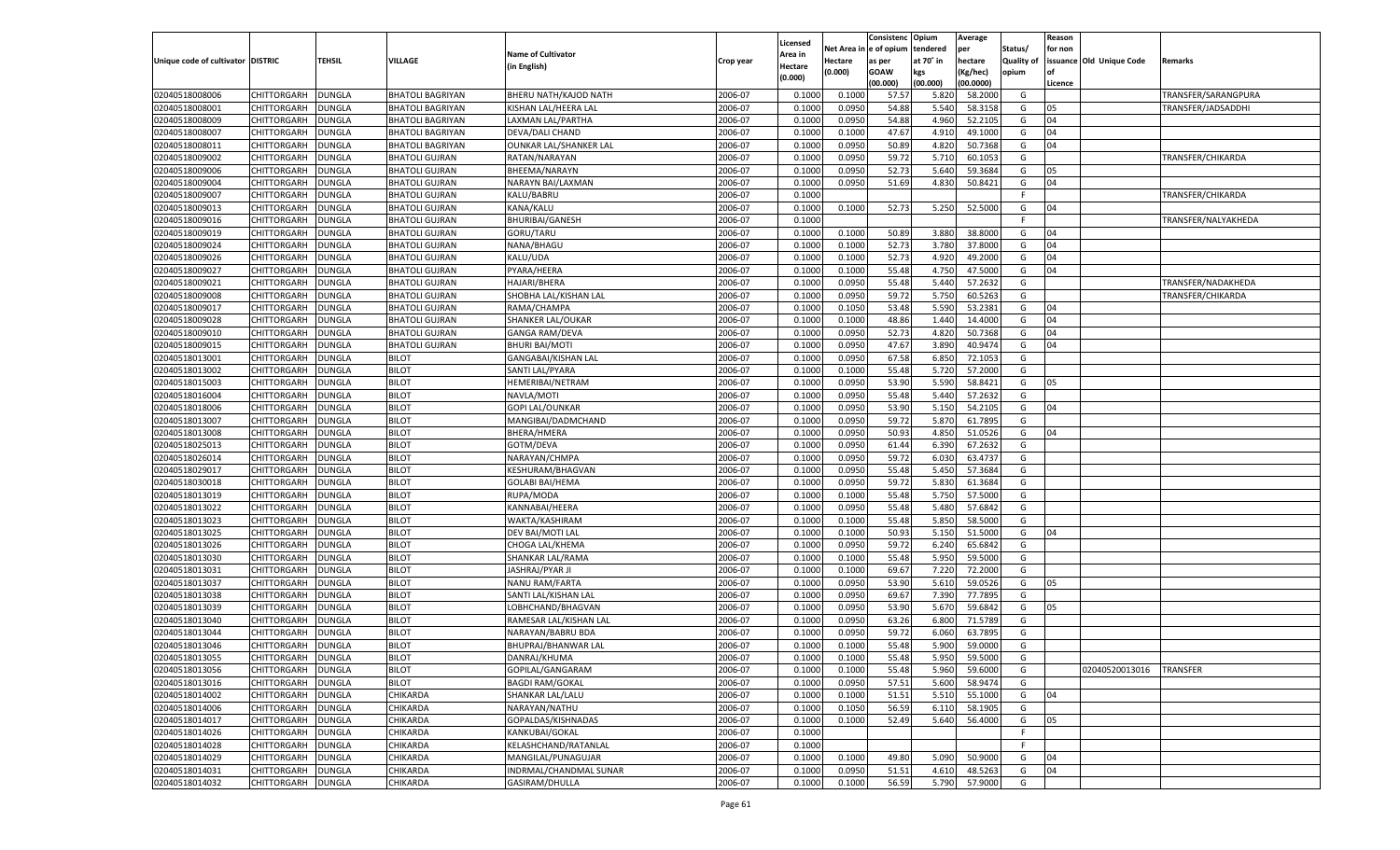| Unique code of cultivator | DISTRIC | TEHSIL | VILLAGE | Name of Cultivator (in English) | Crop year | Licensed Area in Hectare (0.000) | Net Area in Hectare (0.000) | Consistenc e of opium as per GOAW (00.000) | Opium tendered at 70° in kgs (00.000) | Average per hectare (Kg/hec) (00.0000) | Status/ Quality of opium | Reason for non issuance of Licence | Old Unique Code | Remarks |
|---|---|---|---|---|---|---|---|---|---|---|---|---|---|---|
| 02040518008006 | CHITTORGARH | DUNGLA | BHATOLI BAGRIYAN | BHERU NATH/KAJOD NATH | 2006-07 | 0.1000 | 0.1000 | 57.57 | 5.820 | 58.2000 | G | | | TRANSFER/SARANGPURA |
| 02040518008001 | CHITTORGARH | DUNGLA | BHATOLI BAGRIYAN | KISHAN LAL/HEERA LAL | 2006-07 | 0.1000 | 0.0950 | 54.88 | 5.540 | 58.3158 | G | 05 | | TRANSFER/JADSADDHI |
| 02040518008009 | CHITTORGARH | DUNGLA | BHATOLI BAGRIYAN | LAXMAN LAL/PARTHA | 2006-07 | 0.1000 | 0.0950 | 54.88 | 4.960 | 52.2105 | G | 04 | | |
| 02040518008007 | CHITTORGARH | DUNGLA | BHATOLI BAGRIYAN | DEVA/DALI CHAND | 2006-07 | 0.1000 | 0.1000 | 47.67 | 4.910 | 49.1000 | G | 04 | | |
| 02040518008011 | CHITTORGARH | DUNGLA | BHATOLI BAGRIYAN | OUNKAR LAL/SHANKER LAL | 2006-07 | 0.1000 | 0.0950 | 50.89 | 4.820 | 50.7368 | G | 04 | | |
| 02040518009002 | CHITTORGARH | DUNGLA | BHATOLI GUJRAN | RATAN/NARAYAN | 2006-07 | 0.1000 | 0.0950 | 59.72 | 5.710 | 60.1053 | G | | | TRANSFER/CHIKARDA |
| 02040518009006 | CHITTORGARH | DUNGLA | BHATOLI GUJRAN | BHEEMA/NARAYN | 2006-07 | 0.1000 | 0.0950 | 52.73 | 5.640 | 59.3684 | G | 05 | | |
| 02040518009004 | CHITTORGARH | DUNGLA | BHATOLI GUJRAN | NARAYN BAI/LAXMAN | 2006-07 | 0.1000 | 0.0950 | 51.69 | 4.830 | 50.8421 | G | 04 | | |
| 02040518009007 | CHITTORGARH | DUNGLA | BHATOLI GUJRAN | KALU/BABRU | 2006-07 | 0.1000 | | | | | F | | | TRANSFER/CHIKARDA |
| 02040518009013 | CHITTORGARH | DUNGLA | BHATOLI GUJRAN | KANA/KALU | 2006-07 | 0.1000 | 0.1000 | 52.73 | 5.250 | 52.5000 | G | 04 | | |
| 02040518009016 | CHITTORGARH | DUNGLA | BHATOLI GUJRAN | BHURIBAI/GANESH | 2006-07 | 0.1000 | | | | | F | | | TRANSFER/NALYAKHEDA |
| 02040518009019 | CHITTORGARH | DUNGLA | BHATOLI GUJRAN | GORU/TARU | 2006-07 | 0.1000 | 0.1000 | 50.89 | 3.880 | 38.8000 | G | 04 | | |
| 02040518009024 | CHITTORGARH | DUNGLA | BHATOLI GUJRAN | NANA/BHAGU | 2006-07 | 0.1000 | 0.1000 | 52.73 | 3.780 | 37.8000 | G | 04 | | |
| 02040518009026 | CHITTORGARH | DUNGLA | BHATOLI GUJRAN | KALU/UDA | 2006-07 | 0.1000 | 0.1000 | 52.73 | 4.920 | 49.2000 | G | 04 | | |
| 02040518009027 | CHITTORGARH | DUNGLA | BHATOLI GUJRAN | PYARA/HEERA | 2006-07 | 0.1000 | 0.1000 | 55.48 | 4.750 | 47.5000 | G | 04 | | |
| 02040518009021 | CHITTORGARH | DUNGLA | BHATOLI GUJRAN | HAJARI/BHERA | 2006-07 | 0.1000 | 0.0950 | 55.48 | 5.440 | 57.2632 | G | | | TRANSFER/NADAKHEDA |
| 02040518009008 | CHITTORGARH | DUNGLA | BHATOLI GUJRAN | SHOBHA LAL/KISHAN LAL | 2006-07 | 0.1000 | 0.0950 | 59.72 | 5.750 | 60.5263 | G | | | TRANSFER/CHIKARDA |
| 02040518009017 | CHITTORGARH | DUNGLA | BHATOLI GUJRAN | RAMA/CHAMPA | 2006-07 | 0.1000 | 0.1050 | 53.48 | 5.590 | 53.2381 | G | 04 | | |
| 02040518009028 | CHITTORGARH | DUNGLA | BHATOLI GUJRAN | SHANKER LAL/OUKAR | 2006-07 | 0.1000 | 0.1000 | 48.86 | 1.440 | 14.4000 | G | 04 | | |
| 02040518009010 | CHITTORGARH | DUNGLA | BHATOLI GUJRAN | GANGA RAM/DEVA | 2006-07 | 0.1000 | 0.0950 | 52.73 | 4.820 | 50.7368 | G | 04 | | |
| 02040518009015 | CHITTORGARH | DUNGLA | BHATOLI GUJRAN | BHURI BAI/MOTI | 2006-07 | 0.1000 | 0.0950 | 47.67 | 3.890 | 40.9474 | G | 04 | | |
| 02040518013001 | CHITTORGARH | DUNGLA | BILOT | GANGABAI/KISHAN LAL | 2006-07 | 0.1000 | 0.0950 | 67.58 | 6.850 | 72.1053 | G | | | |
| 02040518013002 | CHITTORGARH | DUNGLA | BILOT | SANTI LAL/PYARA | 2006-07 | 0.1000 | 0.1000 | 55.48 | 5.720 | 57.2000 | G | | | |
| 02040518015003 | CHITTORGARH | DUNGLA | BILOT | HEMERIBAI/NETRAM | 2006-07 | 0.1000 | 0.0950 | 53.90 | 5.590 | 58.8421 | G | 05 | | |
| 02040518016004 | CHITTORGARH | DUNGLA | BILOT | NAVLA/MOTI | 2006-07 | 0.1000 | 0.0950 | 55.48 | 5.440 | 57.2632 | G | | | |
| 02040518018006 | CHITTORGARH | DUNGLA | BILOT | GOPI LAL/OUNKAR | 2006-07 | 0.1000 | 0.0950 | 53.90 | 5.150 | 54.2105 | G | 04 | | |
| 02040518013007 | CHITTORGARH | DUNGLA | BILOT | MANGIBAI/DADMCHAND | 2006-07 | 0.1000 | 0.0950 | 59.72 | 5.870 | 61.7895 | G | | | |
| 02040518013008 | CHITTORGARH | DUNGLA | BILOT | BHERA/HMERA | 2006-07 | 0.1000 | 0.0950 | 50.93 | 4.850 | 51.0526 | G | 04 | | |
| 02040518025013 | CHITTORGARH | DUNGLA | BILOT | GOTM/DEVA | 2006-07 | 0.1000 | 0.0950 | 61.44 | 6.390 | 67.2632 | G | | | |
| 02040518026014 | CHITTORGARH | DUNGLA | BILOT | NARAYAN/CHMPA | 2006-07 | 0.1000 | 0.0950 | 59.72 | 6.030 | 63.4737 | G | | | |
| 02040518029017 | CHITTORGARH | DUNGLA | BILOT | KESHURAM/BHAGVAN | 2006-07 | 0.1000 | 0.0950 | 55.48 | 5.450 | 57.3684 | G | | | |
| 02040518030018 | CHITTORGARH | DUNGLA | BILOT | GOLABI BAI/HEMA | 2006-07 | 0.1000 | 0.0950 | 59.72 | 5.830 | 61.3684 | G | | | |
| 02040518013019 | CHITTORGARH | DUNGLA | BILOT | RUPA/MODA | 2006-07 | 0.1000 | 0.1000 | 55.48 | 5.750 | 57.5000 | G | | | |
| 02040518013022 | CHITTORGARH | DUNGLA | BILOT | KANNABAI/HEERA | 2006-07 | 0.1000 | 0.0950 | 55.48 | 5.480 | 57.6842 | G | | | |
| 02040518013023 | CHITTORGARH | DUNGLA | BILOT | WAKTA/KASHIRAM | 2006-07 | 0.1000 | 0.1000 | 55.48 | 5.850 | 58.5000 | G | | | |
| 02040518013025 | CHITTORGARH | DUNGLA | BILOT | DEV BAI/MOTI LAL | 2006-07 | 0.1000 | 0.1000 | 50.93 | 5.150 | 51.5000 | G | 04 | | |
| 02040518013026 | CHITTORGARH | DUNGLA | BILOT | CHOGA LAL/KHEMA | 2006-07 | 0.1000 | 0.0950 | 59.72 | 6.240 | 65.6842 | G | | | |
| 02040518013030 | CHITTORGARH | DUNGLA | BILOT | SHANKAR LAL/RAMA | 2006-07 | 0.1000 | 0.1000 | 55.48 | 5.950 | 59.5000 | G | | | |
| 02040518013031 | CHITTORGARH | DUNGLA | BILOT | JASHRAJ/PYAR JI | 2006-07 | 0.1000 | 0.1000 | 69.67 | 7.220 | 72.2000 | G | | | |
| 02040518013037 | CHITTORGARH | DUNGLA | BILOT | NANU RAM/FARTA | 2006-07 | 0.1000 | 0.0950 | 53.90 | 5.610 | 59.0526 | G | 05 | | |
| 02040518013038 | CHITTORGARH | DUNGLA | BILOT | SANTI LAL/KISHAN LAL | 2006-07 | 0.1000 | 0.0950 | 69.67 | 7.390 | 77.7895 | G | | | |
| 02040518013039 | CHITTORGARH | DUNGLA | BILOT | LOBHCHAND/BHAGVAN | 2006-07 | 0.1000 | 0.0950 | 53.90 | 5.670 | 59.6842 | G | 05 | | |
| 02040518013040 | CHITTORGARH | DUNGLA | BILOT | RAMESAR LAL/KISHAN LAL | 2006-07 | 0.1000 | 0.0950 | 63.26 | 6.800 | 71.5789 | G | | | |
| 02040518013044 | CHITTORGARH | DUNGLA | BILOT | NARAYAN/BABRU BDA | 2006-07 | 0.1000 | 0.0950 | 59.72 | 6.060 | 63.7895 | G | | | |
| 02040518013046 | CHITTORGARH | DUNGLA | BILOT | BHUPRAJ/BHANWAR LAL | 2006-07 | 0.1000 | 0.1000 | 55.48 | 5.900 | 59.0000 | G | | | |
| 02040518013055 | CHITTORGARH | DUNGLA | BILOT | DANRAJ/KHUMA | 2006-07 | 0.1000 | 0.1000 | 55.48 | 5.950 | 59.5000 | G | | | |
| 02040518013056 | CHITTORGARH | DUNGLA | BILOT | GOPILAL/GANGARAM | 2006-07 | 0.1000 | 0.1000 | 55.48 | 5.960 | 59.6000 | G | | 02040520013016 | TRANSFER |
| 02040518013016 | CHITTORGARH | DUNGLA | BILOT | BAGDI RAM/GOKAL | 2006-07 | 0.1000 | 0.0950 | 57.51 | 5.600 | 58.9474 | G | | | |
| 02040518014002 | CHITTORGARH | DUNGLA | CHIKARDA | SHANKAR LAL/LALU | 2006-07 | 0.1000 | 0.1000 | 51.51 | 5.510 | 55.1000 | G | 04 | | |
| 02040518014006 | CHITTORGARH | DUNGLA | CHIKARDA | NARAYAN/NATHU | 2006-07 | 0.1000 | 0.1050 | 56.59 | 6.110 | 58.1905 | G | | | |
| 02040518014017 | CHITTORGARH | DUNGLA | CHIKARDA | GOPALDAS/KISHNADAS | 2006-07 | 0.1000 | 0.1000 | 52.49 | 5.640 | 56.4000 | G | 05 | | |
| 02040518014026 | CHITTORGARH | DUNGLA | CHIKARDA | KANKUBAI/GOKAL | 2006-07 | 0.1000 | | | | | F | | | |
| 02040518014028 | CHITTORGARH | DUNGLA | CHIKARDA | KELASHCHAND/RATANLAL | 2006-07 | 0.1000 | | | | | F | | | |
| 02040518014029 | CHITTORGARH | DUNGLA | CHIKARDA | MANGILAL/PUNAGUJAR | 2006-07 | 0.1000 | 0.1000 | 49.80 | 5.090 | 50.9000 | G | 04 | | |
| 02040518014031 | CHITTORGARH | DUNGLA | CHIKARDA | INDRMAL/CHANDMAL SUNAR | 2006-07 | 0.1000 | 0.0950 | 51.51 | 4.610 | 48.5263 | G | 04 | | |
| 02040518014032 | CHITTORGARH | DUNGLA | CHIKARDA | GASIRAM/DHULLA | 2006-07 | 0.1000 | 0.1000 | 56.59 | 5.790 | 57.9000 | G | | | |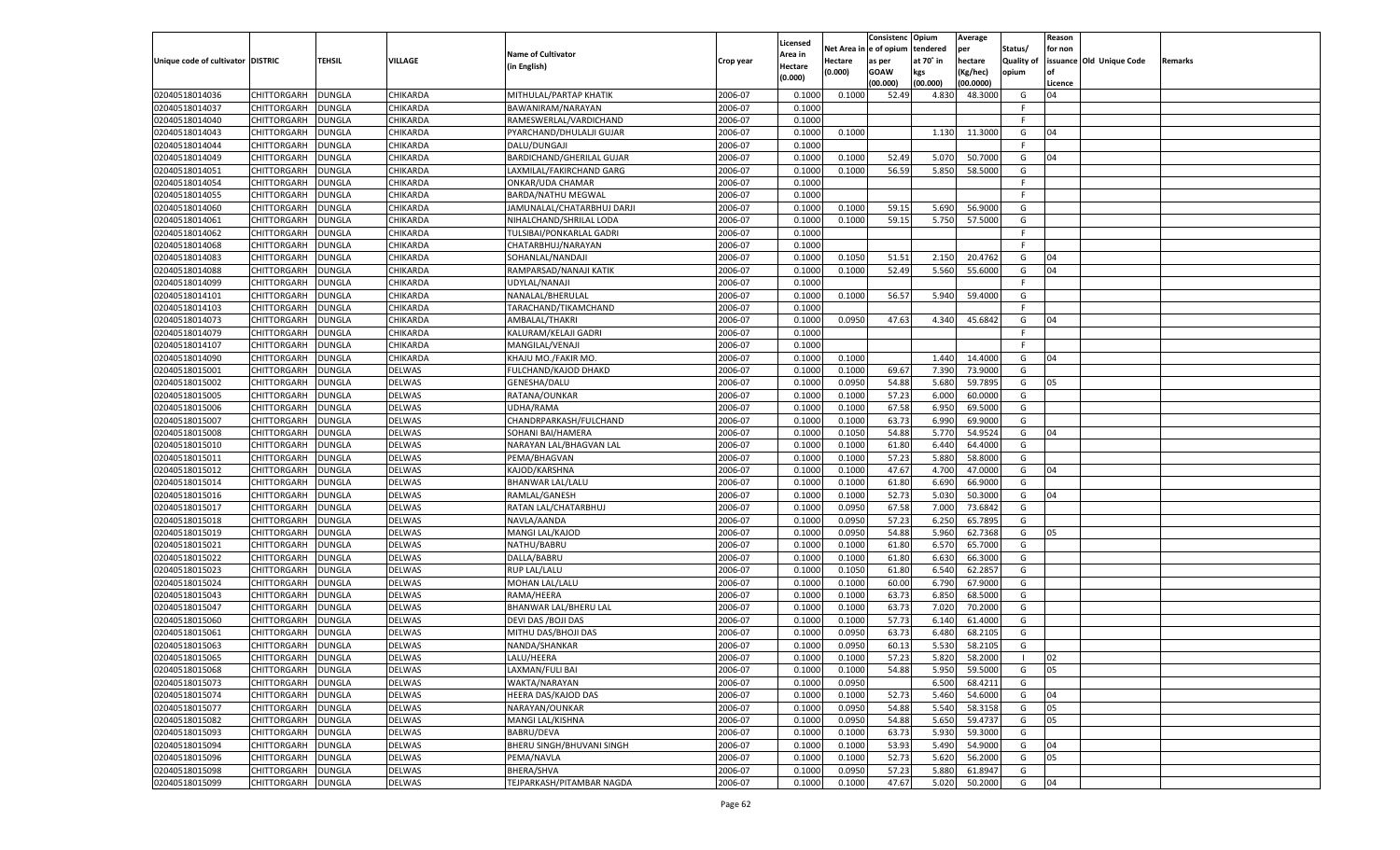| Unique code of cultivator | DISTRIC | TEHSIL | VILLAGE | Name of Cultivator (in English) | Crop year | Licensed Area in Hectare (0.000) | Net Area in Hectare (0.000) | Consistenc e of opium as per GOAW (00.000) | Opium tendered at 70° in kgs (00.000) | Average per hectare (Kg/hec) (00.0000) | Status/ Quality of opium | Reason for non issuance of Licence | Old Unique Code | Remarks |
|---|---|---|---|---|---|---|---|---|---|---|---|---|---|---|
| 02040518014036 | CHITTORGARH | DUNGLA | CHIKARDA | MITHULAL/PARTAP KHATIK | 2006-07 | 0.1000 | 0.1000 | 52.49 | 4.830 | 48.3000 | G | 04 | | |
| 02040518014037 | CHITTORGARH | DUNGLA | CHIKARDA | BAWANIRAM/NARAYAN | 2006-07 | 0.1000 | | | | | F | | | |
| 02040518014040 | CHITTORGARH | DUNGLA | CHIKARDA | RAMESWERLAL/VARDICHAND | 2006-07 | 0.1000 | | | | | F | | | |
| 02040518014043 | CHITTORGARH | DUNGLA | CHIKARDA | PYARCHAND/DHULALJI GUJAR | 2006-07 | 0.1000 | 0.1000 | | 1.130 | 11.3000 | G | 04 | | |
| 02040518014044 | CHITTORGARH | DUNGLA | CHIKARDA | DALU/DUNGAJI | 2006-07 | 0.1000 | | | | | F | | | |
| 02040518014049 | CHITTORGARH | DUNGLA | CHIKARDA | BARDICHAND/GHERILAL GUJAR | 2006-07 | 0.1000 | 0.1000 | 52.49 | 5.070 | 50.7000 | G | 04 | | |
| 02040518014051 | CHITTORGARH | DUNGLA | CHIKARDA | LAXMILAL/FAKIRCHAND GARG | 2006-07 | 0.1000 | 0.1000 | 56.59 | 5.850 | 58.5000 | G | | | |
| 02040518014054 | CHITTORGARH | DUNGLA | CHIKARDA | ONKAR/UDA CHAMAR | 2006-07 | 0.1000 | | | | | F | | | |
| 02040518014055 | CHITTORGARH | DUNGLA | CHIKARDA | BARDA/NATHU MEGWAL | 2006-07 | 0.1000 | | | | | F | | | |
| 02040518014060 | CHITTORGARH | DUNGLA | CHIKARDA | JAMUNALAL/CHATARBHUJ DARJI | 2006-07 | 0.1000 | 0.1000 | 59.15 | 5.690 | 56.9000 | G | | | |
| 02040518014061 | CHITTORGARH | DUNGLA | CHIKARDA | NIHALCHAND/SHRILAL LODA | 2006-07 | 0.1000 | 0.1000 | 59.15 | 5.750 | 57.5000 | G | | | |
| 02040518014062 | CHITTORGARH | DUNGLA | CHIKARDA | TULSIBAI/PONKARLAL GADRI | 2006-07 | 0.1000 | | | | | F | | | |
| 02040518014068 | CHITTORGARH | DUNGLA | CHIKARDA | CHATARBHUJ/NARAYAN | 2006-07 | 0.1000 | | | | | F | | | |
| 02040518014083 | CHITTORGARH | DUNGLA | CHIKARDA | SOHANLAL/NANDAJI | 2006-07 | 0.1000 | 0.1050 | 51.51 | 2.150 | 20.4762 | G | 04 | | |
| 02040518014088 | CHITTORGARH | DUNGLA | CHIKARDA | RAMPARSAD/NANAJI KATIK | 2006-07 | 0.1000 | 0.1000 | 52.49 | 5.560 | 55.6000 | G | 04 | | |
| 02040518014099 | CHITTORGARH | DUNGLA | CHIKARDA | UDYLAL/NANAJI | 2006-07 | 0.1000 | | | | | F | | | |
| 02040518014101 | CHITTORGARH | DUNGLA | CHIKARDA | NANALAL/BHERULAL | 2006-07 | 0.1000 | 0.1000 | 56.57 | 5.940 | 59.4000 | G | | | |
| 02040518014103 | CHITTORGARH | DUNGLA | CHIKARDA | TARACHAND/TIKAMCHAND | 2006-07 | 0.1000 | | | | | F | | | |
| 02040518014073 | CHITTORGARH | DUNGLA | CHIKARDA | AMBALAL/THAKRI | 2006-07 | 0.1000 | 0.0950 | 47.63 | 4.340 | 45.6842 | G | 04 | | |
| 02040518014079 | CHITTORGARH | DUNGLA | CHIKARDA | KALURAM/KELAJI GADRI | 2006-07 | 0.1000 | | | | | F | | | |
| 02040518014107 | CHITTORGARH | DUNGLA | CHIKARDA | MANGILAL/VENAJI | 2006-07 | 0.1000 | | | | | F | | | |
| 02040518014090 | CHITTORGARH | DUNGLA | CHIKARDA | KHAJU MO./FAKIR MO. | 2006-07 | 0.1000 | 0.1000 | | 1.440 | 14.4000 | G | 04 | | |
| 02040518015001 | CHITTORGARH | DUNGLA | DELWAS | FULCHAND/KAJOD DHAKD | 2006-07 | 0.1000 | 0.1000 | 69.67 | 7.390 | 73.9000 | G | | | |
| 02040518015002 | CHITTORGARH | DUNGLA | DELWAS | GENESHA/DALU | 2006-07 | 0.1000 | 0.0950 | 54.88 | 5.680 | 59.7895 | G | 05 | | |
| 02040518015005 | CHITTORGARH | DUNGLA | DELWAS | RATANA/OUNKAR | 2006-07 | 0.1000 | 0.1000 | 57.23 | 6.000 | 60.0000 | G | | | |
| 02040518015006 | CHITTORGARH | DUNGLA | DELWAS | UDHA/RAMA | 2006-07 | 0.1000 | 0.1000 | 67.58 | 6.950 | 69.5000 | G | | | |
| 02040518015007 | CHITTORGARH | DUNGLA | DELWAS | CHANDRPARKASH/FULCHAND | 2006-07 | 0.1000 | 0.1000 | 63.73 | 6.990 | 69.9000 | G | | | |
| 02040518015008 | CHITTORGARH | DUNGLA | DELWAS | SOHANI BAI/HAMERA | 2006-07 | 0.1000 | 0.1050 | 54.88 | 5.770 | 54.9524 | G | 04 | | |
| 02040518015010 | CHITTORGARH | DUNGLA | DELWAS | NARAYAN LAL/BHAGVAN LAL | 2006-07 | 0.1000 | 0.1000 | 61.80 | 6.440 | 64.4000 | G | | | |
| 02040518015011 | CHITTORGARH | DUNGLA | DELWAS | PEMA/BHAGVAN | 2006-07 | 0.1000 | 0.1000 | 57.23 | 5.880 | 58.8000 | G | | | |
| 02040518015012 | CHITTORGARH | DUNGLA | DELWAS | KAJOD/KARSHNA | 2006-07 | 0.1000 | 0.1000 | 47.67 | 4.700 | 47.0000 | G | 04 | | |
| 02040518015014 | CHITTORGARH | DUNGLA | DELWAS | BHANWAR LAL/LALU | 2006-07 | 0.1000 | 0.1000 | 61.80 | 6.690 | 66.9000 | G | | | |
| 02040518015016 | CHITTORGARH | DUNGLA | DELWAS | RAMLAL/GANESH | 2006-07 | 0.1000 | 0.1000 | 52.73 | 5.030 | 50.3000 | G | 04 | | |
| 02040518015017 | CHITTORGARH | DUNGLA | DELWAS | RATAN LAL/CHATARBHUJ | 2006-07 | 0.1000 | 0.0950 | 67.58 | 7.000 | 73.6842 | G | | | |
| 02040518015018 | CHITTORGARH | DUNGLA | DELWAS | NAVLA/AANDA | 2006-07 | 0.1000 | 0.0950 | 57.23 | 6.250 | 65.7895 | G | | | |
| 02040518015019 | CHITTORGARH | DUNGLA | DELWAS | MANGI LAL/KAJOD | 2006-07 | 0.1000 | 0.0950 | 54.88 | 5.960 | 62.7368 | G | 05 | | |
| 02040518015021 | CHITTORGARH | DUNGLA | DELWAS | NATHU/BABRU | 2006-07 | 0.1000 | 0.1000 | 61.80 | 6.570 | 65.7000 | G | | | |
| 02040518015022 | CHITTORGARH | DUNGLA | DELWAS | DALLA/BABRU | 2006-07 | 0.1000 | 0.1000 | 61.80 | 6.630 | 66.3000 | G | | | |
| 02040518015023 | CHITTORGARH | DUNGLA | DELWAS | RUP LAL/LALU | 2006-07 | 0.1000 | 0.1050 | 61.80 | 6.540 | 62.2857 | G | | | |
| 02040518015024 | CHITTORGARH | DUNGLA | DELWAS | MOHAN LAL/LALU | 2006-07 | 0.1000 | 0.1000 | 60.00 | 6.790 | 67.9000 | G | | | |
| 02040518015043 | CHITTORGARH | DUNGLA | DELWAS | RAMA/HEERA | 2006-07 | 0.1000 | 0.1000 | 63.73 | 6.850 | 68.5000 | G | | | |
| 02040518015047 | CHITTORGARH | DUNGLA | DELWAS | BHANWAR LAL/BHERU LAL | 2006-07 | 0.1000 | 0.1000 | 63.73 | 7.020 | 70.2000 | G | | | |
| 02040518015060 | CHITTORGARH | DUNGLA | DELWAS | DEVI DAS /BOJI DAS | 2006-07 | 0.1000 | 0.1000 | 57.73 | 6.140 | 61.4000 | G | | | |
| 02040518015061 | CHITTORGARH | DUNGLA | DELWAS | MITHU DAS/BHOJI DAS | 2006-07 | 0.1000 | 0.0950 | 63.73 | 6.480 | 68.2105 | G | | | |
| 02040518015063 | CHITTORGARH | DUNGLA | DELWAS | NANDA/SHANKAR | 2006-07 | 0.1000 | 0.0950 | 60.13 | 5.530 | 58.2105 | G | | | |
| 02040518015065 | CHITTORGARH | DUNGLA | DELWAS | LALU/HEERA | 2006-07 | 0.1000 | 0.1000 | 57.23 | 5.820 | 58.2000 | I | 02 | | |
| 02040518015068 | CHITTORGARH | DUNGLA | DELWAS | LAXMAN/FULI BAI | 2006-07 | 0.1000 | 0.1000 | 54.88 | 5.950 | 59.5000 | G | 05 | | |
| 02040518015073 | CHITTORGARH | DUNGLA | DELWAS | WAKTA/NARAYAN | 2006-07 | 0.1000 | 0.0950 | | 6.500 | 68.4211 | G | | | |
| 02040518015074 | CHITTORGARH | DUNGLA | DELWAS | HEERA DAS/KAJOD DAS | 2006-07 | 0.1000 | 0.1000 | 52.73 | 5.460 | 54.6000 | G | 04 | | |
| 02040518015077 | CHITTORGARH | DUNGLA | DELWAS | NARAYAN/OUNKAR | 2006-07 | 0.1000 | 0.0950 | 54.88 | 5.540 | 58.3158 | G | 05 | | |
| 02040518015082 | CHITTORGARH | DUNGLA | DELWAS | MANGI LAL/KISHNA | 2006-07 | 0.1000 | 0.0950 | 54.88 | 5.650 | 59.4737 | G | 05 | | |
| 02040518015093 | CHITTORGARH | DUNGLA | DELWAS | BABRU/DEVA | 2006-07 | 0.1000 | 0.1000 | 63.73 | 5.930 | 59.3000 | G | | | |
| 02040518015094 | CHITTORGARH | DUNGLA | DELWAS | BHERU SINGH/BHUVANI SINGH | 2006-07 | 0.1000 | 0.1000 | 53.93 | 5.490 | 54.9000 | G | 04 | | |
| 02040518015096 | CHITTORGARH | DUNGLA | DELWAS | PEMA/NAVLA | 2006-07 | 0.1000 | 0.1000 | 52.73 | 5.620 | 56.2000 | G | 05 | | |
| 02040518015098 | CHITTORGARH | DUNGLA | DELWAS | BHERA/SHVA | 2006-07 | 0.1000 | 0.0950 | 57.23 | 5.880 | 61.8947 | G | | | |
| 02040518015099 | CHITTORGARH | DUNGLA | DELWAS | TEJPARKASH/PITAMBAR NAGDA | 2006-07 | 0.1000 | 0.1000 | 47.67 | 5.020 | 50.2000 | G | 04 | | |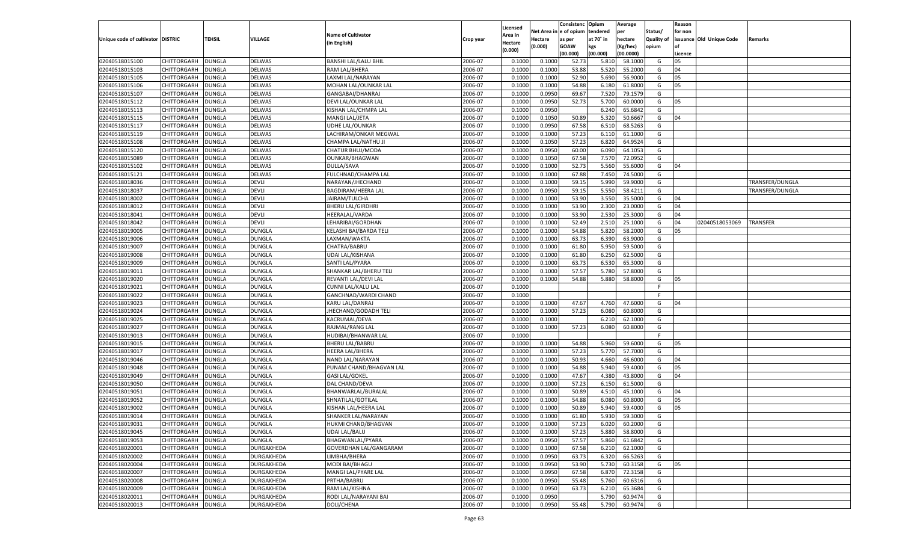| Unique code of cultivator | DISTRIC | TEHSIL | VILLAGE | Name of Cultivator (in English) | Crop year | Licensed Area in Hectare (0.000) | Net Area in Hectare (0.000) | Consistence of opium as per GOAW (00.000) | Opium tendered at 70° in kgs (00.000) | Average per hectare (Kg/hec) (00.0000) | Status/ Quality of opium | Reason for non issuance of Licence | Old Unique Code | Remarks |
|---|---|---|---|---|---|---|---|---|---|---|---|---|---|---|
| 02040518015100 | CHITTORGARH | DUNGLA | DELWAS | BANSHI LAL/LALU BHIL | 2006-07 | 0.1000 | 0.1000 | 52.73 | 5.810 | 58.1000 | G | 05 | | |
| 02040518015103 | CHITTORGARH | DUNGLA | DELWAS | RAM LAL/BHERA | 2006-07 | 0.1000 | 0.1000 | 53.88 | 5.520 | 55.2000 | G | 04 | | |
| 02040518015105 | CHITTORGARH | DUNGLA | DELWAS | LAXMI LAL/NARAYAN | 2006-07 | 0.1000 | 0.1000 | 52.90 | 5.690 | 56.9000 | G | 05 | | |
| 02040518015106 | CHITTORGARH | DUNGLA | DELWAS | MOHAN LAL/OUNKAR LAL | 2006-07 | 0.1000 | 0.1000 | 54.88 | 6.180 | 61.8000 | G | 05 | | |
| 02040518015107 | CHITTORGARH | DUNGLA | DELWAS | GANGABAI/DHANRAJ | 2006-07 | 0.1000 | 0.0950 | 69.67 | 7.520 | 79.1579 | G | | | |
| 02040518015112 | CHITTORGARH | DUNGLA | DELWAS | DEVI LAL/OUNKAR LAL | 2006-07 | 0.1000 | 0.0950 | 52.73 | 5.700 | 60.0000 | G | 05 | | |
| 02040518015113 | CHITTORGARH | DUNGLA | DELWAS | KISHAN LAL/CHMPA LAL | 2006-07 | 0.1000 | 0.0950 | | 6.240 | 65.6842 | G | | | |
| 02040518015115 | CHITTORGARH | DUNGLA | DELWAS | MANGI LAL/JETA | 2006-07 | 0.1000 | 0.1050 | 50.89 | 5.320 | 50.6667 | G | 04 | | |
| 02040518015117 | CHITTORGARH | DUNGLA | DELWAS | UDHE LAL/OUNKAR | 2006-07 | 0.1000 | 0.0950 | 67.58 | 6.510 | 68.5263 | G | | | |
| 02040518015119 | CHITTORGARH | DUNGLA | DELWAS | LACHIRAM/ONKAR MEGWAL | 2006-07 | 0.1000 | 0.1000 | 57.23 | 6.110 | 61.1000 | G | | | |
| 02040518015108 | CHITTORGARH | DUNGLA | DELWAS | CHAMPA LAL/NATHU JI | 2006-07 | 0.1000 | 0.1050 | 57.23 | 6.820 | 64.9524 | G | | | |
| 02040518015120 | CHITTORGARH | DUNGLA | DELWAS | CHATUR BHUJ/MODA | 2006-07 | 0.1000 | 0.0950 | 60.00 | 6.090 | 64.1053 | G | | | |
| 02040518015089 | CHITTORGARH | DUNGLA | DELWAS | OUNKAR/BHAGWAN | 2006-07 | 0.1000 | 0.1050 | 67.58 | 7.570 | 72.0952 | G | | | |
| 02040518015102 | CHITTORGARH | DUNGLA | DELWAS | DULLA/SAVA | 2006-07 | 0.1000 | 0.1000 | 52.73 | 5.560 | 55.6000 | G | 04 | | |
| 02040518015121 | CHITTORGARH | DUNGLA | DELWAS | FULCHNAD/CHAMPA LAL | 2006-07 | 0.1000 | 0.1000 | 67.88 | 7.450 | 74.5000 | G | | | |
| 02040518018036 | CHITTORGARH | DUNGLA | DEVLI | NARAYAN/JHECHAND | 2006-07 | 0.1000 | 0.1000 | 59.15 | 5.990 | 59.9000 | G | | | TRANSFER/DUNGLA |
| 02040518018037 | CHITTORGARH | DUNGLA | DEVLI | BAGDIRAM/HEERA LAL | 2006-07 | 0.1000 | 0.0950 | 59.15 | 5.550 | 58.4211 | G | | | TRANSFER/DUNGLA |
| 02040518018002 | CHITTORGARH | DUNGLA | DEVLI | JAIRAM/TULCHA | 2006-07 | 0.1000 | 0.1000 | 53.90 | 3.550 | 35.5000 | G | 04 | | |
| 02040518018012 | CHITTORGARH | DUNGLA | DEVLI | BHERU LAL/GIRDHRI | 2006-07 | 0.1000 | 0.1000 | 53.90 | 2.300 | 23.0000 | G | 04 | | |
| 02040518018041 | CHITTORGARH | DUNGLA | DEVLI | HEERALAL/VARDA | 2006-07 | 0.1000 | 0.1000 | 53.90 | 2.530 | 25.3000 | G | 04 | | |
| 02040518018042 | CHITTORGARH | DUNGLA | DEVLI | LEHARIBAI/GORDHAN | 2006-07 | 0.1000 | 0.1000 | 52.49 | 2.510 | 25.1000 | G | 04 | 02040518053069 | TRANSFER |
| 02040518019005 | CHITTORGARH | DUNGLA | DUNGLA | KELASHI BAI/BARDA TELI | 2006-07 | 0.1000 | 0.1000 | 54.88 | 5.820 | 58.2000 | G | 05 | | |
| 02040518019006 | CHITTORGARH | DUNGLA | DUNGLA | LAXMAN/WAKTA | 2006-07 | 0.1000 | 0.1000 | 63.73 | 6.390 | 63.9000 | G | | | |
| 02040518019007 | CHITTORGARH | DUNGLA | DUNGLA | CHATRA/BABRU | 2006-07 | 0.1000 | 0.1000 | 61.80 | 5.950 | 59.5000 | G | | | |
| 02040518019008 | CHITTORGARH | DUNGLA | DUNGLA | UDAI LAL/KISHANA | 2006-07 | 0.1000 | 0.1000 | 61.80 | 6.250 | 62.5000 | G | | | |
| 02040518019009 | CHITTORGARH | DUNGLA | DUNGLA | SANTI LAL/PYARA | 2006-07 | 0.1000 | 0.1000 | 63.73 | 6.530 | 65.3000 | G | | | |
| 02040518019011 | CHITTORGARH | DUNGLA | DUNGLA | SHANKAR LAL/BHERU TELI | 2006-07 | 0.1000 | 0.1000 | 57.57 | 5.780 | 57.8000 | G | | | |
| 02040518019020 | CHITTORGARH | DUNGLA | DUNGLA | REVANTI LAL/DEVI LAL | 2006-07 | 0.1000 | 0.1000 | 54.88 | 5.880 | 58.8000 | G | 05 | | |
| 02040518019021 | CHITTORGARH | DUNGLA | DUNGLA | CUNNI LAL/KALU LAL | 2006-07 | 0.1000 | | | | | F | | | |
| 02040518019022 | CHITTORGARH | DUNGLA | DUNGLA | GANCHNAD/WARDI CHAND | 2006-07 | 0.1000 | | | | | F | | | |
| 02040518019023 | CHITTORGARH | DUNGLA | DUNGLA | KARU LAL/DANRAJ | 2006-07 | 0.1000 | 0.1000 | 47.67 | 4.760 | 47.6000 | G | 04 | | |
| 02040518019024 | CHITTORGARH | DUNGLA | DUNGLA | JHECHAND/GODADH TELI | 2006-07 | 0.1000 | 0.1000 | 57.23 | 6.080 | 60.8000 | G | | | |
| 02040518019025 | CHITTORGARH | DUNGLA | DUNGLA | KACRUMAL/DEVA | 2006-07 | 0.1000 | 0.1000 | | 6.210 | 62.1000 | G | | | |
| 02040518019027 | CHITTORGARH | DUNGLA | DUNGLA | RAJMAL/RANG LAL | 2006-07 | 0.1000 | 0.1000 | 57.23 | 6.080 | 60.8000 | G | | | |
| 02040518019013 | CHITTORGARH | DUNGLA | DUNGLA | HUDIBAI/BHANWAR LAL | 2006-07 | 0.1000 | | | | | F | | | |
| 02040518019015 | CHITTORGARH | DUNGLA | DUNGLA | BHERU LAL/BABRU | 2006-07 | 0.1000 | 0.1000 | 54.88 | 5.960 | 59.6000 | G | 05 | | |
| 02040518019017 | CHITTORGARH | DUNGLA | DUNGLA | HEERA LAL/BHERA | 2006-07 | 0.1000 | 0.1000 | 57.23 | 5.770 | 57.7000 | G | | | |
| 02040518019046 | CHITTORGARH | DUNGLA | DUNGLA | NAND LAL/NARAYAN | 2006-07 | 0.1000 | 0.1000 | 50.93 | 4.660 | 46.6000 | G | 04 | | |
| 02040518019048 | CHITTORGARH | DUNGLA | DUNGLA | PUNAM CHAND/BHAGVAN LAL | 2006-07 | 0.1000 | 0.1000 | 54.88 | 5.940 | 59.4000 | G | 05 | | |
| 02040518019049 | CHITTORGARH | DUNGLA | DUNGLA | GASI LAL/GOKEL | 2006-07 | 0.1000 | 0.1000 | 47.67 | 4.380 | 43.8000 | G | 04 | | |
| 02040518019050 | CHITTORGARH | DUNGLA | DUNGLA | DAL CHAND/DEVA | 2006-07 | 0.1000 | 0.1000 | 57.23 | 6.150 | 61.5000 | G | | | |
| 02040518019051 | CHITTORGARH | DUNGLA | DUNGLA | BHANWARLAL/BURALAL | 2006-07 | 0.1000 | 0.1000 | 50.89 | 4.510 | 45.1000 | G | 04 | | |
| 02040518019052 | CHITTORGARH | DUNGLA | DUNGLA | SHNATILAL/GOTILAL | 2006-07 | 0.1000 | 0.1000 | 54.88 | 6.080 | 60.8000 | G | 05 | | |
| 02040518019002 | CHITTORGARH | DUNGLA | DUNGLA | KISHAN LAL/HEERA LAL | 2006-07 | 0.1000 | 0.1000 | 50.89 | 5.940 | 59.4000 | G | 05 | | |
| 02040518019014 | CHITTORGARH | DUNGLA | DUNGLA | SHANKER LAL/NARAYAN | 2006-07 | 0.1000 | 0.1000 | 61.80 | 5.930 | 59.3000 | G | | | |
| 02040518019031 | CHITTORGARH | DUNGLA | DUNGLA | HUKMI CHAND/BHAGVAN | 2006-07 | 0.1000 | 0.1000 | 57.23 | 6.020 | 60.2000 | G | | | |
| 02040518019045 | CHITTORGARH | DUNGLA | DUNGLA | UDAI LAL/BALU | 2006-07 | 0.1000 | 0.1000 | 57.23 | 5.880 | 58.8000 | G | | | |
| 02040518019053 | CHITTORGARH | DUNGLA | DUNGLA | BHAGWANLAL/PYARA | 2006-07 | 0.1000 | 0.0950 | 57.57 | 5.860 | 61.6842 | G | | | |
| 02040518020001 | CHITTORGARH | DUNGLA | DURGAKHEDA | GOVERDHAN LAL/GANGARAM | 2006-07 | 0.1000 | 0.1000 | 67.58 | 6.210 | 62.1000 | G | | | |
| 02040518020002 | CHITTORGARH | DUNGLA | DURGAKHEDA | LIMBHA/BHERA | 2006-07 | 0.1000 | 0.0950 | 63.73 | 6.320 | 66.5263 | G | | | |
| 02040518020004 | CHITTORGARH | DUNGLA | DURGAKHEDA | MODI BAI/BHAGU | 2006-07 | 0.1000 | 0.0950 | 53.90 | 5.730 | 60.3158 | G | 05 | | |
| 02040518020007 | CHITTORGARH | DUNGLA | DURGAKHEDA | MANGI LAL/PYARE LAL | 2006-07 | 0.1000 | 0.0950 | 67.58 | 6.870 | 72.3158 | G | | | |
| 02040518020008 | CHITTORGARH | DUNGLA | DURGAKHEDA | PRTHA/BABRU | 2006-07 | 0.1000 | 0.0950 | 55.48 | 5.760 | 60.6316 | G | | | |
| 02040518020009 | CHITTORGARH | DUNGLA | DURGAKHEDA | RAM LAL/KISHNA | 2006-07 | 0.1000 | 0.0950 | 63.73 | 6.210 | 65.3684 | G | | | |
| 02040518020011 | CHITTORGARH | DUNGLA | DURGAKHEDA | RODI LAL/NARAYANI BAI | 2006-07 | 0.1000 | 0.0950 | | 5.790 | 60.9474 | G | | | |
| 02040518020013 | CHITTORGARH | DUNGLA | DURGAKHEDA | DOLI/CHENA | 2006-07 | 0.1000 | 0.0950 | 55.48 | 5.790 | 60.9474 | G | | | |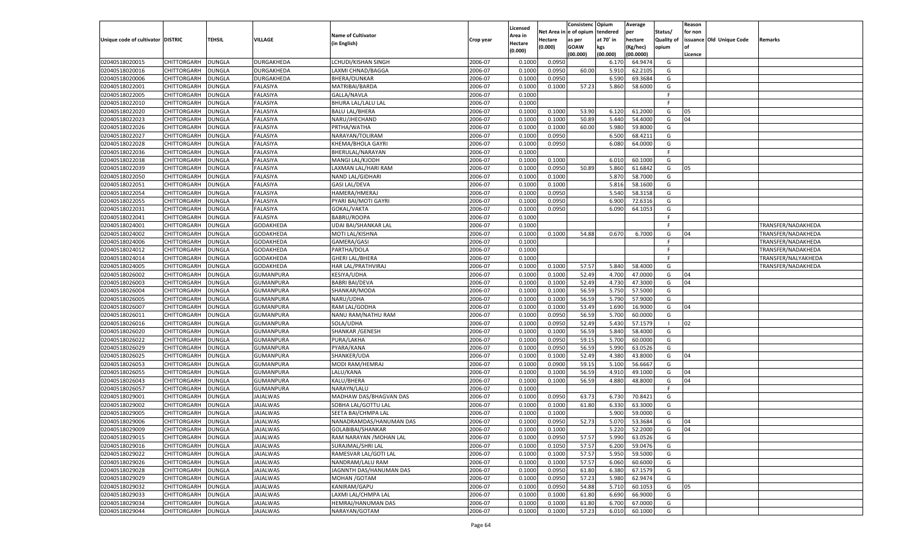| Unique code of cultivator | DISTRIC | TEHSIL | VILLAGE | Name of Cultivator (in English) | Crop year | Licensed Area in Hectare (0.000) | Net Area in Hectare (0.000) | Consistenc e of opium as per GOAW (00.000) | Opium tendered at 70° in kgs (00.000) | Average per hectare (Kg/hec) (00.0000) | Status/ Quality of opium | Reason for non issuance of Licence | Old Unique Code | Remarks |
|---|---|---|---|---|---|---|---|---|---|---|---|---|---|---|
| 02040518020015 | CHITTORGARH | DUNGLA | DURGAKHEDA | LCHUDI/KISHAN SINGH | 2006-07 | 0.1000 | 0.0950 | | 6.170 | 64.9474 | G | | | |
| 02040518020016 | CHITTORGARH | DUNGLA | DURGAKHEDA | LAXMI CHNAD/BAGGA | 2006-07 | 0.1000 | 0.0950 | 60.00 | 5.910 | 62.2105 | G | | | |
| 02040518020006 | CHITTORGARH | DUNGLA | DURGAKHEDA | BHERA/OUNKAR | 2006-07 | 0.1000 | 0.0950 | | 6.590 | 69.3684 | G | | | |
| 02040518022001 | CHITTORGARH | DUNGLA | FALASIYA | MATRIBAI/BARDA | 2006-07 | 0.1000 | 0.1000 | 57.23 | 5.860 | 58.6000 | G | | | |
| 02040518022005 | CHITTORGARH | DUNGLA | FALASIYA | GALLA/NAVLA | 2006-07 | 0.1000 | | | | | F | | | |
| 02040518022010 | CHITTORGARH | DUNGLA | FALASIYA | BHURA LAL/LALU LAL | 2006-07 | 0.1000 | | | | | F | | | |
| 02040518022020 | CHITTORGARH | DUNGLA | FALASIYA | BALU LAL/BHERA | 2006-07 | 0.1000 | 0.1000 | 53.90 | 6.120 | 61.2000 | G | 05 | | |
| 02040518022023 | CHITTORGARH | DUNGLA | FALASIYA | NARU/JHECHAND | 2006-07 | 0.1000 | 0.1000 | 50.89 | 5.440 | 54.4000 | G | 04 | | |
| 02040518022026 | CHITTORGARH | DUNGLA | FALASIYA | PRTHA/WATHA | 2006-07 | 0.1000 | 0.1000 | 60.00 | 5.980 | 59.8000 | G | | | |
| 02040518022027 | CHITTORGARH | DUNGLA | FALASIYA | NARAYAN/TOLIRAM | 2006-07 | 0.1000 | 0.0950 | | 6.500 | 68.4211 | G | | | |
| 02040518022028 | CHITTORGARH | DUNGLA | FALASIYA | KHEMA/BHOLA GAYRI | 2006-07 | 0.1000 | 0.0950 | | 6.080 | 64.0000 | G | | | |
| 02040518022036 | CHITTORGARH | DUNGLA | FALASIYA | BHERULAL/NARAYAN | 2006-07 | 0.1000 | | | | | F | | | |
| 02040518022038 | CHITTORGARH | DUNGLA | FALASIYA | MANGI LAL/KJODH | 2006-07 | 0.1000 | 0.1000 | | 6.010 | 60.1000 | G | | | |
| 02040518022039 | CHITTORGARH | DUNGLA | FALASIYA | LAXMAN LAL/HARI RAM | 2006-07 | 0.1000 | 0.0950 | 50.89 | 5.860 | 61.6842 | G | 05 | | |
| 02040518022050 | CHITTORGARH | DUNGLA | FALASIYA | NAND LAL/GIDHARI | 2006-07 | 0.1000 | 0.1000 | | 5.870 | 58.7000 | G | | | |
| 02040518022051 | CHITTORGARH | DUNGLA | FALASIYA | GASI LAL/DEVA | 2006-07 | 0.1000 | 0.1000 | | 5.816 | 58.1600 | G | | | |
| 02040518022054 | CHITTORGARH | DUNGLA | FALASIYA | HAMERA/HMERAJ | 2006-07 | 0.1000 | 0.0950 | | 5.540 | 58.3158 | G | | | |
| 02040518022055 | CHITTORGARH | DUNGLA | FALASIYA | PYARI BAI/MOTI GAYRI | 2006-07 | 0.1000 | 0.0950 | | 6.900 | 72.6316 | G | | | |
| 02040518022031 | CHITTORGARH | DUNGLA | FALASIYA | GOKAL/VAKTA | 2006-07 | 0.1000 | 0.0950 | | 6.090 | 64.1053 | G | | | |
| 02040518022041 | CHITTORGARH | DUNGLA | FALASIYA | BABRU/ROOPA | 2006-07 | 0.1000 | | | | | F | | | |
| 02040518024001 | CHITTORGARH | DUNGLA | GODAKHEDA | UDAI BAI/SHANKAR LAL | 2006-07 | 0.1000 | | | | | F | | | TRANSFER/NADAKHEDA |
| 02040518024002 | CHITTORGARH | DUNGLA | GODAKHEDA | MOTI LAL/KISHNA | 2006-07 | 0.1000 | 0.1000 | 54.88 | 0.670 | 6.7000 | G | 04 | | TRANSFER/NADAKHEDA |
| 02040518024006 | CHITTORGARH | DUNGLA | GODAKHEDA | GAMERA/GASI | 2006-07 | 0.1000 | | | | | F | | | TRANSFER/NADAKHEDA |
| 02040518024012 | CHITTORGARH | DUNGLA | GODAKHEDA | PARTHA/DOLA | 2006-07 | 0.1000 | | | | | F | | | TRANSFER/NADAKHEDA |
| 02040518024014 | CHITTORGARH | DUNGLA | GODAKHEDA | GHERI LAL/BHERA | 2006-07 | 0.1000 | | | | | F | | | TRANSFER/NALYAKHEDA |
| 02040518024005 | CHITTORGARH | DUNGLA | GODAKHEDA | HAR LAL/PRATHVIRAJ | 2006-07 | 0.1000 | 0.1000 | 57.57 | 5.840 | 58.4000 | G | | | TRANSFER/NADAKHEDA |
| 02040518026002 | CHITTORGARH | DUNGLA | GUMANPURA | KESIYA/UDHA | 2006-07 | 0.1000 | 0.1000 | 52.49 | 4.700 | 47.0000 | G | 04 | | |
| 02040518026003 | CHITTORGARH | DUNGLA | GUMANPURA | BABRI BAI/DEVA | 2006-07 | 0.1000 | 0.1000 | 52.49 | 4.730 | 47.3000 | G | 04 | | |
| 02040518026004 | CHITTORGARH | DUNGLA | GUMANPURA | SHANKAR/MODA | 2006-07 | 0.1000 | 0.1000 | 56.59 | 5.750 | 57.5000 | G | | | |
| 02040518026005 | CHITTORGARH | DUNGLA | GUMANPURA | NARU/UDHA | 2006-07 | 0.1000 | 0.1000 | 56.59 | 5.790 | 57.9000 | G | | | |
| 02040518026007 | CHITTORGARH | DUNGLA | GUMANPURA | RAM LAL/GODHA | 2006-07 | 0.1000 | 0.1000 | 53.49 | 1.690 | 16.9000 | G | 04 | | |
| 02040518026011 | CHITTORGARH | DUNGLA | GUMANPURA | NANU RAM/NATHU RAM | 2006-07 | 0.1000 | 0.0950 | 56.59 | 5.700 | 60.0000 | G | | | |
| 02040518026016 | CHITTORGARH | DUNGLA | GUMANPURA | SOLA/UDHA | 2006-07 | 0.1000 | 0.0950 | 52.49 | 5.430 | 57.1579 | I | 02 | | |
| 02040518026020 | CHITTORGARH | DUNGLA | GUMANPURA | SHANKAR /GENESH | 2006-07 | 0.1000 | 0.1000 | 56.59 | 5.840 | 58.4000 | G | | | |
| 02040518026022 | CHITTORGARH | DUNGLA | GUMANPURA | PURA/LAKHA | 2006-07 | 0.1000 | 0.0950 | 59.15 | 5.700 | 60.0000 | G | | | |
| 02040518026029 | CHITTORGARH | DUNGLA | GUMANPURA | PYARA/KANA | 2006-07 | 0.1000 | 0.0950 | 56.59 | 5.990 | 63.0526 | G | | | |
| 02040518026025 | CHITTORGARH | DUNGLA | GUMANPURA | SHANKER/UDA | 2006-07 | 0.1000 | 0.1000 | 52.49 | 4.380 | 43.8000 | G | 04 | | |
| 02040518026053 | CHITTORGARH | DUNGLA | GUMANPURA | MODI RAM/HEMRAJ | 2006-07 | 0.1000 | 0.0900 | 59.15 | 5.100 | 56.6667 | G | | | |
| 02040518026055 | CHITTORGARH | DUNGLA | GUMANPURA | LALU/KANA | 2006-07 | 0.1000 | 0.1000 | 56.59 | 4.910 | 49.1000 | G | 04 | | |
| 02040518026043 | CHITTORGARH | DUNGLA | GUMANPURA | KALU/BHERA | 2006-07 | 0.1000 | 0.1000 | 56.59 | 4.880 | 48.8000 | G | 04 | | |
| 02040518026057 | CHITTORGARH | DUNGLA | GUMANPURA | NARAYN/LALU | 2006-07 | 0.1000 | | | | | F | | | |
| 02040518029001 | CHITTORGARH | DUNGLA | JAJALWAS | MADHAW DAS/BHAGVAN DAS | 2006-07 | 0.1000 | 0.0950 | 63.73 | 6.730 | 70.8421 | G | | | |
| 02040518029002 | CHITTORGARH | DUNGLA | JAJALWAS | SOBHA LAL/GOTTU LAL | 2006-07 | 0.1000 | 0.1000 | 61.80 | 6.330 | 63.3000 | G | | | |
| 02040518029005 | CHITTORGARH | DUNGLA | JAJALWAS | SEETA BAI/CHMPA LAL | 2006-07 | 0.1000 | 0.1000 | | 5.900 | 59.0000 | G | | | |
| 02040518029006 | CHITTORGARH | DUNGLA | JAJALWAS | NANADRAMDAS/HANUMAN DAS | 2006-07 | 0.1000 | 0.0950 | 52.73 | 5.070 | 53.3684 | G | 04 | | |
| 02040518029009 | CHITTORGARH | DUNGLA | JAJALWAS | GOLABIBAI/SHANKAR | 2006-07 | 0.1000 | 0.1000 | | 5.220 | 52.2000 | G | 04 | | |
| 02040518029015 | CHITTORGARH | DUNGLA | JAJALWAS | RAM NARAYAN /MOHAN LAL | 2006-07 | 0.1000 | 0.0950 | 57.57 | 5.990 | 63.0526 | G | | | |
| 02040518029016 | CHITTORGARH | DUNGLA | JAJALWAS | SURAJMAL/SHRI LAL | 2006-07 | 0.1000 | 0.1050 | 57.57 | 6.200 | 59.0476 | G | | | |
| 02040518029022 | CHITTORGARH | DUNGLA | JAJALWAS | RAMESVAR LAL/GOTI LAL | 2006-07 | 0.1000 | 0.1000 | 57.57 | 5.950 | 59.5000 | G | | | |
| 02040518029026 | CHITTORGARH | DUNGLA | JAJALWAS | NANDRAM/LALU RAM | 2006-07 | 0.1000 | 0.1000 | 57.57 | 6.060 | 60.6000 | G | | | |
| 02040518029028 | CHITTORGARH | DUNGLA | JAJALWAS | JAGNNTH DAS/HANUMAN DAS | 2006-07 | 0.1000 | 0.0950 | 61.80 | 6.380 | 67.1579 | G | | | |
| 02040518029029 | CHITTORGARH | DUNGLA | JAJALWAS | MOHAN /GOTAM | 2006-07 | 0.1000 | 0.0950 | 57.23 | 5.980 | 62.9474 | G | | | |
| 02040518029032 | CHITTORGARH | DUNGLA | JAJALWAS | KANIRAM/GAPU | 2006-07 | 0.1000 | 0.0950 | 54.88 | 5.710 | 60.1053 | G | 05 | | |
| 02040518029033 | CHITTORGARH | DUNGLA | JAJALWAS | LAXMI LAL/CHMPA LAL | 2006-07 | 0.1000 | 0.1000 | 61.80 | 6.690 | 66.9000 | G | | | |
| 02040518029034 | CHITTORGARH | DUNGLA | JAJALWAS | HEMRAJ/HANUMAN DAS | 2006-07 | 0.1000 | 0.1000 | 61.80 | 6.700 | 67.0000 | G | | | |
| 02040518029044 | CHITTORGARH | DUNGLA | JAJALWAS | NARAYAN/GOTAM | 2006-07 | 0.1000 | 0.1000 | 57.23 | 6.010 | 60.1000 | G | | | |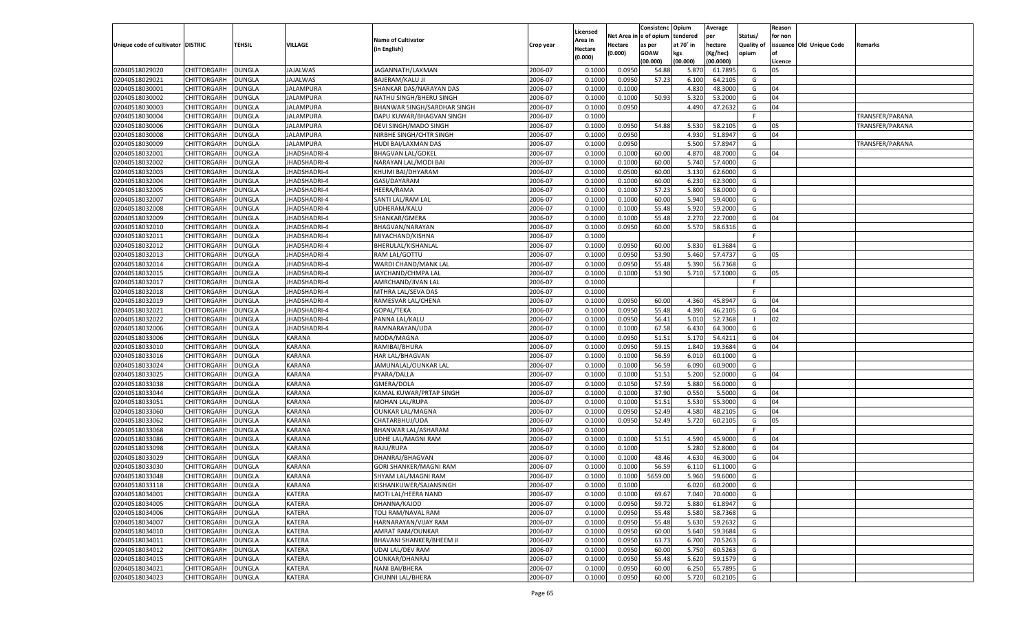| Unique code of cultivator | DISTRIC | TEHSIL | VILLAGE | Name of Cultivator (in English) | Crop year | Licensed Area in Hectare (0.000) | Net Area in Hectare (0.000) | Consistenc e of opium as per GOAW (00.000) | Opium tendered at 70° in kgs (00.000) | Average per hectare (Kg/hec) (00.0000) | Status/ Quality of opium | Reason for non issuance of Licence | Old Unique Code | Remarks |
|---|---|---|---|---|---|---|---|---|---|---|---|---|---|---|
| 02040518029020 | CHITTORGARH | DUNGLA | JAJALWAS | JAGANNATH/LAXMAN | 2006-07 | 0.1000 | 0.0950 | 54.88 | 5.870 | 61.7895 | G | 05 | | |
| 02040518029021 | CHITTORGARH | DUNGLA | JAJALWAS | BAJERAM/KALU JI | 2006-07 | 0.1000 | 0.0950 | 57.23 | 6.100 | 64.2105 | G | | | |
| 02040518030001 | CHITTORGARH | DUNGLA | JALAMPURA | SHANKAR DAS/NARAYAN DAS | 2006-07 | 0.1000 | 0.1000 | | 4.830 | 48.3000 | G | 04 | | |
| 02040518030002 | CHITTORGARH | DUNGLA | JALAMPURA | NATHU SINGH/BHERU SINGH | 2006-07 | 0.1000 | 0.1000 | 50.93 | 5.320 | 53.2000 | G | 04 | | |
| 02040518030003 | CHITTORGARH | DUNGLA | JALAMPURA | BHANWAR SINGH/SARDHAR SINGH | 2006-07 | 0.1000 | 0.0950 | | 4.490 | 47.2632 | G | 04 | | |
| 02040518030004 | CHITTORGARH | DUNGLA | JALAMPURA | DAPU KUWAR/BHAGVAN SINGH | 2006-07 | 0.1000 | | | | | F | | | TRANSFER/PARANA |
| 02040518030006 | CHITTORGARH | DUNGLA | JALAMPURA | DEVI SINGH/MADO SINGH | 2006-07 | 0.1000 | 0.0950 | 54.88 | 5.530 | 58.2105 | G | 05 | | TRANSFER/PARANA |
| 02040518030008 | CHITTORGARH | DUNGLA | JALAMPURA | NIRBHE SINGH/CHTR SINGH | 2006-07 | 0.1000 | 0.0950 | | 4.930 | 51.8947 | G | 04 | | |
| 02040518030009 | CHITTORGARH | DUNGLA | JALAMPURA | HUDI BAI/LAXMAN DAS | 2006-07 | 0.1000 | 0.0950 | | 5.500 | 57.8947 | G | | | TRANSFER/PARANA |
| 02040518032001 | CHITTORGARH | DUNGLA | JHADSHADRI-4 | BHAGVAN LAL/GOKEL | 2006-07 | 0.1000 | 0.1000 | 60.00 | 4.870 | 48.7000 | G | 04 | | |
| 02040518032002 | CHITTORGARH | DUNGLA | JHADSHADRI-4 | NARAYAN LAL/MODI BAI | 2006-07 | 0.1000 | 0.1000 | 60.00 | 5.740 | 57.4000 | G | | | |
| 02040518032003 | CHITTORGARH | DUNGLA | JHADSHADRI-4 | KHUMI BAI/DHYARAM | 2006-07 | 0.1000 | 0.0500 | 60.00 | 3.130 | 62.6000 | G | | | |
| 02040518032004 | CHITTORGARH | DUNGLA | JHADSHADRI-4 | GASI/DAYARAM | 2006-07 | 0.1000 | 0.1000 | 60.00 | 6.230 | 62.3000 | G | | | |
| 02040518032005 | CHITTORGARH | DUNGLA | JHADSHADRI-4 | HEERA/RAMA | 2006-07 | 0.1000 | 0.1000 | 57.23 | 5.800 | 58.0000 | G | | | |
| 02040518032007 | CHITTORGARH | DUNGLA | JHADSHADRI-4 | SANTI LAL/RAM LAL | 2006-07 | 0.1000 | 0.1000 | 60.00 | 5.940 | 59.4000 | G | | | |
| 02040518032008 | CHITTORGARH | DUNGLA | JHADSHADRI-4 | UDHERAM/KALU | 2006-07 | 0.1000 | 0.1000 | 55.48 | 5.920 | 59.2000 | G | | | |
| 02040518032009 | CHITTORGARH | DUNGLA | JHADSHADRI-4 | SHANKAR/GMERA | 2006-07 | 0.1000 | 0.1000 | 55.48 | 2.270 | 22.7000 | G | 04 | | |
| 02040518032010 | CHITTORGARH | DUNGLA | JHADSHADRI-4 | BHAGVAN/NARAYAN | 2006-07 | 0.1000 | 0.0950 | 60.00 | 5.570 | 58.6316 | G | | | |
| 02040518032011 | CHITTORGARH | DUNGLA | JHADSHADRI-4 | MIYACHAND/KISHNA | 2006-07 | 0.1000 | | | | | F | | | |
| 02040518032012 | CHITTORGARH | DUNGLA | JHADSHADRI-4 | BHERULAL/KISHANLAL | 2006-07 | 0.1000 | 0.0950 | 60.00 | 5.830 | 61.3684 | G | | | |
| 02040518032013 | CHITTORGARH | DUNGLA | JHADSHADRI-4 | RAM LAL/GOTTU | 2006-07 | 0.1000 | 0.0950 | 53.90 | 5.460 | 57.4737 | G | 05 | | |
| 02040518032014 | CHITTORGARH | DUNGLA | JHADSHADRI-4 | WARDI CHAND/MANK LAL | 2006-07 | 0.1000 | 0.0950 | 55.48 | 5.390 | 56.7368 | G | | | |
| 02040518032015 | CHITTORGARH | DUNGLA | JHADSHADRI-4 | JAYCHAND/CHMPA LAL | 2006-07 | 0.1000 | 0.1000 | 53.90 | 5.710 | 57.1000 | G | 05 | | |
| 02040518032017 | CHITTORGARH | DUNGLA | JHADSHADRI-4 | AMRCHAND/JIVAN LAL | 2006-07 | 0.1000 | | | | | F | | | |
| 02040518032018 | CHITTORGARH | DUNGLA | JHADSHADRI-4 | MTHRA LAL/SEVA DAS | 2006-07 | 0.1000 | | | | | F | | | |
| 02040518032019 | CHITTORGARH | DUNGLA | JHADSHADRI-4 | RAMESVAR LAL/CHENA | 2006-07 | 0.1000 | 0.0950 | 60.00 | 4.360 | 45.8947 | G | 04 | | |
| 02040518032021 | CHITTORGARH | DUNGLA | JHADSHADRI-4 | GOPAL/TEKA | 2006-07 | 0.1000 | 0.0950 | 55.48 | 4.390 | 46.2105 | G | 04 | | |
| 02040518032022 | CHITTORGARH | DUNGLA | JHADSHADRI-4 | PANNA LAL/KALU | 2006-07 | 0.1000 | 0.0950 | 56.41 | 5.010 | 52.7368 | I | 02 | | |
| 02040518032006 | CHITTORGARH | DUNGLA | JHADSHADRI-4 | RAMNARAYAN/UDA | 2006-07 | 0.1000 | 0.1000 | 67.58 | 6.430 | 64.3000 | G | | | |
| 02040518033006 | CHITTORGARH | DUNGLA | KARANA | MODA/MAGNA | 2006-07 | 0.1000 | 0.0950 | 51.51 | 5.170 | 54.4211 | G | 04 | | |
| 02040518033010 | CHITTORGARH | DUNGLA | KARANA | RAMIBAI/BHURA | 2006-07 | 0.1000 | 0.0950 | 59.15 | 1.840 | 19.3684 | G | 04 | | |
| 02040518033016 | CHITTORGARH | DUNGLA | KARANA | HAR LAL/BHAGVAN | 2006-07 | 0.1000 | 0.1000 | 56.59 | 6.010 | 60.1000 | G | | | |
| 02040518033024 | CHITTORGARH | DUNGLA | KARANA | JAMUNALAL/OUNKAR LAL | 2006-07 | 0.1000 | 0.1000 | 56.59 | 6.090 | 60.9000 | G | | | |
| 02040518033025 | CHITTORGARH | DUNGLA | KARANA | PYARA/DALLA | 2006-07 | 0.1000 | 0.1000 | 51.51 | 5.200 | 52.0000 | G | 04 | | |
| 02040518033038 | CHITTORGARH | DUNGLA | KARANA | GMERA/DOLA | 2006-07 | 0.1000 | 0.1050 | 57.59 | 5.880 | 56.0000 | G | | | |
| 02040518033044 | CHITTORGARH | DUNGLA | KARANA | KAMAL KUWAR/PRTAP SINGH | 2006-07 | 0.1000 | 0.1000 | 37.90 | 0.550 | 5.5000 | G | 04 | | |
| 02040518033051 | CHITTORGARH | DUNGLA | KARANA | MOHAN LAL/RUPA | 2006-07 | 0.1000 | 0.1000 | 51.51 | 5.530 | 55.3000 | G | 04 | | |
| 02040518033060 | CHITTORGARH | DUNGLA | KARANA | OUNKAR LAL/MAGNA | 2006-07 | 0.1000 | 0.0950 | 52.49 | 4.580 | 48.2105 | G | 04 | | |
| 02040518033062 | CHITTORGARH | DUNGLA | KARANA | CHATARBHUJ/UDA | 2006-07 | 0.1000 | 0.0950 | 52.49 | 5.720 | 60.2105 | G | 05 | | |
| 02040518033068 | CHITTORGARH | DUNGLA | KARANA | BHANWAR LAL/ASHARAM | 2006-07 | 0.1000 | | | | | F | | | |
| 02040518033086 | CHITTORGARH | DUNGLA | KARANA | UDHE LAL/MAGNI RAM | 2006-07 | 0.1000 | 0.1000 | 51.51 | 4.590 | 45.9000 | G | 04 | | |
| 02040518033098 | CHITTORGARH | DUNGLA | KARANA | RAJU/RUPA | 2006-07 | 0.1000 | 0.1000 | | 5.280 | 52.8000 | G | 04 | | |
| 02040518033029 | CHITTORGARH | DUNGLA | KARANA | DHANRAJ/BHAGVAN | 2006-07 | 0.1000 | 0.1000 | 48.46 | 4.630 | 46.3000 | G | 04 | | |
| 02040518033030 | CHITTORGARH | DUNGLA | KARANA | GORI SHANKER/MAGNI RAM | 2006-07 | 0.1000 | 0.1000 | 56.59 | 6.110 | 61.1000 | G | | | |
| 02040518033048 | CHITTORGARH | DUNGLA | KARANA | SHYAM LAL/MAGNI RAM | 2006-07 | 0.1000 | 0.1000 | 5659.00 | 5.960 | 59.6000 | G | | | |
| 02040518033118 | CHITTORGARH | DUNGLA | KARANA | KISHANKUWER/SAJANSINGH | 2006-07 | 0.1000 | 0.1000 | | 6.020 | 60.2000 | G | | | |
| 02040518034001 | CHITTORGARH | DUNGLA | KATERA | MOTI LAL/HEERA NAND | 2006-07 | 0.1000 | 0.1000 | 69.67 | 7.040 | 70.4000 | G | | | |
| 02040518034005 | CHITTORGARH | DUNGLA | KATERA | DHANNA/KAJOD | 2006-07 | 0.1000 | 0.0950 | 59.72 | 5.880 | 61.8947 | G | | | |
| 02040518034006 | CHITTORGARH | DUNGLA | KATERA | TOLI RAM/NAVAL RAM | 2006-07 | 0.1000 | 0.0950 | 55.48 | 5.580 | 58.7368 | G | | | |
| 02040518034007 | CHITTORGARH | DUNGLA | KATERA | HARNARAYAN/VIJAY RAM | 2006-07 | 0.1000 | 0.0950 | 55.48 | 5.630 | 59.2632 | G | | | |
| 02040518034010 | CHITTORGARH | DUNGLA | KATERA | AMRAT RAM/OUNKAR | 2006-07 | 0.1000 | 0.0950 | 60.00 | 5.640 | 59.3684 | G | | | |
| 02040518034011 | CHITTORGARH | DUNGLA | KATERA | BHAVANI SHANKER/BHEEM JI | 2006-07 | 0.1000 | 0.0950 | 63.73 | 6.700 | 70.5263 | G | | | |
| 02040518034012 | CHITTORGARH | DUNGLA | KATERA | UDAI LAL/DEV RAM | 2006-07 | 0.1000 | 0.0950 | 60.00 | 5.750 | 60.5263 | G | | | |
| 02040518034015 | CHITTORGARH | DUNGLA | KATERA | OUNKAR/DHANRAJ | 2006-07 | 0.1000 | 0.0950 | 55.48 | 5.620 | 59.1579 | G | | | |
| 02040518034021 | CHITTORGARH | DUNGLA | KATERA | NANI BAI/BHERA | 2006-07 | 0.1000 | 0.0950 | 60.00 | 6.250 | 65.7895 | G | | | |
| 02040518034023 | CHITTORGARH | DUNGLA | KATERA | CHUNNI LAL/BHERA | 2006-07 | 0.1000 | 0.0950 | 60.00 | 5.720 | 60.2105 | G | | | |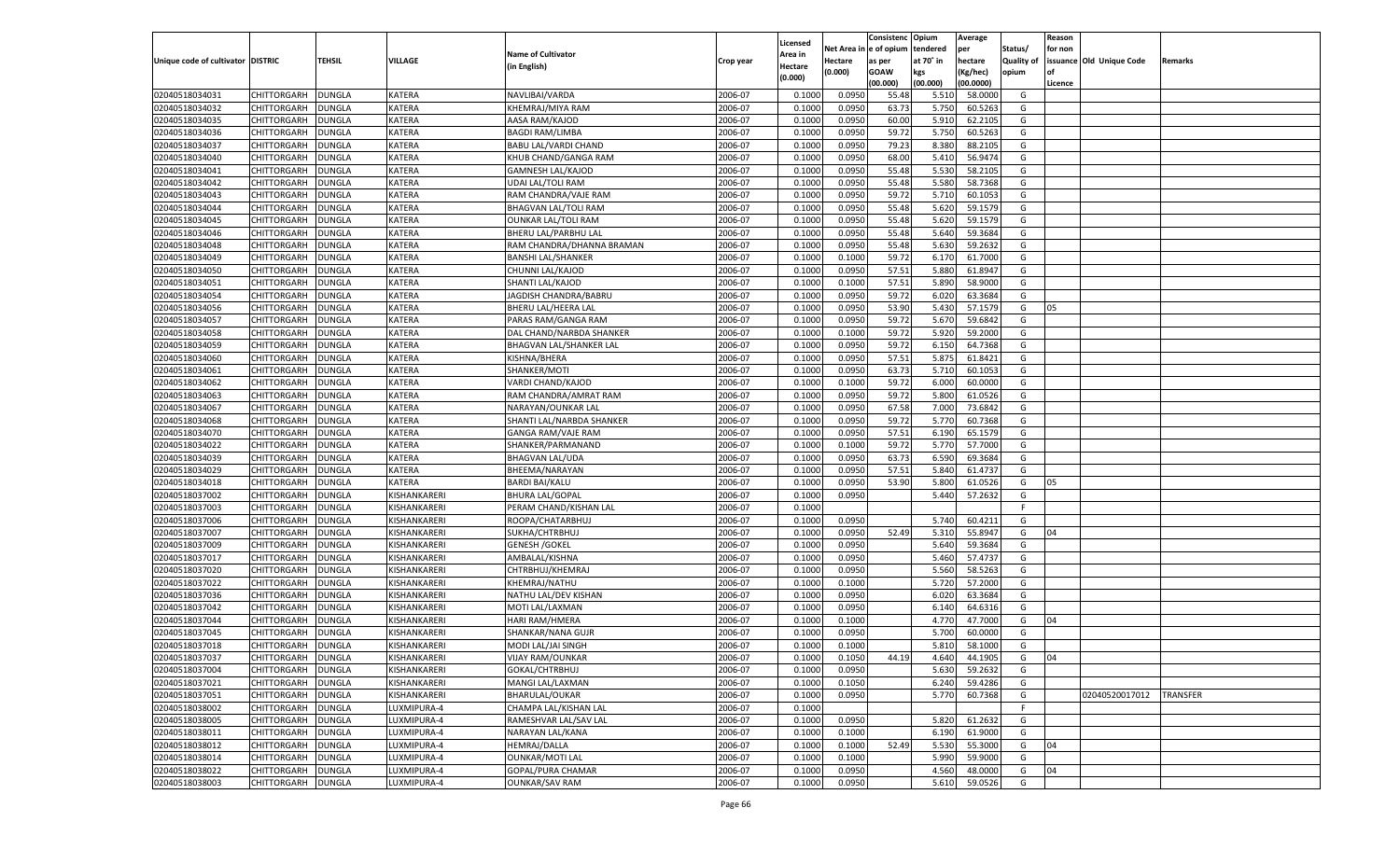| Unique code of cultivator | DISTRIC | TEHSIL | VILLAGE | Name of Cultivator (in English) | Crop year | Licensed Area in Hectare (0.000) | Net Area in Hectare (0.000) | Consistence of opium as per GOAW (00.000) | Opium tendered at 70° in kgs (00.000) | Average per hectare (Kg/hec) (00.0000) | Status/ Quality of opium | Reason for non issuance of Licence | Old Unique Code | Remarks |
|---|---|---|---|---|---|---|---|---|---|---|---|---|---|---|
| 02040518034031 | CHITTORGARH | DUNGLA | KATERA | NAVLIBAI/VARDA | 2006-07 | 0.1000 | 0.0950 | 55.48 | 5.510 | 58.0000 | G | | | |
| 02040518034032 | CHITTORGARH | DUNGLA | KATERA | KHEMRAJ/MIYA RAM | 2006-07 | 0.1000 | 0.0950 | 63.73 | 5.750 | 60.5263 | G | | | |
| 02040518034035 | CHITTORGARH | DUNGLA | KATERA | AASA RAM/KAJOD | 2006-07 | 0.1000 | 0.0950 | 60.00 | 5.910 | 62.2105 | G | | | |
| 02040518034036 | CHITTORGARH | DUNGLA | KATERA | BAGDI RAM/LIMBA | 2006-07 | 0.1000 | 0.0950 | 59.72 | 5.750 | 60.5263 | G | | | |
| 02040518034037 | CHITTORGARH | DUNGLA | KATERA | BABU LAL/VARDI CHAND | 2006-07 | 0.1000 | 0.0950 | 79.23 | 8.380 | 88.2105 | G | | | |
| 02040518034040 | CHITTORGARH | DUNGLA | KATERA | KHUB CHAND/GANGA RAM | 2006-07 | 0.1000 | 0.0950 | 68.00 | 5.410 | 56.9474 | G | | | |
| 02040518034041 | CHITTORGARH | DUNGLA | KATERA | GAMNESH LAL/KAJOD | 2006-07 | 0.1000 | 0.0950 | 55.48 | 5.530 | 58.2105 | G | | | |
| 02040518034042 | CHITTORGARH | DUNGLA | KATERA | UDAI LAL/TOLI RAM | 2006-07 | 0.1000 | 0.0950 | 55.48 | 5.580 | 58.7368 | G | | | |
| 02040518034043 | CHITTORGARH | DUNGLA | KATERA | RAM CHANDRA/VAJE RAM | 2006-07 | 0.1000 | 0.0950 | 59.72 | 5.710 | 60.1053 | G | | | |
| 02040518034044 | CHITTORGARH | DUNGLA | KATERA | BHAGVAN LAL/TOLI RAM | 2006-07 | 0.1000 | 0.0950 | 55.48 | 5.620 | 59.1579 | G | | | |
| 02040518034045 | CHITTORGARH | DUNGLA | KATERA | OUNKAR LAL/TOLI RAM | 2006-07 | 0.1000 | 0.0950 | 55.48 | 5.620 | 59.1579 | G | | | |
| 02040518034046 | CHITTORGARH | DUNGLA | KATERA | BHERU LAL/PARBHU LAL | 2006-07 | 0.1000 | 0.0950 | 55.48 | 5.640 | 59.3684 | G | | | |
| 02040518034048 | CHITTORGARH | DUNGLA | KATERA | RAM CHANDRA/DHANNA BRAMAN | 2006-07 | 0.1000 | 0.0950 | 55.48 | 5.630 | 59.2632 | G | | | |
| 02040518034049 | CHITTORGARH | DUNGLA | KATERA | BANSHI LAL/SHANKER | 2006-07 | 0.1000 | 0.1000 | 59.72 | 6.170 | 61.7000 | G | | | |
| 02040518034050 | CHITTORGARH | DUNGLA | KATERA | CHUNNI LAL/KAJOD | 2006-07 | 0.1000 | 0.0950 | 57.51 | 5.880 | 61.8947 | G | | | |
| 02040518034051 | CHITTORGARH | DUNGLA | KATERA | SHANTI LAL/KAJOD | 2006-07 | 0.1000 | 0.1000 | 57.51 | 5.890 | 58.9000 | G | | | |
| 02040518034054 | CHITTORGARH | DUNGLA | KATERA | JAGDISH CHANDRA/BABRU | 2006-07 | 0.1000 | 0.0950 | 59.72 | 6.020 | 63.3684 | G | | | |
| 02040518034056 | CHITTORGARH | DUNGLA | KATERA | BHERU LAL/HEERA LAL | 2006-07 | 0.1000 | 0.0950 | 53.90 | 5.430 | 57.1579 | G | 05 | | |
| 02040518034057 | CHITTORGARH | DUNGLA | KATERA | PARAS RAM/GANGA RAM | 2006-07 | 0.1000 | 0.0950 | 59.72 | 5.670 | 59.6842 | G | | | |
| 02040518034058 | CHITTORGARH | DUNGLA | KATERA | DAL CHAND/NARBDA SHANKER | 2006-07 | 0.1000 | 0.1000 | 59.72 | 5.920 | 59.2000 | G | | | |
| 02040518034059 | CHITTORGARH | DUNGLA | KATERA | BHAGVAN LAL/SHANKER LAL | 2006-07 | 0.1000 | 0.0950 | 59.72 | 6.150 | 64.7368 | G | | | |
| 02040518034060 | CHITTORGARH | DUNGLA | KATERA | KISHNA/BHERA | 2006-07 | 0.1000 | 0.0950 | 57.51 | 5.875 | 61.8421 | G | | | |
| 02040518034061 | CHITTORGARH | DUNGLA | KATERA | SHANKER/MOTI | 2006-07 | 0.1000 | 0.0950 | 63.73 | 5.710 | 60.1053 | G | | | |
| 02040518034062 | CHITTORGARH | DUNGLA | KATERA | VARDI CHAND/KAJOD | 2006-07 | 0.1000 | 0.1000 | 59.72 | 6.000 | 60.0000 | G | | | |
| 02040518034063 | CHITTORGARH | DUNGLA | KATERA | RAM CHANDRA/AMRAT RAM | 2006-07 | 0.1000 | 0.0950 | 59.72 | 5.800 | 61.0526 | G | | | |
| 02040518034067 | CHITTORGARH | DUNGLA | KATERA | NARAYAN/OUNKAR LAL | 2006-07 | 0.1000 | 0.0950 | 67.58 | 7.000 | 73.6842 | G | | | |
| 02040518034068 | CHITTORGARH | DUNGLA | KATERA | SHANTI LAL/NARBDA SHANKER | 2006-07 | 0.1000 | 0.0950 | 59.72 | 5.770 | 60.7368 | G | | | |
| 02040518034070 | CHITTORGARH | DUNGLA | KATERA | GANGA RAM/VAJE RAM | 2006-07 | 0.1000 | 0.0950 | 57.51 | 6.190 | 65.1579 | G | | | |
| 02040518034022 | CHITTORGARH | DUNGLA | KATERA | SHANKER/PARMANAND | 2006-07 | 0.1000 | 0.1000 | 59.72 | 5.770 | 57.7000 | G | | | |
| 02040518034039 | CHITTORGARH | DUNGLA | KATERA | BHAGVAN LAL/UDA | 2006-07 | 0.1000 | 0.0950 | 63.73 | 6.590 | 69.3684 | G | | | |
| 02040518034029 | CHITTORGARH | DUNGLA | KATERA | BHEEMA/NARAYAN | 2006-07 | 0.1000 | 0.0950 | 57.51 | 5.840 | 61.4737 | G | | | |
| 02040518034018 | CHITTORGARH | DUNGLA | KATERA | BARDI BAI/KALU | 2006-07 | 0.1000 | 0.0950 | 53.90 | 5.800 | 61.0526 | G | 05 | | |
| 02040518037002 | CHITTORGARH | DUNGLA | KISHANKARERI | BHURA LAL/GOPAL | 2006-07 | 0.1000 | 0.0950 | | 5.440 | 57.2632 | G | | | |
| 02040518037003 | CHITTORGARH | DUNGLA | KISHANKARERI | PERAM CHAND/KISHAN LAL | 2006-07 | 0.1000 | | | | | F | | | |
| 02040518037006 | CHITTORGARH | DUNGLA | KISHANKARERI | ROOPA/CHATARBHUJ | 2006-07 | 0.1000 | 0.0950 | | 5.740 | 60.4211 | G | | | |
| 02040518037007 | CHITTORGARH | DUNGLA | KISHANKARERI | SUKHA/CHTRBHUJ | 2006-07 | 0.1000 | 0.0950 | 52.49 | 5.310 | 55.8947 | G | 04 | | |
| 02040518037009 | CHITTORGARH | DUNGLA | KISHANKARERI | GENESH /GOKEL | 2006-07 | 0.1000 | 0.0950 | | 5.640 | 59.3684 | G | | | |
| 02040518037017 | CHITTORGARH | DUNGLA | KISHANKARERI | AMBALAL/KISHNA | 2006-07 | 0.1000 | 0.0950 | | 5.460 | 57.4737 | G | | | |
| 02040518037020 | CHITTORGARH | DUNGLA | KISHANKARERI | CHTRBHUJ/KHEMRAJ | 2006-07 | 0.1000 | 0.0950 | | 5.560 | 58.5263 | G | | | |
| 02040518037022 | CHITTORGARH | DUNGLA | KISHANKARERI | KHEMRAJ/NATHU | 2006-07 | 0.1000 | 0.1000 | | 5.720 | 57.2000 | G | | | |
| 02040518037036 | CHITTORGARH | DUNGLA | KISHANKARERI | NATHU LAL/DEV KISHAN | 2006-07 | 0.1000 | 0.0950 | | 6.020 | 63.3684 | G | | | |
| 02040518037042 | CHITTORGARH | DUNGLA | KISHANKARERI | MOTI LAL/LAXMAN | 2006-07 | 0.1000 | 0.0950 | | 6.140 | 64.6316 | G | | | |
| 02040518037044 | CHITTORGARH | DUNGLA | KISHANKARERI | HARI RAM/HMERA | 2006-07 | 0.1000 | 0.1000 | | 4.770 | 47.7000 | G | 04 | | |
| 02040518037045 | CHITTORGARH | DUNGLA | KISHANKARERI | SHANKAR/NANA GUJR | 2006-07 | 0.1000 | 0.0950 | | 5.700 | 60.0000 | G | | | |
| 02040518037018 | CHITTORGARH | DUNGLA | KISHANKARERI | MODI LAL/JAI SINGH | 2006-07 | 0.1000 | 0.1000 | | 5.810 | 58.1000 | G | | | |
| 02040518037037 | CHITTORGARH | DUNGLA | KISHANKARERI | VIJAY RAM/OUNKAR | 2006-07 | 0.1000 | 0.1050 | 44.19 | 4.640 | 44.1905 | G | 04 | | |
| 02040518037004 | CHITTORGARH | DUNGLA | KISHANKARERI | GOKAL/CHTRBHUJ | 2006-07 | 0.1000 | 0.0950 | | 5.630 | 59.2632 | G | | | |
| 02040518037021 | CHITTORGARH | DUNGLA | KISHANKARERI | MANGI LAL/LAXMAN | 2006-07 | 0.1000 | 0.1050 | | 6.240 | 59.4286 | G | | | |
| 02040518037051 | CHITTORGARH | DUNGLA | KISHANKARERI | BHARULAL/OUKAR | 2006-07 | 0.1000 | 0.0950 | | 5.770 | 60.7368 | G | | 02040520017012 | TRANSFER |
| 02040518038002 | CHITTORGARH | DUNGLA | LUXMIPURA-4 | CHAMPA LAL/KISHAN LAL | 2006-07 | 0.1000 | | | | | F | | | |
| 02040518038005 | CHITTORGARH | DUNGLA | LUXMIPURA-4 | RAMESHVAR LAL/SAV LAL | 2006-07 | 0.1000 | 0.0950 | | 5.820 | 61.2632 | G | | | |
| 02040518038011 | CHITTORGARH | DUNGLA | LUXMIPURA-4 | NARAYAN LAL/KANA | 2006-07 | 0.1000 | 0.1000 | | 6.190 | 61.9000 | G | | | |
| 02040518038012 | CHITTORGARH | DUNGLA | LUXMIPURA-4 | HEMRAJ/DALLA | 2006-07 | 0.1000 | 0.1000 | 52.49 | 5.530 | 55.3000 | G | 04 | | |
| 02040518038014 | CHITTORGARH | DUNGLA | LUXMIPURA-4 | OUNKAR/MOTI LAL | 2006-07 | 0.1000 | 0.1000 | | 5.990 | 59.9000 | G | | | |
| 02040518038022 | CHITTORGARH | DUNGLA | LUXMIPURA-4 | GOPAL/PURA CHAMAR | 2006-07 | 0.1000 | 0.0950 | | 4.560 | 48.0000 | G | 04 | | |
| 02040518038003 | CHITTORGARH | DUNGLA | LUXMIPURA-4 | OUNKAR/SAV RAM | 2006-07 | 0.1000 | 0.0950 | | 5.610 | 59.0526 | G | | | |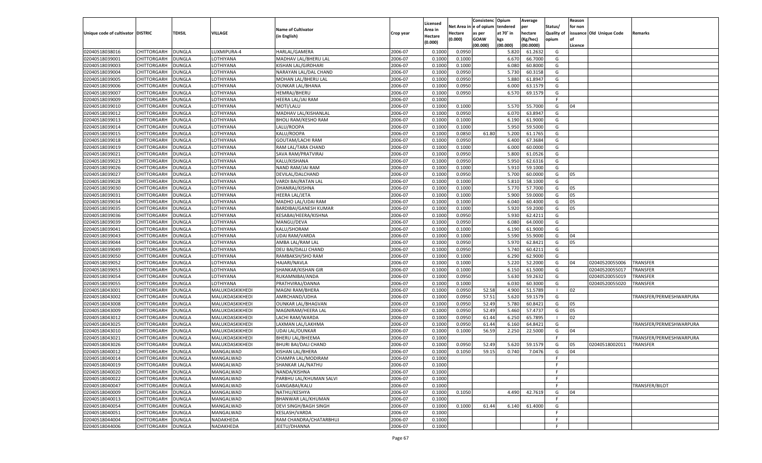| Unique code of cultivator | DISTRIC | TEHSIL | VILLAGE | Name of Cultivator (in English) | Crop year | Licensed Area in Hectare (0.000) | Net Area in Hectare (0.000) | Consistenc e of opium as per GOAW (00.000) | Opium tendered at 70° in kgs (00.000) | Average per hectare (Kg/hec) (00.0000) | Status/ Quality of opium | Reason for non issuance of Licence | Old Unique Code | Remarks |
|---|---|---|---|---|---|---|---|---|---|---|---|---|---|---|
| 02040518038016 | CHITTORGARH | DUNGLA | LUXMIPURA-4 | HARLAL/GAMERA | 2006-07 | 0.1000 | 0.0950 | | 5.820 | 61.2632 | G | | | |
| 02040518039001 | CHITTORGARH | DUNGLA | LOTHIYANA | MADHAV LAL/BHERU LAL | 2006-07 | 0.1000 | 0.1000 | | 6.670 | 66.7000 | G | | | |
| 02040518039003 | CHITTORGARH | DUNGLA | LOTHIYANA | KISHAN LAL/GIRDHARI | 2006-07 | 0.1000 | 0.1000 | | 6.080 | 60.8000 | G | | | |
| 02040518039004 | CHITTORGARH | DUNGLA | LOTHIYANA | NARAYAN LAL/DAL CHAND | 2006-07 | 0.1000 | 0.0950 | | 5.730 | 60.3158 | G | | | |
| 02040518039005 | CHITTORGARH | DUNGLA | LOTHIYANA | MOHAN LAL/BHERU LAL | 2006-07 | 0.1000 | 0.0950 | | 5.880 | 61.8947 | G | | | |
| 02040518039006 | CHITTORGARH | DUNGLA | LOTHIYANA | OUNKAR LAL/BHANA | 2006-07 | 0.1000 | 0.0950 | | 6.000 | 63.1579 | G | | | |
| 02040518039007 | CHITTORGARH | DUNGLA | LOTHIYANA | HEMRAJ/BHERU | 2006-07 | 0.1000 | 0.0950 | | 6.570 | 69.1579 | G | | | |
| 02040518039009 | CHITTORGARH | DUNGLA | LOTHIYANA | HEERA LAL/JAI RAM | 2006-07 | 0.1000 | | | | | F | | | |
| 02040518039010 | CHITTORGARH | DUNGLA | LOTHIYANA | MOTI/LALU | 2006-07 | 0.1000 | 0.1000 | | 5.570 | 55.7000 | G | 04 | | |
| 02040518039012 | CHITTORGARH | DUNGLA | LOTHIYANA | MADHAV LAL/KISHANLAL | 2006-07 | 0.1000 | 0.0950 | | 6.070 | 63.8947 | G | | | |
| 02040518039013 | CHITTORGARH | DUNGLA | LOTHIYANA | BHOLI RAM/KESHO RAM | 2006-07 | 0.1000 | 0.1000 | | 6.190 | 61.9000 | G | | | |
| 02040518039014 | CHITTORGARH | DUNGLA | LOTHIYANA | LALU/ROOPA | 2006-07 | 0.1000 | 0.1000 | | 5.950 | 59.5000 | G | | | |
| 02040518039015 | CHITTORGARH | DUNGLA | LOTHIYANA | KALU/ROOPA | 2006-07 | 0.1000 | 0.0850 | 61.80 | 5.200 | 61.1765 | G | | | |
| 02040518039018 | CHITTORGARH | DUNGLA | LOTHIYANA | GOUTAM/LACHI RAM | 2006-07 | 0.1000 | 0.0950 | | 6.400 | 67.3684 | G | | | |
| 02040518039019 | CHITTORGARH | DUNGLA | LOTHIYANA | RAM LAL/TARA CHAND | 2006-07 | 0.1000 | 0.1000 | | 6.000 | 60.0000 | G | | | |
| 02040518039021 | CHITTORGARH | DUNGLA | LOTHIYANA | SAVA RAM/PRATVIRAJ | 2006-07 | 0.1000 | 0.0950 | | 5.800 | 61.0526 | G | | | |
| 02040518039023 | CHITTORGARH | DUNGLA | LOTHIYANA | KALU/KISHANA | 2006-07 | 0.1000 | 0.0950 | | 5.950 | 62.6316 | G | | | |
| 02040518039026 | CHITTORGARH | DUNGLA | LOTHIYANA | NAND RAM/JAI RAM | 2006-07 | 0.1000 | 0.1000 | | 5.910 | 59.1000 | G | | | |
| 02040518039027 | CHITTORGARH | DUNGLA | LOTHIYANA | DEVILAL/DALCHAND | 2006-07 | 0.1000 | 0.0950 | | 5.700 | 60.0000 | G | 05 | | |
| 02040518039028 | CHITTORGARH | DUNGLA | LOTHIYANA | VARDI BAI/RATAN LAL | 2006-07 | 0.1000 | 0.1000 | | 5.810 | 58.1000 | G | | | |
| 02040518039030 | CHITTORGARH | DUNGLA | LOTHIYANA | DHANRAJ/KISHNA | 2006-07 | 0.1000 | 0.1000 | | 5.770 | 57.7000 | G | 05 | | |
| 02040518039031 | CHITTORGARH | DUNGLA | LOTHIYANA | HEERA LAL/JETA | 2006-07 | 0.1000 | 0.1000 | | 5.900 | 59.0000 | G | 05 | | |
| 02040518039034 | CHITTORGARH | DUNGLA | LOTHIYANA | MADHO LAL/UDAI RAM | 2006-07 | 0.1000 | 0.1000 | | 6.040 | 60.4000 | G | 05 | | |
| 02040518039035 | CHITTORGARH | DUNGLA | LOTHIYANA | BARDIBAI/GANESH KUMAR | 2006-07 | 0.1000 | 0.1000 | | 5.920 | 59.2000 | G | 05 | | |
| 02040518039036 | CHITTORGARH | DUNGLA | LOTHIYANA | KESABAI/HEERA/KISHNA | 2006-07 | 0.1000 | 0.0950 | | 5.930 | 62.4211 | G | | | |
| 02040518039039 | CHITTORGARH | DUNGLA | LOTHIYANA | MANGU/DEVA | 2006-07 | 0.1000 | 0.0950 | | 6.080 | 64.0000 | G | | | |
| 02040518039041 | CHITTORGARH | DUNGLA | LOTHIYANA | KALU/SHORAM | 2006-07 | 0.1000 | 0.1000 | | 6.190 | 61.9000 | G | | | |
| 02040518039043 | CHITTORGARH | DUNGLA | LOTHIYANA | UDAI RAM/VARDA | 2006-07 | 0.1000 | 0.1000 | | 5.590 | 55.9000 | G | 04 | | |
| 02040518039044 | CHITTORGARH | DUNGLA | LOTHIYANA | AMBA LAL/RAM LAL | 2006-07 | 0.1000 | 0.0950 | | 5.970 | 62.8421 | G | 05 | | |
| 02040518039049 | CHITTORGARH | DUNGLA | LOTHIYANA | DEU BAI/DALLI CHAND | 2006-07 | 0.1000 | 0.0950 | | 5.740 | 60.4211 | G | | | |
| 02040518039050 | CHITTORGARH | DUNGLA | LOTHIYANA | RAMBAKSH/SHO RAM | 2006-07 | 0.1000 | 0.1000 | | 6.290 | 62.9000 | G | | | |
| 02040518039052 | CHITTORGARH | DUNGLA | LOTHIYANA | HAJARI/NAVLA | 2006-07 | 0.1000 | 0.1000 | | 5.220 | 52.2000 | G | 04 | 02040520055006 | TRANSFER |
| 02040518039053 | CHITTORGARH | DUNGLA | LOTHIYANA | SHANKAR/KISHAN GIR | 2006-07 | 0.1000 | 0.1000 | | 6.150 | 61.5000 | G | | 02040520055017 | TRANSFER |
| 02040518039054 | CHITTORGARH | DUNGLA | LOTHIYANA | RUKAMNIBAI/ANDA | 2006-07 | 0.1000 | 0.0950 | | 5.630 | 59.2632 | G | | 02040520055019 | TRANSFER |
| 02040518039055 | CHITTORGARH | DUNGLA | LOTHIYANA | PRATHVIRAJ/DANNA | 2006-07 | 0.1000 | 0.1000 | | 6.030 | 60.3000 | G | | 02040520055020 | TRANSFER |
| 02040518043001 | CHITTORGARH | DUNGLA | MALUKDASKIKHEDI | MAGNI RAM/BHERA | 2006-07 | 0.1000 | 0.0950 | 52.58 | 4.900 | 51.5789 | I | 02 | | |
| 02040518043002 | CHITTORGARH | DUNGLA | MALUKDASKIKHEDI | AMRCHAND/UDHA | 2006-07 | 0.1000 | 0.0950 | 57.51 | 5.620 | 59.1579 | G | | | TRANSFER/PERMESHWARPURA |
| 02040518043008 | CHITTORGARH | DUNGLA | MALUKDASKIKHEDI | OUNKAR LAL/BHAGVAN | 2006-07 | 0.1000 | 0.0950 | 52.49 | 5.780 | 60.8421 | G | 05 | | |
| 02040518043009 | CHITTORGARH | DUNGLA | MALUKDASKIKHEDI | MAGNIRAM/HEERA LAL | 2006-07 | 0.1000 | 0.0950 | 52.49 | 5.460 | 57.4737 | G | 05 | | |
| 02040518043012 | CHITTORGARH | DUNGLA | MALUKDASKIKHEDI | LACHI RAM/WARDA | 2006-07 | 0.1000 | 0.0950 | 61.44 | 6.250 | 65.7895 | I | 02 | | |
| 02040518043025 | CHITTORGARH | DUNGLA | MALUKDASKIKHEDI | LAXMAN LAL/LAKHMA | 2006-07 | 0.1000 | 0.0950 | 61.44 | 6.160 | 64.8421 | G | | | TRANSFER/PERMESHWARPURA |
| 02040518043010 | CHITTORGARH | DUNGLA | MALUKDASKIKHEDI | UDAI LAL/OUNKAR | 2006-07 | 0.1000 | 0.1000 | 56.59 | 2.250 | 22.5000 | G | 04 | | |
| 02040518043021 | CHITTORGARH | DUNGLA | MALUKDASKIKHEDI | BHERU LAL/BHEEMA | 2006-07 | 0.1000 | | | | | F | | | TRANSFER/PERMESHWARPURA |
| 02040518043026 | CHITTORGARH | DUNGLA | MALUKDASKIKHEDI | BHURI BAI/DALI CHAND | 2006-07 | 0.1000 | 0.0950 | 52.49 | 5.620 | 59.1579 | G | 05 | 02040518002011 | TRANSFER |
| 02040518040012 | CHITTORGARH | DUNGLA | MANGALWAD | KISHAN LAL/BHERA | 2006-07 | 0.1000 | 0.1050 | 59.15 | 0.740 | 7.0476 | G | 04 | | |
| 02040518040014 | CHITTORGARH | DUNGLA | MANGALWAD | CHAMPA LAL/MODIRAM | 2006-07 | 0.1000 | | | | | F | | | |
| 02040518040019 | CHITTORGARH | DUNGLA | MANGALWAD | SHANKAR LAL/NATHU | 2006-07 | 0.1000 | | | | | F | | | |
| 02040518040020 | CHITTORGARH | DUNGLA | MANGALWAD | NANDA/KISHNA | 2006-07 | 0.1000 | | | | | F | | | |
| 02040518040022 | CHITTORGARH | DUNGLA | MANGALWAD | PARBHU LAL/KHUMAN SALVI | 2006-07 | 0.1000 | | | | | F | | | |
| 02040518040047 | CHITTORGARH | DUNGLA | MANGALWAD | GANGABAI/KALU | 2006-07 | 0.1000 | | | | | F | | | TRANSFER/BILOT |
| 02040518040009 | CHITTORGARH | DUNGLA | MANGALWAD | NATHU/KESHYA | 2006-07 | 0.1000 | 0.1050 | | 4.490 | 42.7619 | G | 04 | | |
| 02040518040013 | CHITTORGARH | DUNGLA | MANGALWAD | BHANWAR LAL/KHUMAN | 2006-07 | 0.1000 | | | | | F | | | |
| 02040518040054 | CHITTORGARH | DUNGLA | MANGALWAD | DEVI SINGH/BAGH SINGH | 2006-07 | 0.1000 | 0.1000 | 61.44 | 6.140 | 61.4000 | G | | | |
| 02040518040051 | CHITTORGARH | DUNGLA | MANGALWAD | KESLASH/VARDA | 2006-07 | 0.1000 | | | | | F | | | |
| 02040518044004 | CHITTORGARH | DUNGLA | NADAKHEDA | RAM CHANDRA/CHATARBHUJ | 2006-07 | 0.1000 | | | | | F | | | |
| 02040518044006 | CHITTORGARH | DUNGLA | NADAKHEDA | JEETU/DHANNA | 2006-07 | 0.1000 | | | | | F | | | |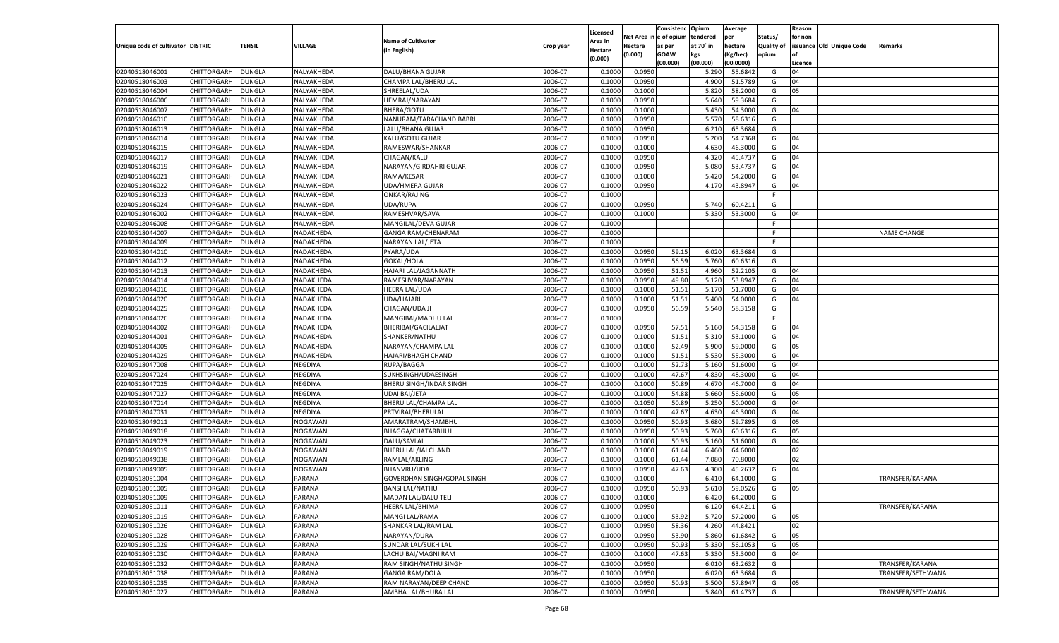| Unique code of cultivator | DISTRIC | TEHSIL | VILLAGE | Name of Cultivator (in English) | Crop year | Licensed Area in Hectare (0.000) | Net Area in Hectare (0.000) | Consistence of opium as per GOAW (00.000) | Opium tendered at 70° in kgs (00.000) | Average per hectare (Kg/hec) (00.0000) | Status/ Quality of opium | Reason for non issuance of Licence | Old Unique Code | Remarks |
|---|---|---|---|---|---|---|---|---|---|---|---|---|---|---|
| 02040518046001 | CHITTORGARH | DUNGLA | NALYAKHEDA | DALU/BHANA GUJAR | 2006-07 | 0.1000 | 0.0950 | | 5.290 | 55.6842 | G | 04 | | |
| 02040518046003 | CHITTORGARH | DUNGLA | NALYAKHEDA | CHAMPA LAL/BHERU LAL | 2006-07 | 0.1000 | 0.0950 | | 4.900 | 51.5789 | G | 04 | | |
| 02040518046004 | CHITTORGARH | DUNGLA | NALYAKHEDA | SHREELAL/UDA | 2006-07 | 0.1000 | 0.1000 | | 5.820 | 58.2000 | G | 05 | | |
| 02040518046006 | CHITTORGARH | DUNGLA | NALYAKHEDA | HEMRAJ/NARAYAN | 2006-07 | 0.1000 | 0.0950 | | 5.640 | 59.3684 | G | | | |
| 02040518046007 | CHITTORGARH | DUNGLA | NALYAKHEDA | BHERA/GOTU | 2006-07 | 0.1000 | 0.1000 | | 5.430 | 54.3000 | G | 04 | | |
| 02040518046010 | CHITTORGARH | DUNGLA | NALYAKHEDA | NANURAM/TARACHAND BABRI | 2006-07 | 0.1000 | 0.0950 | | 5.570 | 58.6316 | G | | | |
| 02040518046013 | CHITTORGARH | DUNGLA | NALYAKHEDA | LALU/BHANA GUJAR | 2006-07 | 0.1000 | 0.0950 | | 6.210 | 65.3684 | G | | | |
| 02040518046014 | CHITTORGARH | DUNGLA | NALYAKHEDA | KALU/GOTU GUJAR | 2006-07 | 0.1000 | 0.0950 | | 5.200 | 54.7368 | G | 04 | | |
| 02040518046015 | CHITTORGARH | DUNGLA | NALYAKHEDA | RAMESWAR/SHANKAR | 2006-07 | 0.1000 | 0.1000 | | 4.630 | 46.3000 | G | 04 | | |
| 02040518046017 | CHITTORGARH | DUNGLA | NALYAKHEDA | CHAGAN/KALU | 2006-07 | 0.1000 | 0.0950 | | 4.320 | 45.4737 | G | 04 | | |
| 02040518046019 | CHITTORGARH | DUNGLA | NALYAKHEDA | NARAYAN/GIRDAHRI GUJAR | 2006-07 | 0.1000 | 0.0950 | | 5.080 | 53.4737 | G | 04 | | |
| 02040518046021 | CHITTORGARH | DUNGLA | NALYAKHEDA | RAMA/KESAR | 2006-07 | 0.1000 | 0.1000 | | 5.420 | 54.2000 | G | 04 | | |
| 02040518046022 | CHITTORGARH | DUNGLA | NALYAKHEDA | UDA/HMERA GUJAR | 2006-07 | 0.1000 | 0.0950 | | 4.170 | 43.8947 | G | 04 | | |
| 02040518046023 | CHITTORGARH | DUNGLA | NALYAKHEDA | ONKAR/RAJING | 2006-07 | 0.1000 | | | | | F | | | |
| 02040518046024 | CHITTORGARH | DUNGLA | NALYAKHEDA | UDA/RUPA | 2006-07 | 0.1000 | 0.0950 | | 5.740 | 60.4211 | G | | | |
| 02040518046002 | CHITTORGARH | DUNGLA | NALYAKHEDA | RAMESHVAR/SAVA | 2006-07 | 0.1000 | 0.1000 | | 5.330 | 53.3000 | G | 04 | | |
| 02040518046008 | CHITTORGARH | DUNGLA | NALYAKHEDA | MANGILAL/DEVA GUJAR | 2006-07 | 0.1000 | | | | | F | | | |
| 02040518044007 | CHITTORGARH | DUNGLA | NADAKHEDA | GANGA RAM/CHENARAM | 2006-07 | 0.1000 | | | | | F | | | NAME CHANGE |
| 02040518044009 | CHITTORGARH | DUNGLA | NADAKHEDA | NARAYAN LAL/JETA | 2006-07 | 0.1000 | | | | | F | | | |
| 02040518044010 | CHITTORGARH | DUNGLA | NADAKHEDA | PYARA/UDA | 2006-07 | 0.1000 | 0.0950 | 59.15 | 6.020 | 63.3684 | G | | | |
| 02040518044012 | CHITTORGARH | DUNGLA | NADAKHEDA | GOKAL/HOLA | 2006-07 | 0.1000 | 0.0950 | 56.59 | 5.760 | 60.6316 | G | | | |
| 02040518044013 | CHITTORGARH | DUNGLA | NADAKHEDA | HAJARI LAL/JAGANNATH | 2006-07 | 0.1000 | 0.0950 | 51.51 | 4.960 | 52.2105 | G | 04 | | |
| 02040518044014 | CHITTORGARH | DUNGLA | NADAKHEDA | RAMESHVAR/NARAYAN | 2006-07 | 0.1000 | 0.0950 | 49.80 | 5.120 | 53.8947 | G | 04 | | |
| 02040518044016 | CHITTORGARH | DUNGLA | NADAKHEDA | HEERA LAL/UDA | 2006-07 | 0.1000 | 0.1000 | 51.51 | 5.170 | 51.7000 | G | 04 | | |
| 02040518044020 | CHITTORGARH | DUNGLA | NADAKHEDA | UDA/HAJARI | 2006-07 | 0.1000 | 0.1000 | 51.51 | 5.400 | 54.0000 | G | 04 | | |
| 02040518044025 | CHITTORGARH | DUNGLA | NADAKHEDA | CHAGAN/UDA JI | 2006-07 | 0.1000 | 0.0950 | 56.59 | 5.540 | 58.3158 | G | | | |
| 02040518044026 | CHITTORGARH | DUNGLA | NADAKHEDA | MANGIBAI/MADHU LAL | 2006-07 | 0.1000 | | | | | F | | | |
| 02040518044002 | CHITTORGARH | DUNGLA | NADAKHEDA | BHERIBAI/GACILALJAT | 2006-07 | 0.1000 | 0.0950 | 57.51 | 5.160 | 54.3158 | G | 04 | | |
| 02040518044001 | CHITTORGARH | DUNGLA | NADAKHEDA | SHANKER/NATHU | 2006-07 | 0.1000 | 0.1000 | 51.51 | 5.310 | 53.1000 | G | 04 | | |
| 02040518044005 | CHITTORGARH | DUNGLA | NADAKHEDA | NARAYAN/CHAMPA LAL | 2006-07 | 0.1000 | 0.1000 | 52.49 | 5.900 | 59.0000 | G | 05 | | |
| 02040518044029 | CHITTORGARH | DUNGLA | NADAKHEDA | HAJARI/BHAGH CHAND | 2006-07 | 0.1000 | 0.1000 | 51.51 | 5.530 | 55.3000 | G | 04 | | |
| 02040518047008 | CHITTORGARH | DUNGLA | NEGDIYA | RUPA/BAGGA | 2006-07 | 0.1000 | 0.1000 | 52.73 | 5.160 | 51.6000 | G | 04 | | |
| 02040518047024 | CHITTORGARH | DUNGLA | NEGDIYA | SUKHSINGH/UDAESINGH | 2006-07 | 0.1000 | 0.1000 | 47.67 | 4.830 | 48.3000 | G | 04 | | |
| 02040518047025 | CHITTORGARH | DUNGLA | NEGDIYA | BHERU SINGH/INDAR SINGH | 2006-07 | 0.1000 | 0.1000 | 50.89 | 4.670 | 46.7000 | G | 04 | | |
| 02040518047027 | CHITTORGARH | DUNGLA | NEGDIYA | UDAI BAI/JETA | 2006-07 | 0.1000 | 0.1000 | 54.88 | 5.660 | 56.6000 | G | 05 | | |
| 02040518047014 | CHITTORGARH | DUNGLA | NEGDIYA | BHERU LAL/CHAMPA LAL | 2006-07 | 0.1000 | 0.1050 | 50.89 | 5.250 | 50.0000 | G | 04 | | |
| 02040518047031 | CHITTORGARH | DUNGLA | NEGDIYA | PRTVIRAJ/BHERULAL | 2006-07 | 0.1000 | 0.1000 | 47.67 | 4.630 | 46.3000 | G | 04 | | |
| 02040518049011 | CHITTORGARH | DUNGLA | NOGAWAN | AMARATRAM/SHAMBHU | 2006-07 | 0.1000 | 0.0950 | 50.93 | 5.680 | 59.7895 | G | 05 | | |
| 02040518049018 | CHITTORGARH | DUNGLA | NOGAWAN | BHAGGA/CHATARBHUJ | 2006-07 | 0.1000 | 0.0950 | 50.93 | 5.760 | 60.6316 | G | 05 | | |
| 02040518049023 | CHITTORGARH | DUNGLA | NOGAWAN | DALU/SAVLAL | 2006-07 | 0.1000 | 0.1000 | 50.93 | 5.160 | 51.6000 | G | 04 | | |
| 02040518049019 | CHITTORGARH | DUNGLA | NOGAWAN | BHERU LAL/JAI CHAND | 2006-07 | 0.1000 | 0.1000 | 61.44 | 6.460 | 64.6000 | I | 02 | | |
| 02040518049038 | CHITTORGARH | DUNGLA | NOGAWAN | RAMLAL/AKLING | 2006-07 | 0.1000 | 0.1000 | 61.44 | 7.080 | 70.8000 | I | 02 | | |
| 02040518049005 | CHITTORGARH | DUNGLA | NOGAWAN | BHANVRU/UDA | 2006-07 | 0.1000 | 0.0950 | 47.63 | 4.300 | 45.2632 | G | 04 | | |
| 02040518051004 | CHITTORGARH | DUNGLA | PARANA | GOVERDHAN SINGH/GOPAL SINGH | 2006-07 | 0.1000 | 0.1000 | | 6.410 | 64.1000 | G | | | TRANSFER/KARANA |
| 02040518051005 | CHITTORGARH | DUNGLA | PARANA | BANSI LAL/NATHU | 2006-07 | 0.1000 | 0.0950 | 50.93 | 5.610 | 59.0526 | G | 05 | | |
| 02040518051009 | CHITTORGARH | DUNGLA | PARANA | MADAN LAL/DALU TELI | 2006-07 | 0.1000 | 0.1000 | | 6.420 | 64.2000 | G | | | |
| 02040518051011 | CHITTORGARH | DUNGLA | PARANA | HEERA LAL/BHIMA | 2006-07 | 0.1000 | 0.0950 | | 6.120 | 64.4211 | G | | | TRANSFER/KARANA |
| 02040518051019 | CHITTORGARH | DUNGLA | PARANA | MANGI LAL/RAMA | 2006-07 | 0.1000 | 0.1000 | 53.92 | 5.720 | 57.2000 | G | 05 | | |
| 02040518051026 | CHITTORGARH | DUNGLA | PARANA | SHANKAR LAL/RAM LAL | 2006-07 | 0.1000 | 0.0950 | 58.36 | 4.260 | 44.8421 | I | 02 | | |
| 02040518051028 | CHITTORGARH | DUNGLA | PARANA | NARAYAN/DURA | 2006-07 | 0.1000 | 0.0950 | 53.90 | 5.860 | 61.6842 | G | 05 | | |
| 02040518051029 | CHITTORGARH | DUNGLA | PARANA | SUNDAR LAL/SUKH LAL | 2006-07 | 0.1000 | 0.0950 | 50.93 | 5.330 | 56.1053 | G | 05 | | |
| 02040518051030 | CHITTORGARH | DUNGLA | PARANA | LACHU BAI/MAGNI RAM | 2006-07 | 0.1000 | 0.1000 | 47.63 | 5.330 | 53.3000 | G | 04 | | |
| 02040518051032 | CHITTORGARH | DUNGLA | PARANA | RAM SINGH/NATHU SINGH | 2006-07 | 0.1000 | 0.0950 | | 6.010 | 63.2632 | G | | | TRANSFER/KARANA |
| 02040518051038 | CHITTORGARH | DUNGLA | PARANA | GANGA RAM/DOLA | 2006-07 | 0.1000 | 0.0950 | | 6.020 | 63.3684 | G | | | TRANSFER/SETHWANA |
| 02040518051035 | CHITTORGARH | DUNGLA | PARANA | RAM NARAYAN/DEEP CHAND | 2006-07 | 0.1000 | 0.0950 | 50.93 | 5.500 | 57.8947 | G | 05 | | |
| 02040518051027 | CHITTORGARH | DUNGLA | PARANA | AMBHA LAL/BHURA LAL | 2006-07 | 0.1000 | 0.0950 | | 5.840 | 61.4737 | G | | | TRANSFER/SETHWANA |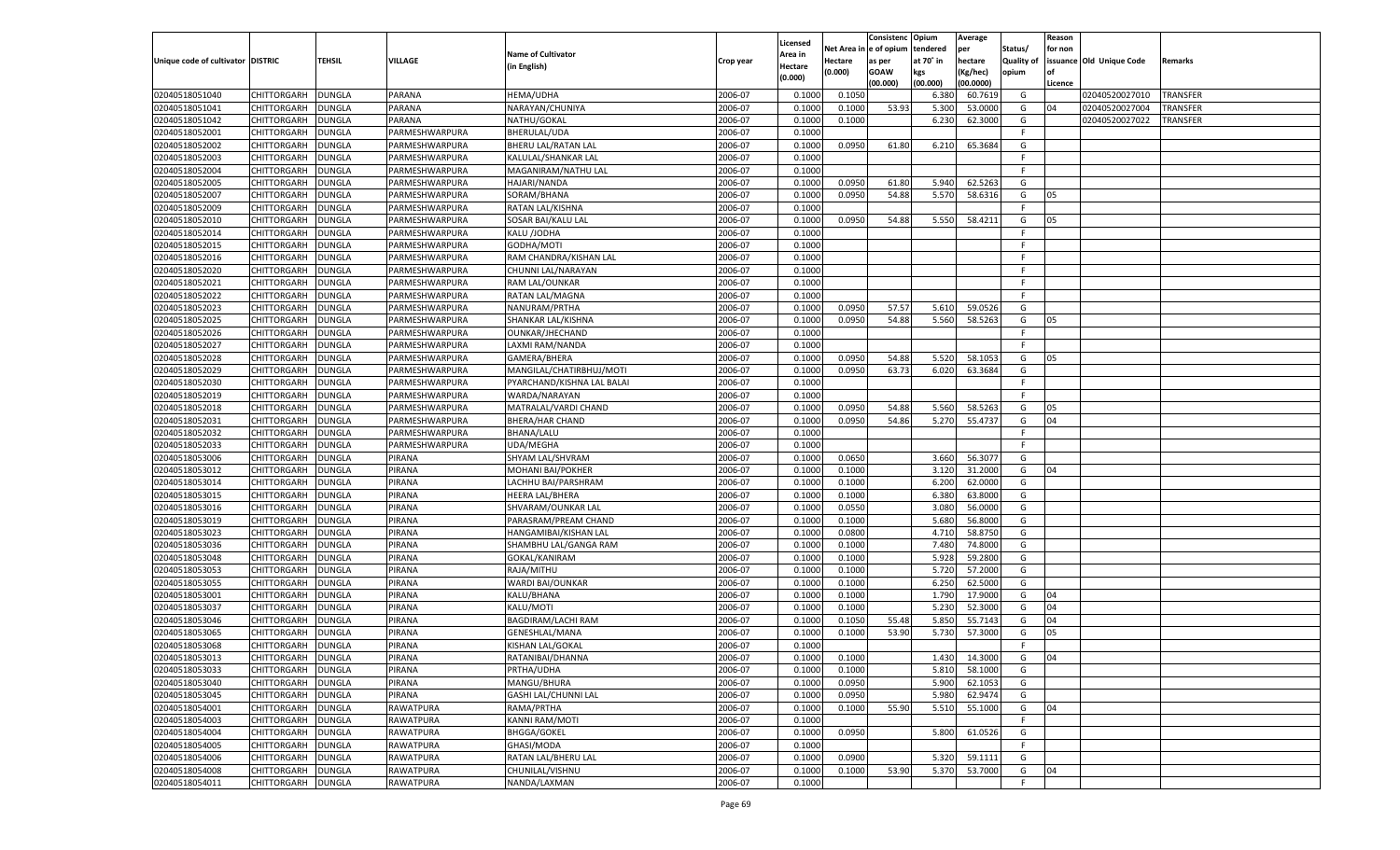| Unique code of cultivator | DISTRIC | TEHSIL | VILLAGE | Name of Cultivator (in English) | Crop year | Licensed Area in Hectare (0.000) | Net Area in Hectare (0.000) | Consistenc e of opium as per GOAW (00.000) | Opium tendered at 70° in kgs (00.000) | Average per hectare (Kg/hec) (00.0000) | Status/ Quality of opium | Reason for non issuance of Licence | Old Unique Code | Remarks |
|---|---|---|---|---|---|---|---|---|---|---|---|---|---|---|
| 02040518051040 | CHITTORGARH | DUNGLA | PARANA | HEMA/UDHA | 2006-07 | 0.1000 | 0.1050 | | 6.380 | 60.7619 | G | | 02040520027010 | TRANSFER |
| 02040518051041 | CHITTORGARH | DUNGLA | PARANA | NARAYAN/CHUNIYA | 2006-07 | 0.1000 | 0.1000 | 53.93 | 5.300 | 53.0000 | G | 04 | 02040520027004 | TRANSFER |
| 02040518051042 | CHITTORGARH | DUNGLA | PARANA | NATHU/GOKAL | 2006-07 | 0.1000 | 0.1000 | | 6.230 | 62.3000 | G | | 02040520027022 | TRANSFER |
| 02040518052001 | CHITTORGARH | DUNGLA | PARMESHWARPURA | BHERULAL/UDA | 2006-07 | 0.1000 | | | | | F | | | |
| 02040518052002 | CHITTORGARH | DUNGLA | PARMESHWARPURA | BHERU LAL/RATAN LAL | 2006-07 | 0.1000 | 0.0950 | 61.80 | 6.210 | 65.3684 | G | | | |
| 02040518052003 | CHITTORGARH | DUNGLA | PARMESHWARPURA | KALULAL/SHANKAR LAL | 2006-07 | 0.1000 | | | | | F | | | |
| 02040518052004 | CHITTORGARH | DUNGLA | PARMESHWARPURA | MAGANIRAM/NATHU LAL | 2006-07 | 0.1000 | | | | | F | | | |
| 02040518052005 | CHITTORGARH | DUNGLA | PARMESHWARPURA | HAJARI/NANDA | 2006-07 | 0.1000 | 0.0950 | 61.80 | 5.940 | 62.5263 | G | | | |
| 02040518052007 | CHITTORGARH | DUNGLA | PARMESHWARPURA | SORAM/BHANA | 2006-07 | 0.1000 | 0.0950 | 54.88 | 5.570 | 58.6316 | G | 05 | | |
| 02040518052009 | CHITTORGARH | DUNGLA | PARMESHWARPURA | RATAN LAL/KISHNA | 2006-07 | 0.1000 | | | | | F | | | |
| 02040518052010 | CHITTORGARH | DUNGLA | PARMESHWARPURA | SOSAR BAI/KALU LAL | 2006-07 | 0.1000 | 0.0950 | 54.88 | 5.550 | 58.4211 | G | 05 | | |
| 02040518052014 | CHITTORGARH | DUNGLA | PARMESHWARPURA | KALU /JODHA | 2006-07 | 0.1000 | | | | | F | | | |
| 02040518052015 | CHITTORGARH | DUNGLA | PARMESHWARPURA | GODHA/MOTI | 2006-07 | 0.1000 | | | | | F | | | |
| 02040518052016 | CHITTORGARH | DUNGLA | PARMESHWARPURA | RAM CHANDRA/KISHAN LAL | 2006-07 | 0.1000 | | | | | F | | | |
| 02040518052020 | CHITTORGARH | DUNGLA | PARMESHWARPURA | CHUNNI LAL/NARAYAN | 2006-07 | 0.1000 | | | | | F | | | |
| 02040518052021 | CHITTORGARH | DUNGLA | PARMESHWARPURA | RAM LAL/OUNKAR | 2006-07 | 0.1000 | | | | | F | | | |
| 02040518052022 | CHITTORGARH | DUNGLA | PARMESHWARPURA | RATAN LAL/MAGNA | 2006-07 | 0.1000 | | | | | F | | | |
| 02040518052023 | CHITTORGARH | DUNGLA | PARMESHWARPURA | NANURAM/PRTHA | 2006-07 | 0.1000 | 0.0950 | 57.57 | 5.610 | 59.0526 | G | | | |
| 02040518052025 | CHITTORGARH | DUNGLA | PARMESHWARPURA | SHANKAR LAL/KISHNA | 2006-07 | 0.1000 | 0.0950 | 54.88 | 5.560 | 58.5263 | G | 05 | | |
| 02040518052026 | CHITTORGARH | DUNGLA | PARMESHWARPURA | OUNKAR/JHECHAND | 2006-07 | 0.1000 | | | | | F | | | |
| 02040518052027 | CHITTORGARH | DUNGLA | PARMESHWARPURA | LAXMI RAM/NANDA | 2006-07 | 0.1000 | | | | | F | | | |
| 02040518052028 | CHITTORGARH | DUNGLA | PARMESHWARPURA | GAMERA/BHERA | 2006-07 | 0.1000 | 0.0950 | 54.88 | 5.520 | 58.1053 | G | 05 | | |
| 02040518052029 | CHITTORGARH | DUNGLA | PARMESHWARPURA | MANGILAL/CHATIRBHUJ/MOTI | 2006-07 | 0.1000 | 0.0950 | 63.73 | 6.020 | 63.3684 | G | | | |
| 02040518052030 | CHITTORGARH | DUNGLA | PARMESHWARPURA | PYARCHAND/KISHNA LAL BALAI | 2006-07 | 0.1000 | | | | | F | | | |
| 02040518052019 | CHITTORGARH | DUNGLA | PARMESHWARPURA | WARDA/NARAYAN | 2006-07 | 0.1000 | | | | | F | | | |
| 02040518052018 | CHITTORGARH | DUNGLA | PARMESHWARPURA | MATRALAL/VARDI CHAND | 2006-07 | 0.1000 | 0.0950 | 54.88 | 5.560 | 58.5263 | G | 05 | | |
| 02040518052031 | CHITTORGARH | DUNGLA | PARMESHWARPURA | BHERA/HAR CHAND | 2006-07 | 0.1000 | 0.0950 | 54.86 | 5.270 | 55.4737 | G | 04 | | |
| 02040518052032 | CHITTORGARH | DUNGLA | PARMESHWARPURA | BHANA/LALU | 2006-07 | 0.1000 | | | | | F | | | |
| 02040518052033 | CHITTORGARH | DUNGLA | PARMESHWARPURA | UDA/MEGHA | 2006-07 | 0.1000 | | | | | F | | | |
| 02040518053006 | CHITTORGARH | DUNGLA | PIRANA | SHYAM LAL/SHVRAM | 2006-07 | 0.1000 | 0.0650 | | 3.660 | 56.3077 | G | | | |
| 02040518053012 | CHITTORGARH | DUNGLA | PIRANA | MOHANI BAI/POKHER | 2006-07 | 0.1000 | 0.1000 | | 3.120 | 31.2000 | G | 04 | | |
| 02040518053014 | CHITTORGARH | DUNGLA | PIRANA | LACHHU BAI/PARSHRAM | 2006-07 | 0.1000 | 0.1000 | | 6.200 | 62.0000 | G | | | |
| 02040518053015 | CHITTORGARH | DUNGLA | PIRANA | HEERA LAL/BHERA | 2006-07 | 0.1000 | 0.1000 | | 6.380 | 63.8000 | G | | | |
| 02040518053016 | CHITTORGARH | DUNGLA | PIRANA | SHVARAM/OUNKAR LAL | 2006-07 | 0.1000 | 0.0550 | | 3.080 | 56.0000 | G | | | |
| 02040518053019 | CHITTORGARH | DUNGLA | PIRANA | PARASRAM/PREAM CHAND | 2006-07 | 0.1000 | 0.1000 | | 5.680 | 56.8000 | G | | | |
| 02040518053023 | CHITTORGARH | DUNGLA | PIRANA | HANGAMIBAI/KISHAN LAL | 2006-07 | 0.1000 | 0.0800 | | 4.710 | 58.8750 | G | | | |
| 02040518053036 | CHITTORGARH | DUNGLA | PIRANA | SHAMBHU LAL/GANGA RAM | 2006-07 | 0.1000 | 0.1000 | | 7.480 | 74.8000 | G | | | |
| 02040518053048 | CHITTORGARH | DUNGLA | PIRANA | GOKAL/KANIRAM | 2006-07 | 0.1000 | 0.1000 | | 5.928 | 59.2800 | G | | | |
| 02040518053053 | CHITTORGARH | DUNGLA | PIRANA | RAJA/MITHU | 2006-07 | 0.1000 | 0.1000 | | 5.720 | 57.2000 | G | | | |
| 02040518053055 | CHITTORGARH | DUNGLA | PIRANA | WARDI BAI/OUNKAR | 2006-07 | 0.1000 | 0.1000 | | 6.250 | 62.5000 | G | | | |
| 02040518053001 | CHITTORGARH | DUNGLA | PIRANA | KALU/BHANA | 2006-07 | 0.1000 | 0.1000 | | 1.790 | 17.9000 | G | 04 | | |
| 02040518053037 | CHITTORGARH | DUNGLA | PIRANA | KALU/MOTI | 2006-07 | 0.1000 | 0.1000 | | 5.230 | 52.3000 | G | 04 | | |
| 02040518053046 | CHITTORGARH | DUNGLA | PIRANA | BAGDIRAM/LACHI RAM | 2006-07 | 0.1000 | 0.1050 | 55.48 | 5.850 | 55.7143 | G | 04 | | |
| 02040518053065 | CHITTORGARH | DUNGLA | PIRANA | GENESHLAL/MANA | 2006-07 | 0.1000 | 0.1000 | 53.90 | 5.730 | 57.3000 | G | 05 | | |
| 02040518053068 | CHITTORGARH | DUNGLA | PIRANA | KISHAN LAL/GOKAL | 2006-07 | 0.1000 | | | | | F | | | |
| 02040518053013 | CHITTORGARH | DUNGLA | PIRANA | RATANIBAI/DHANNA | 2006-07 | 0.1000 | 0.1000 | | 1.430 | 14.3000 | G | 04 | | |
| 02040518053033 | CHITTORGARH | DUNGLA | PIRANA | PRTHA/UDHA | 2006-07 | 0.1000 | 0.1000 | | 5.810 | 58.1000 | G | | | |
| 02040518053040 | CHITTORGARH | DUNGLA | PIRANA | MANGU/BHURA | 2006-07 | 0.1000 | 0.0950 | | 5.900 | 62.1053 | G | | | |
| 02040518053045 | CHITTORGARH | DUNGLA | PIRANA | GASHI LAL/CHUNNI LAL | 2006-07 | 0.1000 | 0.0950 | | 5.980 | 62.9474 | G | | | |
| 02040518054001 | CHITTORGARH | DUNGLA | RAWATPURA | RAMA/PRTHA | 2006-07 | 0.1000 | 0.1000 | 55.90 | 5.510 | 55.1000 | G | 04 | | |
| 02040518054003 | CHITTORGARH | DUNGLA | RAWATPURA | KANNI RAM/MOTI | 2006-07 | 0.1000 | | | | | F | | | |
| 02040518054004 | CHITTORGARH | DUNGLA | RAWATPURA | BHGGA/GOKEL | 2006-07 | 0.1000 | 0.0950 | | 5.800 | 61.0526 | G | | | |
| 02040518054005 | CHITTORGARH | DUNGLA | RAWATPURA | GHASI/MODA | 2006-07 | 0.1000 | | | | | F | | | |
| 02040518054006 | CHITTORGARH | DUNGLA | RAWATPURA | RATAN LAL/BHERU LAL | 2006-07 | 0.1000 | 0.0900 | | 5.320 | 59.1111 | G | | | |
| 02040518054008 | CHITTORGARH | DUNGLA | RAWATPURA | CHUNILAL/VISHNU | 2006-07 | 0.1000 | 0.1000 | 53.90 | 5.370 | 53.7000 | G | 04 | | |
| 02040518054011 | CHITTORGARH | DUNGLA | RAWATPURA | NANDA/LAXMAN | 2006-07 | 0.1000 | | | | | F | | | |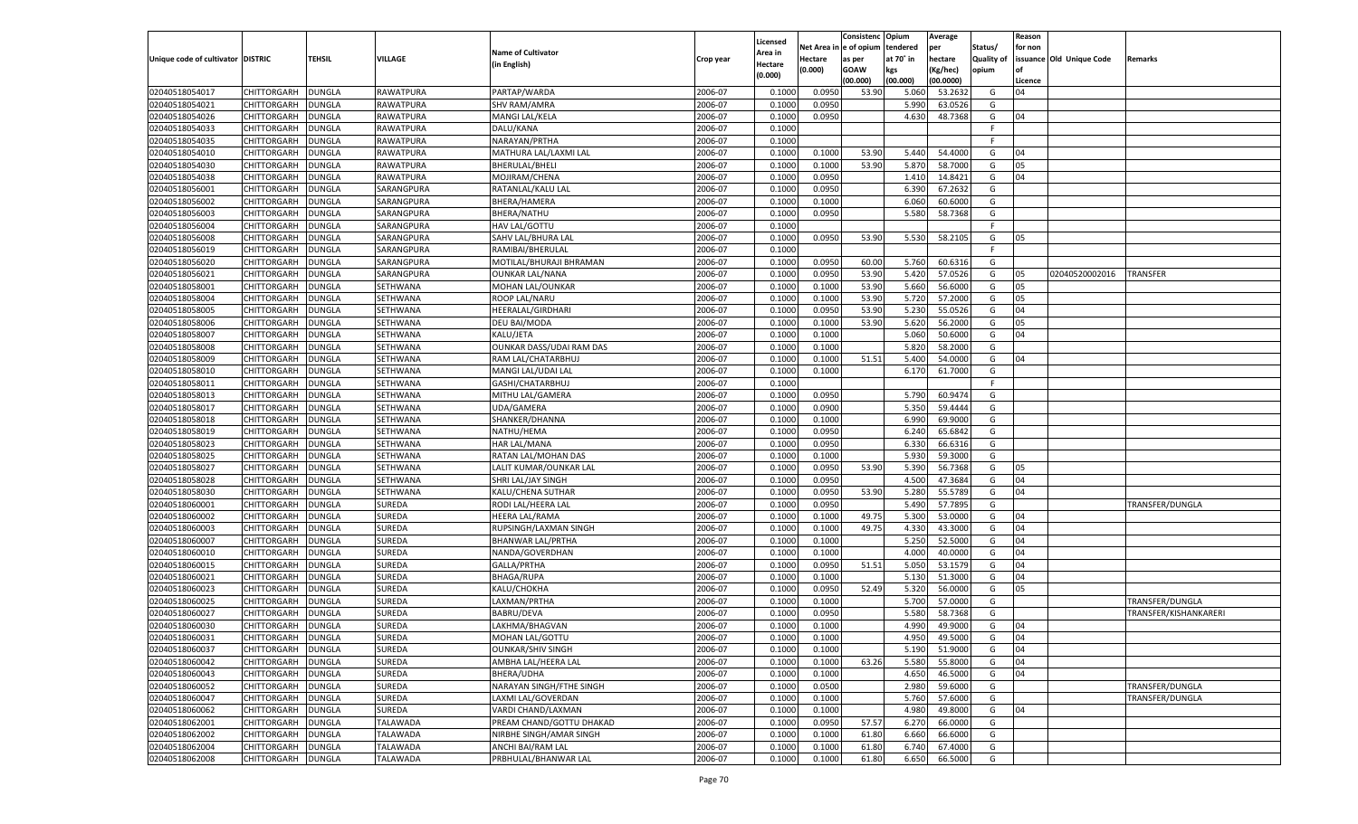| Unique code of cultivator | DISTRIC | TEHSIL | VILLAGE | Name of Cultivator (in English) | Crop year | Licensed Area in Hectare (0.000) | Net Area in Hectare (0.000) | Consistence of opium as per GOAW (00.000) | Opium tendered at 70° in kgs (00.000) | Average per hectare (Kg/hec) (00.0000) | Status/ Quality of opium | Reason for non issuance of Licence | Old Unique Code | Remarks |
|---|---|---|---|---|---|---|---|---|---|---|---|---|---|---|
| 02040518054017 | CHITTORGARH | DUNGLA | RAWATPURA | PARTAP/WARDA | 2006-07 | 0.1000 | 0.0950 | 53.90 | 5.060 | 53.2632 | G | 04 | | |
| 02040518054021 | CHITTORGARH | DUNGLA | RAWATPURA | SHV RAM/AMRA | 2006-07 | 0.1000 | 0.0950 | | 5.990 | 63.0526 | G | | | |
| 02040518054026 | CHITTORGARH | DUNGLA | RAWATPURA | MANGI LAL/KELA | 2006-07 | 0.1000 | 0.0950 | | 4.630 | 48.7368 | G | 04 | | |
| 02040518054033 | CHITTORGARH | DUNGLA | RAWATPURA | DALU/KANA | 2006-07 | 0.1000 | | | | | F | | | |
| 02040518054035 | CHITTORGARH | DUNGLA | RAWATPURA | NARAYAN/PRTHA | 2006-07 | 0.1000 | | | | | F | | | |
| 02040518054010 | CHITTORGARH | DUNGLA | RAWATPURA | MATHURA LAL/LAXMI LAL | 2006-07 | 0.1000 | 0.1000 | 53.90 | 5.440 | 54.4000 | G | 04 | | |
| 02040518054030 | CHITTORGARH | DUNGLA | RAWATPURA | BHERULAL/BHELI | 2006-07 | 0.1000 | 0.1000 | 53.90 | 5.870 | 58.7000 | G | 05 | | |
| 02040518054038 | CHITTORGARH | DUNGLA | RAWATPURA | MOJIRAM/CHENA | 2006-07 | 0.1000 | 0.0950 | | 1.410 | 14.8421 | G | 04 | | |
| 02040518056001 | CHITTORGARH | DUNGLA | SARANGPURA | RATANLAL/KALU LAL | 2006-07 | 0.1000 | 0.0950 | | 6.390 | 67.2632 | G | | | |
| 02040518056002 | CHITTORGARH | DUNGLA | SARANGPURA | BHERA/HAMERA | 2006-07 | 0.1000 | 0.1000 | | 6.060 | 60.6000 | G | | | |
| 02040518056003 | CHITTORGARH | DUNGLA | SARANGPURA | BHERA/NATHU | 2006-07 | 0.1000 | 0.0950 | | 5.580 | 58.7368 | G | | | |
| 02040518056004 | CHITTORGARH | DUNGLA | SARANGPURA | HAV LAL/GOTTU | 2006-07 | 0.1000 | | | | | F | | | |
| 02040518056008 | CHITTORGARH | DUNGLA | SARANGPURA | SAHV LAL/BHURA LAL | 2006-07 | 0.1000 | 0.0950 | 53.90 | 5.530 | 58.2105 | G | 05 | | |
| 02040518056019 | CHITTORGARH | DUNGLA | SARANGPURA | RAMIBAI/BHERULAL | 2006-07 | 0.1000 | | | | | F | | | |
| 02040518056020 | CHITTORGARH | DUNGLA | SARANGPURA | MOTILAL/BHURAJI BHRAMAN | 2006-07 | 0.1000 | 0.0950 | 60.00 | 5.760 | 60.6316 | G | | | |
| 02040518056021 | CHITTORGARH | DUNGLA | SARANGPURA | OUNKAR LAL/NANA | 2006-07 | 0.1000 | 0.0950 | 53.90 | 5.420 | 57.0526 | G | 05 | 02040520002016 | TRANSFER |
| 02040518058001 | CHITTORGARH | DUNGLA | SETHWANA | MOHAN LAL/OUNKAR | 2006-07 | 0.1000 | 0.1000 | 53.90 | 5.660 | 56.6000 | G | 05 | | |
| 02040518058004 | CHITTORGARH | DUNGLA | SETHWANA | ROOP LAL/NARU | 2006-07 | 0.1000 | 0.1000 | 53.90 | 5.720 | 57.2000 | G | 05 | | |
| 02040518058005 | CHITTORGARH | DUNGLA | SETHWANA | HEERALAL/GIRDHARI | 2006-07 | 0.1000 | 0.0950 | 53.90 | 5.230 | 55.0526 | G | 04 | | |
| 02040518058006 | CHITTORGARH | DUNGLA | SETHWANA | DEU BAI/MODA | 2006-07 | 0.1000 | 0.1000 | 53.90 | 5.620 | 56.2000 | G | 05 | | |
| 02040518058007 | CHITTORGARH | DUNGLA | SETHWANA | KALU/JETA | 2006-07 | 0.1000 | 0.1000 | | 5.060 | 50.6000 | G | 04 | | |
| 02040518058008 | CHITTORGARH | DUNGLA | SETHWANA | OUNKAR DASS/UDAI RAM DAS | 2006-07 | 0.1000 | 0.1000 | | 5.820 | 58.2000 | G | | | |
| 02040518058009 | CHITTORGARH | DUNGLA | SETHWANA | RAM LAL/CHATARBHUJ | 2006-07 | 0.1000 | 0.1000 | 51.51 | 5.400 | 54.0000 | G | 04 | | |
| 02040518058010 | CHITTORGARH | DUNGLA | SETHWANA | MANGI LAL/UDAI LAL | 2006-07 | 0.1000 | 0.1000 | | 6.170 | 61.7000 | G | | | |
| 02040518058011 | CHITTORGARH | DUNGLA | SETHWANA | GASHI/CHATARBHUJ | 2006-07 | 0.1000 | | | | | F | | | |
| 02040518058013 | CHITTORGARH | DUNGLA | SETHWANA | MITHU LAL/GAMERA | 2006-07 | 0.1000 | 0.0950 | | 5.790 | 60.9474 | G | | | |
| 02040518058017 | CHITTORGARH | DUNGLA | SETHWANA | UDA/GAMERA | 2006-07 | 0.1000 | 0.0900 | | 5.350 | 59.4444 | G | | | |
| 02040518058018 | CHITTORGARH | DUNGLA | SETHWANA | SHANKER/DHANNA | 2006-07 | 0.1000 | 0.1000 | | 6.990 | 69.9000 | G | | | |
| 02040518058019 | CHITTORGARH | DUNGLA | SETHWANA | NATHU/HEMA | 2006-07 | 0.1000 | 0.0950 | | 6.240 | 65.6842 | G | | | |
| 02040518058023 | CHITTORGARH | DUNGLA | SETHWANA | HAR LAL/MANA | 2006-07 | 0.1000 | 0.0950 | | 6.330 | 66.6316 | G | | | |
| 02040518058025 | CHITTORGARH | DUNGLA | SETHWANA | RATAN LAL/MOHAN DAS | 2006-07 | 0.1000 | 0.1000 | | 5.930 | 59.3000 | G | | | |
| 02040518058027 | CHITTORGARH | DUNGLA | SETHWANA | LALIT KUMAR/OUNKAR LAL | 2006-07 | 0.1000 | 0.0950 | 53.90 | 5.390 | 56.7368 | G | 05 | | |
| 02040518058028 | CHITTORGARH | DUNGLA | SETHWANA | SHRI LAL/JAY SINGH | 2006-07 | 0.1000 | 0.0950 | | 4.500 | 47.3684 | G | 04 | | |
| 02040518058030 | CHITTORGARH | DUNGLA | SETHWANA | KALU/CHENA SUTHAR | 2006-07 | 0.1000 | 0.0950 | 53.90 | 5.280 | 55.5789 | G | 04 | | |
| 02040518060001 | CHITTORGARH | DUNGLA | SUREDA | RODI LAL/HEERA LAL | 2006-07 | 0.1000 | 0.0950 | | 5.490 | 57.7895 | G | | | TRANSFER/DUNGLA |
| 02040518060002 | CHITTORGARH | DUNGLA | SUREDA | HEERA LAL/RAMA | 2006-07 | 0.1000 | 0.1000 | 49.75 | 5.300 | 53.0000 | G | 04 | | |
| 02040518060003 | CHITTORGARH | DUNGLA | SUREDA | RUPSINGH/LAXMAN SINGH | 2006-07 | 0.1000 | 0.1000 | 49.75 | 4.330 | 43.3000 | G | 04 | | |
| 02040518060007 | CHITTORGARH | DUNGLA | SUREDA | BHANWAR LAL/PRTHA | 2006-07 | 0.1000 | 0.1000 | | 5.250 | 52.5000 | G | 04 | | |
| 02040518060010 | CHITTORGARH | DUNGLA | SUREDA | NANDA/GOVERDHAN | 2006-07 | 0.1000 | 0.1000 | | 4.000 | 40.0000 | G | 04 | | |
| 02040518060015 | CHITTORGARH | DUNGLA | SUREDA | GALLA/PRTHA | 2006-07 | 0.1000 | 0.0950 | 51.51 | 5.050 | 53.1579 | G | 04 | | |
| 02040518060021 | CHITTORGARH | DUNGLA | SUREDA | BHAGA/RUPA | 2006-07 | 0.1000 | 0.1000 | | 5.130 | 51.3000 | G | 04 | | |
| 02040518060023 | CHITTORGARH | DUNGLA | SUREDA | KALU/CHOKHA | 2006-07 | 0.1000 | 0.0950 | 52.49 | 5.320 | 56.0000 | G | 05 | | |
| 02040518060025 | CHITTORGARH | DUNGLA | SUREDA | LAXMAN/PRTHA | 2006-07 | 0.1000 | 0.1000 | | 5.700 | 57.0000 | G | | | TRANSFER/DUNGLA |
| 02040518060027 | CHITTORGARH | DUNGLA | SUREDA | BABRU/DEVA | 2006-07 | 0.1000 | 0.0950 | | 5.580 | 58.7368 | G | | | TRANSFER/KISHANKARERI |
| 02040518060030 | CHITTORGARH | DUNGLA | SUREDA | LAKHMA/BHAGVAN | 2006-07 | 0.1000 | 0.1000 | | 4.990 | 49.9000 | G | 04 | | |
| 02040518060031 | CHITTORGARH | DUNGLA | SUREDA | MOHAN LAL/GOTTU | 2006-07 | 0.1000 | 0.1000 | | 4.950 | 49.5000 | G | 04 | | |
| 02040518060037 | CHITTORGARH | DUNGLA | SUREDA | OUNKAR/SHIV SINGH | 2006-07 | 0.1000 | 0.1000 | | 5.190 | 51.9000 | G | 04 | | |
| 02040518060042 | CHITTORGARH | DUNGLA | SUREDA | AMBHA LAL/HEERA LAL | 2006-07 | 0.1000 | 0.1000 | 63.26 | 5.580 | 55.8000 | G | 04 | | |
| 02040518060043 | CHITTORGARH | DUNGLA | SUREDA | BHERA/UDHA | 2006-07 | 0.1000 | 0.1000 | | 4.650 | 46.5000 | G | 04 | | |
| 02040518060052 | CHITTORGARH | DUNGLA | SUREDA | NARAYAN SINGH/FTHE SINGH | 2006-07 | 0.1000 | 0.0500 | | 2.980 | 59.6000 | G | | | TRANSFER/DUNGLA |
| 02040518060047 | CHITTORGARH | DUNGLA | SUREDA | LAXMI LAL/GOVERDAN | 2006-07 | 0.1000 | 0.1000 | | 5.760 | 57.6000 | G | | | TRANSFER/DUNGLA |
| 02040518060062 | CHITTORGARH | DUNGLA | SUREDA | VARDI CHAND/LAXMAN | 2006-07 | 0.1000 | 0.1000 | | 4.980 | 49.8000 | G | 04 | | |
| 02040518062001 | CHITTORGARH | DUNGLA | TALAWADA | PREAM CHAND/GOTTU DHAKAD | 2006-07 | 0.1000 | 0.0950 | 57.57 | 6.270 | 66.0000 | G | | | |
| 02040518062002 | CHITTORGARH | DUNGLA | TALAWADA | NIRBHE SINGH/AMAR SINGH | 2006-07 | 0.1000 | 0.1000 | 61.80 | 6.660 | 66.6000 | G | | | |
| 02040518062004 | CHITTORGARH | DUNGLA | TALAWADA | ANCHI BAI/RAM LAL | 2006-07 | 0.1000 | 0.1000 | 61.80 | 6.740 | 67.4000 | G | | | |
| 02040518062008 | CHITTORGARH | DUNGLA | TALAWADA | PRBHULAL/BHANWAR LAL | 2006-07 | 0.1000 | 0.1000 | 61.80 | 6.650 | 66.5000 | G | | | |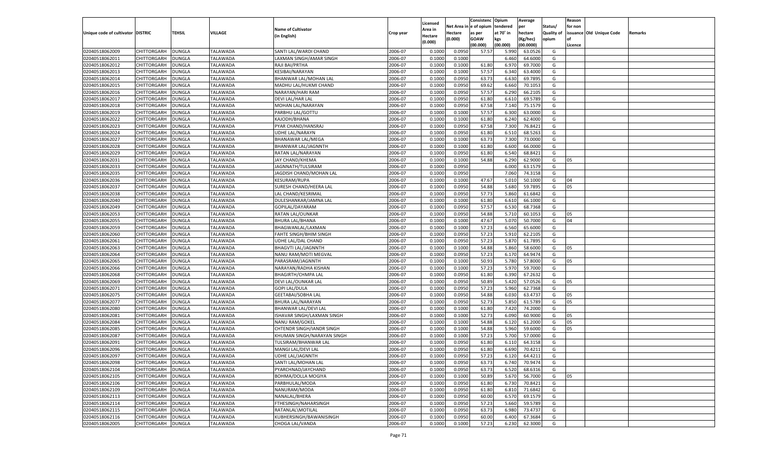| Unique code of cultivator | DISTRIC | TEHSIL | VILLAGE | Name of Cultivator (in English) | Crop year | Licensed Area in Hectare (0.000) | Net Area in Hectare (0.000) | Consistenc e of opium as per GOAW (00.000) | Opium tendered at 70° in kgs (00.000) | Average per hectare (Kg/hec) (00.0000) | Status/ Quality of opium | Reason for non issuance of Licence | Old Unique Code | Remarks |
|---|---|---|---|---|---|---|---|---|---|---|---|---|---|---|
| 02040518062009 | CHITTORGARH | DUNGLA | TALAWADA | SANTI LAL/WARDI CHAND | 2006-07 | 0.1000 | 0.0950 | 57.57 | 5.990 | 63.0526 | G | | | |
| 02040518062011 | CHITTORGARH | DUNGLA | TALAWADA | LAXMAN SINGH/AMAR SINGH | 2006-07 | 0.1000 | 0.1000 | | 6.460 | 64.6000 | G | | | |
| 02040518062012 | CHITTORGARH | DUNGLA | TALAWADA | RAJI BAI/PRTHA | 2006-07 | 0.1000 | 0.1000 | 61.80 | 6.970 | 69.7000 | G | | | |
| 02040518062013 | CHITTORGARH | DUNGLA | TALAWADA | KESIBAI/NARAYAN | 2006-07 | 0.1000 | 0.1000 | 57.57 | 6.340 | 63.4000 | G | | | |
| 02040518062014 | CHITTORGARH | DUNGLA | TALAWADA | BHANWAR LAL/MOHAN LAL | 2006-07 | 0.1000 | 0.0950 | 63.73 | 6.630 | 69.7895 | G | | | |
| 02040518062015 | CHITTORGARH | DUNGLA | TALAWADA | MADHU LAL/HUKMI CHAND | 2006-07 | 0.1000 | 0.0950 | 69.62 | 6.660 | 70.1053 | G | | | |
| 02040518062016 | CHITTORGARH | DUNGLA | TALAWADA | NARAYAN/HARI RAM | 2006-07 | 0.1000 | 0.0950 | 57.57 | 6.290 | 66.2105 | G | | | |
| 02040518062017 | CHITTORGARH | DUNGLA | TALAWADA | DEVI LAL/HAR LAL | 2006-07 | 0.1000 | 0.0950 | 61.80 | 6.610 | 69.5789 | G | | | |
| 02040518062018 | CHITTORGARH | DUNGLA | TALAWADA | MOHAN LAL/NARAYAN | 2006-07 | 0.1000 | 0.0950 | 67.58 | 7.140 | 75.1579 | G | | | |
| 02040518062019 | CHITTORGARH | DUNGLA | TALAWADA | PARBHU LAL/GOTTU | 2006-07 | 0.1000 | 0.1000 | 57.57 | 6.300 | 63.0000 | G | | | |
| 02040518062022 | CHITTORGARH | DUNGLA | TALAWADA | KAJODH/BHANA | 2006-07 | 0.1000 | 0.1000 | 61.80 | 6.240 | 62.4000 | G | | | |
| 02040518062023 | CHITTORGARH | DUNGLA | TALAWADA | PYAR CHAND/HANSRAJ | 2006-07 | 0.1000 | 0.0950 | 67.58 | 7.300 | 76.8421 | G | | | |
| 02040518062024 | CHITTORGARH | DUNGLA | TALAWADA | UDHE LAL/NARAYN | 2006-07 | 0.1000 | 0.0950 | 61.80 | 6.510 | 68.5263 | G | | | |
| 02040518062027 | CHITTORGARH | DUNGLA | TALAWADA | BHANAWAR LAL/MEGA | 2006-07 | 0.1000 | 0.1000 | 63.73 | 7.300 | 73.0000 | G | | | |
| 02040518062028 | CHITTORGARH | DUNGLA | TALAWADA | BHANWAR LAL/JAGNNTH | 2006-07 | 0.1000 | 0.1000 | 61.80 | 6.600 | 66.0000 | G | | | |
| 02040518062029 | CHITTORGARH | DUNGLA | TALAWADA | RATAN LAL/NARAYAN | 2006-07 | 0.1000 | 0.0950 | 61.80 | 6.540 | 68.8421 | G | | | |
| 02040518062031 | CHITTORGARH | DUNGLA | TALAWADA | JAY CHAND/KHEMA | 2006-07 | 0.1000 | 0.1000 | 54.88 | 6.290 | 62.9000 | G | 05 | | |
| 02040518062033 | CHITTORGARH | DUNGLA | TALAWADA | JAGNNATH/TULSIRAM | 2006-07 | 0.1000 | 0.0950 | | 6.000 | 63.1579 | G | | | |
| 02040518062035 | CHITTORGARH | DUNGLA | TALAWADA | JAGDISH CHAND/MOHAN LAL | 2006-07 | 0.1000 | 0.0950 | | 7.060 | 74.3158 | G | | | |
| 02040518062036 | CHITTORGARH | DUNGLA | TALAWADA | KESURAM/RUPA | 2006-07 | 0.1000 | 0.1000 | 47.67 | 5.010 | 50.1000 | G | 04 | | |
| 02040518062037 | CHITTORGARH | DUNGLA | TALAWADA | SURESH CHAND/HEERA LAL | 2006-07 | 0.1000 | 0.0950 | 54.88 | 5.680 | 59.7895 | G | 05 | | |
| 02040518062038 | CHITTORGARH | DUNGLA | TALAWADA | LAL CHAND/KESRIMAL | 2006-07 | 0.1000 | 0.0950 | 57.73 | 5.860 | 61.6842 | G | | | |
| 02040518062040 | CHITTORGARH | DUNGLA | TALAWADA | DULESHANKAR/JAMNA LAL | 2006-07 | 0.1000 | 0.1000 | 61.80 | 6.610 | 66.1000 | G | | | |
| 02040518062049 | CHITTORGARH | DUNGLA | TALAWADA | GOPILAL/DAYARAM | 2006-07 | 0.1000 | 0.0950 | 57.57 | 6.530 | 68.7368 | G | | | |
| 02040518062053 | CHITTORGARH | DUNGLA | TALAWADA | RATAN LAL/OUNKAR | 2006-07 | 0.1000 | 0.0950 | 54.88 | 5.710 | 60.1053 | G | 05 | | |
| 02040518062055 | CHITTORGARH | DUNGLA | TALAWADA | BHURA LAL/BHANA | 2006-07 | 0.1000 | 0.1000 | 47.67 | 5.070 | 50.7000 | G | 04 | | |
| 02040518062059 | CHITTORGARH | DUNGLA | TALAWADA | BHAGWANLAL/LAXMAN | 2006-07 | 0.1000 | 0.1000 | 57.23 | 6.560 | 65.6000 | G | | | |
| 02040518062060 | CHITTORGARH | DUNGLA | TALAWADA | FAHTE SINGH/BHIM SINGH | 2006-07 | 0.1000 | 0.0950 | 57.23 | 5.910 | 62.2105 | G | | | |
| 02040518062061 | CHITTORGARH | DUNGLA | TALAWADA | UDHE LAL/DAL CHAND | 2006-07 | 0.1000 | 0.0950 | 57.23 | 5.870 | 61.7895 | G | | | |
| 02040518062063 | CHITTORGARH | DUNGLA | TALAWADA | BHAGVTI LAL/JAGNNTH | 2006-07 | 0.1000 | 0.1000 | 54.88 | 5.860 | 58.6000 | G | 05 | | |
| 02040518062064 | CHITTORGARH | DUNGLA | TALAWADA | NANU RAM/MOTI MEGVAL | 2006-07 | 0.1000 | 0.0950 | 57.23 | 6.170 | 64.9474 | G | | | |
| 02040518062065 | CHITTORGARH | DUNGLA | TALAWADA | PARASRAM/JAGNNTH | 2006-07 | 0.1000 | 0.1000 | 50.93 | 5.780 | 57.8000 | G | 05 | | |
| 02040518062066 | CHITTORGARH | DUNGLA | TALAWADA | NARAYAN/RADHA KISHAN | 2006-07 | 0.1000 | 0.1000 | 57.23 | 5.970 | 59.7000 | G | | | |
| 02040518062068 | CHITTORGARH | DUNGLA | TALAWADA | BHAGIRTH/CHMPA LAL | 2006-07 | 0.1000 | 0.0950 | 61.80 | 6.390 | 67.2632 | G | | | |
| 02040518062069 | CHITTORGARH | DUNGLA | TALAWADA | DEVI LAL/OUNKAR LAL | 2006-07 | 0.1000 | 0.0950 | 50.89 | 5.420 | 57.0526 | G | 05 | | |
| 02040518062071 | CHITTORGARH | DUNGLA | TALAWADA | GOPI LAL/DULA | 2006-07 | 0.1000 | 0.0950 | 57.23 | 5.960 | 62.7368 | G | | | |
| 02040518062075 | CHITTORGARH | DUNGLA | TALAWADA | GEETABAI/SOBHA LAL | 2006-07 | 0.1000 | 0.0950 | 54.88 | 6.030 | 63.4737 | G | 05 | | |
| 02040518062077 | CHITTORGARH | DUNGLA | TALAWADA | BHURA LAL/NARAYAN | 2006-07 | 0.1000 | 0.0950 | 52.73 | 5.850 | 61.5789 | G | 05 | | |
| 02040518062080 | CHITTORGARH | DUNGLA | TALAWADA | BHANWAR LAL/DEVI LAL | 2006-07 | 0.1000 | 0.1000 | 61.80 | 7.420 | 74.2000 | G | | | |
| 02040518062081 | CHITTORGARH | DUNGLA | TALAWADA | ISHAVAR SINGH/LAXMAN SINGH | 2006-07 | 0.1000 | 0.1000 | 52.73 | 6.090 | 60.9000 | G | 05 | | |
| 02040518062084 | CHITTORGARH | DUNGLA | TALAWADA | NANU RAM/GOKEL | 2006-07 | 0.1000 | 0.1000 | 54.88 | 6.120 | 61.2000 | G | 05 | | |
| 02040518062085 | CHITTORGARH | DUNGLA | TALAWADA | CHTENDR SINGH/IANDR SINGH | 2006-07 | 0.1000 | 0.1000 | 54.88 | 5.960 | 59.6000 | G | 05 | | |
| 02040518062087 | CHITTORGARH | DUNGLA | TALAWADA | KHUMAN SINGH/NARAYAN SINGH | 2006-07 | 0.1000 | 0.1000 | 57.23 | 5.700 | 57.0000 | G | | | |
| 02040518062091 | CHITTORGARH | DUNGLA | TALAWADA | TULSIRAM/BHANWAR LAL | 2006-07 | 0.1000 | 0.0950 | 61.80 | 6.110 | 64.3158 | G | | | |
| 02040518062096 | CHITTORGARH | DUNGLA | TALAWADA | MANGI LAL/DEVI LAL | 2006-07 | 0.1000 | 0.0950 | 61.80 | 6.690 | 70.4211 | G | | | |
| 02040518062097 | CHITTORGARH | DUNGLA | TALAWADA | UDHE LAL/JAGNNTH | 2006-07 | 0.1000 | 0.0950 | 57.23 | 6.120 | 64.4211 | G | | | |
| 02040518062098 | CHITTORGARH | DUNGLA | TALAWADA | SANTI LAL/MOHAN LAL | 2006-07 | 0.1000 | 0.0950 | 63.73 | 6.740 | 70.9474 | G | | | |
| 02040518062104 | CHITTORGARH | DUNGLA | TALAWADA | PYARCHNAD/JAYCHAND | 2006-07 | 0.1000 | 0.0950 | 63.73 | 6.520 | 68.6316 | G | | | |
| 02040518062105 | CHITTORGARH | DUNGLA | TALAWADA | BOHMA/DOLLA MOGIYA | 2006-07 | 0.1000 | 0.1000 | 50.89 | 5.670 | 56.7000 | G | 05 | | |
| 02040518062106 | CHITTORGARH | DUNGLA | TALAWADA | PARBHULAL/MODA | 2006-07 | 0.1000 | 0.0950 | 61.80 | 6.730 | 70.8421 | G | | | |
| 02040518062109 | CHITTORGARH | DUNGLA | TALAWADA | NANURAM/MODA | 2006-07 | 0.1000 | 0.0950 | 61.80 | 6.810 | 71.6842 | G | | | |
| 02040518062113 | CHITTORGARH | DUNGLA | TALAWADA | NANALAL/BHERA | 2006-07 | 0.1000 | 0.0950 | 60.00 | 6.570 | 69.1579 | G | | | |
| 02040518062114 | CHITTORGARH | DUNGLA | TALAWADA | FTHESINGH/NAHARSINGH | 2006-07 | 0.1000 | 0.0950 | 57.23 | 5.660 | 59.5789 | G | | | |
| 02040518062115 | CHITTORGARH | DUNGLA | TALAWADA | RATANLAL\MOTILAL | 2006-07 | 0.1000 | 0.0950 | 63.73 | 6.980 | 73.4737 | G | | | |
| 02040518062116 | CHITTORGARH | DUNGLA | TALAWADA | KUBHERSINGH/BAWANISINGH | 2006-07 | 0.1000 | 0.0950 | 60.00 | 6.400 | 67.3684 | G | | | |
| 02040518062005 | CHITTORGARH | DUNGLA | TALAWADA | CHOGA LAL/VANDA | 2006-07 | 0.1000 | 0.1000 | 57.23 | 6.230 | 62.3000 | G | | | |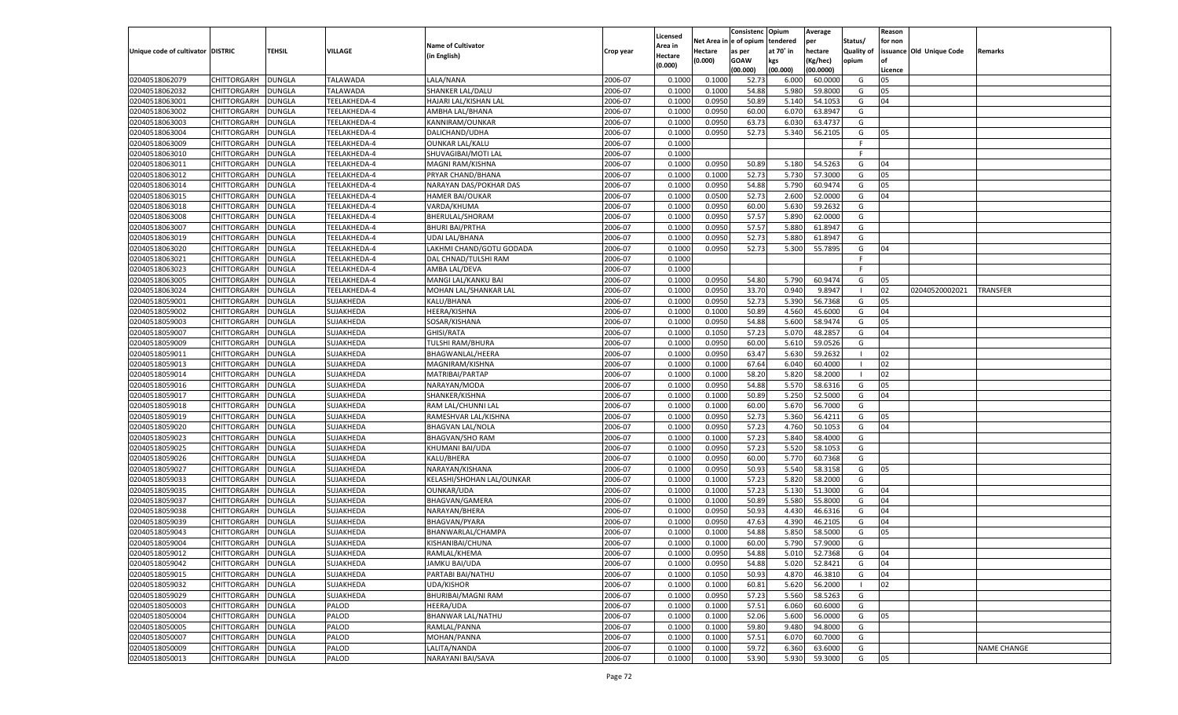| Unique code of cultivator | DISTRIC | TEHSIL | VILLAGE | Name of Cultivator (in English) | Crop year | Licensed Area in Hectare (0.000) | Net Area in Hectare (0.000) | Consistenc e of opium as per GOAW (00.000) | Opium tendered at 70° in kgs (00.000) | Average per hectare (Kg/hec) (00.0000) | Status/ Quality of opium | Reason for non issuance of Licence | Old Unique Code | Remarks |
|---|---|---|---|---|---|---|---|---|---|---|---|---|---|---|
| 02040518062079 | CHITTORGARH | DUNGLA | TALAWADA | LALA/NANA | 2006-07 | 0.1000 | 0.1000 | 52.73 | 6.000 | 60.0000 | G | 05 | | |
| 02040518062032 | CHITTORGARH | DUNGLA | TALAWADA | SHANKER LAL/DALU | 2006-07 | 0.1000 | 0.1000 | 54.88 | 5.980 | 59.8000 | G | 05 | | |
| 02040518063001 | CHITTORGARH | DUNGLA | TEELAKHEDA-4 | HAJARI LAL/KISHAN LAL | 2006-07 | 0.1000 | 0.0950 | 50.89 | 5.140 | 54.1053 | G | 04 | | |
| 02040518063002 | CHITTORGARH | DUNGLA | TEELAKHEDA-4 | AMBHA LAL/BHANA | 2006-07 | 0.1000 | 0.0950 | 60.00 | 6.070 | 63.8947 | G | | | |
| 02040518063003 | CHITTORGARH | DUNGLA | TEELAKHEDA-4 | KANNIRAM/OUNKAR | 2006-07 | 0.1000 | 0.0950 | 63.73 | 6.030 | 63.4737 | G | | | |
| 02040518063004 | CHITTORGARH | DUNGLA | TEELAKHEDA-4 | DALICHAND/UDHA | 2006-07 | 0.1000 | 0.0950 | 52.73 | 5.340 | 56.2105 | G | 05 | | |
| 02040518063009 | CHITTORGARH | DUNGLA | TEELAKHEDA-4 | OUNKAR LAL/KALU | 2006-07 | 0.1000 | | | | | F | | | |
| 02040518063010 | CHITTORGARH | DUNGLA | TEELAKHEDA-4 | SHUVAGIBAI/MOTI LAL | 2006-07 | 0.1000 | | | | | F | | | |
| 02040518063011 | CHITTORGARH | DUNGLA | TEELAKHEDA-4 | MAGNI RAM/KISHNA | 2006-07 | 0.1000 | 0.0950 | 50.89 | 5.180 | 54.5263 | G | 04 | | |
| 02040518063012 | CHITTORGARH | DUNGLA | TEELAKHEDA-4 | PRYAR CHAND/BHANA | 2006-07 | 0.1000 | 0.1000 | 52.73 | 5.730 | 57.3000 | G | 05 | | |
| 02040518063014 | CHITTORGARH | DUNGLA | TEELAKHEDA-4 | NARAYAN DAS/POKHAR DAS | 2006-07 | 0.1000 | 0.0950 | 54.88 | 5.790 | 60.9474 | G | 05 | | |
| 02040518063015 | CHITTORGARH | DUNGLA | TEELAKHEDA-4 | HAMER BAI/OUKAR | 2006-07 | 0.1000 | 0.0500 | 52.73 | 2.600 | 52.0000 | G | 04 | | |
| 02040518063018 | CHITTORGARH | DUNGLA | TEELAKHEDA-4 | VARDA/KHUMA | 2006-07 | 0.1000 | 0.0950 | 60.00 | 5.630 | 59.2632 | G | | | |
| 02040518063008 | CHITTORGARH | DUNGLA | TEELAKHEDA-4 | BHERULAL/SHORAM | 2006-07 | 0.1000 | 0.0950 | 57.57 | 5.890 | 62.0000 | G | | | |
| 02040518063007 | CHITTORGARH | DUNGLA | TEELAKHEDA-4 | BHURI BAI/PRTHA | 2006-07 | 0.1000 | 0.0950 | 57.57 | 5.880 | 61.8947 | G | | | |
| 02040518063019 | CHITTORGARH | DUNGLA | TEELAKHEDA-4 | UDAI LAL/BHANA | 2006-07 | 0.1000 | 0.0950 | 52.73 | 5.880 | 61.8947 | G | | | |
| 02040518063020 | CHITTORGARH | DUNGLA | TEELAKHEDA-4 | LAKHMI CHAND/GOTU GODADA | 2006-07 | 0.1000 | 0.0950 | 52.73 | 5.300 | 55.7895 | G | 04 | | |
| 02040518063021 | CHITTORGARH | DUNGLA | TEELAKHEDA-4 | DAL CHNAD/TULSHI RAM | 2006-07 | 0.1000 | | | | | F | | | |
| 02040518063023 | CHITTORGARH | DUNGLA | TEELAKHEDA-4 | AMBA LAL/DEVA | 2006-07 | 0.1000 | | | | | F | | | |
| 02040518063005 | CHITTORGARH | DUNGLA | TEELAKHEDA-4 | MANGI LAL/KANKU BAI | 2006-07 | 0.1000 | 0.0950 | 54.80 | 5.790 | 60.9474 | G | 05 | | |
| 02040518063024 | CHITTORGARH | DUNGLA | TEELAKHEDA-4 | MOHAN LAL/SHANKAR LAL | 2006-07 | 0.1000 | 0.0950 | 33.70 | 0.940 | 9.8947 | I | 02 | 02040520002021 | TRANSFER |
| 02040518059001 | CHITTORGARH | DUNGLA | SUJAKHEDA | KALU/BHANA | 2006-07 | 0.1000 | 0.0950 | 52.73 | 5.390 | 56.7368 | G | 05 | | |
| 02040518059002 | CHITTORGARH | DUNGLA | SUJAKHEDA | HEERA/KISHNA | 2006-07 | 0.1000 | 0.1000 | 50.89 | 4.560 | 45.6000 | G | 04 | | |
| 02040518059003 | CHITTORGARH | DUNGLA | SUJAKHEDA | SOSAR/KISHANA | 2006-07 | 0.1000 | 0.0950 | 54.88 | 5.600 | 58.9474 | G | 05 | | |
| 02040518059007 | CHITTORGARH | DUNGLA | SUJAKHEDA | GHISI/RATA | 2006-07 | 0.1000 | 0.1050 | 57.23 | 5.070 | 48.2857 | G | 04 | | |
| 02040518059009 | CHITTORGARH | DUNGLA | SUJAKHEDA | TULSHI RAM/BHURA | 2006-07 | 0.1000 | 0.0950 | 60.00 | 5.610 | 59.0526 | G | | | |
| 02040518059011 | CHITTORGARH | DUNGLA | SUJAKHEDA | BHAGWANLAL/HEERA | 2006-07 | 0.1000 | 0.0950 | 63.47 | 5.630 | 59.2632 | I | 02 | | |
| 02040518059013 | CHITTORGARH | DUNGLA | SUJAKHEDA | MAGNIRAM/KISHNA | 2006-07 | 0.1000 | 0.1000 | 67.64 | 6.040 | 60.4000 | I | 02 | | |
| 02040518059014 | CHITTORGARH | DUNGLA | SUJAKHEDA | MATRIBAI/PARTAP | 2006-07 | 0.1000 | 0.1000 | 58.20 | 5.820 | 58.2000 | I | 02 | | |
| 02040518059016 | CHITTORGARH | DUNGLA | SUJAKHEDA | NARAYAN/MODA | 2006-07 | 0.1000 | 0.0950 | 54.88 | 5.570 | 58.6316 | G | 05 | | |
| 02040518059017 | CHITTORGARH | DUNGLA | SUJAKHEDA | SHANKER/KISHNA | 2006-07 | 0.1000 | 0.1000 | 50.89 | 5.250 | 52.5000 | G | 04 | | |
| 02040518059018 | CHITTORGARH | DUNGLA | SUJAKHEDA | RAM LAL/CHUNNI LAL | 2006-07 | 0.1000 | 0.1000 | 60.00 | 5.670 | 56.7000 | G | | | |
| 02040518059019 | CHITTORGARH | DUNGLA | SUJAKHEDA | RAMESHVAR LAL/KISHNA | 2006-07 | 0.1000 | 0.0950 | 52.73 | 5.360 | 56.4211 | G | 05 | | |
| 02040518059020 | CHITTORGARH | DUNGLA | SUJAKHEDA | BHAGVAN LAL/NOLA | 2006-07 | 0.1000 | 0.0950 | 57.23 | 4.760 | 50.1053 | G | 04 | | |
| 02040518059023 | CHITTORGARH | DUNGLA | SUJAKHEDA | BHAGVAN/SHO RAM | 2006-07 | 0.1000 | 0.1000 | 57.23 | 5.840 | 58.4000 | G | | | |
| 02040518059025 | CHITTORGARH | DUNGLA | SUJAKHEDA | KHUMANI BAI/UDA | 2006-07 | 0.1000 | 0.0950 | 57.23 | 5.520 | 58.1053 | G | | | |
| 02040518059026 | CHITTORGARH | DUNGLA | SUJAKHEDA | KALU/BHERA | 2006-07 | 0.1000 | 0.0950 | 60.00 | 5.770 | 60.7368 | G | | | |
| 02040518059027 | CHITTORGARH | DUNGLA | SUJAKHEDA | NARAYAN/KISHANA | 2006-07 | 0.1000 | 0.0950 | 50.93 | 5.540 | 58.3158 | G | 05 | | |
| 02040518059033 | CHITTORGARH | DUNGLA | SUJAKHEDA | KELASHI/SHOHAN LAL/OUNKAR | 2006-07 | 0.1000 | 0.1000 | 57.23 | 5.820 | 58.2000 | G | | | |
| 02040518059035 | CHITTORGARH | DUNGLA | SUJAKHEDA | OUNKAR/UDA | 2006-07 | 0.1000 | 0.1000 | 57.23 | 5.130 | 51.3000 | G | 04 | | |
| 02040518059037 | CHITTORGARH | DUNGLA | SUJAKHEDA | BHAGVAN/GAMERA | 2006-07 | 0.1000 | 0.1000 | 50.89 | 5.580 | 55.8000 | G | 04 | | |
| 02040518059038 | CHITTORGARH | DUNGLA | SUJAKHEDA | NARAYAN/BHERA | 2006-07 | 0.1000 | 0.0950 | 50.93 | 4.430 | 46.6316 | G | 04 | | |
| 02040518059039 | CHITTORGARH | DUNGLA | SUJAKHEDA | BHAGVAN/PYARA | 2006-07 | 0.1000 | 0.0950 | 47.63 | 4.390 | 46.2105 | G | 04 | | |
| 02040518059043 | CHITTORGARH | DUNGLA | SUJAKHEDA | BHANWARLAL/CHAMPA | 2006-07 | 0.1000 | 0.1000 | 54.88 | 5.850 | 58.5000 | G | 05 | | |
| 02040518059004 | CHITTORGARH | DUNGLA | SUJAKHEDA | KISHANIBAI/CHUNA | 2006-07 | 0.1000 | 0.1000 | 60.00 | 5.790 | 57.9000 | G | | | |
| 02040518059012 | CHITTORGARH | DUNGLA | SUJAKHEDA | RAMLAL/KHEMA | 2006-07 | 0.1000 | 0.0950 | 54.88 | 5.010 | 52.7368 | G | 04 | | |
| 02040518059042 | CHITTORGARH | DUNGLA | SUJAKHEDA | JAMKU BAI/UDA | 2006-07 | 0.1000 | 0.0950 | 54.88 | 5.020 | 52.8421 | G | 04 | | |
| 02040518059015 | CHITTORGARH | DUNGLA | SUJAKHEDA | PARTABI BAI/NATHU | 2006-07 | 0.1000 | 0.1050 | 50.93 | 4.870 | 46.3810 | G | 04 | | |
| 02040518059032 | CHITTORGARH | DUNGLA | SUJAKHEDA | UDA/KISHOR | 2006-07 | 0.1000 | 0.1000 | 60.81 | 5.620 | 56.2000 | I | 02 | | |
| 02040518059029 | CHITTORGARH | DUNGLA | SUJAKHEDA | BHURIBAI/MAGNI RAM | 2006-07 | 0.1000 | 0.0950 | 57.23 | 5.560 | 58.5263 | G | | | |
| 02040518050003 | CHITTORGARH | DUNGLA | PALOD | HEERA/UDA | 2006-07 | 0.1000 | 0.1000 | 57.51 | 6.060 | 60.6000 | G | | | |
| 02040518050004 | CHITTORGARH | DUNGLA | PALOD | BHANWAR LAL/NATHU | 2006-07 | 0.1000 | 0.1000 | 52.06 | 5.600 | 56.0000 | G | 05 | | |
| 02040518050005 | CHITTORGARH | DUNGLA | PALOD | RAMLAL/PANNA | 2006-07 | 0.1000 | 0.1000 | 59.80 | 9.480 | 94.8000 | G | | | |
| 02040518050007 | CHITTORGARH | DUNGLA | PALOD | MOHAN/PANNA | 2006-07 | 0.1000 | 0.1000 | 57.51 | 6.070 | 60.7000 | G | | | |
| 02040518050009 | CHITTORGARH | DUNGLA | PALOD | LALITA/NANDA | 2006-07 | 0.1000 | 0.1000 | 59.72 | 6.360 | 63.6000 | G | | | NAME CHANGE |
| 02040518050013 | CHITTORGARH | DUNGLA | PALOD | NARAYANI BAI/SAVA | 2006-07 | 0.1000 | 0.1000 | 53.90 | 5.930 | 59.3000 | G | 05 | | |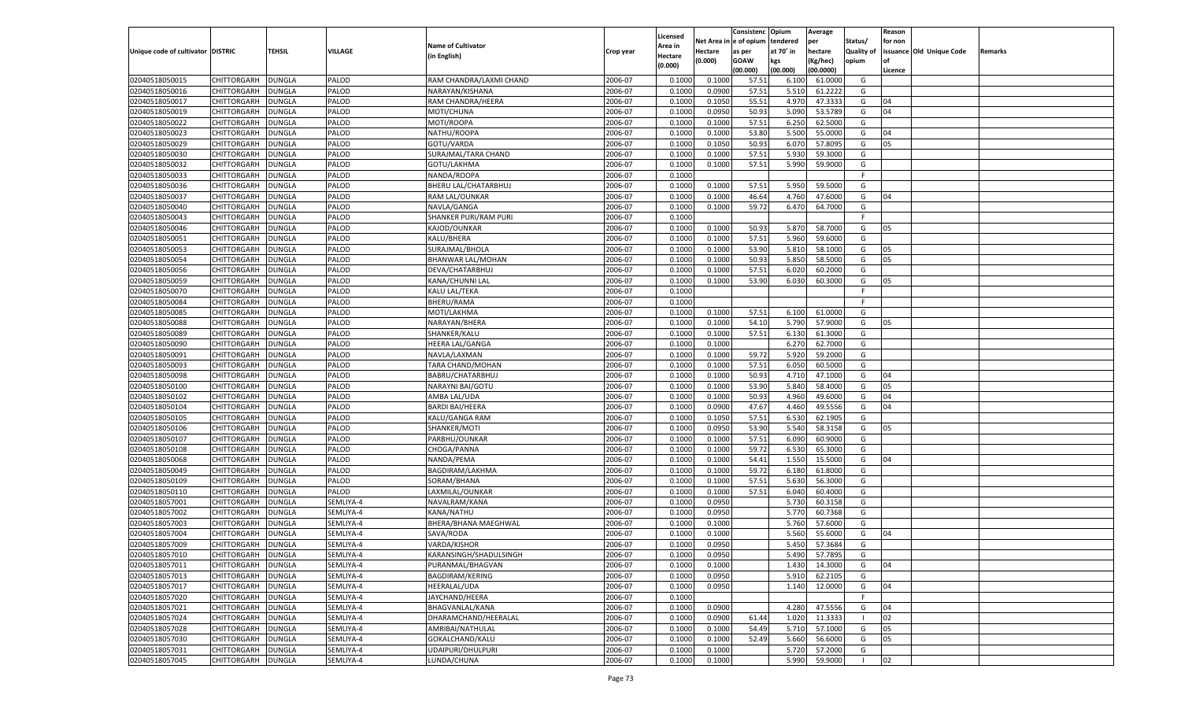| Unique code of cultivator | DISTRIC | TEHSIL | VILLAGE | Name of Cultivator (in English) | Crop year | Licensed Area in Hectare (0.000) | Net Area in Hectare (0.000) | Consistence of opium as per GOAW (00.000) | Opium tendered at 70° in kgs (00.000) | Average per hectare (Kg/hec) (00.0000) | Status/ Quality of opium | Reason for non issuance of Licence | Old Unique Code | Remarks |
|---|---|---|---|---|---|---|---|---|---|---|---|---|---|---|
| 02040518050015 | CHITTORGARH | DUNGLA | PALOD | RAM CHANDRA/LAXMI CHAND | 2006-07 | 0.1000 | 0.1000 | 57.51 | 6.100 | 61.0000 | G | | | |
| 02040518050016 | CHITTORGARH | DUNGLA | PALOD | NARAYAN/KISHANA | 2006-07 | 0.1000 | 0.0900 | 57.51 | 5.510 | 61.2222 | G | | | |
| 02040518050017 | CHITTORGARH | DUNGLA | PALOD | RAM CHANDRA/HEERA | 2006-07 | 0.1000 | 0.1050 | 55.51 | 4.970 | 47.3333 | G | 04 | | |
| 02040518050019 | CHITTORGARH | DUNGLA | PALOD | MOTI/CHUNA | 2006-07 | 0.1000 | 0.0950 | 50.93 | 5.090 | 53.5789 | G | 04 | | |
| 02040518050022 | CHITTORGARH | DUNGLA | PALOD | MOTI/ROOPA | 2006-07 | 0.1000 | 0.1000 | 57.51 | 6.250 | 62.5000 | G | | | |
| 02040518050023 | CHITTORGARH | DUNGLA | PALOD | NATHU/ROOPA | 2006-07 | 0.1000 | 0.1000 | 53.80 | 5.500 | 55.0000 | G | 04 | | |
| 02040518050029 | CHITTORGARH | DUNGLA | PALOD | GOTU/VARDA | 2006-07 | 0.1000 | 0.1050 | 50.93 | 6.070 | 57.8095 | G | 05 | | |
| 02040518050030 | CHITTORGARH | DUNGLA | PALOD | SURAJMAL/TARA CHAND | 2006-07 | 0.1000 | 0.1000 | 57.51 | 5.930 | 59.3000 | G | | | |
| 02040518050032 | CHITTORGARH | DUNGLA | PALOD | GOTU/LAKHMA | 2006-07 | 0.1000 | 0.1000 | 57.51 | 5.990 | 59.9000 | G | | | |
| 02040518050033 | CHITTORGARH | DUNGLA | PALOD | NANDA/ROOPA | 2006-07 | 0.1000 | | | | | F | | | |
| 02040518050036 | CHITTORGARH | DUNGLA | PALOD | BHERU LAL/CHATARBHUJ | 2006-07 | 0.1000 | 0.1000 | 57.51 | 5.950 | 59.5000 | G | | | |
| 02040518050037 | CHITTORGARH | DUNGLA | PALOD | RAM LAL/OUNKAR | 2006-07 | 0.1000 | 0.1000 | 46.64 | 4.760 | 47.6000 | G | 04 | | |
| 02040518050040 | CHITTORGARH | DUNGLA | PALOD | NAVLA/GANGA | 2006-07 | 0.1000 | 0.1000 | 59.72 | 6.470 | 64.7000 | G | | | |
| 02040518050043 | CHITTORGARH | DUNGLA | PALOD | SHANKER PURI/RAM PURI | 2006-07 | 0.1000 | | | | | F | | | |
| 02040518050046 | CHITTORGARH | DUNGLA | PALOD | KAJOD/OUNKAR | 2006-07 | 0.1000 | 0.1000 | 50.93 | 5.870 | 58.7000 | G | 05 | | |
| 02040518050051 | CHITTORGARH | DUNGLA | PALOD | KALU/BHERA | 2006-07 | 0.1000 | 0.1000 | 57.51 | 5.960 | 59.6000 | G | | | |
| 02040518050053 | CHITTORGARH | DUNGLA | PALOD | SURAJMAL/BHOLA | 2006-07 | 0.1000 | 0.1000 | 53.90 | 5.810 | 58.1000 | G | 05 | | |
| 02040518050054 | CHITTORGARH | DUNGLA | PALOD | BHANWAR LAL/MOHAN | 2006-07 | 0.1000 | 0.1000 | 50.93 | 5.850 | 58.5000 | G | 05 | | |
| 02040518050056 | CHITTORGARH | DUNGLA | PALOD | DEVA/CHATARBHUJ | 2006-07 | 0.1000 | 0.1000 | 57.51 | 6.020 | 60.2000 | G | | | |
| 02040518050059 | CHITTORGARH | DUNGLA | PALOD | KANA/CHUNNI LAL | 2006-07 | 0.1000 | 0.1000 | 53.90 | 6.030 | 60.3000 | G | 05 | | |
| 02040518050070 | CHITTORGARH | DUNGLA | PALOD | KALU LAL/TEKA | 2006-07 | 0.1000 | | | | | F | | | |
| 02040518050084 | CHITTORGARH | DUNGLA | PALOD | BHERU/RAMA | 2006-07 | 0.1000 | | | | | F | | | |
| 02040518050085 | CHITTORGARH | DUNGLA | PALOD | MOTI/LAKHMA | 2006-07 | 0.1000 | 0.1000 | 57.51 | 6.100 | 61.0000 | G | | | |
| 02040518050088 | CHITTORGARH | DUNGLA | PALOD | NARAYAN/BHERA | 2006-07 | 0.1000 | 0.1000 | 54.10 | 5.790 | 57.9000 | G | 05 | | |
| 02040518050089 | CHITTORGARH | DUNGLA | PALOD | SHANKER/KALU | 2006-07 | 0.1000 | 0.1000 | 57.51 | 6.130 | 61.3000 | G | | | |
| 02040518050090 | CHITTORGARH | DUNGLA | PALOD | HEERA LAL/GANGA | 2006-07 | 0.1000 | 0.1000 | | 6.270 | 62.7000 | G | | | |
| 02040518050091 | CHITTORGARH | DUNGLA | PALOD | NAVLA/LAXMAN | 2006-07 | 0.1000 | 0.1000 | 59.72 | 5.920 | 59.2000 | G | | | |
| 02040518050093 | CHITTORGARH | DUNGLA | PALOD | TARA CHAND/MOHAN | 2006-07 | 0.1000 | 0.1000 | 57.51 | 6.050 | 60.5000 | G | | | |
| 02040518050098 | CHITTORGARH | DUNGLA | PALOD | BABRU/CHATARBHUJ | 2006-07 | 0.1000 | 0.1000 | 50.93 | 4.710 | 47.1000 | G | 04 | | |
| 02040518050100 | CHITTORGARH | DUNGLA | PALOD | NARAYNI BAI/GOTU | 2006-07 | 0.1000 | 0.1000 | 53.90 | 5.840 | 58.4000 | G | 05 | | |
| 02040518050102 | CHITTORGARH | DUNGLA | PALOD | AMBA LAL/UDA | 2006-07 | 0.1000 | 0.1000 | 50.93 | 4.960 | 49.6000 | G | 04 | | |
| 02040518050104 | CHITTORGARH | DUNGLA | PALOD | BARDI BAI/HEERA | 2006-07 | 0.1000 | 0.0900 | 47.67 | 4.460 | 49.5556 | G | 04 | | |
| 02040518050105 | CHITTORGARH | DUNGLA | PALOD | KALU/GANGA RAM | 2006-07 | 0.1000 | 0.1050 | 57.51 | 6.530 | 62.1905 | G | | | |
| 02040518050106 | CHITTORGARH | DUNGLA | PALOD | SHANKER/MOTI | 2006-07 | 0.1000 | 0.0950 | 53.90 | 5.540 | 58.3158 | G | 05 | | |
| 02040518050107 | CHITTORGARH | DUNGLA | PALOD | PARBHU/OUNKAR | 2006-07 | 0.1000 | 0.1000 | 57.51 | 6.090 | 60.9000 | G | | | |
| 02040518050108 | CHITTORGARH | DUNGLA | PALOD | CHOGA/PANNA | 2006-07 | 0.1000 | 0.1000 | 59.72 | 6.530 | 65.3000 | G | | | |
| 02040518050068 | CHITTORGARH | DUNGLA | PALOD | NANDA/PEMA | 2006-07 | 0.1000 | 0.1000 | 54.41 | 1.550 | 15.5000 | G | 04 | | |
| 02040518050049 | CHITTORGARH | DUNGLA | PALOD | BAGDIRAM/LAKHMA | 2006-07 | 0.1000 | 0.1000 | 59.72 | 6.180 | 61.8000 | G | | | |
| 02040518050109 | CHITTORGARH | DUNGLA | PALOD | SORAM/BHANA | 2006-07 | 0.1000 | 0.1000 | 57.51 | 5.630 | 56.3000 | G | | | |
| 02040518050110 | CHITTORGARH | DUNGLA | PALOD | LAXMILAL/OUNKAR | 2006-07 | 0.1000 | 0.1000 | 57.51 | 6.040 | 60.4000 | G | | | |
| 02040518057001 | CHITTORGARH | DUNGLA | SEMLIYA-4 | NAVALRAM/KANA | 2006-07 | 0.1000 | 0.0950 | | 5.730 | 60.3158 | G | | | |
| 02040518057002 | CHITTORGARH | DUNGLA | SEMLIYA-4 | KANA/NATHU | 2006-07 | 0.1000 | 0.0950 | | 5.770 | 60.7368 | G | | | |
| 02040518057003 | CHITTORGARH | DUNGLA | SEMLIYA-4 | BHERA/BHANA MAEGHWAL | 2006-07 | 0.1000 | 0.1000 | | 5.760 | 57.6000 | G | | | |
| 02040518057004 | CHITTORGARH | DUNGLA | SEMLIYA-4 | SAVA/RODA | 2006-07 | 0.1000 | 0.1000 | | 5.560 | 55.6000 | G | 04 | | |
| 02040518057009 | CHITTORGARH | DUNGLA | SEMLIYA-4 | VARDA/KISHOR | 2006-07 | 0.1000 | 0.0950 | | 5.450 | 57.3684 | G | | | |
| 02040518057010 | CHITTORGARH | DUNGLA | SEMLIYA-4 | KARANSINGH/SHADULSINGH | 2006-07 | 0.1000 | 0.0950 | | 5.490 | 57.7895 | G | | | |
| 02040518057011 | CHITTORGARH | DUNGLA | SEMLIYA-4 | PURANMAL/BHAGVAN | 2006-07 | 0.1000 | 0.1000 | | 1.430 | 14.3000 | G | 04 | | |
| 02040518057013 | CHITTORGARH | DUNGLA | SEMLIYA-4 | BAGDIRAM/KERING | 2006-07 | 0.1000 | 0.0950 | | 5.910 | 62.2105 | G | | | |
| 02040518057017 | CHITTORGARH | DUNGLA | SEMLIYA-4 | HEERALAL/UDA | 2006-07 | 0.1000 | 0.0950 | | 1.140 | 12.0000 | G | 04 | | |
| 02040518057020 | CHITTORGARH | DUNGLA | SEMLIYA-4 | JAYCHAND/HEERA | 2006-07 | 0.1000 | | | | | F | | | |
| 02040518057021 | CHITTORGARH | DUNGLA | SEMLIYA-4 | BHAGVANLAL/KANA | 2006-07 | 0.1000 | 0.0900 | | 4.280 | 47.5556 | G | 04 | | |
| 02040518057024 | CHITTORGARH | DUNGLA | SEMLIYA-4 | DHARAMCHAND/HEERALAL | 2006-07 | 0.1000 | 0.0900 | 61.44 | 1.020 | 11.3333 | I | 02 | | |
| 02040518057028 | CHITTORGARH | DUNGLA | SEMLIYA-4 | AMRIBAI/NATHULAL | 2006-07 | 0.1000 | 0.1000 | 54.49 | 5.710 | 57.1000 | G | 05 | | |
| 02040518057030 | CHITTORGARH | DUNGLA | SEMLIYA-4 | GOKALCHAND/KALU | 2006-07 | 0.1000 | 0.1000 | 52.49 | 5.660 | 56.6000 | G | 05 | | |
| 02040518057031 | CHITTORGARH | DUNGLA | SEMLIYA-4 | UDAIPURI/DHULPURI | 2006-07 | 0.1000 | 0.1000 | | 5.720 | 57.2000 | G | | | |
| 02040518057045 | CHITTORGARH | DUNGLA | SEMLIYA-4 | LUNDA/CHUNA | 2006-07 | 0.1000 | 0.1000 | | 5.990 | 59.9000 | I | 02 | | |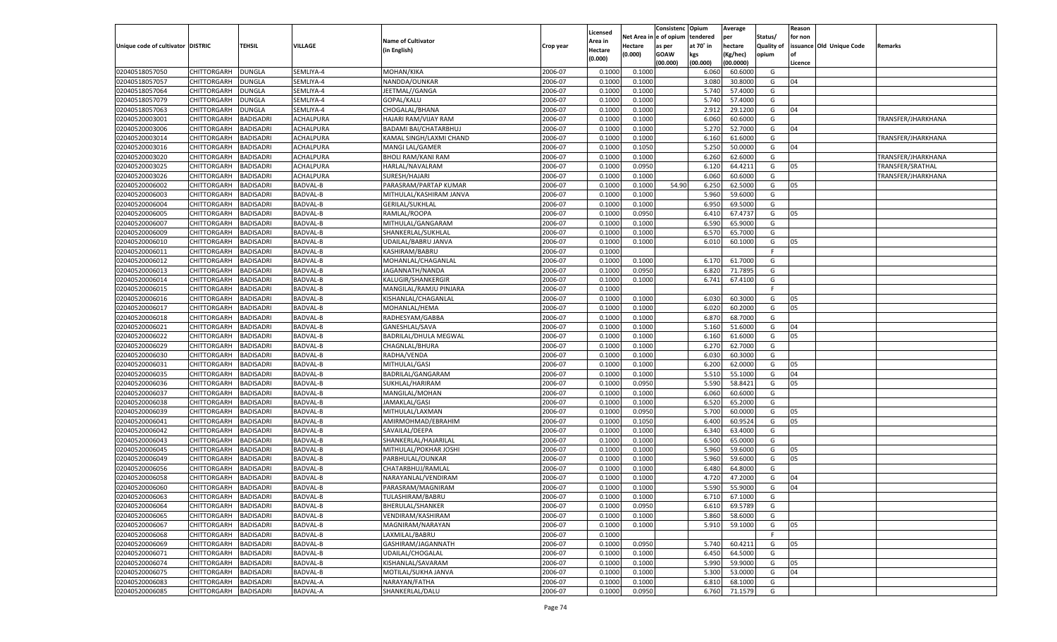| Unique code of cultivator | DISTRIC | TEHSIL | VILLAGE | Name of Cultivator (in English) | Crop year | Licensed Area in Hectare (0.000) | Net Area in Hectare (0.000) | Consistenc e of opium as per GOAW (00.000) | Opium tendered at 70˚ in kgs (00.000) | Average per hectare (Kg/hec) (00.0000) | Status/ Quality of opium | Reason for non issuance of Licence | Old Unique Code | Remarks |
|---|---|---|---|---|---|---|---|---|---|---|---|---|---|---|
| 02040518057050 | CHITTORGARH | DUNGLA | SEMLIYA-4 | MOHAN/KIKA | 2006-07 | 0.1000 | 0.1000 | | 6.060 | 60.6000 | G | | | |
| 02040518057057 | CHITTORGARH | DUNGLA | SEMLIYA-4 | NANDDA/OUNKAR | 2006-07 | 0.1000 | 0.1000 | | 3.080 | 30.8000 | G | 04 | | |
| 02040518057064 | CHITTORGARH | DUNGLA | SEMLIYA-4 | JEETMAL//GANGA | 2006-07 | 0.1000 | 0.1000 | | 5.740 | 57.4000 | G | | | |
| 02040518057079 | CHITTORGARH | DUNGLA | SEMLIYA-4 | GOPAL/KALU | 2006-07 | 0.1000 | 0.1000 | | 5.740 | 57.4000 | G | | | |
| 02040518057063 | CHITTORGARH | DUNGLA | SEMLIYA-4 | CHOGALAL/BHANA | 2006-07 | 0.1000 | 0.1000 | | 2.912 | 29.1200 | G | 04 | | |
| 02040520003001 | CHITTORGARH | BADISADRI | ACHALPURA | HAJARI RAM/VIJAY RAM | 2006-07 | 0.1000 | 0.1000 | | 6.060 | 60.6000 | G | | | TRANSFER/JHARKHANA |
| 02040520003006 | CHITTORGARH | BADISADRI | ACHALPURA | BADAMI BAI/CHATARBHUJ | 2006-07 | 0.1000 | 0.1000 | | 5.270 | 52.7000 | G | 04 | | |
| 02040520003014 | CHITTORGARH | BADISADRI | ACHALPURA | KAMAL SINGH/LAXMI CHAND | 2006-07 | 0.1000 | 0.1000 | | 6.160 | 61.6000 | G | | | TRANSFER/JHARKHANA |
| 02040520003016 | CHITTORGARH | BADISADRI | ACHALPURA | MANGI LAL/GAMER | 2006-07 | 0.1000 | 0.1050 | | 5.250 | 50.0000 | G | 04 | | |
| 02040520003020 | CHITTORGARH | BADISADRI | ACHALPURA | BHOLI RAM/KANI RAM | 2006-07 | 0.1000 | 0.1000 | | 6.260 | 62.6000 | G | | | TRANSFER/JHARKHANA |
| 02040520003025 | CHITTORGARH | BADISADRI | ACHALPURA | HARLAL/NAVALRAM | 2006-07 | 0.1000 | 0.0950 | | 6.120 | 64.4211 | G | 05 | | TRANSFER/SRATHAL |
| 02040520003026 | CHITTORGARH | BADISADRI | ACHALPURA | SURESH/HAJARI | 2006-07 | 0.1000 | 0.1000 | | 6.060 | 60.6000 | G | | | TRANSFER/JHARKHANA |
| 02040520006002 | CHITTORGARH | BADISADRI | BADVAL-B | PARASRAM/PARTAP KUMAR | 2006-07 | 0.1000 | 0.1000 | 54.90 | 6.250 | 62.5000 | G | 05 | | |
| 02040520006003 | CHITTORGARH | BADISADRI | BADVAL-B | MITHULAL/KASHIRAM JANVA | 2006-07 | 0.1000 | 0.1000 | | 5.960 | 59.6000 | G | | | |
| 02040520006004 | CHITTORGARH | BADISADRI | BADVAL-B | GERILAL/SUKHLAL | 2006-07 | 0.1000 | 0.1000 | | 6.950 | 69.5000 | G | | | |
| 02040520006005 | CHITTORGARH | BADISADRI | BADVAL-B | RAMLAL/ROOPA | 2006-07 | 0.1000 | 0.0950 | | 6.410 | 67.4737 | G | 05 | | |
| 02040520006007 | CHITTORGARH | BADISADRI | BADVAL-B | MITHULAL/GANGARAM | 2006-07 | 0.1000 | 0.1000 | | 6.590 | 65.9000 | G | | | |
| 02040520006009 | CHITTORGARH | BADISADRI | BADVAL-B | SHANKERLAL/SUKHLAL | 2006-07 | 0.1000 | 0.1000 | | 6.570 | 65.7000 | G | | | |
| 02040520006010 | CHITTORGARH | BADISADRI | BADVAL-B | UDAILAL/BABRU JANVA | 2006-07 | 0.1000 | 0.1000 | | 6.010 | 60.1000 | G | 05 | | |
| 02040520006011 | CHITTORGARH | BADISADRI | BADVAL-B | KASHIRAM/BABRU | 2006-07 | 0.1000 | | | | | F | | | |
| 02040520006012 | CHITTORGARH | BADISADRI | BADVAL-B | MOHANLAL/CHAGANLAL | 2006-07 | 0.1000 | 0.1000 | | 6.170 | 61.7000 | G | | | |
| 02040520006013 | CHITTORGARH | BADISADRI | BADVAL-B | JAGANNATH/NANDA | 2006-07 | 0.1000 | 0.0950 | | 6.820 | 71.7895 | G | | | |
| 02040520006014 | CHITTORGARH | BADISADRI | BADVAL-B | KALUGIR/SHANKERGIR | 2006-07 | 0.1000 | 0.1000 | | 6.741 | 67.4100 | G | | | |
| 02040520006015 | CHITTORGARH | BADISADRI | BADVAL-B | MANGILAL/RAMJU PINJARA | 2006-07 | 0.1000 | | | | | F | | | |
| 02040520006016 | CHITTORGARH | BADISADRI | BADVAL-B | KISHANLAL/CHAGANLAL | 2006-07 | 0.1000 | 0.1000 | | 6.030 | 60.3000 | G | 05 | | |
| 02040520006017 | CHITTORGARH | BADISADRI | BADVAL-B | MOHANLAL/HEMA | 2006-07 | 0.1000 | 0.1000 | | 6.020 | 60.2000 | G | 05 | | |
| 02040520006018 | CHITTORGARH | BADISADRI | BADVAL-B | RADHESYAM/GABBA | 2006-07 | 0.1000 | 0.1000 | | 6.870 | 68.7000 | G | | | |
| 02040520006021 | CHITTORGARH | BADISADRI | BADVAL-B | GANESHLAL/SAVA | 2006-07 | 0.1000 | 0.1000 | | 5.160 | 51.6000 | G | 04 | | |
| 02040520006022 | CHITTORGARH | BADISADRI | BADVAL-B | BADRILAL/DHULA MEGWAL | 2006-07 | 0.1000 | 0.1000 | | 6.160 | 61.6000 | G | 05 | | |
| 02040520006029 | CHITTORGARH | BADISADRI | BADVAL-B | CHAGNLAL/BHURA | 2006-07 | 0.1000 | 0.1000 | | 6.270 | 62.7000 | G | | | |
| 02040520006030 | CHITTORGARH | BADISADRI | BADVAL-B | RADHA/VENDA | 2006-07 | 0.1000 | 0.1000 | | 6.030 | 60.3000 | G | | | |
| 02040520006031 | CHITTORGARH | BADISADRI | BADVAL-B | MITHULAL/GASI | 2006-07 | 0.1000 | 0.1000 | | 6.200 | 62.0000 | G | 05 | | |
| 02040520006035 | CHITTORGARH | BADISADRI | BADVAL-B | BADRILAL/GANGARAM | 2006-07 | 0.1000 | 0.1000 | | 5.510 | 55.1000 | G | 04 | | |
| 02040520006036 | CHITTORGARH | BADISADRI | BADVAL-B | SUKHLAL/HARIRAM | 2006-07 | 0.1000 | 0.0950 | | 5.590 | 58.8421 | G | 05 | | |
| 02040520006037 | CHITTORGARH | BADISADRI | BADVAL-B | MANGILAL/MOHAN | 2006-07 | 0.1000 | 0.1000 | | 6.060 | 60.6000 | G | | | |
| 02040520006038 | CHITTORGARH | BADISADRI | BADVAL-B | JAMAKLAL/GASI | 2006-07 | 0.1000 | 0.1000 | | 6.520 | 65.2000 | G | | | |
| 02040520006039 | CHITTORGARH | BADISADRI | BADVAL-B | MITHULAL/LAXMAN | 2006-07 | 0.1000 | 0.0950 | | 5.700 | 60.0000 | G | 05 | | |
| 02040520006041 | CHITTORGARH | BADISADRI | BADVAL-B | AMIRMOHMAD/EBRAHIM | 2006-07 | 0.1000 | 0.1050 | | 6.400 | 60.9524 | G | 05 | | |
| 02040520006042 | CHITTORGARH | BADISADRI | BADVAL-B | SAVAILAL/DEEPA | 2006-07 | 0.1000 | 0.1000 | | 6.340 | 63.4000 | G | | | |
| 02040520006043 | CHITTORGARH | BADISADRI | BADVAL-B | SHANKERLAL/HAJARILAL | 2006-07 | 0.1000 | 0.1000 | | 6.500 | 65.0000 | G | | | |
| 02040520006045 | CHITTORGARH | BADISADRI | BADVAL-B | MITHULAL/POKHAR JOSHI | 2006-07 | 0.1000 | 0.1000 | | 5.960 | 59.6000 | G | 05 | | |
| 02040520006049 | CHITTORGARH | BADISADRI | BADVAL-B | PARBHULAL/OUNKAR | 2006-07 | 0.1000 | 0.1000 | | 5.960 | 59.6000 | G | 05 | | |
| 02040520006056 | CHITTORGARH | BADISADRI | BADVAL-B | CHATARBHUJ/RAMLAL | 2006-07 | 0.1000 | 0.1000 | | 6.480 | 64.8000 | G | | | |
| 02040520006058 | CHITTORGARH | BADISADRI | BADVAL-B | NARAYANLAL/VENDIRAM | 2006-07 | 0.1000 | 0.1000 | | 4.720 | 47.2000 | G | 04 | | |
| 02040520006060 | CHITTORGARH | BADISADRI | BADVAL-B | PARASRAM/MAGNIRAM | 2006-07 | 0.1000 | 0.1000 | | 5.590 | 55.9000 | G | 04 | | |
| 02040520006063 | CHITTORGARH | BADISADRI | BADVAL-B | TULASHIRAM/BABRU | 2006-07 | 0.1000 | 0.1000 | | 6.710 | 67.1000 | G | | | |
| 02040520006064 | CHITTORGARH | BADISADRI | BADVAL-B | BHERULAL/SHANKER | 2006-07 | 0.1000 | 0.0950 | | 6.610 | 69.5789 | G | | | |
| 02040520006065 | CHITTORGARH | BADISADRI | BADVAL-B | VENDIRAM/KASHIRAM | 2006-07 | 0.1000 | 0.1000 | | 5.860 | 58.6000 | G | | | |
| 02040520006067 | CHITTORGARH | BADISADRI | BADVAL-B | MAGNIRAM/NARAYAN | 2006-07 | 0.1000 | 0.1000 | | 5.910 | 59.1000 | G | 05 | | |
| 02040520006068 | CHITTORGARH | BADISADRI | BADVAL-B | LAXMILAL/BABRU | 2006-07 | 0.1000 | | | | | F | | | |
| 02040520006069 | CHITTORGARH | BADISADRI | BADVAL-B | GASHIRAM/JAGANNATH | 2006-07 | 0.1000 | 0.0950 | | 5.740 | 60.4211 | G | 05 | | |
| 02040520006071 | CHITTORGARH | BADISADRI | BADVAL-B | UDAILAL/CHOGALAL | 2006-07 | 0.1000 | 0.1000 | | 6.450 | 64.5000 | G | | | |
| 02040520006074 | CHITTORGARH | BADISADRI | BADVAL-B | KISHANLAL/SAVARAM | 2006-07 | 0.1000 | 0.1000 | | 5.990 | 59.9000 | G | 05 | | |
| 02040520006075 | CHITTORGARH | BADISADRI | BADVAL-B | MOTILAL/SUKHA JANVA | 2006-07 | 0.1000 | 0.1000 | | 5.300 | 53.0000 | G | 04 | | |
| 02040520006083 | CHITTORGARH | BADISADRI | BADVAL-A | NARAYAN/FATHA | 2006-07 | 0.1000 | 0.1000 | | 6.810 | 68.1000 | G | | | |
| 02040520006085 | CHITTORGARH | BADISADRI | BADVAL-A | SHANKERLAL/DALU | 2006-07 | 0.1000 | 0.0950 | | 6.760 | 71.1579 | G | | | |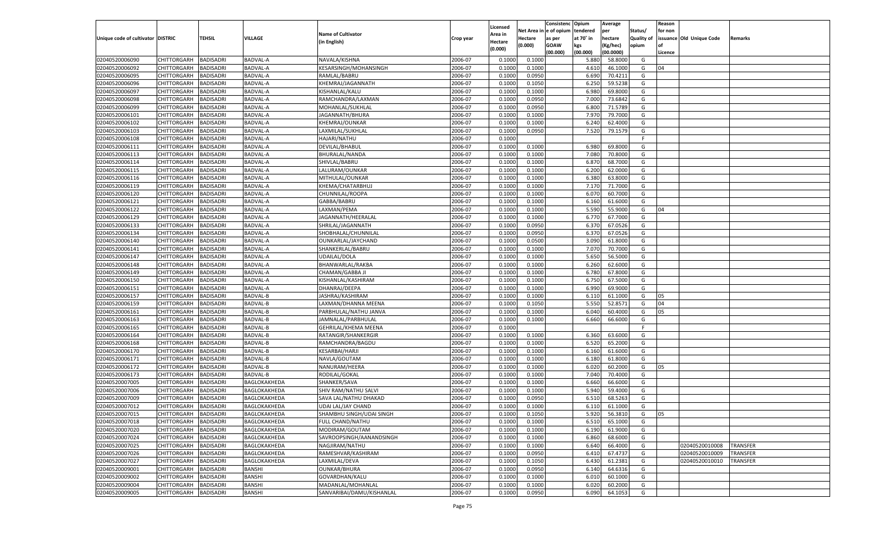| Unique code of cultivator | DISTRIC | TEHSIL | VILLAGE | Name of Cultivator (in English) | Crop year | Licensed Area in Hectare (0.000) | Net Area in Hectare (0.000) | Consistenc e of opium as per GOAW (00.000) | Opium tendered at 70˚ in kgs (00.000) | Average per hectare (Kg/hec) (00.0000) | Status/ Quality of opium | Reason for non issuance of Licence | Old Unique Code | Remarks |
|---|---|---|---|---|---|---|---|---|---|---|---|---|---|---|
| 02040520006090 | CHITTORGARH | BADISADRI | BADVAL-A | NAVALA/KISHNA | 2006-07 | 0.1000 | 0.1000 | | 5.880 | 58.8000 | G | | | |
| 02040520006092 | CHITTORGARH | BADISADRI | BADVAL-A | KESARSINGH/MOHANSINGH | 2006-07 | 0.1000 | 0.1000 | | 4.610 | 46.1000 | G | 04 | | |
| 02040520006095 | CHITTORGARH | BADISADRI | BADVAL-A | RAMLAL/BABRU | 2006-07 | 0.1000 | 0.0950 | | 6.690 | 70.4211 | G | | | |
| 02040520006096 | CHITTORGARH | BADISADRI | BADVAL-A | KHEMRAJ/JAGANNATH | 2006-07 | 0.1000 | 0.1050 | | 6.250 | 59.5238 | G | | | |
| 02040520006097 | CHITTORGARH | BADISADRI | BADVAL-A | KISHANLAL/KALU | 2006-07 | 0.1000 | 0.1000 | | 6.980 | 69.8000 | G | | | |
| 02040520006098 | CHITTORGARH | BADISADRI | BADVAL-A | RAMCHANDRA/LAXMAN | 2006-07 | 0.1000 | 0.0950 | | 7.000 | 73.6842 | G | | | |
| 02040520006099 | CHITTORGARH | BADISADRI | BADVAL-A | MOHANLAL/SUKHLAL | 2006-07 | 0.1000 | 0.0950 | | 6.800 | 71.5789 | G | | | |
| 02040520006101 | CHITTORGARH | BADISADRI | BADVAL-A | JAGANNATH/BHURA | 2006-07 | 0.1000 | 0.1000 | | 7.970 | 79.7000 | G | | | |
| 02040520006102 | CHITTORGARH | BADISADRI | BADVAL-A | KHEMRAJ/OUNKAR | 2006-07 | 0.1000 | 0.1000 | | 6.240 | 62.4000 | G | | | |
| 02040520006103 | CHITTORGARH | BADISADRI | BADVAL-A | LAXMILAL/SUKHLAL | 2006-07 | 0.1000 | 0.0950 | | 7.520 | 79.1579 | G | | | |
| 02040520006108 | CHITTORGARH | BADISADRI | BADVAL-A | HAJARI/NATHU | 2006-07 | 0.1000 | | | | | F | | | |
| 02040520006111 | CHITTORGARH | BADISADRI | BADVAL-A | DEVILAL/BHABUL | 2006-07 | 0.1000 | 0.1000 | | 6.980 | 69.8000 | G | | | |
| 02040520006113 | CHITTORGARH | BADISADRI | BADVAL-A | BHURALAL/NANDA | 2006-07 | 0.1000 | 0.1000 | | 7.080 | 70.8000 | G | | | |
| 02040520006114 | CHITTORGARH | BADISADRI | BADVAL-A | SHIVLAL/BABRU | 2006-07 | 0.1000 | 0.1000 | | 6.870 | 68.7000 | G | | | |
| 02040520006115 | CHITTORGARH | BADISADRI | BADVAL-A | LALURAM/OUNKAR | 2006-07 | 0.1000 | 0.1000 | | 6.200 | 62.0000 | G | | | |
| 02040520006116 | CHITTORGARH | BADISADRI | BADVAL-A | MITHULAL/OUNKAR | 2006-07 | 0.1000 | 0.1000 | | 6.380 | 63.8000 | G | | | |
| 02040520006119 | CHITTORGARH | BADISADRI | BADVAL-A | KHEMA/CHATARBHUJ | 2006-07 | 0.1000 | 0.1000 | | 7.170 | 71.7000 | G | | | |
| 02040520006120 | CHITTORGARH | BADISADRI | BADVAL-A | CHUNNILAL/ROOPA | 2006-07 | 0.1000 | 0.1000 | | 6.070 | 60.7000 | G | | | |
| 02040520006121 | CHITTORGARH | BADISADRI | BADVAL-A | GABBA/BABRU | 2006-07 | 0.1000 | 0.1000 | | 6.160 | 61.6000 | G | | | |
| 02040520006122 | CHITTORGARH | BADISADRI | BADVAL-A | LAXMAN/PEMA | 2006-07 | 0.1000 | 0.1000 | | 5.590 | 55.9000 | G | 04 | | |
| 02040520006129 | CHITTORGARH | BADISADRI | BADVAL-A | JAGANNATH/HEERALAL | 2006-07 | 0.1000 | 0.1000 | | 6.770 | 67.7000 | G | | | |
| 02040520006133 | CHITTORGARH | BADISADRI | BADVAL-A | SHRILAL/JAGANNATH | 2006-07 | 0.1000 | 0.0950 | | 6.370 | 67.0526 | G | | | |
| 02040520006134 | CHITTORGARH | BADISADRI | BADVAL-A | SHOBHALAL/CHUNNILAL | 2006-07 | 0.1000 | 0.0950 | | 6.370 | 67.0526 | G | | | |
| 02040520006140 | CHITTORGARH | BADISADRI | BADVAL-A | OUNKARLAL/JAYCHAND | 2006-07 | 0.1000 | 0.0500 | | 3.090 | 61.8000 | G | | | |
| 02040520006141 | CHITTORGARH | BADISADRI | BADVAL-A | SHANKERLAL/BABRU | 2006-07 | 0.1000 | 0.1000 | | 7.070 | 70.7000 | G | | | |
| 02040520006147 | CHITTORGARH | BADISADRI | BADVAL-A | UDAILAL/DOLA | 2006-07 | 0.1000 | 0.1000 | | 5.650 | 56.5000 | G | | | |
| 02040520006148 | CHITTORGARH | BADISADRI | BADVAL-A | BHANWARLAL/RAKBA | 2006-07 | 0.1000 | 0.1000 | | 6.260 | 62.6000 | G | | | |
| 02040520006149 | CHITTORGARH | BADISADRI | BADVAL-A | CHAMAN/GABBA JI | 2006-07 | 0.1000 | 0.1000 | | 6.780 | 67.8000 | G | | | |
| 02040520006150 | CHITTORGARH | BADISADRI | BADVAL-A | KISHANLAL/KASHIRAM | 2006-07 | 0.1000 | 0.1000 | | 6.750 | 67.5000 | G | | | |
| 02040520006151 | CHITTORGARH | BADISADRI | BADVAL-A | DHANRAJ/DEEPA | 2006-07 | 0.1000 | 0.1000 | | 6.990 | 69.9000 | G | | | |
| 02040520006157 | CHITTORGARH | BADISADRI | BADVAL-B | JASHRAJ/KASHIRAM | 2006-07 | 0.1000 | 0.1000 | | 6.110 | 61.1000 | G | 05 | | |
| 02040520006159 | CHITTORGARH | BADISADRI | BADVAL-B | LAXMAN/DHANNA MEENA | 2006-07 | 0.1000 | 0.1050 | | 5.550 | 52.8571 | G | 04 | | |
| 02040520006161 | CHITTORGARH | BADISADRI | BADVAL-B | PARBHULAL/NATHU JANVA | 2006-07 | 0.1000 | 0.1000 | | 6.040 | 60.4000 | G | 05 | | |
| 02040520006163 | CHITTORGARH | BADISADRI | BADVAL-B | JAMNALAL/PARBHULAL | 2006-07 | 0.1000 | 0.1000 | | 6.660 | 66.6000 | G | | | |
| 02040520006165 | CHITTORGARH | BADISADRI | BADVAL-B | GEHRILAL/KHEMA MEENA | 2006-07 | 0.1000 | | | | | F | | | |
| 02040520006164 | CHITTORGARH | BADISADRI | BADVAL-B | RATANGIR/SHANKERGIR | 2006-07 | 0.1000 | 0.1000 | | 6.360 | 63.6000 | G | | | |
| 02040520006168 | CHITTORGARH | BADISADRI | BADVAL-B | RAMCHANDRA/BAGDU | 2006-07 | 0.1000 | 0.1000 | | 6.520 | 65.2000 | G | | | |
| 02040520006170 | CHITTORGARH | BADISADRI | BADVAL-B | KESARBAI/HARJI | 2006-07 | 0.1000 | 0.1000 | | 6.160 | 61.6000 | G | | | |
| 02040520006171 | CHITTORGARH | BADISADRI | BADVAL-B | NAVLA/GOUTAM | 2006-07 | 0.1000 | 0.1000 | | 6.180 | 61.8000 | G | | | |
| 02040520006172 | CHITTORGARH | BADISADRI | BADVAL-B | NANURAM/HEERA | 2006-07 | 0.1000 | 0.1000 | | 6.020 | 60.2000 | G | 05 | | |
| 02040520006173 | CHITTORGARH | BADISADRI | BADVAL-B | RODILAL/GOKAL | 2006-07 | 0.1000 | 0.1000 | | 7.040 | 70.4000 | G | | | |
| 02040520007005 | CHITTORGARH | BADISADRI | BAGLOKAKHEDA | SHANKER/SAVA | 2006-07 | 0.1000 | 0.1000 | | 6.660 | 66.6000 | G | | | |
| 02040520007006 | CHITTORGARH | BADISADRI | BAGLOKAKHEDA | SHIV RAM/NATHU SALVI | 2006-07 | 0.1000 | 0.1000 | | 5.940 | 59.4000 | G | | | |
| 02040520007009 | CHITTORGARH | BADISADRI | BAGLOKAKHEDA | SAVA LAL/NATHU DHAKAD | 2006-07 | 0.1000 | 0.0950 | | 6.510 | 68.5263 | G | | | |
| 02040520007012 | CHITTORGARH | BADISADRI | BAGLOKAKHEDA | UDAI LAL/JAY CHAND | 2006-07 | 0.1000 | 0.1000 | | 6.110 | 61.1000 | G | | | |
| 02040520007015 | CHITTORGARH | BADISADRI | BAGLOKAKHEDA | SHAMBHU SINGH/UDAI SINGH | 2006-07 | 0.1000 | 0.1050 | | 5.920 | 56.3810 | G | 05 | | |
| 02040520007018 | CHITTORGARH | BADISADRI | BAGLOKAKHEDA | FULL CHAND/NATHU | 2006-07 | 0.1000 | 0.1000 | | 6.510 | 65.1000 | G | | | |
| 02040520007020 | CHITTORGARH | BADISADRI | BAGLOKAKHEDA | MODIRAM/GOUTAM | 2006-07 | 0.1000 | 0.1000 | | 6.190 | 61.9000 | G | | | |
| 02040520007024 | CHITTORGARH | BADISADRI | BAGLOKAKHEDA | SAVROOPSINGH/AANANDSINGH | 2006-07 | 0.1000 | 0.1000 | | 6.860 | 68.6000 | G | | | |
| 02040520007025 | CHITTORGARH | BADISADRI | BAGLOKAKHEDA | NAGJIRAM/NATHU | 2006-07 | 0.1000 | 0.1000 | | 6.640 | 66.4000 | G | | 02040520010008 | TRANSFER |
| 02040520007026 | CHITTORGARH | BADISADRI | BAGLOKAKHEDA | RAMESHVAR/KASHIRAM | 2006-07 | 0.1000 | 0.0950 | | 6.410 | 67.4737 | G | | 02040520010009 | TRANSFER |
| 02040520007027 | CHITTORGARH | BADISADRI | BAGLOKAKHEDA | LAXMILAL/DEVA | 2006-07 | 0.1000 | 0.1050 | | 6.430 | 61.2381 | G | | 02040520010010 | TRANSFER |
| 02040520009001 | CHITTORGARH | BADISADRI | BANSHI | OUNKAR/BHURA | 2006-07 | 0.1000 | 0.0950 | | 6.140 | 64.6316 | G | | | |
| 02040520009002 | CHITTORGARH | BADISADRI | BANSHI | GOVARDHAN/KALU | 2006-07 | 0.1000 | 0.1000 | | 6.010 | 60.1000 | G | | | |
| 02040520009004 | CHITTORGARH | BADISADRI | BANSHI | MADANLAL/MOHANLAL | 2006-07 | 0.1000 | 0.1000 | | 6.020 | 60.2000 | G | | | |
| 02040520009005 | CHITTORGARH | BADISADRI | BANSHI | SANVARIBAI/DAMU/KISHANLAL | 2006-07 | 0.1000 | 0.0950 | | 6.090 | 64.1053 | G | | | |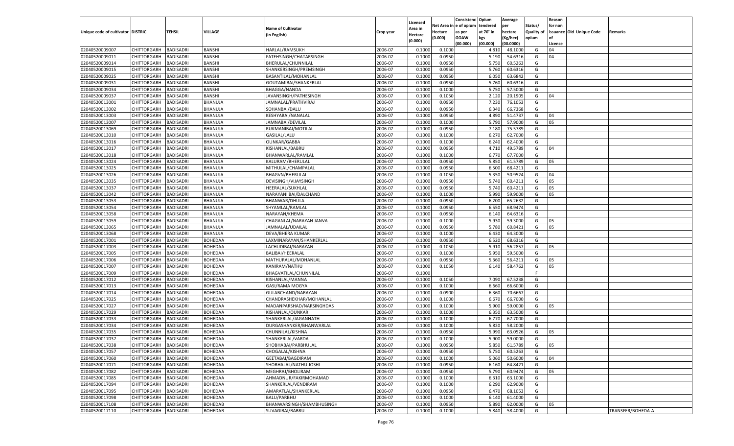| Unique code of cultivator | DISTRIC | TEHSIL | VILLAGE | Name of Cultivator (in English) | Crop year | Licensed Area in Hectare (0.000) | Net Area in Hectare (0.000) | Consistenc e of opium as per GOAW (00.000) | Opium tendered at 70° in kgs (00.000) | Average per hectare (Kg/hec) (00.0000) | Status/ Quality of opium | Reason for non issuance of Licence | Old Unique Code | Remarks |
|---|---|---|---|---|---|---|---|---|---|---|---|---|---|---|
| 02040520009007 | CHITTORGARH | BADISADRI | BANSHI | HARLAL/RAMSUKH | 2006-07 | 0.1000 | 0.1000 | | 4.810 | 48.1000 | G | 04 | | |
| 02040520009011 | CHITTORGARH | BADISADRI | BANSHI | FATEHSINGH/CHATARSINGH | 2006-07 | 0.1000 | 0.0950 | | 5.190 | 54.6316 | G | 04 | | |
| 02040520009014 | CHITTORGARH | BADISADRI | BANSHI | BHERULAL/CHUNNILAL | 2006-07 | 0.1000 | 0.0950 | | 5.750 | 60.5263 | G | | | |
| 02040520009015 | CHITTORGARH | BADISADRI | BANSHI | SHANKERSINGH/PREMSINGH | 2006-07 | 0.1000 | 0.0950 | | 5.760 | 60.6316 | G | | | |
| 02040520009025 | CHITTORGARH | BADISADRI | BANSHI | BASANTILAL/MOHANLAL | 2006-07 | 0.1000 | 0.0950 | | 6.050 | 63.6842 | G | | | |
| 02040520009031 | CHITTORGARH | BADISADRI | BANSHI | GOUTAMIBAI/SHANKERLAL | 2006-07 | 0.1000 | 0.0950 | | 5.760 | 60.6316 | G | | | |
| 02040520009034 | CHITTORGARH | BADISADRI | BANSHI | BHAGGA/NANDA | 2006-07 | 0.1000 | 0.1000 | | 5.750 | 57.5000 | G | | | |
| 02040520009037 | CHITTORGARH | BADISADRI | BANSHI | JAVANSINGH/PATHESINGH | 2006-07 | 0.1000 | 0.1050 | | 2.120 | 20.1905 | G | 04 | | |
| 02040520013001 | CHITTORGARH | BADISADRI | BHANUJA | JAMNALAL/PRATHVIRAJ | 2006-07 | 0.1000 | 0.0950 | | 7.230 | 76.1053 | G | | | |
| 02040520013002 | CHITTORGARH | BADISADRI | BHANUJA | SOHANBAI/DALU | 2006-07 | 0.1000 | 0.0950 | | 6.340 | 66.7368 | G | | | |
| 02040520013003 | CHITTORGARH | BADISADRI | BHANUJA | KESHYABAI/NANALAL | 2006-07 | 0.1000 | 0.0950 | | 4.890 | 51.4737 | G | 04 | | |
| 02040520013007 | CHITTORGARH | BADISADRI | BHANUJA | JAMNABAI/DEVILAL | 2006-07 | 0.1000 | 0.1000 | | 5.790 | 57.9000 | G | 05 | | |
| 02040520013069 | CHITTORGARH | BADISADRI | BHANUJA | RUKMANIBAI/MOTILAL | 2006-07 | 0.1000 | 0.0950 | | 7.180 | 75.5789 | G | | | |
| 02040520013010 | CHITTORGARH | BADISADRI | BHANUJA | GASILAL/LALU | 2006-07 | 0.1000 | 0.1000 | | 6.270 | 62.7000 | G | | | |
| 02040520013016 | CHITTORGARH | BADISADRI | BHANUJA | OUNKAR/GABBA | 2006-07 | 0.1000 | 0.1000 | | 6.240 | 62.4000 | G | | | |
| 02040520013017 | CHITTORGARH | BADISADRI | BHANUJA | KISHANLAL/BABRU | 2006-07 | 0.1000 | 0.0950 | | 4.710 | 49.5789 | G | 04 | | |
| 02040520013018 | CHITTORGARH | BADISADRI | BHANUJA | BHANWARLAL/RAMLAL | 2006-07 | 0.1000 | 0.1000 | | 6.770 | 67.7000 | G | | | |
| 02040520013024 | CHITTORGARH | BADISADRI | BHANUJA | KALURAM/BHERULAL | 2006-07 | 0.1000 | 0.0950 | | 5.850 | 61.5789 | G | 05 | | |
| 02040520013025 | CHITTORGARH | BADISADRI | BHANUJA | MITHULAL/CHAMPALAL | 2006-07 | 0.1000 | 0.0950 | | 6.500 | 68.4211 | G | | | |
| 02040520013026 | CHITTORGARH | BADISADRI | BHANUJA | BHAGVN/BHERULAL | 2006-07 | 0.1000 | 0.1050 | | 5.350 | 50.9524 | G | 04 | | |
| 02040520013035 | CHITTORGARH | BADISADRI | BHANUJA | DEVISINGH/VIJAYSINGH | 2006-07 | 0.1000 | 0.0950 | | 5.740 | 60.4211 | G | 05 | | |
| 02040520013037 | CHITTORGARH | BADISADRI | BHANUJA | HEERALAL/SUKHLAL | 2006-07 | 0.1000 | 0.0950 | | 5.740 | 60.4211 | G | 05 | | |
| 02040520013042 | CHITTORGARH | BADISADRI | BHANUJA | NARAYANI BAI/DALCHAND | 2006-07 | 0.1000 | 0.1000 | | 5.990 | 59.9000 | G | 05 | | |
| 02040520013053 | CHITTORGARH | BADISADRI | BHANUJA | BHANWAR/DHULA | 2006-07 | 0.1000 | 0.0950 | | 6.200 | 65.2632 | G | | | |
| 02040520013054 | CHITTORGARH | BADISADRI | BHANUJA | SHYAMLAL/RAMLAL | 2006-07 | 0.1000 | 0.0950 | | 6.550 | 68.9474 | G | | | |
| 02040520013058 | CHITTORGARH | BADISADRI | BHANUJA | NARAYAN/KHEMA | 2006-07 | 0.1000 | 0.0950 | | 6.140 | 64.6316 | G | | | |
| 02040520013059 | CHITTORGARH | BADISADRI | BHANUJA | CHAGANLAL/NARAYAN JANVA | 2006-07 | 0.1000 | 0.1000 | | 5.930 | 59.3000 | G | 05 | | |
| 02040520013065 | CHITTORGARH | BADISADRI | BHANUJA | JAMNALAL/UDAILAL | 2006-07 | 0.1000 | 0.0950 | | 5.780 | 60.8421 | G | 05 | | |
| 02040520013068 | CHITTORGARH | BADISADRI | BHANUJA | DEVA/BHERA KUMAR | 2006-07 | 0.1000 | 0.1000 | | 6.430 | 64.3000 | G | | | |
| 02040520017001 | CHITTORGARH | BADISADRI | BOHEDAA | LAXMINARAYAN/SHANKERLAL | 2006-07 | 0.1000 | 0.0950 | | 6.520 | 68.6316 | G | | | |
| 02040520017003 | CHITTORGARH | BADISADRI | BOHEDAA | LACHUDIBAI/NARAYAN | 2006-07 | 0.1000 | 0.1050 | | 5.910 | 56.2857 | G | 05 | | |
| 02040520017005 | CHITTORGARH | BADISADRI | BOHEDAA | BALIBAI/HEERALAL | 2006-07 | 0.1000 | 0.1000 | | 5.950 | 59.5000 | G | | | |
| 02040520017006 | CHITTORGARH | BADISADRI | BOHEDAA | MATHURALAL/MOHANLAL | 2006-07 | 0.1000 | 0.0950 | | 5.360 | 56.4211 | G | 05 | | |
| 02040520017007 | CHITTORGARH | BADISADRI | BOHEDAA | KANIRAM/NATHU | 2006-07 | 0.1000 | 0.1050 | | 6.140 | 58.4762 | G | 05 | | |
| 02040520017009 | CHITTORGARH | BADISADRI | BOHEDAA | BHAGVATILAL/CHUNNILAL | 2006-07 | 0.1000 | | | | | F | | | |
| 02040520017012 | CHITTORGARH | BADISADRI | BOHEDAA | KISHANLAL/MANNA | 2006-07 | 0.1000 | 0.1050 | | 7.090 | 67.5238 | G | | | |
| 02040520017013 | CHITTORGARH | BADISADRI | BOHEDAA | GASI/RAMA MOGYA | 2006-07 | 0.1000 | 0.1000 | | 6.660 | 66.6000 | G | | | |
| 02040520017014 | CHITTORGARH | BADISADRI | BOHEDAA | GULABCHAND/NARAYAN | 2006-07 | 0.1000 | 0.0900 | | 6.360 | 70.6667 | G | | | |
| 02040520017025 | CHITTORGARH | BADISADRI | BOHEDAA | CHANDRASHEKHAR/MOHANLAL | 2006-07 | 0.1000 | 0.1000 | | 6.670 | 66.7000 | G | | | |
| 02040520017027 | CHITTORGARH | BADISADRI | BOHEDAA | MADANPARSHAD/NARSINGHDAS | 2006-07 | 0.1000 | 0.1000 | | 5.900 | 59.0000 | G | 05 | | |
| 02040520017029 | CHITTORGARH | BADISADRI | BOHEDAA | KISHANLAL/OUNKAR | 2006-07 | 0.1000 | 0.1000 | | 6.350 | 63.5000 | G | | | |
| 02040520017033 | CHITTORGARH | BADISADRI | BOHEDAA | SHANKERLAL/JAGANNATH | 2006-07 | 0.1000 | 0.1000 | | 6.770 | 67.7000 | G | | | |
| 02040520017034 | CHITTORGARH | BADISADRI | BOHEDAA | DURGASHANKER/BHANWARLAL | 2006-07 | 0.1000 | 0.1000 | | 5.820 | 58.2000 | G | | | |
| 02040520017035 | CHITTORGARH | BADISADRI | BOHEDAA | CHUNNILAL/KISHNA | 2006-07 | 0.1000 | 0.0950 | | 5.990 | 63.0526 | G | 05 | | |
| 02040520017037 | CHITTORGARH | BADISADRI | BOHEDAA | SHANKERLAL/VARDA | 2006-07 | 0.1000 | 0.1000 | | 5.900 | 59.0000 | G | | | |
| 02040520017038 | CHITTORGARH | BADISADRI | BOHEDAA | SHOBHABAI/PARBHULAL | 2006-07 | 0.1000 | 0.0950 | | 5.850 | 61.5789 | G | 05 | | |
| 02040520017057 | CHITTORGARH | BADISADRI | BOHEDAA | CHOGALAL/KISHNA | 2006-07 | 0.1000 | 0.0950 | | 5.750 | 60.5263 | G | | | |
| 02040520017060 | CHITTORGARH | BADISADRI | BOHEDAA | GEETABAI/BAGDIRAM | 2006-07 | 0.1000 | 0.1000 | | 5.060 | 50.6000 | G | 04 | | |
| 02040520017071 | CHITTORGARH | BADISADRI | BOHEDAA | SHOBHALAL/NATHU JOSHI | 2006-07 | 0.1000 | 0.0950 | | 6.160 | 64.8421 | G | | | |
| 02040520017082 | CHITTORGARH | BADISADRI | BOHEDAA | MEGHRAJ/BHOLIRAM | 2006-07 | 0.1000 | 0.0950 | | 5.790 | 60.9474 | G | 05 | | |
| 02040520017085 | CHITTORGARH | BADISADRI | BOHEDAA | AHMADNUR/FAKIRMOHAMAD | 2006-07 | 0.1000 | 0.1000 | | 6.310 | 63.1000 | G | | | |
| 02040520017094 | CHITTORGARH | BADISADRI | BOHEDAA | SHANKERLAL/VENDIRAM | 2006-07 | 0.1000 | 0.1000 | | 6.290 | 62.9000 | G | | | |
| 02040520017095 | CHITTORGARH | BADISADRI | BOHEDAA | AMARATLAL/SHANKERLAL | 2006-07 | 0.1000 | 0.0950 | | 6.470 | 68.1053 | G | | | |
| 02040520017098 | CHITTORGARH | BADISADRI | BOHEDAA | BALU/PARBHU | 2006-07 | 0.1000 | 0.1000 | | 6.140 | 61.4000 | G | | | |
| 02040520017108 | CHITTORGARH | BADISADRI | BOHEDAB | BHANWARSINGH/SHAMBHUSINGH | 2006-07 | 0.1000 | 0.0950 | | 5.890 | 62.0000 | G | 05 | | |
| 02040520017110 | CHITTORGARH | BADISADRI | BOHEDAB | SUVAGIBAI/BABRU | 2006-07 | 0.1000 | 0.1000 | | 5.840 | 58.4000 | G | | | TRANSFER/BOHEDA-A |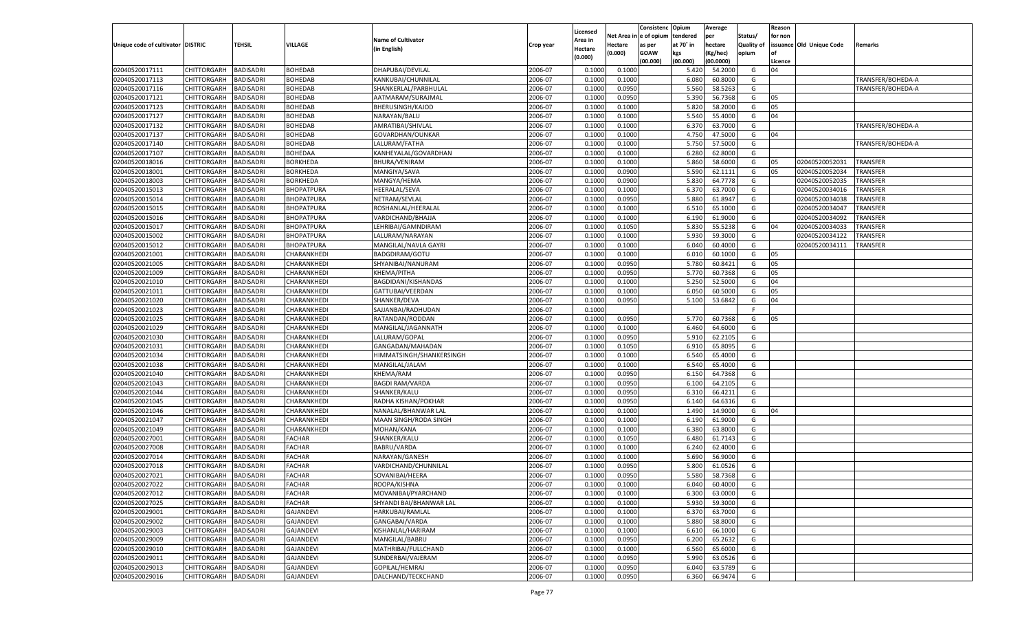| Unique code of cultivator | DISTRIC | TEHSIL | VILLAGE | Name of Cultivator (in English) | Crop year | Licensed Area in Hectare (0.000) | Net Area in Hectare (0.000) | Consistence of opium as per GOAW (00.000) | Opium tendered at 70° in kgs (00.000) | Average per hectare (Kg/hec) (00.0000) | Status/ Quality of opium | Reason for non issuance of Licence | Old Unique Code | Remarks |
|---|---|---|---|---|---|---|---|---|---|---|---|---|---|---|
| 02040520017111 | CHITTORGARH | BADISADRI | BOHEDAB | DHAPUBAI/DEVILAL | 2006-07 | 0.1000 | 0.1000 | | 5.420 | 54.2000 | G | 04 | | |
| 02040520017113 | CHITTORGARH | BADISADRI | BOHEDAB | KANKUBAI/CHUNNILAL | 2006-07 | 0.1000 | 0.1000 | | 6.080 | 60.8000 | G | | | TRANSFER/BOHEDA-A |
| 02040520017116 | CHITTORGARH | BADISADRI | BOHEDAB | SHANKERLAL/PARBHULAL | 2006-07 | 0.1000 | 0.0950 | | 5.560 | 58.5263 | G | | | TRANSFER/BOHEDA-A |
| 02040520017121 | CHITTORGARH | BADISADRI | BOHEDAB | AATMARAM/SURAJMAL | 2006-07 | 0.1000 | 0.0950 | | 5.390 | 56.7368 | G | 05 | | |
| 02040520017123 | CHITTORGARH | BADISADRI | BOHEDAB | BHERUSINGH/KAJOD | 2006-07 | 0.1000 | 0.1000 | | 5.820 | 58.2000 | G | 05 | | |
| 02040520017127 | CHITTORGARH | BADISADRI | BOHEDAB | NARAYAN/BALU | 2006-07 | 0.1000 | 0.1000 | | 5.540 | 55.4000 | G | 04 | | |
| 02040520017132 | CHITTORGARH | BADISADRI | BOHEDAB | AMRATIBAI/SHIVLAL | 2006-07 | 0.1000 | 0.1000 | | 6.370 | 63.7000 | G | | | TRANSFER/BOHEDA-A |
| 02040520017137 | CHITTORGARH | BADISADRI | BOHEDAB | GOVARDHAN/OUNKAR | 2006-07 | 0.1000 | 0.1000 | | 4.750 | 47.5000 | G | 04 | | |
| 02040520017140 | CHITTORGARH | BADISADRI | BOHEDAB | LALURAM/FATHA | 2006-07 | 0.1000 | 0.1000 | | 5.750 | 57.5000 | G | | | TRANSFER/BOHEDA-A |
| 02040520017107 | CHITTORGARH | BADISADRI | BOHEDAA | KANHEYALAL/GOVARDHAN | 2006-07 | 0.1000 | 0.1000 | | 6.280 | 62.8000 | G | | | |
| 02040520018016 | CHITTORGARH | BADISADRI | BORKHEDA | BHURA/VENIRAM | 2006-07 | 0.1000 | 0.1000 | | 5.860 | 58.6000 | G | 05 | 02040520052031 | TRANSFER |
| 02040520018001 | CHITTORGARH | BADISADRI | BORKHEDA | MANGIYA/SAVA | 2006-07 | 0.1000 | 0.0900 | | 5.590 | 62.1111 | G | 05 | 02040520052034 | TRANSFER |
| 02040520018003 | CHITTORGARH | BADISADRI | BORKHEDA | MANGYA/HEMA | 2006-07 | 0.1000 | 0.0900 | | 5.830 | 64.7778 | G | | 02040520052035 | TRANSFER |
| 02040520015013 | CHITTORGARH | BADISADRI | BHOPATPURA | HEERALAL/SEVA | 2006-07 | 0.1000 | 0.1000 | | 6.370 | 63.7000 | G | | 02040520034016 | TRANSFER |
| 02040520015014 | CHITTORGARH | BADISADRI | BHOPATPURA | NETRAM/SEVLAL | 2006-07 | 0.1000 | 0.0950 | | 5.880 | 61.8947 | G | | 02040520034038 | TRANSFER |
| 02040520015015 | CHITTORGARH | BADISADRI | BHOPATPURA | ROSHANLAL/HEERALAL | 2006-07 | 0.1000 | 0.1000 | | 6.510 | 65.1000 | G | | 02040520034047 | TRANSFER |
| 02040520015016 | CHITTORGARH | BADISADRI | BHOPATPURA | VARDICHAND/BHAJJA | 2006-07 | 0.1000 | 0.1000 | | 6.190 | 61.9000 | G | | 02040520034092 | TRANSFER |
| 02040520015017 | CHITTORGARH | BADISADRI | BHOPATPURA | LEHRIBAI/GAMNDIRAM | 2006-07 | 0.1000 | 0.1050 | | 5.830 | 55.5238 | G | 04 | 02040520034033 | TRANSFER |
| 02040520015002 | CHITTORGARH | BADISADRI | BHOPATPURA | LALURAM/NARAYAN | 2006-07 | 0.1000 | 0.1000 | | 5.930 | 59.3000 | G | | 02040520034122 | TRANSFER |
| 02040520015012 | CHITTORGARH | BADISADRI | BHOPATPURA | MANGILAL/NAVLA GAYRI | 2006-07 | 0.1000 | 0.1000 | | 6.040 | 60.4000 | G | | 02040520034111 | TRANSFER |
| 02040520021001 | CHITTORGARH | BADISADRI | CHARANKHEDI | BADGDIRAM/GOTU | 2006-07 | 0.1000 | 0.1000 | | 6.010 | 60.1000 | G | 05 | | |
| 02040520021005 | CHITTORGARH | BADISADRI | CHARANKHEDI | SHYANIBAI/NANURAM | 2006-07 | 0.1000 | 0.0950 | | 5.780 | 60.8421 | G | 05 | | |
| 02040520021009 | CHITTORGARH | BADISADRI | CHARANKHEDI | KHEMA/PITHA | 2006-07 | 0.1000 | 0.0950 | | 5.770 | 60.7368 | G | 05 | | |
| 02040520021010 | CHITTORGARH | BADISADRI | CHARANKHEDI | BAGDIDANI/KISHANDAS | 2006-07 | 0.1000 | 0.1000 | | 5.250 | 52.5000 | G | 04 | | |
| 02040520021011 | CHITTORGARH | BADISADRI | CHARANKHEDI | GATTUBAI/VEERDAN | 2006-07 | 0.1000 | 0.1000 | | 6.050 | 60.5000 | G | 05 | | |
| 02040520021020 | CHITTORGARH | BADISADRI | CHARANKHEDI | SHANKER/DEVA | 2006-07 | 0.1000 | 0.0950 | | 5.100 | 53.6842 | G | 04 | | |
| 02040520021023 | CHITTORGARH | BADISADRI | CHARANKHEDI | SAJJANBAI/RADHUDAN | 2006-07 | 0.1000 | | | | | F | | | |
| 02040520021025 | CHITTORGARH | BADISADRI | CHARANKHEDI | RATANDAN/RODDAN | 2006-07 | 0.1000 | 0.0950 | | 5.770 | 60.7368 | G | 05 | | |
| 02040520021029 | CHITTORGARH | BADISADRI | CHARANKHEDI | MANGILAL/JAGANNATH | 2006-07 | 0.1000 | 0.1000 | | 6.460 | 64.6000 | G | | | |
| 02040520021030 | CHITTORGARH | BADISADRI | CHARANKHEDI | LALURAM/GOPAL | 2006-07 | 0.1000 | 0.0950 | | 5.910 | 62.2105 | G | | | |
| 02040520021031 | CHITTORGARH | BADISADRI | CHARANKHEDI | GANGADAN/MAHADAN | 2006-07 | 0.1000 | 0.1050 | | 6.910 | 65.8095 | G | | | |
| 02040520021034 | CHITTORGARH | BADISADRI | CHARANKHEDI | HIMMATSINGH/SHANKERSINGH | 2006-07 | 0.1000 | 0.1000 | | 6.540 | 65.4000 | G | | | |
| 02040520021038 | CHITTORGARH | BADISADRI | CHARANKHEDI | MANGILAL/JALAM | 2006-07 | 0.1000 | 0.1000 | | 6.540 | 65.4000 | G | | | |
| 02040520021040 | CHITTORGARH | BADISADRI | CHARANKHEDI | KHEMA/RAM | 2006-07 | 0.1000 | 0.0950 | | 6.150 | 64.7368 | G | | | |
| 02040520021043 | CHITTORGARH | BADISADRI | CHARANKHEDI | BAGDI RAM/VARDA | 2006-07 | 0.1000 | 0.0950 | | 6.100 | 64.2105 | G | | | |
| 02040520021044 | CHITTORGARH | BADISADRI | CHARANKHEDI | SHANKER/KALU | 2006-07 | 0.1000 | 0.0950 | | 6.310 | 66.4211 | G | | | |
| 02040520021045 | CHITTORGARH | BADISADRI | CHARANKHEDI | RADHA KISHAN/POKHAR | 2006-07 | 0.1000 | 0.0950 | | 6.140 | 64.6316 | G | | | |
| 02040520021046 | CHITTORGARH | BADISADRI | CHARANKHEDI | NANALAL/BHANWAR LAL | 2006-07 | 0.1000 | 0.1000 | | 1.490 | 14.9000 | G | 04 | | |
| 02040520021047 | CHITTORGARH | BADISADRI | CHARANKHEDI | MAAN SINGH/RODA SINGH | 2006-07 | 0.1000 | 0.1000 | | 6.190 | 61.9000 | G | | | |
| 02040520021049 | CHITTORGARH | BADISADRI | CHARANKHEDI | MOHAN/KANA | 2006-07 | 0.1000 | 0.1000 | | 6.380 | 63.8000 | G | | | |
| 02040520027001 | CHITTORGARH | BADISADRI | FACHAR | SHANKER/KALU | 2006-07 | 0.1000 | 0.1050 | | 6.480 | 61.7143 | G | | | |
| 02040520027008 | CHITTORGARH | BADISADRI | FACHAR | BABRU/VARDA | 2006-07 | 0.1000 | 0.1000 | | 6.240 | 62.4000 | G | | | |
| 02040520027014 | CHITTORGARH | BADISADRI | FACHAR | NARAYAN/GANESH | 2006-07 | 0.1000 | 0.1000 | | 5.690 | 56.9000 | G | | | |
| 02040520027018 | CHITTORGARH | BADISADRI | FACHAR | VARDICHAND/CHUNNILAL | 2006-07 | 0.1000 | 0.0950 | | 5.800 | 61.0526 | G | | | |
| 02040520027021 | CHITTORGARH | BADISADRI | FACHAR | SOVANIBAI/HEERA | 2006-07 | 0.1000 | 0.0950 | | 5.580 | 58.7368 | G | | | |
| 02040520027022 | CHITTORGARH | BADISADRI | FACHAR | ROOPA/KISHNA | 2006-07 | 0.1000 | 0.1000 | | 6.040 | 60.4000 | G | | | |
| 02040520027012 | CHITTORGARH | BADISADRI | FACHAR | MOVANIBAI/PYARCHAND | 2006-07 | 0.1000 | 0.1000 | | 6.300 | 63.0000 | G | | | |
| 02040520027025 | CHITTORGARH | BADISADRI | FACHAR | SHYANDI BAI/BHANWAR LAL | 2006-07 | 0.1000 | 0.1000 | | 5.930 | 59.3000 | G | | | |
| 02040520029001 | CHITTORGARH | BADISADRI | GAJANDEVI | HARKUBAI/RAMLAL | 2006-07 | 0.1000 | 0.1000 | | 6.370 | 63.7000 | G | | | |
| 02040520029002 | CHITTORGARH | BADISADRI | GAJANDEVI | GANGABAI/VARDA | 2006-07 | 0.1000 | 0.1000 | | 5.880 | 58.8000 | G | | | |
| 02040520029003 | CHITTORGARH | BADISADRI | GAJANDEVI | KISHANLAL/HARIRAM | 2006-07 | 0.1000 | 0.1000 | | 6.610 | 66.1000 | G | | | |
| 02040520029009 | CHITTORGARH | BADISADRI | GAJANDEVI | MANGILAL/BABRU | 2006-07 | 0.1000 | 0.0950 | | 6.200 | 65.2632 | G | | | |
| 02040520029010 | CHITTORGARH | BADISADRI | GAJANDEVI | MATHRIBAI/FULLCHAND | 2006-07 | 0.1000 | 0.1000 | | 6.560 | 65.6000 | G | | | |
| 02040520029011 | CHITTORGARH | BADISADRI | GAJANDEVI | SUNDERBAI/VAJERAM | 2006-07 | 0.1000 | 0.0950 | | 5.990 | 63.0526 | G | | | |
| 02040520029013 | CHITTORGARH | BADISADRI | GAJANDEVI | GOPILAL/HEMRAJ | 2006-07 | 0.1000 | 0.0950 | | 6.040 | 63.5789 | G | | | |
| 02040520029016 | CHITTORGARH | BADISADRI | GAJANDEVI | DALCHAND/TECKCHAND | 2006-07 | 0.1000 | 0.0950 | | 6.360 | 66.9474 | G | | | |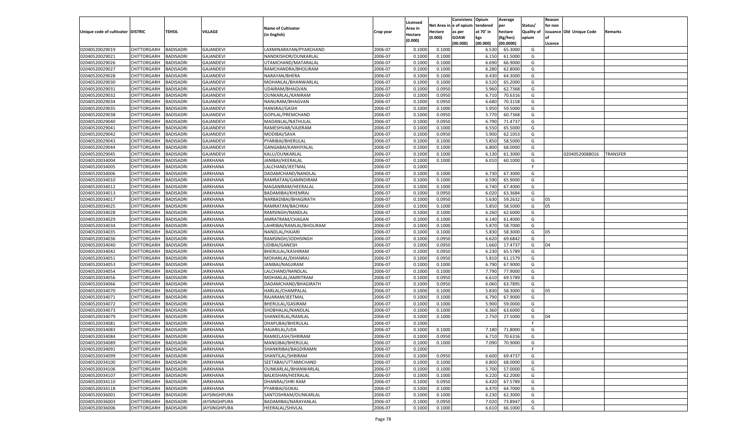| Unique code of cultivator | DISTRIC | TEHSIL | VILLAGE | Name of Cultivator (in English) | Crop year | Licensed Area in Hectare (0.000) | Net Area in Hectare (0.000) | Consistenc e of opium as per GOAW (00.000) | Opium tendered at 70° in kgs (00.000) | Average per hectare (Kg/hec) (00.0000) | Status/ Quality of opium | Reason for non issuance of Licence | Old Unique Code | Remarks |
|---|---|---|---|---|---|---|---|---|---|---|---|---|---|---|
| 02040520029019 | CHITTORGARH | BADISADRI | GAJANDEVI | LAXMINARAYAN/PYARCHAND | 2006-07 | 0.1000 | 0.1000 |  | 6.530 | 65.3000 | G |  |  |  |
| 02040520029021 | CHITTORGARH | BADISADRI | GAJANDEVI | NANDKISHOR/OUNKARLAL | 2006-07 | 0.1000 | 0.1000 |  | 6.150 | 61.5000 | G |  |  |  |
| 02040520029026 | CHITTORGARH | BADISADRI | GAJANDEVI | UTAMCHAND/MATARALAL | 2006-07 | 0.1000 | 0.1000 |  | 6.690 | 66.9000 | G |  |  |  |
| 02040520029027 | CHITTORGARH | BADISADRI | GAJANDEVI | RAMCHANDRA/BHOLIRAM | 2006-07 | 0.1000 | 0.1000 |  | 6.280 | 62.8000 | G |  |  |  |
| 02040520029028 | CHITTORGARH | BADISADRI | GAJANDEVI | NARAYAN/BHERA | 2006-07 | 0.1000 | 0.1000 |  | 6.430 | 64.3000 | G |  |  |  |
| 02040520029030 | CHITTORGARH | BADISADRI | GAJANDEVI | MOHANLAL/BHANWARLAL | 2006-07 | 0.1000 | 0.1000 |  | 6.520 | 65.2000 | G |  |  |  |
| 02040520029031 | CHITTORGARH | BADISADRI | GAJANDEVI | UDAIRAM/BHAGVAN | 2006-07 | 0.1000 | 0.0950 |  | 5.960 | 62.7368 | G |  |  |  |
| 02040520029032 | CHITTORGARH | BADISADRI | GAJANDEVI | OUNKARLAL/KANIRAM | 2006-07 | 0.1000 | 0.0950 |  | 6.710 | 70.6316 | G |  |  |  |
| 02040520029034 | CHITTORGARH | BADISADRI | GAJANDEVI | NANURAM/BHAGVAN | 2006-07 | 0.1000 | 0.0950 |  | 6.680 | 70.3158 | G |  |  |  |
| 02040520029035 | CHITTORGARH | BADISADRI | GAJANDEVI | HANSRAJ/GASHI | 2006-07 | 0.1000 | 0.1000 |  | 5.950 | 59.5000 | G |  |  |  |
| 02040520029038 | CHITTORGARH | BADISADRI | GAJANDEVI | GOPILAL/PREMCHAND | 2006-07 | 0.1000 | 0.0950 |  | 5.770 | 60.7368 | G |  |  |  |
| 02040520029040 | CHITTORGARH | BADISADRI | GAJANDEVI | MADANLAL/NATHULAL | 2006-07 | 0.1000 | 0.0950 |  | 6.790 | 71.4737 | G |  |  |  |
| 02040520029041 | CHITTORGARH | BADISADRI | GAJANDEVI | RAMESHVAR/VAJERAM | 2006-07 | 0.1000 | 0.1000 |  | 6.550 | 65.5000 | G |  |  |  |
| 02040520029042 | CHITTORGARH | BADISADRI | GAJANDEVI | MODIBAI/SAVA | 2006-07 | 0.1000 | 0.0950 |  | 5.900 | 62.1053 | G |  |  |  |
| 02040520029043 | CHITTORGARH | BADISADRI | GAJANDEVI | PYARIBAI/BHERULAL | 2006-07 | 0.1000 | 0.1000 |  | 5.850 | 58.5000 | G |  |  |  |
| 02040520029044 | CHITTORGARH | BADISADRI | GAJANDEVI | GANGABAI/KANHIYALAL | 2006-07 | 0.1000 | 0.1000 |  | 6.800 | 68.0000 | G |  |  |  |
| 02040520029045 | CHITTORGARH | BADISADRI | GAJANDEVI | KALU/OUNKARLAL | 2006-07 | 0.1000 | 0.1000 |  | 6.130 | 61.3000 | G |  | 02040520088016 | TRANSFER |
| 02040520034004 | CHITTORGARH | BADISADRI | JARKHANA | JANIBAI/HEERALAL | 2006-07 | 0.1000 | 0.1000 |  | 6.010 | 60.1000 | G |  |  |  |
| 02040520034005 | CHITTORGARH | BADISADRI | JARKHANA | LALCHAND/JEETMAL | 2006-07 | 0.1000 |  |  |  |  | F |  |  |  |
| 02040520034006 | CHITTORGARH | BADISADRI | JARKHANA | DADAMCHAND/NANDLAL | 2006-07 | 0.1000 | 0.1000 |  | 6.730 | 67.3000 | G |  |  |  |
| 02040520034010 | CHITTORGARH | BADISADRI | JARKHANA | RAMRATAN/GAMNDIRAM | 2006-07 | 0.1000 | 0.1000 |  | 6.590 | 65.9000 | G |  |  |  |
| 02040520034012 | CHITTORGARH | BADISADRI | JARKHANA | MAGANIRAM/HEERALAL | 2006-07 | 0.1000 | 0.1000 |  | 6.740 | 67.4000 | G |  |  |  |
| 02040520034013 | CHITTORGARH | BADISADRI | JARKHANA | BADAMIBAI/KHEMRAJ | 2006-07 | 0.1000 | 0.0950 |  | 6.020 | 63.3684 | G |  |  |  |
| 02040520034017 | CHITTORGARH | BADISADRI | JARKHANA | NARBADIBAI/BHAGIRATH | 2006-07 | 0.1000 | 0.0950 |  | 5.630 | 59.2632 | G | 05 |  |  |
| 02040520034025 | CHITTORGARH | BADISADRI | JARKHANA | RAMRATAN/BACHRAJ | 2006-07 | 0.1000 | 0.1000 |  | 5.850 | 58.5000 | G | 05 |  |  |
| 02040520034028 | CHITTORGARH | BADISADRI | JARKHANA | RAMSINGH/NANDLAL | 2006-07 | 0.1000 | 0.1000 |  | 6.260 | 62.6000 | G |  |  |  |
| 02040520034029 | CHITTORGARH | BADISADRI | JARKHANA | AMRATRAM/CHAGAN | 2006-07 | 0.1000 | 0.1000 |  | 6.140 | 61.4000 | G |  |  |  |
| 02040520034034 | CHITTORGARH | BADISADRI | JARKHANA | LAHRIBAI/RAMLAL/BHOLIRAM | 2006-07 | 0.1000 | 0.1000 |  | 5.870 | 58.7000 | G |  |  |  |
| 02040520034035 | CHITTORGARH | BADISADRI | JARKHANA | NANDLAL/HAJARI | 2006-07 | 0.1000 | 0.1000 |  | 5.830 | 58.3000 | G | 05 |  |  |
| 02040520034036 | CHITTORGARH | BADISADRI | JARKHANA | RAMSINGH/JODHSINGH | 2006-07 | 0.1000 | 0.0950 |  | 6.620 | 69.6842 | G |  |  |  |
| 02040520034040 | CHITTORGARH | BADISADRI | JARKHANA | UDIBAI/GANESH | 2006-07 | 0.1000 | 0.0950 |  | 1.660 | 17.4737 | G | 04 |  |  |
| 02040520034042 | CHITTORGARH | BADISADRI | JARKHANA | BHERULAL/KASHIRAM | 2006-07 | 0.1000 | 0.0950 |  | 6.230 | 65.5789 | G |  |  |  |
| 02040520034051 | CHITTORGARH | BADISADRI | JARKHANA | MOHANLAL/DHANRAJ | 2006-07 | 0.1000 | 0.0950 |  | 5.810 | 61.1579 | G |  |  |  |
| 02040520034053 | CHITTORGARH | BADISADRI | JARKHANA | JANIBAI/NAGJIRAM | 2006-07 | 0.1000 | 0.1000 |  | 6.790 | 67.9000 | G |  |  |  |
| 02040520034054 | CHITTORGARH | BADISADRI | JARKHANA | LALCHAND/NANDLAL | 2006-07 | 0.1000 | 0.1000 |  | 7.790 | 77.9000 | G |  |  |  |
| 02040520034056 | CHITTORGARH | BADISADRI | JARKHANA | MOHANLAL/AMRITRAM | 2006-07 | 0.1000 | 0.0950 |  | 6.610 | 69.5789 | G |  |  |  |
| 02040520034066 | CHITTORGARH | BADISADRI | JARKHANA | DADAMCHAND/BHAGIRATH | 2006-07 | 0.1000 | 0.0950 |  | 6.060 | 63.7895 | G |  |  |  |
| 02040520034070 | CHITTORGARH | BADISADRI | JARKHANA | HARLAL/CHAMPALAL | 2006-07 | 0.1000 | 0.1000 |  | 5.830 | 58.3000 | G | 05 |  |  |
| 02040520034071 | CHITTORGARH | BADISADRI | JARKHANA | RAJARAM/JEETMAL | 2006-07 | 0.1000 | 0.1000 |  | 6.790 | 67.9000 | G |  |  |  |
| 02040520034072 | CHITTORGARH | BADISADRI | JARKHANA | BHERULAL/GASIRAM | 2006-07 | 0.1000 | 0.1000 |  | 5.900 | 59.0000 | G |  |  |  |
| 02040520034073 | CHITTORGARH | BADISADRI | JARKHANA | SHOBHALAL/NANDLAL | 2006-07 | 0.1000 | 0.1000 |  | 6.360 | 63.6000 | G |  |  |  |
| 02040520034079 | CHITTORGARH | BADISADRI | JARKHANA | SHANKERLAL/RAMLAL | 2006-07 | 0.1000 | 0.1000 |  | 2.750 | 27.5000 | G | 04 |  |  |
| 02040520034081 | CHITTORGARH | BADISADRI | JARKHANA | DHAPUBAI/BHERULAL | 2006-07 | 0.1000 |  |  |  |  | F |  |  |  |
| 02040520034083 | CHITTORGARH | BADISADRI | JARKHANA | HAJARILAL/UDA | 2006-07 | 0.1000 | 0.1000 |  | 7.180 | 71.8000 | G |  |  |  |
| 02040520034084 | CHITTORGARH | BADISADRI | JARKHANA | RAMKELASH/SHRIRAM | 2006-07 | 0.1000 | 0.0950 |  | 6.710 | 70.6316 | G |  |  |  |
| 02040520034089 | CHITTORGARH | BADISADRI | JARKHANA | MANGIBAI/BHERULAL | 2006-07 | 0.1000 | 0.1000 |  | 7.090 | 70.9000 | G |  |  |  |
| 02040520034091 | CHITTORGARH | BADISADRI | JARKHANA | SHANKRIBAI/BAGDIRAMN | 2006-07 | 0.1000 |  |  |  |  | F |  |  |  |
| 02040520034099 | CHITTORGARH | BADISADRI | JARKHANA | SHANTILAL/SHRIRAM | 2006-07 | 0.1000 | 0.0950 |  | 6.600 | 69.4737 | G |  |  |  |
| 02040520034100 | CHITTORGARH | BADISADRI | JARKHANA | SEETABAI/UTTAMICHAND | 2006-07 | 0.1000 | 0.1000 |  | 6.800 | 68.0000 | G |  |  |  |
| 02040520034106 | CHITTORGARH | BADISADRI | JARKHANA | OUNKARLAL/BHANWARLAL | 2006-07 | 0.1000 | 0.1000 |  | 5.700 | 57.0000 | G |  |  |  |
| 02040520034107 | CHITTORGARH | BADISADRI | JARKHANA | BALKISHAN/HEERALAL | 2006-07 | 0.1000 | 0.1000 |  | 6.220 | 62.2000 | G |  |  |  |
| 02040520034110 | CHITTORGARH | BADISADRI | JARKHANA | DHANRAJ/SHRI RAM | 2006-07 | 0.1000 | 0.0950 |  | 6.420 | 67.5789 | G |  |  |  |
| 02040520034118 | CHITTORGARH | BADISADRI | JARKHANA | PYARIBAI/GOKAL | 2006-07 | 0.1000 | 0.1000 |  | 6.470 | 64.7000 | G |  |  |  |
| 02040520036001 | CHITTORGARH | BADISADRI | JAYSINGHPURA | SANTOSHRAM/OUNKARLAL | 2006-07 | 0.1000 | 0.1000 |  | 6.230 | 62.3000 | G |  |  |  |
| 02040520036003 | CHITTORGARH | BADISADRI | JAYSINGHPURA | BADAMIBAI/NARAYANLAL | 2006-07 | 0.1000 | 0.0950 |  | 7.020 | 73.8947 | G |  |  |  |
| 02040520036006 | CHITTORGARH | BADISADRI | JAYSINGHPURA | HEERALAL/SHIVLAL | 2006-07 | 0.1000 | 0.1000 |  | 6.610 | 66.1000 | G |  |  |  |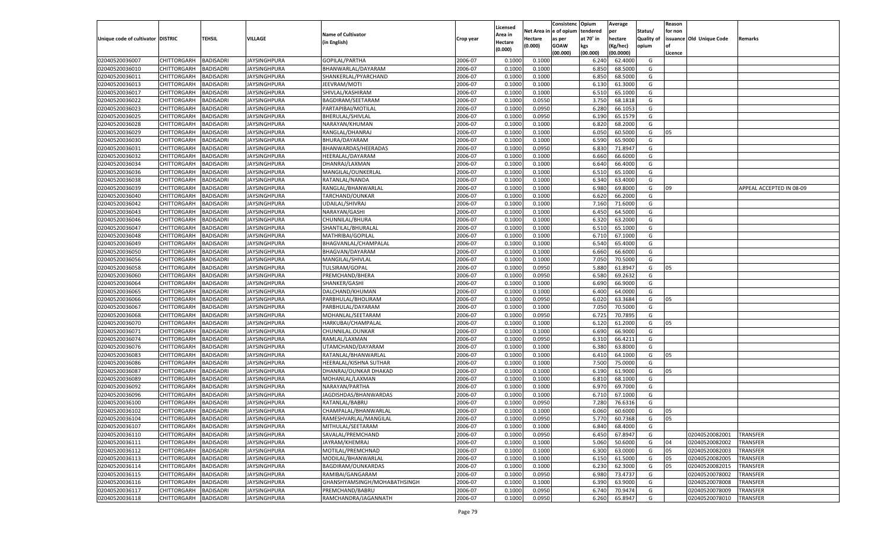| Unique code of cultivator | DISTRIC | TEHSIL | VILLAGE | Name of Cultivator (in English) | Crop year | Licensed Area in Hectare (0.000) | Net Area in Hectare (0.000) | Consistenc e of opium as per GOAW (00.000) | Opium tendered at 70° in kgs (00.000) | Average per hectare (Kg/hec) (00.0000) | Status/ Quality of opium | Reason for non issuance of Licence | Old Unique Code | Remarks |
|---|---|---|---|---|---|---|---|---|---|---|---|---|---|---|
| 02040520036007 | CHITTORGARH | BADISADRI | JAYSINGHPURA | GOPILAL/PARTHA | 2006-07 | 0.1000 | 0.1000 | | 6.240 | 62.4000 | G | | | |
| 02040520036010 | CHITTORGARH | BADISADRI | JAYSINGHPURA | BHANWARLAL/DAYARAM | 2006-07 | 0.1000 | 0.1000 | | 6.850 | 68.5000 | G | | | |
| 02040520036011 | CHITTORGARH | BADISADRI | JAYSINGHPURA | SHANKERLAL/PYARCHAND | 2006-07 | 0.1000 | 0.1000 | | 6.850 | 68.5000 | G | | | |
| 02040520036013 | CHITTORGARH | BADISADRI | JAYSINGHPURA | JEEVRAM/MOTI | 2006-07 | 0.1000 | 0.1000 | | 6.130 | 61.3000 | G | | | |
| 02040520036017 | CHITTORGARH | BADISADRI | JAYSINGHPURA | SHIVLAL/KASHIRAM | 2006-07 | 0.1000 | 0.1000 | | 6.510 | 65.1000 | G | | | |
| 02040520036022 | CHITTORGARH | BADISADRI | JAYSINGHPURA | BAGDIRAM/SEETARAM | 2006-07 | 0.1000 | 0.0550 | | 3.750 | 68.1818 | G | | | |
| 02040520036023 | CHITTORGARH | BADISADRI | JAYSINGHPURA | PARTAPIBAI/MOTILAL | 2006-07 | 0.1000 | 0.0950 | | 6.280 | 66.1053 | G | | | |
| 02040520036025 | CHITTORGARH | BADISADRI | JAYSINGHPURA | BHERULAL/SHIVLAL | 2006-07 | 0.1000 | 0.0950 | | 6.190 | 65.1579 | G | | | |
| 02040520036028 | CHITTORGARH | BADISADRI | JAYSINGHPURA | NARAYAN/KHUMAN | 2006-07 | 0.1000 | 0.1000 | | 6.820 | 68.2000 | G | | | |
| 02040520036029 | CHITTORGARH | BADISADRI | JAYSINGHPURA | RANGLAL/DHANRAJ | 2006-07 | 0.1000 | 0.1000 | | 6.050 | 60.5000 | G | 05 | | |
| 02040520036030 | CHITTORGARH | BADISADRI | JAYSINGHPURA | BHURA/DAYARAM | 2006-07 | 0.1000 | 0.1000 | | 6.590 | 65.9000 | G | | | |
| 02040520036031 | CHITTORGARH | BADISADRI | JAYSINGHPURA | BHANWARDAS/HEERADAS | 2006-07 | 0.1000 | 0.0950 | | 6.830 | 71.8947 | G | | | |
| 02040520036032 | CHITTORGARH | BADISADRI | JAYSINGHPURA | HEERALAL/DAYARAM | 2006-07 | 0.1000 | 0.1000 | | 6.660 | 66.6000 | G | | | |
| 02040520036034 | CHITTORGARH | BADISADRI | JAYSINGHPURA | DHANRAJ/LAXMAN | 2006-07 | 0.1000 | 0.1000 | | 6.640 | 66.4000 | G | | | |
| 02040520036036 | CHITTORGARH | BADISADRI | JAYSINGHPURA | MANGILAL/OUNKERLAL | 2006-07 | 0.1000 | 0.1000 | | 6.510 | 65.1000 | G | | | |
| 02040520036038 | CHITTORGARH | BADISADRI | JAYSINGHPURA | RATANLAL/NANDA | 2006-07 | 0.1000 | 0.1000 | | 6.340 | 63.4000 | G | | | |
| 02040520036039 | CHITTORGARH | BADISADRI | JAYSINGHPURA | RANGLAL/BHANWARLAL | 2006-07 | 0.1000 | 0.1000 | | 6.980 | 69.8000 | G | 09 | | APPEAL ACCEPTED IN 08-09 |
| 02040520036040 | CHITTORGARH | BADISADRI | JAYSINGHPURA | TARCHAND/OUNKAR | 2006-07 | 0.1000 | 0.1000 | | 6.620 | 66.2000 | G | | | |
| 02040520036042 | CHITTORGARH | BADISADRI | JAYSINGHPURA | UDAILAL/SHIVRAJ | 2006-07 | 0.1000 | 0.1000 | | 7.160 | 71.6000 | G | | | |
| 02040520036043 | CHITTORGARH | BADISADRI | JAYSINGHPURA | NARAYAN/GASHI | 2006-07 | 0.1000 | 0.1000 | | 6.450 | 64.5000 | G | | | |
| 02040520036046 | CHITTORGARH | BADISADRI | JAYSINGHPURA | CHUNNILAL/BHURA | 2006-07 | 0.1000 | 0.1000 | | 6.320 | 63.2000 | G | | | |
| 02040520036047 | CHITTORGARH | BADISADRI | JAYSINGHPURA | SHANTILAL/BHURALAL | 2006-07 | 0.1000 | 0.1000 | | 6.510 | 65.1000 | G | | | |
| 02040520036048 | CHITTORGARH | BADISADRI | JAYSINGHPURA | MATHRIBAI/GOPILAL | 2006-07 | 0.1000 | 0.1000 | | 6.710 | 67.1000 | G | | | |
| 02040520036049 | CHITTORGARH | BADISADRI | JAYSINGHPURA | BHAGVANLAL/CHAMPALAL | 2006-07 | 0.1000 | 0.1000 | | 6.540 | 65.4000 | G | | | |
| 02040520036050 | CHITTORGARH | BADISADRI | JAYSINGHPURA | BHAGVAN/DAYARAM | 2006-07 | 0.1000 | 0.1000 | | 6.660 | 66.6000 | G | | | |
| 02040520036056 | CHITTORGARH | BADISADRI | JAYSINGHPURA | MANGILAL/SHIVLAL | 2006-07 | 0.1000 | 0.1000 | | 7.050 | 70.5000 | G | | | |
| 02040520036058 | CHITTORGARH | BADISADRI | JAYSINGHPURA | TULSIRAM/GOPAL | 2006-07 | 0.1000 | 0.0950 | | 5.880 | 61.8947 | G | 05 | | |
| 02040520036060 | CHITTORGARH | BADISADRI | JAYSINGHPURA | PREMCHAND/BHERA | 2006-07 | 0.1000 | 0.0950 | | 6.580 | 69.2632 | G | | | |
| 02040520036064 | CHITTORGARH | BADISADRI | JAYSINGHPURA | SHANKER/GASHI | 2006-07 | 0.1000 | 0.1000 | | 6.690 | 66.9000 | G | | | |
| 02040520036065 | CHITTORGARH | BADISADRI | JAYSINGHPURA | DALCHAND/KHUMAN | 2006-07 | 0.1000 | 0.1000 | | 6.400 | 64.0000 | G | | | |
| 02040520036066 | CHITTORGARH | BADISADRI | JAYSINGHPURA | PARBHULAL/BHOLIRAM | 2006-07 | 0.1000 | 0.0950 | | 6.020 | 63.3684 | G | 05 | | |
| 02040520036067 | CHITTORGARH | BADISADRI | JAYSINGHPURA | PARBHULAL/DAYARAM | 2006-07 | 0.1000 | 0.1000 | | 7.050 | 70.5000 | G | | | |
| 02040520036068 | CHITTORGARH | BADISADRI | JAYSINGHPURA | MOHANLAL/SEETARAM | 2006-07 | 0.1000 | 0.0950 | | 6.725 | 70.7895 | G | | | |
| 02040520036070 | CHITTORGARH | BADISADRI | JAYSINGHPURA | HARKUBAI/CHAMPALAL | 2006-07 | 0.1000 | 0.1000 | | 6.120 | 61.2000 | G | 05 | | |
| 02040520036071 | CHITTORGARH | BADISADRI | JAYSINGHPURA | CHUNNILAL.OUNKAR | 2006-07 | 0.1000 | 0.1000 | | 6.690 | 66.9000 | G | | | |
| 02040520036074 | CHITTORGARH | BADISADRI | JAYSINGHPURA | RAMLAL/LAXMAN | 2006-07 | 0.1000 | 0.0950 | | 6.310 | 66.4211 | G | | | |
| 02040520036076 | CHITTORGARH | BADISADRI | JAYSINGHPURA | UTAMCHAND/DAYARAM | 2006-07 | 0.1000 | 0.1000 | | 6.380 | 63.8000 | G | | | |
| 02040520036083 | CHITTORGARH | BADISADRI | JAYSINGHPURA | RATANLAL/BHANWARLAL | 2006-07 | 0.1000 | 0.1000 | | 6.410 | 64.1000 | G | 05 | | |
| 02040520036086 | CHITTORGARH | BADISADRI | JAYSINGHPURA | HEERALAL/KISHNA SUTHAR | 2006-07 | 0.1000 | 0.1000 | | 7.500 | 75.0000 | G | | | |
| 02040520036087 | CHITTORGARH | BADISADRI | JAYSINGHPURA | DHANRAJ/OUNKAR DHAKAD | 2006-07 | 0.1000 | 0.1000 | | 6.190 | 61.9000 | G | 05 | | |
| 02040520036089 | CHITTORGARH | BADISADRI | JAYSINGHPURA | MOHANLAL/LAXMAN | 2006-07 | 0.1000 | 0.1000 | | 6.810 | 68.1000 | G | | | |
| 02040520036092 | CHITTORGARH | BADISADRI | JAYSINGHPURA | NARAYAN/PARTHA | 2006-07 | 0.1000 | 0.1000 | | 6.970 | 69.7000 | G | | | |
| 02040520036096 | CHITTORGARH | BADISADRI | JAYSINGHPURA | JAGDISHDAS/BHANWARDAS | 2006-07 | 0.1000 | 0.1000 | | 6.710 | 67.1000 | G | | | |
| 02040520036100 | CHITTORGARH | BADISADRI | JAYSINGHPURA | RATANLAL/BABRU | 2006-07 | 0.1000 | 0.0950 | | 7.280 | 76.6316 | G | | | |
| 02040520036102 | CHITTORGARH | BADISADRI | JAYSINGHPURA | CHAMPALAL/BHANWARLAL | 2006-07 | 0.1000 | 0.1000 | | 6.060 | 60.6000 | G | 05 | | |
| 02040520036104 | CHITTORGARH | BADISADRI | JAYSINGHPURA | RAMESHVARLAL/MANGILAL | 2006-07 | 0.1000 | 0.0950 | | 5.770 | 60.7368 | G | 05 | | |
| 02040520036107 | CHITTORGARH | BADISADRI | JAYSINGHPURA | MITHULAL/SEETARAM | 2006-07 | 0.1000 | 0.1000 | | 6.840 | 68.4000 | G | | | |
| 02040520036110 | CHITTORGARH | BADISADRI | JAYSINGHPURA | SAVALAL/PREMCHAND | 2006-07 | 0.1000 | 0.0950 | | 6.450 | 67.8947 | G | | 02040520082001 | TRANSFER |
| 02040520036111 | CHITTORGARH | BADISADRI | JAYSINGHPURA | JAYRAM/KHEMRAJ | 2006-07 | 0.1000 | 0.1000 | | 5.060 | 50.6000 | G | 04 | 02040520082002 | TRANSFER |
| 02040520036112 | CHITTORGARH | BADISADRI | JAYSINGHPURA | MOTILAL/PREMCHNAD | 2006-07 | 0.1000 | 0.1000 | | 6.300 | 63.0000 | G | 05 | 02040520082003 | TRANSFER |
| 02040520036113 | CHITTORGARH | BADISADRI | JAYSINGHPURA | MODILAL/BHANWARLAL | 2006-07 | 0.1000 | 0.1000 | | 6.150 | 61.5000 | G | 05 | 02040520082005 | TRANSFER |
| 02040520036114 | CHITTORGARH | BADISADRI | JAYSINGHPURA | BAGDIRAM/OUNKARDAS | 2006-07 | 0.1000 | 0.1000 | | 6.230 | 62.3000 | G | 05 | 02040520082015 | TRANSFER |
| 02040520036115 | CHITTORGARH | BADISADRI | JAYSINGHPURA | RAMIBAI/GANGARAM | 2006-07 | 0.1000 | 0.0950 | | 6.980 | 73.4737 | G | | 02040520078002 | TRANSFER |
| 02040520036116 | CHITTORGARH | BADISADRI | JAYSINGHPURA | GHANSHYAMSINGH/MOHABATHSINGH | 2006-07 | 0.1000 | 0.1000 | | 6.390 | 63.9000 | G | | 02040520078008 | TRANSFER |
| 02040520036117 | CHITTORGARH | BADISADRI | JAYSINGHPURA | PREMCHAND/BABRU | 2006-07 | 0.1000 | 0.0950 | | 6.740 | 70.9474 | G | | 02040520078009 | TRANSFER |
| 02040520036118 | CHITTORGARH | BADISADRI | JAYSINGHPURA | RAMCHANDRA/JAGANNATH | 2006-07 | 0.1000 | 0.0950 | | 6.260 | 65.8947 | G | | 02040520078010 | TRANSFER |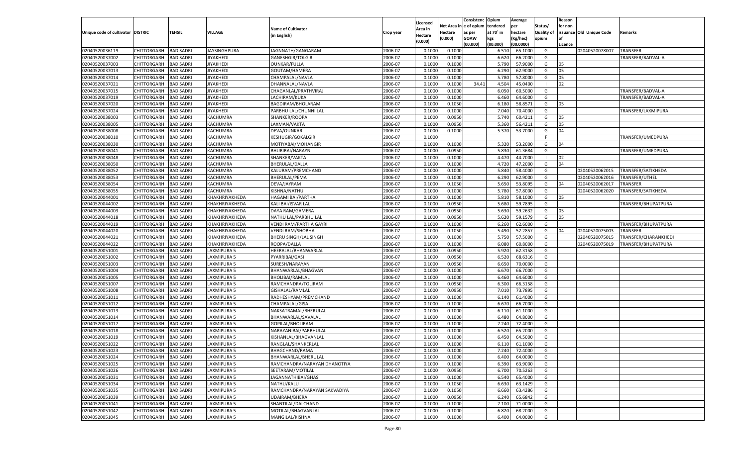| Unique code of cultivator | DISTRIC | TEHSIL | VILLAGE | Name of Cultivator (in English) | Crop year | Licensed Area in Hectare (0.000) | Net Area in Hectare (0.000) | Consistence of opium as per GOAW (00.000) | Opium tendered at 70° in kgs (00.000) | Average per hectare (Kg/hec) (00.0000) | Status/ Quality of opium | Reason for non issuance of Licence | Old Unique Code | Remarks |
|---|---|---|---|---|---|---|---|---|---|---|---|---|---|---|
| 02040520036119 | CHITTORGARH | BADISADRI | JAYSINGHPURA | JAGNNATH/GANGARAM | 2006-07 | 0.1000 | 0.1000 | | 6.510 | 65.1000 | G | | 02040520078007 | TRANSFER |
| 02040520037002 | CHITTORGARH | BADISADRI | JIYAKHEDI | GANESHGIR/TOLGIR | 2006-07 | 0.1000 | 0.1000 | | 6.620 | 66.2000 | G | | | TRANSFER/BADVAL-A |
| 02040520037003 | CHITTORGARH | BADISADRI | JIYAKHEDI | OUNKAR/FULLA | 2006-07 | 0.1000 | 0.1000 | | 5.790 | 57.9000 | G | 05 | | |
| 02040520037013 | CHITTORGARH | BADISADRI | JIYAKHEDI | GOUTAM/HAMERA | 2006-07 | 0.1000 | 0.1000 | | 6.290 | 62.9000 | G | 05 | | |
| 02040520037014 | CHITTORGARH | BADISADRI | JIYAKHEDI | CHAMPALAL/NAVLA | 2006-07 | 0.1000 | 0.1000 | | 5.780 | 57.8000 | G | 05 | | |
| 02040520037021 | CHITTORGARH | BADISADRI | JIYAKHEDI | DHANNALAL/NAVLA | 2006-07 | 0.1000 | 0.1000 | 34.41 | 4.504 | 45.0400 | I | 02 | | |
| 02040520037015 | CHITTORGARH | BADISADRI | JIYAKHEDI | CHAGANLAL/PRATHVIRAJ | 2006-07 | 0.1000 | 0.1000 | | 6.050 | 60.5000 | G | | | TRANSFER/BADVAL-A |
| 02040520037019 | CHITTORGARH | BADISADRI | JIYAKHEDI | LACHIRAM/KUKA | 2006-07 | 0.1000 | 0.1000 | | 6.460 | 64.6000 | G | | | TRANSFER/BADVAL-A |
| 02040520037020 | CHITTORGARH | BADISADRI | JIYAKHEDI | BAGDIRAM/BHOLARAM | 2006-07 | 0.1000 | 0.1050 | | 6.180 | 58.8571 | G | 05 | | |
| 02040520037024 | CHITTORGARH | BADISADRI | JIYAKHEDI | PARBHU LAL/CHUNNI LAL | 2006-07 | 0.1000 | 0.1000 | | 7.040 | 70.4000 | G | | | TRANSFER/LAXMIPURA |
| 02040520038003 | CHITTORGARH | BADISADRI | KACHUMRA | SHANKER/ROOPA | 2006-07 | 0.1000 | 0.0950 | | 5.740 | 60.4211 | G | 05 | | |
| 02040520038005 | CHITTORGARH | BADISADRI | KACHUMRA | LAXMAN/VAKTA | 2006-07 | 0.1000 | 0.0950 | | 5.360 | 56.4211 | G | 05 | | |
| 02040520038008 | CHITTORGARH | BADISADRI | KACHUMRA | DEVA/OUNKAR | 2006-07 | 0.1000 | 0.1000 | | 5.370 | 53.7000 | G | 04 | | |
| 02040520038010 | CHITTORGARH | BADISADRI | KACHUMRA | KESHUGIR/GOKALGIR | 2006-07 | 0.1000 | | | | | F | | | TRANSFER/UMEDPURA |
| 02040520038030 | CHITTORGARH | BADISADRI | KACHUMRA | MOTIYABAI/MOHANGIR | 2006-07 | 0.1000 | 0.1000 | | 5.320 | 53.2000 | G | 04 | | |
| 02040520038041 | CHITTORGARH | BADISADRI | KACHUMRA | BHURIBAI/NARAYN | 2006-07 | 0.1000 | 0.0950 | | 5.830 | 61.3684 | G | | | TRANSFER/UMEDPURA |
| 02040520038048 | CHITTORGARH | BADISADRI | KACHUMRA | SHANKER/VAKTA | 2006-07 | 0.1000 | 0.1000 | | 4.470 | 44.7000 | I | 02 | | |
| 02040520038050 | CHITTORGARH | BADISADRI | KACHUMRA | BHERULAL/DALLA | 2006-07 | 0.1000 | 0.1000 | | 4.720 | 47.2000 | G | 04 | | |
| 02040520038052 | CHITTORGARH | BADISADRI | KACHUMRA | KALURAM/PREMCHAND | 2006-07 | 0.1000 | 0.1000 | | 5.840 | 58.4000 | G | | 02040520062015 | TRANSFER/SATIKHEDA |
| 02040520038053 | CHITTORGARH | BADISADRI | KACHUMRA | BHERULAL/PEMA | 2006-07 | 0.1000 | 0.1000 | | 6.290 | 62.9000 | G | | 02040520062016 | TRANSFER/UTHEL |
| 02040520038054 | CHITTORGARH | BADISADRI | KACHUMRA | DEVA/JAYRAM | 2006-07 | 0.1000 | 0.1050 | | 5.650 | 53.8095 | G | 04 | 02040520062017 | TRANSFER |
| 02040520038055 | CHITTORGARH | BADISADRI | KACHUMRA | KISHNA/NATHU | 2006-07 | 0.1000 | 0.1000 | | 5.780 | 57.8000 | G | | 02040520062020 | TRANSFER/SATIKHEDA |
| 02040520044001 | CHITTORGARH | BADISADRI | KHAKHRIYAKHEDA | HAGAMI BAI/PARTHA | 2006-07 | 0.1000 | 0.1000 | | 5.810 | 58.1000 | G | 05 | | |
| 02040520044002 | CHITTORGARH | BADISADRI | KHAKHRIYAKHEDA | KALI BAI/ISVAR LAL | 2006-07 | 0.1000 | 0.0950 | | 5.680 | 59.7895 | G | | | TRANSFER/BHUPATPURA |
| 02040520044003 | CHITTORGARH | BADISADRI | KHAKHRIYAKHEDA | DAYA RAM/GAMERA | 2006-07 | 0.1000 | 0.0950 | | 5.630 | 59.2632 | G | 05 | | |
| 02040520044018 | CHITTORGARH | BADISADRI | KHAKHRIYAKHEDA | NATHU LAL/PARBHU LAL | 2006-07 | 0.1000 | 0.0950 | | 5.620 | 59.1579 | G | 05 | | |
| 02040520044019 | CHITTORGARH | BADISADRI | KHAKHRIYAKHEDA | VENDI RAM/PARTHA GAYRI | 2006-07 | 0.1000 | 0.1000 | | 6.260 | 62.6000 | G | | | TRANSFER/BHUPATPURA |
| 02040520044020 | CHITTORGARH | BADISADRI | KHAKHRIYAKHEDA | VENDI RAM/SHOBHA | 2006-07 | 0.1000 | 0.1050 | | 5.490 | 52.2857 | G | 04 | 02040520075003 | TRANSFER |
| 02040520044021 | CHITTORGARH | BADISADRI | KHAKHRIYAKHEDA | BHERU SINGH/LAL SINGH | 2006-07 | 0.1000 | 0.1000 | | 5.750 | 57.5000 | G | | 02040520075015 | TRANSFER/CHARANKHEDI |
| 02040520044022 | CHITTORGARH | BADISADRI | KHAKHRIYAKHEDA | ROOPA/DALLA | 2006-07 | 0.1000 | 0.1000 | | 6.080 | 60.8000 | G | | 02040520075019 | TRANSFER/BHUPATPURA |
| 02040520051001 | CHITTORGARH | BADISADRI | LAXMIPURA 5 | HEERALAL/BHANWARLAL | 2006-07 | 0.1000 | 0.0950 | | 5.920 | 62.3158 | G | | | |
| 02040520051002 | CHITTORGARH | BADISADRI | LAXMIPURA 5 | PYARRIBAI/GASI | 2006-07 | 0.1000 | 0.0950 | | 6.520 | 68.6316 | G | | | |
| 02040520051003 | CHITTORGARH | BADISADRI | LAXMIPURA 5 | SURESH/NARAYAN | 2006-07 | 0.1000 | 0.0950 | | 6.650 | 70.0000 | G | | | |
| 02040520051004 | CHITTORGARH | BADISADRI | LAXMIPURA 5 | BHANWARLAL/BHAGVAN | 2006-07 | 0.1000 | 0.1000 | | 6.670 | 66.7000 | G | | | |
| 02040520051005 | CHITTORGARH | BADISADRI | LAXMIPURA 5 | BHOLIBAI/RAMLAL | 2006-07 | 0.1000 | 0.1000 | | 6.460 | 64.6000 | G | | | |
| 02040520051007 | CHITTORGARH | BADISADRI | LAXMIPURA 5 | RAMCHANDRA/TOLIRAM | 2006-07 | 0.1000 | 0.0950 | | 6.300 | 66.3158 | G | | | |
| 02040520051008 | CHITTORGARH | BADISADRI | LAXMIPURA 5 | GISHALAL/RAMLAL | 2006-07 | 0.1000 | 0.0950 | | 7.010 | 73.7895 | G | | | |
| 02040520051011 | CHITTORGARH | BADISADRI | LAXMIPURA 5 | RADHESHYAM/PREMCHAND | 2006-07 | 0.1000 | 0.1000 | | 6.140 | 61.4000 | G | | | |
| 02040520051012 | CHITTORGARH | BADISADRI | LAXMIPURA 5 | CHAMPALAL/GISA | 2006-07 | 0.1000 | 0.1000 | | 6.670 | 66.7000 | G | | | |
| 02040520051013 | CHITTORGARH | BADISADRI | LAXMIPURA 5 | NAKSATRAMAL/BHERULAL | 2006-07 | 0.1000 | 0.1000 | | 6.110 | 61.1000 | G | | | |
| 02040520051014 | CHITTORGARH | BADISADRI | LAXMIPURA 5 | BHANWARLAL/SAVALAL | 2006-07 | 0.1000 | 0.1000 | | 6.480 | 64.8000 | G | | | |
| 02040520051017 | CHITTORGARH | BADISADRI | LAXMIPURA 5 | GOPILAL/BHOLIRAM | 2006-07 | 0.1000 | 0.1000 | | 7.240 | 72.4000 | G | | | |
| 02040520051018 | CHITTORGARH | BADISADRI | LAXMIPURA 5 | NARAYANIBAI/PARBHULAL | 2006-07 | 0.1000 | 0.1000 | | 6.520 | 65.2000 | G | | | |
| 02040520051019 | CHITTORGARH | BADISADRI | LAXMIPURA 5 | KISHANLAL/BHAGVANLAL | 2006-07 | 0.1000 | 0.1000 | | 6.450 | 64.5000 | G | | | |
| 02040520051022 | CHITTORGARH | BADISADRI | LAXMIPURA 5 | RANGLAL/SHANKERLAL | 2006-07 | 0.1000 | 0.1000 | | 6.110 | 61.1000 | G | | | |
| 02040520051023 | CHITTORGARH | BADISADRI | LAXMIPURA 5 | BHAGCHAND/RAMA | 2006-07 | 0.1000 | 0.1000 | | 7.240 | 72.4000 | G | | | |
| 02040520051024 | CHITTORGARH | BADISADRI | LAXMIPURA 5 | BHANWARLAL/BHERULAL | 2006-07 | 0.1000 | 0.1000 | | 6.400 | 64.0000 | G | | | |
| 02040520051025 | CHITTORGARH | BADISADRI | LAXMIPURA 5 | RAMCHANDRA/NARAYAN DHANOTIYA | 2006-07 | 0.1000 | 0.1000 | | 6.390 | 63.9000 | G | | | |
| 02040520051026 | CHITTORGARH | BADISADRI | LAXMIPURA 5 | SEETARAM/MOTILAL | 2006-07 | 0.1000 | 0.0950 | | 6.700 | 70.5263 | G | | | |
| 02040520051031 | CHITTORGARH | BADISADRI | LAXMIPURA 5 | JAGANNATHIBAI/GHASI | 2006-07 | 0.1000 | 0.1000 | | 6.540 | 65.4000 | G | | | |
| 02040520051034 | CHITTORGARH | BADISADRI | LAXMIPURA 5 | NATHU/KALU | 2006-07 | 0.1000 | 0.1050 | | 6.630 | 63.1429 | G | | | |
| 02040520051035 | CHITTORGARH | BADISADRI | LAXMIPURA 5 | RAMCHANDRA/NARAYAN SAKVADIYA | 2006-07 | 0.1000 | 0.1050 | | 6.660 | 63.4286 | G | | | |
| 02040520051039 | CHITTORGARH | BADISADRI | LAXMIPURA 5 | UDAIRAM/BHERA | 2006-07 | 0.1000 | 0.0950 | | 6.240 | 65.6842 | G | | | |
| 02040520051041 | CHITTORGARH | BADISADRI | LAXMIPURA 5 | SHANTILAL/DALCHAND | 2006-07 | 0.1000 | 0.1000 | | 7.100 | 71.0000 | G | | | |
| 02040520051042 | CHITTORGARH | BADISADRI | LAXMIPURA 5 | MOTILAL/BHAGVANLAL | 2006-07 | 0.1000 | 0.1000 | | 6.820 | 68.2000 | G | | | |
| 02040520051045 | CHITTORGARH | BADISADRI | LAXMIPURA 5 | MANGILAL/KISHNA | 2006-07 | 0.1000 | 0.1000 | | 6.400 | 64.0000 | G | | | |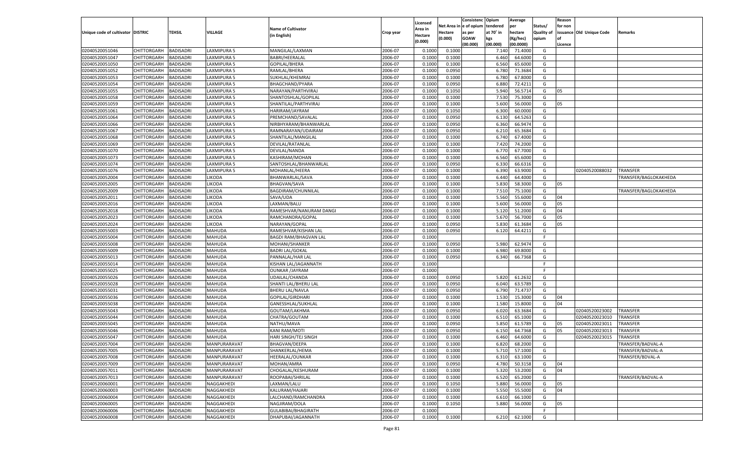| Unique code of cultivator | DISTRIC | TEHSIL | VILLAGE | Name of Cultivator (in English) | Crop year | Licensed Area in Hectare (0.000) | Net Area in Hectare (0.000) | Consistenc e of opium as per GOAW (00.000) | Opium tendered at 70° in kgs (00.000) | Average per hectare (Kg/hec) (00.0000) | Status/ Quality of opium | Reason for non issuance of Licence | Old Unique Code | Remarks |
|---|---|---|---|---|---|---|---|---|---|---|---|---|---|---|
| 02040520051046 | CHITTORGARH | BADISADRI | LAXMIPURA 5 | MANGILAL/LAXMAN | 2006-07 | 0.1000 | 0.1000 | | 7.140 | 71.4000 | G | | | |
| 02040520051047 | CHITTORGARH | BADISADRI | LAXMIPURA 5 | BABRI/HEERALAL | 2006-07 | 0.1000 | 0.1000 | | 6.460 | 64.6000 | G | | | |
| 02040520051050 | CHITTORGARH | BADISADRI | LAXMIPURA 5 | GOPILAL/BHERA | 2006-07 | 0.1000 | 0.1000 | | 6.560 | 65.6000 | G | | | |
| 02040520051052 | CHITTORGARH | BADISADRI | LAXMIPURA 5 | RAMLAL/BHERA | 2006-07 | 0.1000 | 0.0950 | | 6.780 | 71.3684 | G | | | |
| 02040520051053 | CHITTORGARH | BADISADRI | LAXMIPURA 5 | SUKHLAL/KHEMRAJ | 2006-07 | 0.1000 | 0.1000 | | 6.780 | 67.8000 | G | | | |
| 02040520051054 | CHITTORGARH | BADISADRI | LAXMIPURA 5 | BHAGCHAND/PYARA | 2006-07 | 0.1000 | 0.0950 | | 6.880 | 72.4211 | G | | | |
| 02040520051055 | CHITTORGARH | BADISADRI | LAXMIPURA 5 | NARAYAN/PARTHVIRAJ | 2006-07 | 0.1000 | 0.1050 | | 5.940 | 56.5714 | G | 05 | | |
| 02040520051058 | CHITTORGARH | BADISADRI | LAXMIPURA 5 | SHANTOSHLAL/GOPILAL | 2006-07 | 0.1000 | 0.1000 | | 7.530 | 75.3000 | G | | | |
| 02040520051059 | CHITTORGARH | BADISADRI | LAXMIPURA 5 | SHANTILAL/PARTHVIRAJ | 2006-07 | 0.1000 | 0.1000 | | 5.600 | 56.0000 | G | 05 | | |
| 02040520051061 | CHITTORGARH | BADISADRI | LAXMIPURA 5 | HARIRAM/JAYRAM | 2006-07 | 0.1000 | 0.1050 | | 6.300 | 60.0000 | G | | | |
| 02040520051064 | CHITTORGARH | BADISADRI | LAXMIPURA 5 | PREMCHAND/SAVALAL | 2006-07 | 0.1000 | 0.0950 | | 6.130 | 64.5263 | G | | | |
| 02040520051066 | CHITTORGARH | BADISADRI | LAXMIPURA 5 | NIRBHYARAM/BHANWARLAL | 2006-07 | 0.1000 | 0.0950 | | 6.360 | 66.9474 | G | | | |
| 02040520051067 | CHITTORGARH | BADISADRI | LAXMIPURA 5 | RAMNARAYAN/UDAIRAM | 2006-07 | 0.1000 | 0.0950 | | 6.210 | 65.3684 | G | | | |
| 02040520051068 | CHITTORGARH | BADISADRI | LAXMIPURA 5 | SHANTILAL/MANGILAL | 2006-07 | 0.1000 | 0.1000 | | 6.740 | 67.4000 | G | | | |
| 02040520051069 | CHITTORGARH | BADISADRI | LAXMIPURA 5 | DEVILAL/RATANLAL | 2006-07 | 0.1000 | 0.1000 | | 7.420 | 74.2000 | G | | | |
| 02040520051070 | CHITTORGARH | BADISADRI | LAXMIPURA 5 | DEVILAL/NANDA | 2006-07 | 0.1000 | 0.1000 | | 6.770 | 67.7000 | G | | | |
| 02040520051073 | CHITTORGARH | BADISADRI | LAXMIPURA 5 | KASHIRAM/MOHAN | 2006-07 | 0.1000 | 0.1000 | | 6.560 | 65.6000 | G | | | |
| 02040520051074 | CHITTORGARH | BADISADRI | LAXMIPURA 5 | SANTOSHLAL/BHANWARLAL | 2006-07 | 0.1000 | 0.0950 | | 6.330 | 66.6316 | G | | | |
| 02040520051076 | CHITTORGARH | BADISADRI | LAXMIPURA 5 | MOHANLAL/HEERA | 2006-07 | 0.1000 | 0.1000 | | 6.390 | 63.9000 | G | | 02040520088032 | TRANSFER |
| 02040520052004 | CHITTORGARH | BADISADRI | LIKODA | BHANWARLAL/SAVA | 2006-07 | 0.1000 | 0.1000 | | 6.440 | 64.4000 | G | | | TRANSFER/BAGLOKAKHEDA |
| 02040520052005 | CHITTORGARH | BADISADRI | LIKODA | BHAGVAN/SAVA | 2006-07 | 0.1000 | 0.1000 | | 5.830 | 58.3000 | G | 05 | | |
| 02040520052009 | CHITTORGARH | BADISADRI | LIKODA | BAGDIRAM/CHUNNILAL | 2006-07 | 0.1000 | 0.1000 | | 7.510 | 75.1000 | G | | | TRANSFER/BAGLOKAKHEDA |
| 02040520052011 | CHITTORGARH | BADISADRI | LIKODA | SAVA/UDA | 2006-07 | 0.1000 | 0.1000 | | 5.560 | 55.6000 | G | 04 | | |
| 02040520052016 | CHITTORGARH | BADISADRI | LIKODA | LAXMAN/BALU | 2006-07 | 0.1000 | 0.1000 | | 5.600 | 56.0000 | G | 05 | | |
| 02040520052018 | CHITTORGARH | BADISADRI | LIKODA | RAMESHVAR/NANURAM DANGI | 2006-07 | 0.1000 | 0.1000 | | 5.120 | 51.2000 | G | 04 | | |
| 02040520052023 | CHITTORGARH | BADISADRI | LIKODA | RAMCHANDRA/GOPAL | 2006-07 | 0.1000 | 0.1000 | | 5.670 | 56.7000 | G | 05 | | |
| 02040520052024 | CHITTORGARH | BADISADRI | LIKODA | NARAYAN/GOPAL | 2006-07 | 0.1000 | 0.0950 | | 5.830 | 61.3684 | G | 05 | | |
| 02040520055003 | CHITTORGARH | BADISADRI | MAHUDA | RAMESHVAR/KISHAN LAL | 2006-07 | 0.1000 | 0.0950 | | 6.120 | 64.4211 | G | | | |
| 02040520055004 | CHITTORGARH | BADISADRI | MAHUDA | BAGDI RAM/BHAGVAN LAL | 2006-07 | 0.1000 | | | | | F | | | |
| 02040520055008 | CHITTORGARH | BADISADRI | MAHUDA | MOHANI/SHANKER | 2006-07 | 0.1000 | 0.0950 | | 5.980 | 62.9474 | G | | | |
| 02040520055009 | CHITTORGARH | BADISADRI | MAHUDA | BADRI LAL/GOKAL | 2006-07 | 0.1000 | 0.1000 | | 6.980 | 69.8000 | G | | | |
| 02040520055013 | CHITTORGARH | BADISADRI | MAHUDA | PANNALAL/HAR LAL | 2006-07 | 0.1000 | 0.0950 | | 6.340 | 66.7368 | G | | | |
| 02040520055014 | CHITTORGARH | BADISADRI | MAHUDA | KISHAN LAL/JAGANNATH | 2006-07 | 0.1000 | | | | | F | | | |
| 02040520055025 | CHITTORGARH | BADISADRI | MAHUDA | OUNKAR /JAYRAM | 2006-07 | 0.1000 | | | | | F | | | |
| 02040520055026 | CHITTORGARH | BADISADRI | MAHUDA | UDAILAL/CHANDA | 2006-07 | 0.1000 | 0.0950 | | 5.820 | 61.2632 | G | | | |
| 02040520055028 | CHITTORGARH | BADISADRI | MAHUDA | SHANTI LAL/BHERU LAL | 2006-07 | 0.1000 | 0.0950 | | 6.040 | 63.5789 | G | | | |
| 02040520055031 | CHITTORGARH | BADISADRI | MAHUDA | BHERU LAL/NAVLA | 2006-07 | 0.1000 | 0.0950 | | 6.790 | 71.4737 | G | | | |
| 02040520055036 | CHITTORGARH | BADISADRI | MAHUDA | GOPILAL/GIRDHARI | 2006-07 | 0.1000 | 0.1000 | | 1.530 | 15.3000 | G | 04 | | |
| 02040520055038 | CHITTORGARH | BADISADRI | MAHUDA | GANESSHLAL/SUKHLAL | 2006-07 | 0.1000 | 0.1000 | | 1.580 | 15.8000 | G | 04 | | |
| 02040520055043 | CHITTORGARH | BADISADRI | MAHUDA | GOUTAM/LAKHMA | 2006-07 | 0.1000 | 0.0950 | | 6.020 | 63.3684 | G | | 02040520023002 | TRANSFER |
| 02040520055044 | CHITTORGARH | BADISADRI | MAHUDA | CHATRA/GOUTAM | 2006-07 | 0.1000 | 0.1000 | | 6.510 | 65.1000 | G | | 02040520023010 | TRANSFER |
| 02040520055045 | CHITTORGARH | BADISADRI | MAHUDA | NATHU/MAVA | 2006-07 | 0.1000 | 0.0950 | | 5.850 | 61.5789 | G | 05 | 02040520023011 | TRANSFER |
| 02040520055046 | CHITTORGARH | BADISADRI | MAHUDA | KANI RAM/MOTI | 2006-07 | 0.1000 | 0.0950 | | 6.150 | 64.7368 | G | 05 | 02040520023013 | TRANSFER |
| 02040520055047 | CHITTORGARH | BADISADRI | MAHUDA | HARI SINGH/TEJ SINGH | 2006-07 | 0.1000 | 0.1000 | | 6.460 | 64.6000 | G | | 02040520023015 | TRANSFER |
| 02040520057004 | CHITTORGARH | BADISADRI | MANPURARAVAT | BHAGVAN/DEEPA | 2006-07 | 0.1000 | 0.1000 | | 6.820 | 68.2000 | G | | | TRANSFER/BADVAL-A |
| 02040520057005 | CHITTORGARH | BADISADRI | MANPURARAVAT | SHANKERLAL/HEMA | 2006-07 | 0.1000 | 0.1000 | | 5.710 | 57.1000 | G | | | TRANSFER/BADVAL-A |
| 02040520057008 | CHITTORGARH | BADISADRI | MANPURARAVAT | HEERALAL/OUNKAR | 2006-07 | 0.1000 | 0.1000 | | 6.310 | 63.1000 | G | | | TRANSFER/BDVAL-A |
| 02040520057009 | CHITTORGARH | BADISADRI | MANPURARAVAT | MOHAN/AMRA | 2006-07 | 0.1000 | 0.0950 | | 4.780 | 50.3158 | G | 04 | | |
| 02040520057011 | CHITTORGARH | BADISADRI | MANPURARAVAT | CHOGALAL/KESHURAM | 2006-07 | 0.1000 | 0.1000 | | 5.320 | 53.2000 | G | 04 | | |
| 02040520057013 | CHITTORGARH | BADISADRI | MANPURARAVAT | ROOPABAI/SHRILAL | 2006-07 | 0.1000 | 0.1000 | | 6.520 | 65.2000 | G | | | TRANSFER/BADVAL-A |
| 02040520060001 | CHITTORGARH | BADISADRI | NAGGAKHEDI | LAXMAN/LALU | 2006-07 | 0.1000 | 0.1050 | | 5.880 | 56.0000 | G | 05 | | |
| 02040520060003 | CHITTORGARH | BADISADRI | NAGGAKHEDI | KALURAM/HAJARI | 2006-07 | 0.1000 | 0.1000 | | 5.550 | 55.5000 | G | 04 | | |
| 02040520060004 | CHITTORGARH | BADISADRI | NAGGAKHEDI | LALCHAND/RAMCHANDRA | 2006-07 | 0.1000 | 0.1000 | | 6.610 | 66.1000 | G | | | |
| 02040520060005 | CHITTORGARH | BADISADRI | NAGGAKHEDI | NAGJIRAM/DOLA | 2006-07 | 0.1000 | 0.1050 | | 5.880 | 56.0000 | G | 05 | | |
| 02040520060006 | CHITTORGARH | BADISADRI | NAGGAKHEDI | GULABIBAI/BHAGIRATH | 2006-07 | 0.1000 | | | | | F | | | |
| 02040520060008 | CHITTORGARH | BADISADRI | NAGGAKHEDI | DHAPUBAI/JAGANNATH | 2006-07 | 0.1000 | 0.1000 | | 6.210 | 62.1000 | G | | | |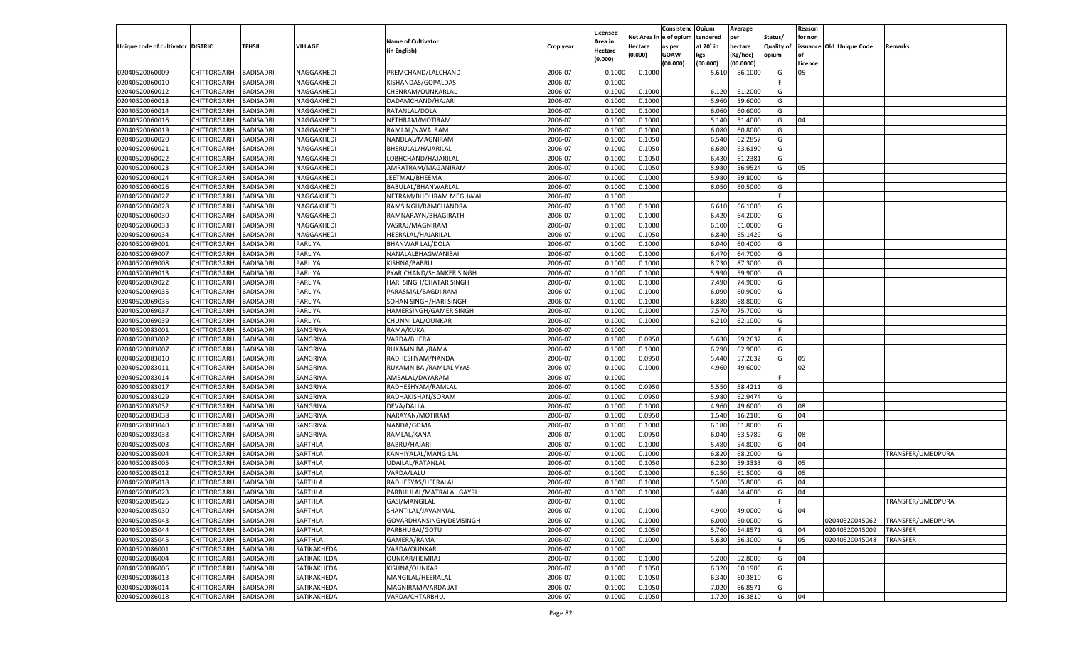| Unique code of cultivator | DISTRIC | TEHSIL | VILLAGE | Name of Cultivator (in English) | Crop year | Licensed Area in Hectare (0.000) | Net Area in Hectare (0.000) | Consistenc e of opium as per GOAW (00.000) | Opium tendered at 70˚ in kgs (00.000) | Average per hectare (Kg/hec) (00.0000) | Status/ Quality of opium | Reason for non issuance of Licence | Old Unique Code | Remarks |
|---|---|---|---|---|---|---|---|---|---|---|---|---|---|---|
| 02040520060009 | CHITTORGARH | BADISADRI | NAGGAKHEDI | PREMCHAND/LALCHAND | 2006-07 | 0.1000 | 0.1000 | | 5.610 | 56.1000 | G | 05 | | |
| 02040520060010 | CHITTORGARH | BADISADRI | NAGGAKHEDI | KISHANDAS/GOPALDAS | 2006-07 | 0.1000 | | | | | F | | | |
| 02040520060012 | CHITTORGARH | BADISADRI | NAGGAKHEDI | CHENRAM/OUNKARLAL | 2006-07 | 0.1000 | 0.1000 | | 6.120 | 61.2000 | G | | | |
| 02040520060013 | CHITTORGARH | BADISADRI | NAGGAKHEDI | DADAMCHAND/HAJARI | 2006-07 | 0.1000 | 0.1000 | | 5.960 | 59.6000 | G | | | |
| 02040520060014 | CHITTORGARH | BADISADRI | NAGGAKHEDI | RATANLAL/DOLA | 2006-07 | 0.1000 | 0.1000 | | 6.060 | 60.6000 | G | | | |
| 02040520060016 | CHITTORGARH | BADISADRI | NAGGAKHEDI | NETHRAM/MOTIRAM | 2006-07 | 0.1000 | 0.1000 | | 5.140 | 51.4000 | G | 04 | | |
| 02040520060019 | CHITTORGARH | BADISADRI | NAGGAKHEDI | RAMLAL/NAVALRAM | 2006-07 | 0.1000 | 0.1000 | | 6.080 | 60.8000 | G | | | |
| 02040520060020 | CHITTORGARH | BADISADRI | NAGGAKHEDI | NANDLAL/MAGNIRAM | 2006-07 | 0.1000 | 0.1050 | | 6.540 | 62.2857 | G | | | |
| 02040520060021 | CHITTORGARH | BADISADRI | NAGGAKHEDI | BHERULAL/HAJARILAL | 2006-07 | 0.1000 | 0.1050 | | 6.680 | 63.6190 | G | | | |
| 02040520060022 | CHITTORGARH | BADISADRI | NAGGAKHEDI | LOBHCHAND/HAJARILAL | 2006-07 | 0.1000 | 0.1050 | | 6.430 | 61.2381 | G | | | |
| 02040520060023 | CHITTORGARH | BADISADRI | NAGGAKHEDI | AMRATRAM/MAGANIRAM | 2006-07 | 0.1000 | 0.1050 | | 5.980 | 56.9524 | G | 05 | | |
| 02040520060024 | CHITTORGARH | BADISADRI | NAGGAKHEDI | JEETMAL/BHEEMA | 2006-07 | 0.1000 | 0.1000 | | 5.980 | 59.8000 | G | | | |
| 02040520060026 | CHITTORGARH | BADISADRI | NAGGAKHEDI | BABULAL/BHANWARLAL | 2006-07 | 0.1000 | 0.1000 | | 6.050 | 60.5000 | G | | | |
| 02040520060027 | CHITTORGARH | BADISADRI | NAGGAKHEDI | NETRAM/BHOLIRAM MEGHWAL | 2006-07 | 0.1000 | | | | | F | | | |
| 02040520060028 | CHITTORGARH | BADISADRI | NAGGAKHEDI | RAMSINGH/RAMCHANDRA | 2006-07 | 0.1000 | 0.1000 | | 6.610 | 66.1000 | G | | | |
| 02040520060030 | CHITTORGARH | BADISADRI | NAGGAKHEDI | RAMNARAYN/BHAGIRATH | 2006-07 | 0.1000 | 0.1000 | | 6.420 | 64.2000 | G | | | |
| 02040520060033 | CHITTORGARH | BADISADRI | NAGGAKHEDI | VASRAJ/MAGNIRAM | 2006-07 | 0.1000 | 0.1000 | | 6.100 | 61.0000 | G | | | |
| 02040520060034 | CHITTORGARH | BADISADRI | NAGGAKHEDI | HEERALAL/HAJARILAL | 2006-07 | 0.1000 | 0.1050 | | 6.840 | 65.1429 | G | | | |
| 02040520069001 | CHITTORGARH | BADISADRI | PARLIYA | BHANWAR LAL/DOLA | 2006-07 | 0.1000 | 0.1000 | | 6.040 | 60.4000 | G | | | |
| 02040520069007 | CHITTORGARH | BADISADRI | PARLIYA | NANALALBHAGWANIBAI | 2006-07 | 0.1000 | 0.1000 | | 6.470 | 64.7000 | G | | | |
| 02040520069008 | CHITTORGARH | BADISADRI | PARLIYA | KISHNA/BABRU | 2006-07 | 0.1000 | 0.1000 | | 8.730 | 87.3000 | G | | | |
| 02040520069013 | CHITTORGARH | BADISADRI | PARLIYA | PYAR CHAND/SHANKER SINGH | 2006-07 | 0.1000 | 0.1000 | | 5.990 | 59.9000 | G | | | |
| 02040520069022 | CHITTORGARH | BADISADRI | PARLIYA | HARI SINGH/CHATAR SINGH | 2006-07 | 0.1000 | 0.1000 | | 7.490 | 74.9000 | G | | | |
| 02040520069035 | CHITTORGARH | BADISADRI | PARLIYA | PARASMAL/BAGDI RAM | 2006-07 | 0.1000 | 0.1000 | | 6.090 | 60.9000 | G | | | |
| 02040520069036 | CHITTORGARH | BADISADRI | PARLIYA | SOHAN SINGH/HARI SINGH | 2006-07 | 0.1000 | 0.1000 | | 6.880 | 68.8000 | G | | | |
| 02040520069037 | CHITTORGARH | BADISADRI | PARLIYA | HAMERSINGH/GAMER SINGH | 2006-07 | 0.1000 | 0.1000 | | 7.570 | 75.7000 | G | | | |
| 02040520069039 | CHITTORGARH | BADISADRI | PARLIYA | CHUNNI LAL/OUNKAR | 2006-07 | 0.1000 | 0.1000 | | 6.210 | 62.1000 | G | | | |
| 02040520083001 | CHITTORGARH | BADISADRI | SANGRIYA | RAMA/KUKA | 2006-07 | 0.1000 | | | | | F | | | |
| 02040520083002 | CHITTORGARH | BADISADRI | SANGRIYA | VARDA/BHERA | 2006-07 | 0.1000 | 0.0950 | | 5.630 | 59.2632 | G | | | |
| 02040520083007 | CHITTORGARH | BADISADRI | SANGRIYA | RUKAMNIBAI/RAMA | 2006-07 | 0.1000 | 0.1000 | | 6.290 | 62.9000 | G | | | |
| 02040520083010 | CHITTORGARH | BADISADRI | SANGRIYA | RADHESHYAM/NANDA | 2006-07 | 0.1000 | 0.0950 | | 5.440 | 57.2632 | G | 05 | | |
| 02040520083011 | CHITTORGARH | BADISADRI | SANGRIYA | RUKAMNIBAI/RAMLAL VYAS | 2006-07 | 0.1000 | 0.1000 | | 4.960 | 49.6000 | I | 02 | | |
| 02040520083014 | CHITTORGARH | BADISADRI | SANGRIYA | AMBALAL/DAYARAM | 2006-07 | 0.1000 | | | | | F | | | |
| 02040520083017 | CHITTORGARH | BADISADRI | SANGRIYA | RADHESHYAM/RAMLAL | 2006-07 | 0.1000 | 0.0950 | | 5.550 | 58.4211 | G | | | |
| 02040520083029 | CHITTORGARH | BADISADRI | SANGRIYA | RADHAKISHAN/SORAM | 2006-07 | 0.1000 | 0.0950 | | 5.980 | 62.9474 | G | | | |
| 02040520083032 | CHITTORGARH | BADISADRI | SANGRIYA | DEVA/DALLA | 2006-07 | 0.1000 | 0.1000 | | 4.960 | 49.6000 | G | 08 | | |
| 02040520083038 | CHITTORGARH | BADISADRI | SANGRIYA | NARAYAN/MOTIRAM | 2006-07 | 0.1000 | 0.0950 | | 1.540 | 16.2105 | G | 04 | | |
| 02040520083040 | CHITTORGARH | BADISADRI | SANGRIYA | NANDA/GOMA | 2006-07 | 0.1000 | 0.1000 | | 6.180 | 61.8000 | G | | | |
| 02040520083033 | CHITTORGARH | BADISADRI | SANGRIYA | RAMLAL/KANA | 2006-07 | 0.1000 | 0.0950 | | 6.040 | 63.5789 | G | 08 | | |
| 02040520085003 | CHITTORGARH | BADISADRI | SARTHLA | BABRU/HAJARI | 2006-07 | 0.1000 | 0.1000 | | 5.480 | 54.8000 | G | 04 | | |
| 02040520085004 | CHITTORGARH | BADISADRI | SARTHLA | KANHIYALAL/MANGILAL | 2006-07 | 0.1000 | 0.1000 | | 6.820 | 68.2000 | G | | | TRANSFER/UMEDPURA |
| 02040520085005 | CHITTORGARH | BADISADRI | SARTHLA | UDAILAL/RATANLAL | 2006-07 | 0.1000 | 0.1050 | | 6.230 | 59.3333 | G | 05 | | |
| 02040520085012 | CHITTORGARH | BADISADRI | SARTHLA | VARDA/LALU | 2006-07 | 0.1000 | 0.1000 | | 6.150 | 61.5000 | G | 05 | | |
| 02040520085018 | CHITTORGARH | BADISADRI | SARTHLA | RADHESYAS/HEERALAL | 2006-07 | 0.1000 | 0.1000 | | 5.580 | 55.8000 | G | 04 | | |
| 02040520085023 | CHITTORGARH | BADISADRI | SARTHLA | PARBHULAL/MATRALAL GAYRI | 2006-07 | 0.1000 | 0.1000 | | 5.440 | 54.4000 | G | 04 | | |
| 02040520085025 | CHITTORGARH | BADISADRI | SARTHLA | GASI/MANGILAL | 2006-07 | 0.1000 | | | | | F | | | TRANSFER/UMEDPURA |
| 02040520085030 | CHITTORGARH | BADISADRI | SARTHLA | SHANTILAL/JAVANMAL | 2006-07 | 0.1000 | 0.1000 | | 4.900 | 49.0000 | G | 04 | | |
| 02040520085043 | CHITTORGARH | BADISADRI | SARTHLA | GOVARDHANSINGH/DEVISINGH | 2006-07 | 0.1000 | 0.1000 | | 6.000 | 60.0000 | G | | 02040520045062 | TRANSFER/UMEDPURA |
| 02040520085044 | CHITTORGARH | BADISADRI | SARTHLA | PARBHUBAI/GOTU | 2006-07 | 0.1000 | 0.1050 | | 5.760 | 54.8571 | G | 04 | 02040520045009 | TRANSFER |
| 02040520085045 | CHITTORGARH | BADISADRI | SARTHLA | GAMERA/RAMA | 2006-07 | 0.1000 | 0.1000 | | 5.630 | 56.3000 | G | 05 | 02040520045048 | TRANSFER |
| 02040520086001 | CHITTORGARH | BADISADRI | SATIKAKHEDA | VARDA/OUNKAR | 2006-07 | 0.1000 | | | | | F | | | |
| 02040520086004 | CHITTORGARH | BADISADRI | SATIKAKHEDA | OUNKAR/HEMRAJ | 2006-07 | 0.1000 | 0.1000 | | 5.280 | 52.8000 | G | 04 | | |
| 02040520086006 | CHITTORGARH | BADISADRI | SATIKAKHEDA | KISHNA/OUNKAR | 2006-07 | 0.1000 | 0.1050 | | 6.320 | 60.1905 | G | | | |
| 02040520086013 | CHITTORGARH | BADISADRI | SATIKAKHEDA | MANGILAL/HEERALAL | 2006-07 | 0.1000 | 0.1050 | | 6.340 | 60.3810 | G | | | |
| 02040520086014 | CHITTORGARH | BADISADRI | SATIKAKHEDA | MAGNIRAM/VARDA JAT | 2006-07 | 0.1000 | 0.1050 | | 7.020 | 66.8571 | G | | | |
| 02040520086018 | CHITTORGARH | BADISADRI | SATIKAKHEDA | VARDA/CHTARBHUJ | 2006-07 | 0.1000 | 0.1050 | | 1.720 | 16.3810 | G | 04 | | |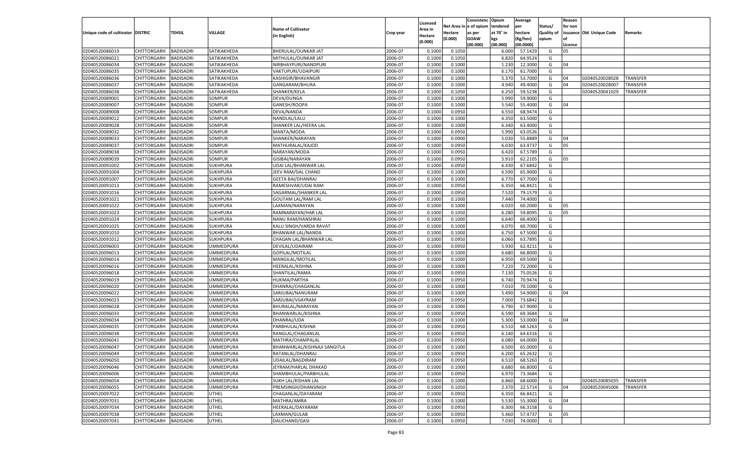| Unique code of cultivator | DISTRIC | TEHSIL | VILLAGE | Name of Cultivator (in English) | Crop year | Licensed Area in Hectare (0.000) | Net Area in Hectare (0.000) | Consistenc e of opium as per GOAW (00.000) | Opium tendered at 70˚ in kgs (00.000) | Average per hectare (Kg/hec) (00.0000) | Status/ Quality of opium | Reason for non issuance of Licence | Old Unique Code | Remarks |
|---|---|---|---|---|---|---|---|---|---|---|---|---|---|---|
| 02040520086019 | CHITTORGARH | BADISADRI | SATIKAKHEDA | BHERULAL/OUNKAR JAT | 2006-07 | 0.1000 | 0.1050 | | 6.000 | 57.1429 | G | 05 | | |
| 02040520086021 | CHITTORGARH | BADISADRI | SATIKAKHEDA | MITHULAL/OUNKAR JAT | 2006-07 | 0.1000 | 0.1050 | | 6.820 | 64.9524 | G | | | |
| 02040520086034 | CHITTORGARH | BADISADRI | SATIKAKHEDA | NIRBHAYPURI/NANDPURI | 2006-07 | 0.1000 | 0.1000 | | 1.230 | 12.3000 | G | 04 | | |
| 02040520086035 | CHITTORGARH | BADISADRI | SATIKAKHEDA | VAKTUPURI/UDAIPURI | 2006-07 | 0.1000 | 0.1000 | | 6.170 | 61.7000 | G | | | |
| 02040520086036 | CHITTORGARH | BADISADRI | SATIKAKHEDA | KASHIGIR/BHAVANGIR | 2006-07 | 0.1000 | 0.1000 | | 5.370 | 53.7000 | G | 04 | 02040520028028 | TRANSFER |
| 02040520086037 | CHITTORGARH | BADISADRI | SATIKAKHEDA | GANGARAM/BHURA | 2006-07 | 0.1000 | 0.1000 | | 4.940 | 49.4000 | G | 04 | 02040520028007 | TRANSFER |
| 02040520086038 | CHITTORGARH | BADISADRI | SATIKAKHEDA | SHANKER/KELA | 2006-07 | 0.1000 | 0.1050 | | 6.250 | 59.5238 | G | | 02040520041029 | TRANSFER |
| 02040520089001 | CHITTORGARH | BADISADRI | SOMPUR | DEVA/DUNGA | 2006-07 | 0.1000 | 0.1000 | | 5.990 | 59.9000 | G | | | |
| 02040520089007 | CHITTORGARH | BADISADRI | SOMPUR | GANESH/ROOPA | 2006-07 | 0.1000 | 0.1000 | | 5.540 | 55.4000 | G | 04 | | |
| 02040520089008 | CHITTORGARH | BADISADRI | SOMPUR | DEVA/NANDA | 2006-07 | 0.1000 | 0.0950 | | 6.550 | 68.9474 | G | | | |
| 02040520089012 | CHITTORGARH | BADISADRI | SOMPUR | NANDLAL/LALU | 2006-07 | 0.1000 | 0.1000 | | 6.350 | 63.5000 | G | | | |
| 02040520089028 | CHITTORGARH | BADISADRI | SOMPUR | SHANKER LAL/HEERA LAL | 2006-07 | 0.1000 | 0.1000 | | 6.340 | 63.4000 | G | | | |
| 02040520089032 | CHITTORGARH | BADISADRI | SOMPUR | MANTA/MODA | 2006-07 | 0.1000 | 0.0950 | | 5.990 | 63.0526 | G | | | |
| 02040520089033 | CHITTORGARH | BADISADRI | SOMPUR | SHANKER/NARAYAN | 2006-07 | 0.1000 | 0.0900 | | 5.030 | 55.8889 | G | 04 | | |
| 02040520089037 | CHITTORGARH | BADISADRI | SOMPUR | MATHURALAL/KAJOD | 2006-07 | 0.1000 | 0.0950 | | 6.030 | 63.4737 | G | 05 | | |
| 02040520089038 | CHITTORGARH | BADISADRI | SOMPUR | NARAYAN/MODA | 2006-07 | 0.1000 | 0.0950 | | 6.420 | 67.5789 | G | | | |
| 02040520089039 | CHITTORGARH | BADISADRI | SOMPUR | GISIBAI/NARAYAN | 2006-07 | 0.1000 | 0.0950 | | 5.910 | 62.2105 | G | 05 | | |
| 02040520091002 | CHITTORGARH | BADISADRI | SUKHPURA | UDAI LAL/BHANWAR LAL | 2006-07 | 0.1000 | 0.0950 | | 6.430 | 67.6842 | G | | | |
| 02040520091004 | CHITTORGARH | BADISADRI | SUKHPURA | JEEV RAM/DAL CHAND | 2006-07 | 0.1000 | 0.1000 | | 6.590 | 65.9000 | G | | | |
| 02040520091007 | CHITTORGARH | BADISADRI | SUKHPURA | GEETA BAI/DHANRAJ | 2006-07 | 0.1000 | 0.1000 | | 6.770 | 67.7000 | G | | | |
| 02040520091013 | CHITTORGARH | BADISADRI | SUKHPURA | RAMESHVAR/UDAI RAM | 2006-07 | 0.1000 | 0.0950 | | 6.350 | 66.8421 | G | | | |
| 02040520091016 | CHITTORGARH | BADISADRI | SUKHPURA | SAGARMAL/SHANKER LAL | 2006-07 | 0.1000 | 0.0950 | | 7.520 | 79.1579 | G | | | |
| 02040520091021 | CHITTORGARH | BADISADRI | SUKHPURA | GOUTAM LAL/RAM LAL | 2006-07 | 0.1000 | 0.1000 | | 7.440 | 74.4000 | G | | | |
| 02040520091022 | CHITTORGARH | BADISADRI | SUKHPURA | LAXMAN/NARAYAN | 2006-07 | 0.1000 | 0.1000 | | 6.020 | 60.2000 | G | 05 | | |
| 02040520091023 | CHITTORGARH | BADISADRI | SUKHPURA | RAMNARAYAN/HAR LAL | 2006-07 | 0.1000 | 0.1050 | | 6.280 | 59.8095 | G | 05 | | |
| 02040520091024 | CHITTORGARH | BADISADRI | SUKHPURA | NANU RAM/HANSHRAJ | 2006-07 | 0.1000 | 0.1000 | | 6.640 | 66.4000 | G | | | |
| 02040520091025 | CHITTORGARH | BADISADRI | SUKHPURA | KALU SINGH/VARDA RAVAT | 2006-07 | 0.1000 | 0.1000 | | 6.070 | 60.7000 | G | | | |
| 02040520091010 | CHITTORGARH | BADISADRI | SUKHPURA | BHANWAR LAL/NANDA | 2006-07 | 0.1000 | 0.1000 | | 6.750 | 67.5000 | G | | | |
| 02040520091012 | CHITTORGARH | BADISADRI | SUKHPURA | CHAGAN LAL/BHANWAR LAL | 2006-07 | 0.1000 | 0.0950 | | 6.060 | 63.7895 | G | | | |
| 02040520096003 | CHITTORGARH | BADISADRI | UMMEDPURA | DEVILAL/UDAIRAM | 2006-07 | 0.1000 | 0.0950 | | 5.930 | 62.4211 | G | | | |
| 02040520096013 | CHITTORGARH | BADISADRI | UMMEDPURA | GOPILAL/MOTILAL | 2006-07 | 0.1000 | 0.1000 | | 6.680 | 66.8000 | G | | | |
| 02040520096014 | CHITTORGARH | BADISADRI | UMMEDPURA | MANGILAL/MOTILAL | 2006-07 | 0.1000 | 0.1000 | | 6.950 | 69.5000 | G | | | |
| 02040520096016 | CHITTORGARH | BADISADRI | UMMEDPURA | HEERALAL/KISHNA | 2006-07 | 0.1000 | 0.1000 | | 7.220 | 72.2000 | G | | | |
| 02040520096018 | CHITTORGARH | BADISADRI | UMMEDPURA | SHANTILAL/RAMA | 2006-07 | 0.1000 | 0.0950 | | 7.130 | 75.0526 | G | | | |
| 02040520096019 | CHITTORGARH | BADISADRI | UMMEDPURA | HUKMA/PARTHA | 2006-07 | 0.1000 | 0.0950 | | 6.740 | 70.9474 | G | | | |
| 02040520096020 | CHITTORGARH | BADISADRI | UMMEDPURA | DHANRAJ/CHAGANLAL | 2006-07 | 0.1000 | 0.1000 | | 7.010 | 70.1000 | G | | | |
| 02040520096022 | CHITTORGARH | BADISADRI | UMMEDPURA | SARJUBAI/NANURAM | 2006-07 | 0.1000 | 0.1000 | | 5.490 | 54.9000 | G | 04 | | |
| 02040520096023 | CHITTORGARH | BADISADRI | UMMEDPURA | SARJUBAI/VIJAYRAM | 2006-07 | 0.1000 | 0.0950 | | 7.000 | 73.6842 | G | | | |
| 02040520096028 | CHITTORGARH | BADISADRI | UMMEDPURA | BHURALAL/NARAYAN | 2006-07 | 0.1000 | 0.1000 | | 6.790 | 67.9000 | G | | | |
| 02040520096033 | CHITTORGARH | BADISADRI | UMMEDPURA | BHANWARLAL/KISHNA | 2006-07 | 0.1000 | 0.0950 | | 6.590 | 69.3684 | G | | | |
| 02040520096034 | CHITTORGARH | BADISADRI | UMMEDPURA | DHANRAJ/UDA | 2006-07 | 0.1000 | 0.1000 | | 5.300 | 53.0000 | G | 04 | | |
| 02040520096035 | CHITTORGARH | BADISADRI | UMMEDPURA | PARBHULAL/KISHNA | 2006-07 | 0.1000 | 0.0950 | | 6.510 | 68.5263 | G | | | |
| 02040520096038 | CHITTORGARH | BADISADRI | UMMEDPURA | RANGLAL/CHAGANLAL | 2006-07 | 0.1000 | 0.0950 | | 6.140 | 64.6316 | G | | | |
| 02040520096041 | CHITTORGARH | BADISADRI | UMMEDPURA | MATHRA/CHAMPALAL | 2006-07 | 0.1000 | 0.0950 | | 6.080 | 64.0000 | G | | | |
| 02040520096047 | CHITTORGARH | BADISADRI | UMMEDPURA | BHANWARLAL/KISHNAJI SANGITLA | 2006-07 | 0.1000 | 0.1000 | | 6.500 | 65.0000 | G | | | |
| 02040520096049 | CHITTORGARH | BADISADRI | UMMEDPURA | RATANLAL/DHANRAJ | 2006-07 | 0.1000 | 0.0950 | | 6.200 | 65.2632 | G | | | |
| 02040520096050 | CHITTORGARH | BADISADRI | UMMEDPURA | UDAILAL/BAGDIRAM | 2006-07 | 0.1000 | 0.0950 | | 6.510 | 68.5263 | G | | | |
| 02040520096046 | CHITTORGARH | BADISADRI | UMMEDPURA | JEYRAM/HARLAL DHAKAD | 2006-07 | 0.1000 | 0.1000 | | 6.680 | 66.8000 | G | | | |
| 02040520096006 | CHITTORGARH | BADISADRI | UMMEDPURA | SHAMBHULAL/PARBHULAL | 2006-07 | 0.1000 | 0.0950 | | 6.970 | 73.3684 | G | | | |
| 02040520096054 | CHITTORGARH | BADISADRI | UMMEDPURA | SUKH LAL/KISHAN LAL | 2006-07 | 0.1000 | 0.1000 | | 6.860 | 68.6000 | G | | 02040520085035 | TRANSFER |
| 02040520096055 | CHITTORGARH | BADISADRI | UMMEDPURA | PREMSINGH/DHANSINGH | 2006-07 | 0.1000 | 0.1050 | | 2.370 | 22.5714 | G | 04 | 02040520045006 | TRANSFER |
| 02040520097022 | CHITTORGARH | BADISADRI | UTHEL | CHAGANLAL/DAYARAM | 2006-07 | 0.1000 | 0.0950 | | 6.350 | 66.8421 | G | | | |
| 02040520097031 | CHITTORGARH | BADISADRI | UTHEL | MATHRA/AMRA | 2006-07 | 0.1000 | 0.1000 | | 5.530 | 55.3000 | G | 04 | | |
| 02040520097034 | CHITTORGARH | BADISADRI | UTHEL | HEERALAL/DAYARAM | 2006-07 | 0.1000 | 0.0950 | | 6.300 | 66.3158 | G | | | |
| 02040520097038 | CHITTORGARH | BADISADRI | UTHEL | LAXMAN/GULAB | 2006-07 | 0.1000 | 0.0950 | | 5.460 | 57.4737 | G | 05 | | |
| 02040520097041 | CHITTORGARH | BADISADRI | UTHEL | DALICHAND/GASI | 2006-07 | 0.1000 | 0.0950 | | 7.030 | 74.0000 | G | | | |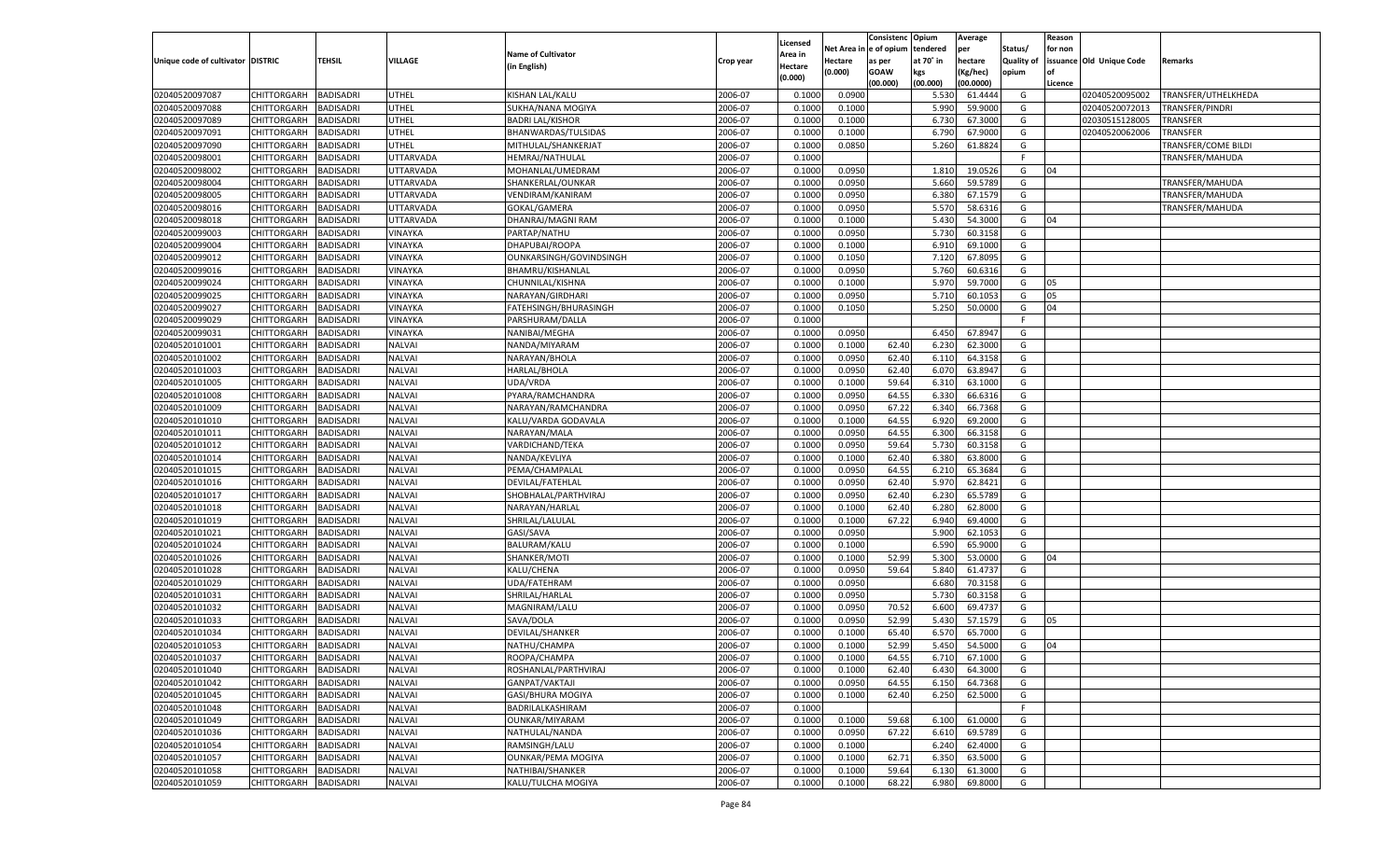| Unique code of cultivator | DISTRIC | TEHSIL | VILLAGE | Name of Cultivator (in English) | Crop year | Licensed Area in Hectare (0.000) | Net Area in Hectare (0.000) | Consistenc e of opium as per GOAW (00.000) | Opium tendered at 70° in kgs (00.000) | Average per hectare (Kg/hec) (00.0000) | Status/ Quality of opium | Reason for non issuance of Licence | Old Unique Code | Remarks |
|---|---|---|---|---|---|---|---|---|---|---|---|---|---|---|
| 02040520097087 | CHITTORGARH | BADISADRI | UTHEL | KISHAN LAL/KALU | 2006-07 | 0.1000 | 0.0900 | | 5.530 | 61.4444 | G | | 02040520095002 | TRANSFER/UTHELKHEDA |
| 02040520097088 | CHITTORGARH | BADISADRI | UTHEL | SUKHA/NANA MOGIYA | 2006-07 | 0.1000 | 0.1000 | | 5.990 | 59.9000 | G | | 02040520072013 | TRANSFER/PINDRI |
| 02040520097089 | CHITTORGARH | BADISADRI | UTHEL | BADRI LAL/KISHOR | 2006-07 | 0.1000 | 0.1000 | | 6.730 | 67.3000 | G | | 02030515128005 | TRANSFER |
| 02040520097091 | CHITTORGARH | BADISADRI | UTHEL | BHANWARDAS/TULSIDAS | 2006-07 | 0.1000 | 0.1000 | | 6.790 | 67.9000 | G | | 02040520062006 | TRANSFER |
| 02040520097090 | CHITTORGARH | BADISADRI | UTHEL | MITHULAL/SHANKERJAT | 2006-07 | 0.1000 | 0.0850 | | 5.260 | 61.8824 | G | | | TRANSFER/COME BILDI |
| 02040520098001 | CHITTORGARH | BADISADRI | UTTARVADA | HEMRAJ/NATHULAL | 2006-07 | 0.1000 | | | | | F | | | TRANSFER/MAHUDA |
| 02040520098002 | CHITTORGARH | BADISADRI | UTTARVADA | MOHANLAL/UMEDRAM | 2006-07 | 0.1000 | 0.0950 | | 1.810 | 19.0526 | G | 04 | | |
| 02040520098004 | CHITTORGARH | BADISADRI | UTTARVADA | SHANKERLAL/OUNKAR | 2006-07 | 0.1000 | 0.0950 | | 5.660 | 59.5789 | G | | | TRANSFER/MAHUDA |
| 02040520098005 | CHITTORGARH | BADISADRI | UTTARVADA | VENDIRAM/KANIRAM | 2006-07 | 0.1000 | 0.0950 | | 6.380 | 67.1579 | G | | | TRANSFER/MAHUDA |
| 02040520098016 | CHITTORGARH | BADISADRI | UTTARVADA | GOKAL/GAMERA | 2006-07 | 0.1000 | 0.0950 | | 5.570 | 58.6316 | G | | | TRANSFER/MAHUDA |
| 02040520098018 | CHITTORGARH | BADISADRI | UTTARVADA | DHANRAJ/MAGNI RAM | 2006-07 | 0.1000 | 0.1000 | | 5.430 | 54.3000 | G | 04 | | |
| 02040520099003 | CHITTORGARH | BADISADRI | VINAYKA | PARTAP/NATHU | 2006-07 | 0.1000 | 0.0950 | | 5.730 | 60.3158 | G | | | |
| 02040520099004 | CHITTORGARH | BADISADRI | VINAYKA | DHAPUBAI/ROOPA | 2006-07 | 0.1000 | 0.1000 | | 6.910 | 69.1000 | G | | | |
| 02040520099012 | CHITTORGARH | BADISADRI | VINAYKA | OUNKARSINGH/GOVINDSINGH | 2006-07 | 0.1000 | 0.1050 | | 7.120 | 67.8095 | G | | | |
| 02040520099016 | CHITTORGARH | BADISADRI | VINAYKA | BHAMRU/KISHANLAL | 2006-07 | 0.1000 | 0.0950 | | 5.760 | 60.6316 | G | | | |
| 02040520099024 | CHITTORGARH | BADISADRI | VINAYKA | CHUNNILAL/KISHNA | 2006-07 | 0.1000 | 0.1000 | | 5.970 | 59.7000 | G | 05 | | |
| 02040520099025 | CHITTORGARH | BADISADRI | VINAYKA | NARAYAN/GIRDHARI | 2006-07 | 0.1000 | 0.0950 | | 5.710 | 60.1053 | G | 05 | | |
| 02040520099027 | CHITTORGARH | BADISADRI | VINAYKA | FATEHSINGH/BHURASINGH | 2006-07 | 0.1000 | 0.1050 | | 5.250 | 50.0000 | G | 04 | | |
| 02040520099029 | CHITTORGARH | BADISADRI | VINAYKA | PARSHURAM/DALLA | 2006-07 | 0.1000 | | | | | F | | | |
| 02040520099031 | CHITTORGARH | BADISADRI | VINAYKA | NANIBAI/MEGHA | 2006-07 | 0.1000 | 0.0950 | | 6.450 | 67.8947 | G | | | |
| 02040520101001 | CHITTORGARH | BADISADRI | NALVAI | NANDA/MIYARAM | 2006-07 | 0.1000 | 0.1000 | 62.40 | 6.230 | 62.3000 | G | | | |
| 02040520101002 | CHITTORGARH | BADISADRI | NALVAI | NARAYAN/BHOLA | 2006-07 | 0.1000 | 0.0950 | 62.40 | 6.110 | 64.3158 | G | | | |
| 02040520101003 | CHITTORGARH | BADISADRI | NALVAI | HARLAL/BHOLA | 2006-07 | 0.1000 | 0.0950 | 62.40 | 6.070 | 63.8947 | G | | | |
| 02040520101005 | CHITTORGARH | BADISADRI | NALVAI | UDA/VRDA | 2006-07 | 0.1000 | 0.1000 | 59.64 | 6.310 | 63.1000 | G | | | |
| 02040520101008 | CHITTORGARH | BADISADRI | NALVAI | PYARA/RAMCHANDRA | 2006-07 | 0.1000 | 0.0950 | 64.55 | 6.330 | 66.6316 | G | | | |
| 02040520101009 | CHITTORGARH | BADISADRI | NALVAI | NARAYAN/RAMCHANDRA | 2006-07 | 0.1000 | 0.0950 | 67.22 | 6.340 | 66.7368 | G | | | |
| 02040520101010 | CHITTORGARH | BADISADRI | NALVAI | KALU/VARDA GODAVALA | 2006-07 | 0.1000 | 0.1000 | 64.55 | 6.920 | 69.2000 | G | | | |
| 02040520101011 | CHITTORGARH | BADISADRI | NALVAI | NARAYAN/MALA | 2006-07 | 0.1000 | 0.0950 | 64.55 | 6.300 | 66.3158 | G | | | |
| 02040520101012 | CHITTORGARH | BADISADRI | NALVAI | VARDICHAND/TEKA | 2006-07 | 0.1000 | 0.0950 | 59.64 | 5.730 | 60.3158 | G | | | |
| 02040520101014 | CHITTORGARH | BADISADRI | NALVAI | NANDA/KEVLIYA | 2006-07 | 0.1000 | 0.1000 | 62.40 | 6.380 | 63.8000 | G | | | |
| 02040520101015 | CHITTORGARH | BADISADRI | NALVAI | PEMA/CHAMPALAL | 2006-07 | 0.1000 | 0.0950 | 64.55 | 6.210 | 65.3684 | G | | | |
| 02040520101016 | CHITTORGARH | BADISADRI | NALVAI | DEVILAL/FATEHLAL | 2006-07 | 0.1000 | 0.0950 | 62.40 | 5.970 | 62.8421 | G | | | |
| 02040520101017 | CHITTORGARH | BADISADRI | NALVAI | SHOBHALAL/PARTHVIRAJ | 2006-07 | 0.1000 | 0.0950 | 62.40 | 6.230 | 65.5789 | G | | | |
| 02040520101018 | CHITTORGARH | BADISADRI | NALVAI | NARAYAN/HARLAL | 2006-07 | 0.1000 | 0.1000 | 62.40 | 6.280 | 62.8000 | G | | | |
| 02040520101019 | CHITTORGARH | BADISADRI | NALVAI | SHRILAL/LALULAL | 2006-07 | 0.1000 | 0.1000 | 67.22 | 6.940 | 69.4000 | G | | | |
| 02040520101021 | CHITTORGARH | BADISADRI | NALVAI | GASI/SAVA | 2006-07 | 0.1000 | 0.0950 | | 5.900 | 62.1053 | G | | | |
| 02040520101024 | CHITTORGARH | BADISADRI | NALVAI | BALURAM/KALU | 2006-07 | 0.1000 | 0.1000 | | 6.590 | 65.9000 | G | | | |
| 02040520101026 | CHITTORGARH | BADISADRI | NALVAI | SHANKER/MOTI | 2006-07 | 0.1000 | 0.1000 | 52.99 | 5.300 | 53.0000 | G | 04 | | |
| 02040520101028 | CHITTORGARH | BADISADRI | NALVAI | KALU/CHENA | 2006-07 | 0.1000 | 0.0950 | 59.64 | 5.840 | 61.4737 | G | | | |
| 02040520101029 | CHITTORGARH | BADISADRI | NALVAI | UDA/FATEHRAM | 2006-07 | 0.1000 | 0.0950 | | 6.680 | 70.3158 | G | | | |
| 02040520101031 | CHITTORGARH | BADISADRI | NALVAI | SHRILAL/HARLAL | 2006-07 | 0.1000 | 0.0950 | | 5.730 | 60.3158 | G | | | |
| 02040520101032 | CHITTORGARH | BADISADRI | NALVAI | MAGNIRAM/LALU | 2006-07 | 0.1000 | 0.0950 | 70.52 | 6.600 | 69.4737 | G | | | |
| 02040520101033 | CHITTORGARH | BADISADRI | NALVAI | SAVA/DOLA | 2006-07 | 0.1000 | 0.0950 | 52.99 | 5.430 | 57.1579 | G | 05 | | |
| 02040520101034 | CHITTORGARH | BADISADRI | NALVAI | DEVILAL/SHANKER | 2006-07 | 0.1000 | 0.1000 | 65.40 | 6.570 | 65.7000 | G | | | |
| 02040520101053 | CHITTORGARH | BADISADRI | NALVAI | NATHU/CHAMPA | 2006-07 | 0.1000 | 0.1000 | 52.99 | 5.450 | 54.5000 | G | 04 | | |
| 02040520101037 | CHITTORGARH | BADISADRI | NALVAI | ROOPA/CHAMPA | 2006-07 | 0.1000 | 0.1000 | 64.55 | 6.710 | 67.1000 | G | | | |
| 02040520101040 | CHITTORGARH | BADISADRI | NALVAI | ROSHANLAL/PARTHVIRAJ | 2006-07 | 0.1000 | 0.1000 | 62.40 | 6.430 | 64.3000 | G | | | |
| 02040520101042 | CHITTORGARH | BADISADRI | NALVAI | GANPAT/VAKTAJI | 2006-07 | 0.1000 | 0.0950 | 64.55 | 6.150 | 64.7368 | G | | | |
| 02040520101045 | CHITTORGARH | BADISADRI | NALVAI | GASI/BHURA MOGIYA | 2006-07 | 0.1000 | 0.1000 | 62.40 | 6.250 | 62.5000 | G | | | |
| 02040520101048 | CHITTORGARH | BADISADRI | NALVAI | BADRILALKASHIRAM | 2006-07 | 0.1000 | | | | | F | | | |
| 02040520101049 | CHITTORGARH | BADISADRI | NALVAI | OUNKAR/MIYARAM | 2006-07 | 0.1000 | 0.1000 | 59.68 | 6.100 | 61.0000 | G | | | |
| 02040520101036 | CHITTORGARH | BADISADRI | NALVAI | NATHULAL/NANDA | 2006-07 | 0.1000 | 0.0950 | 67.22 | 6.610 | 69.5789 | G | | | |
| 02040520101054 | CHITTORGARH | BADISADRI | NALVAI | RAMSINGH/LALU | 2006-07 | 0.1000 | 0.1000 | | 6.240 | 62.4000 | G | | | |
| 02040520101057 | CHITTORGARH | BADISADRI | NALVAI | OUNKAR/PEMA MOGIYA | 2006-07 | 0.1000 | 0.1000 | 62.71 | 6.350 | 63.5000 | G | | | |
| 02040520101058 | CHITTORGARH | BADISADRI | NALVAI | NATHIBAI/SHANKER | 2006-07 | 0.1000 | 0.1000 | 59.64 | 6.130 | 61.3000 | G | | | |
| 02040520101059 | CHITTORGARH | BADISADRI | NALVAI | KALU/TULCHA MOGIYA | 2006-07 | 0.1000 | 0.1000 | 68.22 | 6.980 | 69.8000 | G | | | |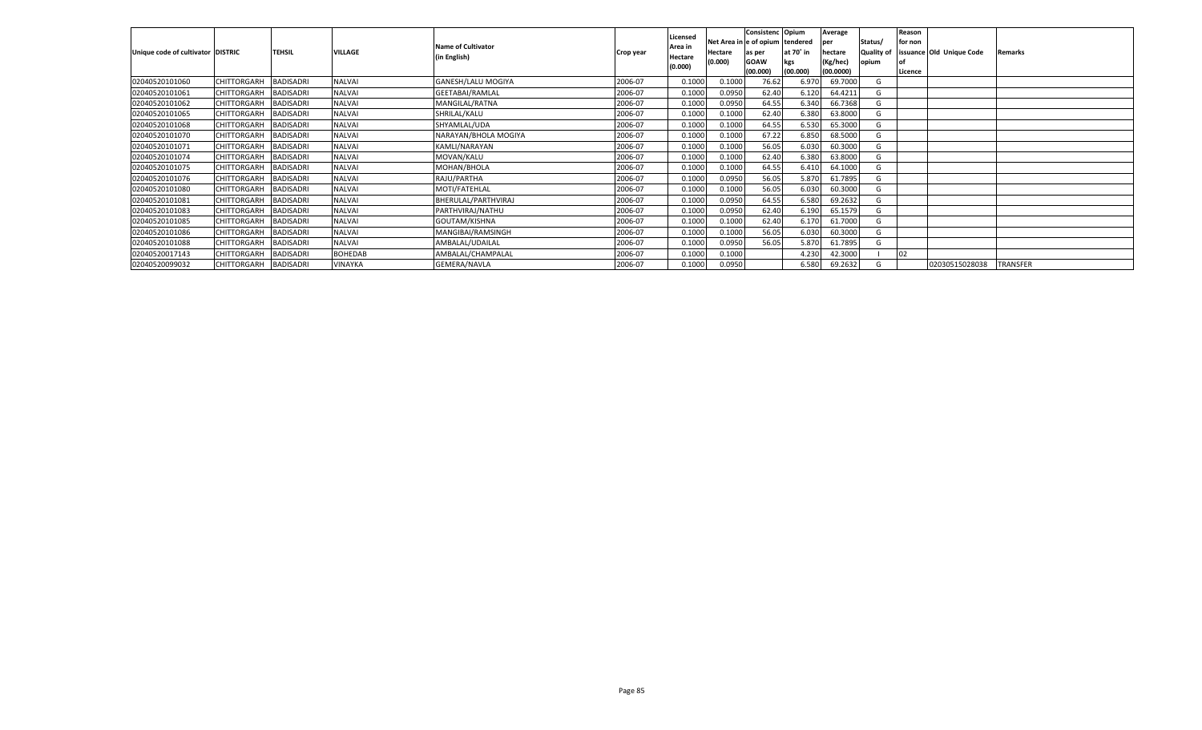| Unique code of cultivator | DISTRIC | TEHSIL | VILLAGE | Name of Cultivator (in English) | Crop year | Licensed Area in Hectare (0.000) | Net Area in Hectare (0.000) | Consistence of opium as per GOAW (00.000) | Opium tendered at 70˚ in kgs (00.000) | Average per hectare (Kg/hec) (00.0000) | Status/ Quality of opium | Reason for non issuance of Licence | Old Unique Code | Remarks |
|---|---|---|---|---|---|---|---|---|---|---|---|---|---|---|
| 02040520101060 | CHITTORGARH | BADISADRI | NALVAI | GANESH/LALU MOGIYA | 2006-07 | 0.1000 | 0.1000 | 76.62 | 6.970 | 69.7000 | G | | | |
| 02040520101061 | CHITTORGARH | BADISADRI | NALVAI | GEETABAI/RAMLAL | 2006-07 | 0.1000 | 0.0950 | 62.40 | 6.120 | 64.4211 | G | | | |
| 02040520101062 | CHITTORGARH | BADISADRI | NALVAI | MANGILAL/RATNA | 2006-07 | 0.1000 | 0.0950 | 64.55 | 6.340 | 66.7368 | G | | | |
| 02040520101065 | CHITTORGARH | BADISADRI | NALVAI | SHRILAL/KALU | 2006-07 | 0.1000 | 0.1000 | 62.40 | 6.380 | 63.8000 | G | | | |
| 02040520101068 | CHITTORGARH | BADISADRI | NALVAI | SHYAMLAL/UDA | 2006-07 | 0.1000 | 0.1000 | 64.55 | 6.530 | 65.3000 | G | | | |
| 02040520101070 | CHITTORGARH | BADISADRI | NALVAI | NARAYAN/BHOLA MOGIYA | 2006-07 | 0.1000 | 0.1000 | 67.22 | 6.850 | 68.5000 | G | | | |
| 02040520101071 | CHITTORGARH | BADISADRI | NALVAI | KAMLI/NARAYAN | 2006-07 | 0.1000 | 0.1000 | 56.05 | 6.030 | 60.3000 | G | | | |
| 02040520101074 | CHITTORGARH | BADISADRI | NALVAI | MOVAN/KALU | 2006-07 | 0.1000 | 0.1000 | 62.40 | 6.380 | 63.8000 | G | | | |
| 02040520101075 | CHITTORGARH | BADISADRI | NALVAI | MOHAN/BHOLA | 2006-07 | 0.1000 | 0.1000 | 64.55 | 6.410 | 64.1000 | G | | | |
| 02040520101076 | CHITTORGARH | BADISADRI | NALVAI | RAJU/PARTHA | 2006-07 | 0.1000 | 0.0950 | 56.05 | 5.870 | 61.7895 | G | | | |
| 02040520101080 | CHITTORGARH | BADISADRI | NALVAI | MOTI/FATEHLAL | 2006-07 | 0.1000 | 0.1000 | 56.05 | 6.030 | 60.3000 | G | | | |
| 02040520101081 | CHITTORGARH | BADISADRI | NALVAI | BHERULAL/PARTHVIRAJ | 2006-07 | 0.1000 | 0.0950 | 64.55 | 6.580 | 69.2632 | G | | | |
| 02040520101083 | CHITTORGARH | BADISADRI | NALVAI | PARTHVIRAJ/NATHU | 2006-07 | 0.1000 | 0.0950 | 62.40 | 6.190 | 65.1579 | G | | | |
| 02040520101085 | CHITTORGARH | BADISADRI | NALVAI | GOUTAM/KISHNA | 2006-07 | 0.1000 | 0.1000 | 62.40 | 6.170 | 61.7000 | G | | | |
| 02040520101086 | CHITTORGARH | BADISADRI | NALVAI | MANGIBAI/RAMSINGH | 2006-07 | 0.1000 | 0.1000 | 56.05 | 6.030 | 60.3000 | G | | | |
| 02040520101088 | CHITTORGARH | BADISADRI | NALVAI | AMBALAL/UDAILAL | 2006-07 | 0.1000 | 0.0950 | 56.05 | 5.870 | 61.7895 | G | | | |
| 02040520017143 | CHITTORGARH | BADISADRI | BOHEDAB | AMBALAL/CHAMPALAL | 2006-07 | 0.1000 | 0.1000 | | 4.230 | 42.3000 | I | 02 | | |
| 02040520099032 | CHITTORGARH | BADISADRI | VINAYKA | GEMERA/NAVLA | 2006-07 | 0.1000 | 0.0950 | | 6.580 | 69.2632 | G | | 02030515028038 | TRANSFER |